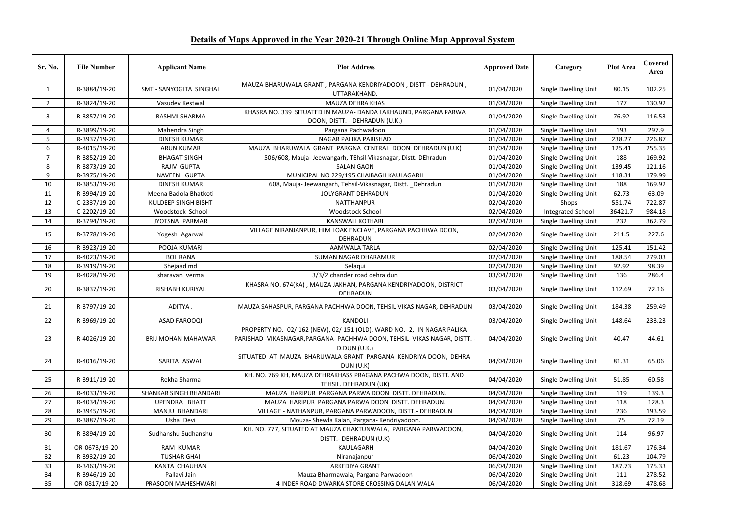# Details of Maps Approved in the Year 2020-21 Through Online Map Approval System

| Sr. No. | File Number | Applicant Name | Plot Address | Approved Date | Category | Plot Area | Covered Area |
|---|---|---|---|---|---|---|---|
| 1 | R-3884/19-20 | SMT - SANYOGITA SINGHAL | MAUZA BHARUWALA GRANT , PARGANA KENDRIYADOON , DISTT - DEHRADUN , UTTARAKHAND. | 01/04/2020 | Single Dwelling Unit | 80.15 | 102.25 |
| 2 | R-3824/19-20 | Vasudev Kestwal | MAUZA DEHRA KHAS | 01/04/2020 | Single Dwelling Unit | 177 | 130.92 |
| 3 | R-3857/19-20 | RASHMI SHARMA | KHASRA NO. 339 SITUATED IN MAUZA- DANDA LAKHAUND, PARGANA PARWA DOON, DISTT. - DEHRADUN (U.K.) | 01/04/2020 | Single Dwelling Unit | 76.92 | 116.53 |
| 4 | R-3899/19-20 | Mahendra Singh | Pargana Pachwadoon | 01/04/2020 | Single Dwelling Unit | 193 | 297.9 |
| 5 | R-3937/19-20 | DINESH KUMAR | NAGAR PALIKA PARISHAD | 01/04/2020 | Single Dwelling Unit | 238.27 | 226.87 |
| 6 | R-4015/19-20 | ARUN KUMAR | MAUZA BHARUWALA GRANT PARGNA CENTRAL DOON DEHRADUN (U.K) | 01/04/2020 | Single Dwelling Unit | 125.41 | 255.35 |
| 7 | R-3852/19-20 | BHAGAT SINGH | 506/608, Mauja- Jeewangarh, TEhsil-Vikasnagar, Distt. DEhradun | 01/04/2020 | Single Dwelling Unit | 188 | 169.92 |
| 8 | R-3873/19-20 | RAJIV GUPTA | SALAN GAON | 01/04/2020 | Single Dwelling Unit | 139.45 | 121.16 |
| 9 | R-3975/19-20 | NAVEEN GUPTA | MUNICIPAL NO 229/195 CHAIBAGH KAULAGARH | 01/04/2020 | Single Dwelling Unit | 118.31 | 179.99 |
| 10 | R-3853/19-20 | DINESH KUMAR | 608, Mauja- Jeewangarh, Tehsil-Vikasnagar, Distt. _Dehradun | 01/04/2020 | Single Dwelling Unit | 188 | 169.92 |
| 11 | R-3994/19-20 | Meena Badola Bhatkoti | JOLYGRANT DEHRADUN | 01/04/2020 | Single Dwelling Unit | 62.73 | 63.09 |
| 12 | C-2337/19-20 | KULDEEP SINGH BISHT | NATTHANPUR | 02/04/2020 | Shops | 551.74 | 722.87 |
| 13 | C-2202/19-20 | Woodstock School | Woodstock School | 02/04/2020 | Integrated School | 36421.7 | 984.18 |
| 14 | R-3794/19-20 | JYOTSNA PARMAR | KANSWALI KOTHARI | 02/04/2020 | Single Dwelling Unit | 232 | 362.79 |
| 15 | R-3778/19-20 | Yogesh Agarwal | VILLAGE NIRANJANPUR, HIM LOAK ENCLAVE, PARGANA PACHHWA DOON, DEHRADUN | 02/04/2020 | Single Dwelling Unit | 211.5 | 227.6 |
| 16 | R-3923/19-20 | POOJA KUMARI | AAMWALA TARLA | 02/04/2020 | Single Dwelling Unit | 125.41 | 151.42 |
| 17 | R-4023/19-20 | BOL RANA | SUMAN NAGAR DHARAMUR | 02/04/2020 | Single Dwelling Unit | 188.54 | 279.03 |
| 18 | R-3919/19-20 | Shejaad md | Selaqui | 02/04/2020 | Single Dwelling Unit | 92.92 | 98.39 |
| 19 | R-4028/19-20 | sharavan verma | 3/3/2 chander road dehra dun | 03/04/2020 | Single Dwelling Unit | 136 | 286.4 |
| 20 | R-3837/19-20 | RISHABH KURIYAL | KHASRA NO. 674(KA) , MAUZA JAKHAN, PARGANA KENDRIYADOON, DISTRICT DEHRADUN | 03/04/2020 | Single Dwelling Unit | 112.69 | 72.16 |
| 21 | R-3797/19-20 | ADITYA . | MAUZA SAHASPUR, PARGANA PACHHWA DOON, TEHSIL VIKAS NAGAR, DEHRADUN | 03/04/2020 | Single Dwelling Unit | 184.38 | 259.49 |
| 22 | R-3969/19-20 | ASAD FAROOQI | KANDOLI | 03/04/2020 | Single Dwelling Unit | 148.64 | 233.23 |
| 23 | R-4026/19-20 | BRIJ MOHAN MAHAWAR | PROPERTY NO.- 02/ 162 (NEW), 02/ 151 (OLD), WARD NO.- 2, IN NAGAR PALIKA PARISHAD -VIKASNAGAR,PARGANA- PACHHWA DOON, TEHSIL- VIKAS NAGAR, DISTT. - D.DUN (U.K.) | 04/04/2020 | Single Dwelling Unit | 40.47 | 44.61 |
| 24 | R-4016/19-20 | SARITA ASWAL | SITUATED AT MAUZA BHARUWALA GRANT PARGANA KENDRIYA DOON, DEHRA DUN (U.K) | 04/04/2020 | Single Dwelling Unit | 81.31 | 65.06 |
| 25 | R-3911/19-20 | Rekha Sharma | KH. NO. 769 KH, MAUZA DEHRAKHASS PRAGANA PACHWA DOON, DISTT. AND TEHSIL. DEHRADUN (UK) | 04/04/2020 | Single Dwelling Unit | 51.85 | 60.58 |
| 26 | R-4033/19-20 | SHANKAR SINGH BHANDARI | MAUZA HARIPUR PARGANA PARWA DOON DISTT. DEHRADUN. | 04/04/2020 | Single Dwelling Unit | 119 | 139.3 |
| 27 | R-4034/19-20 | UPENDRA BHATT | MAUZA HARIPUR PARGANA PARWA DOON DISTT. DEHRADUN. | 04/04/2020 | Single Dwelling Unit | 118 | 128.3 |
| 28 | R-3945/19-20 | MANJU BHANDARI | VILLAGE - NATHANPUR, PARGANA PARWADOON, DISTT.- DEHRADUN | 04/04/2020 | Single Dwelling Unit | 236 | 193.59 |
| 29 | R-3887/19-20 | Usha Devi | Mouza- Shewla Kalan, Pargana- Kendriyadoon. | 04/04/2020 | Single Dwelling Unit | 75 | 72.19 |
| 30 | R-3894/19-20 | Sudhanshu Sudhanshu | KH. NO. 777, SITUATED AT MAUZA CHAKTUNWALA, PARGANA PARWADOON, DISTT.- DEHRADUN (U.K) | 04/04/2020 | Single Dwelling Unit | 114 | 96.97 |
| 31 | OR-0673/19-20 | RAM KUMAR | KAULAGARH | 04/04/2020 | Single Dwelling Unit | 181.67 | 176.34 |
| 32 | R-3932/19-20 | TUSHAR GHAI | Niranajanpur | 06/04/2020 | Single Dwelling Unit | 61.23 | 104.79 |
| 33 | R-3463/19-20 | KANTA CHAUHAN | ARKEDIYA GRANT | 06/04/2020 | Single Dwelling Unit | 187.73 | 175.33 |
| 34 | R-3946/19-20 | Pallavi Jain | Mauza Bharmawala, Pargana Parwadoon | 06/04/2020 | Single Dwelling Unit | 111 | 278.52 |
| 35 | OR-0817/19-20 | PRASOON MAHESHWARI | 4 INDER ROAD DWARKA STORE CROSSING DALAN WALA | 06/04/2020 | Single Dwelling Unit | 318.69 | 478.68 |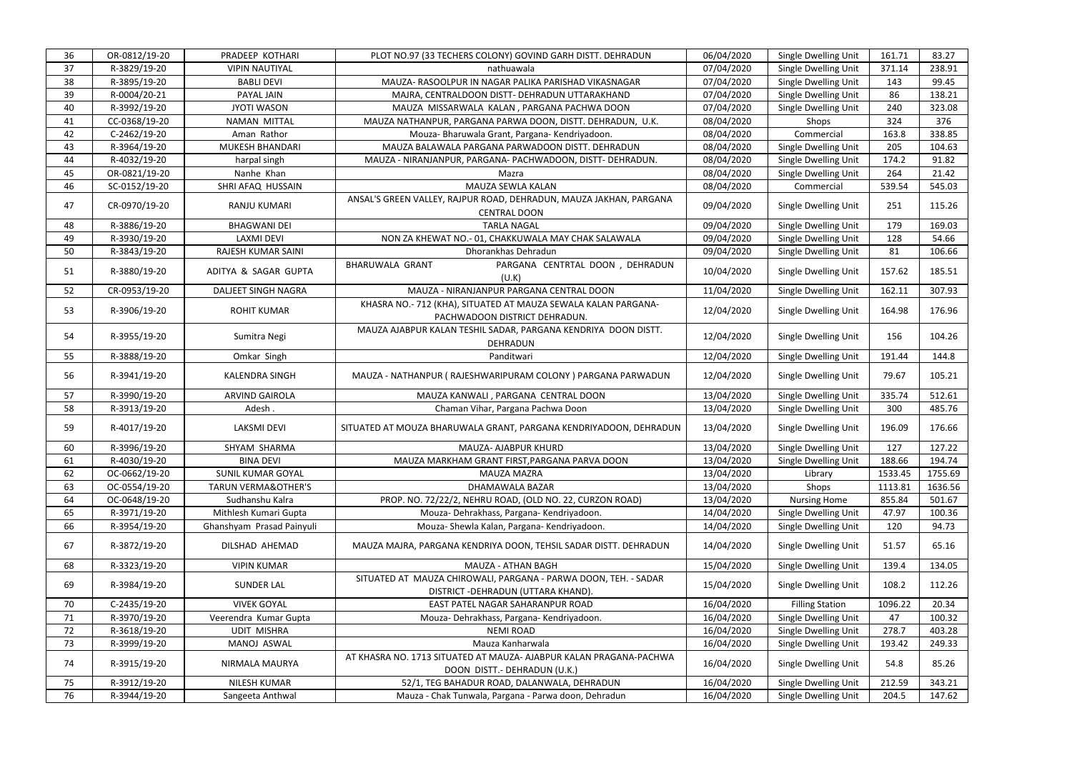| | | | | | | | |
|---|---|---|---|---|---|---|---|
| 36 | OR-0812/19-20 | PRADEEP KOTHARI | PLOT NO.97 (33 TECHERS COLONY) GOVIND GARH DISTT. DEHRADUN | 06/04/2020 | Single Dwelling Unit | 161.71 | 83.27 |
| 37 | R-3829/19-20 | VIPIN NAUTIYAL | nathuawala | 07/04/2020 | Single Dwelling Unit | 371.14 | 238.91 |
| 38 | R-3895/19-20 | BABLI DEVI | MAUZA- RASOOLPUR IN NAGAR PALIKA PARISHAD VIKASNAGAR | 07/04/2020 | Single Dwelling Unit | 143 | 99.45 |
| 39 | R-0004/20-21 | PAYAL JAIN | MAJRA, CENTRALDOON DISTT- DEHRADUN UTTARAKHAND | 07/04/2020 | Single Dwelling Unit | 86 | 138.21 |
| 40 | R-3992/19-20 | JYOTI WASON | MAUZA MISSARWALA KALAN , PARGANA PACHWA DOON | 07/04/2020 | Single Dwelling Unit | 240 | 323.08 |
| 41 | CC-0368/19-20 | NAMAN MITTAL | MAUZA NATHANPUR, PARGANA PARWA DOON, DISTT. DEHRADUN, U.K. | 08/04/2020 | Shops | 324 | 376 |
| 42 | C-2462/19-20 | Aman Rathor | Mouza- Bharuwala Grant, Pargana- Kendriyadoon. | 08/04/2020 | Commercial | 163.8 | 338.85 |
| 43 | R-3964/19-20 | MUKESH BHANDARI | MAUZA BALAWALA PARGANA PARWADOON DISTT. DEHRADUN | 08/04/2020 | Single Dwelling Unit | 205 | 104.63 |
| 44 | R-4032/19-20 | harpal singh | MAUZA - NIRANJANPUR, PARGANA- PACHWADOON, DISTT- DEHRADUN. | 08/04/2020 | Single Dwelling Unit | 174.2 | 91.82 |
| 45 | OR-0821/19-20 | Nanhe Khan | Mazra | 08/04/2020 | Single Dwelling Unit | 264 | 21.42 |
| 46 | SC-0152/19-20 | SHRI AFAQ HUSSAIN | MAUZA SEWLA KALAN | 08/04/2020 | Commercial | 539.54 | 545.03 |
| 47 | CR-0970/19-20 | RANJU KUMARI | ANSAL'S GREEN VALLEY, RAJPUR ROAD, DEHRADUN, MAUZA JAKHAN, PARGANA CENTRAL DOON | 09/04/2020 | Single Dwelling Unit | 251 | 115.26 |
| 48 | R-3886/19-20 | BHAGWANI DEI | TARLA NAGAL | 09/04/2020 | Single Dwelling Unit | 179 | 169.03 |
| 49 | R-3930/19-20 | LAXMI DEVI | NON ZA KHEWAT NO.- 01, CHAKKUWALA MAY CHAK SALAWALA | 09/04/2020 | Single Dwelling Unit | 128 | 54.66 |
| 50 | R-3843/19-20 | RAJESH KUMAR SAINI | Dhorankhas Dehradun | 09/04/2020 | Single Dwelling Unit | 81 | 106.66 |
| 51 | R-3880/19-20 | ADITYA & SAGAR GUPTA | BHARUWALA GRANT PARGANA CENTRTAL DOON , DEHRADUN (U.K) | 10/04/2020 | Single Dwelling Unit | 157.62 | 185.51 |
| 52 | CR-0953/19-20 | DALJEET SINGH NAGRA | MAUZA - NIRANJANPUR PARGANA CENTRAL DOON | 11/04/2020 | Single Dwelling Unit | 162.11 | 307.93 |
| 53 | R-3906/19-20 | ROHIT KUMAR | KHASRA NO.- 712 (KHA), SITUATED AT MAUZA SEWALA KALAN PARGANA- PACHWADOON DISTRICT DEHRADUN. | 12/04/2020 | Single Dwelling Unit | 164.98 | 176.96 |
| 54 | R-3955/19-20 | Sumitra Negi | MAUZA AJABPUR KALAN TESHIL SADAR, PARGANA KENDRIYA DOON DISTT. DEHRADUN | 12/04/2020 | Single Dwelling Unit | 156 | 104.26 |
| 55 | R-3888/19-20 | Omkar Singh | Panditwari | 12/04/2020 | Single Dwelling Unit | 191.44 | 144.8 |
| 56 | R-3941/19-20 | KALENDRA SINGH | MAUZA - NATHANPUR ( RAJESHWARIPURAM COLONY ) PARGANA PARWADUN | 12/04/2020 | Single Dwelling Unit | 79.67 | 105.21 |
| 57 | R-3990/19-20 | ARVIND GAIROLA | MAUZA KANWALI , PARGANA CENTRAL DOON | 13/04/2020 | Single Dwelling Unit | 335.74 | 512.61 |
| 58 | R-3913/19-20 | Adesh . | Chaman Vihar, Pargana Pachwa Doon | 13/04/2020 | Single Dwelling Unit | 300 | 485.76 |
| 59 | R-4017/19-20 | LAKSMI DEVI | SITUATED AT MOUZA BHARUWALA GRANT, PARGANA KENDRIYADOON, DEHRADUN | 13/04/2020 | Single Dwelling Unit | 196.09 | 176.66 |
| 60 | R-3996/19-20 | SHYAM SHARMA | MAUZA- AJABPUR KHURD | 13/04/2020 | Single Dwelling Unit | 127 | 127.22 |
| 61 | R-4030/19-20 | BINA DEVI | MAUZA MARKHAM GRANT FIRST,PARGANA PARVA DOON | 13/04/2020 | Single Dwelling Unit | 188.66 | 194.74 |
| 62 | OC-0662/19-20 | SUNIL KUMAR GOYAL | MAUZA MAZRA | 13/04/2020 | Library | 1533.45 | 1755.69 |
| 63 | OC-0554/19-20 | TARUN VERMA&OTHER'S | DHAMAWALA BAZAR | 13/04/2020 | Shops | 1113.81 | 1636.56 |
| 64 | OC-0648/19-20 | Sudhanshu Kalra | PROP. NO. 72/22/2, NEHRU ROAD, (OLD NO. 22, CURZON ROAD) | 13/04/2020 | Nursing Home | 855.84 | 501.67 |
| 65 | R-3971/19-20 | Mithlesh Kumari Gupta | Mouza- Dehrakhass, Pargana- Kendriyadoon. | 14/04/2020 | Single Dwelling Unit | 47.97 | 100.36 |
| 66 | R-3954/19-20 | Ghanshyam Prasad Painyuli | Mouza- Shewla Kalan, Pargana- Kendriyadoon. | 14/04/2020 | Single Dwelling Unit | 120 | 94.73 |
| 67 | R-3872/19-20 | DILSHAD AHEMAD | MAUZA MAJRA, PARGANA KENDRIYA DOON, TEHSIL SADAR DISTT. DEHRADUN | 14/04/2020 | Single Dwelling Unit | 51.57 | 65.16 |
| 68 | R-3323/19-20 | VIPIN KUMAR | MAUZA - ATHAN BAGH | 15/04/2020 | Single Dwelling Unit | 139.4 | 134.05 |
| 69 | R-3984/19-20 | SUNDER LAL | SITUATED AT MAUZA CHIROWALI, PARGANA - PARWA DOON, TEH. - SADAR DISTRICT -DEHRADUN (UTTARA KHAND). | 15/04/2020 | Single Dwelling Unit | 108.2 | 112.26 |
| 70 | C-2435/19-20 | VIVEK GOYAL | EAST PATEL NAGAR SAHARANPUR ROAD | 16/04/2020 | Filling Station | 1096.22 | 20.34 |
| 71 | R-3970/19-20 | Veerendra Kumar Gupta | Mouza- Dehrakhass, Pargana- Kendriyadoon. | 16/04/2020 | Single Dwelling Unit | 47 | 100.32 |
| 72 | R-3618/19-20 | UDIT MISHRA | NEMI ROAD | 16/04/2020 | Single Dwelling Unit | 278.7 | 403.28 |
| 73 | R-3999/19-20 | MANOJ ASWAL | Mauza Kanharwala | 16/04/2020 | Single Dwelling Unit | 193.42 | 249.33 |
| 74 | R-3915/19-20 | NIRMALA MAURYA | AT KHASRA NO. 1713 SITUATED AT MAUZA- AJABPUR KALAN PRAGANA-PACHWA DOON DISTT.- DEHRADUN (U.K.) | 16/04/2020 | Single Dwelling Unit | 54.8 | 85.26 |
| 75 | R-3912/19-20 | NILESH KUMAR | 52/1, TEG BAHADUR ROAD, DALANWALA, DEHRADUN | 16/04/2020 | Single Dwelling Unit | 212.59 | 343.21 |
| 76 | R-3944/19-20 | Sangeeta Anthwal | Mauza - Chak Tunwala, Pargana - Parwa doon, Dehradun | 16/04/2020 | Single Dwelling Unit | 204.5 | 147.62 |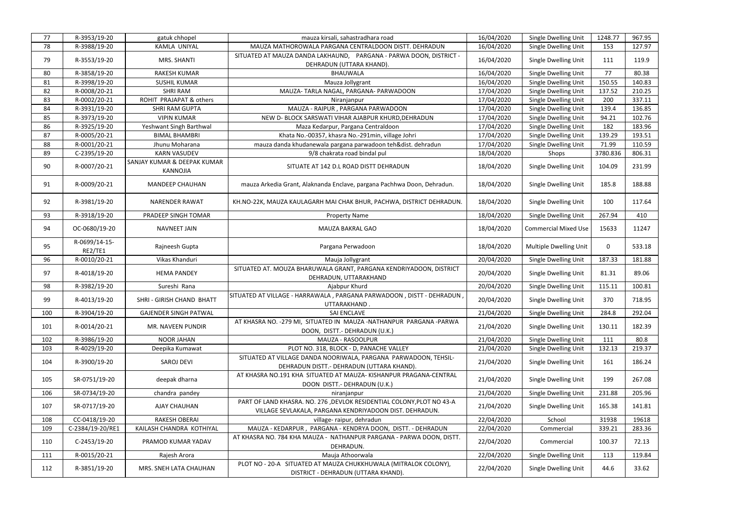| | | | | | | | |
|---|---|---|---|---|---|---|---|
| 77 | R-3953/19-20 | gatuk chhopel | mauza kirsali, sahastradhara road | 16/04/2020 | Single Dwelling Unit | 1248.77 | 967.95 |
| 78 | R-3988/19-20 | KAMLA UNIYAL | MAUZA MATHOROWALA PARGANA CENTRALDOON DISTT. DEHRADUN | 16/04/2020 | Single Dwelling Unit | 153 | 127.97 |
| 79 | R-3553/19-20 | MRS. SHANTI | SITUATED AT MAUZA DANDA LAKHAUND, PARGANA - PARWA DOON, DISTRICT - DEHRADUN (UTTARA KHAND). | 16/04/2020 | Single Dwelling Unit | 111 | 119.9 |
| 80 | R-3858/19-20 | RAKESH KUMAR | BHAUWALA | 16/04/2020 | Single Dwelling Unit | 77 | 80.38 |
| 81 | R-3998/19-20 | SUSHIL KUMAR | Mauza Jollygrant | 16/04/2020 | Single Dwelling Unit | 150.55 | 140.83 |
| 82 | R-0008/20-21 | SHRI RAM | MAUZA- TARLA NAGAL, PARGANA- PARWADOON | 17/04/2020 | Single Dwelling Unit | 137.52 | 210.25 |
| 83 | R-0002/20-21 | ROHIT PRAJAPAT & others | Niranjanpur | 17/04/2020 | Single Dwelling Unit | 200 | 337.11 |
| 84 | R-3931/19-20 | SHRI RAM GUPTA | MAUZA - RAIPUR , PARGANA PARWADOON | 17/04/2020 | Single Dwelling Unit | 139.4 | 136.85 |
| 85 | R-3973/19-20 | VIPIN KUMAR | NEW D- BLOCK SARSWATI VIHAR AJABPUR KHURD,DEHRADUN | 17/04/2020 | Single Dwelling Unit | 94.21 | 102.76 |
| 86 | R-3925/19-20 | Yeshwant Singh Barthwal | Maza Kedarpur, Pargana Centraldoon | 17/04/2020 | Single Dwelling Unit | 182 | 183.96 |
| 87 | R-0005/20-21 | BIMAL BHAMBRI | Khata No.-00357, khasra No.-291min, village Johri | 17/04/2020 | Single Dwelling Unit | 139.29 | 193.51 |
| 88 | R-0001/20-21 | Jhunu Moharana | mauza danda khudanewala pargana parwadoon teh&dist. dehradun | 17/04/2020 | Single Dwelling Unit | 71.99 | 110.59 |
| 89 | C-2395/19-20 | KARN VASUDEV | 9/8 chakrata road bindal pul | 18/04/2020 | Shops | 3780.836 | 806.31 |
| 90 | R-0007/20-21 | SANJAY KUMAR & DEEPAK KUMAR KANNOJIA | SITUATE AT 142 D.L ROAD DISTT DEHRADUN | 18/04/2020 | Single Dwelling Unit | 104.09 | 231.99 |
| 91 | R-0009/20-21 | MANDEEP CHAUHAN | mauza Arkedia Grant, Alaknanda Enclave, pargana Pachhwa Doon, Dehradun. | 18/04/2020 | Single Dwelling Unit | 185.8 | 188.88 |
| 92 | R-3981/19-20 | NARENDER RAWAT | KH.NO-22K, MAUZA KAULAGARH MAI CHAK BHUR, PACHWA, DISTRICT DEHRADUN. | 18/04/2020 | Single Dwelling Unit | 100 | 117.64 |
| 93 | R-3918/19-20 | PRADEEP SINGH TOMAR | Property Name | 18/04/2020 | Single Dwelling Unit | 267.94 | 410 |
| 94 | OC-0680/19-20 | NAVNEET JAIN | MAUZA BAKRAL GAO | 18/04/2020 | Commercial Mixed Use | 15633 | 11247 |
| 95 | R-0699/14-15-RE2/TE1 | Rajneesh Gupta | Pargana Perwadoon | 18/04/2020 | Multiple Dwelling Unit | 0 | 533.18 |
| 96 | R-0010/20-21 | Vikas Khanduri | Mauja Jollygrant | 20/04/2020 | Single Dwelling Unit | 187.33 | 181.88 |
| 97 | R-4018/19-20 | HEMA PANDEY | SITUATED AT. MOUZA BHARUWALA GRANT, PARGANA KENDRIYADOON, DISTRICT DEHRADUN, UTTARAKHAND | 20/04/2020 | Single Dwelling Unit | 81.31 | 89.06 |
| 98 | R-3982/19-20 | Sureshi Rana | Ajabpur Khurd | 20/04/2020 | Single Dwelling Unit | 115.11 | 100.81 |
| 99 | R-4013/19-20 | SHRI - GIRISH CHAND BHATT | SITUATED AT VILLAGE - HARRAWALA , PARGANA PARWADOON , DISTT - DEHRADUN , UTTARAKHAND . | 20/04/2020 | Single Dwelling Unit | 370 | 718.95 |
| 100 | R-3904/19-20 | GAJENDER SINGH PATWAL | SAI ENCLAVE | 21/04/2020 | Single Dwelling Unit | 284.8 | 292.04 |
| 101 | R-0014/20-21 | MR. NAVEEN PUNDIR | AT KHASRA NO. -279 MI, SITUATED IN MAUZA -NATHANPUR PARGANA -PARWA DOON, DISTT.- DEHRADUN (U.K.) | 21/04/2020 | Single Dwelling Unit | 130.11 | 182.39 |
| 102 | R-3986/19-20 | NOOR JAHAN | MAUZA - RASOOLPUR | 21/04/2020 | Single Dwelling Unit | 111 | 80.8 |
| 103 | R-4029/19-20 | Deepika Kumawat | PLOT NO. 318, BLOCK - D, PANACHE VALLEY | 21/04/2020 | Single Dwelling Unit | 132.13 | 219.37 |
| 104 | R-3900/19-20 | SAROJ DEVI | SITUATED AT VILLAGE DANDA NOORIWALA, PARGANA PARWADOON, TEHSIL- DEHRADUN DISTT.- DEHRADUN (UTTARA KHAND). | 21/04/2020 | Single Dwelling Unit | 161 | 186.24 |
| 105 | SR-0751/19-20 | deepak dharna | AT KHASRA NO.191 KHA SITUATED AT MAUZA- KISHANPUR PRAGANA-CENTRAL DOON DISTT.- DEHRADUN (U.K.) | 21/04/2020 | Single Dwelling Unit | 199 | 267.08 |
| 106 | SR-0734/19-20 | chandra pandey | niranjanpur | 21/04/2020 | Single Dwelling Unit | 231.88 | 205.96 |
| 107 | SR-0717/19-20 | AJAY CHAUHAN | PART OF LAND KHASRA. NO. 276 ,DEVLOK RESIDENTIAL COLONY,PLOT NO 43-A VILLAGE SEVLAKALA, PARGANA KENDRIYADOON DIST. DEHRADUN. | 21/04/2020 | Single Dwelling Unit | 165.38 | 141.81 |
| 108 | CC-0418/19-20 | RAKESH OBERAI | village- raipur, dehradun | 22/04/2020 | School | 31938 | 19618 |
| 109 | C-2384/19-20/RE1 | KAILASH CHANDRA KOTHIYAL | MAUZA - KEDARPUR , PARGANA - KENDRYA DOON, DISTT. - DEHRADUN | 22/04/2020 | Commercial | 339.21 | 283.36 |
| 110 | C-2453/19-20 | PRAMOD KUMAR YADAV | AT KHASRA NO. 784 KHA MAUZA - NATHANPUR PARGANA - PARWA DOON, DISTT. DEHRADUN. | 22/04/2020 | Commercial | 100.37 | 72.13 |
| 111 | R-0015/20-21 | Rajesh Arora | Mauja Athoorwala | 22/04/2020 | Single Dwelling Unit | 113 | 119.84 |
| 112 | R-3851/19-20 | MRS. SNEH LATA CHAUHAN | PLOT NO - 20-A SITUATED AT MAUZA CHUKKHUWALA (MITRALOK COLONY), DISTRICT - DEHRADUN (UTTARA KHAND). | 22/04/2020 | Single Dwelling Unit | 44.6 | 33.62 |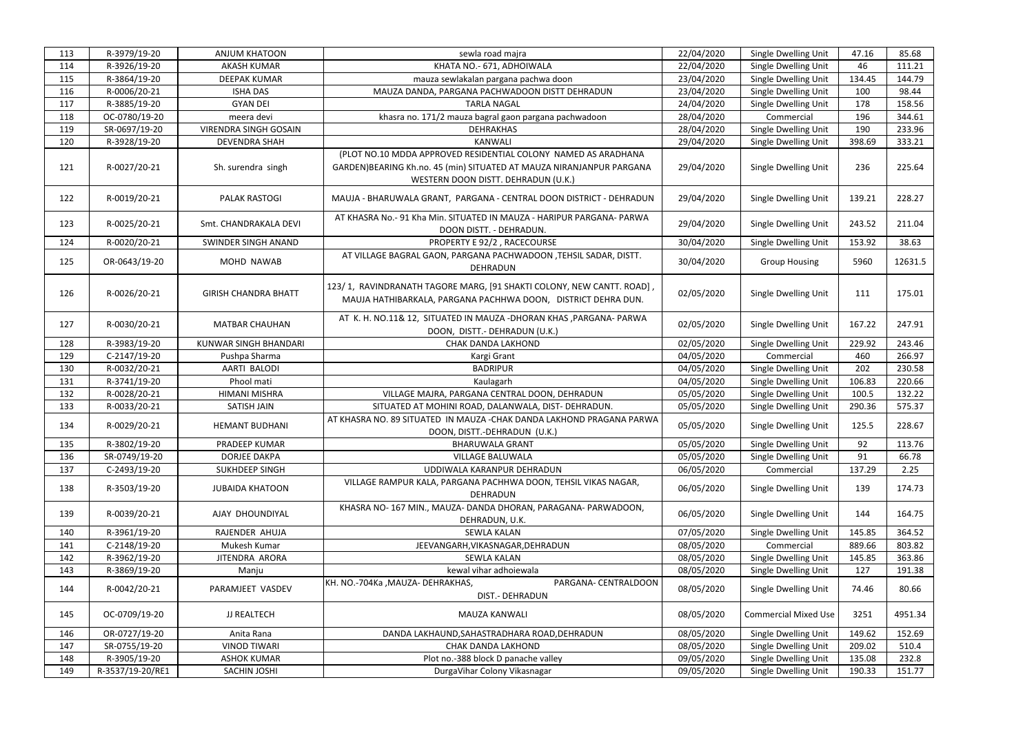| | | | | | | | |
|---|---|---|---|---|---|---|---|
| 113 | R-3979/19-20 | ANJUM KHATOON | sewla road majra | 22/04/2020 | Single Dwelling Unit | 47.16 | 85.68 |
| 114 | R-3926/19-20 | AKASH KUMAR | KHATA NO.- 671, ADHOIWALA | 22/04/2020 | Single Dwelling Unit | 46 | 111.21 |
| 115 | R-3864/19-20 | DEEPAK KUMAR | mauza sewlakalan pargana pachwa doon | 23/04/2020 | Single Dwelling Unit | 134.45 | 144.79 |
| 116 | R-0006/20-21 | ISHA DAS | MAUZA DANDA, PARGANA PACHWADOON DISTT DEHRADUN | 23/04/2020 | Single Dwelling Unit | 100 | 98.44 |
| 117 | R-3885/19-20 | GYAN DEI | TARLA NAGAL | 24/04/2020 | Single Dwelling Unit | 178 | 158.56 |
| 118 | OC-0780/19-20 | meera devi | khasra no. 171/2 mauza bagral gaon pargana pachwadoon | 28/04/2020 | Commercial | 196 | 344.61 |
| 119 | SR-0697/19-20 | VIRENDRA SINGH GOSAIN | DEHRAKHAS | 28/04/2020 | Single Dwelling Unit | 190 | 233.96 |
| 120 | R-3928/19-20 | DEVENDRA SHAH | KANWALI | 29/04/2020 | Single Dwelling Unit | 398.69 | 333.21 |
| 121 | R-0027/20-21 | Sh. surendra singh | (PLOT NO.10 MDDA APPROVED RESIDENTIAL COLONY NAMED AS ARADHANA GARDEN)BEARING Kh.no. 45 (min) SITUATED AT MAUZA NIRANJANPUR PARGANA WESTERN DOON DISTT. DEHRADUN (U.K.) | 29/04/2020 | Single Dwelling Unit | 236 | 225.64 |
| 122 | R-0019/20-21 | PALAK RASTOGI | MAUJA - BHARUWALA GRANT, PARGANA - CENTRAL DOON DISTRICT - DEHRADUN | 29/04/2020 | Single Dwelling Unit | 139.21 | 228.27 |
| 123 | R-0025/20-21 | Smt. CHANDRAKALA DEVI | AT KHASRA No.- 91 Kha Min. SITUATED IN MAUZA - HARIPUR PARGANA- PARWA DOON DISTT. - DEHRADUN. | 29/04/2020 | Single Dwelling Unit | 243.52 | 211.04 |
| 124 | R-0020/20-21 | SWINDER SINGH ANAND | PROPERTY E 92/2 , RACECOURSE | 30/04/2020 | Single Dwelling Unit | 153.92 | 38.63 |
| 125 | OR-0643/19-20 | MOHD NAWAB | AT VILLAGE BAGRAL GAON, PARGANA PACHWADOON ,TEHSIL SADAR, DISTT. DEHRADUN | 30/04/2020 | Group Housing | 5960 | 12631.5 |
| 126 | R-0026/20-21 | GIRISH CHANDRA BHATT | 123/ 1, RAVINDRANATH TAGORE MARG, [91 SHAKTI COLONY, NEW CANTT. ROAD] , MAUJA HATHIBARKALA, PARGANA PACHHWA DOON, DISTRICT DEHRA DUN. | 02/05/2020 | Single Dwelling Unit | 111 | 175.01 |
| 127 | R-0030/20-21 | MATBAR CHAUHAN | AT K. H. NO.11& 12, SITUATED IN MAUZA -DHORAN KHAS ,PARGANA- PARWA DOON, DISTT.- DEHRADUN (U.K.) | 02/05/2020 | Single Dwelling Unit | 167.22 | 247.91 |
| 128 | R-3983/19-20 | KUNWAR SINGH BHANDARI | CHAK DANDA LAKHOND | 02/05/2020 | Single Dwelling Unit | 229.92 | 243.46 |
| 129 | C-2147/19-20 | Pushpa Sharma | Kargi Grant | 04/05/2020 | Commercial | 460 | 266.97 |
| 130 | R-0032/20-21 | AARTI BALODI | BADRIPUR | 04/05/2020 | Single Dwelling Unit | 202 | 230.58 |
| 131 | R-3741/19-20 | Phool mati | Kaulagarh | 04/05/2020 | Single Dwelling Unit | 106.83 | 220.66 |
| 132 | R-0028/20-21 | HIMANI MISHRA | VILLAGE MAJRA, PARGANA CENTRAL DOON, DEHRADUN | 05/05/2020 | Single Dwelling Unit | 100.5 | 132.22 |
| 133 | R-0033/20-21 | SATISH JAIN | SITUATED AT MOHINI ROAD, DALANWALA, DIST- DEHRADUN. | 05/05/2020 | Single Dwelling Unit | 290.36 | 575.37 |
| 134 | R-0029/20-21 | HEMANT BUDHANI | AT KHASRA NO. 89 SITUATED IN MAUZA -CHAK DANDA LAKHOND PRAGANA PARWA DOON, DISTT.-DEHRADUN (U.K.) | 05/05/2020 | Single Dwelling Unit | 125.5 | 228.67 |
| 135 | R-3802/19-20 | PRADEEP KUMAR | BHARUWALA GRANT | 05/05/2020 | Single Dwelling Unit | 92 | 113.76 |
| 136 | SR-0749/19-20 | DORJEE DAKPA | VILLAGE BALUWALA | 05/05/2020 | Single Dwelling Unit | 91 | 66.78 |
| 137 | C-2493/19-20 | SUKHDEEP SINGH | UDDIWALA KARANPUR DEHRADUN | 06/05/2020 | Commercial | 137.29 | 2.25 |
| 138 | R-3503/19-20 | JUBAIDA KHATOON | VILLAGE RAMPUR KALA, PARGANA PACHHWA DOON, TEHSIL VIKAS NAGAR, DEHRADUN | 06/05/2020 | Single Dwelling Unit | 139 | 174.73 |
| 139 | R-0039/20-21 | AJAY DHOUNDIYAL | KHASRA NO- 167 MIN., MAUZA- DANDA DHORAN, PARAGANA- PARWADOON, DEHRADUN, U.K. | 06/05/2020 | Single Dwelling Unit | 144 | 164.75 |
| 140 | R-3961/19-20 | RAJENDER AHUJA | SEWLA KALAN | 07/05/2020 | Single Dwelling Unit | 145.85 | 364.52 |
| 141 | C-2148/19-20 | Mukesh Kumar | JEEVANGARH,VIKASNAGAR,DEHRADUN | 08/05/2020 | Commercial | 889.66 | 803.82 |
| 142 | R-3962/19-20 | JITENDRA ARORA | SEWLA KALAN | 08/05/2020 | Single Dwelling Unit | 145.85 | 363.86 |
| 143 | R-3869/19-20 | Manju | kewal vihar adhoiewala | 08/05/2020 | Single Dwelling Unit | 127 | 191.38 |
| 144 | R-0042/20-21 | PARAMJEET VASDEV | KH. NO.-704Ka ,MAUZA- DEHRAKHAS, PARGANA- CENTRALDOON DIST.- DEHRADUN | 08/05/2020 | Single Dwelling Unit | 74.46 | 80.66 |
| 145 | OC-0709/19-20 | JJ REALTECH | MAUZA KANWALI | 08/05/2020 | Commercial Mixed Use | 3251 | 4951.34 |
| 146 | OR-0727/19-20 | Anita Rana | DANDA LAKHAUND,SAHASTRADHARA ROAD,DEHRADUN | 08/05/2020 | Single Dwelling Unit | 149.62 | 152.69 |
| 147 | SR-0755/19-20 | VINOD TIWARI | CHAK DANDA LAKHOND | 08/05/2020 | Single Dwelling Unit | 209.02 | 510.4 |
| 148 | R-3905/19-20 | ASHOK KUMAR | Plot no.-388 block D panache valley | 09/05/2020 | Single Dwelling Unit | 135.08 | 232.8 |
| 149 | R-3537/19-20/RE1 | SACHIN JOSHI | DurgaVihar Colony Vikasnagar | 09/05/2020 | Single Dwelling Unit | 190.33 | 151.77 |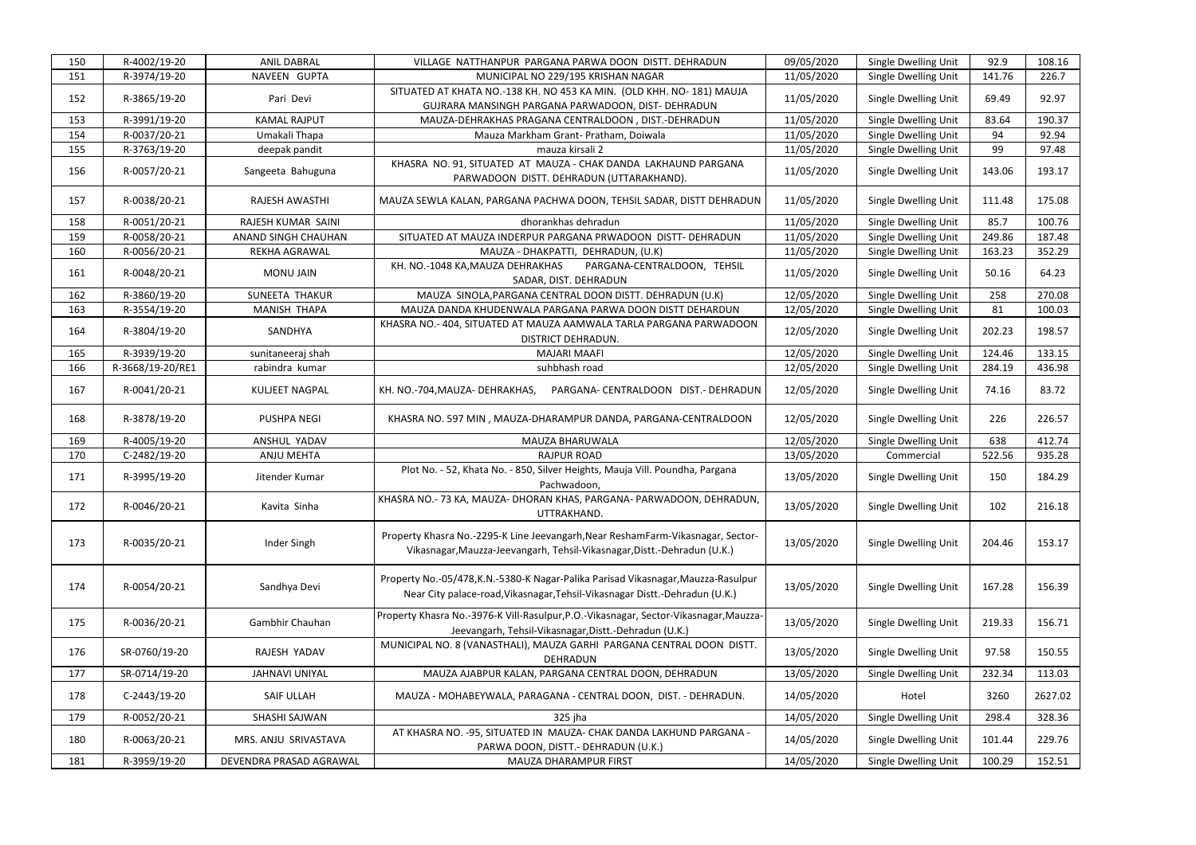| | | | | | | | |
|---|---|---|---|---|---|---|---|
| 150 | R-4002/19-20 | ANIL DABRAL | VILLAGE NATTHANPUR PARGANA PARWA DOON DISTT. DEHRADUN | 09/05/2020 | Single Dwelling Unit | 92.9 | 108.16 |
| 151 | R-3974/19-20 | NAVEEN GUPTA | MUNICIPAL NO 229/195 KRISHAN NAGAR | 11/05/2020 | Single Dwelling Unit | 141.76 | 226.7 |
| 152 | R-3865/19-20 | Pari Devi | SITUATED AT KHATA NO.-138 KH. NO 453 KA MIN. (OLD KHH. NO- 181) MAUJA GUJRARA MANSINGH PARGANA PARWADOON, DIST- DEHRADUN | 11/05/2020 | Single Dwelling Unit | 69.49 | 92.97 |
| 153 | R-3991/19-20 | KAMAL RAJPUT | MAUZA-DEHRAKHAS PRAGANA CENTRALDOON , DIST.-DEHRADUN | 11/05/2020 | Single Dwelling Unit | 83.64 | 190.37 |
| 154 | R-0037/20-21 | Umakali Thapa | Mauza Markham Grant- Pratham, Doiwala | 11/05/2020 | Single Dwelling Unit | 94 | 92.94 |
| 155 | R-3763/19-20 | deepak pandit | mauza kirsali 2 | 11/05/2020 | Single Dwelling Unit | 99 | 97.48 |
| 156 | R-0057/20-21 | Sangeeta Bahuguna | KHASRA NO. 91, SITUATED AT MAUZA - CHAK DANDA LAKHAUND PARGANA PARWADOON DISTT. DEHRADUN (UTTARAKHAND). | 11/05/2020 | Single Dwelling Unit | 143.06 | 193.17 |
| 157 | R-0038/20-21 | RAJESH AWASTHI | MAUZA SEWLA KALAN, PARGANA PACHWA DOON, TEHSIL SADAR, DISTT DEHRADUN | 11/05/2020 | Single Dwelling Unit | 111.48 | 175.08 |
| 158 | R-0051/20-21 | RAJESH KUMAR SAINI | dhorankhas dehradun | 11/05/2020 | Single Dwelling Unit | 85.7 | 100.76 |
| 159 | R-0058/20-21 | ANAND SINGH CHAUHAN | SITUATED AT MAUZA INDERPUR PARGANA PRWADOON DISTT- DEHRADUN | 11/05/2020 | Single Dwelling Unit | 249.86 | 187.48 |
| 160 | R-0056/20-21 | REKHA AGRAWAL | MAUZA - DHAKPATTI, DEHRADUN, (U.K) | 11/05/2020 | Single Dwelling Unit | 163.23 | 352.29 |
| 161 | R-0048/20-21 | MONU JAIN | KH. NO.-1048 KA,MAUZA DEHRAKHAS PARGANA-CENTRALDOON, TEHSIL SADAR, DIST. DEHRADUN | 11/05/2020 | Single Dwelling Unit | 50.16 | 64.23 |
| 162 | R-3860/19-20 | SUNEETA THAKUR | MAUZA SINOLA,PARGANA CENTRAL DOON DISTT. DEHRADUN (U.K) | 12/05/2020 | Single Dwelling Unit | 258 | 270.08 |
| 163 | R-3554/19-20 | MANISH THAPA | MAUZA DANDA KHUDENWALA PARGANA PARWA DOON DISTT DEHARDUN | 12/05/2020 | Single Dwelling Unit | 81 | 100.03 |
| 164 | R-3804/19-20 | SANDHYA | KHASRA NO.- 404, SITUATED AT MAUZA AAMWALA TARLA PARGANA PARWADOON DISTRICT DEHRADUN. | 12/05/2020 | Single Dwelling Unit | 202.23 | 198.57 |
| 165 | R-3939/19-20 | sunitaneeraj shah | MAJARI MAAFI | 12/05/2020 | Single Dwelling Unit | 124.46 | 133.15 |
| 166 | R-3668/19-20/RE1 | rabindra kumar | suhbhash road | 12/05/2020 | Single Dwelling Unit | 284.19 | 436.98 |
| 167 | R-0041/20-21 | KULJEET NAGPAL | KH. NO.-704,MAUZA- DEHRAKHAS, PARGANA- CENTRALDOON DIST.- DEHRADUN | 12/05/2020 | Single Dwelling Unit | 74.16 | 83.72 |
| 168 | R-3878/19-20 | PUSHPA NEGI | KHASRA NO. 597 MIN , MAUZA-DHARAMPUR DANDA, PARGANA-CENTRALDOON | 12/05/2020 | Single Dwelling Unit | 226 | 226.57 |
| 169 | R-4005/19-20 | ANSHUL YADAV | MAUZA BHARUWALA | 12/05/2020 | Single Dwelling Unit | 638 | 412.74 |
| 170 | C-2482/19-20 | ANJU MEHTA | RAJPUR ROAD | 13/05/2020 | Commercial | 522.56 | 935.28 |
| 171 | R-3995/19-20 | Jitender Kumar | Plot No. - 52, Khata No. - 850, Silver Heights, Mauja Vill. Poundha, Pargana Pachwadoon, | 13/05/2020 | Single Dwelling Unit | 150 | 184.29 |
| 172 | R-0046/20-21 | Kavita Sinha | KHASRA NO.- 73 KA, MAUZA- DHORAN KHAS, PARGANA- PARWADOON, DEHRADUN, UTTRAKHAND. | 13/05/2020 | Single Dwelling Unit | 102 | 216.18 |
| 173 | R-0035/20-21 | Inder Singh | Property Khasra No.-2295-K Line Jeevangarh,Near ReshamFarm-Vikasnagar, Sector-Vikasnagar,Mauzza-Jeevangarh, Tehsil-Vikasnagar,Distt.-Dehradun (U.K.) | 13/05/2020 | Single Dwelling Unit | 204.46 | 153.17 |
| 174 | R-0054/20-21 | Sandhya Devi | Property No.-05/478,K.N.-5380-K Nagar-Palika Parisad Vikasnagar,Mauzza-Rasulpur Near City palace-road,Vikasnagar,Tehsil-Vikasnagar Distt.-Dehradun (U.K.) | 13/05/2020 | Single Dwelling Unit | 167.28 | 156.39 |
| 175 | R-0036/20-21 | Gambhir Chauhan | Property Khasra No.-3976-K Vill-Rasulpur,P.O.-Vikasnagar, Sector-Vikasnagar,Mauzza-Jeevangarh, Tehsil-Vikasnagar,Distt.-Dehradun (U.K.) | 13/05/2020 | Single Dwelling Unit | 219.33 | 156.71 |
| 176 | SR-0760/19-20 | RAJESH YADAV | MUNICIPAL NO. 8 (VANASTHALI), MAUZA GARHI PARGANA CENTRAL DOON DISTT. DEHRADUN | 13/05/2020 | Single Dwelling Unit | 97.58 | 150.55 |
| 177 | SR-0714/19-20 | JAHNAVI UNIYAL | MAUZA AJABPUR KALAN, PARGANA CENTRAL DOON, DEHRADUN | 13/05/2020 | Single Dwelling Unit | 232.34 | 113.03 |
| 178 | C-2443/19-20 | SAIF ULLAH | MAUZA - MOHABEYWALA, PARAGANA - CENTRAL DOON, DIST. - DEHRADUN. | 14/05/2020 | Hotel | 3260 | 2627.02 |
| 179 | R-0052/20-21 | SHASHI SAJWAN | 325 jha | 14/05/2020 | Single Dwelling Unit | 298.4 | 328.36 |
| 180 | R-0063/20-21 | MRS. ANJU SRIVASTAVA | AT KHASRA NO. -95, SITUATED IN MAUZA- CHAK DANDA LAKHUND PARGANA - PARWA DOON, DISTT.- DEHRADUN (U.K.) | 14/05/2020 | Single Dwelling Unit | 101.44 | 229.76 |
| 181 | R-3959/19-20 | DEVENDRA PRASAD AGRAWAL | MAUZA DHARAMPUR FIRST | 14/05/2020 | Single Dwelling Unit | 100.29 | 152.51 |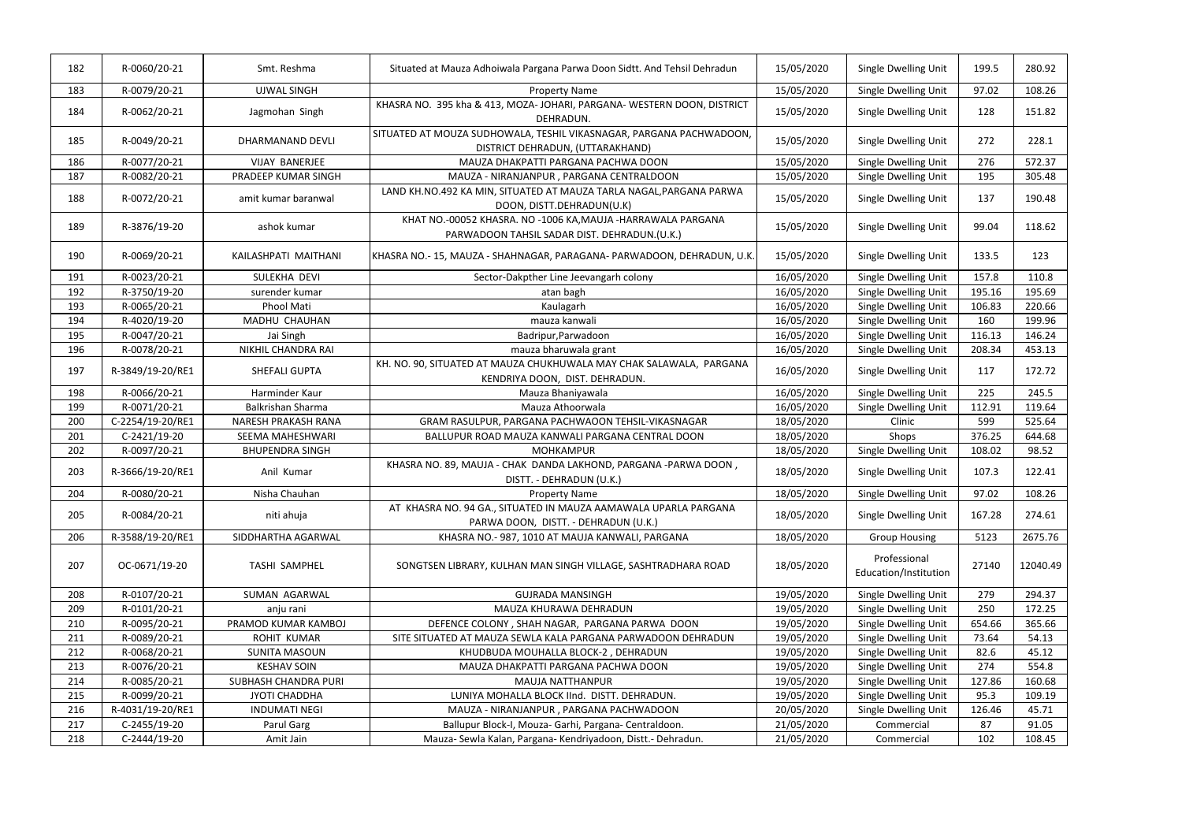| | | | | | | | |
|---|---|---|---|---|---|---|---|
| 182 | R-0060/20-21 | Smt. Reshma | Situated at Mauza Adhoiwala Pargana Parwa Doon Sidtt. And Tehsil Dehradun | 15/05/2020 | Single Dwelling Unit | 199.5 | 280.92 |
| 183 | R-0079/20-21 | UJWAL SINGH | Property Name | 15/05/2020 | Single Dwelling Unit | 97.02 | 108.26 |
| 184 | R-0062/20-21 | Jagmohan Singh | KHASRA NO. 395 kha & 413, MOZA- JOHARI, PARGANA- WESTERN DOON, DISTRICT DEHRADUN. | 15/05/2020 | Single Dwelling Unit | 128 | 151.82 |
| 185 | R-0049/20-21 | DHARMANAND DEVLI | SITUATED AT MOUZA SUDHOWALA, TESHIL VIKASNAGAR, PARGANA PACHWADOON, DISTRICT DEHRADUN, (UTTARAKHAND) | 15/05/2020 | Single Dwelling Unit | 272 | 228.1 |
| 186 | R-0077/20-21 | VIJAY BANERJEE | MAUZA DHAKPATTI PARGANA PACHWA DOON | 15/05/2020 | Single Dwelling Unit | 276 | 572.37 |
| 187 | R-0082/20-21 | PRADEEP KUMAR SINGH | MAUZA - NIRANJANPUR , PARGANA CENTRALDOON | 15/05/2020 | Single Dwelling Unit | 195 | 305.48 |
| 188 | R-0072/20-21 | amit kumar baranwal | LAND KH.NO.492 KA MIN, SITUATED AT MAUZA TARLA NAGAL,PARGANA PARWA DOON, DISTT.DEHRADUN(U.K) | 15/05/2020 | Single Dwelling Unit | 137 | 190.48 |
| 189 | R-3876/19-20 | ashok kumar | KHAT NO.-00052 KHASRA. NO -1006 KA,MAUJA -HARRAWALA PARGANA PARWADOON TAHSIL SADAR DIST. DEHRADUN.(U.K.) | 15/05/2020 | Single Dwelling Unit | 99.04 | 118.62 |
| 190 | R-0069/20-21 | KAILASHPATI MAITHANI | KHASRA NO.- 15, MAUZA - SHAHNAGAR, PARAGANA- PARWADOON, DEHRADUN, U.K. | 15/05/2020 | Single Dwelling Unit | 133.5 | 123 |
| 191 | R-0023/20-21 | SULEKHA DEVI | Sector-Dakpther Line Jeevangarh colony | 16/05/2020 | Single Dwelling Unit | 157.8 | 110.8 |
| 192 | R-3750/19-20 | surender kumar | atan bagh | 16/05/2020 | Single Dwelling Unit | 195.16 | 195.69 |
| 193 | R-0065/20-21 | Phool Mati | Kaulagarh | 16/05/2020 | Single Dwelling Unit | 106.83 | 220.66 |
| 194 | R-4020/19-20 | MADHU CHAUHAN | mauza kanwali | 16/05/2020 | Single Dwelling Unit | 160 | 199.96 |
| 195 | R-0047/20-21 | Jai Singh | Badripur,Parwadoon | 16/05/2020 | Single Dwelling Unit | 116.13 | 146.24 |
| 196 | R-0078/20-21 | NIKHIL CHANDRA RAI | mauza bharuwala grant | 16/05/2020 | Single Dwelling Unit | 208.34 | 453.13 |
| 197 | R-3849/19-20/RE1 | SHEFALI GUPTA | KH. NO. 90, SITUATED AT MAUZA CHUKHUWALA MAY CHAK SALAWALA, PARGANA KENDRIYA DOON, DIST. DEHRADUN. | 16/05/2020 | Single Dwelling Unit | 117 | 172.72 |
| 198 | R-0066/20-21 | Harminder Kaur | Mauza Bhaniyawala | 16/05/2020 | Single Dwelling Unit | 225 | 245.5 |
| 199 | R-0071/20-21 | Balkrishan Sharma | Mauza Athoorwala | 16/05/2020 | Single Dwelling Unit | 112.91 | 119.64 |
| 200 | C-2254/19-20/RE1 | NARESH PRAKASH RANA | GRAM RASULPUR, PARGANA PACHWAOON TEHSIL-VIKASNAGAR | 18/05/2020 | Clinic | 599 | 525.64 |
| 201 | C-2421/19-20 | SEEMA MAHESHWARI | BALLUPUR ROAD MAUZA KANWALI PARGANA CENTRAL DOON | 18/05/2020 | Shops | 376.25 | 644.68 |
| 202 | R-0097/20-21 | BHUPENDRA SINGH | MOHKAMPUR | 18/05/2020 | Single Dwelling Unit | 108.02 | 98.52 |
| 203 | R-3666/19-20/RE1 | Anil Kumar | KHASRA NO. 89, MAUJA - CHAK DANDA LAKHOND, PARGANA -PARWA DOON , DISTT. - DEHRADUN (U.K.) | 18/05/2020 | Single Dwelling Unit | 107.3 | 122.41 |
| 204 | R-0080/20-21 | Nisha Chauhan | Property Name | 18/05/2020 | Single Dwelling Unit | 97.02 | 108.26 |
| 205 | R-0084/20-21 | niti ahuja | AT KHASRA NO. 94 GA., SITUATED IN MAUZA AAMAWALA UPARLA PARGANA PARWA DOON, DISTT. - DEHRADUN (U.K.) | 18/05/2020 | Single Dwelling Unit | 167.28 | 274.61 |
| 206 | R-3588/19-20/RE1 | SIDDHARTHA AGARWAL | KHASRA NO.- 987, 1010 AT MAUJA KANWALI, PARGANA | 18/05/2020 | Group Housing | 5123 | 2675.76 |
| 207 | OC-0671/19-20 | TASHI SAMPHEL | SONGTSEN LIBRARY, KULHAN MAN SINGH VILLAGE, SASHTRADHARA ROAD | 18/05/2020 | Professional Education/Institution | 27140 | 12040.49 |
| 208 | R-0107/20-21 | SUMAN AGARWAL | GUJRADA MANSINGH | 19/05/2020 | Single Dwelling Unit | 279 | 294.37 |
| 209 | R-0101/20-21 | anju rani | MAUZA KHURAWA DEHRADUN | 19/05/2020 | Single Dwelling Unit | 250 | 172.25 |
| 210 | R-0095/20-21 | PRAMOD KUMAR KAMBOJ | DEFENCE COLONY , SHAH NAGAR, PARGANA PARWA DOON | 19/05/2020 | Single Dwelling Unit | 654.66 | 365.66 |
| 211 | R-0089/20-21 | ROHIT KUMAR | SITE SITUATED AT MAUZA SEWLA KALA PARGANA PARWADOON DEHRADUN | 19/05/2020 | Single Dwelling Unit | 73.64 | 54.13 |
| 212 | R-0068/20-21 | SUNITA MASOUN | KHUDBUDA MOUHALLA BLOCK-2 , DEHRADUN | 19/05/2020 | Single Dwelling Unit | 82.6 | 45.12 |
| 213 | R-0076/20-21 | KESHAV SOIN | MAUZA DHAKPATTI PARGANA PACHWA DOON | 19/05/2020 | Single Dwelling Unit | 274 | 554.8 |
| 214 | R-0085/20-21 | SUBHASH CHANDRA PURI | MAUJA NATTHANPUR | 19/05/2020 | Single Dwelling Unit | 127.86 | 160.68 |
| 215 | R-0099/20-21 | JYOTI CHADDHA | LUNIYA MOHALLA BLOCK IInd. DISTT. DEHRADUN. | 19/05/2020 | Single Dwelling Unit | 95.3 | 109.19 |
| 216 | R-4031/19-20/RE1 | INDUMATI NEGI | MAUZA - NIRANJANPUR , PARGANA PACHWADOON | 20/05/2020 | Single Dwelling Unit | 126.46 | 45.71 |
| 217 | C-2455/19-20 | Parul Garg | Ballupur Block-I, Mouza- Garhi, Pargana- Centraldoon. | 21/05/2020 | Commercial | 87 | 91.05 |
| 218 | C-2444/19-20 | Amit Jain | Mauza- Sewla Kalan, Pargana- Kendriyadoon, Distt.- Dehradun. | 21/05/2020 | Commercial | 102 | 108.45 |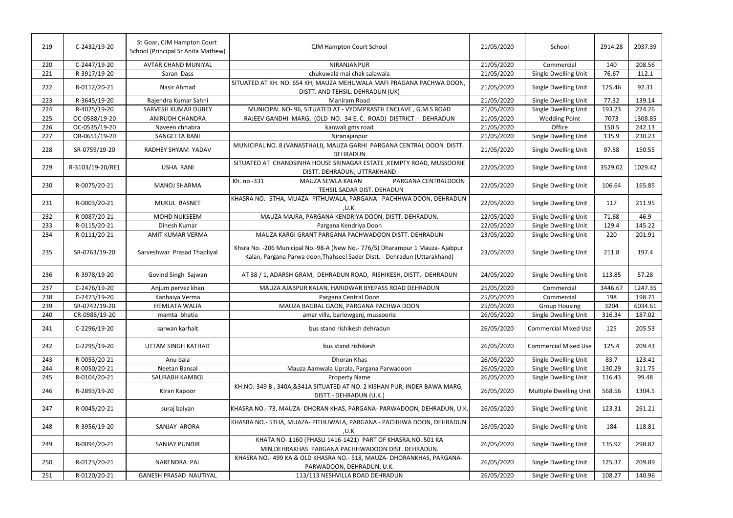| | | | | | | | |
|---|---|---|---|---|---|---|---|
| 219 | C-2432/19-20 | St Goar, CJM Hampton Court School (Principal Sr Anita Mathew) | CJM Hampton Court School | 21/05/2020 | School | 2914.28 | 2037.39 |
| 220 | C-2447/19-20 | AVTAR CHAND MUNIYAL | NIRANJANPUR | 21/05/2020 | Commercial | 140 | 208.56 |
| 221 | R-3917/19-20 | Saran Dass | chukuwala mai chak salawala | 21/05/2020 | Single Dwelling Unit | 76.67 | 112.1 |
| 222 | R-0112/20-21 | Nasir Ahmad | SITUATED AT KH. NO. 654 KH, MAUZA MEHUWALA MAFI PRAGANA PACHWA DOON, DISTT. AND TEHSIL. DEHRADUN (UK) | 21/05/2020 | Single Dwelling Unit | 125.46 | 92.31 |
| 223 | R-3645/19-20 | Rajendra Kumar Sahni | Maniram Road | 21/05/2020 | Single Dwelling Unit | 77.32 | 139.14 |
| 224 | R-4025/19-20 | SARVESH KUMAR DUBEY | MUNICIPAL NO- 96, SITUATED AT - VYOMPRASTH ENCLAVE , G.M.S ROAD | 21/05/2020 | Single Dwelling Unit | 193.23 | 224.26 |
| 225 | OC-0588/19-20 | ANIRUDH CHANDRA | RAJEEV GANDHI MARG, (OLD NO. 34 E. C. ROAD) DISTRICT - DEHRADUN | 21/05/2020 | Wedding Point | 7073 | 1308.85 |
| 226 | OC-0535/19-20 | Naveen chhabra | kanwali gms road | 21/05/2020 | Office | 150.5 | 242.13 |
| 227 | OR-0651/19-20 | SANGEETA RANI | Niranajanpur | 21/05/2020 | Single Dwelling Unit | 135.9 | 230.23 |
| 228 | SR-0759/19-20 | RADHEY SHYAM YADAV | MUNICIPAL NO. 8 (VANASTHALI), MAUZA GARHI PARGANA CENTRAL DOON DISTT. DEHRADUN | 21/05/2020 | Single Dwelling Unit | 97.58 | 150.55 |
| 229 | R-3103/19-20/RE1 | USHA RANI | SITUATED AT CHANDSINHA HOUSE SRINAGAR ESTATE ,KEMPTY ROAD, MUSSOORIE DISTT. DEHRADUN, UTTRAKHAND | 22/05/2020 | Single Dwelling Unit | 3529.02 | 1029.42 |
| 230 | R-0075/20-21 | MANOJ SHARMA | Kh. no -331 MAUZA SEWLA KALAN PARGANA CENTRALDOON TEHSIL SADAR DIST. DEHADUN | 22/05/2020 | Single Dwelling Unit | 106.64 | 165.85 |
| 231 | R-0003/20-21 | MUKUL BASNET | KHASRA NO.- 5THA, MUAZA- PITHUWALA, PARGANA - PACHHWA DOON, DEHRADUN ,U.K. | 22/05/2020 | Single Dwelling Unit | 117 | 211.95 |
| 232 | R-0087/20-21 | MOHD NUKSEEM | MAUZA MAJRA, PARGANA KENDRIYA DOON, DISTT. DEHRADUN. | 22/05/2020 | Single Dwelling Unit | 71.68 | 46.9 |
| 233 | R-0115/20-21 | Dinesh Kumar | Pargana Kendriya Doon | 22/05/2020 | Single Dwelling Unit | 129.4 | 145.22 |
| 234 | R-0111/20-21 | AMIT KUMAR VERMA | MAUZA KARGI GRANT PARGANA PACHWADOON DISTT. DEHRADUN | 23/05/2020 | Single Dwelling Unit | 220 | 201.91 |
| 235 | SR-0763/19-20 | Sarveshwar Prasad Thapliyal | Khsra No. -206 Municipal No.-98-A (New No.- 776/5) Dharampur 1 Mauza- Ajabpur Kalan, Pargana Parwa doon,Thahseel Sader Distt. - Dehradun (Uttarakhand) | 23/05/2020 | Single Dwelling Unit | 211.8 | 197.4 |
| 236 | R-3978/19-20 | Govind Singh Sajwan | AT 38 / 1, ADARSH GRAM, DEHRADUN ROAD, RISHIKESH, DISTT.- DEHRADUN | 24/05/2020 | Single Dwelling Unit | 113.85 | 57.28 |
| 237 | C-2476/19-20 | Anjum pervez khan | MAUZA AJABPUR KALAN, HARIDWAR BYEPASS ROAD DEHRADUN | 25/05/2020 | Commercial | 3446.67 | 1247.35 |
| 238 | C-2473/19-20 | Kanhaiya Verma | Pargana Central Doon | 25/05/2020 | Commercial | 198 | 198.71 |
| 239 | SR-0742/19-20 | HEMLATA WALIA | MAUZA BAGRAL GAON, PARGANA PACHWA DOON | 25/05/2020 | Group Housing | 3204 | 6034.61 |
| 240 | CR-0988/19-20 | mamta bhatia | amar villa, barlowganj, mussoorie | 26/05/2020 | Single Dwelling Unit | 316.34 | 187.02 |
| 241 | C-2296/19-20 | sarwan karhait | bus stand rishikesh dehradun | 26/05/2020 | Commercial Mixed Use | 125 | 205.53 |
| 242 | C-2295/19-20 | UTTAM SINGH KATHAIT | bus stand rishikesh | 26/05/2020 | Commercial Mixed Use | 125.4 | 209.43 |
| 243 | R-0053/20-21 | Anu bala | Dhoran Khas | 26/05/2020 | Single Dwelling Unit | 83.7 | 123.41 |
| 244 | R-0050/20-21 | Neetan Bansal | Mauza Aamwala Uprala, Pargana Parwadoon | 26/05/2020 | Single Dwelling Unit | 130.29 | 311.75 |
| 245 | R-0104/20-21 | SAURABH KAMBOJ | Property Name | 26/05/2020 | Single Dwelling Unit | 116.43 | 99.48 |
| 246 | R-2893/19-20 | Kiran Kapoor | KH.NO.-349 B , 340A,&341A SITUATED AT NO. 2 KISHAN PUR, INDER BAWA MARG, DISTT.- DEHRADUN (U.K.) | 26/05/2020 | Multiple Dwelling Unit | 568.56 | 1304.5 |
| 247 | R-0045/20-21 | suraj balyan | KHASRA NO.- 73, MAUZA- DHORAN KHAS, PARGANA- PARWADOON, DEHRADUN, U.K. | 26/05/2020 | Single Dwelling Unit | 123.31 | 261.21 |
| 248 | R-3956/19-20 | SANJAY ARORA | KHASRA NO.- 5THA, MUAZA- PITHUWALA, PARGANA - PACHHWA DOON, DEHRADUN ,U.K. | 26/05/2020 | Single Dwelling Unit | 184 | 118.81 |
| 249 | R-0094/20-21 | SANJAY PUNDIR | KHATA NO- 1160 (PHASLI 1416-1421) PART OF KHASRA.NO. 501 KA MIN,DEHRAKHAS PARGANA PACHHWADOON DIST. DEHRADUN. | 26/05/2020 | Single Dwelling Unit | 135.92 | 298.82 |
| 250 | R-0123/20-21 | NARENDRA PAL | KHASRA NO.- 499 KA & OLD KHASRA NO.- 518, MAUZA- DHORANKHAS, PARGANA- PARWADOON, DEHRADUN, U.K. | 26/05/2020 | Single Dwelling Unit | 125.37 | 209.89 |
| 251 | R-0120/20-21 | GANESH PRASAD NAUTIYAL | 113/113 NESHVILLA ROAD DEHRADUN | 26/05/2020 | Single Dwelling Unit | 108.27 | 140.96 |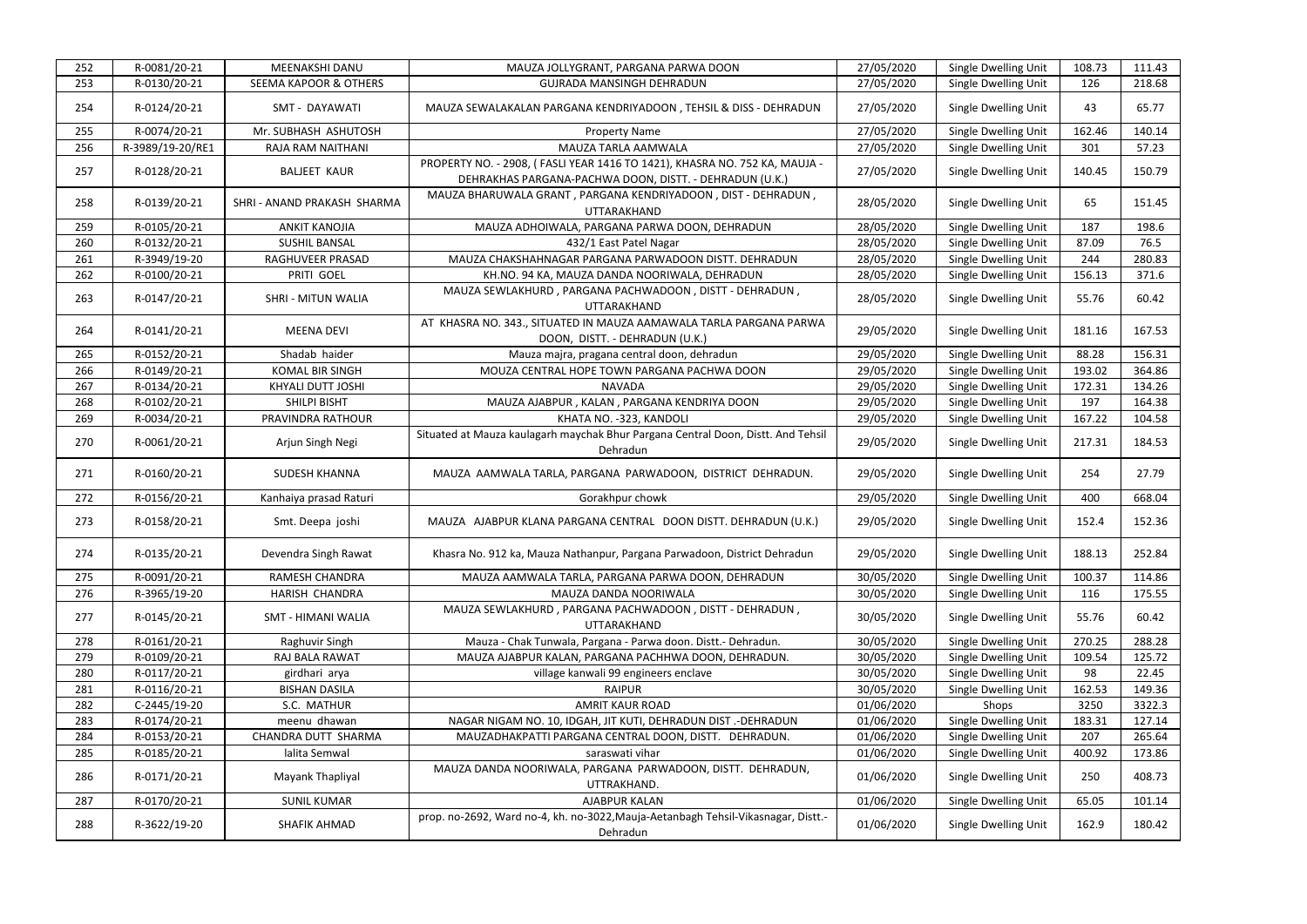| | | | | | | | |
|---|---|---|---|---|---|---|---|
| 252 | R-0081/20-21 | MEENAKSHI DANU | MAUZA JOLLYGRANT, PARGANA PARWA DOON | 27/05/2020 | Single Dwelling Unit | 108.73 | 111.43 |
| 253 | R-0130/20-21 | SEEMA KAPOOR & OTHERS | GUJRADA MANSINGH DEHRADUN | 27/05/2020 | Single Dwelling Unit | 126 | 218.68 |
| 254 | R-0124/20-21 | SMT - DAYAWATI | MAUZA SEWALAKALAN PARGANA KENDRIYADOON , TEHSIL & DISS - DEHRADUN | 27/05/2020 | Single Dwelling Unit | 43 | 65.77 |
| 255 | R-0074/20-21 | Mr. SUBHASH ASHUTOSH | Property Name | 27/05/2020 | Single Dwelling Unit | 162.46 | 140.14 |
| 256 | R-3989/19-20/RE1 | RAJA RAM NAITHANI | MAUZA TARLA AAMWALA | 27/05/2020 | Single Dwelling Unit | 301 | 57.23 |
| 257 | R-0128/20-21 | BALJEET KAUR | PROPERTY NO. - 2908, ( FASLI YEAR 1416 TO 1421), KHASRA NO. 752 KA, MAUJA - DEHRAKHAS PARGANA-PACHWA DOON, DISTT. - DEHRADUN (U.K.) | 27/05/2020 | Single Dwelling Unit | 140.45 | 150.79 |
| 258 | R-0139/20-21 | SHRI - ANAND PRAKASH SHARMA | MAUZA BHARUWALA GRANT , PARGANA KENDRIYADOON , DIST - DEHRADUN , UTTARAKHAND | 28/05/2020 | Single Dwelling Unit | 65 | 151.45 |
| 259 | R-0105/20-21 | ANKIT KANOJIA | MAUZA ADHOIWALA, PARGANA PARWA DOON, DEHRADUN | 28/05/2020 | Single Dwelling Unit | 187 | 198.6 |
| 260 | R-0132/20-21 | SUSHIL BANSAL | 432/1 East Patel Nagar | 28/05/2020 | Single Dwelling Unit | 87.09 | 76.5 |
| 261 | R-3949/19-20 | RAGHUVEER PRASAD | MAUZA CHAKSHAHNAGAR PARGANA PARWADOON DISTT. DEHRADUN | 28/05/2020 | Single Dwelling Unit | 244 | 280.83 |
| 262 | R-0100/20-21 | PRITI GOEL | KH.NO. 94 KA, MAUZA DANDA NOORIWALA, DEHRADUN | 28/05/2020 | Single Dwelling Unit | 156.13 | 371.6 |
| 263 | R-0147/20-21 | SHRI - MITUN WALIA | MAUZA SEWLAKHURD , PARGANA PACHWADOON , DISTT - DEHRADUN , UTTARAKHAND | 28/05/2020 | Single Dwelling Unit | 55.76 | 60.42 |
| 264 | R-0141/20-21 | MEENA DEVI | AT KHASRA NO. 343., SITUATED IN MAUZA AAMAWALA TARLA PARGANA PARWA DOON, DISTT. - DEHRADUN (U.K.) | 29/05/2020 | Single Dwelling Unit | 181.16 | 167.53 |
| 265 | R-0152/20-21 | Shadab haider | Mauza majra, pragana central doon, dehradun | 29/05/2020 | Single Dwelling Unit | 88.28 | 156.31 |
| 266 | R-0149/20-21 | KOMAL BIR SINGH | MOUZA CENTRAL HOPE TOWN PARGANA PACHWA DOON | 29/05/2020 | Single Dwelling Unit | 193.02 | 364.86 |
| 267 | R-0134/20-21 | KHYALI DUTT JOSHI | NAVADA | 29/05/2020 | Single Dwelling Unit | 172.31 | 134.26 |
| 268 | R-0102/20-21 | SHILPI BISHT | MAUZA AJABPUR , KALAN , PARGANA KENDRIYA DOON | 29/05/2020 | Single Dwelling Unit | 197 | 164.38 |
| 269 | R-0034/20-21 | PRAVINDRA RATHOUR | KHATA NO. -323, KANDOLI | 29/05/2020 | Single Dwelling Unit | 167.22 | 104.58 |
| 270 | R-0061/20-21 | Arjun Singh Negi | Situated at Mauza kaulagarh maychak Bhur Pargana Central Doon, Distt. And Tehsil Dehradun | 29/05/2020 | Single Dwelling Unit | 217.31 | 184.53 |
| 271 | R-0160/20-21 | SUDESH KHANNA | MAUZA AAMWALA TARLA, PARGANA PARWADOON, DISTRICT DEHRADUN. | 29/05/2020 | Single Dwelling Unit | 254 | 27.79 |
| 272 | R-0156/20-21 | Kanhaiya prasad Raturi | Gorakhpur chowk | 29/05/2020 | Single Dwelling Unit | 400 | 668.04 |
| 273 | R-0158/20-21 | Smt. Deepa joshi | MAUZA AJABPUR KLANA PARGANA CENTRAL DOON DISTT. DEHRADUN (U.K.) | 29/05/2020 | Single Dwelling Unit | 152.4 | 152.36 |
| 274 | R-0135/20-21 | Devendra Singh Rawat | Khasra No. 912 ka, Mauza Nathanpur, Pargana Parwadoon, District Dehradun | 29/05/2020 | Single Dwelling Unit | 188.13 | 252.84 |
| 275 | R-0091/20-21 | RAMESH CHANDRA | MAUZA AAMWALA TARLA, PARGANA PARWA DOON, DEHRADUN | 30/05/2020 | Single Dwelling Unit | 100.37 | 114.86 |
| 276 | R-3965/19-20 | HARISH CHANDRA | MAUZA DANDA NOORIWALA | 30/05/2020 | Single Dwelling Unit | 116 | 175.55 |
| 277 | R-0145/20-21 | SMT - HIMANI WALIA | MAUZA SEWLAKHURD , PARGANA PACHWADOON , DISTT - DEHRADUN , UTTARAKHAND | 30/05/2020 | Single Dwelling Unit | 55.76 | 60.42 |
| 278 | R-0161/20-21 | Raghuvir Singh | Mauza - Chak Tunwala, Pargana - Parwa doon. Distt.- Dehradun. | 30/05/2020 | Single Dwelling Unit | 270.25 | 288.28 |
| 279 | R-0109/20-21 | RAJ BALA RAWAT | MAUZA AJABPUR KALAN, PARGANA PACHHWA DOON, DEHRADUN. | 30/05/2020 | Single Dwelling Unit | 109.54 | 125.72 |
| 280 | R-0117/20-21 | girdhari arya | village kanwali 99 engineers enclave | 30/05/2020 | Single Dwelling Unit | 98 | 22.45 |
| 281 | R-0116/20-21 | BISHAN DASILA | RAIPUR | 30/05/2020 | Single Dwelling Unit | 162.53 | 149.36 |
| 282 | C-2445/19-20 | S.C. MATHUR | AMRIT KAUR ROAD | 01/06/2020 | Shops | 3250 | 3322.3 |
| 283 | R-0174/20-21 | meenu dhawan | NAGAR NIGAM NO. 10, IDGAH, JIT KUTI, DEHRADUN DIST .-DEHRADUN | 01/06/2020 | Single Dwelling Unit | 183.31 | 127.14 |
| 284 | R-0153/20-21 | CHANDRA DUTT SHARMA | MAUZADHAKPATTI PARGANA CENTRAL DOON, DISTT. DEHRADUN. | 01/06/2020 | Single Dwelling Unit | 207 | 265.64 |
| 285 | R-0185/20-21 | lalita Semwal | saraswati vihar | 01/06/2020 | Single Dwelling Unit | 400.92 | 173.86 |
| 286 | R-0171/20-21 | Mayank Thapliyal | MAUZA DANDA NOORIWALA, PARGANA PARWADOON, DISTT. DEHRADUN, UTTRAKHAND. | 01/06/2020 | Single Dwelling Unit | 250 | 408.73 |
| 287 | R-0170/20-21 | SUNIL KUMAR | AJABPUR KALAN | 01/06/2020 | Single Dwelling Unit | 65.05 | 101.14 |
| 288 | R-3622/19-20 | SHAFIK AHMAD | prop. no-2692, Ward no-4, kh. no-3022,Mauja-Aetanbagh Tehsil-Vikasnagar, Distt.-Dehradun | 01/06/2020 | Single Dwelling Unit | 162.9 | 180.42 |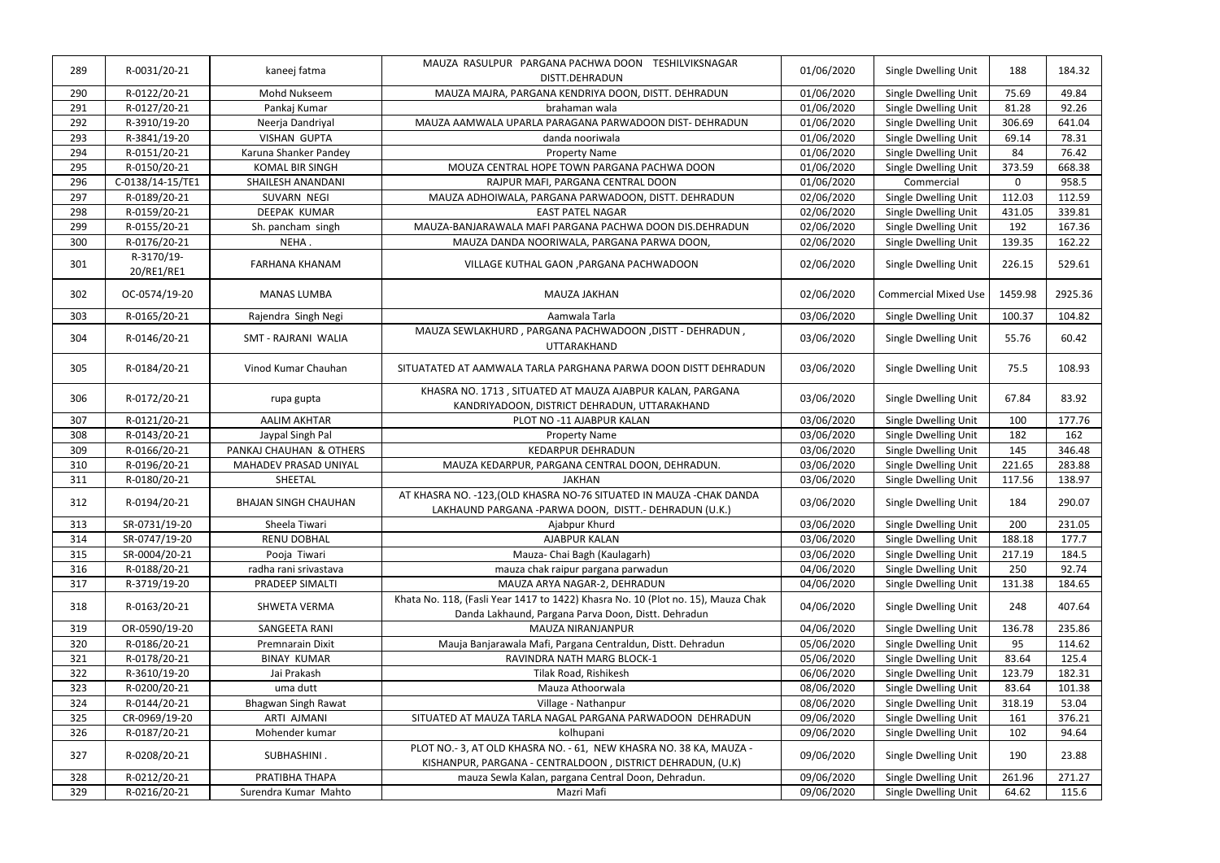| | | | | | | | |
|---|---|---|---|---|---|---|---|
| 289 | R-0031/20-21 | kaneej fatma | MAUZA RASULPUR PARGANA PACHWA DOON TESHILVIKSNAGAR DISTT.DEHRADUN | 01/06/2020 | Single Dwelling Unit | 188 | 184.32 |
| 290 | R-0122/20-21 | Mohd Nukseem | MAUZA MAJRA, PARGANA KENDRIYA DOON, DISTT. DEHRADUN | 01/06/2020 | Single Dwelling Unit | 75.69 | 49.84 |
| 291 | R-0127/20-21 | Pankaj Kumar | brahaman wala | 01/06/2020 | Single Dwelling Unit | 81.28 | 92.26 |
| 292 | R-3910/19-20 | Neerja Dandriyal | MAUZA AAMWALA UPARLA PARAGANA PARWADOON DIST- DEHRADUN | 01/06/2020 | Single Dwelling Unit | 306.69 | 641.04 |
| 293 | R-3841/19-20 | VISHAN GUPTA | danda nooriwala | 01/06/2020 | Single Dwelling Unit | 69.14 | 78.31 |
| 294 | R-0151/20-21 | Karuna Shanker Pandey | Property Name | 01/06/2020 | Single Dwelling Unit | 84 | 76.42 |
| 295 | R-0150/20-21 | KOMAL BIR SINGH | MOUZA CENTRAL HOPE TOWN PARGANA PACHWA DOON | 01/06/2020 | Single Dwelling Unit | 373.59 | 668.38 |
| 296 | C-0138/14-15/TE1 | SHAILESH ANANDANI | RAJPUR MAFI, PARGANA CENTRAL DOON | 01/06/2020 | Commercial | 0 | 958.5 |
| 297 | R-0189/20-21 | SUVARN NEGI | MAUZA ADHOIWALA, PARGANA PARWADOON, DISTT. DEHRADUN | 02/06/2020 | Single Dwelling Unit | 112.03 | 112.59 |
| 298 | R-0159/20-21 | DEEPAK KUMAR | EAST PATEL NAGAR | 02/06/2020 | Single Dwelling Unit | 431.05 | 339.81 |
| 299 | R-0155/20-21 | Sh. pancham singh | MAUZA-BANJARAWALA MAFI PARGANA PACHWA DOON DIS.DEHRADUN | 02/06/2020 | Single Dwelling Unit | 192 | 167.36 |
| 300 | R-0176/20-21 | NEHA . | MAUZA DANDA NOORIWALA, PARGANA PARWA DOON, | 02/06/2020 | Single Dwelling Unit | 139.35 | 162.22 |
| 301 | R-3170/19-20/RE1/RE1 | FARHANA KHANAM | VILLAGE KUTHAL GAON ,PARGANA PACHWADOON | 02/06/2020 | Single Dwelling Unit | 226.15 | 529.61 |
| 302 | OC-0574/19-20 | MANAS LUMBA | MAUZA JAKHAN | 02/06/2020 | Commercial Mixed Use | 1459.98 | 2925.36 |
| 303 | R-0165/20-21 | Rajendra Singh Negi | Aamwala Tarla | 03/06/2020 | Single Dwelling Unit | 100.37 | 104.82 |
| 304 | R-0146/20-21 | SMT - RAJRANI WALIA | MAUZA SEWLAKHURD , PARGANA PACHWADOON ,DISTT - DEHRADUN , UTTARAKHAND | 03/06/2020 | Single Dwelling Unit | 55.76 | 60.42 |
| 305 | R-0184/20-21 | Vinod Kumar Chauhan | SITUATATED AT AAMWALA TARLA PARGHANA PARWA DOON DISTT DEHRADUN | 03/06/2020 | Single Dwelling Unit | 75.5 | 108.93 |
| 306 | R-0172/20-21 | rupa gupta | KHASRA NO. 1713 , SITUATED AT MAUZA AJABPUR KALAN, PARGANA KANDRIYADOON, DISTRICT DEHRADUN, UTTARAKHAND | 03/06/2020 | Single Dwelling Unit | 67.84 | 83.92 |
| 307 | R-0121/20-21 | AALIM AKHTAR | PLOT NO -11 AJABPUR KALAN | 03/06/2020 | Single Dwelling Unit | 100 | 177.76 |
| 308 | R-0143/20-21 | Jaypal Singh Pal | Property Name | 03/06/2020 | Single Dwelling Unit | 182 | 162 |
| 309 | R-0166/20-21 | PANKAJ CHAUHAN & OTHERS | KEDARPUR DEHRADUN | 03/06/2020 | Single Dwelling Unit | 145 | 346.48 |
| 310 | R-0196/20-21 | MAHADEV PRASAD UNIYAL | MAUZA KEDARPUR, PARGANA CENTRAL DOON, DEHRADUN. | 03/06/2020 | Single Dwelling Unit | 221.65 | 283.88 |
| 311 | R-0180/20-21 | SHEETAL | JAKHAN | 03/06/2020 | Single Dwelling Unit | 117.56 | 138.97 |
| 312 | R-0194/20-21 | BHAJAN SINGH CHAUHAN | AT KHASRA NO. -123,(OLD KHASRA NO-76 SITUATED IN MAUZA -CHAK DANDA LAKHAUND PARGANA -PARWA DOON, DISTT.- DEHRADUN (U.K.) | 03/06/2020 | Single Dwelling Unit | 184 | 290.07 |
| 313 | SR-0731/19-20 | Sheela Tiwari | Ajabpur Khurd | 03/06/2020 | Single Dwelling Unit | 200 | 231.05 |
| 314 | SR-0747/19-20 | RENU DOBHAL | AJABPUR KALAN | 03/06/2020 | Single Dwelling Unit | 188.18 | 177.7 |
| 315 | SR-0004/20-21 | Pooja Tiwari | Mauza- Chai Bagh (Kaulagarh) | 03/06/2020 | Single Dwelling Unit | 217.19 | 184.5 |
| 316 | R-0188/20-21 | radha rani srivastava | mauza chak raipur pargana parwadun | 04/06/2020 | Single Dwelling Unit | 250 | 92.74 |
| 317 | R-3719/19-20 | PRADEEP SIMALTI | MAUZA ARYA NAGAR-2, DEHRADUN | 04/06/2020 | Single Dwelling Unit | 131.38 | 184.65 |
| 318 | R-0163/20-21 | SHWETA VERMA | Khata No. 118, (Fasli Year 1417 to 1422) Khasra No. 10 (Plot no. 15), Mauza Chak Danda Lakhaund, Pargana Parva Doon, Distt. Dehradun | 04/06/2020 | Single Dwelling Unit | 248 | 407.64 |
| 319 | OR-0590/19-20 | SANGEETA RANI | MAUZA NIRANJANPUR | 04/06/2020 | Single Dwelling Unit | 136.78 | 235.86 |
| 320 | R-0186/20-21 | Premnarain Dixit | Mauja Banjarawala Mafi, Pargana Centraldun, Distt. Dehradun | 05/06/2020 | Single Dwelling Unit | 95 | 114.62 |
| 321 | R-0178/20-21 | BINAY KUMAR | RAVINDRA NATH MARG BLOCK-1 | 05/06/2020 | Single Dwelling Unit | 83.64 | 125.4 |
| 322 | R-3610/19-20 | Jai Prakash | Tilak Road, Rishikesh | 06/06/2020 | Single Dwelling Unit | 123.79 | 182.31 |
| 323 | R-0200/20-21 | uma dutt | Mauza Athoorwala | 08/06/2020 | Single Dwelling Unit | 83.64 | 101.38 |
| 324 | R-0144/20-21 | Bhagwan Singh Rawat | Village - Nathanpur | 08/06/2020 | Single Dwelling Unit | 318.19 | 53.04 |
| 325 | CR-0969/19-20 | ARTI AJMANI | SITUATED AT MAUZA TARLA NAGAL PARGANA PARWADOON DEHRADUN | 09/06/2020 | Single Dwelling Unit | 161 | 376.21 |
| 326 | R-0187/20-21 | Mohender kumar | kolhupani | 09/06/2020 | Single Dwelling Unit | 102 | 94.64 |
| 327 | R-0208/20-21 | SUBHASHINI . | PLOT NO.- 3, AT OLD KHASRA NO. - 61, NEW KHASRA NO. 38 KA, MAUZA - KISHANPUR, PARGANA - CENTRALDOON , DISTRICT DEHRADUN, (U.K) | 09/06/2020 | Single Dwelling Unit | 190 | 23.88 |
| 328 | R-0212/20-21 | PRATIBHA THAPA | mauza Sewla Kalan, pargana Central Doon, Dehradun. | 09/06/2020 | Single Dwelling Unit | 261.96 | 271.27 |
| 329 | R-0216/20-21 | Surendra Kumar Mahto | Mazri Mafi | 09/06/2020 | Single Dwelling Unit | 64.62 | 115.6 |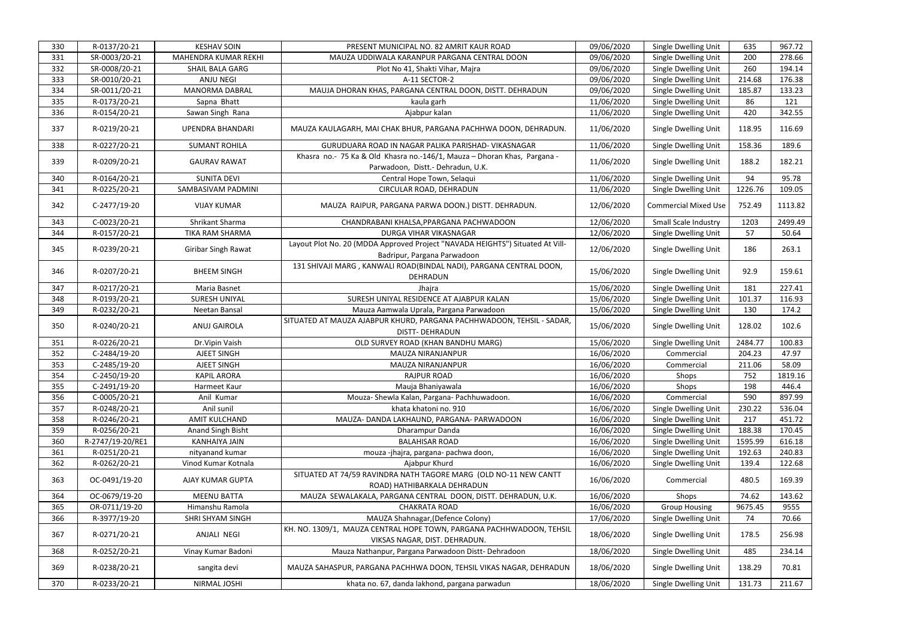| | | | | | | | |
|---|---|---|---|---|---|---|---|
| 330 | R-0137/20-21 | KESHAV SOIN | PRESENT MUNICIPAL NO. 82 AMRIT KAUR ROAD | 09/06/2020 | Single Dwelling Unit | 635 | 967.72 |
| 331 | SR-0003/20-21 | MAHENDRA KUMAR REKHI | MAUZA UDDIWALA KARANPUR PARGANA CENTRAL DOON | 09/06/2020 | Single Dwelling Unit | 200 | 278.66 |
| 332 | SR-0008/20-21 | SHAIL BALA GARG | Plot No 41, Shakti Vihar, Majra | 09/06/2020 | Single Dwelling Unit | 260 | 194.14 |
| 333 | SR-0010/20-21 | ANJU NEGI | A-11 SECTOR-2 | 09/06/2020 | Single Dwelling Unit | 214.68 | 176.38 |
| 334 | SR-0011/20-21 | MANORMA DABRAL | MAUJA DHORAN KHAS, PARGANA CENTRAL DOON, DISTT. DEHRADUN | 09/06/2020 | Single Dwelling Unit | 185.87 | 133.23 |
| 335 | R-0173/20-21 | Sapna Bhatt | kaula garh | 11/06/2020 | Single Dwelling Unit | 86 | 121 |
| 336 | R-0154/20-21 | Sawan Singh Rana | Ajabpur kalan | 11/06/2020 | Single Dwelling Unit | 420 | 342.55 |
| 337 | R-0219/20-21 | UPENDRA BHANDARI | MAUZA KAULAGARH, MAI CHAK BHUR, PARGANA PACHHWA DOON, DEHRADUN. | 11/06/2020 | Single Dwelling Unit | 118.95 | 116.69 |
| 338 | R-0227/20-21 | SUMANT ROHILA | GURUDUARA ROAD IN NAGAR PALIKA PARISHAD- VIKASNAGAR | 11/06/2020 | Single Dwelling Unit | 158.36 | 189.6 |
| 339 | R-0209/20-21 | GAURAV RAWAT | Khasra no.- 75 Ka & Old Khasra no.-146/1, Mauza – Dhoran Khas, Pargana - Parwadoon, Distt.- Dehradun, U.K. | 11/06/2020 | Single Dwelling Unit | 188.2 | 182.21 |
| 340 | R-0164/20-21 | SUNITA DEVI | Central Hope Town, Selaqui | 11/06/2020 | Single Dwelling Unit | 94 | 95.78 |
| 341 | R-0225/20-21 | SAMBASIVAM PADMINI | CIRCULAR ROAD, DEHRADUN | 11/06/2020 | Single Dwelling Unit | 1226.76 | 109.05 |
| 342 | C-2477/19-20 | VIJAY KUMAR | MAUZA RAIPUR, PARGANA PARWA DOON.) DISTT. DEHRADUN. | 12/06/2020 | Commercial Mixed Use | 752.49 | 1113.82 |
| 343 | C-0023/20-21 | Shrikant Sharma | CHANDRABANI KHALSA,PPARGANA PACHWADOON | 12/06/2020 | Small Scale Industry | 1203 | 2499.49 |
| 344 | R-0157/20-21 | TIKA RAM SHARMA | DURGA VIHAR VIKASNAGAR | 12/06/2020 | Single Dwelling Unit | 57 | 50.64 |
| 345 | R-0239/20-21 | Giribar Singh Rawat | Layout Plot No. 20 (MDDA Approved Project "NAVADA HEIGHTS") Situated At Vill- Badripur, Pargana Parwadoon | 12/06/2020 | Single Dwelling Unit | 186 | 263.1 |
| 346 | R-0207/20-21 | BHEEM SINGH | 131 SHIVAJI MARG , KANWALI ROAD(BINDAL NADI), PARGANA CENTRAL DOON, DEHRADUN | 15/06/2020 | Single Dwelling Unit | 92.9 | 159.61 |
| 347 | R-0217/20-21 | Maria Basnet | Jhajra | 15/06/2020 | Single Dwelling Unit | 181 | 227.41 |
| 348 | R-0193/20-21 | SURESH UNIYAL | SURESH UNIYAL RESIDENCE AT AJABPUR KALAN | 15/06/2020 | Single Dwelling Unit | 101.37 | 116.93 |
| 349 | R-0232/20-21 | Neetan Bansal | Mauza Aamwala Uprala, Pargana Parwadoon | 15/06/2020 | Single Dwelling Unit | 130 | 174.2 |
| 350 | R-0240/20-21 | ANUJ GAIROLA | SITUATED AT MAUZA AJABPUR KHURD, PARGANA PACHHWADOON, TEHSIL - SADAR, DISTT- DEHRADUN | 15/06/2020 | Single Dwelling Unit | 128.02 | 102.6 |
| 351 | R-0226/20-21 | Dr.Vipin Vaish | OLD SURVEY ROAD (KHAN BANDHU MARG) | 15/06/2020 | Single Dwelling Unit | 2484.77 | 100.83 |
| 352 | C-2484/19-20 | AJEET SINGH | MAUZA NIRANJANPUR | 16/06/2020 | Commercial | 204.23 | 47.97 |
| 353 | C-2485/19-20 | AJEET SINGH | MAUZA NIRANJANPUR | 16/06/2020 | Commercial | 211.06 | 58.09 |
| 354 | C-2450/19-20 | KAPIL ARORA | RAJPUR ROAD | 16/06/2020 | Shops | 752 | 1819.16 |
| 355 | C-2491/19-20 | Harmeet Kaur | Mauja Bhaniyawala | 16/06/2020 | Shops | 198 | 446.4 |
| 356 | C-0005/20-21 | Anil Kumar | Mouza- Shewla Kalan, Pargana- Pachhuwadoon. | 16/06/2020 | Commercial | 590 | 897.99 |
| 357 | R-0248/20-21 | Anil sunil | khata khatoni no. 910 | 16/06/2020 | Single Dwelling Unit | 230.22 | 536.04 |
| 358 | R-0246/20-21 | AMIT KULCHAND | MAUZA- DANDA LAKHAUND, PARGANA- PARWADOON | 16/06/2020 | Single Dwelling Unit | 217 | 451.72 |
| 359 | R-0256/20-21 | Anand Singh Bisht | Dharampur Danda | 16/06/2020 | Single Dwelling Unit | 188.38 | 170.45 |
| 360 | R-2747/19-20/RE1 | KANHAIYA JAIN | BALAHISAR ROAD | 16/06/2020 | Single Dwelling Unit | 1595.99 | 616.18 |
| 361 | R-0251/20-21 | nityanand kumar | mouza -jhajra, pargana- pachwa doon, | 16/06/2020 | Single Dwelling Unit | 192.63 | 240.83 |
| 362 | R-0262/20-21 | Vinod Kumar Kotnala | Ajabpur Khurd | 16/06/2020 | Single Dwelling Unit | 139.4 | 122.68 |
| 363 | OC-0491/19-20 | AJAY KUMAR GUPTA | SITUATED AT 74/59 RAVINDRA NATH TAGORE MARG (OLD NO-11 NEW CANTT ROAD) HATHIBARKALA DEHRADUN | 16/06/2020 | Commercial | 480.5 | 169.39 |
| 364 | OC-0679/19-20 | MEENU BATTA | MAUZA SEWALAKALA, PARGANA CENTRAL DOON, DISTT. DEHRADUN, U.K. | 16/06/2020 | Shops | 74.62 | 143.62 |
| 365 | OR-0711/19-20 | Himanshu Ramola | CHAKRATA ROAD | 16/06/2020 | Group Housing | 9675.45 | 9555 |
| 366 | R-3977/19-20 | SHRI SHYAM SINGH | MAUZA Shahnagar,(Defence Colony) | 17/06/2020 | Single Dwelling Unit | 74 | 70.66 |
| 367 | R-0271/20-21 | ANJALI NEGI | KH. NO. 1309/1, MAUZA CENTRAL HOPE TOWN, PARGANA PACHHWADOON, TEHSIL VIKSAS NAGAR, DIST. DEHRADUN. | 18/06/2020 | Single Dwelling Unit | 178.5 | 256.98 |
| 368 | R-0252/20-21 | Vinay Kumar Badoni | Mauza Nathanpur, Pargana Parwadoon Distt- Dehradoon | 18/06/2020 | Single Dwelling Unit | 485 | 234.14 |
| 369 | R-0238/20-21 | sangita devi | MAUZA SAHASPUR, PARGANA PACHHWA DOON, TEHSIL VIKAS NAGAR, DEHRADUN | 18/06/2020 | Single Dwelling Unit | 138.29 | 70.81 |
| 370 | R-0233/20-21 | NIRMAL JOSHI | khata no. 67, danda lakhond, pargana parwadun | 18/06/2020 | Single Dwelling Unit | 131.73 | 211.67 |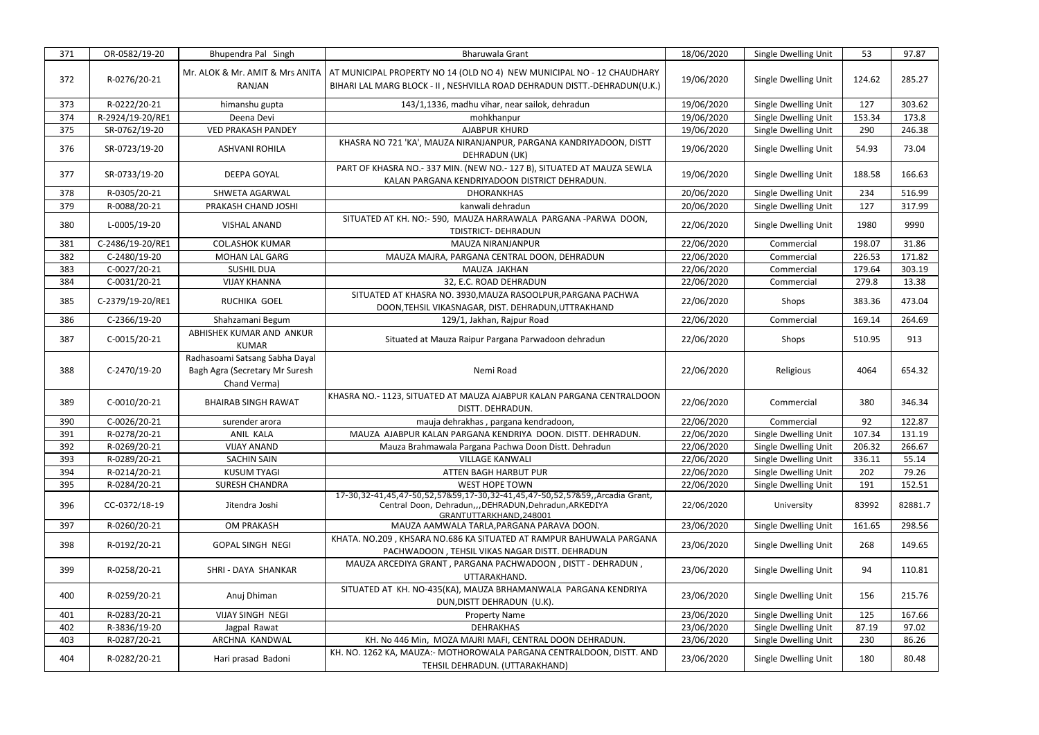| | | | | | | | |
|---|---|---|---|---|---|---|---|
| 371 | OR-0582/19-20 | Bhupendra Pal Singh | Bharuwala Grant | 18/06/2020 | Single Dwelling Unit | 53 | 97.87 |
| 372 | R-0276/20-21 | Mr. ALOK & Mr. AMIT & Mrs ANITA RANJAN | AT MUNICIPAL PROPERTY NO 14 (OLD NO 4) NEW MUNICIPAL NO - 12 CHAUDHARY BIHARI LAL MARG BLOCK - II , NESHVILLA ROAD DEHRADUN DISTT.-DEHRADUN(U.K.) | 19/06/2020 | Single Dwelling Unit | 124.62 | 285.27 |
| 373 | R-0222/20-21 | himanshu gupta | 143/1,1336, madhu vihar, near sailok, dehradun | 19/06/2020 | Single Dwelling Unit | 127 | 303.62 |
| 374 | R-2924/19-20/RE1 | Deena Devi | mohkhanpur | 19/06/2020 | Single Dwelling Unit | 153.34 | 173.8 |
| 375 | SR-0762/19-20 | VED PRAKASH PANDEY | AJABPUR KHURD | 19/06/2020 | Single Dwelling Unit | 290 | 246.38 |
| 376 | SR-0723/19-20 | ASHVANI ROHILA | KHASRA NO 721 'KA', MAUZA NIRANJANPUR, PARGANA KANDRIYADOON, DISTT DEHRADUN (UK) | 19/06/2020 | Single Dwelling Unit | 54.93 | 73.04 |
| 377 | SR-0733/19-20 | DEEPA GOYAL | PART OF KHASRA NO.- 337 MIN. (NEW NO.- 127 B), SITUATED AT MAUZA SEWLA KALAN PARGANA KENDRIYADOON DISTRICT DEHRADUN. | 19/06/2020 | Single Dwelling Unit | 188.58 | 166.63 |
| 378 | R-0305/20-21 | SHWETA AGARWAL | DHORANKHAS | 20/06/2020 | Single Dwelling Unit | 234 | 516.99 |
| 379 | R-0088/20-21 | PRAKASH CHAND JOSHI | kanwali dehradun | 20/06/2020 | Single Dwelling Unit | 127 | 317.99 |
| 380 | L-0005/19-20 | VISHAL ANAND | SITUATED AT KH. NO:- 590, MAUZA HARRAWALA PARGANA -PARWA DOON, TDISTRICT- DEHRADUN | 22/06/2020 | Single Dwelling Unit | 1980 | 9990 |
| 381 | C-2486/19-20/RE1 | COL.ASHOK KUMAR | MAUZA NIRANJANPUR | 22/06/2020 | Commercial | 198.07 | 31.86 |
| 382 | C-2480/19-20 | MOHAN LAL GARG | MAUZA MAJRA, PARGANA CENTRAL DOON, DEHRADUN | 22/06/2020 | Commercial | 226.53 | 171.82 |
| 383 | C-0027/20-21 | SUSHIL DUA | MAUZA JAKHAN | 22/06/2020 | Commercial | 179.64 | 303.19 |
| 384 | C-0031/20-21 | VIJAY KHANNA | 32, E.C. ROAD DEHRADUN | 22/06/2020 | Commercial | 279.8 | 13.38 |
| 385 | C-2379/19-20/RE1 | RUCHIKA GOEL | SITUATED AT KHASRA NO. 3930,MAUZA RASOOLPUR,PARGANA PACHWA DOON,TEHSIL VIKASNAGAR, DIST. DEHRADUN,UTTRAKHAND | 22/06/2020 | Shops | 383.36 | 473.04 |
| 386 | C-2366/19-20 | Shahzamani Begum | 129/1, Jakhan, Rajpur Road | 22/06/2020 | Commercial | 169.14 | 264.69 |
| 387 | C-0015/20-21 | ABHISHEK KUMAR AND ANKUR KUMAR | Situated at Mauza Raipur Pargana Parwadoon dehradun | 22/06/2020 | Shops | 510.95 | 913 |
| 388 | C-2470/19-20 | Radhasoami Satsang Sabha Dayal Bagh Agra (Secretary Mr Suresh Chand Verma) | Nemi Road | 22/06/2020 | Religious | 4064 | 654.32 |
| 389 | C-0010/20-21 | BHAIRAB SINGH RAWAT | KHASRA NO.- 1123, SITUATED AT MAUZA AJABPUR KALAN PARGANA CENTRALDOON DISTT. DEHRADUN. | 22/06/2020 | Commercial | 380 | 346.34 |
| 390 | C-0026/20-21 | surender arora | mauja dehrakhas , pargana kendradoon, | 22/06/2020 | Commercial | 92 | 122.87 |
| 391 | R-0278/20-21 | ANIL KALA | MAUZA AJABPUR KALAN PARGANA KENDRIYA DOON. DISTT. DEHRADUN. | 22/06/2020 | Single Dwelling Unit | 107.34 | 131.19 |
| 392 | R-0269/20-21 | VIJAY ANAND | Mauza Brahmawala Pargana Pachwa Doon Distt. Dehradun | 22/06/2020 | Single Dwelling Unit | 206.32 | 266.67 |
| 393 | R-0289/20-21 | SACHIN SAIN | VILLAGE KANWALI | 22/06/2020 | Single Dwelling Unit | 336.11 | 55.14 |
| 394 | R-0214/20-21 | KUSUM TYAGI | ATTEN BAGH HARBUT PUR | 22/06/2020 | Single Dwelling Unit | 202 | 79.26 |
| 395 | R-0284/20-21 | SURESH CHANDRA | WEST HOPE TOWN | 22/06/2020 | Single Dwelling Unit | 191 | 152.51 |
| 396 | CC-0372/18-19 | Jitendra Joshi | 17-30,32-41,45,47-50,52,57&59,17-30,32-41,45,47-50,52,57&59,,Arcadia Grant, Central Doon, Dehradun,,,DEHRADUN,Dehradun,ARKEDIYA GRANTUTTARKHAND,248001 | 22/06/2020 | University | 83992 | 82881.7 |
| 397 | R-0260/20-21 | OM PRAKASH | MAUZA AAMWALA TARLA,PARGANA PARAVA DOON. | 23/06/2020 | Single Dwelling Unit | 161.65 | 298.56 |
| 398 | R-0192/20-21 | GOPAL SINGH NEGI | KHATA. NO.209 , KHSARA NO.686 KA SITUATED AT RAMPUR BAHUWALA PARGANA PACHWADOON , TEHSIL VIKAS NAGAR DISTT. DEHRADUN | 23/06/2020 | Single Dwelling Unit | 268 | 149.65 |
| 399 | R-0258/20-21 | SHRI - DAYA SHANKAR | MAUZA ARCEDIYA GRANT , PARGANA PACHWADOON , DISTT - DEHRADUN , UTTARAKHAND. | 23/06/2020 | Single Dwelling Unit | 94 | 110.81 |
| 400 | R-0259/20-21 | Anuj Dhiman | SITUATED AT KH. NO-435(KA), MAUZA BRHAMANWALA PARGANA KENDRIYA DUN,DISTT DEHRADUN (U.K). | 23/06/2020 | Single Dwelling Unit | 156 | 215.76 |
| 401 | R-0283/20-21 | VIJAY SINGH NEGI | Property Name | 23/06/2020 | Single Dwelling Unit | 125 | 167.66 |
| 402 | R-3836/19-20 | Jagpal Rawat | DEHRAKHAS | 23/06/2020 | Single Dwelling Unit | 87.19 | 97.02 |
| 403 | R-0287/20-21 | ARCHNA KANDWAL | KH. No 446 Min, MOZA MAJRI MAFI, CENTRAL DOON DEHRADUN. | 23/06/2020 | Single Dwelling Unit | 230 | 86.26 |
| 404 | R-0282/20-21 | Hari prasad Badoni | KH. NO. 1262 KA, MAUZA:- MOTHOROWALA PARGANA CENTRALDOON, DISTT. AND TEHSIL DEHRADUN. (UTTARAKHAND) | 23/06/2020 | Single Dwelling Unit | 180 | 80.48 |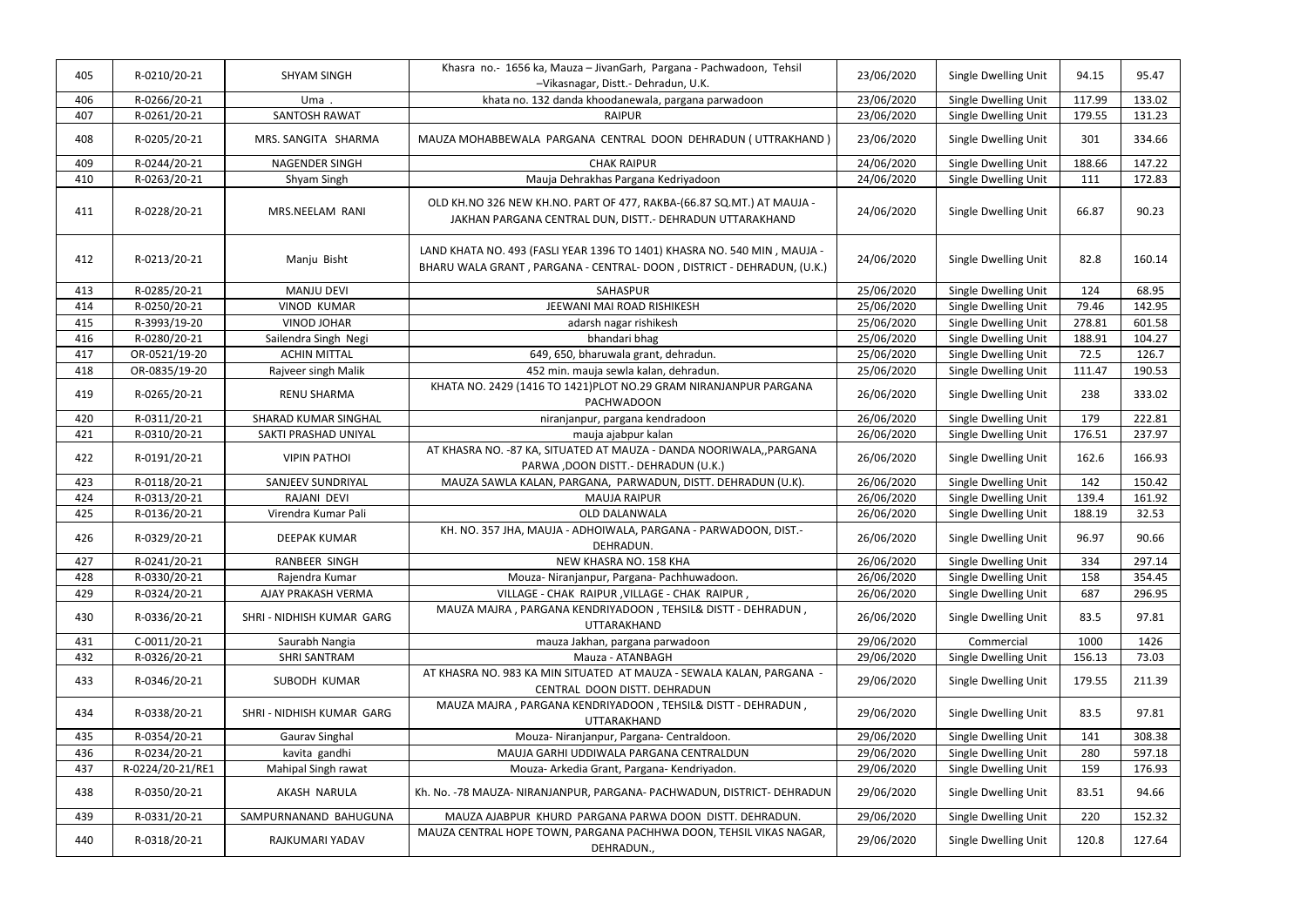| | | | | | | | |
|---|---|---|---|---|---|---|---|
| 405 | R-0210/20-21 | SHYAM SINGH | Khasra no.- 1656 ka, Mauza – JivanGarh, Pargana - Pachwadoon, Tehsil –Vikasnagar, Distt.- Dehradun, U.K. | 23/06/2020 | Single Dwelling Unit | 94.15 | 95.47 |
| 406 | R-0266/20-21 | Uma . | khata no. 132 danda khoodanewala, pargana parwadoon | 23/06/2020 | Single Dwelling Unit | 117.99 | 133.02 |
| 407 | R-0261/20-21 | SANTOSH RAWAT | RAIPUR | 23/06/2020 | Single Dwelling Unit | 179.55 | 131.23 |
| 408 | R-0205/20-21 | MRS. SANGITA SHARMA | MAUZA MOHABBEWALA PARGANA CENTRAL DOON DEHRADUN ( UTTRAKHAND ) | 23/06/2020 | Single Dwelling Unit | 301 | 334.66 |
| 409 | R-0244/20-21 | NAGENDER SINGH | CHAK RAIPUR | 24/06/2020 | Single Dwelling Unit | 188.66 | 147.22 |
| 410 | R-0263/20-21 | Shyam Singh | Mauja Dehrakhas Pargana Kedriyadoon | 24/06/2020 | Single Dwelling Unit | 111 | 172.83 |
| 411 | R-0228/20-21 | MRS.NEELAM RANI | OLD KH.NO 326 NEW KH.NO. PART OF 477, RAKBA-(66.87 SQ.MT.) AT MAUJA - JAKHAN PARGANA CENTRAL DUN, DISTT.- DEHRADUN UTTARAKHAND | 24/06/2020 | Single Dwelling Unit | 66.87 | 90.23 |
| 412 | R-0213/20-21 | Manju Bisht | LAND KHATA NO. 493 (FASLI YEAR 1396 TO 1401) KHASRA NO. 540 MIN , MAUJA - BHARU WALA GRANT , PARGANA - CENTRAL- DOON , DISTRICT - DEHRADUN, (U.K.) | 24/06/2020 | Single Dwelling Unit | 82.8 | 160.14 |
| 413 | R-0285/20-21 | MANJU DEVI | SAHASPUR | 25/06/2020 | Single Dwelling Unit | 124 | 68.95 |
| 414 | R-0250/20-21 | VINOD KUMAR | JEEWANI MAI ROAD RISHIKESH | 25/06/2020 | Single Dwelling Unit | 79.46 | 142.95 |
| 415 | R-3993/19-20 | VINOD JOHAR | adarsh nagar rishikesh | 25/06/2020 | Single Dwelling Unit | 278.81 | 601.58 |
| 416 | R-0280/20-21 | Sailendra Singh Negi | bhandari bhag | 25/06/2020 | Single Dwelling Unit | 188.91 | 104.27 |
| 417 | OR-0521/19-20 | ACHIN MITTAL | 649, 650, bharuwala grant, dehradun. | 25/06/2020 | Single Dwelling Unit | 72.5 | 126.7 |
| 418 | OR-0835/19-20 | Rajveer singh Malik | 452 min. mauja sewla kalan, dehradun. | 25/06/2020 | Single Dwelling Unit | 111.47 | 190.53 |
| 419 | R-0265/20-21 | RENU SHARMA | KHATA NO. 2429 (1416 TO 1421)PLOT NO.29 GRAM NIRANJANPUR PARGANA PACHWADOON | 26/06/2020 | Single Dwelling Unit | 238 | 333.02 |
| 420 | R-0311/20-21 | SHARAD KUMAR SINGHAL | niranjanpur, pargana kendradoon | 26/06/2020 | Single Dwelling Unit | 179 | 222.81 |
| 421 | R-0310/20-21 | SAKTI PRASHAD UNIYAL | mauja ajabpur kalan | 26/06/2020 | Single Dwelling Unit | 176.51 | 237.97 |
| 422 | R-0191/20-21 | VIPIN PATHOI | AT KHASRA NO. -87 KA, SITUATED AT MAUZA - DANDA NOORIWALA,,PARGANA PARWA ,DOON DISTT.- DEHRADUN (U.K.) | 26/06/2020 | Single Dwelling Unit | 162.6 | 166.93 |
| 423 | R-0118/20-21 | SANJEEV SUNDRIYAL | MAUZA SAWLA KALAN, PARGANA, PARWADUN, DISTT. DEHRADUN (U.K). | 26/06/2020 | Single Dwelling Unit | 142 | 150.42 |
| 424 | R-0313/20-21 | RAJANI DEVI | MAUJA RAIPUR | 26/06/2020 | Single Dwelling Unit | 139.4 | 161.92 |
| 425 | R-0136/20-21 | Virendra Kumar Pali | OLD DALANWALA | 26/06/2020 | Single Dwelling Unit | 188.19 | 32.53 |
| 426 | R-0329/20-21 | DEEPAK KUMAR | KH. NO. 357 JHA, MAUJA - ADHOIWALA, PARGANA - PARWADOON, DIST.- DEHRADUN. | 26/06/2020 | Single Dwelling Unit | 96.97 | 90.66 |
| 427 | R-0241/20-21 | RANBEER SINGH | NEW KHASRA NO. 158 KHA | 26/06/2020 | Single Dwelling Unit | 334 | 297.14 |
| 428 | R-0330/20-21 | Rajendra Kumar | Mouza- Niranjanpur, Pargana- Pachhuwadoon. | 26/06/2020 | Single Dwelling Unit | 158 | 354.45 |
| 429 | R-0324/20-21 | AJAY PRAKASH VERMA | VILLAGE - CHAK RAIPUR ,VILLAGE - CHAK RAIPUR , | 26/06/2020 | Single Dwelling Unit | 687 | 296.95 |
| 430 | R-0336/20-21 | SHRI - NIDHISH KUMAR GARG | MAUZA MAJRA , PARGANA KENDRIYADOON , TEHSIL& DISTT - DEHRADUN , UTTARAKHAND | 26/06/2020 | Single Dwelling Unit | 83.5 | 97.81 |
| 431 | C-0011/20-21 | Saurabh Nangia | mauza Jakhan, pargana parwadoon | 29/06/2020 | Commercial | 1000 | 1426 |
| 432 | R-0326/20-21 | SHRI SANTRAM | Mauza - ATANBAGH | 29/06/2020 | Single Dwelling Unit | 156.13 | 73.03 |
| 433 | R-0346/20-21 | SUBODH KUMAR | AT KHASRA NO. 983 KA MIN SITUATED AT MAUZA - SEWALA KALAN, PARGANA - CENTRAL DOON DISTT. DEHRADUN | 29/06/2020 | Single Dwelling Unit | 179.55 | 211.39 |
| 434 | R-0338/20-21 | SHRI - NIDHISH KUMAR GARG | MAUZA MAJRA , PARGANA KENDRIYADOON , TEHSIL& DISTT - DEHRADUN , UTTARAKHAND | 29/06/2020 | Single Dwelling Unit | 83.5 | 97.81 |
| 435 | R-0354/20-21 | Gaurav Singhal | Mouza- Niranjanpur, Pargana- Centraldoon. | 29/06/2020 | Single Dwelling Unit | 141 | 308.38 |
| 436 | R-0234/20-21 | kavita gandhi | MAUJA GARHI UDDIWALA PARGANA CENTRALDUN | 29/06/2020 | Single Dwelling Unit | 280 | 597.18 |
| 437 | R-0224/20-21/RE1 | Mahipal Singh rawat | Mouza- Arkedia Grant, Pargana- Kendriyadon. | 29/06/2020 | Single Dwelling Unit | 159 | 176.93 |
| 438 | R-0350/20-21 | AKASH NARULA | Kh. No. -78 MAUZA- NIRANJANPUR, PARGANA- PACHWADUN, DISTRICT- DEHRADUN | 29/06/2020 | Single Dwelling Unit | 83.51 | 94.66 |
| 439 | R-0331/20-21 | SAMPURNANAND BAHUGUNA | MAUZA AJABPUR KHURD PARGANA PARWA DOON DISTT. DEHRADUN. | 29/06/2020 | Single Dwelling Unit | 220 | 152.32 |
| 440 | R-0318/20-21 | RAJKUMARI YADAV | MAUZA CENTRAL HOPE TOWN, PARGANA PACHHWA DOON, TEHSIL VIKAS NAGAR, DEHRADUN., | 29/06/2020 | Single Dwelling Unit | 120.8 | 127.64 |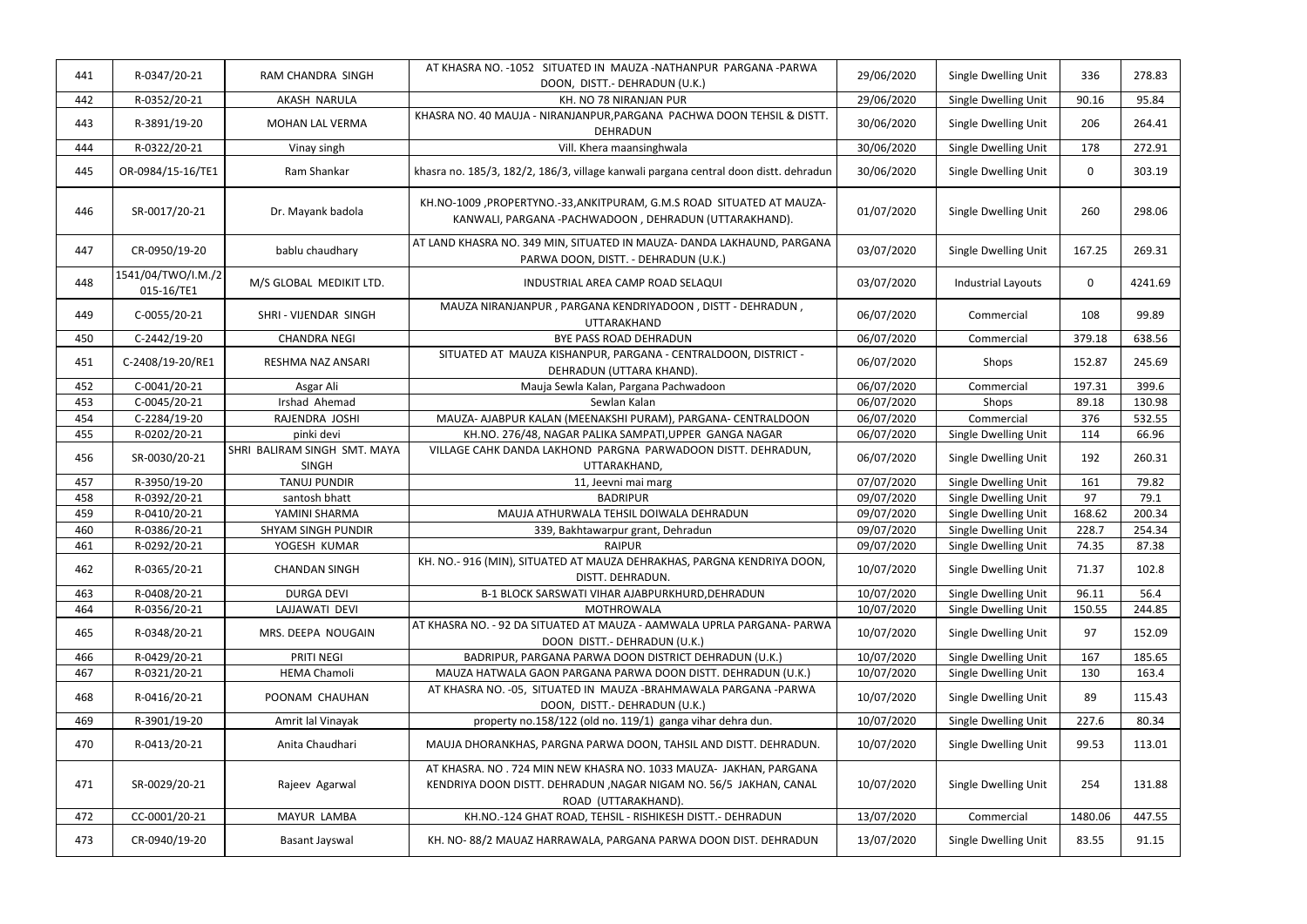| | | | | | | | |
|---|---|---|---|---|---|---|---|
| 441 | R-0347/20-21 | RAM CHANDRA SINGH | AT KHASRA NO. -1052 SITUATED IN MAUZA -NATHANPUR PARGANA -PARWA DOON, DISTT.- DEHRADUN (U.K.) | 29/06/2020 | Single Dwelling Unit | 336 | 278.83 |
| 442 | R-0352/20-21 | AKASH NARULA | KH. NO 78 NIRANJAN PUR | 29/06/2020 | Single Dwelling Unit | 90.16 | 95.84 |
| 443 | R-3891/19-20 | MOHAN LAL VERMA | KHASRA NO. 40 MAUJA - NIRANJANPUR,PARGANA PACHWA DOON TEHSIL & DISTT. DEHRADUN | 30/06/2020 | Single Dwelling Unit | 206 | 264.41 |
| 444 | R-0322/20-21 | Vinay singh | Vill. Khera maansinghwala | 30/06/2020 | Single Dwelling Unit | 178 | 272.91 |
| 445 | OR-0984/15-16/TE1 | Ram Shankar | khasra no. 185/3, 182/2, 186/3, village kanwali pargana central doon distt. dehradun | 30/06/2020 | Single Dwelling Unit | 0 | 303.19 |
| 446 | SR-0017/20-21 | Dr. Mayank badola | KH.NO-1009 ,PROPERTYNO.-33,ANKITPURAM, G.M.S ROAD SITUATED AT MAUZA-KANWALI, PARGANA -PACHWADOON , DEHRADUN (UTTARAKHAND). | 01/07/2020 | Single Dwelling Unit | 260 | 298.06 |
| 447 | CR-0950/19-20 | bablu chaudhary | AT LAND KHASRA NO. 349 MIN, SITUATED IN MAUZA- DANDA LAKHAUND, PARGANA PARWA DOON, DISTT. - DEHRADUN (U.K.) | 03/07/2020 | Single Dwelling Unit | 167.25 | 269.31 |
| 448 | 1541/04/TWO/I.M./2015-16/TE1 | M/S GLOBAL MEDIKIT LTD. | INDUSTRIAL AREA CAMP ROAD SELAQUI | 03/07/2020 | Industrial Layouts | 0 | 4241.69 |
| 449 | C-0055/20-21 | SHRI - VIJENDAR SINGH | MAUZA NIRANJANPUR , PARGANA KENDRIYADOON , DISTT - DEHRADUN , UTTARAKHAND | 06/07/2020 | Commercial | 108 | 99.89 |
| 450 | C-2442/19-20 | CHANDRA NEGI | BYE PASS ROAD DEHRADUN | 06/07/2020 | Commercial | 379.18 | 638.56 |
| 451 | C-2408/19-20/RE1 | RESHMA NAZ ANSARI | SITUATED AT MAUZA KISHANPUR, PARGANA - CENTRALDOON, DISTRICT - DEHRADUN (UTTARA KHAND). | 06/07/2020 | Shops | 152.87 | 245.69 |
| 452 | C-0041/20-21 | Asgar Ali | Mauja Sewla Kalan, Pargana Pachwadoon | 06/07/2020 | Commercial | 197.31 | 399.6 |
| 453 | C-0045/20-21 | Irshad Ahemad | Sewlan Kalan | 06/07/2020 | Shops | 89.18 | 130.98 |
| 454 | C-2284/19-20 | RAJENDRA JOSHI | MAUZA- AJABPUR KALAN (MEENAKSHI PURAM), PARGANA- CENTRALDOON | 06/07/2020 | Commercial | 376 | 532.55 |
| 455 | R-0202/20-21 | pinki devi | KH.NO. 276/48, NAGAR PALIKA SAMPATI,UPPER GANGA NAGAR | 06/07/2020 | Single Dwelling Unit | 114 | 66.96 |
| 456 | SR-0030/20-21 | SHRI BALIRAM SINGH SMT. MAYA SINGH | VILLAGE CAHK DANDA LAKHOND PARGNA PARWADOON DISTT. DEHRADUN, UTTARAKHAND, | 06/07/2020 | Single Dwelling Unit | 192 | 260.31 |
| 457 | R-3950/19-20 | TANUJ PUNDIR | 11, Jeevni mai marg | 07/07/2020 | Single Dwelling Unit | 161 | 79.82 |
| 458 | R-0392/20-21 | santosh bhatt | BADRIPUR | 09/07/2020 | Single Dwelling Unit | 97 | 79.1 |
| 459 | R-0410/20-21 | YAMINI SHARMA | MAUJA ATHURWALA TEHSIL DOIWALA DEHRADUN | 09/07/2020 | Single Dwelling Unit | 168.62 | 200.34 |
| 460 | R-0386/20-21 | SHYAM SINGH PUNDIR | 339, Bakhtawarpur grant, Dehradun | 09/07/2020 | Single Dwelling Unit | 228.7 | 254.34 |
| 461 | R-0292/20-21 | YOGESH KUMAR | RAIPUR | 09/07/2020 | Single Dwelling Unit | 74.35 | 87.38 |
| 462 | R-0365/20-21 | CHANDAN SINGH | KH. NO.- 916 (MIN), SITUATED AT MAUZA DEHRAKHAS, PARGNA KENDRIYA DOON, DISTT. DEHRADUN. | 10/07/2020 | Single Dwelling Unit | 71.37 | 102.8 |
| 463 | R-0408/20-21 | DURGA DEVI | B-1 BLOCK SARSWATI VIHAR AJABPURKHURD,DEHRADUN | 10/07/2020 | Single Dwelling Unit | 96.11 | 56.4 |
| 464 | R-0356/20-21 | LAJJAWATI DEVI | MOTHROWALA | 10/07/2020 | Single Dwelling Unit | 150.55 | 244.85 |
| 465 | R-0348/20-21 | MRS. DEEPA NOUGAIN | AT KHASRA NO. - 92 DA SITUATED AT MAUZA - AAMWALA UPRLA PARGANA- PARWA DOON DISTT.- DEHRADUN (U.K.) | 10/07/2020 | Single Dwelling Unit | 97 | 152.09 |
| 466 | R-0429/20-21 | PRITI NEGI | BADRIPUR, PARGANA PARWA DOON DISTRICT DEHRADUN (U.K.) | 10/07/2020 | Single Dwelling Unit | 167 | 185.65 |
| 467 | R-0321/20-21 | HEMA Chamoli | MAUZA HATWALA GAON PARGANA PARWA DOON DISTT. DEHRADUN (U.K.) | 10/07/2020 | Single Dwelling Unit | 130 | 163.4 |
| 468 | R-0416/20-21 | POONAM CHAUHAN | AT KHASRA NO. -05, SITUATED IN MAUZA -BRAHMAWALA PARGANA -PARWA DOON, DISTT.- DEHRADUN (U.K.) | 10/07/2020 | Single Dwelling Unit | 89 | 115.43 |
| 469 | R-3901/19-20 | Amrit lal Vinayak | property no.158/122 (old no. 119/1) ganga vihar dehra dun. | 10/07/2020 | Single Dwelling Unit | 227.6 | 80.34 |
| 470 | R-0413/20-21 | Anita Chaudhari | MAUJA DHORANKHAS, PARGNA PARWA DOON, TAHSIL AND DISTT. DEHRADUN. | 10/07/2020 | Single Dwelling Unit | 99.53 | 113.01 |
| 471 | SR-0029/20-21 | Rajeev Agarwal | AT KHASRA. NO . 724 MIN NEW KHASRA NO. 1033 MAUZA- JAKHAN, PARGANA KENDRIYA DOON DISTT. DEHRADUN ,NAGAR NIGAM NO. 56/5 JAKHAN, CANAL ROAD (UTTARAKHAND). | 10/07/2020 | Single Dwelling Unit | 254 | 131.88 |
| 472 | CC-0001/20-21 | MAYUR LAMBA | KH.NO.-124 GHAT ROAD, TEHSIL - RISHIKESH DISTT.- DEHRADUN | 13/07/2020 | Commercial | 1480.06 | 447.55 |
| 473 | CR-0940/19-20 | Basant Jayswal | KH. NO- 88/2 MAUAZ HARRAWALA, PARGANA PARWA DOON DIST. DEHRADUN | 13/07/2020 | Single Dwelling Unit | 83.55 | 91.15 |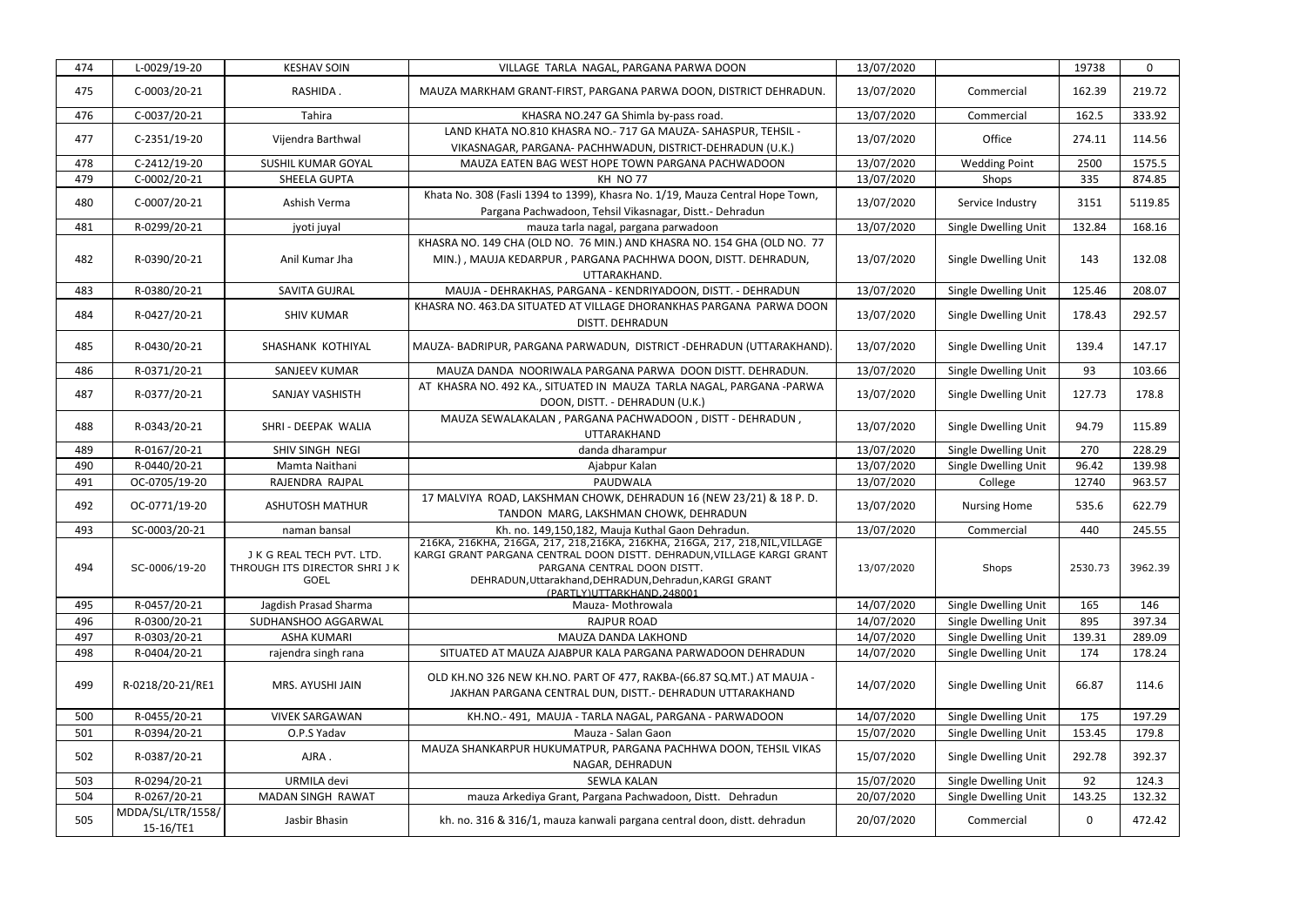| | | | | | | | |
|---|---|---|---|---|---|---|---|
| 474 | L-0029/19-20 | KESHAV SOIN | VILLAGE TARLA NAGAL, PARGANA PARWA DOON | 13/07/2020 | | 19738 | 0 |
| 475 | C-0003/20-21 | RASHIDA . | MAUZA MARKHAM GRANT-FIRST, PARGANA PARWA DOON, DISTRICT DEHRADUN. | 13/07/2020 | Commercial | 162.39 | 219.72 |
| 476 | C-0037/20-21 | Tahira | KHASRA NO.247 GA Shimla by-pass road. | 13/07/2020 | Commercial | 162.5 | 333.92 |
| 477 | C-2351/19-20 | Vijendra Barthwal | LAND KHATA NO.810 KHASRA NO.- 717 GA MAUZA- SAHASPUR, TEHSIL - VIKASNAGAR, PARGANA- PACHHWADUN, DISTRICT-DEHRADUN (U.K.) | 13/07/2020 | Office | 274.11 | 114.56 |
| 478 | C-2412/19-20 | SUSHIL KUMAR GOYAL | MAUZA EATEN BAG WEST HOPE TOWN PARGANA PACHWADOON | 13/07/2020 | Wedding Point | 2500 | 1575.5 |
| 479 | C-0002/20-21 | SHEELA GUPTA | KH NO 77 | 13/07/2020 | Shops | 335 | 874.85 |
| 480 | C-0007/20-21 | Ashish Verma | Khata No. 308 (Fasli 1394 to 1399), Khasra No. 1/19, Mauza Central Hope Town, Pargana Pachwadoon, Tehsil Vikasnagar, Distt.- Dehradun | 13/07/2020 | Service Industry | 3151 | 5119.85 |
| 481 | R-0299/20-21 | jyoti juyal | mauza tarla nagal, pargana parwadoon | 13/07/2020 | Single Dwelling Unit | 132.84 | 168.16 |
| 482 | R-0390/20-21 | Anil Kumar Jha | KHASRA NO. 149 CHA (OLD NO. 76 MIN.) AND KHASRA NO. 154 GHA (OLD NO. 77 MIN.) , MAUJA KEDARPUR , PARGANA PACHHWA DOON, DISTT. DEHRADUN, UTTARAKHAND. | 13/07/2020 | Single Dwelling Unit | 143 | 132.08 |
| 483 | R-0380/20-21 | SAVITA GUJRAL | MAUJA - DEHRAKHAS, PARGANA - KENDRIYADOON, DISTT. - DEHRADUN | 13/07/2020 | Single Dwelling Unit | 125.46 | 208.07 |
| 484 | R-0427/20-21 | SHIV KUMAR | KHASRA NO. 463.DA SITUATED AT VILLAGE DHORANKHAS PARGANA PARWA DOON DISTT. DEHRADUN | 13/07/2020 | Single Dwelling Unit | 178.43 | 292.57 |
| 485 | R-0430/20-21 | SHASHANK KOTHIYAL | MAUZA- BADRIPUR, PARGANA PARWADUN, DISTRICT -DEHRADUN (UTTARAKHAND). | 13/07/2020 | Single Dwelling Unit | 139.4 | 147.17 |
| 486 | R-0371/20-21 | SANJEEV KUMAR | MAUZA DANDA NOORIWALA PARGANA PARWA DOON DISTT. DEHRADUN. | 13/07/2020 | Single Dwelling Unit | 93 | 103.66 |
| 487 | R-0377/20-21 | SANJAY VASHISTH | AT KHASRA NO. 492 KA., SITUATED IN MAUZA TARLA NAGAL, PARGANA -PARWA DOON, DISTT. - DEHRADUN (U.K.) | 13/07/2020 | Single Dwelling Unit | 127.73 | 178.8 |
| 488 | R-0343/20-21 | SHRI - DEEPAK WALIA | MAUZA SEWALAKALAN , PARGANA PACHWADOON , DISTT - DEHRADUN , UTTARAKHAND | 13/07/2020 | Single Dwelling Unit | 94.79 | 115.89 |
| 489 | R-0167/20-21 | SHIV SINGH NEGI | danda dharampur | 13/07/2020 | Single Dwelling Unit | 270 | 228.29 |
| 490 | R-0440/20-21 | Mamta Naithani | Ajabpur Kalan | 13/07/2020 | Single Dwelling Unit | 96.42 | 139.98 |
| 491 | OC-0705/19-20 | RAJENDRA RAJPAL | PAUDWALA | 13/07/2020 | College | 12740 | 963.57 |
| 492 | OC-0771/19-20 | ASHUTOSH MATHUR | 17 MALVIYA ROAD, LAKSHMAN CHOWK, DEHRADUN 16 (NEW 23/21) & 18 P. D. TANDON MARG, LAKSHMAN CHOWK, DEHRADUN | 13/07/2020 | Nursing Home | 535.6 | 622.79 |
| 493 | SC-0003/20-21 | naman bansal | Kh. no. 149,150,182, Mauja Kuthal Gaon Dehradun. | 13/07/2020 | Commercial | 440 | 245.55 |
| 494 | SC-0006/19-20 | J K G REAL TECH PVT. LTD. THROUGH ITS DIRECTOR SHRI J K GOEL | 216KA, 216KHA, 216GA, 217, 218,216KA, 216KHA, 216GA, 217, 218,NIL,VILLAGE KARGI GRANT PARGANA CENTRAL DOON DISTT. DEHRADUN,VILLAGE KARGI GRANT PARGANA CENTRAL DOON DISTT. DEHRADUN,Uttarakhand,DEHRADUN,Dehradun,KARGI GRANT (PARTLY)UTTARKHAND,248001 | 13/07/2020 | Shops | 2530.73 | 3962.39 |
| 495 | R-0457/20-21 | Jagdish Prasad Sharma | Mauza- Mothrowala | 14/07/2020 | Single Dwelling Unit | 165 | 146 |
| 496 | R-0300/20-21 | SUDHANSHOO AGGARWAL | RAJPUR ROAD | 14/07/2020 | Single Dwelling Unit | 895 | 397.34 |
| 497 | R-0303/20-21 | ASHA KUMARI | MAUZA DANDA LAKHOND | 14/07/2020 | Single Dwelling Unit | 139.31 | 289.09 |
| 498 | R-0404/20-21 | rajendra singh rana | SITUATED AT MAUZA AJABPUR KALA PARGANA PARWADOON DEHRADUN | 14/07/2020 | Single Dwelling Unit | 174 | 178.24 |
| 499 | R-0218/20-21/RE1 | MRS. AYUSHI JAIN | OLD KH.NO 326 NEW KH.NO. PART OF 477, RAKBA-(66.87 SQ.MT.) AT MAUJA - JAKHAN PARGANA CENTRAL DUN, DISTT.- DEHRADUN UTTARAKHAND | 14/07/2020 | Single Dwelling Unit | 66.87 | 114.6 |
| 500 | R-0455/20-21 | VIVEK SARGAWAN | KH.NO.- 491, MAUJA - TARLA NAGAL, PARGANA - PARWADOON | 14/07/2020 | Single Dwelling Unit | 175 | 197.29 |
| 501 | R-0394/20-21 | O.P.S Yadav | Mauza - Salan Gaon | 15/07/2020 | Single Dwelling Unit | 153.45 | 179.8 |
| 502 | R-0387/20-21 | AJRA . | MAUZA SHANKARPUR HUKUMATPUR, PARGANA PACHHWA DOON, TEHSIL VIKAS NAGAR, DEHRADUN | 15/07/2020 | Single Dwelling Unit | 292.78 | 392.37 |
| 503 | R-0294/20-21 | URMILA devi | SEWLA KALAN | 15/07/2020 | Single Dwelling Unit | 92 | 124.3 |
| 504 | R-0267/20-21 | MADAN SINGH RAWAT | mauza Arkediya Grant, Pargana Pachwadoon, Distt. Dehradun | 20/07/2020 | Single Dwelling Unit | 143.25 | 132.32 |
| 505 | MDDA/SL/LTR/1558/15-16/TE1 | Jasbir Bhasin | kh. no. 316 & 316/1, mauza kanwali pargana central doon, distt. dehradun | 20/07/2020 | Commercial | 0 | 472.42 |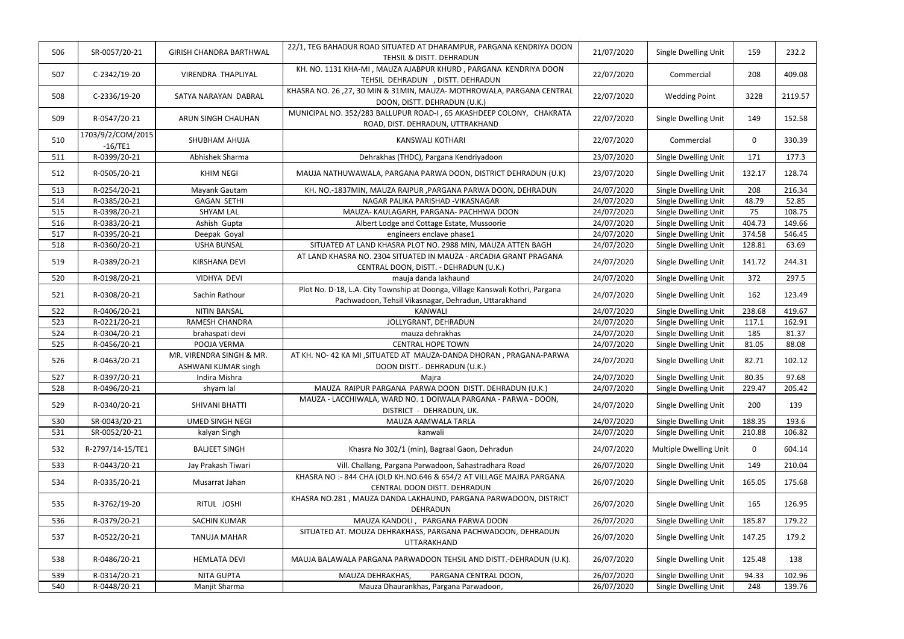| | | | | | | | |
|---|---|---|---|---|---|---|---|
| 506 | SR-0057/20-21 | GIRISH CHANDRA BARTHWAL | 22/1, TEG BAHADUR ROAD SITUATED AT DHARAMPUR, PARGANA KENDRIYA DOON TEHSIL & DISTT. DEHRADUN | 21/07/2020 | Single Dwelling Unit | 159 | 232.2 |
| 507 | C-2342/19-20 | VIRENDRA THAPLIYAL | KH. NO. 1131 KHA-MI , MAUZA AJABPUR KHURD , PARGANA KENDRIYA DOON TEHSIL DEHRADUN , DISTT. DEHRADUN | 22/07/2020 | Commercial | 208 | 409.08 |
| 508 | C-2336/19-20 | SATYA NARAYAN DABRAL | KHASRA NO. 26 ,27, 30 MIN & 31MIN, MAUZA- MOTHROWALA, PARGANA CENTRAL DOON, DISTT. DEHRADUN (U.K.) | 22/07/2020 | Wedding Point | 3228 | 2119.57 |
| 509 | R-0547/20-21 | ARUN SINGH CHAUHAN | MUNICIPAL NO. 352/283 BALLUPUR ROAD-I , 65 AKASHDEEP COLONY, CHAKRATA ROAD, DIST. DEHRADUN, UTTRAKHAND | 22/07/2020 | Single Dwelling Unit | 149 | 152.58 |
| 510 | 1703/9/2/COM/2015 -16/TE1 | SHUBHAM AHUJA | KANSWALI KOTHARI | 22/07/2020 | Commercial | 0 | 330.39 |
| 511 | R-0399/20-21 | Abhishek Sharma | Dehrakhas (THDC), Pargana Kendriyadoon | 23/07/2020 | Single Dwelling Unit | 171 | 177.3 |
| 512 | R-0505/20-21 | KHIM NEGI | MAUJA NATHUWAWALA, PARGANA PARWA DOON, DISTRICT DEHRADUN (U.K) | 23/07/2020 | Single Dwelling Unit | 132.17 | 128.74 |
| 513 | R-0254/20-21 | Mayank Gautam | KH. NO.-1837MIN, MAUZA RAIPUR ,PARGANA PARWA DOON, DEHRADUN | 24/07/2020 | Single Dwelling Unit | 208 | 216.34 |
| 514 | R-0385/20-21 | GAGAN SETHI | NAGAR PALIKA PARISHAD -VIKASNAGAR | 24/07/2020 | Single Dwelling Unit | 48.79 | 52.85 |
| 515 | R-0398/20-21 | SHYAM LAL | MAUZA- KAULAGARH, PARGANA- PACHHWA DOON | 24/07/2020 | Single Dwelling Unit | 75 | 108.75 |
| 516 | R-0383/20-21 | Ashish Gupta | Albert Lodge and Cottage Estate, Mussoorie | 24/07/2020 | Single Dwelling Unit | 404.73 | 149.66 |
| 517 | R-0395/20-21 | Deepak Goyal | engineers enclave phase1 | 24/07/2020 | Single Dwelling Unit | 374.58 | 546.45 |
| 518 | R-0360/20-21 | USHA BUNSAL | SITUATED AT LAND KHASRA PLOT NO. 2988 MIN, MAUZA ATTEN BAGH | 24/07/2020 | Single Dwelling Unit | 128.81 | 63.69 |
| 519 | R-0389/20-21 | KIRSHANA DEVI | AT LAND KHASRA NO. 2304 SITUATED IN MAUZA - ARCADIA GRANT PRAGANA CENTRAL DOON, DISTT. - DEHRADUN (U.K.) | 24/07/2020 | Single Dwelling Unit | 141.72 | 244.31 |
| 520 | R-0198/20-21 | VIDHYA DEVI | mauja danda lakhaund | 24/07/2020 | Single Dwelling Unit | 372 | 297.5 |
| 521 | R-0308/20-21 | Sachin Rathour | Plot No. D-18, L.A. City Township at Doonga, Village Kanswali Kothri, Pargana Pachhwadoon, Tehsil Vikasnagar, Dehradun, Uttarakhand | 24/07/2020 | Single Dwelling Unit | 162 | 123.49 |
| 522 | R-0406/20-21 | NITIN BANSAL | KANWALI | 24/07/2020 | Single Dwelling Unit | 238.68 | 419.67 |
| 523 | R-0221/20-21 | RAMESH CHANDRA | JOLLYGRANT, DEHRADUN | 24/07/2020 | Single Dwelling Unit | 117.1 | 162.91 |
| 524 | R-0304/20-21 | brahaspati devi | mauza dehrakhas | 24/07/2020 | Single Dwelling Unit | 185 | 81.37 |
| 525 | R-0456/20-21 | POOJA VERMA | CENTRAL HOPE TOWN | 24/07/2020 | Single Dwelling Unit | 81.05 | 88.08 |
| 526 | R-0463/20-21 | MR. VIRENDRA SINGH & MR. ASHWANI KUMAR singh | AT KH. NO- 42 KA MI ,SITUATED AT MAUZA-DANDA DHORAN , PRAGANA-PARWA DOON DISTT.- DEHRADUN (U.K.) | 24/07/2020 | Single Dwelling Unit | 82.71 | 102.12 |
| 527 | R-0397/20-21 | Indira Mishra | Majra | 24/07/2020 | Single Dwelling Unit | 80.35 | 97.68 |
| 528 | R-0496/20-21 | shyam lal | MAUZA RAIPUR PARGANA PARWA DOON DISTT. DEHRADUN (U.K.) | 24/07/2020 | Single Dwelling Unit | 229.47 | 205.42 |
| 529 | R-0340/20-21 | SHIVANI BHATTI | MAUZA - LACCHIWALA, WARD NO. 1 DOIWALA PARGANA - PARWA - DOON, DISTRICT - DEHRADUN, UK. | 24/07/2020 | Single Dwelling Unit | 200 | 139 |
| 530 | SR-0043/20-21 | UMED SINGH NEGI | MAUZA AAMWALA TARLA | 24/07/2020 | Single Dwelling Unit | 188.35 | 193.6 |
| 531 | SR-0052/20-21 | kalyan Singh | kanwali | 24/07/2020 | Single Dwelling Unit | 210.88 | 106.82 |
| 532 | R-2797/14-15/TE1 | BALJEET SINGH | Khasra No 302/1 (min), Bagraal Gaon, Dehradun | 24/07/2020 | Multiple Dwelling Unit | 0 | 604.14 |
| 533 | R-0443/20-21 | Jay Prakash Tiwari | Vill. Challang, Pargana Parwadoon, Sahastradhara Road | 26/07/2020 | Single Dwelling Unit | 149 | 210.04 |
| 534 | R-0335/20-21 | Musarrat Jahan | KHASRA NO :- 844 CHA (OLD KH.NO.646 & 654/2 AT VILLAGE MAJRA PARGANA CENTRAL DOON DISTT. DEHRADUN | 26/07/2020 | Single Dwelling Unit | 165.05 | 175.68 |
| 535 | R-3762/19-20 | RITUL JOSHI | KHASRA NO.281 , MAUZA DANDA LAKHAUND, PARGANA PARWADOON, DISTRICT DEHRADUN | 26/07/2020 | Single Dwelling Unit | 165 | 126.95 |
| 536 | R-0379/20-21 | SACHIN KUMAR | MAUZA KANDOLI , PARGANA PARWA DOON | 26/07/2020 | Single Dwelling Unit | 185.87 | 179.22 |
| 537 | R-0522/20-21 | TANUJA MAHAR | SITUATED AT. MOUZA DEHRAKHASS, PARGANA PACHWADOON, DEHRADUN UTTARAKHAND | 26/07/2020 | Single Dwelling Unit | 147.25 | 179.2 |
| 538 | R-0486/20-21 | HEMLATA DEVI | MAUJA BALAWALA PARGANA PARWADOON TEHSIL AND DISTT.-DEHRADUN (U.K). | 26/07/2020 | Single Dwelling Unit | 125.48 | 138 |
| 539 | R-0314/20-21 | NITA GUPTA | MAUZA DEHRAKHAS, PARGANA CENTRAL DOON, | 26/07/2020 | Single Dwelling Unit | 94.33 | 102.96 |
| 540 | R-0448/20-21 | Manjit Sharma | Mauza Dhaurankhas, Pargana Parwadoon, | 26/07/2020 | Single Dwelling Unit | 248 | 139.76 |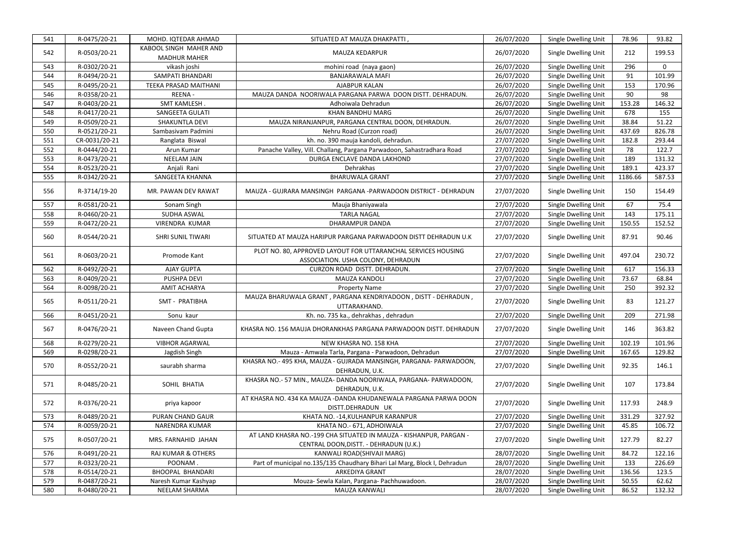| | | | | | | | |
|---|---|---|---|---|---|---|---|
| 541 | R-0475/20-21 | MOHD. IQTEDAR AHMAD | SITUATED AT MAUZA DHAKPATTI , | 26/07/2020 | Single Dwelling Unit | 78.96 | 93.82 |
| 542 | R-0503/20-21 | KABOOL SINGH MAHER AND MADHUR MAHER | MAUZA KEDARPUR | 26/07/2020 | Single Dwelling Unit | 212 | 199.53 |
| 543 | R-0302/20-21 | vikash joshi | mohini road (naya gaon) | 26/07/2020 | Single Dwelling Unit | 296 | 0 |
| 544 | R-0494/20-21 | SAMPATI BHANDARI | BANJARAWALA MAFI | 26/07/2020 | Single Dwelling Unit | 91 | 101.99 |
| 545 | R-0495/20-21 | TEEKA PRASAD MAITHANI | AJABPUR KALAN | 26/07/2020 | Single Dwelling Unit | 153 | 170.96 |
| 546 | R-0358/20-21 | REENA - | MAUZA DANDA NOORIWALA PARGANA PARWA DOON DISTT. DEHRADUN. | 26/07/2020 | Single Dwelling Unit | 90 | 98 |
| 547 | R-0403/20-21 | SMT KAMLESH . | Adhoiwala Dehradun | 26/07/2020 | Single Dwelling Unit | 153.28 | 146.32 |
| 548 | R-0417/20-21 | SANGEETA GULATI | KHAN BANDHU MARG | 26/07/2020 | Single Dwelling Unit | 678 | 155 |
| 549 | R-0509/20-21 | SHAKUNTLA DEVI | MAUZA NIRANJANPUR, PARGANA CENTRAL DOON, DEHRADUN. | 26/07/2020 | Single Dwelling Unit | 38.84 | 51.22 |
| 550 | R-0521/20-21 | Sambasivam Padmini | Nehru Road (Curzon road) | 26/07/2020 | Single Dwelling Unit | 437.69 | 826.78 |
| 551 | CR-0031/20-21 | Ranglata Biswal | kh. no. 390 mauja kandoli, dehradun. | 27/07/2020 | Single Dwelling Unit | 182.8 | 293.44 |
| 552 | R-0444/20-21 | Arun Kumar | Panache Valley, Vill. Challang, Pargana Parwadoon, Sahastradhara Road | 27/07/2020 | Single Dwelling Unit | 78 | 122.7 |
| 553 | R-0473/20-21 | NEELAM JAIN | DURGA ENCLAVE DANDA LAKHOND | 27/07/2020 | Single Dwelling Unit | 189 | 131.32 |
| 554 | R-0523/20-21 | Anjali Rani | Dehrakhas | 27/07/2020 | Single Dwelling Unit | 189.1 | 423.37 |
| 555 | R-0342/20-21 | SANGEETA KHANNA | BHARUWALA GRANT | 27/07/2020 | Single Dwelling Unit | 1186.66 | 587.53 |
| 556 | R-3714/19-20 | MR. PAWAN DEV RAWAT | MAUZA - GUJRARA MANSINGH PARGANA -PARWADOON DISTRICT - DEHRADUN | 27/07/2020 | Single Dwelling Unit | 150 | 154.49 |
| 557 | R-0581/20-21 | Sonam Singh | Mauja Bhaniyawala | 27/07/2020 | Single Dwelling Unit | 67 | 75.4 |
| 558 | R-0460/20-21 | SUDHA ASWAL | TARLA NAGAL | 27/07/2020 | Single Dwelling Unit | 143 | 175.11 |
| 559 | R-0472/20-21 | VIRENDRA KUMAR | DHARAMPUR DANDA | 27/07/2020 | Single Dwelling Unit | 150.55 | 152.52 |
| 560 | R-0544/20-21 | SHRI SUNIL TIWARI | SITUATED AT MAUZA HARIPUR PARGANA PARWADOON DISTT DEHRADUN U.K | 27/07/2020 | Single Dwelling Unit | 87.91 | 90.46 |
| 561 | R-0603/20-21 | Promode Kant | PLOT NO. 80, APPROVED LAYOUT FOR UTTARANCHAL SERVICES HOUSING ASSOCIATION. USHA COLONY, DEHRADUN | 27/07/2020 | Single Dwelling Unit | 497.04 | 230.72 |
| 562 | R-0492/20-21 | AJAY GUPTA | CURZON ROAD DISTT. DEHRADUN. | 27/07/2020 | Single Dwelling Unit | 617 | 156.33 |
| 563 | R-0409/20-21 | PUSHPA DEVI | MAUZA KANDOLI | 27/07/2020 | Single Dwelling Unit | 73.67 | 68.84 |
| 564 | R-0098/20-21 | AMIT ACHARYA | Property Name | 27/07/2020 | Single Dwelling Unit | 250 | 392.32 |
| 565 | R-0511/20-21 | SMT - PRATIBHA | MAUZA BHARUWALA GRANT , PARGANA KENDRIYADOON , DISTT - DEHRADUN , UTTARAKHAND. | 27/07/2020 | Single Dwelling Unit | 83 | 121.27 |
| 566 | R-0451/20-21 | Sonu kaur | Kh. no. 735 ka., dehrakhas , dehradun | 27/07/2020 | Single Dwelling Unit | 209 | 271.98 |
| 567 | R-0476/20-21 | Naveen Chand Gupta | KHASRA NO. 156 MAUJA DHORANKHAS PARGANA PARWADOON DISTT. DEHRADUN | 27/07/2020 | Single Dwelling Unit | 146 | 363.82 |
| 568 | R-0279/20-21 | VIBHOR AGARWAL | NEW KHASRA NO. 158 KHA | 27/07/2020 | Single Dwelling Unit | 102.19 | 101.96 |
| 569 | R-0298/20-21 | Jagdish Singh | Mauza - Amwala Tarla, Pargana - Parwadoon, Dehradun | 27/07/2020 | Single Dwelling Unit | 167.65 | 129.82 |
| 570 | R-0552/20-21 | saurabh sharma | KHASRA NO.- 495 KHA, MAUZA - GUJRADA MANSINGH, PARGANA- PARWADOON, DEHRADUN, U.K. | 27/07/2020 | Single Dwelling Unit | 92.35 | 146.1 |
| 571 | R-0485/20-21 | SOHIL BHATIA | KHASRA NO.- 57 MIN., MAUZA- DANDA NOORIWALA, PARGANA- PARWADOON, DEHRADUN, U.K. | 27/07/2020 | Single Dwelling Unit | 107 | 173.84 |
| 572 | R-0376/20-21 | priya kapoor | AT KHASRA NO. 434 KA MAUZA -DANDA KHUDANEWALA PARGANA PARWA DOON DISTT.DEHRADUN UK | 27/07/2020 | Single Dwelling Unit | 117.93 | 248.9 |
| 573 | R-0489/20-21 | PURAN CHAND GAUR | KHATA NO. -14,KULHANPUR KARANPUR | 27/07/2020 | Single Dwelling Unit | 331.29 | 327.92 |
| 574 | R-0059/20-21 | NARENDRA KUMAR | KHATA NO.- 671, ADHOIWALA | 27/07/2020 | Single Dwelling Unit | 45.85 | 106.72 |
| 575 | R-0507/20-21 | MRS. FARNAHID JAHAN | AT LAND KHASRA NO.-199 CHA SITUATED IN MAUZA - KISHANPUR, PARGAN - CENTRAL DOON,DISTT. - DEHRADUN (U.K.) | 27/07/2020 | Single Dwelling Unit | 127.79 | 82.27 |
| 576 | R-0491/20-21 | RAJ KUMAR & OTHERS | KANWALI ROAD(SHIVAJI MARG) | 28/07/2020 | Single Dwelling Unit | 84.72 | 122.16 |
| 577 | R-0323/20-21 | POONAM . | Part of municipal no.135/135 Chaudhary Bihari Lal Marg, Block I, Dehradun | 28/07/2020 | Single Dwelling Unit | 133 | 226.69 |
| 578 | R-0514/20-21 | BHOOPAL BHANDARI | ARKEDIYA GRANT | 28/07/2020 | Single Dwelling Unit | 136.56 | 123.5 |
| 579 | R-0487/20-21 | Naresh Kumar Kashyap | Mouza- Sewla Kalan, Pargana- Pachhuwadoon. | 28/07/2020 | Single Dwelling Unit | 50.55 | 62.62 |
| 580 | R-0480/20-21 | NEELAM SHARMA | MAUZA KANWALI | 28/07/2020 | Single Dwelling Unit | 86.52 | 132.32 |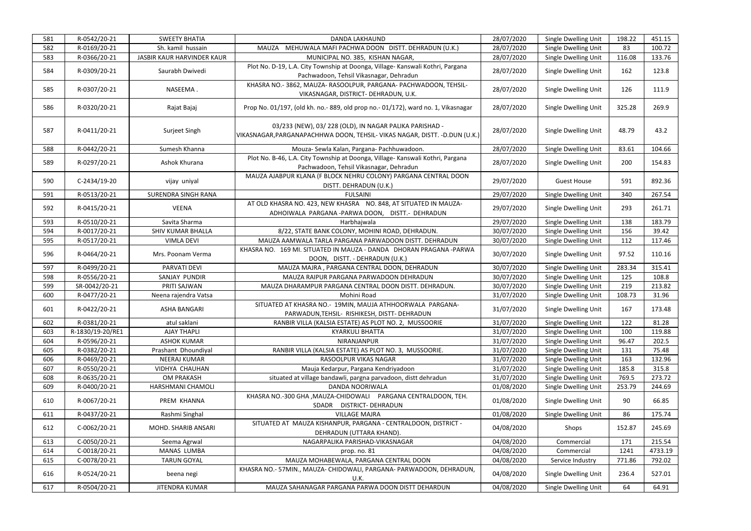| | | | | | | | |
|---|---|---|---|---|---|---|---|
| 581 | R-0542/20-21 | SWEETY BHATIA | DANDA LAKHAUND | 28/07/2020 | Single Dwelling Unit | 198.22 | 451.15 |
| 582 | R-0169/20-21 | Sh. kamil hussain | MAUZA MEHUWALA MAFI PACHWA DOON DISTT. DEHRADUN (U.K.) | 28/07/2020 | Single Dwelling Unit | 83 | 100.72 |
| 583 | R-0366/20-21 | JASBIR KAUR HARVINDER KAUR | MUNICIPAL NO. 385, KISHAN NAGAR, | 28/07/2020 | Single Dwelling Unit | 116.08 | 133.76 |
| 584 | R-0309/20-21 | Saurabh Dwivedi | Plot No. D-19, L.A. City Township at Doonga, Village- Kanswali Kothri, Pargana Pachwadoon, Tehsil Vikasnagar, Dehradun | 28/07/2020 | Single Dwelling Unit | 162 | 123.8 |
| 585 | R-0307/20-21 | NASEEMA . | KHASRA NO.- 3862, MAUZA- RASOOLPUR, PARGANA- PACHWADOON, TEHSIL- VIKASNAGAR, DISTRICT- DEHRADUN, U.K. | 28/07/2020 | Single Dwelling Unit | 126 | 111.9 |
| 586 | R-0320/20-21 | Rajat Bajaj | Prop No. 01/197, (old kh. no.- 889, old prop no.- 01/172), ward no. 1, Vikasnagar | 28/07/2020 | Single Dwelling Unit | 325.28 | 269.9 |
| 587 | R-0411/20-21 | Surjeet Singh | 03/233 (NEW), 03/ 228 (OLD), IN NAGAR PALIKA PARISHAD - VIKASNAGAR,PARGANAPACHHWA DOON, TEHSIL- VIKAS NAGAR, DISTT. -D.DUN (U.K.) | 28/07/2020 | Single Dwelling Unit | 48.79 | 43.2 |
| 588 | R-0442/20-21 | Sumesh Khanna | Mouza- Sewla Kalan, Pargana- Pachhuwadoon. | 28/07/2020 | Single Dwelling Unit | 83.61 | 104.66 |
| 589 | R-0297/20-21 | Ashok Khurana | Plot No. B-46, L.A. City Township at Doonga, Village- Kanswali Kothri, Pargana Pachwadoon, Tehsil Vikasnagar, Dehradun | 28/07/2020 | Single Dwelling Unit | 200 | 154.83 |
| 590 | C-2434/19-20 | vijay uniyal | MAUZA AJABPUR KLANA (F BLOCK NEHRU COLONY) PARGANA CENTRAL DOON DISTT. DEHRADUN (U.K.) | 29/07/2020 | Guest House | 591 | 892.36 |
| 591 | R-0513/20-21 | SURENDRA SINGH RANA | FULSAINI | 29/07/2020 | Single Dwelling Unit | 340 | 267.54 |
| 592 | R-0415/20-21 | VEENA | AT OLD KHASRA NO. 423, NEW KHASRA NO. 848, AT SITUATED IN MAUZA- ADHOIWALA PARGANA -PARWA DOON, DISTT.- DEHRADUN | 29/07/2020 | Single Dwelling Unit | 293 | 261.71 |
| 593 | R-0510/20-21 | Savita Sharma | Harbhajwala | 29/07/2020 | Single Dwelling Unit | 138 | 183.79 |
| 594 | R-0017/20-21 | SHIV KUMAR BHALLA | 8/22, STATE BANK COLONY, MOHINI ROAD, DEHRADUN. | 30/07/2020 | Single Dwelling Unit | 156 | 39.42 |
| 595 | R-0517/20-21 | VIMLA DEVI | MAUZA AAMWALA TARLA PARGANA PARWADOON DISTT. DEHRADUN | 30/07/2020 | Single Dwelling Unit | 112 | 117.46 |
| 596 | R-0464/20-21 | Mrs. Poonam Verma | KHASRA NO. 169 MI. SITUATED IN MAUZA - DANDA DHORAN PRAGANA -PARWA DOON, DISTT. - DEHRADUN (U.K.) | 30/07/2020 | Single Dwelling Unit | 97.52 | 110.16 |
| 597 | R-0499/20-21 | PARVATI DEVI | MAUZA MAJRA , PARGANA CENTRAL DOON, DEHRADUN | 30/07/2020 | Single Dwelling Unit | 283.34 | 315.41 |
| 598 | R-0556/20-21 | SANJAY PUNDIR | MAUZA RAIPUR PARGANA PARWADOON DEHRADUN | 30/07/2020 | Single Dwelling Unit | 125 | 108.8 |
| 599 | SR-0042/20-21 | PRITI SAJWAN | MAUZA DHARAMPUR PARGANA CENTRAL DOON DISTT. DEHRADUN. | 30/07/2020 | Single Dwelling Unit | 219 | 213.82 |
| 600 | R-0477/20-21 | Neena rajendra Vatsa | Mohini Road | 31/07/2020 | Single Dwelling Unit | 108.73 | 31.96 |
| 601 | R-0422/20-21 | ASHA BANGARI | SITUATED AT KHASRA NO.- 19MIN, MAUJA ATHHOORWALA PARGANA- PARWADUN,TEHSIL- RISHIKESH, DISTT- DEHRADUN | 31/07/2020 | Single Dwelling Unit | 167 | 173.48 |
| 602 | R-0381/20-21 | atul saklani | RANBIR VILLA (KALSIA ESTATE) AS PLOT NO. 2, MUSSOORIE | 31/07/2020 | Single Dwelling Unit | 122 | 81.28 |
| 603 | R-1830/19-20/RE1 | AJAY THAPLI | KYARKULI BHATTA | 31/07/2020 | Single Dwelling Unit | 100 | 119.88 |
| 604 | R-0596/20-21 | ASHOK KUMAR | NIRANJANPUR | 31/07/2020 | Single Dwelling Unit | 96.47 | 202.5 |
| 605 | R-0382/20-21 | Prashant Dhoundiyal | RANBIR VILLA (KALSIA ESTATE) AS PLOT NO. 3, MUSSOORIE. | 31/07/2020 | Single Dwelling Unit | 131 | 75.48 |
| 606 | R-0469/20-21 | NEERAJ KUMAR | RASOOLPUR VIKAS NAGAR | 31/07/2020 | Single Dwelling Unit | 163 | 132.96 |
| 607 | R-0550/20-21 | VIDHYA CHAUHAN | Mauja Kedarpur, Pargana Kendriyadoon | 31/07/2020 | Single Dwelling Unit | 185.8 | 315.8 |
| 608 | R-0635/20-21 | OM PRAKASH | situated at village bandawli, pargna parvadoon, distt dehradun | 31/07/2020 | Single Dwelling Unit | 769.5 | 273.72 |
| 609 | R-0400/20-21 | HARSHMANI CHAMOLI | DANDA NOORIWALA | 01/08/2020 | Single Dwelling Unit | 253.79 | 244.69 |
| 610 | R-0067/20-21 | PREM KHANNA | KHASRA NO.-300 GHA ,MAUZA-CHIDOWALI PARGANA CENTRALDOON, TEH. SDADR DISTRICT- DEHRADUN | 01/08/2020 | Single Dwelling Unit | 90 | 66.85 |
| 611 | R-0437/20-21 | Rashmi Singhal | VILLAGE MAJRA | 01/08/2020 | Single Dwelling Unit | 86 | 175.74 |
| 612 | C-0062/20-21 | MOHD. SHARIB ANSARI | SITUATED AT MAUZA KISHANPUR, PARGANA - CENTRALDOON, DISTRICT - DEHRADUN (UTTARA KHAND). | 04/08/2020 | Shops | 152.87 | 245.69 |
| 613 | C-0050/20-21 | Seema Agrwal | NAGARPALIKA PARISHAD-VIKASNAGAR | 04/08/2020 | Commercial | 171 | 215.54 |
| 614 | C-0018/20-21 | MANAS LUMBA | prop. no. 81 | 04/08/2020 | Commercial | 1241 | 4733.19 |
| 615 | C-0078/20-21 | TARUN GOYAL | MAUZA MOHABEWALA, PARGANA CENTRAL DOON | 04/08/2020 | Service Industry | 771.86 | 792.02 |
| 616 | R-0524/20-21 | beena negi | KHASRA NO.- 57MIN., MAUZA- CHIDOWALI, PARGANA- PARWADOON, DEHRADUN, U.K. | 04/08/2020 | Single Dwelling Unit | 236.4 | 527.01 |
| 617 | R-0504/20-21 | JITENDRA KUMAR | MAUZA SAHANAGAR PARGANA PARWA DOON DISTT DEHARDUN | 04/08/2020 | Single Dwelling Unit | 64 | 64.91 |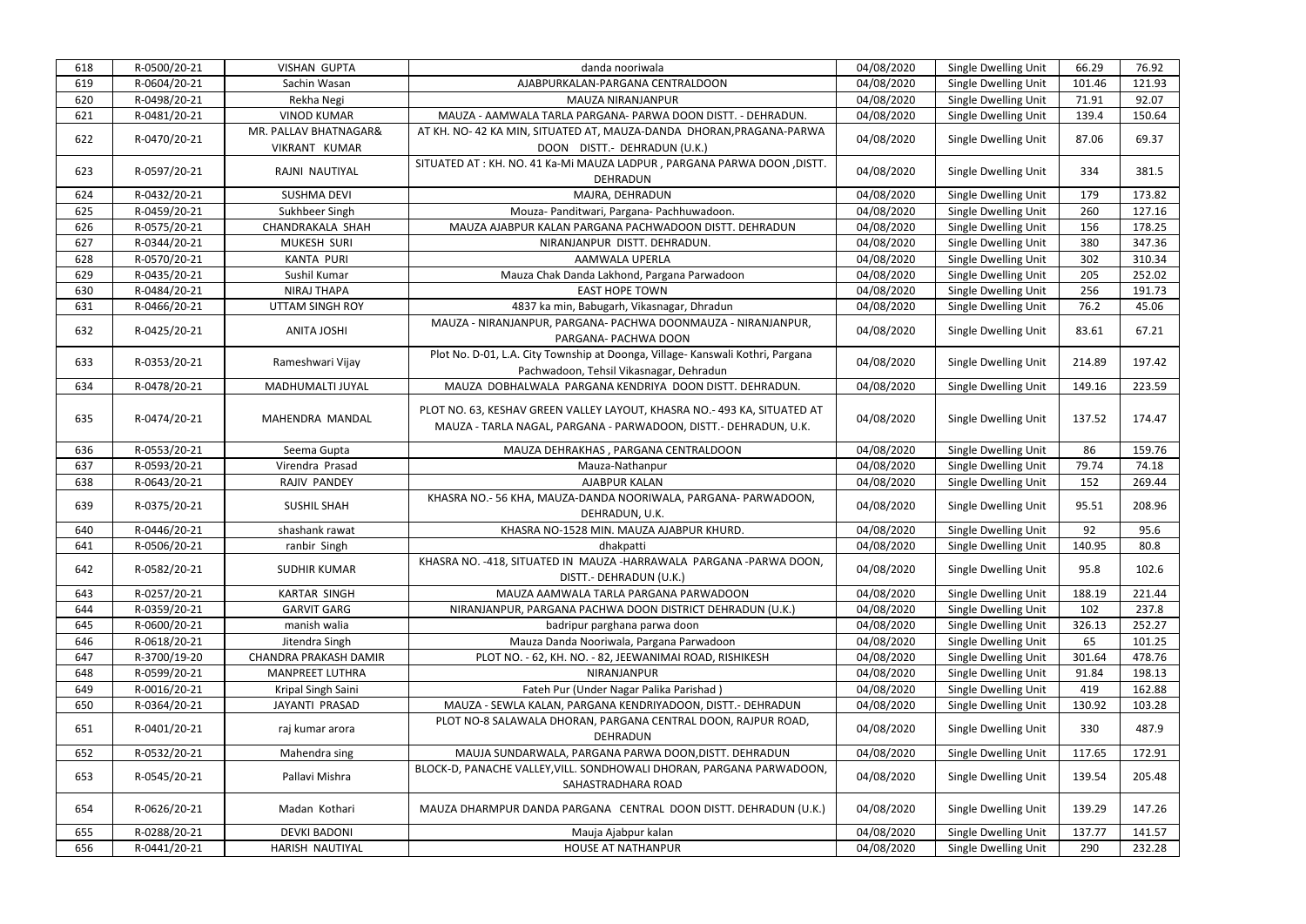| | | | | | | | |
|---|---|---|---|---|---|---|---|
| 618 | R-0500/20-21 | VISHAN GUPTA | danda nooriwala | 04/08/2020 | Single Dwelling Unit | 66.29 | 76.92 |
| 619 | R-0604/20-21 | Sachin Wasan | AJABPURKALAN-PARGANA CENTRALDOON | 04/08/2020 | Single Dwelling Unit | 101.46 | 121.93 |
| 620 | R-0498/20-21 | Rekha Negi | MAUZA NIRANJANPUR | 04/08/2020 | Single Dwelling Unit | 71.91 | 92.07 |
| 621 | R-0481/20-21 | VINOD KUMAR | MAUZA - AAMWALA TARLA PARGANA- PARWA DOON DISTT. - DEHRADUN. | 04/08/2020 | Single Dwelling Unit | 139.4 | 150.64 |
| 622 | R-0470/20-21 | MR. PALLAV BHATNAGAR& VIKRANT KUMAR | AT KH. NO- 42 KA MIN, SITUATED AT, MAUZA-DANDA DHORAN,PRAGANA-PARWA DOON DISTT.- DEHRADUN (U.K.) | 04/08/2020 | Single Dwelling Unit | 87.06 | 69.37 |
| 623 | R-0597/20-21 | RAJNI NAUTIYAL | SITUATED AT : KH. NO. 41 Ka-Mi MAUZA LADPUR , PARGANA PARWA DOON ,DISTT. DEHRADUN | 04/08/2020 | Single Dwelling Unit | 334 | 381.5 |
| 624 | R-0432/20-21 | SUSHMA DEVI | MAJRA, DEHRADUN | 04/08/2020 | Single Dwelling Unit | 179 | 173.82 |
| 625 | R-0459/20-21 | Sukhbeer Singh | Mouza- Panditwari, Pargana- Pachhuwadoon. | 04/08/2020 | Single Dwelling Unit | 260 | 127.16 |
| 626 | R-0575/20-21 | CHANDRAKALA SHAH | MAUZA AJABPUR KALAN PARGANA PACHWADOON DISTT. DEHRADUN | 04/08/2020 | Single Dwelling Unit | 156 | 178.25 |
| 627 | R-0344/20-21 | MUKESH SURI | NIRANJANPUR DISTT. DEHRADUN. | 04/08/2020 | Single Dwelling Unit | 380 | 347.36 |
| 628 | R-0570/20-21 | KANTA PURI | AAMWALA UPERLA | 04/08/2020 | Single Dwelling Unit | 302 | 310.34 |
| 629 | R-0435/20-21 | Sushil Kumar | Mauza Chak Danda Lakhond, Pargana Parwadoon | 04/08/2020 | Single Dwelling Unit | 205 | 252.02 |
| 630 | R-0484/20-21 | NIRAJ THAPA | EAST HOPE TOWN | 04/08/2020 | Single Dwelling Unit | 256 | 191.73 |
| 631 | R-0466/20-21 | UTTAM SINGH ROY | 4837 ka min, Babugarh, Vikasnagar, Dhradun | 04/08/2020 | Single Dwelling Unit | 76.2 | 45.06 |
| 632 | R-0425/20-21 | ANITA JOSHI | MAUZA - NIRANJANPUR, PARGANA- PACHWA DOONMAUZA - NIRANJANPUR, PARGANA- PACHWA DOON | 04/08/2020 | Single Dwelling Unit | 83.61 | 67.21 |
| 633 | R-0353/20-21 | Rameshwari Vijay | Plot No. D-01, L.A. City Township at Doonga, Village- Kanswali Kothri, Pargana Pachwadoon, Tehsil Vikasnagar, Dehradun | 04/08/2020 | Single Dwelling Unit | 214.89 | 197.42 |
| 634 | R-0478/20-21 | MADHUMALTI JUYAL | MAUZA DOBHALWALA PARGANA KENDRIYA DOON DISTT. DEHRADUN. | 04/08/2020 | Single Dwelling Unit | 149.16 | 223.59 |
| 635 | R-0474/20-21 | MAHENDRA MANDAL | PLOT NO. 63, KESHAV GREEN VALLEY LAYOUT, KHASRA NO.- 493 KA, SITUATED AT MAUZA - TARLA NAGAL, PARGANA - PARWADOON, DISTT.- DEHRADUN, U.K. | 04/08/2020 | Single Dwelling Unit | 137.52 | 174.47 |
| 636 | R-0553/20-21 | Seema Gupta | MAUZA DEHRAKHAS , PARGANA CENTRALDOON | 04/08/2020 | Single Dwelling Unit | 86 | 159.76 |
| 637 | R-0593/20-21 | Virendra Prasad | Mauza-Nathanpur | 04/08/2020 | Single Dwelling Unit | 79.74 | 74.18 |
| 638 | R-0643/20-21 | RAJIV PANDEY | AJABPUR KALAN | 04/08/2020 | Single Dwelling Unit | 152 | 269.44 |
| 639 | R-0375/20-21 | SUSHIL SHAH | KHASRA NO.- 56 KHA, MAUZA-DANDA NOORIWALA, PARGANA- PARWADOON, DEHRADUN, U.K. | 04/08/2020 | Single Dwelling Unit | 95.51 | 208.96 |
| 640 | R-0446/20-21 | shashank rawat | KHASRA NO-1528 MIN. MAUZA AJABPUR KHURD. | 04/08/2020 | Single Dwelling Unit | 92 | 95.6 |
| 641 | R-0506/20-21 | ranbir Singh | dhakpatti | 04/08/2020 | Single Dwelling Unit | 140.95 | 80.8 |
| 642 | R-0582/20-21 | SUDHIR KUMAR | KHASRA NO. -418, SITUATED IN MAUZA -HARRAWALA PARGANA -PARWA DOON, DISTT.- DEHRADUN (U.K.) | 04/08/2020 | Single Dwelling Unit | 95.8 | 102.6 |
| 643 | R-0257/20-21 | KARTAR SINGH | MAUZA AAMWALA TARLA PARGANA PARWADOON | 04/08/2020 | Single Dwelling Unit | 188.19 | 221.44 |
| 644 | R-0359/20-21 | GARVIT GARG | NIRANJANPUR, PARGANA PACHWA DOON DISTRICT DEHRADUN (U.K.) | 04/08/2020 | Single Dwelling Unit | 102 | 237.8 |
| 645 | R-0600/20-21 | manish walia | badripur parghana parwa doon | 04/08/2020 | Single Dwelling Unit | 326.13 | 252.27 |
| 646 | R-0618/20-21 | Jitendra Singh | Mauza Danda Nooriwala, Pargana Parwadoon | 04/08/2020 | Single Dwelling Unit | 65 | 101.25 |
| 647 | R-3700/19-20 | CHANDRA PRAKASH DAMIR | PLOT NO. - 62, KH. NO. - 82, JEEWANIMAI ROAD, RISHIKESH | 04/08/2020 | Single Dwelling Unit | 301.64 | 478.76 |
| 648 | R-0599/20-21 | MANPREET LUTHRA | NIRANJANPUR | 04/08/2020 | Single Dwelling Unit | 91.84 | 198.13 |
| 649 | R-0016/20-21 | Kripal Singh Saini | Fateh Pur (Under Nagar Palika Parishad ) | 04/08/2020 | Single Dwelling Unit | 419 | 162.88 |
| 650 | R-0364/20-21 | JAYANTI PRASAD | MAUZA - SEWLA KALAN, PARGANA KENDRIYADOON, DISTT.- DEHRADUN | 04/08/2020 | Single Dwelling Unit | 130.92 | 103.28 |
| 651 | R-0401/20-21 | raj kumar arora | PLOT NO-8 SALAWALA DHORAN, PARGANA CENTRAL DOON, RAJPUR ROAD, DEHRADUN | 04/08/2020 | Single Dwelling Unit | 330 | 487.9 |
| 652 | R-0532/20-21 | Mahendra sing | MAUJA SUNDARWALA, PARGANA PARWA DOON,DISTT. DEHRADUN | 04/08/2020 | Single Dwelling Unit | 117.65 | 172.91 |
| 653 | R-0545/20-21 | Pallavi Mishra | BLOCK-D, PANACHE VALLEY,VILL. SONDHOWALI DHORAN, PARGANA PARWADOON, SAHASTRADHARA ROAD | 04/08/2020 | Single Dwelling Unit | 139.54 | 205.48 |
| 654 | R-0626/20-21 | Madan Kothari | MAUZA DHARMPUR DANDA PARGANA CENTRAL DOON DISTT. DEHRADUN (U.K.) | 04/08/2020 | Single Dwelling Unit | 139.29 | 147.26 |
| 655 | R-0288/20-21 | DEVKI BADONI | Mauja Ajabpur kalan | 04/08/2020 | Single Dwelling Unit | 137.77 | 141.57 |
| 656 | R-0441/20-21 | HARISH NAUTIYAL | HOUSE AT NATHANPUR | 04/08/2020 | Single Dwelling Unit | 290 | 232.28 |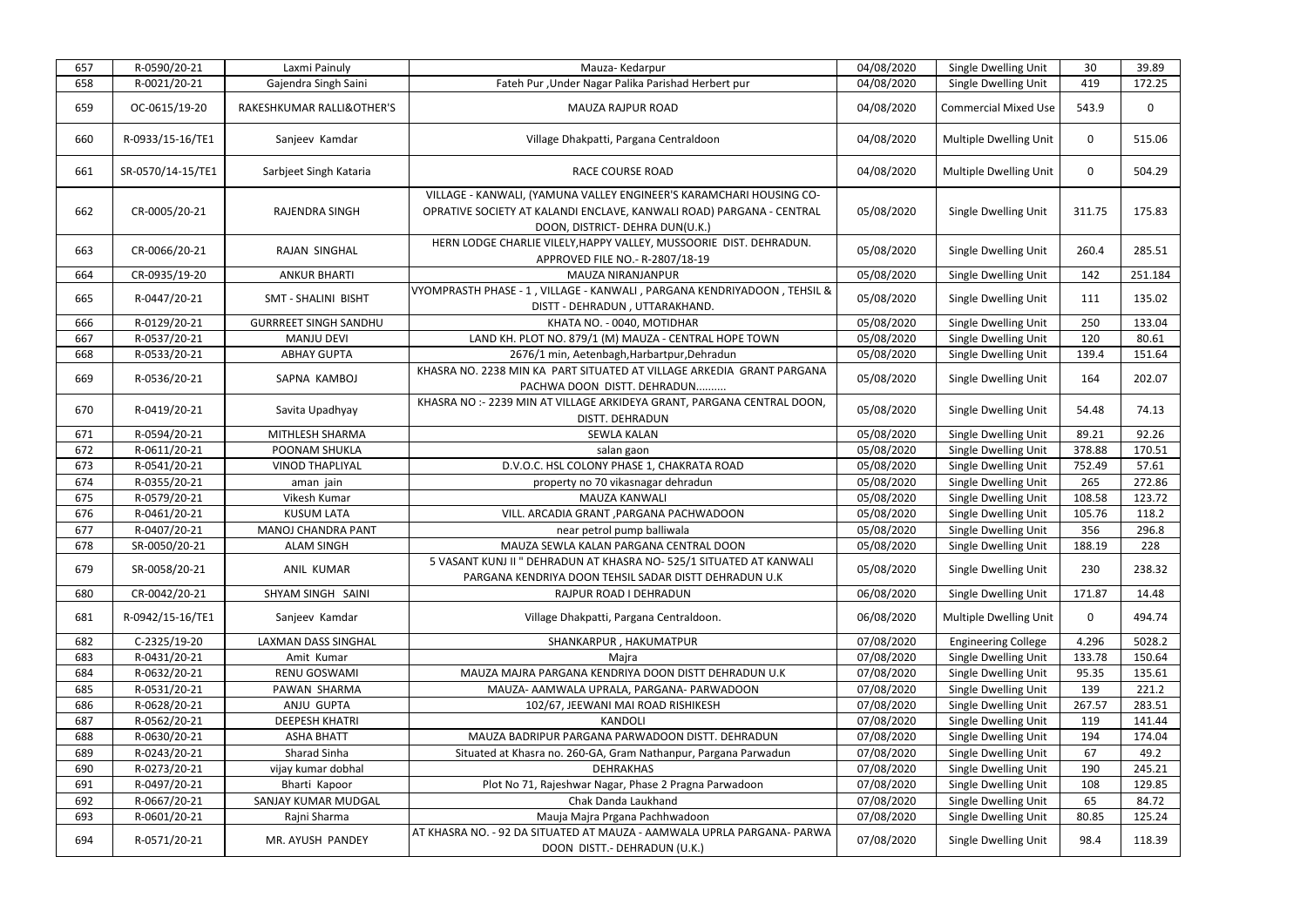| | | | | | | | |
|---|---|---|---|---|---|---|---|
| 657 | R-0590/20-21 | Laxmi Painuly | Mauza- Kedarpur | 04/08/2020 | Single Dwelling Unit | 30 | 39.89 |
| 658 | R-0021/20-21 | Gajendra Singh Saini | Fateh Pur ,Under Nagar Palika Parishad Herbert pur | 04/08/2020 | Single Dwelling Unit | 419 | 172.25 |
| 659 | OC-0615/19-20 | RAKESHKUMAR RALLI&OTHER'S | MAUZA RAJPUR ROAD | 04/08/2020 | Commercial Mixed Use | 543.9 | 0 |
| 660 | R-0933/15-16/TE1 | Sanjeev Kamdar | Village Dhakpatti, Pargana Centraldoon | 04/08/2020 | Multiple Dwelling Unit | 0 | 515.06 |
| 661 | SR-0570/14-15/TE1 | Sarbjeet Singh Kataria | RACE COURSE ROAD | 04/08/2020 | Multiple Dwelling Unit | 0 | 504.29 |
| 662 | CR-0005/20-21 | RAJENDRA SINGH | VILLAGE - KANWALI, (YAMUNA VALLEY ENGINEER'S KARAMCHARI HOUSING CO-OPRATIVE SOCIETY AT KALANDI ENCLAVE, KANWALI ROAD) PARGANA - CENTRAL DOON, DISTRICT- DEHRA DUN(U.K.) | 05/08/2020 | Single Dwelling Unit | 311.75 | 175.83 |
| 663 | CR-0066/20-21 | RAJAN SINGHAL | HERN LODGE CHARLIE VILELY,HAPPY VALLEY, MUSSOORIE DIST. DEHRADUN. APPROVED FILE NO.- R-2807/18-19 | 05/08/2020 | Single Dwelling Unit | 260.4 | 285.51 |
| 664 | CR-0935/19-20 | ANKUR BHARTI | MAUZA NIRANJANPUR | 05/08/2020 | Single Dwelling Unit | 142 | 251.184 |
| 665 | R-0447/20-21 | SMT - SHALINI BISHT | VYOMPRASTH PHASE - 1 , VILLAGE - KANWALI , PARGANA KENDRIYADOON , TEHSIL & DISTT - DEHRADUN , UTTARAKHAND. | 05/08/2020 | Single Dwelling Unit | 111 | 135.02 |
| 666 | R-0129/20-21 | GURRREET SINGH SANDHU | KHATA NO. - 0040, MOTIDHAR | 05/08/2020 | Single Dwelling Unit | 250 | 133.04 |
| 667 | R-0537/20-21 | MANJU DEVI | LAND KH. PLOT NO. 879/1 (M) MAUZA - CENTRAL HOPE TOWN | 05/08/2020 | Single Dwelling Unit | 120 | 80.61 |
| 668 | R-0533/20-21 | ABHAY GUPTA | 2676/1 min, Aetenbagh,Harbartpur,Dehradun | 05/08/2020 | Single Dwelling Unit | 139.4 | 151.64 |
| 669 | R-0536/20-21 | SAPNA KAMBOJ | KHASRA NO. 2238 MIN KA PART SITUATED AT VILLAGE ARKEDIA GRANT PARGANA PACHWA DOON DISTT. DEHRADUN.......... | 05/08/2020 | Single Dwelling Unit | 164 | 202.07 |
| 670 | R-0419/20-21 | Savita Upadhyay | KHASRA NO :- 2239 MIN AT VILLAGE ARKIDEYA GRANT, PARGANA CENTRAL DOON, DISTT. DEHRADUN | 05/08/2020 | Single Dwelling Unit | 54.48 | 74.13 |
| 671 | R-0594/20-21 | MITHLESH SHARMA | SEWLA KALAN | 05/08/2020 | Single Dwelling Unit | 89.21 | 92.26 |
| 672 | R-0611/20-21 | POONAM SHUKLA | salan gaon | 05/08/2020 | Single Dwelling Unit | 378.88 | 170.51 |
| 673 | R-0541/20-21 | VINOD THAPLIYAL | D.V.O.C. HSL COLONY PHASE 1, CHAKRATA ROAD | 05/08/2020 | Single Dwelling Unit | 752.49 | 57.61 |
| 674 | R-0355/20-21 | aman jain | property no 70 vikasnagar dehradun | 05/08/2020 | Single Dwelling Unit | 265 | 272.86 |
| 675 | R-0579/20-21 | Vikesh Kumar | MAUZA KANWALI | 05/08/2020 | Single Dwelling Unit | 108.58 | 123.72 |
| 676 | R-0461/20-21 | KUSUM LATA | VILL. ARCADIA GRANT ,PARGANA PACHWADOON | 05/08/2020 | Single Dwelling Unit | 105.76 | 118.2 |
| 677 | R-0407/20-21 | MANOJ CHANDRA PANT | near petrol pump balliwala | 05/08/2020 | Single Dwelling Unit | 356 | 296.8 |
| 678 | SR-0050/20-21 | ALAM SINGH | MAUZA SEWLA KALAN PARGANA CENTRAL DOON | 05/08/2020 | Single Dwelling Unit | 188.19 | 228 |
| 679 | SR-0058/20-21 | ANIL KUMAR | 5 VASANT KUNJ II " DEHRADUN AT KHASRA NO- 525/1 SITUATED AT KANWALI PARGANA KENDRIYA DOON TEHSIL SADAR DISTT DEHRADUN U.K | 05/08/2020 | Single Dwelling Unit | 230 | 238.32 |
| 680 | CR-0042/20-21 | SHYAM SINGH SAINI | RAJPUR ROAD I DEHRADUN | 06/08/2020 | Single Dwelling Unit | 171.87 | 14.48 |
| 681 | R-0942/15-16/TE1 | Sanjeev Kamdar | Village Dhakpatti, Pargana Centraldoon. | 06/08/2020 | Multiple Dwelling Unit | 0 | 494.74 |
| 682 | C-2325/19-20 | LAXMAN DASS SINGHAL | SHANKARPUR , HAKUMATPUR | 07/08/2020 | Engineering College | 4.296 | 5028.2 |
| 683 | R-0431/20-21 | Amit Kumar | Majra | 07/08/2020 | Single Dwelling Unit | 133.78 | 150.64 |
| 684 | R-0632/20-21 | RENU GOSWAMI | MAUZA MAJRA PARGANA KENDRIYA DOON DISTT DEHRADUN U.K | 07/08/2020 | Single Dwelling Unit | 95.35 | 135.61 |
| 685 | R-0531/20-21 | PAWAN SHARMA | MAUZA- AAMWALA UPRALA, PARGANA- PARWADOON | 07/08/2020 | Single Dwelling Unit | 139 | 221.2 |
| 686 | R-0628/20-21 | ANJU GUPTA | 102/67, JEEWANI MAI ROAD RISHIKESH | 07/08/2020 | Single Dwelling Unit | 267.57 | 283.51 |
| 687 | R-0562/20-21 | DEEPESH KHATRI | KANDOLI | 07/08/2020 | Single Dwelling Unit | 119 | 141.44 |
| 688 | R-0630/20-21 | ASHA BHATT | MAUZA BADRIPUR PARGANA PARWADOON DISTT. DEHRADUN | 07/08/2020 | Single Dwelling Unit | 194 | 174.04 |
| 689 | R-0243/20-21 | Sharad Sinha | Situated at Khasra no. 260-GA, Gram Nathanpur, Pargana Parwadun | 07/08/2020 | Single Dwelling Unit | 67 | 49.2 |
| 690 | R-0273/20-21 | vijay kumar dobhal | DEHRAKHAS | 07/08/2020 | Single Dwelling Unit | 190 | 245.21 |
| 691 | R-0497/20-21 | Bharti Kapoor | Plot No 71, Rajeshwar Nagar, Phase 2 Pragna Parwadoon | 07/08/2020 | Single Dwelling Unit | 108 | 129.85 |
| 692 | R-0667/20-21 | SANJAY KUMAR MUDGAL | Chak Danda Laukhand | 07/08/2020 | Single Dwelling Unit | 65 | 84.72 |
| 693 | R-0601/20-21 | Rajni Sharma | Mauja Majra Prgana Pachhwadoon | 07/08/2020 | Single Dwelling Unit | 80.85 | 125.24 |
| 694 | R-0571/20-21 | MR. AYUSH PANDEY | AT KHASRA NO. - 92 DA SITUATED AT MAUZA - AAMWALA UPRLA PARGANA- PARWA DOON DISTT.- DEHRADUN (U.K.) | 07/08/2020 | Single Dwelling Unit | 98.4 | 118.39 |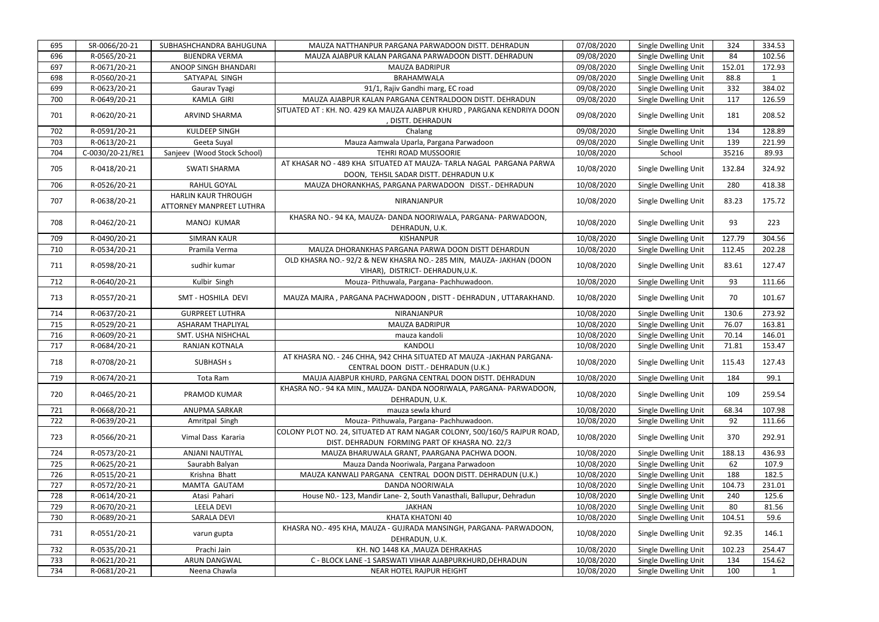| | | | | | | | |
|---|---|---|---|---|---|---|---|
| 695 | SR-0066/20-21 | SUBHASHCHANDRA BAHUGUNA | MAUZA NATTHANPUR PARGANA PARWADOON DISTT. DEHRADUN | 07/08/2020 | Single Dwelling Unit | 324 | 334.53 |
| 696 | R-0565/20-21 | BIJENDRA VERMA | MAUZA AJABPUR KALAN PARGANA PARWADOON DISTT. DEHRADUN | 09/08/2020 | Single Dwelling Unit | 84 | 102.56 |
| 697 | R-0671/20-21 | ANOOP SINGH BHANDARI | MAUZA BADRIPUR | 09/08/2020 | Single Dwelling Unit | 152.01 | 172.93 |
| 698 | R-0560/20-21 | SATYAPAL SINGH | BRAHAMWALA | 09/08/2020 | Single Dwelling Unit | 88.8 | 1 |
| 699 | R-0623/20-21 | Gaurav Tyagi | 91/1, Rajiv Gandhi marg, EC road | 09/08/2020 | Single Dwelling Unit | 332 | 384.02 |
| 700 | R-0649/20-21 | KAMLA GIRI | MAUZA AJABPUR KALAN PARGANA CENTRALDOON DISTT. DEHRADUN | 09/08/2020 | Single Dwelling Unit | 117 | 126.59 |
| 701 | R-0620/20-21 | ARVIND SHARMA | SITUATED AT : KH. NO. 429 KA MAUZA AJABPUR KHURD , PARGANA KENDRIYA DOON , DISTT. DEHRADUN | 09/08/2020 | Single Dwelling Unit | 181 | 208.52 |
| 702 | R-0591/20-21 | KULDEEP SINGH | Chalang | 09/08/2020 | Single Dwelling Unit | 134 | 128.89 |
| 703 | R-0613/20-21 | Geeta Suyal | Mauza Aamwala Uparla, Pargana Parwadoon | 09/08/2020 | Single Dwelling Unit | 139 | 221.99 |
| 704 | C-0030/20-21/RE1 | Sanjeev (Wood Stock School) | TEHRI ROAD MUSSOORIE | 10/08/2020 | School | 35216 | 89.93 |
| 705 | R-0418/20-21 | SWATI SHARMA | AT KHASAR NO - 489 KHA SITUATED AT MAUZA- TARLA NAGAL PARGANA PARWA DOON, TEHSIL SADAR DISTT. DEHRADUN U.K | 10/08/2020 | Single Dwelling Unit | 132.84 | 324.92 |
| 706 | R-0526/20-21 | RAHUL GOYAL | MAUZA DHORANKHAS, PARGANA PARWADOON DISST.- DEHRADUN | 10/08/2020 | Single Dwelling Unit | 280 | 418.38 |
| 707 | R-0638/20-21 | HARLIN KAUR THROUGH ATTORNEY MANPREET LUTHRA | NIRANJANPUR | 10/08/2020 | Single Dwelling Unit | 83.23 | 175.72 |
| 708 | R-0462/20-21 | MANOJ KUMAR | KHASRA NO.- 94 KA, MAUZA- DANDA NOORIWALA, PARGANA- PARWADOON, DEHRADUN, U.K. | 10/08/2020 | Single Dwelling Unit | 93 | 223 |
| 709 | R-0490/20-21 | SIMRAN KAUR | KISHANPUR | 10/08/2020 | Single Dwelling Unit | 127.79 | 304.56 |
| 710 | R-0534/20-21 | Pramila Verma | MAUZA DHORANKHAS PARGANA PARWA DOON DISTT DEHARDUN | 10/08/2020 | Single Dwelling Unit | 112.45 | 202.28 |
| 711 | R-0598/20-21 | sudhir kumar | OLD KHASRA NO.- 92/2 & NEW KHASRA NO.- 285 MIN, MAUZA- JAKHAN (DOON VIHAR), DISTRICT- DEHRADUN,U.K. | 10/08/2020 | Single Dwelling Unit | 83.61 | 127.47 |
| 712 | R-0640/20-21 | Kulbir Singh | Mouza- Pithuwala, Pargana- Pachhuwadoon. | 10/08/2020 | Single Dwelling Unit | 93 | 111.66 |
| 713 | R-0557/20-21 | SMT - HOSHILA DEVI | MAUZA MAJRA , PARGANA PACHWADOON , DISTT - DEHRADUN , UTTARAKHAND. | 10/08/2020 | Single Dwelling Unit | 70 | 101.67 |
| 714 | R-0637/20-21 | GURPREET LUTHRA | NIRANJANPUR | 10/08/2020 | Single Dwelling Unit | 130.6 | 273.92 |
| 715 | R-0529/20-21 | ASHARAM THAPLIYAL | MAUZA BADRIPUR | 10/08/2020 | Single Dwelling Unit | 76.07 | 163.81 |
| 716 | R-0609/20-21 | SMT. USHA NISHCHAL | mauza kandoli | 10/08/2020 | Single Dwelling Unit | 70.14 | 146.01 |
| 717 | R-0684/20-21 | RANJAN KOTNALA | KANDOLI | 10/08/2020 | Single Dwelling Unit | 71.81 | 153.47 |
| 718 | R-0708/20-21 | SUBHASH s | AT KHASRA NO. - 246 CHHA, 942 CHHA SITUATED AT MAUZA -JAKHAN PARGANA- CENTRAL DOON DISTT.- DEHRADUN (U.K.) | 10/08/2020 | Single Dwelling Unit | 115.43 | 127.43 |
| 719 | R-0674/20-21 | Tota Ram | MAUJA AJABPUR KHURD, PARGNA CENTRAL DOON DISTT. DEHRADUN | 10/08/2020 | Single Dwelling Unit | 184 | 99.1 |
| 720 | R-0465/20-21 | PRAMOD KUMAR | KHASRA NO.- 94 KA MIN., MAUZA- DANDA NOORIWALA, PARGANA- PARWADOON, DEHRADUN, U.K. | 10/08/2020 | Single Dwelling Unit | 109 | 259.54 |
| 721 | R-0668/20-21 | ANUPMA SARKAR | mauza sewla khurd | 10/08/2020 | Single Dwelling Unit | 68.34 | 107.98 |
| 722 | R-0639/20-21 | Amritpal Singh | Mouza- Pithuwala, Pargana- Pachhuwadoon. | 10/08/2020 | Single Dwelling Unit | 92 | 111.66 |
| 723 | R-0566/20-21 | Vimal Dass Kararia | COLONY PLOT NO. 24, SITUATED AT RAM NAGAR COLONY, 500/160/5 RAJPUR ROAD, DIST. DEHRADUN FORMING PART OF KHASRA NO. 22/3 | 10/08/2020 | Single Dwelling Unit | 370 | 292.91 |
| 724 | R-0573/20-21 | ANJANI NAUTIYAL | MAUZA BHARUWALA GRANT, PAARGANA PACHWA DOON. | 10/08/2020 | Single Dwelling Unit | 188.13 | 436.93 |
| 725 | R-0625/20-21 | Saurabh Balyan | Mauza Danda Nooriwala, Pargana Parwadoon | 10/08/2020 | Single Dwelling Unit | 62 | 107.9 |
| 726 | R-0515/20-21 | Krishna Bhatt | MAUZA KANWALI PARGANA CENTRAL DOON DISTT. DEHRADUN (U.K.) | 10/08/2020 | Single Dwelling Unit | 188 | 182.5 |
| 727 | R-0572/20-21 | MAMTA GAUTAM | DANDA NOORIWALA | 10/08/2020 | Single Dwelling Unit | 104.73 | 231.01 |
| 728 | R-0614/20-21 | Atasi Pahari | House N0.- 123, Mandir Lane- 2, South Vanasthali, Ballupur, Dehradun | 10/08/2020 | Single Dwelling Unit | 240 | 125.6 |
| 729 | R-0670/20-21 | LEELA DEVI | JAKHAN | 10/08/2020 | Single Dwelling Unit | 80 | 81.56 |
| 730 | R-0689/20-21 | SARALA DEVI | KHATA KHATONI 40 | 10/08/2020 | Single Dwelling Unit | 104.51 | 59.6 |
| 731 | R-0551/20-21 | varun gupta | KHASRA NO.- 495 KHA, MAUZA - GUJRADA MANSINGH, PARGANA- PARWADOON, DEHRADUN, U.K. | 10/08/2020 | Single Dwelling Unit | 92.35 | 146.1 |
| 732 | R-0535/20-21 | Prachi Jain | KH. NO 1448 KA ,MAUZA DEHRAKHAS | 10/08/2020 | Single Dwelling Unit | 102.23 | 254.47 |
| 733 | R-0621/20-21 | ARUN DANGWAL | C - BLOCK LANE -1 SARSWATI VIHAR AJABPURKHURD,DEHRADUN | 10/08/2020 | Single Dwelling Unit | 134 | 154.62 |
| 734 | R-0681/20-21 | Neena Chawla | NEAR HOTEL RAJPUR HEIGHT | 10/08/2020 | Single Dwelling Unit | 100 | 1 |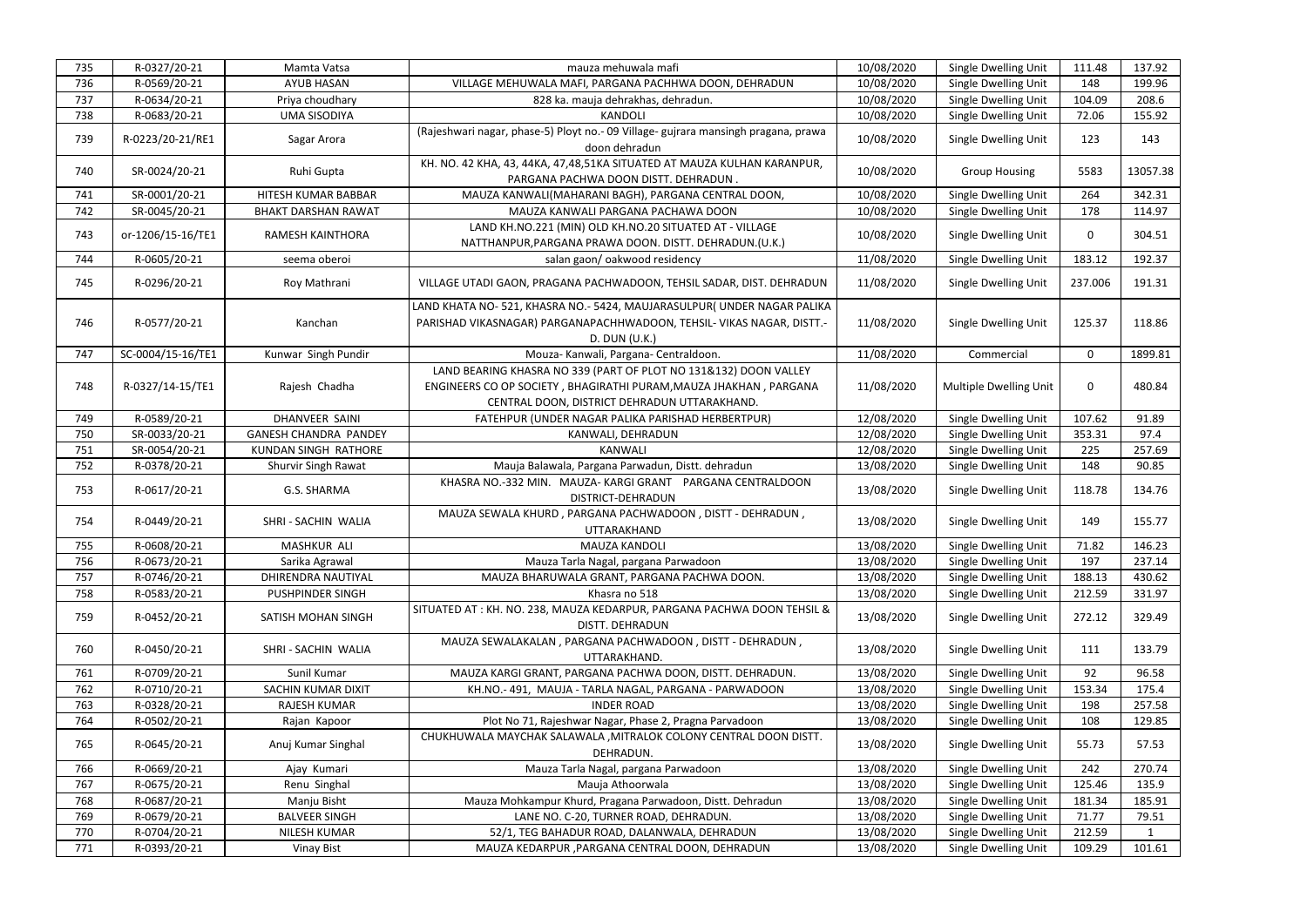| | | | | | | | |
|---|---|---|---|---|---|---|---|
| 735 | R-0327/20-21 | Mamta Vatsa | mauza mehuwala mafi | 10/08/2020 | Single Dwelling Unit | 111.48 | 137.92 |
| 736 | R-0569/20-21 | AYUB HASAN | VILLAGE MEHUWALA MAFI, PARGANA PACHHWA DOON, DEHRADUN | 10/08/2020 | Single Dwelling Unit | 148 | 199.96 |
| 737 | R-0634/20-21 | Priya choudhary | 828 ka. mauja dehrakhas, dehradun. | 10/08/2020 | Single Dwelling Unit | 104.09 | 208.6 |
| 738 | R-0683/20-21 | UMA SISODIYA | KANDOLI | 10/08/2020 | Single Dwelling Unit | 72.06 | 155.92 |
| 739 | R-0223/20-21/RE1 | Sagar Arora | (Rajeshwari nagar, phase-5) Ployt no.- 09 Village- gujrara mansingh pragana, prawa doon dehradun | 10/08/2020 | Single Dwelling Unit | 123 | 143 |
| 740 | SR-0024/20-21 | Ruhi Gupta | KH. NO. 42 KHA, 43, 44KA, 47,48,51KA SITUATED AT MAUZA KULHAN KARANPUR, PARGANA PACHWA DOON DISTT. DEHRADUN . | 10/08/2020 | Group Housing | 5583 | 13057.38 |
| 741 | SR-0001/20-21 | HITESH KUMAR BABBAR | MAUZA KANWALI(MAHARANI BAGH), PARGANA CENTRAL DOON, | 10/08/2020 | Single Dwelling Unit | 264 | 342.31 |
| 742 | SR-0045/20-21 | BHAKT DARSHAN RAWAT | MAUZA KANWALI PARGANA PACHAWA DOON | 10/08/2020 | Single Dwelling Unit | 178 | 114.97 |
| 743 | or-1206/15-16/TE1 | RAMESH KAINTHORA | LAND KH.NO.221 (MIN) OLD KH.NO.20 SITUATED AT - VILLAGE NATTHANPUR,PARGANA PRAWA DOON. DISTT. DEHRADUN.(U.K.) | 10/08/2020 | Single Dwelling Unit | 0 | 304.51 |
| 744 | R-0605/20-21 | seema oberoi | salan gaon/ oakwood residency | 11/08/2020 | Single Dwelling Unit | 183.12 | 192.37 |
| 745 | R-0296/20-21 | Roy Mathrani | VILLAGE UTADI GAON, PRAGANA PACHWADOON, TEHSIL SADAR, DIST. DEHRADUN | 11/08/2020 | Single Dwelling Unit | 237.006 | 191.31 |
| 746 | R-0577/20-21 | Kanchan | LAND KHATA NO- 521, KHASRA NO.- 5424, MAUJARASULPUR( UNDER NAGAR PALIKA PARISHAD VIKASNAGAR) PARGANAPACHHWADOON, TEHSIL- VIKAS NAGAR, DISTT.- D. DUN (U.K.) | 11/08/2020 | Single Dwelling Unit | 125.37 | 118.86 |
| 747 | SC-0004/15-16/TE1 | Kunwar Singh Pundir | Mouza- Kanwali, Pargana- Centraldoon. | 11/08/2020 | Commercial | 0 | 1899.81 |
| 748 | R-0327/14-15/TE1 | Rajesh Chadha | LAND BEARING KHASRA NO 339 (PART OF PLOT NO 131&132) DOON VALLEY ENGINEERS CO OP SOCIETY , BHAGIRATHI PURAM,MAUZA JHAKHAN , PARGANA CENTRAL DOON, DISTRICT DEHRADUN UTTARAKHAND. | 11/08/2020 | Multiple Dwelling Unit | 0 | 480.84 |
| 749 | R-0589/20-21 | DHANVEER SAINI | FATEHPUR (UNDER NAGAR PALIKA PARISHAD HERBERTPUR) | 12/08/2020 | Single Dwelling Unit | 107.62 | 91.89 |
| 750 | SR-0033/20-21 | GANESH CHANDRA PANDEY | KANWALI, DEHRADUN | 12/08/2020 | Single Dwelling Unit | 353.31 | 97.4 |
| 751 | SR-0054/20-21 | KUNDAN SINGH RATHORE | KANWALI | 12/08/2020 | Single Dwelling Unit | 225 | 257.69 |
| 752 | R-0378/20-21 | Shurvir Singh Rawat | Mauja Balawala, Pargana Parwadun, Distt. dehradun | 13/08/2020 | Single Dwelling Unit | 148 | 90.85 |
| 753 | R-0617/20-21 | G.S. SHARMA | KHASRA NO.-332 MIN. MAUZA- KARGI GRANT PARGANA CENTRALDOON DISTRICT-DEHRADUN | 13/08/2020 | Single Dwelling Unit | 118.78 | 134.76 |
| 754 | R-0449/20-21 | SHRI - SACHIN WALIA | MAUZA SEWALA KHURD , PARGANA PACHWADOON , DISTT - DEHRADUN , UTTARAKHAND | 13/08/2020 | Single Dwelling Unit | 149 | 155.77 |
| 755 | R-0608/20-21 | MASHKUR ALI | MAUZA KANDOLI | 13/08/2020 | Single Dwelling Unit | 71.82 | 146.23 |
| 756 | R-0673/20-21 | Sarika Agrawal | Mauza Tarla Nagal, pargana Parwadoon | 13/08/2020 | Single Dwelling Unit | 197 | 237.14 |
| 757 | R-0746/20-21 | DHIRENDRA NAUTIYAL | MAUZA BHARUWALA GRANT, PARGANA PACHWA DOON. | 13/08/2020 | Single Dwelling Unit | 188.13 | 430.62 |
| 758 | R-0583/20-21 | PUSHPINDER SINGH | Khasra no 518 | 13/08/2020 | Single Dwelling Unit | 212.59 | 331.97 |
| 759 | R-0452/20-21 | SATISH MOHAN SINGH | SITUATED AT : KH. NO. 238, MAUZA KEDARPUR, PARGANA PACHWA DOON TEHSIL & DISTT. DEHRADUN | 13/08/2020 | Single Dwelling Unit | 272.12 | 329.49 |
| 760 | R-0450/20-21 | SHRI - SACHIN WALIA | MAUZA SEWALAKALAN , PARGANA PACHWADOON , DISTT - DEHRADUN , UTTARAKHAND. | 13/08/2020 | Single Dwelling Unit | 111 | 133.79 |
| 761 | R-0709/20-21 | Sunil Kumar | MAUZA KARGI GRANT, PARGANA PACHWA DOON, DISTT. DEHRADUN. | 13/08/2020 | Single Dwelling Unit | 92 | 96.58 |
| 762 | R-0710/20-21 | SACHIN KUMAR DIXIT | KH.NO.- 491, MAUJA - TARLA NAGAL, PARGANA - PARWADOON | 13/08/2020 | Single Dwelling Unit | 153.34 | 175.4 |
| 763 | R-0328/20-21 | RAJESH KUMAR | INDER ROAD | 13/08/2020 | Single Dwelling Unit | 198 | 257.58 |
| 764 | R-0502/20-21 | Rajan Kapoor | Plot No 71, Rajeshwar Nagar, Phase 2, Pragna Parvadoon | 13/08/2020 | Single Dwelling Unit | 108 | 129.85 |
| 765 | R-0645/20-21 | Anuj Kumar Singhal | CHUKHUWALA MAYCHAK SALAWALA ,MITRALOK COLONY CENTRAL DOON DISTT. DEHRADUN. | 13/08/2020 | Single Dwelling Unit | 55.73 | 57.53 |
| 766 | R-0669/20-21 | Ajay Kumari | Mauza Tarla Nagal, pargana Parwadoon | 13/08/2020 | Single Dwelling Unit | 242 | 270.74 |
| 767 | R-0675/20-21 | Renu Singhal | Mauja Athoorwala | 13/08/2020 | Single Dwelling Unit | 125.46 | 135.9 |
| 768 | R-0687/20-21 | Manju Bisht | Mauza Mohkampur Khurd, Pragana Parwadoon, Distt. Dehradun | 13/08/2020 | Single Dwelling Unit | 181.34 | 185.91 |
| 769 | R-0679/20-21 | BALVEER SINGH | LANE NO. C-20, TURNER ROAD, DEHRADUN. | 13/08/2020 | Single Dwelling Unit | 71.77 | 79.51 |
| 770 | R-0704/20-21 | NILESH KUMAR | 52/1, TEG BAHADUR ROAD, DALANWALA, DEHRADUN | 13/08/2020 | Single Dwelling Unit | 212.59 | 1 |
| 771 | R-0393/20-21 | Vinay Bist | MAUZA KEDARPUR ,PARGANA CENTRAL DOON, DEHRADUN | 13/08/2020 | Single Dwelling Unit | 109.29 | 101.61 |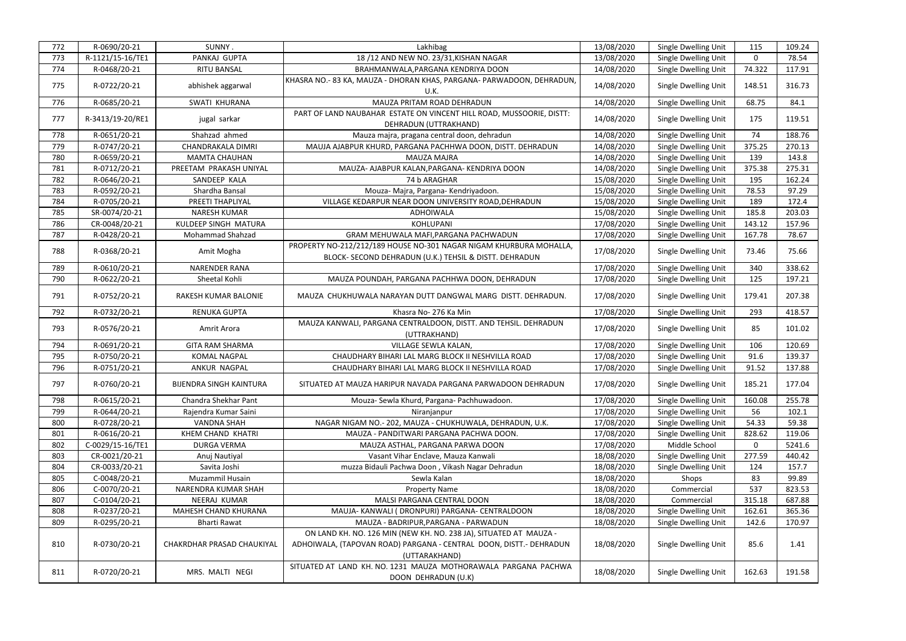| | | | | | | | |
|---|---|---|---|---|---|---|---|
| 772 | R-0690/20-21 | SUNNY . | Lakhibag | 13/08/2020 | Single Dwelling Unit | 115 | 109.24 |
| 773 | R-1121/15-16/TE1 | PANKAJ GUPTA | 18 /12 AND NEW NO. 23/31,KISHAN NAGAR | 13/08/2020 | Single Dwelling Unit | 0 | 78.54 |
| 774 | R-0468/20-21 | RITU BANSAL | BRAHMANWALA,PARGANA KENDRIYA DOON | 14/08/2020 | Single Dwelling Unit | 74.322 | 117.91 |
| 775 | R-0722/20-21 | abhishek aggarwal | KHASRA NO.- 83 KA, MAUZA - DHORAN KHAS, PARGANA- PARWADOON, DEHRADUN, U.K. | 14/08/2020 | Single Dwelling Unit | 148.51 | 316.73 |
| 776 | R-0685/20-21 | SWATI KHURANA | MAUZA PRITAM ROAD DEHRADUN | 14/08/2020 | Single Dwelling Unit | 68.75 | 84.1 |
| 777 | R-3413/19-20/RE1 | jugal sarkar | PART OF LAND NAUBAHAR ESTATE ON VINCENT HILL ROAD, MUSSOORIE, DISTT: DEHRADUN (UTTRAKHAND) | 14/08/2020 | Single Dwelling Unit | 175 | 119.51 |
| 778 | R-0651/20-21 | Shahzad ahmed | Mauza majra, pragana central doon, dehradun | 14/08/2020 | Single Dwelling Unit | 74 | 188.76 |
| 779 | R-0747/20-21 | CHANDRAKALA DIMRI | MAUJA AJABPUR KHURD, PARGANA PACHHWA DOON, DISTT. DEHRADUN | 14/08/2020 | Single Dwelling Unit | 375.25 | 270.13 |
| 780 | R-0659/20-21 | MAMTA CHAUHAN | MAUZA MAJRA | 14/08/2020 | Single Dwelling Unit | 139 | 143.8 |
| 781 | R-0712/20-21 | PREETAM PRAKASH UNIYAL | MAUZA- AJABPUR KALAN,PARGANA- KENDRIYA DOON | 14/08/2020 | Single Dwelling Unit | 375.38 | 275.31 |
| 782 | R-0646/20-21 | SANDEEP KALA | 74 b ARAGHAR | 15/08/2020 | Single Dwelling Unit | 195 | 162.24 |
| 783 | R-0592/20-21 | Shardha Bansal | Mouza- Majra, Pargana- Kendriyadoon. | 15/08/2020 | Single Dwelling Unit | 78.53 | 97.29 |
| 784 | R-0705/20-21 | PREETI THAPLIYAL | VILLAGE KEDARPUR NEAR DOON UNIVERSITY ROAD,DEHRADUN | 15/08/2020 | Single Dwelling Unit | 189 | 172.4 |
| 785 | SR-0074/20-21 | NARESH KUMAR | ADHOIWALA | 15/08/2020 | Single Dwelling Unit | 185.8 | 203.03 |
| 786 | CR-0048/20-21 | KULDEEP SINGH MATURA | KOHLUPANI | 17/08/2020 | Single Dwelling Unit | 143.12 | 157.96 |
| 787 | R-0428/20-21 | Mohammad Shahzad | GRAM MEHUWALA MAFI,PARGANA PACHWADUN | 17/08/2020 | Single Dwelling Unit | 167.78 | 78.67 |
| 788 | R-0368/20-21 | Amit Mogha | PROPERTY NO-212/212/189 HOUSE NO-301 NAGAR NIGAM KHURBURA MOHALLA, BLOCK- SECOND DEHRADUN (U.K.) TEHSIL & DISTT. DEHRADUN | 17/08/2020 | Single Dwelling Unit | 73.46 | 75.66 |
| 789 | R-0610/20-21 | NARENDER RANA | | 17/08/2020 | Single Dwelling Unit | 340 | 338.62 |
| 790 | R-0622/20-21 | Sheetal Kohli | MAUZA POUNDAH, PARGANA PACHHWA DOON, DEHRADUN | 17/08/2020 | Single Dwelling Unit | 125 | 197.21 |
| 791 | R-0752/20-21 | RAKESH KUMAR BALONIE | MAUZA CHUKHUWALA NARAYAN DUTT DANGWAL MARG DISTT. DEHRADUN. | 17/08/2020 | Single Dwelling Unit | 179.41 | 207.38 |
| 792 | R-0732/20-21 | RENUKA GUPTA | Khasra No- 276 Ka Min | 17/08/2020 | Single Dwelling Unit | 293 | 418.57 |
| 793 | R-0576/20-21 | Amrit Arora | MAUZA KANWALI, PARGANA CENTRALDOON, DISTT. AND TEHSIL. DEHRADUN (UTTRAKHAND) | 17/08/2020 | Single Dwelling Unit | 85 | 101.02 |
| 794 | R-0691/20-21 | GITA RAM SHARMA | VILLAGE SEWLA KALAN, | 17/08/2020 | Single Dwelling Unit | 106 | 120.69 |
| 795 | R-0750/20-21 | KOMAL NAGPAL | CHAUDHARY BIHARI LAL MARG BLOCK II NESHVILLA ROAD | 17/08/2020 | Single Dwelling Unit | 91.6 | 139.37 |
| 796 | R-0751/20-21 | ANKUR NAGPAL | CHAUDHARY BIHARI LAL MARG BLOCK II NESHVILLA ROAD | 17/08/2020 | Single Dwelling Unit | 91.52 | 137.88 |
| 797 | R-0760/20-21 | BIJENDRA SINGH KAINTURA | SITUATED AT MAUZA HARIPUR NAVADA PARGANA PARWADOON DEHRADUN | 17/08/2020 | Single Dwelling Unit | 185.21 | 177.04 |
| 798 | R-0615/20-21 | Chandra Shekhar Pant | Mouza- Sewla Khurd, Pargana- Pachhuwadoon. | 17/08/2020 | Single Dwelling Unit | 160.08 | 255.78 |
| 799 | R-0644/20-21 | Rajendra Kumar Saini | Niranjanpur | 17/08/2020 | Single Dwelling Unit | 56 | 102.1 |
| 800 | R-0728/20-21 | VANDNA SHAH | NAGAR NIGAM NO.- 202, MAUZA - CHUKHUWALA, DEHRADUN, U.K. | 17/08/2020 | Single Dwelling Unit | 54.33 | 59.38 |
| 801 | R-0616/20-21 | KHEM CHAND KHATRI | MAUZA - PANDITWARI PARGANA PACHWA DOON. | 17/08/2020 | Single Dwelling Unit | 828.62 | 119.06 |
| 802 | C-0029/15-16/TE1 | DURGA VERMA | MAUZA ASTHAL, PARGANA PARWA DOON | 17/08/2020 | Middle School | 0 | 5241.6 |
| 803 | CR-0021/20-21 | Anuj Nautiyal | Vasant Vihar Enclave, Mauza Kanwali | 18/08/2020 | Single Dwelling Unit | 277.59 | 440.42 |
| 804 | CR-0033/20-21 | Savita Joshi | muzza Bidauli Pachwa Doon , Vikash Nagar Dehradun | 18/08/2020 | Single Dwelling Unit | 124 | 157.7 |
| 805 | C-0048/20-21 | Muzammil Husain | Sewla Kalan | 18/08/2020 | Shops | 83 | 99.89 |
| 806 | C-0070/20-21 | NARENDRA KUMAR SHAH | Property Name | 18/08/2020 | Commercial | 537 | 823.53 |
| 807 | C-0104/20-21 | NEERAJ KUMAR | MALSI PARGANA CENTRAL DOON | 18/08/2020 | Commercial | 315.18 | 687.88 |
| 808 | R-0237/20-21 | MAHESH CHAND KHURANA | MAUJA- KANWALI ( DRONPURI) PARGANA- CENTRALDOON | 18/08/2020 | Single Dwelling Unit | 162.61 | 365.36 |
| 809 | R-0295/20-21 | Bharti Rawat | MAUZA - BADRIPUR,PARGANA - PARWADUN | 18/08/2020 | Single Dwelling Unit | 142.6 | 170.97 |
| 810 | R-0730/20-21 | CHAKRDHAR PRASAD CHAUKIYAL | ON LAND KH. NO. 126 MIN (NEW KH. NO. 238 JA), SITUATED AT MAUZA - ADHOIWALA, (TAPOVAN ROAD) PARGANA - CENTRAL DOON, DISTT.- DEHRADUN (UTTARAKHAND) | 18/08/2020 | Single Dwelling Unit | 85.6 | 1.41 |
| 811 | R-0720/20-21 | MRS. MALTI NEGI | SITUATED AT LAND KH. NO. 1231 MAUZA MOTHORAWALA PARGANA PACHWA DOON DEHRADUN (U.K) | 18/08/2020 | Single Dwelling Unit | 162.63 | 191.58 |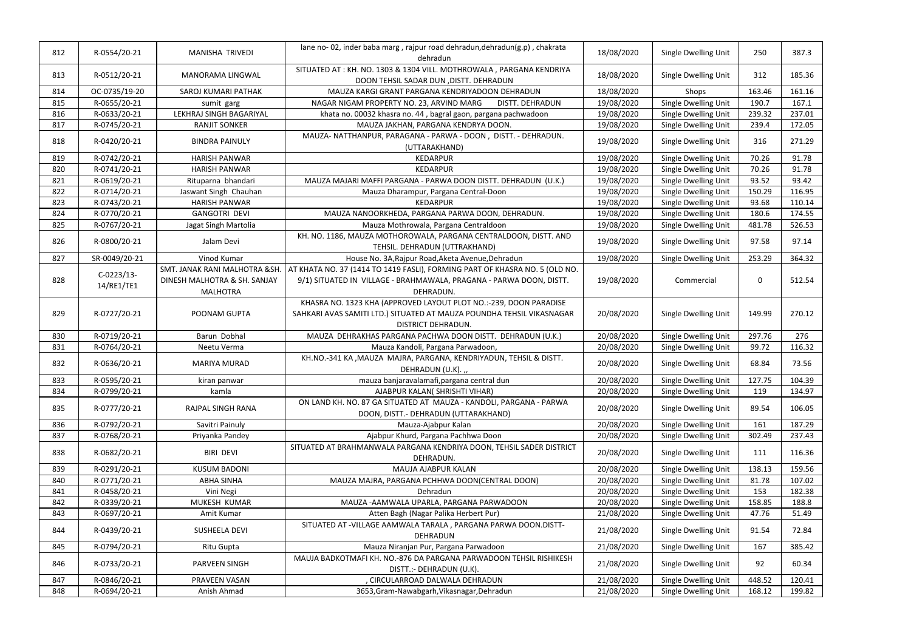| | | | | | | | |
|---|---|---|---|---|---|---|---|
| 812 | R-0554/20-21 | MANISHA TRIVEDI | lane no- 02, inder baba marg , rajpur road dehradun,dehradun(g.p) , chakrata dehradun | 18/08/2020 | Single Dwelling Unit | 250 | 387.3 |
| 813 | R-0512/20-21 | MANORAMA LINGWAL | SITUATED AT : KH. NO. 1303 & 1304 VILL. MOTHROWALA , PARGANA KENDRIYA DOON TEHSIL SADAR DUN ,DISTT. DEHRADUN | 18/08/2020 | Single Dwelling Unit | 312 | 185.36 |
| 814 | OC-0735/19-20 | SAROJ KUMARI PATHAK | MAUZA KARGI GRANT PARGANA KENDRIYADOON DEHRADUN | 18/08/2020 | Shops | 163.46 | 161.16 |
| 815 | R-0655/20-21 | sumit garg | NAGAR NIGAM PROPERTY NO. 23, ARVIND MARG DISTT. DEHRADUN | 19/08/2020 | Single Dwelling Unit | 190.7 | 167.1 |
| 816 | R-0633/20-21 | LEKHRAJ SINGH BAGARIYAL | khata no. 00032 khasra no. 44 , bagral gaon, pargana pachwadoon | 19/08/2020 | Single Dwelling Unit | 239.32 | 237.01 |
| 817 | R-0745/20-21 | RANJIT SONKER | MAUZA JAKHAN, PARGANA KENDRYA DOON. | 19/08/2020 | Single Dwelling Unit | 239.4 | 172.05 |
| 818 | R-0420/20-21 | BINDRA PAINULY | MAUZA- NATTHANPUR, PARAGANA - PARWA - DOON , DISTT. - DEHRADUN. (UTTARAKHAND) | 19/08/2020 | Single Dwelling Unit | 316 | 271.29 |
| 819 | R-0742/20-21 | HARISH PANWAR | KEDARPUR | 19/08/2020 | Single Dwelling Unit | 70.26 | 91.78 |
| 820 | R-0741/20-21 | HARISH PANWAR | KEDARPUR | 19/08/2020 | Single Dwelling Unit | 70.26 | 91.78 |
| 821 | R-0619/20-21 | Rituparna bhandari | MAUZA MAJARI MAFFI PARGANA - PARWA DOON DISTT. DEHRADUN (U.K.) | 19/08/2020 | Single Dwelling Unit | 93.52 | 93.42 |
| 822 | R-0714/20-21 | Jaswant Singh Chauhan | Mauza Dharampur, Pargana Central-Doon | 19/08/2020 | Single Dwelling Unit | 150.29 | 116.95 |
| 823 | R-0743/20-21 | HARISH PANWAR | KEDARPUR | 19/08/2020 | Single Dwelling Unit | 93.68 | 110.14 |
| 824 | R-0770/20-21 | GANGOTRI DEVI | MAUZA NANOORKHEDA, PARGANA PARWA DOON, DEHRADUN. | 19/08/2020 | Single Dwelling Unit | 180.6 | 174.55 |
| 825 | R-0767/20-21 | Jagat Singh Martolia | Mauza Mothrowala, Pargana Centraldoon | 19/08/2020 | Single Dwelling Unit | 481.78 | 526.53 |
| 826 | R-0800/20-21 | Jalam Devi | KH. NO. 1186, MAUZA MOTHOROWALA, PARGANA CENTRALDOON, DISTT. AND TEHSIL. DEHRADUN (UTTRAKHAND) | 19/08/2020 | Single Dwelling Unit | 97.58 | 97.14 |
| 827 | SR-0049/20-21 | Vinod Kumar | House No. 3A,Rajpur Road,Aketa Avenue,Dehradun | 19/08/2020 | Single Dwelling Unit | 253.29 | 364.32 |
| 828 | C-0223/13-14/RE1/TE1 | SMT. JANAK RANI MALHOTRA &SH. DINESH MALHOTRA & SH. SANJAY MALHOTRA | AT KHATA NO. 37 (1414 TO 1419 FASLI), FORMING PART OF KHASRA NO. 5 (OLD NO. 9/1) SITUATED IN VILLAGE - BRAHMAWALA, PRAGANA - PARWA DOON, DISTT. DEHRADUN. | 19/08/2020 | Commercial | 0 | 512.54 |
| 829 | R-0727/20-21 | POONAM GUPTA | KHASRA NO. 1323 KHA (APPROVED LAYOUT PLOT NO.:-239, DOON PARADISE SAHKARI AVAS SAMITI LTD.) SITUATED AT MAUZA POUNDHA TEHSIL VIKASNAGAR DISTRICT DEHRADUN. | 20/08/2020 | Single Dwelling Unit | 149.99 | 270.12 |
| 830 | R-0719/20-21 | Barun Dobhal | MAUZA DEHRAKHAS PARGANA PACHWA DOON DISTT. DEHRADUN (U.K.) | 20/08/2020 | Single Dwelling Unit | 297.76 | 276 |
| 831 | R-0764/20-21 | Neetu Verma | Mauza Kandoli, Pargana Parwadoon, | 20/08/2020 | Single Dwelling Unit | 99.72 | 116.32 |
| 832 | R-0636/20-21 | MARIYA MURAD | KH.NO.-341 KA ,MAUZA MAJRA, PARGANA, KENDRIYADUN, TEHSIL & DISTT. DEHRADUN (U.K). ,, | 20/08/2020 | Single Dwelling Unit | 68.84 | 73.56 |
| 833 | R-0595/20-21 | kiran panwar | mauza banjaravalamafi,pargana central dun | 20/08/2020 | Single Dwelling Unit | 127.75 | 104.39 |
| 834 | R-0799/20-21 | kamla | AJABPUR KALAN( SHRISHTI VIHAR) | 20/08/2020 | Single Dwelling Unit | 119 | 134.97 |
| 835 | R-0777/20-21 | RAJPAL SINGH RANA | ON LAND KH. NO. 87 GA SITUATED AT MAUZA - KANDOLI, PARGANA - PARWA DOON, DISTT.- DEHRADUN (UTTARAKHAND) | 20/08/2020 | Single Dwelling Unit | 89.54 | 106.05 |
| 836 | R-0792/20-21 | Savitri Painuly | Mauza-Ajabpur Kalan | 20/08/2020 | Single Dwelling Unit | 161 | 187.29 |
| 837 | R-0768/20-21 | Priyanka Pandey | Ajabpur Khurd, Pargana Pachhwa Doon | 20/08/2020 | Single Dwelling Unit | 302.49 | 237.43 |
| 838 | R-0682/20-21 | BIRI DEVI | SITUATED AT BRAHMANWALA PARGANA KENDRIYA DOON, TEHSIL SADER DISTRICT DEHRADUN. | 20/08/2020 | Single Dwelling Unit | 111 | 116.36 |
| 839 | R-0291/20-21 | KUSUM BADONI | MAUJA AJABPUR KALAN | 20/08/2020 | Single Dwelling Unit | 138.13 | 159.56 |
| 840 | R-0771/20-21 | ABHA SINHA | MAUZA MAJRA, PARGANA PCHHWA DOON(CENTRAL DOON) | 20/08/2020 | Single Dwelling Unit | 81.78 | 107.02 |
| 841 | R-0458/20-21 | Vini Negi | Dehradun | 20/08/2020 | Single Dwelling Unit | 153 | 182.38 |
| 842 | R-0339/20-21 | MUKESH KUMAR | MAUZA -AAMWALA UPARLA, PARGANA PARWADOON | 20/08/2020 | Single Dwelling Unit | 158.85 | 188.8 |
| 843 | R-0697/20-21 | Amit Kumar | Atten Bagh (Nagar Palika Herbert Pur) | 21/08/2020 | Single Dwelling Unit | 47.76 | 51.49 |
| 844 | R-0439/20-21 | SUSHEELA DEVI | SITUATED AT -VILLAGE AAMWALA TARALA , PARGANA PARWA DOON.DISTT- DEHRADUN | 21/08/2020 | Single Dwelling Unit | 91.54 | 72.84 |
| 845 | R-0794/20-21 | Ritu Gupta | Mauza Niranjan Pur, Pargana Parwadoon | 21/08/2020 | Single Dwelling Unit | 167 | 385.42 |
| 846 | R-0733/20-21 | PARVEEN SINGH | MAUJA BADKOTMAFI KH. NO.-876 DA PARGANA PARWADOON TEHSIL RISHIKESH DISTT.:- DEHRADUN (U.K). | 21/08/2020 | Single Dwelling Unit | 92 | 60.34 |
| 847 | R-0846/20-21 | PRAVEEN VASAN | , CIRCULARROAD DALWALA DEHRADUN | 21/08/2020 | Single Dwelling Unit | 448.52 | 120.41 |
| 848 | R-0694/20-21 | Anish Ahmad | 3653,Gram-Nawabgarh,Vikasnagar,Dehradun | 21/08/2020 | Single Dwelling Unit | 168.12 | 199.82 |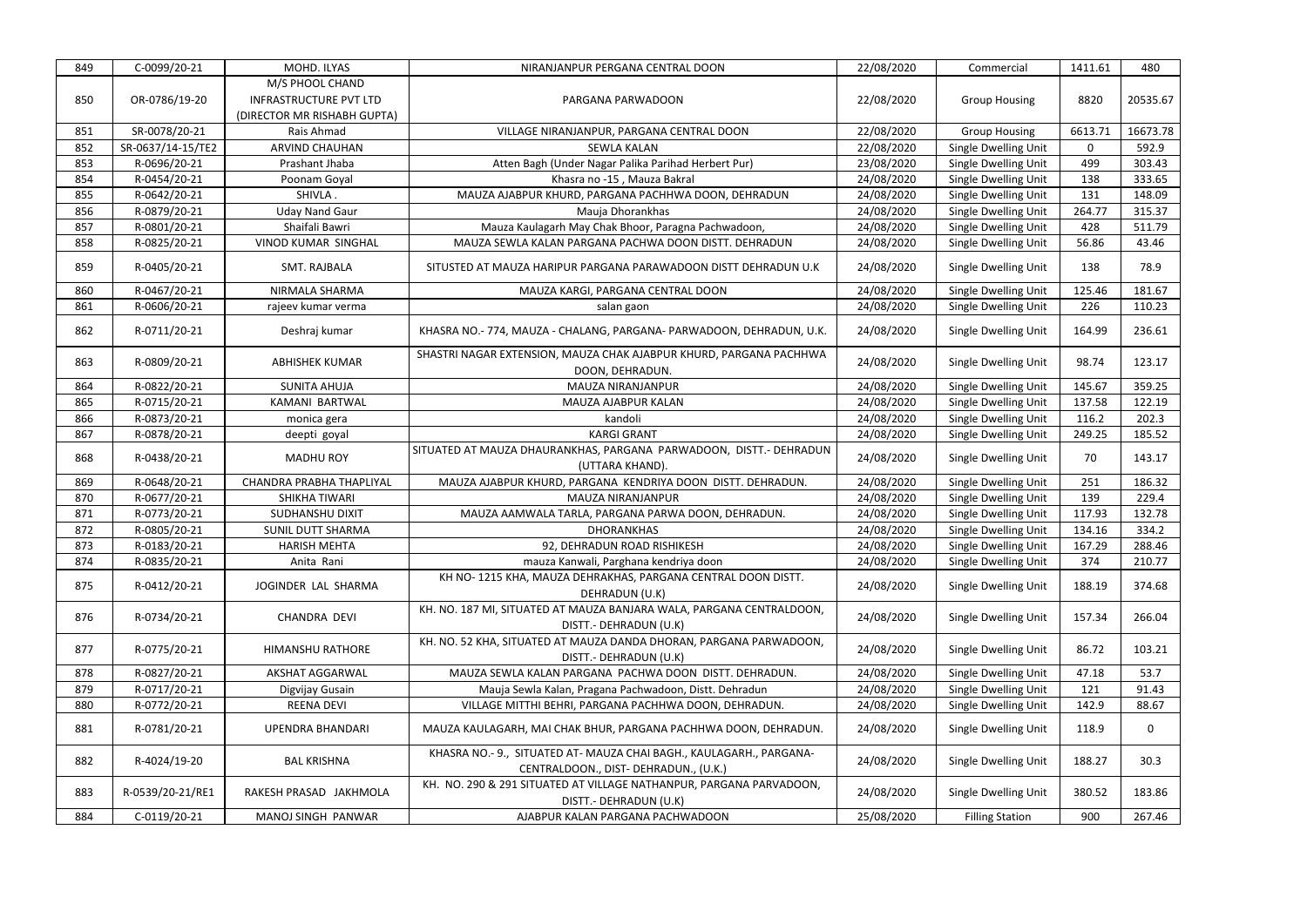| | | | | | | | |
|---|---|---|---|---|---|---|---|
| 849 | C-0099/20-21 | MOHD. ILYAS | NIRANJANPUR PERGANA CENTRAL DOON | 22/08/2020 | Commercial | 1411.61 | 480 |
| 850 | OR-0786/19-20 | M/S PHOOL CHAND INFRASTRUCTURE PVT LTD (DIRECTOR MR RISHABH GUPTA) | PARGANA PARWADOON | 22/08/2020 | Group Housing | 8820 | 20535.67 |
| 851 | SR-0078/20-21 | Rais Ahmad | VILLAGE NIRANJANPUR, PARGANA CENTRAL DOON | 22/08/2020 | Group Housing | 6613.71 | 16673.78 |
| 852 | SR-0637/14-15/TE2 | ARVIND CHAUHAN | SEWLA KALAN | 22/08/2020 | Single Dwelling Unit | 0 | 592.9 |
| 853 | R-0696/20-21 | Prashant Jhaba | Atten Bagh (Under Nagar Palika Parihad Herbert Pur) | 23/08/2020 | Single Dwelling Unit | 499 | 303.43 |
| 854 | R-0454/20-21 | Poonam Goyal | Khasra no -15 , Mauza Bakral | 24/08/2020 | Single Dwelling Unit | 138 | 333.65 |
| 855 | R-0642/20-21 | SHIVLA . | MAUZA AJABPUR KHURD, PARGANA PACHHWA DOON, DEHRADUN | 24/08/2020 | Single Dwelling Unit | 131 | 148.09 |
| 856 | R-0879/20-21 | Uday Nand Gaur | Mauja Dhorankhas | 24/08/2020 | Single Dwelling Unit | 264.77 | 315.37 |
| 857 | R-0801/20-21 | Shaifali Bawri | Mauza Kaulagarh May Chak Bhoor, Paragna Pachwadoon, | 24/08/2020 | Single Dwelling Unit | 428 | 511.79 |
| 858 | R-0825/20-21 | VINOD KUMAR SINGHAL | MAUZA SEWLA KALAN PARGANA PACHWA DOON DISTT. DEHRADUN | 24/08/2020 | Single Dwelling Unit | 56.86 | 43.46 |
| 859 | R-0405/20-21 | SMT. RAJBALA | SITUSTED AT MAUZA HARIPUR PARGANA PARAWADOON DISTT DEHRADUN U.K | 24/08/2020 | Single Dwelling Unit | 138 | 78.9 |
| 860 | R-0467/20-21 | NIRMALA SHARMA | MAUZA KARGI, PARGANA CENTRAL DOON | 24/08/2020 | Single Dwelling Unit | 125.46 | 181.67 |
| 861 | R-0606/20-21 | rajeev kumar verma | salan gaon | 24/08/2020 | Single Dwelling Unit | 226 | 110.23 |
| 862 | R-0711/20-21 | Deshraj kumar | KHASRA NO.- 774, MAUZA - CHALANG, PARGANA- PARWADOON, DEHRADUN, U.K. | 24/08/2020 | Single Dwelling Unit | 164.99 | 236.61 |
| 863 | R-0809/20-21 | ABHISHEK KUMAR | SHASTRI NAGAR EXTENSION, MAUZA CHAK AJABPUR KHURD, PARGANA PACHHWA DOON, DEHRADUN. | 24/08/2020 | Single Dwelling Unit | 98.74 | 123.17 |
| 864 | R-0822/20-21 | SUNITA AHUJA | MAUZA NIRANJANPUR | 24/08/2020 | Single Dwelling Unit | 145.67 | 359.25 |
| 865 | R-0715/20-21 | KAMANI BARTWAL | MAUZA AJABPUR KALAN | 24/08/2020 | Single Dwelling Unit | 137.58 | 122.19 |
| 866 | R-0873/20-21 | monica gera | kandoli | 24/08/2020 | Single Dwelling Unit | 116.2 | 202.3 |
| 867 | R-0878/20-21 | deepti goyal | KARGI GRANT | 24/08/2020 | Single Dwelling Unit | 249.25 | 185.52 |
| 868 | R-0438/20-21 | MADHU ROY | SITUATED AT MAUZA DHAURANKHAS, PARGANA PARWADOON, DISTT.- DEHRADUN (UTTARA KHAND). | 24/08/2020 | Single Dwelling Unit | 70 | 143.17 |
| 869 | R-0648/20-21 | CHANDRA PRABHA THAPLIYAL | MAUZA AJABPUR KHURD, PARGANA KENDRIYA DOON DISTT. DEHRADUN. | 24/08/2020 | Single Dwelling Unit | 251 | 186.32 |
| 870 | R-0677/20-21 | SHIKHA TIWARI | MAUZA NIRANJANPUR | 24/08/2020 | Single Dwelling Unit | 139 | 229.4 |
| 871 | R-0773/20-21 | SUDHANSHU DIXIT | MAUZA AAMWALA TARLA, PARGANA PARWA DOON, DEHRADUN. | 24/08/2020 | Single Dwelling Unit | 117.93 | 132.78 |
| 872 | R-0805/20-21 | SUNIL DUTT SHARMA | DHORANKHAS | 24/08/2020 | Single Dwelling Unit | 134.16 | 334.2 |
| 873 | R-0183/20-21 | HARISH MEHTA | 92, DEHRADUN ROAD RISHIKESH | 24/08/2020 | Single Dwelling Unit | 167.29 | 288.46 |
| 874 | R-0835/20-21 | Anita Rani | mauza Kanwali, Parghana kendriya doon | 24/08/2020 | Single Dwelling Unit | 374 | 210.77 |
| 875 | R-0412/20-21 | JOGINDER LAL SHARMA | KH NO- 1215 KHA, MAUZA DEHRAKHAS, PARGANA CENTRAL DOON DISTT. DEHRADUN (U.K) | 24/08/2020 | Single Dwelling Unit | 188.19 | 374.68 |
| 876 | R-0734/20-21 | CHANDRA DEVI | KH. NO. 187 MI, SITUATED AT MAUZA BANJARA WALA, PARGANA CENTRALDOON, DISTT.- DEHRADUN (U.K) | 24/08/2020 | Single Dwelling Unit | 157.34 | 266.04 |
| 877 | R-0775/20-21 | HIMANSHU RATHORE | KH. NO. 52 KHA, SITUATED AT MAUZA DANDA DHORAN, PARGANA PARWADOON, DISTT.- DEHRADUN (U.K) | 24/08/2020 | Single Dwelling Unit | 86.72 | 103.21 |
| 878 | R-0827/20-21 | AKSHAT AGGARWAL | MAUZA SEWLA KALAN PARGANA PACHWA DOON DISTT. DEHRADUN. | 24/08/2020 | Single Dwelling Unit | 47.18 | 53.7 |
| 879 | R-0717/20-21 | Digvijay Gusain | Mauja Sewla Kalan, Pragana Pachwadoon, Distt. Dehradun | 24/08/2020 | Single Dwelling Unit | 121 | 91.43 |
| 880 | R-0772/20-21 | REENA DEVI | VILLAGE MITTHI BEHRI, PARGANA PACHHWA DOON, DEHRADUN. | 24/08/2020 | Single Dwelling Unit | 142.9 | 88.67 |
| 881 | R-0781/20-21 | UPENDRA BHANDARI | MAUZA KAULAGARH, MAI CHAK BHUR, PARGANA PACHHWA DOON, DEHRADUN. | 24/08/2020 | Single Dwelling Unit | 118.9 | 0 |
| 882 | R-4024/19-20 | BAL KRISHNA | KHASRA NO.- 9., SITUATED AT- MAUZA CHAI BAGH., KAULAGARH., PARGANA- CENTRALDOON., DIST- DEHRADUN., (U.K.) | 24/08/2020 | Single Dwelling Unit | 188.27 | 30.3 |
| 883 | R-0539/20-21/RE1 | RAKESH PRASAD JAKHMOLA | KH. NO. 290 & 291 SITUATED AT VILLAGE NATHANPUR, PARGANA PARVADOON, DISTT.- DEHRADUN (U.K) | 24/08/2020 | Single Dwelling Unit | 380.52 | 183.86 |
| 884 | C-0119/20-21 | MANOJ SINGH PANWAR | AJABPUR KALAN PARGANA PACHWADOON | 25/08/2020 | Filling Station | 900 | 267.46 |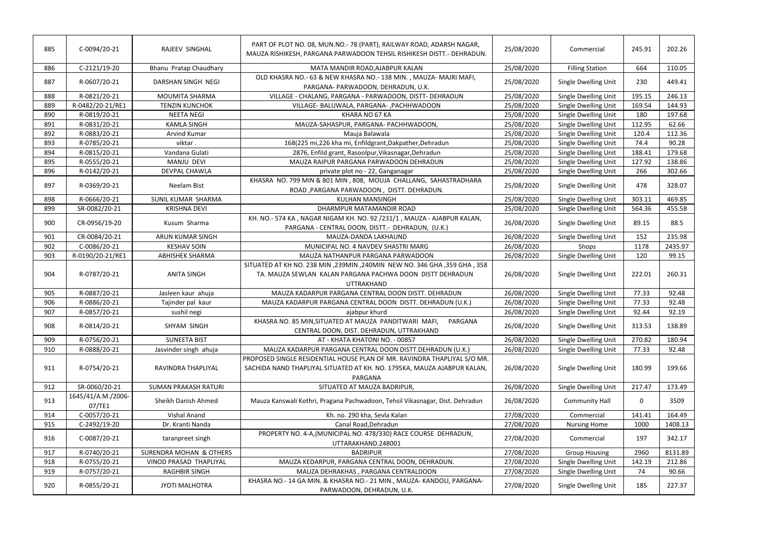| | | | | | | | |
|---|---|---|---|---|---|---|---|
| 885 | C-0094/20-21 | RAJEEV SINGHAL | PART OF PLOT NO. 08, MUN.NO.- 78 (PART), RAILWAY ROAD, ADARSH NAGAR, MAUZA RISHIKESH, PARGANA PARWADOON TEHSIL RISHIKESH DISTT.- DEHRADUN. | 25/08/2020 | Commercial | 245.91 | 202.26 |
| 886 | C-2121/19-20 | Bhanu Pratap Chaudhary | MATA MANDIR ROAD,AJABPUR KALAN | 25/08/2020 | Filling Station | 664 | 110.05 |
| 887 | R-0607/20-21 | DARSHAN SINGH NEGI | OLD KHASRA NO.- 63 & NEW KHASRA NO.- 138 MIN. , MAUZA- MAJRI MAFI, PARGANA- PARWADOON, DEHRADUN, U.K. | 25/08/2020 | Single Dwelling Unit | 230 | 449.41 |
| 888 | R-0821/20-21 | MOUMITA SHARMA | VILLAGE - CHALANG, PARGANA - PARWADOON, DISTT- DEHRADUN | 25/08/2020 | Single Dwelling Unit | 195.15 | 246.13 |
| 889 | R-0482/20-21/RE1 | TENZIN KUNCHOK | VILLAGE- BALUWALA, PARGANA- ,PACHHWADOON | 25/08/2020 | Single Dwelling Unit | 169.54 | 144.93 |
| 890 | R-0819/20-21 | NEETA NEGI | KHARA NO 67 KA | 25/08/2020 | Single Dwelling Unit | 180 | 197.68 |
| 891 | R-0831/20-21 | KAMLA SINGH | MAUZA-SAHASPUR, PARGANA- PACHHWADOON, | 25/08/2020 | Single Dwelling Unit | 112.95 | 62.66 |
| 892 | R-0883/20-21 | Arvind Kumar | Mauja Balawala | 25/08/2020 | Single Dwelling Unit | 120.4 | 112.36 |
| 893 | R-0785/20-21 | viktar . | 168(225 mi,226 kha mi, Enfildgrant,Dakpather,Dehradun | 25/08/2020 | Single Dwelling Unit | 74.4 | 90.28 |
| 894 | R-0815/20-21 | Vandana Gulati | 2876, Enfild grant, Rasoolpur,Vikasnagar,Dehradun | 25/08/2020 | Single Dwelling Unit | 188.41 | 179.68 |
| 895 | R-0555/20-21 | MANJU DEVI | MAUZA RAIPUR PARGANA PARWADOON DEHRADUN | 25/08/2020 | Single Dwelling Unit | 127.92 | 138.86 |
| 896 | R-0142/20-21 | DEVPAL CHAWLA | private plot no - 22, Ganganagar | 25/08/2020 | Single Dwelling Unit | 266 | 302.66 |
| 897 | R-0369/20-21 | Neelam Bist | KHASRA NO. 799 MIN & 801 MIN , 808, MOUJA CHALLANG, SAHASTRADHARA ROAD ,PARGANA PARWADOON , DISTT. DEHRADUN. | 25/08/2020 | Single Dwelling Unit | 478 | 328.07 |
| 898 | R-0666/20-21 | SUNIL KUMAR SHARMA | KULHAN MANSINGH | 25/08/2020 | Single Dwelling Unit | 303.11 | 469.85 |
| 899 | SR-0082/20-21 | KRISHNA DEVI | DHARMPUR MATAMANDIR ROAD | 25/08/2020 | Single Dwelling Unit | 564.36 | 455.58 |
| 900 | CR-0956/19-20 | Kusum Sharma | KH. NO.- 574 KA , NAGAR NIGAM KH. NO. 92 /231/1 , MAUZA - AJABPUR KALAN, PARGANA - CENTRAL DOON, DISTT.- DEHRADUN, (U.K.) | 26/08/2020 | Single Dwelling Unit | 89.15 | 88.5 |
| 901 | CR-0084/20-21 | ARUN KUMAR SINGH | MAUZA-DANDA LAKHAUND | 26/08/2020 | Single Dwelling Unit | 152 | 235.98 |
| 902 | C-0086/20-21 | KESHAV SOIN | MUNICIPAL NO. 4 NAVDEV SHASTRI MARG | 26/08/2020 | Shops | 1178 | 2435.97 |
| 903 | R-0190/20-21/RE1 | ABHISHEK SHARMA | MAUZA NATHANPUR PARGANA PARWADOON | 26/08/2020 | Single Dwelling Unit | 120 | 99.15 |
| 904 | R-0787/20-21 | ANITA SINGH | SITUATED AT KH NO. 238 MIN ,239MIN ,240MIN NEW NO. 346 GHA ,359 GHA , 358 TA. MAUZA SEWLAN KALAN PARGANA PACHWA DOON DISTT DEHRADUN UTTRAKHAND | 26/08/2020 | Single Dwelling Unit | 222.01 | 260.31 |
| 905 | R-0887/20-21 | Jasleen kaur ahuja | MAUZA KADARPUR PARGANA CENTRAL DOON DISTT. DEHRADUN | 26/08/2020 | Single Dwelling Unit | 77.33 | 92.48 |
| 906 | R-0886/20-21 | Tajinder pal kaur | MAUZA KADARPUR PARGANA CENTRAL DOON DISTT. DEHRADUN (U.K.) | 26/08/2020 | Single Dwelling Unit | 77.33 | 92.48 |
| 907 | R-0857/20-21 | sushil negi | ajabpur khurd | 26/08/2020 | Single Dwelling Unit | 92.44 | 92.19 |
| 908 | R-0814/20-21 | SHYAM SINGH | KHASRA NO. 85 MIN,SITUATED AT MAUZA PANDITWARI MAFI, PARGANA CENTRAL DOON, DIST. DEHRADUN, UTTRAKHAND | 26/08/2020 | Single Dwelling Unit | 313.53 | 138.89 |
| 909 | R-0756/20-21 | SUNEETA BIST | AT - KHATA KHATONI NO. - 00857 | 26/08/2020 | Single Dwelling Unit | 270.82 | 180.94 |
| 910 | R-0888/20-21 | Jasvinder singh ahuja | MAUZA KADARPUR PARGANA CENTRAL DOON DISTT.DEHRADUN (U.K.) | 26/08/2020 | Single Dwelling Unit | 77.33 | 92.48 |
| 911 | R-0754/20-21 | RAVINDRA THAPLIYAL | PROPOSED SINGLE RESIDENTIAL HOUSE PLAN OF MR. RAVINDRA THAPLIYAL S/O MR. SACHIDA NAND THAPLIYAL SITUATED AT KH. NO. 1795KA, MAUZA AJABPUR KALAN, PARGANA | 26/08/2020 | Single Dwelling Unit | 180.99 | 199.66 |
| 912 | SR-0060/20-21 | SUMAN PRAKASH RATURI | SITUATED AT MAUZA BADRIPUR, | 26/08/2020 | Single Dwelling Unit | 217.47 | 173.49 |
| 913 | 1645/41/A.M./2006-07/TE1 | Sheikh Danish Ahmed | Mauza Kanswali Kothri, Pragana Pachwadoon, Tehsil Vikasnagar, Dist. Dehradun | 26/08/2020 | Community Hall | 0 | 3509 |
| 914 | C-0057/20-21 | Vishal Anand | Kh. no. 290 kha, Sevla Kalan | 27/08/2020 | Commercial | 141.41 | 164.49 |
| 915 | C-2492/19-20 | Dr. Kranti Nanda | Canal Road,Dehradun | 27/08/2020 | Nursing Home | 1000 | 1408.13 |
| 916 | C-0087/20-21 | taranpreet singh | PROPERTY NO. 4-A,(MUNICIPAL NO. 478/330) RACE COURSE DEHRADUN, UTTARAKHAND.248001 | 27/08/2020 | Commercial | 197 | 342.17 |
| 917 | R-0740/20-21 | SURENDRA MOHAN & OTHERS | BADRIPUR | 27/08/2020 | Group Housing | 2960 | 8131.89 |
| 918 | R-0755/20-21 | VINOD PRASAD THAPLIYAL | MAUZA KEDARPUR, PARGANA CENTRAL DOON, DEHRADUN. | 27/08/2020 | Single Dwelling Unit | 142.19 | 212.86 |
| 919 | R-0757/20-21 | RAGHBIR SINGH | MAUZA DEHRAKHAS , PARGANA CENTRALDOON | 27/08/2020 | Single Dwelling Unit | 74 | 90.66 |
| 920 | R-0855/20-21 | JYOTI MALHOTRA | KHASRA NO.- 14 GA MIN. & KHASRA NO.- 21 MIN., MAUZA- KANDOLI, PARGANA- PARWADOON, DEHRADUN, U.K. | 27/08/2020 | Single Dwelling Unit | 185 | 227.37 |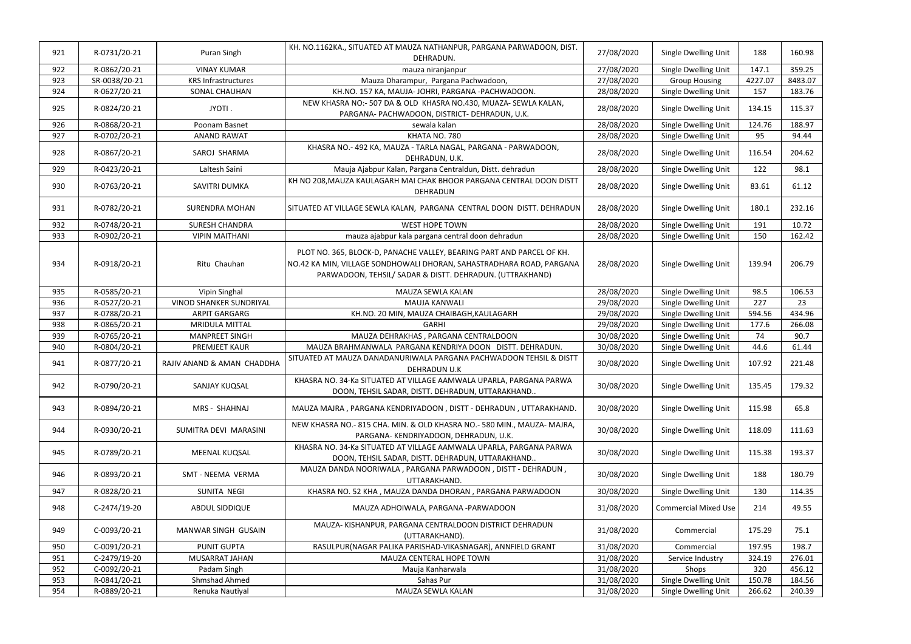| | | | | | | | |
|---|---|---|---|---|---|---|---|
| 921 | R-0731/20-21 | Puran Singh | KH. NO.1162KA., SITUATED AT MAUZA NATHANPUR, PARGANA PARWADOON, DIST. DEHRADUN. | 27/08/2020 | Single Dwelling Unit | 188 | 160.98 |
| 922 | R-0862/20-21 | VINAY KUMAR | mauza niranjanpur | 27/08/2020 | Single Dwelling Unit | 147.1 | 359.25 |
| 923 | SR-0038/20-21 | KRS Infrastructures | Mauza Dharampur, Pargana Pachwadoon, | 27/08/2020 | Group Housing | 4227.07 | 8483.07 |
| 924 | R-0627/20-21 | SONAL CHAUHAN | KH.NO. 157 KA, MAUJA- JOHRI, PARGANA -PACHWADOON. | 28/08/2020 | Single Dwelling Unit | 157 | 183.76 |
| 925 | R-0824/20-21 | JYOTI . | NEW KHASRA NO:- 507 DA & OLD KHASRA NO.430, MUAZA- SEWLA KALAN, PARGANA- PACHWADOON, DISTRICT- DEHRADUN, U.K. | 28/08/2020 | Single Dwelling Unit | 134.15 | 115.37 |
| 926 | R-0868/20-21 | Poonam Basnet | sewala kalan | 28/08/2020 | Single Dwelling Unit | 124.76 | 188.97 |
| 927 | R-0702/20-21 | ANAND RAWAT | KHATA NO. 780 | 28/08/2020 | Single Dwelling Unit | 95 | 94.44 |
| 928 | R-0867/20-21 | SAROJ SHARMA | KHASRA NO.- 492 KA, MAUZA - TARLA NAGAL, PARGANA - PARWADOON, DEHRADUN, U.K. | 28/08/2020 | Single Dwelling Unit | 116.54 | 204.62 |
| 929 | R-0423/20-21 | Laltesh Saini | Mauja Ajabpur Kalan, Pargana Centraldun, Distt. dehradun | 28/08/2020 | Single Dwelling Unit | 122 | 98.1 |
| 930 | R-0763/20-21 | SAVITRI DUMKA | KH NO 208,MAUZA KAULAGARH MAI CHAK BHOOR PARGANA CENTRAL DOON DISTT DEHRADUN | 28/08/2020 | Single Dwelling Unit | 83.61 | 61.12 |
| 931 | R-0782/20-21 | SURENDRA MOHAN | SITUATED AT VILLAGE SEWLA KALAN, PARGANA CENTRAL DOON DISTT. DEHRADUN | 28/08/2020 | Single Dwelling Unit | 180.1 | 232.16 |
| 932 | R-0748/20-21 | SURESH CHANDRA | WEST HOPE TOWN | 28/08/2020 | Single Dwelling Unit | 191 | 10.72 |
| 933 | R-0902/20-21 | VIPIN MAITHANI | mauza ajabpur kala pargana central doon dehradun | 28/08/2020 | Single Dwelling Unit | 150 | 162.42 |
| 934 | R-0918/20-21 | Ritu Chauhan | PLOT NO. 365, BLOCK-D, PANACHE VALLEY, BEARING PART AND PARCEL OF KH. NO.42 KA MIN, VILLAGE SONDHOWALI DHORAN, SAHASTRADHARA ROAD, PARGANA PARWADOON, TEHSIL/ SADAR & DISTT. DEHRADUN. (UTTRAKHAND) | 28/08/2020 | Single Dwelling Unit | 139.94 | 206.79 |
| 935 | R-0585/20-21 | Vipin Singhal | MAUZA SEWLA KALAN | 28/08/2020 | Single Dwelling Unit | 98.5 | 106.53 |
| 936 | R-0527/20-21 | VINOD SHANKER SUNDRIYAL | MAUJA KANWALI | 29/08/2020 | Single Dwelling Unit | 227 | 23 |
| 937 | R-0788/20-21 | ARPIT GARGARG | KH.NO. 20 MIN, MAUZA CHAIBAGH,KAULAGARH | 29/08/2020 | Single Dwelling Unit | 594.56 | 434.96 |
| 938 | R-0865/20-21 | MRIDULA MITTAL | GARHI | 29/08/2020 | Single Dwelling Unit | 177.6 | 266.08 |
| 939 | R-0765/20-21 | MANPREET SINGH | MAUZA DEHRAKHAS , PARGANA CENTRALDOON | 30/08/2020 | Single Dwelling Unit | 74 | 90.7 |
| 940 | R-0804/20-21 | PREMJEET KAUR | MAUZA BRAHMANWALA PARGANA KENDRIYA DOON DISTT. DEHRADUN. | 30/08/2020 | Single Dwelling Unit | 44.6 | 61.44 |
| 941 | R-0877/20-21 | RAJIV ANAND & AMAN CHADDHA | SITUATED AT MAUZA DANADANURIWALA PARGANA PACHWADOON TEHSIL & DISTT DEHRADUN U.K | 30/08/2020 | Single Dwelling Unit | 107.92 | 221.48 |
| 942 | R-0790/20-21 | SANJAY KUQSAL | KHASRA NO. 34-Ka SITUATED AT VILLAGE AAMWALA UPARLA, PARGANA PARWA DOON, TEHSIL SADAR, DISTT. DEHRADUN, UTTARAKHAND.. | 30/08/2020 | Single Dwelling Unit | 135.45 | 179.32 |
| 943 | R-0894/20-21 | MRS - SHAHNAJ | MAUZA MAJRA , PARGANA KENDRIYADOON , DISTT - DEHRADUN , UTTARAKHAND. | 30/08/2020 | Single Dwelling Unit | 115.98 | 65.8 |
| 944 | R-0930/20-21 | SUMITRA DEVI MARASINI | NEW KHASRA NO.- 815 CHA. MIN. & OLD KHASRA NO.- 580 MIN., MAUZA- MAJRA, PARGANA- KENDRIYADOON, DEHRADUN, U.K. | 30/08/2020 | Single Dwelling Unit | 118.09 | 111.63 |
| 945 | R-0789/20-21 | MEENAL KUQSAL | KHASRA NO. 34-Ka SITUATED AT VILLAGE AAMWALA UPARLA, PARGANA PARWA DOON, TEHSIL SADAR, DISTT. DEHRADUN, UTTARAKHAND.. | 30/08/2020 | Single Dwelling Unit | 115.38 | 193.37 |
| 946 | R-0893/20-21 | SMT - NEEMA VERMA | MAUZA DANDA NOORIWALA , PARGANA PARWADOON , DISTT - DEHRADUN , UTTARAKHAND. | 30/08/2020 | Single Dwelling Unit | 188 | 180.79 |
| 947 | R-0828/20-21 | SUNITA NEGI | KHASRA NO. 52 KHA , MAUZA DANDA DHORAN , PARGANA PARWADOON | 30/08/2020 | Single Dwelling Unit | 130 | 114.35 |
| 948 | C-2474/19-20 | ABDUL SIDDIQUE | MAUZA ADHOIWALA, PARGANA -PARWADOON | 31/08/2020 | Commercial Mixed Use | 214 | 49.55 |
| 949 | C-0093/20-21 | MANWAR SINGH GUSAIN | MAUZA- KISHANPUR, PARGANA CENTRALDOON DISTRICT DEHRADUN (UTTARAKHAND). | 31/08/2020 | Commercial | 175.29 | 75.1 |
| 950 | C-0091/20-21 | PUNIT GUPTA | RASULPUR(NAGAR PALIKA PARISHAD-VIKASNAGAR), ANNFIELD GRANT | 31/08/2020 | Commercial | 197.95 | 198.7 |
| 951 | C-2479/19-20 | MUSARRAT JAHAN | MAUZA CENTERAL HOPE TOWN | 31/08/2020 | Service Industry | 324.19 | 276.01 |
| 952 | C-0092/20-21 | Padam Singh | Mauja Kanharwala | 31/08/2020 | Shops | 320 | 456.12 |
| 953 | R-0841/20-21 | Shmshad Ahmed | Sahas Pur | 31/08/2020 | Single Dwelling Unit | 150.78 | 184.56 |
| 954 | R-0889/20-21 | Renuka Nautiyal | MAUZA SEWLA KALAN | 31/08/2020 | Single Dwelling Unit | 266.62 | 240.39 |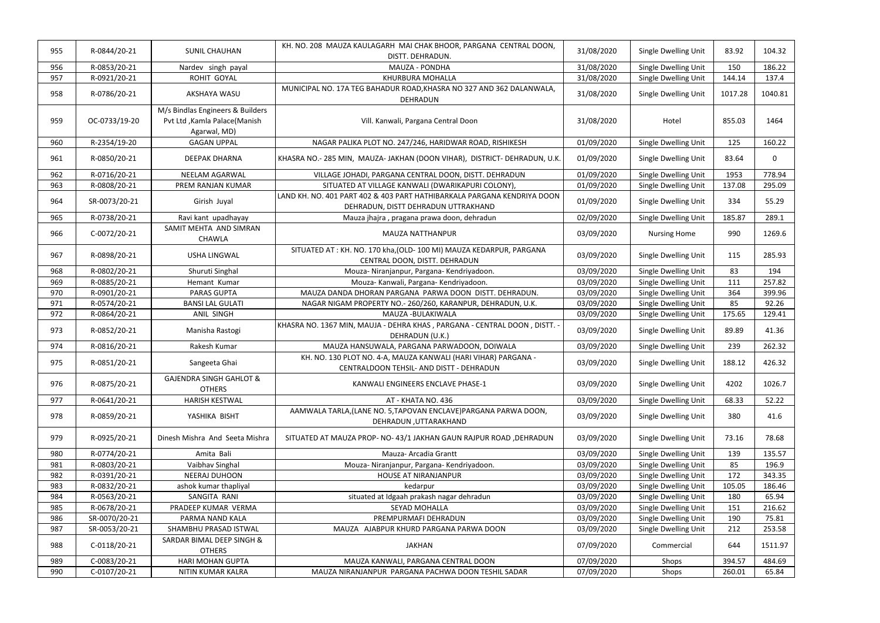| | | | | | | | |
|---|---|---|---|---|---|---|---|
| 955 | R-0844/20-21 | SUNIL CHAUHAN | KH. NO. 208 MAUZA KAULAGARH MAI CHAK BHOOR, PARGANA CENTRAL DOON, DISTT. DEHRADUN. | 31/08/2020 | Single Dwelling Unit | 83.92 | 104.32 |
| 956 | R-0853/20-21 | Nardev singh payal | MAUZA - PONDHA | 31/08/2020 | Single Dwelling Unit | 150 | 186.22 |
| 957 | R-0921/20-21 | ROHIT GOYAL | KHURBURA MOHALLA | 31/08/2020 | Single Dwelling Unit | 144.14 | 137.4 |
| 958 | R-0786/20-21 | AKSHAYA WASU | MUNICIPAL NO. 17A TEG BAHADUR ROAD,KHASRA NO 327 AND 362 DALANWALA, DEHRADUN | 31/08/2020 | Single Dwelling Unit | 1017.28 | 1040.81 |
| 959 | OC-0733/19-20 | M/s Bindlas Engineers & Builders Pvt Ltd ,Kamla Palace(Manish Agarwal, MD) | Vill. Kanwali, Pargana Central Doon | 31/08/2020 | Hotel | 855.03 | 1464 |
| 960 | R-2354/19-20 | GAGAN UPPAL | NAGAR PALIKA PLOT NO. 247/246, HARIDWAR ROAD, RISHIKESH | 01/09/2020 | Single Dwelling Unit | 125 | 160.22 |
| 961 | R-0850/20-21 | DEEPAK DHARNA | KHASRA NO.- 285 MIN, MAUZA- JAKHAN (DOON VIHAR), DISTRICT- DEHRADUN, U.K. | 01/09/2020 | Single Dwelling Unit | 83.64 | 0 |
| 962 | R-0716/20-21 | NEELAM AGARWAL | VILLAGE JOHADI, PARGANA CENTRAL DOON, DISTT. DEHRADUN | 01/09/2020 | Single Dwelling Unit | 1953 | 778.94 |
| 963 | R-0808/20-21 | PREM RANJAN KUMAR | SITUATED AT VILLAGE KANWALI (DWARIKAPURI COLONY), | 01/09/2020 | Single Dwelling Unit | 137.08 | 295.09 |
| 964 | SR-0073/20-21 | Girish Juyal | LAND KH. NO. 401 PART 402 & 403 PART HATHIBARKALA PARGANA KENDRIYA DOON DEHRADUN, DISTT DEHRADUN UTTRAKHAND | 01/09/2020 | Single Dwelling Unit | 334 | 55.29 |
| 965 | R-0738/20-21 | Ravi kant upadhayay | Mauza jhajra , pragana prawa doon, dehradun | 02/09/2020 | Single Dwelling Unit | 185.87 | 289.1 |
| 966 | C-0072/20-21 | SAMIT MEHTA AND SIMRAN CHAWLA | MAUZA NATTHANPUR | 03/09/2020 | Nursing Home | 990 | 1269.6 |
| 967 | R-0898/20-21 | USHA LINGWAL | SITUATED AT : KH. NO. 170 kha,(OLD- 100 MI) MAUZA KEDARPUR, PARGANA CENTRAL DOON, DISTT. DEHRADUN | 03/09/2020 | Single Dwelling Unit | 115 | 285.93 |
| 968 | R-0802/20-21 | Shuruti Singhal | Mouza- Niranjanpur, Pargana- Kendriyadoon. | 03/09/2020 | Single Dwelling Unit | 83 | 194 |
| 969 | R-0885/20-21 | Hemant Kumar | Mouza- Kanwali, Pargana- Kendriyadoon. | 03/09/2020 | Single Dwelling Unit | 111 | 257.82 |
| 970 | R-0901/20-21 | PARAS GUPTA | MAUZA DANDA DHORAN PARGANA PARWA DOON DISTT. DEHRADUN. | 03/09/2020 | Single Dwelling Unit | 364 | 399.96 |
| 971 | R-0574/20-21 | BANSI LAL GULATI | NAGAR NIGAM PROPERTY NO.- 260/260, KARANPUR, DEHRADUN, U.K. | 03/09/2020 | Single Dwelling Unit | 85 | 92.26 |
| 972 | R-0864/20-21 | ANIL SINGH | MAUZA -BULAKIWALA | 03/09/2020 | Single Dwelling Unit | 175.65 | 129.41 |
| 973 | R-0852/20-21 | Manisha Rastogi | KHASRA NO. 1367 MIN, MAUJA - DEHRA KHAS , PARGANA - CENTRAL DOON , DISTT. - DEHRADUN (U.K.) | 03/09/2020 | Single Dwelling Unit | 89.89 | 41.36 |
| 974 | R-0816/20-21 | Rakesh Kumar | MAUZA HANSUWALA, PARGANA PARWADOON, DOIWALA | 03/09/2020 | Single Dwelling Unit | 239 | 262.32 |
| 975 | R-0851/20-21 | Sangeeta Ghai | KH. NO. 130 PLOT NO. 4-A, MAUZA KANWALI (HARI VIHAR) PARGANA - CENTRALDOON TEHSIL- AND DISTT - DEHRADUN | 03/09/2020 | Single Dwelling Unit | 188.12 | 426.32 |
| 976 | R-0875/20-21 | GAJENDRA SINGH GAHLOT & OTHERS | KANWALI ENGINEERS ENCLAVE PHASE-1 | 03/09/2020 | Single Dwelling Unit | 4202 | 1026.7 |
| 977 | R-0641/20-21 | HARISH KESTWAL | AT - KHATA NO. 436 | 03/09/2020 | Single Dwelling Unit | 68.33 | 52.22 |
| 978 | R-0859/20-21 | YASHIKA BISHT | AAMWALA TARLA,(LANE NO. 5,TAPOVAN ENCLAVE)PARGANA PARWA DOON, DEHRADUN ,UTTARAKHAND | 03/09/2020 | Single Dwelling Unit | 380 | 41.6 |
| 979 | R-0925/20-21 | Dinesh Mishra And Seeta Mishra | SITUATED AT MAUZA PROP- NO- 43/1 JAKHAN GAUN RAJPUR ROAD ,DEHRADUN | 03/09/2020 | Single Dwelling Unit | 73.16 | 78.68 |
| 980 | R-0774/20-21 | Amita Bali | Mauza- Arcadia Grantt | 03/09/2020 | Single Dwelling Unit | 139 | 135.57 |
| 981 | R-0803/20-21 | Vaibhav Singhal | Mouza- Niranjanpur, Pargana- Kendriyadoon. | 03/09/2020 | Single Dwelling Unit | 85 | 196.9 |
| 982 | R-0391/20-21 | NEERAJ DUHOON | HOUSE AT NIRANJANPUR | 03/09/2020 | Single Dwelling Unit | 172 | 343.35 |
| 983 | R-0832/20-21 | ashok kumar thapliyal | kedarpur | 03/09/2020 | Single Dwelling Unit | 105.05 | 186.46 |
| 984 | R-0563/20-21 | SANGITA RANI | situated at Idgaah prakash nagar dehradun | 03/09/2020 | Single Dwelling Unit | 180 | 65.94 |
| 985 | R-0678/20-21 | PRADEEP KUMAR VERMA | SEYAD MOHALLA | 03/09/2020 | Single Dwelling Unit | 151 | 216.62 |
| 986 | SR-0070/20-21 | PARMA NAND KALA | PREMPURMAFI DEHRADUN | 03/09/2020 | Single Dwelling Unit | 190 | 75.81 |
| 987 | SR-0053/20-21 | SHAMBHU PRASAD ISTWAL | MAUZA AJABPUR KHURD PARGANA PARWA DOON | 03/09/2020 | Single Dwelling Unit | 212 | 253.58 |
| 988 | C-0118/20-21 | SARDAR BIMAL DEEP SINGH & OTHERS | JAKHAN | 07/09/2020 | Commercial | 644 | 1511.97 |
| 989 | C-0083/20-21 | HARI MOHAN GUPTA | MAUZA KANWALI, PARGANA CENTRAL DOON | 07/09/2020 | Shops | 394.57 | 484.69 |
| 990 | C-0107/20-21 | NITIN KUMAR KALRA | MAUZA NIRANJANPUR PARGANA PACHWA DOON TESHIL SADAR | 07/09/2020 | Shops | 260.01 | 65.84 |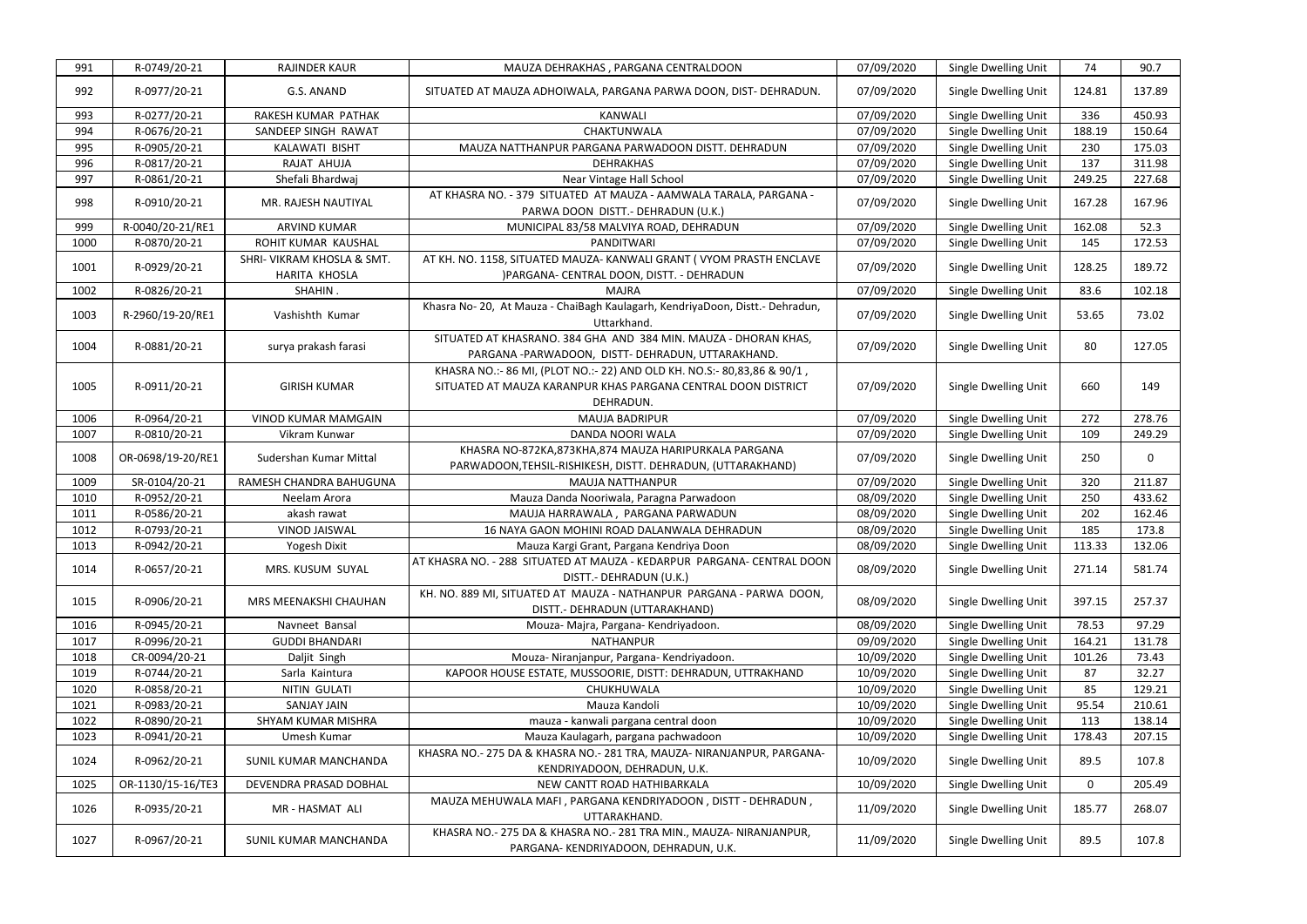| | | | | | | | |
|---|---|---|---|---|---|---|---|
| 991 | R-0749/20-21 | RAJINDER KAUR | MAUZA DEHRAKHAS , PARGANA CENTRALDOON | 07/09/2020 | Single Dwelling Unit | 74 | 90.7 |
| 992 | R-0977/20-21 | G.S. ANAND | SITUATED AT MAUZA ADHOIWALA, PARGANA PARWA DOON, DIST- DEHRADUN. | 07/09/2020 | Single Dwelling Unit | 124.81 | 137.89 |
| 993 | R-0277/20-21 | RAKESH KUMAR PATHAK | KANWALI | 07/09/2020 | Single Dwelling Unit | 336 | 450.93 |
| 994 | R-0676/20-21 | SANDEEP SINGH RAWAT | CHAKTUNWALA | 07/09/2020 | Single Dwelling Unit | 188.19 | 150.64 |
| 995 | R-0905/20-21 | KALAWATI BISHT | MAUZA NATTHANPUR PARGANA PARWADOON DISTT. DEHRADUN | 07/09/2020 | Single Dwelling Unit | 230 | 175.03 |
| 996 | R-0817/20-21 | RAJAT AHUJA | DEHRAKHAS | 07/09/2020 | Single Dwelling Unit | 137 | 311.98 |
| 997 | R-0861/20-21 | Shefali Bhardwaj | Near Vintage Hall School | 07/09/2020 | Single Dwelling Unit | 249.25 | 227.68 |
| 998 | R-0910/20-21 | MR. RAJESH NAUTIYAL | AT KHASRA NO. - 379 SITUATED AT MAUZA - AAMWALA TARALA, PARGANA - PARWA DOON DISTT.- DEHRADUN (U.K.) | 07/09/2020 | Single Dwelling Unit | 167.28 | 167.96 |
| 999 | R-0040/20-21/RE1 | ARVIND KUMAR | MUNICIPAL 83/58 MALVIYA ROAD, DEHRADUN | 07/09/2020 | Single Dwelling Unit | 162.08 | 52.3 |
| 1000 | R-0870/20-21 | ROHIT KUMAR KAUSHAL | PANDITWARI | 07/09/2020 | Single Dwelling Unit | 145 | 172.53 |
| 1001 | R-0929/20-21 | SHRI- VIKRAM KHOSLA & SMT. HARITA KHOSLA | AT KH. NO. 1158, SITUATED MAUZA- KANWALI GRANT ( VYOM PRASTH ENCLAVE )PARGANA- CENTRAL DOON, DISTT. - DEHRADUN | 07/09/2020 | Single Dwelling Unit | 128.25 | 189.72 |
| 1002 | R-0826/20-21 | SHAHIN . | MAJRA | 07/09/2020 | Single Dwelling Unit | 83.6 | 102.18 |
| 1003 | R-2960/19-20/RE1 | Vashishth Kumar | Khasra No- 20, At Mauza - ChaiBagh Kaulagarh, KendriyaDoon, Distt.- Dehradun, Uttarkhand. | 07/09/2020 | Single Dwelling Unit | 53.65 | 73.02 |
| 1004 | R-0881/20-21 | surya prakash farasi | SITUATED AT KHASRANO. 384 GHA AND 384 MIN. MAUZA - DHORAN KHAS, PARGANA -PARWADOON, DISTT- DEHRADUN, UTTARAKHAND. | 07/09/2020 | Single Dwelling Unit | 80 | 127.05 |
| 1005 | R-0911/20-21 | GIRISH KUMAR | KHASRA NO.:- 86 MI, (PLOT NO.:- 22) AND OLD KH. NO.S:- 80,83,86 & 90/1 , SITUATED AT MAUZA KARANPUR KHAS PARGANA CENTRAL DOON DISTRICT DEHRADUN. | 07/09/2020 | Single Dwelling Unit | 660 | 149 |
| 1006 | R-0964/20-21 | VINOD KUMAR MAMGAIN | MAUJA BADRIPUR | 07/09/2020 | Single Dwelling Unit | 272 | 278.76 |
| 1007 | R-0810/20-21 | Vikram Kunwar | DANDA NOORI WALA | 07/09/2020 | Single Dwelling Unit | 109 | 249.29 |
| 1008 | OR-0698/19-20/RE1 | Sudershan Kumar Mittal | KHASRA NO-872KA,873KHA,874 MAUZA HARIPURKALA PARGANA PARWADOON,TEHSIL-RISHIKESH, DISTT. DEHRADUN, (UTTARAKHAND) | 07/09/2020 | Single Dwelling Unit | 250 | 0 |
| 1009 | SR-0104/20-21 | RAMESH CHANDRA BAHUGUNA | MAUJA NATTHANPUR | 07/09/2020 | Single Dwelling Unit | 320 | 211.87 |
| 1010 | R-0952/20-21 | Neelam Arora | Mauza Danda Nooriwala, Paragna Parwadoon | 08/09/2020 | Single Dwelling Unit | 250 | 433.62 |
| 1011 | R-0586/20-21 | akash rawat | MAUJA HARRAWALA , PARGANA PARWADUN | 08/09/2020 | Single Dwelling Unit | 202 | 162.46 |
| 1012 | R-0793/20-21 | VINOD JAISWAL | 16 NAYA GAON MOHINI ROAD DALANWALA DEHRADUN | 08/09/2020 | Single Dwelling Unit | 185 | 173.8 |
| 1013 | R-0942/20-21 | Yogesh Dixit | Mauza Kargi Grant, Pargana Kendriya Doon | 08/09/2020 | Single Dwelling Unit | 113.33 | 132.06 |
| 1014 | R-0657/20-21 | MRS. KUSUM SUYAL | AT KHASRA NO. - 288 SITUATED AT MAUZA - KEDARPUR PARGANA- CENTRAL DOON DISTT.- DEHRADUN (U.K.) | 08/09/2020 | Single Dwelling Unit | 271.14 | 581.74 |
| 1015 | R-0906/20-21 | MRS MEENAKSHI CHAUHAN | KH. NO. 889 MI, SITUATED AT MAUZA - NATHANPUR PARGANA - PARWA DOON, DISTT.- DEHRADUN (UTTARAKHAND) | 08/09/2020 | Single Dwelling Unit | 397.15 | 257.37 |
| 1016 | R-0945/20-21 | Navneet Bansal | Mouza- Majra, Pargana- Kendriyadoon. | 08/09/2020 | Single Dwelling Unit | 78.53 | 97.29 |
| 1017 | R-0996/20-21 | GUDDI BHANDARI | NATHANPUR | 09/09/2020 | Single Dwelling Unit | 164.21 | 131.78 |
| 1018 | CR-0094/20-21 | Daljit Singh | Mouza- Niranjanpur, Pargana- Kendriyadoon. | 10/09/2020 | Single Dwelling Unit | 101.26 | 73.43 |
| 1019 | R-0744/20-21 | Sarla Kaintura | KAPOOR HOUSE ESTATE, MUSSOORIE, DISTT: DEHRADUN, UTTRAKHAND | 10/09/2020 | Single Dwelling Unit | 87 | 32.27 |
| 1020 | R-0858/20-21 | NITIN GULATI | CHUKHUWALA | 10/09/2020 | Single Dwelling Unit | 85 | 129.21 |
| 1021 | R-0983/20-21 | SANJAY JAIN | Mauza Kandoli | 10/09/2020 | Single Dwelling Unit | 95.54 | 210.61 |
| 1022 | R-0890/20-21 | SHYAM KUMAR MISHRA | mauza - kanwali pargana central doon | 10/09/2020 | Single Dwelling Unit | 113 | 138.14 |
| 1023 | R-0941/20-21 | Umesh Kumar | Mauza Kaulagarh, pargana pachwadoon | 10/09/2020 | Single Dwelling Unit | 178.43 | 207.15 |
| 1024 | R-0962/20-21 | SUNIL KUMAR MANCHANDA | KHASRA NO.- 275 DA & KHASRA NO.- 281 TRA, MAUZA- NIRANJANPUR, PARGANA- KENDRIYADOON, DEHRADUN, U.K. | 10/09/2020 | Single Dwelling Unit | 89.5 | 107.8 |
| 1025 | OR-1130/15-16/TE3 | DEVENDRA PRASAD DOBHAL | NEW CANTT ROAD HATHIBARKALA | 10/09/2020 | Single Dwelling Unit | 0 | 205.49 |
| 1026 | R-0935/20-21 | MR - HASMAT ALI | MAUZA MEHUWALA MAFI , PARGANA KENDRIYADOON , DISTT - DEHRADUN , UTTARAKHAND. | 11/09/2020 | Single Dwelling Unit | 185.77 | 268.07 |
| 1027 | R-0967/20-21 | SUNIL KUMAR MANCHANDA | KHASRA NO.- 275 DA & KHASRA NO.- 281 TRA MIN., MAUZA- NIRANJANPUR, PARGANA- KENDRIYADOON, DEHRADUN, U.K. | 11/09/2020 | Single Dwelling Unit | 89.5 | 107.8 |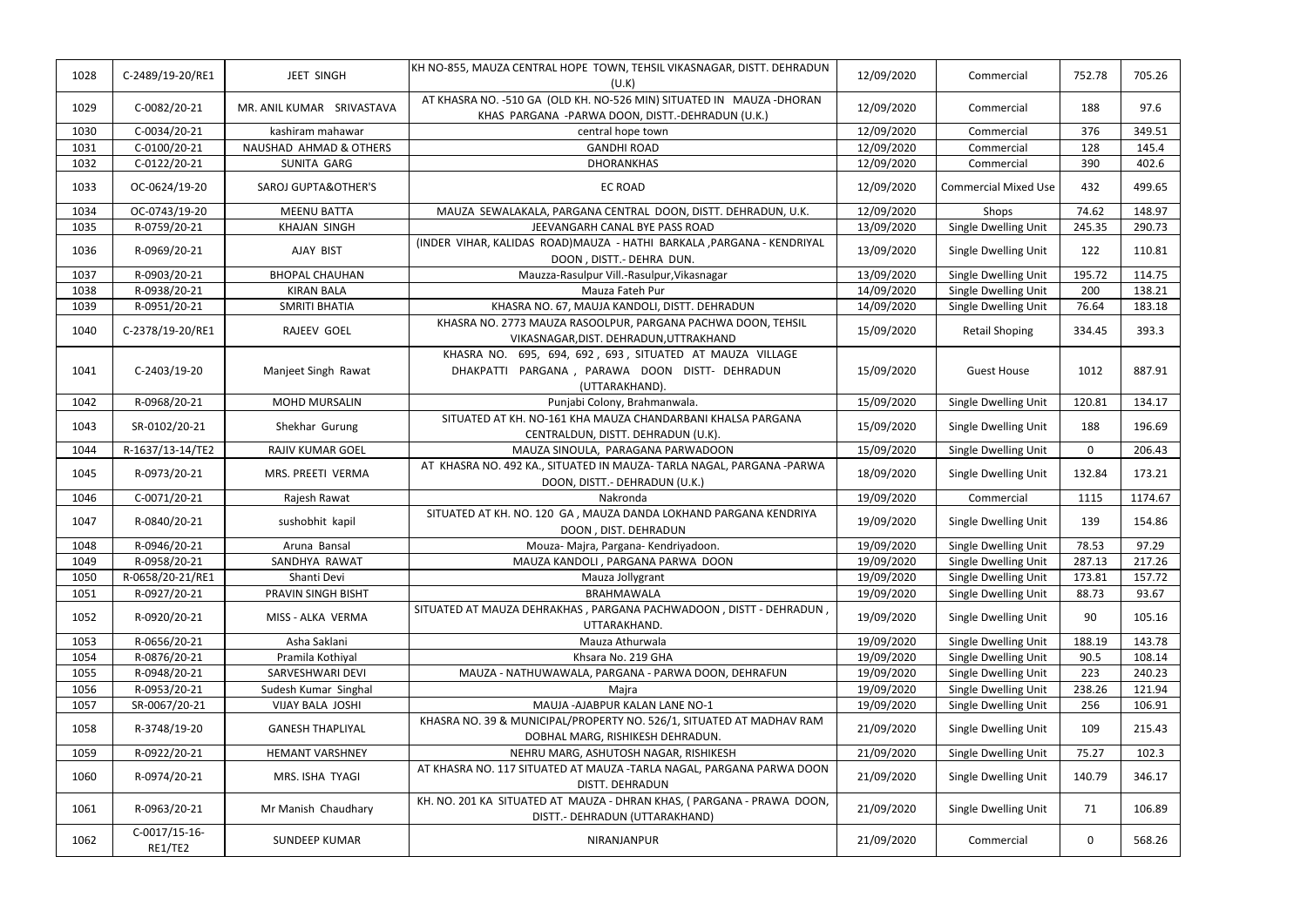| | | | | | | | |
|---|---|---|---|---|---|---|---|
| 1028 | C-2489/19-20/RE1 | JEET SINGH | KH NO-855, MAUZA CENTRAL HOPE TOWN, TEHSIL VIKASNAGAR, DISTT. DEHRADUN (U.K) | 12/09/2020 | Commercial | 752.78 | 705.26 |
| 1029 | C-0082/20-21 | MR. ANIL KUMAR SRIVASTAVA | AT KHASRA NO. -510 GA (OLD KH. NO-526 MIN) SITUATED IN MAUZA -DHORAN KHAS PARGANA -PARWA DOON, DISTT.-DEHRADUN (U.K.) | 12/09/2020 | Commercial | 188 | 97.6 |
| 1030 | C-0034/20-21 | kashiram mahawar | central hope town | 12/09/2020 | Commercial | 376 | 349.51 |
| 1031 | C-0100/20-21 | NAUSHAD AHMAD & OTHERS | GANDHI ROAD | 12/09/2020 | Commercial | 128 | 145.4 |
| 1032 | C-0122/20-21 | SUNITA GARG | DHORANKHAS | 12/09/2020 | Commercial | 390 | 402.6 |
| 1033 | OC-0624/19-20 | SAROJ GUPTA&OTHER'S | EC ROAD | 12/09/2020 | Commercial Mixed Use | 432 | 499.65 |
| 1034 | OC-0743/19-20 | MEENU BATTA | MAUZA SEWALAKALA, PARGANA CENTRAL DOON, DISTT. DEHRADUN, U.K. | 12/09/2020 | Shops | 74.62 | 148.97 |
| 1035 | R-0759/20-21 | KHAJAN SINGH | JEEVANGARH CANAL BYE PASS ROAD | 13/09/2020 | Single Dwelling Unit | 245.35 | 290.73 |
| 1036 | R-0969/20-21 | AJAY BIST | (INDER VIHAR, KALIDAS ROAD)MAUZA - HATHI BARKALA ,PARGANA - KENDRIYAL DOON , DISTT.- DEHRA DUN. | 13/09/2020 | Single Dwelling Unit | 122 | 110.81 |
| 1037 | R-0903/20-21 | BHOPAL CHAUHAN | Mauzza-Rasulpur Vill.-Rasulpur,Vikasnagar | 13/09/2020 | Single Dwelling Unit | 195.72 | 114.75 |
| 1038 | R-0938/20-21 | KIRAN BALA | Mauza Fateh Pur | 14/09/2020 | Single Dwelling Unit | 200 | 138.21 |
| 1039 | R-0951/20-21 | SMRITI BHATIA | KHASRA NO. 67, MAUJA KANDOLI, DISTT. DEHRADUN | 14/09/2020 | Single Dwelling Unit | 76.64 | 183.18 |
| 1040 | C-2378/19-20/RE1 | RAJEEV GOEL | KHASRA NO. 2773 MAUZA RASOOLPUR, PARGANA PACHWA DOON, TEHSIL VIKASNAGAR,DIST. DEHRADUN,UTTRAKHAND | 15/09/2020 | Retail Shoping | 334.45 | 393.3 |
| 1041 | C-2403/19-20 | Manjeet Singh Rawat | KHASRA NO. 695, 694, 692 , 693 , SITUATED AT MAUZA VILLAGE DHAKPATTI PARGANA , PARAWA DOON DISTT- DEHRADUN (UTTARAKHAND). | 15/09/2020 | Guest House | 1012 | 887.91 |
| 1042 | R-0968/20-21 | MOHD MURSALIN | Punjabi Colony, Brahmanwala. | 15/09/2020 | Single Dwelling Unit | 120.81 | 134.17 |
| 1043 | SR-0102/20-21 | Shekhar Gurung | SITUATED AT KH. NO-161 KHA MAUZA CHANDARBANI KHALSA PARGANA CENTRALDUN, DISTT. DEHRADUN (U.K). | 15/09/2020 | Single Dwelling Unit | 188 | 196.69 |
| 1044 | R-1637/13-14/TE2 | RAJIV KUMAR GOEL | MAUZA SINOULA, PARAGANA PARWADOON | 15/09/2020 | Single Dwelling Unit | 0 | 206.43 |
| 1045 | R-0973/20-21 | MRS. PREETI VERMA | AT KHASRA NO. 492 KA., SITUATED IN MAUZA- TARLA NAGAL, PARGANA -PARWA DOON, DISTT.- DEHRADUN (U.K.) | 18/09/2020 | Single Dwelling Unit | 132.84 | 173.21 |
| 1046 | C-0071/20-21 | Rajesh Rawat | Nakronda | 19/09/2020 | Commercial | 1115 | 1174.67 |
| 1047 | R-0840/20-21 | sushobhit kapil | SITUATED AT KH. NO. 120 GA , MAUZA DANDA LOKHAND PARGANA KENDRIYA DOON , DIST. DEHRADUN | 19/09/2020 | Single Dwelling Unit | 139 | 154.86 |
| 1048 | R-0946/20-21 | Aruna Bansal | Mouza- Majra, Pargana- Kendriyadoon. | 19/09/2020 | Single Dwelling Unit | 78.53 | 97.29 |
| 1049 | R-0958/20-21 | SANDHYA RAWAT | MAUZA KANDOLI , PARGANA PARWA DOON | 19/09/2020 | Single Dwelling Unit | 287.13 | 217.26 |
| 1050 | R-0658/20-21/RE1 | Shanti Devi | Mauza Jollygrant | 19/09/2020 | Single Dwelling Unit | 173.81 | 157.72 |
| 1051 | R-0927/20-21 | PRAVIN SINGH BISHT | BRAHMAWALA | 19/09/2020 | Single Dwelling Unit | 88.73 | 93.67 |
| 1052 | R-0920/20-21 | MISS - ALKA VERMA | SITUATED AT MAUZA DEHRAKHAS , PARGANA PACHWADOON , DISTT - DEHRADUN , UTTARAKHAND. | 19/09/2020 | Single Dwelling Unit | 90 | 105.16 |
| 1053 | R-0656/20-21 | Asha Saklani | Mauza Athurwala | 19/09/2020 | Single Dwelling Unit | 188.19 | 143.78 |
| 1054 | R-0876/20-21 | Pramila Kothiyal | Khsara No. 219 GHA | 19/09/2020 | Single Dwelling Unit | 90.5 | 108.14 |
| 1055 | R-0948/20-21 | SARVESHWARI DEVI | MAUZA - NATHUWAWALA, PARGANA - PARWA DOON, DEHRAFUN | 19/09/2020 | Single Dwelling Unit | 223 | 240.23 |
| 1056 | R-0953/20-21 | Sudesh Kumar Singhal | Majra | 19/09/2020 | Single Dwelling Unit | 238.26 | 121.94 |
| 1057 | SR-0067/20-21 | VIJAY BALA JOSHI | MAUJA -AJABPUR KALAN LANE NO-1 | 19/09/2020 | Single Dwelling Unit | 256 | 106.91 |
| 1058 | R-3748/19-20 | GANESH THAPLIYAL | KHASRA NO. 39 & MUNICIPAL/PROPERTY NO. 526/1, SITUATED AT MADHAV RAM DOBHAL MARG, RISHIKESH DEHRADUN. | 21/09/2020 | Single Dwelling Unit | 109 | 215.43 |
| 1059 | R-0922/20-21 | HEMANT VARSHNEY | NEHRU MARG, ASHUTOSH NAGAR, RISHIKESH | 21/09/2020 | Single Dwelling Unit | 75.27 | 102.3 |
| 1060 | R-0974/20-21 | MRS. ISHA TYAGI | AT KHASRA NO. 117 SITUATED AT MAUZA -TARLA NAGAL, PARGANA PARWA DOON DISTT. DEHRADUN | 21/09/2020 | Single Dwelling Unit | 140.79 | 346.17 |
| 1061 | R-0963/20-21 | Mr Manish Chaudhary | KH. NO. 201 KA SITUATED AT MAUZA - DHRAN KHAS, ( PARGANA - PRAWA DOON, DISTT.- DEHRADUN (UTTARAKHAND) | 21/09/2020 | Single Dwelling Unit | 71 | 106.89 |
| 1062 | C-0017/15-16-RE1/TE2 | SUNDEEP KUMAR | NIRANJANPUR | 21/09/2020 | Commercial | 0 | 568.26 |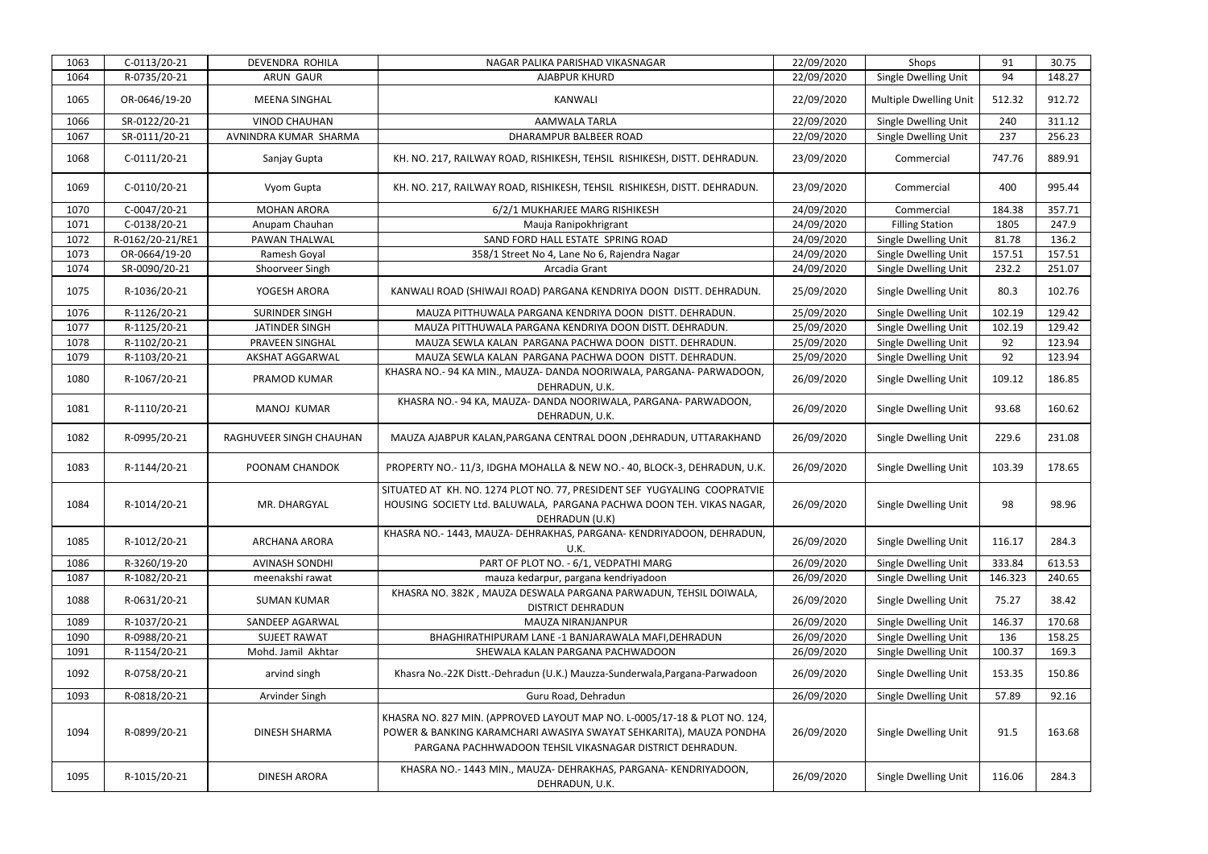| | | | | | | | |
|---|---|---|---|---|---|---|---|
| 1063 | C-0113/20-21 | DEVENDRA ROHILA | NAGAR PALIKA PARISHAD VIKASNAGAR | 22/09/2020 | Shops | 91 | 30.75 |
| 1064 | R-0735/20-21 | ARUN GAUR | AJABPUR KHURD | 22/09/2020 | Single Dwelling Unit | 94 | 148.27 |
| 1065 | OR-0646/19-20 | MEENA SINGHAL | KANWALI | 22/09/2020 | Multiple Dwelling Unit | 512.32 | 912.72 |
| 1066 | SR-0122/20-21 | VINOD CHAUHAN | AAMWALA TARLA | 22/09/2020 | Single Dwelling Unit | 240 | 311.12 |
| 1067 | SR-0111/20-21 | AVNINDRA KUMAR SHARMA | DHARAMPUR BALBEER ROAD | 22/09/2020 | Single Dwelling Unit | 237 | 256.23 |
| 1068 | C-0111/20-21 | Sanjay Gupta | KH. NO. 217, RAILWAY ROAD, RISHIKESH, TEHSIL RISHIKESH, DISTT. DEHRADUN. | 23/09/2020 | Commercial | 747.76 | 889.91 |
| 1069 | C-0110/20-21 | Vyom Gupta | KH. NO. 217, RAILWAY ROAD, RISHIKESH, TEHSIL RISHIKESH, DISTT. DEHRADUN. | 23/09/2020 | Commercial | 400 | 995.44 |
| 1070 | C-0047/20-21 | MOHAN ARORA | 6/2/1 MUKHARJEE MARG RISHIKESH | 24/09/2020 | Commercial | 184.38 | 357.71 |
| 1071 | C-0138/20-21 | Anupam Chauhan | Mauja Ranipokhrigrant | 24/09/2020 | Filling Station | 1805 | 247.9 |
| 1072 | R-0162/20-21/RE1 | PAWAN THALWAL | SAND FORD HALL ESTATE SPRING ROAD | 24/09/2020 | Single Dwelling Unit | 81.78 | 136.2 |
| 1073 | OR-0664/19-20 | Ramesh Goyal | 358/1 Street No 4, Lane No 6, Rajendra Nagar | 24/09/2020 | Single Dwelling Unit | 157.51 | 157.51 |
| 1074 | SR-0090/20-21 | Shoorveer Singh | Arcadia Grant | 24/09/2020 | Single Dwelling Unit | 232.2 | 251.07 |
| 1075 | R-1036/20-21 | YOGESH ARORA | KANWALI ROAD (SHIWAJI ROAD) PARGANA KENDRIYA DOON DISTT. DEHRADUN. | 25/09/2020 | Single Dwelling Unit | 80.3 | 102.76 |
| 1076 | R-1126/20-21 | SURINDER SINGH | MAUZA PITTHUWALA PARGANA KENDRIYA DOON DISTT. DEHRADUN. | 25/09/2020 | Single Dwelling Unit | 102.19 | 129.42 |
| 1077 | R-1125/20-21 | JATINDER SINGH | MAUZA PITTHUWALA PARGANA KENDRIYA DOON DISTT. DEHRADUN. | 25/09/2020 | Single Dwelling Unit | 102.19 | 129.42 |
| 1078 | R-1102/20-21 | PRAVEEN SINGHAL | MAUZA SEWLA KALAN PARGANA PACHWA DOON DISTT. DEHRADUN. | 25/09/2020 | Single Dwelling Unit | 92 | 123.94 |
| 1079 | R-1103/20-21 | AKSHAT AGGARWAL | MAUZA SEWLA KALAN PARGANA PACHWA DOON DISTT. DEHRADUN. | 25/09/2020 | Single Dwelling Unit | 92 | 123.94 |
| 1080 | R-1067/20-21 | PRAMOD KUMAR | KHASRA NO.- 94 KA MIN., MAUZA- DANDA NOORIWALA, PARGANA- PARWADOON, DEHRADUN, U.K. | 26/09/2020 | Single Dwelling Unit | 109.12 | 186.85 |
| 1081 | R-1110/20-21 | MANOJ KUMAR | KHASRA NO.- 94 KA, MAUZA- DANDA NOORIWALA, PARGANA- PARWADOON, DEHRADUN, U.K. | 26/09/2020 | Single Dwelling Unit | 93.68 | 160.62 |
| 1082 | R-0995/20-21 | RAGHUVEER SINGH CHAUHAN | MAUZA AJABPUR KALAN,PARGANA CENTRAL DOON ,DEHRADUN, UTTARAKHAND | 26/09/2020 | Single Dwelling Unit | 229.6 | 231.08 |
| 1083 | R-1144/20-21 | POONAM CHANDOK | PROPERTY NO.- 11/3, IDGHA MOHALLA & NEW NO.- 40, BLOCK-3, DEHRADUN, U.K. | 26/09/2020 | Single Dwelling Unit | 103.39 | 178.65 |
| 1084 | R-1014/20-21 | MR. DHARGYAL | SITUATED AT KH. NO. 1274 PLOT NO. 77, PRESIDENT SEF YUGYALING COOPRATVIE HOUSING SOCIETY Ltd. BALUWALA, PARGANA PACHWA DOON TEH. VIKAS NAGAR, DEHRADUN (U.K) | 26/09/2020 | Single Dwelling Unit | 98 | 98.96 |
| 1085 | R-1012/20-21 | ARCHANA ARORA | KHASRA NO.- 1443, MAUZA- DEHRAKHAS, PARGANA- KENDRIYADOON, DEHRADUN, U.K. | 26/09/2020 | Single Dwelling Unit | 116.17 | 284.3 |
| 1086 | R-3260/19-20 | AVINASH SONDHI | PART OF PLOT NO. - 6/1, VEDPATHI MARG | 26/09/2020 | Single Dwelling Unit | 333.84 | 613.53 |
| 1087 | R-1082/20-21 | meenakshi rawat | mauza kedarpur, pargana kendriyadoon | 26/09/2020 | Single Dwelling Unit | 146.323 | 240.65 |
| 1088 | R-0631/20-21 | SUMAN KUMAR | KHASRA NO. 382K , MAUZA DESWALA PARGANA PARWADUN, TEHSIL DOIWALA, DISTRICT DEHRADUN | 26/09/2020 | Single Dwelling Unit | 75.27 | 38.42 |
| 1089 | R-1037/20-21 | SANDEEP AGARWAL | MAUZA NIRANJANPUR | 26/09/2020 | Single Dwelling Unit | 146.37 | 170.68 |
| 1090 | R-0988/20-21 | SUJEET RAWAT | BHAGHIRATHIPURAM LANE -1 BANJARAWALA MAFI,DEHRADUN | 26/09/2020 | Single Dwelling Unit | 136 | 158.25 |
| 1091 | R-1154/20-21 | Mohd. Jamil Akhtar | SHEWALA KALAN PARGANA PACHWADOON | 26/09/2020 | Single Dwelling Unit | 100.37 | 169.3 |
| 1092 | R-0758/20-21 | arvind singh | Khasra No.-22K Distt.-Dehradun (U.K.) Mauzza-Sunderwala,Pargana-Parwadoon | 26/09/2020 | Single Dwelling Unit | 153.35 | 150.86 |
| 1093 | R-0818/20-21 | Arvinder Singh | Guru Road, Dehradun | 26/09/2020 | Single Dwelling Unit | 57.89 | 92.16 |
| 1094 | R-0899/20-21 | DINESH SHARMA | KHASRA NO. 827 MIN. (APPROVED LAYOUT MAP NO. L-0005/17-18 & PLOT NO. 124, POWER & BANKING KARAMCHARI AWASIYA SWAYAT SEHKARITA), MAUZA PONDHA PARGANA PACHHWADOON TEHSIL VIKASNAGAR DISTRICT DEHRADUN. | 26/09/2020 | Single Dwelling Unit | 91.5 | 163.68 |
| 1095 | R-1015/20-21 | DINESH ARORA | KHASRA NO.- 1443 MIN., MAUZA- DEHRAKHAS, PARGANA- KENDRIYADOON, DEHRADUN, U.K. | 26/09/2020 | Single Dwelling Unit | 116.06 | 284.3 |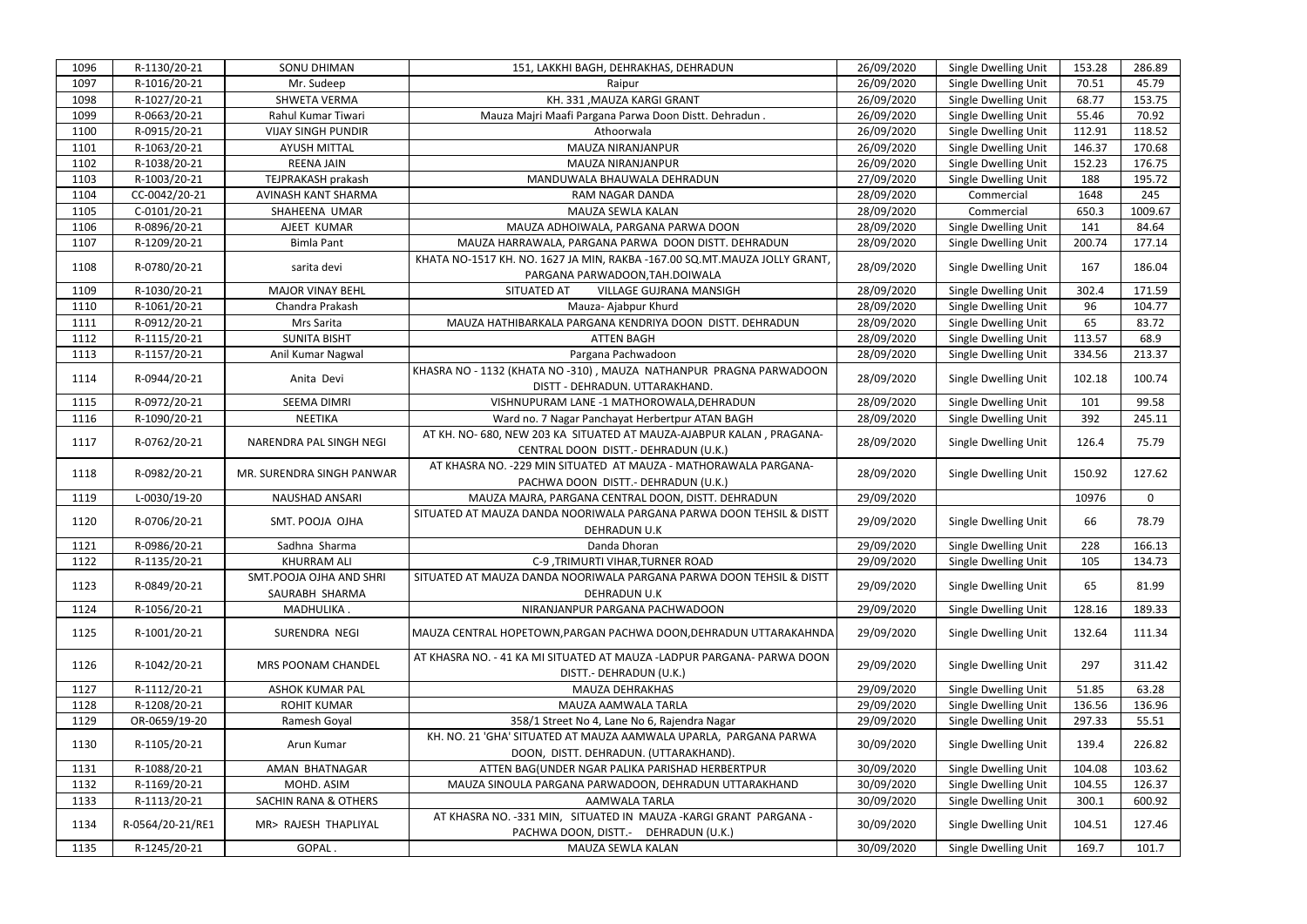| 1096 | R-1130/20-21 | SONU DHIMAN | 151, LAKKHI BAGH, DEHRAKHAS, DEHRADUN | 26/09/2020 | Single Dwelling Unit | 153.28 | 286.89 |
|---|---|---|---|---|---|---|---|
| 1097 | R-1016/20-21 | Mr. Sudeep | Raipur | 26/09/2020 | Single Dwelling Unit | 70.51 | 45.79 |
| 1098 | R-1027/20-21 | SHWETA VERMA | KH. 331 ,MAUZA KARGI GRANT | 26/09/2020 | Single Dwelling Unit | 68.77 | 153.75 |
| 1099 | R-0663/20-21 | Rahul Kumar Tiwari | Mauza Majri Maafi Pargana Parwa Doon Distt. Dehradun . | 26/09/2020 | Single Dwelling Unit | 55.46 | 70.92 |
| 1100 | R-0915/20-21 | VIJAY SINGH PUNDIR | Athoorwala | 26/09/2020 | Single Dwelling Unit | 112.91 | 118.52 |
| 1101 | R-1063/20-21 | AYUSH MITTAL | MAUZA NIRANJANPUR | 26/09/2020 | Single Dwelling Unit | 146.37 | 170.68 |
| 1102 | R-1038/20-21 | REENA JAIN | MAUZA NIRANJANPUR | 26/09/2020 | Single Dwelling Unit | 152.23 | 176.75 |
| 1103 | R-1003/20-21 | TEJPRAKASH prakash | MANDUWALA BHAUWALA DEHRADUN | 27/09/2020 | Single Dwelling Unit | 188 | 195.72 |
| 1104 | CC-0042/20-21 | AVINASH KANT SHARMA | RAM NAGAR DANDA | 28/09/2020 | Commercial | 1648 | 245 |
| 1105 | C-0101/20-21 | SHAHEENA UMAR | MAUZA SEWLA KALAN | 28/09/2020 | Commercial | 650.3 | 1009.67 |
| 1106 | R-0896/20-21 | AJEET KUMAR | MAUZA ADHOIWALA, PARGANA PARWA DOON | 28/09/2020 | Single Dwelling Unit | 141 | 84.64 |
| 1107 | R-1209/20-21 | Bimla Pant | MAUZA HARRAWALA, PARGANA PARWA DOON DISTT. DEHRADUN | 28/09/2020 | Single Dwelling Unit | 200.74 | 177.14 |
| 1108 | R-0780/20-21 | sarita devi | KHATA NO-1517 KH. NO. 1627 JA MIN, RAKBA -167.00 SQ.MT.MAUZA JOLLY GRANT, PARGANA PARWADOON,TAH.DOIWALA | 28/09/2020 | Single Dwelling Unit | 167 | 186.04 |
| 1109 | R-1030/20-21 | MAJOR VINAY BEHL | SITUATED AT VILLAGE GUJRANA MANSIGH | 28/09/2020 | Single Dwelling Unit | 302.4 | 171.59 |
| 1110 | R-1061/20-21 | Chandra Prakash | Mauza- Ajabpur Khurd | 28/09/2020 | Single Dwelling Unit | 96 | 104.77 |
| 1111 | R-0912/20-21 | Mrs Sarita | MAUZA HATHIBARKALA PARGANA KENDRIYA DOON DISTT. DEHRADUN | 28/09/2020 | Single Dwelling Unit | 65 | 83.72 |
| 1112 | R-1115/20-21 | SUNITA BISHT | ATTEN BAGH | 28/09/2020 | Single Dwelling Unit | 113.57 | 68.9 |
| 1113 | R-1157/20-21 | Anil Kumar Nagwal | Pargana Pachwadoon | 28/09/2020 | Single Dwelling Unit | 334.56 | 213.37 |
| 1114 | R-0944/20-21 | Anita Devi | KHASRA NO - 1132 (KHATA NO -310) , MAUZA NATHANPUR PRAGNA PARWADOON DISTT - DEHRADUN. UTTARAKHAND. | 28/09/2020 | Single Dwelling Unit | 102.18 | 100.74 |
| 1115 | R-0972/20-21 | SEEMA DIMRI | VISHNUPURAM LANE -1 MATHOROWALA,DEHRADUN | 28/09/2020 | Single Dwelling Unit | 101 | 99.58 |
| 1116 | R-1090/20-21 | NEETIKA | Ward no. 7 Nagar Panchayat Herbertpur ATAN BAGH | 28/09/2020 | Single Dwelling Unit | 392 | 245.11 |
| 1117 | R-0762/20-21 | NARENDRA PAL SINGH NEGI | AT KH. NO- 680, NEW 203 KA SITUATED AT MAUZA-AJABPUR KALAN , PRAGANA- CENTRAL DOON DISTT.- DEHRADUN (U.K.) | 28/09/2020 | Single Dwelling Unit | 126.4 | 75.79 |
| 1118 | R-0982/20-21 | MR. SURENDRA SINGH PANWAR | AT KHASRA NO. -229 MIN SITUATED AT MAUZA - MATHORAWALA PARGANA- PACHWA DOON DISTT.- DEHRADUN (U.K.) | 28/09/2020 | Single Dwelling Unit | 150.92 | 127.62 |
| 1119 | L-0030/19-20 | NAUSHAD ANSARI | MAUZA MAJRA, PARGANA CENTRAL DOON, DISTT. DEHRADUN | 29/09/2020 | | 10976 | 0 |
| 1120 | R-0706/20-21 | SMT. POOJA OJHA | SITUATED AT MAUZA DANDA NOORIWALA PARGANA PARWA DOON TEHSIL & DISTT DEHRADUN U.K | 29/09/2020 | Single Dwelling Unit | 66 | 78.79 |
| 1121 | R-0986/20-21 | Sadhna Sharma | Danda Dhoran | 29/09/2020 | Single Dwelling Unit | 228 | 166.13 |
| 1122 | R-1135/20-21 | KHURRAM ALI | C-9 ,TRIMURTI VIHAR,TURNER ROAD | 29/09/2020 | Single Dwelling Unit | 105 | 134.73 |
| 1123 | R-0849/20-21 | SMT.POOJA OJHA AND SHRI SAURABH SHARMA | SITUATED AT MAUZA DANDA NOORIWALA PARGANA PARWA DOON TEHSIL & DISTT DEHRADUN U.K | 29/09/2020 | Single Dwelling Unit | 65 | 81.99 |
| 1124 | R-1056/20-21 | MADHULIKA . | NIRANJANPUR PARGANA PACHWADOON | 29/09/2020 | Single Dwelling Unit | 128.16 | 189.33 |
| 1125 | R-1001/20-21 | SURENDRA NEGI | MAUZA CENTRAL HOPETOWN,PARGAN PACHWA DOON,DEHRADUN UTTARAKAHNDA | 29/09/2020 | Single Dwelling Unit | 132.64 | 111.34 |
| 1126 | R-1042/20-21 | MRS POONAM CHANDEL | AT KHASRA NO. - 41 KA MI SITUATED AT MAUZA -LADPUR PARGANA- PARWA DOON DISTT.- DEHRADUN (U.K.) | 29/09/2020 | Single Dwelling Unit | 297 | 311.42 |
| 1127 | R-1112/20-21 | ASHOK KUMAR PAL | MAUZA DEHRAKHAS | 29/09/2020 | Single Dwelling Unit | 51.85 | 63.28 |
| 1128 | R-1208/20-21 | ROHIT KUMAR | MAUZA AAMWALA TARLA | 29/09/2020 | Single Dwelling Unit | 136.56 | 136.96 |
| 1129 | OR-0659/19-20 | Ramesh Goyal | 358/1 Street No 4, Lane No 6, Rajendra Nagar | 29/09/2020 | Single Dwelling Unit | 297.33 | 55.51 |
| 1130 | R-1105/20-21 | Arun Kumar | KH. NO. 21 'GHA' SITUATED AT MAUZA AAMWALA UPARLA, PARGANA PARWA DOON, DISTT. DEHRADUN. (UTTARAKHAND). | 30/09/2020 | Single Dwelling Unit | 139.4 | 226.82 |
| 1131 | R-1088/20-21 | AMAN BHATNAGAR | ATTEN BAG(UNDER NGAR PALIKA PARISHAD HERBERTPUR | 30/09/2020 | Single Dwelling Unit | 104.08 | 103.62 |
| 1132 | R-1169/20-21 | MOHD. ASIM | MAUZA SINOULA PARGANA PARWADOON, DEHRADUN UTTARAKHAND | 30/09/2020 | Single Dwelling Unit | 104.55 | 126.37 |
| 1133 | R-1113/20-21 | SACHIN RANA & OTHERS | AAMWALA TARLA | 30/09/2020 | Single Dwelling Unit | 300.1 | 600.92 |
| 1134 | R-0564/20-21/RE1 | MR> RAJESH THAPLIYAL | AT KHASRA NO. -331 MIN, SITUATED IN MAUZA -KARGI GRANT PARGANA - PACHWA DOON, DISTT.- DEHRADUN (U.K.) | 30/09/2020 | Single Dwelling Unit | 104.51 | 127.46 |
| 1135 | R-1245/20-21 | GOPAL . | MAUZA SEWLA KALAN | 30/09/2020 | Single Dwelling Unit | 169.7 | 101.7 |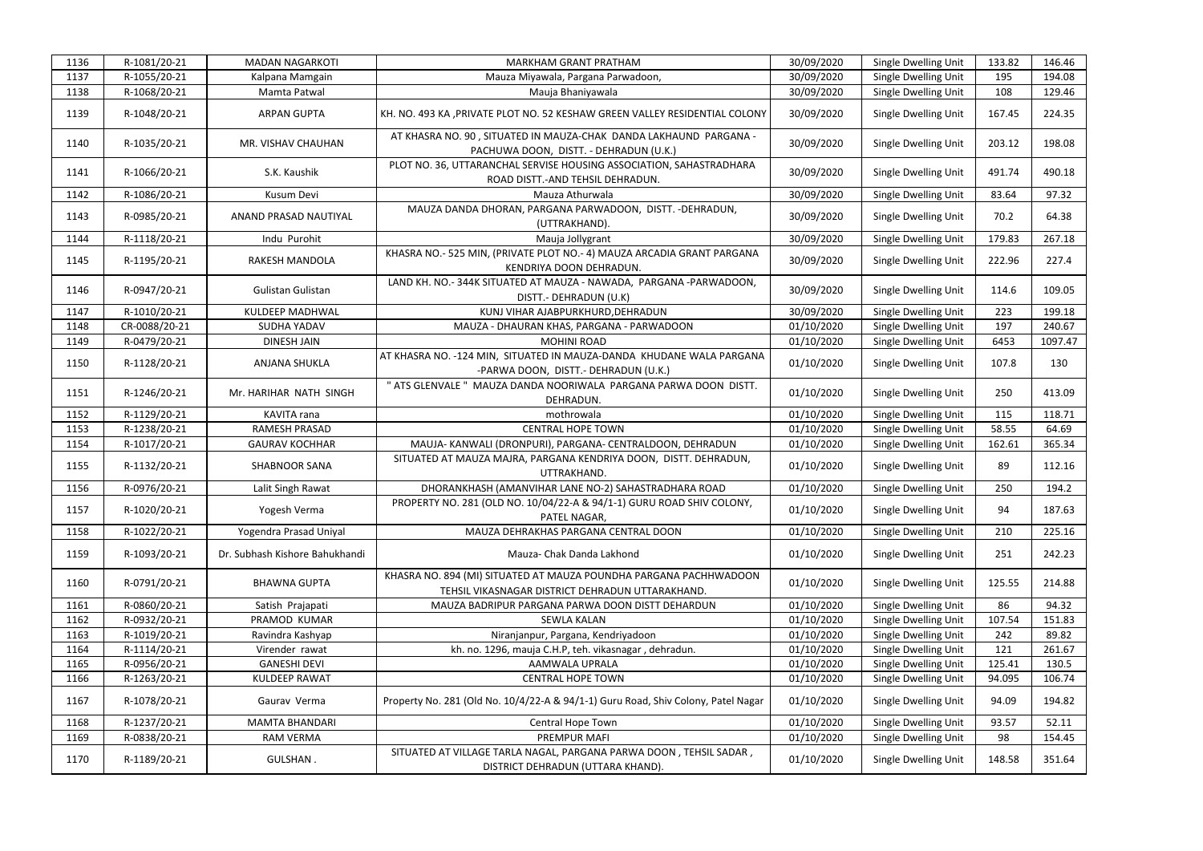| 1136 | R-1081/20-21 | MADAN NAGARKOTI | MARKHAM GRANT PRATHAM | 30/09/2020 | Single Dwelling Unit | 133.82 | 146.46 |
|---|---|---|---|---|---|---|---|
| 1137 | R-1055/20-21 | Kalpana Mamgain | Mauza Miyawala, Pargana Parwadoon, | 30/09/2020 | Single Dwelling Unit | 195 | 194.08 |
| 1138 | R-1068/20-21 | Mamta Patwal | Mauja Bhaniyawala | 30/09/2020 | Single Dwelling Unit | 108 | 129.46 |
| 1139 | R-1048/20-21 | ARPAN GUPTA | KH. NO. 493 KA ,PRIVATE PLOT NO. 52 KESHAW GREEN VALLEY RESIDENTIAL COLONY | 30/09/2020 | Single Dwelling Unit | 167.45 | 224.35 |
| 1140 | R-1035/20-21 | MR. VISHAV CHAUHAN | AT KHASRA NO. 90 , SITUATED IN MAUZA-CHAK DANDA LAKHAUND PARGANA - PACHUWA DOON, DISTT. - DEHRADUN (U.K.) | 30/09/2020 | Single Dwelling Unit | 203.12 | 198.08 |
| 1141 | R-1066/20-21 | S.K. Kaushik | PLOT NO. 36, UTTARANCHAL SERVISE HOUSING ASSOCIATION, SAHASTRADHARA ROAD DISTT.-AND TEHSIL DEHRADUN. | 30/09/2020 | Single Dwelling Unit | 491.74 | 490.18 |
| 1142 | R-1086/20-21 | Kusum Devi | Mauza Athurwala | 30/09/2020 | Single Dwelling Unit | 83.64 | 97.32 |
| 1143 | R-0985/20-21 | ANAND PRASAD NAUTIYAL | MAUZA DANDA DHORAN, PARGANA PARWADOON, DISTT. -DEHRADUN, (UTTRAKHAND). | 30/09/2020 | Single Dwelling Unit | 70.2 | 64.38 |
| 1144 | R-1118/20-21 | Indu Purohit | Mauja Jollygrant | 30/09/2020 | Single Dwelling Unit | 179.83 | 267.18 |
| 1145 | R-1195/20-21 | RAKESH MANDOLA | KHASRA NO.- 525 MIN, (PRIVATE PLOT NO.- 4) MAUZA ARCADIA GRANT PARGANA KENDRIYA DOON DEHRADUN. | 30/09/2020 | Single Dwelling Unit | 222.96 | 227.4 |
| 1146 | R-0947/20-21 | Gulistan Gulistan | LAND KH. NO.- 344K SITUATED AT MAUZA - NAWADA, PARGANA -PARWADOON, DISTT.- DEHRADUN (U.K) | 30/09/2020 | Single Dwelling Unit | 114.6 | 109.05 |
| 1147 | R-1010/20-21 | KULDEEP MADHWAL | KUNJ VIHAR AJABPURKHURD,DEHRADUN | 30/09/2020 | Single Dwelling Unit | 223 | 199.18 |
| 1148 | CR-0088/20-21 | SUDHA YADAV | MAUZA - DHAURAN KHAS, PARGANA - PARWADOON | 01/10/2020 | Single Dwelling Unit | 197 | 240.67 |
| 1149 | R-0479/20-21 | DINESH JAIN | MOHINI ROAD | 01/10/2020 | Single Dwelling Unit | 6453 | 1097.47 |
| 1150 | R-1128/20-21 | ANJANA SHUKLA | AT KHASRA NO. -124 MIN, SITUATED IN MAUZA-DANDA KHUDANE WALA PARGANA -PARWA DOON, DISTT.- DEHRADUN (U.K.) | 01/10/2020 | Single Dwelling Unit | 107.8 | 130 |
| 1151 | R-1246/20-21 | Mr. HARIHAR NATH SINGH | " ATS GLENVALE " MAUZA DANDA NOORIWALA PARGANA PARWA DOON DISTT. DEHRADUN. | 01/10/2020 | Single Dwelling Unit | 250 | 413.09 |
| 1152 | R-1129/20-21 | KAVITA rana | mothrowala | 01/10/2020 | Single Dwelling Unit | 115 | 118.71 |
| 1153 | R-1238/20-21 | RAMESH PRASAD | CENTRAL HOPE TOWN | 01/10/2020 | Single Dwelling Unit | 58.55 | 64.69 |
| 1154 | R-1017/20-21 | GAURAV KOCHHAR | MAUJA- KANWALI (DRONPURI), PARGANA- CENTRALDOON, DEHRADUN | 01/10/2020 | Single Dwelling Unit | 162.61 | 365.34 |
| 1155 | R-1132/20-21 | SHABNOOR SANA | SITUATED AT MAUZA MAJRA, PARGANA KENDRIYA DOON, DISTT. DEHRADUN, UTTRAKHAND. | 01/10/2020 | Single Dwelling Unit | 89 | 112.16 |
| 1156 | R-0976/20-21 | Lalit Singh Rawat | DHORANKHASH (AMANVIHAR LANE NO-2) SAHASTRADHARA ROAD | 01/10/2020 | Single Dwelling Unit | 250 | 194.2 |
| 1157 | R-1020/20-21 | Yogesh Verma | PROPERTY NO. 281 (OLD NO. 10/04/22-A & 94/1-1) GURU ROAD SHIV COLONY, PATEL NAGAR, | 01/10/2020 | Single Dwelling Unit | 94 | 187.63 |
| 1158 | R-1022/20-21 | Yogendra Prasad Uniyal | MAUZA DEHRAKHAS PARGANA CENTRAL DOON | 01/10/2020 | Single Dwelling Unit | 210 | 225.16 |
| 1159 | R-1093/20-21 | Dr. Subhash Kishore Bahukhandi | Mauza- Chak Danda Lakhond | 01/10/2020 | Single Dwelling Unit | 251 | 242.23 |
| 1160 | R-0791/20-21 | BHAWNA GUPTA | KHASRA NO. 894 (MI) SITUATED AT MAUZA POUNDHA PARGANA PACHHWADOON TEHSIL VIKASNAGAR DISTRICT DEHRADUN UTTARAKHAND. | 01/10/2020 | Single Dwelling Unit | 125.55 | 214.88 |
| 1161 | R-0860/20-21 | Satish Prajapati | MAUZA BADRIPUR PARGANA PARWA DOON DISTT DEHARDUN | 01/10/2020 | Single Dwelling Unit | 86 | 94.32 |
| 1162 | R-0932/20-21 | PRAMOD KUMAR | SEWLA KALAN | 01/10/2020 | Single Dwelling Unit | 107.54 | 151.83 |
| 1163 | R-1019/20-21 | Ravindra Kashyap | Niranjanpur, Pargana, Kendriyadoon | 01/10/2020 | Single Dwelling Unit | 242 | 89.82 |
| 1164 | R-1114/20-21 | Virender rawat | kh. no. 1296, mauja C.H.P, teh. vikasnagar , dehradun. | 01/10/2020 | Single Dwelling Unit | 121 | 261.67 |
| 1165 | R-0956/20-21 | GANESHI DEVI | AAMWALA UPRALA | 01/10/2020 | Single Dwelling Unit | 125.41 | 130.5 |
| 1166 | R-1263/20-21 | KULDEEP RAWAT | CENTRAL HOPE TOWN | 01/10/2020 | Single Dwelling Unit | 94.095 | 106.74 |
| 1167 | R-1078/20-21 | Gaurav Verma | Property No. 281 (Old No. 10/4/22-A & 94/1-1) Guru Road, Shiv Colony, Patel Nagar | 01/10/2020 | Single Dwelling Unit | 94.09 | 194.82 |
| 1168 | R-1237/20-21 | MAMTA BHANDARI | Central Hope Town | 01/10/2020 | Single Dwelling Unit | 93.57 | 52.11 |
| 1169 | R-0838/20-21 | RAM VERMA | PREMPUR MAFI | 01/10/2020 | Single Dwelling Unit | 98 | 154.45 |
| 1170 | R-1189/20-21 | GULSHAN . | SITUATED AT VILLAGE TARLA NAGAL, PARGANA PARWA DOON , TEHSIL SADAR , DISTRICT DEHRADUN (UTTARA KHAND). | 01/10/2020 | Single Dwelling Unit | 148.58 | 351.64 |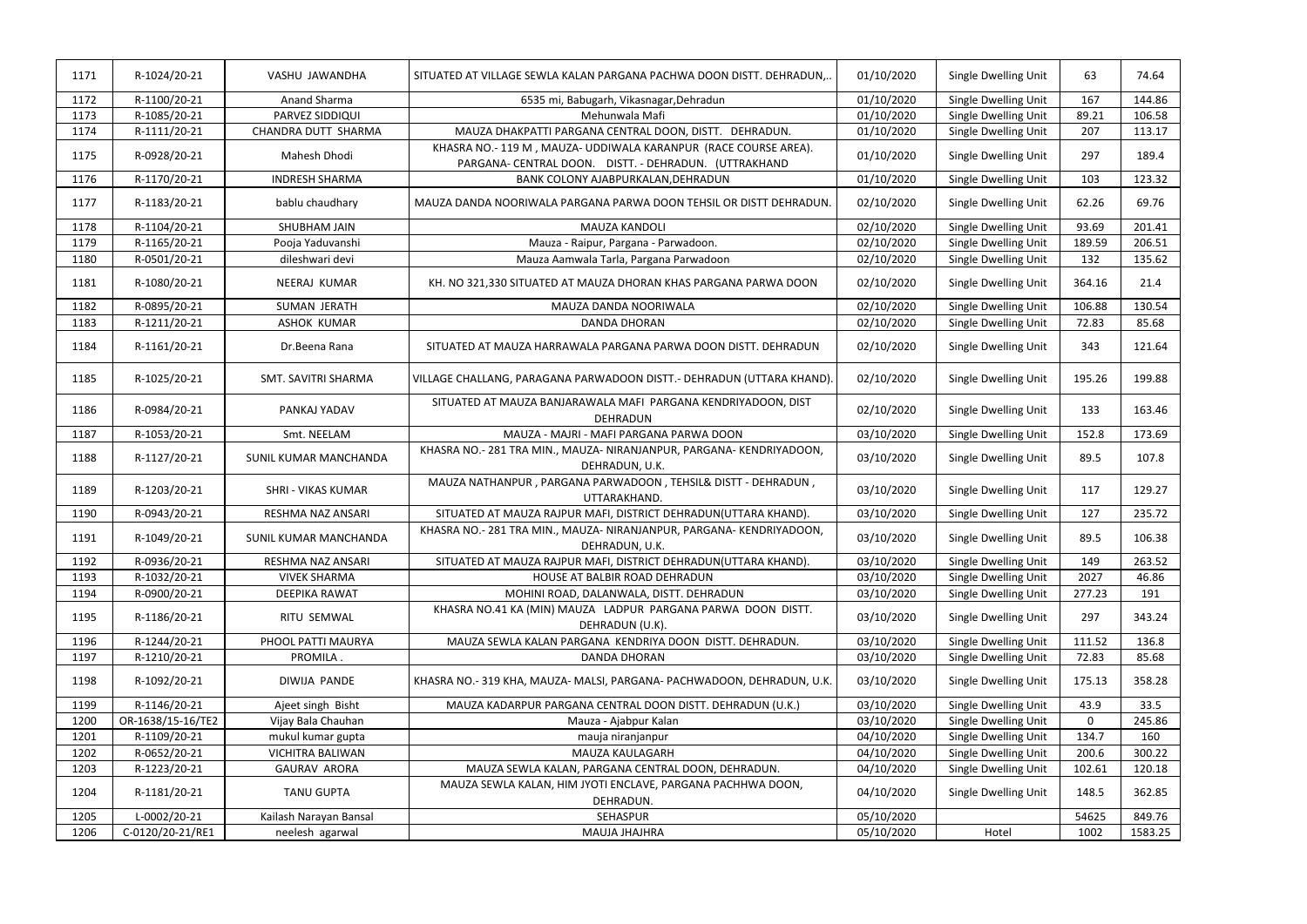| | | | | | | | |
|---|---|---|---|---|---|---|---|
| 1171 | R-1024/20-21 | VASHU JAWANDHA | SITUATED AT VILLAGE SEWLA KALAN PARGANA PACHWA DOON DISTT. DEHRADUN,.. | 01/10/2020 | Single Dwelling Unit | 63 | 74.64 |
| 1172 | R-1100/20-21 | Anand Sharma | 6535 mi, Babugarh, Vikasnagar,Dehradun | 01/10/2020 | Single Dwelling Unit | 167 | 144.86 |
| 1173 | R-1085/20-21 | PARVEZ SIDDIQUI | Mehunwala Mafi | 01/10/2020 | Single Dwelling Unit | 89.21 | 106.58 |
| 1174 | R-1111/20-21 | CHANDRA DUTT SHARMA | MAUZA DHAKPATTI PARGANA CENTRAL DOON, DISTT. DEHRADUN. | 01/10/2020 | Single Dwelling Unit | 207 | 113.17 |
| 1175 | R-0928/20-21 | Mahesh Dhodi | KHASRA NO.- 119 M , MAUZA- UDDIWALA KARANPUR (RACE COURSE AREA). PARGANA- CENTRAL DOON. DISTT. - DEHRADUN. (UTTRAKHAND | 01/10/2020 | Single Dwelling Unit | 297 | 189.4 |
| 1176 | R-1170/20-21 | INDRESH SHARMA | BANK COLONY AJABPURKALAN,DEHRADUN | 01/10/2020 | Single Dwelling Unit | 103 | 123.32 |
| 1177 | R-1183/20-21 | bablu chaudhary | MAUZA DANDA NOORIWALA PARGANA PARWA DOON TEHSIL OR DISTT DEHRADUN. | 02/10/2020 | Single Dwelling Unit | 62.26 | 69.76 |
| 1178 | R-1104/20-21 | SHUBHAM JAIN | MAUZA KANDOLI | 02/10/2020 | Single Dwelling Unit | 93.69 | 201.41 |
| 1179 | R-1165/20-21 | Pooja Yaduvanshi | Mauza - Raipur, Pargana - Parwadoon. | 02/10/2020 | Single Dwelling Unit | 189.59 | 206.51 |
| 1180 | R-0501/20-21 | dileshwari devi | Mauza Aamwala Tarla, Pargana Parwadoon | 02/10/2020 | Single Dwelling Unit | 132 | 135.62 |
| 1181 | R-1080/20-21 | NEERAJ KUMAR | KH. NO 321,330 SITUATED AT MAUZA DHORAN KHAS PARGANA PARWA DOON | 02/10/2020 | Single Dwelling Unit | 364.16 | 21.4 |
| 1182 | R-0895/20-21 | SUMAN JERATH | MAUZA DANDA NOORIWALA | 02/10/2020 | Single Dwelling Unit | 106.88 | 130.54 |
| 1183 | R-1211/20-21 | ASHOK KUMAR | DANDA DHORAN | 02/10/2020 | Single Dwelling Unit | 72.83 | 85.68 |
| 1184 | R-1161/20-21 | Dr.Beena Rana | SITUATED AT MAUZA HARRAWALA PARGANA PARWA DOON DISTT. DEHRADUN | 02/10/2020 | Single Dwelling Unit | 343 | 121.64 |
| 1185 | R-1025/20-21 | SMT. SAVITRI SHARMA | VILLAGE CHALLANG, PARAGANA PARWADOON DISTT.- DEHRADUN (UTTARA KHAND). | 02/10/2020 | Single Dwelling Unit | 195.26 | 199.88 |
| 1186 | R-0984/20-21 | PANKAJ YADAV | SITUATED AT MAUZA BANJARAWALA MAFI PARGANA KENDRIYADOON, DIST DEHRADUN | 02/10/2020 | Single Dwelling Unit | 133 | 163.46 |
| 1187 | R-1053/20-21 | Smt. NEELAM | MAUZA - MAJRI - MAFI PARGANA PARWA DOON | 03/10/2020 | Single Dwelling Unit | 152.8 | 173.69 |
| 1188 | R-1127/20-21 | SUNIL KUMAR MANCHANDA | KHASRA NO.- 281 TRA MIN., MAUZA- NIRANJANPUR, PARGANA- KENDRIYADOON, DEHRADUN, U.K. | 03/10/2020 | Single Dwelling Unit | 89.5 | 107.8 |
| 1189 | R-1203/20-21 | SHRI - VIKAS KUMAR | MAUZA NATHANPUR , PARGANA PARWADOON , TEHSIL& DISTT - DEHRADUN , UTTARAKHAND. | 03/10/2020 | Single Dwelling Unit | 117 | 129.27 |
| 1190 | R-0943/20-21 | RESHMA NAZ ANSARI | SITUATED AT MAUZA RAJPUR MAFI, DISTRICT DEHRADUN(UTTARA KHAND). | 03/10/2020 | Single Dwelling Unit | 127 | 235.72 |
| 1191 | R-1049/20-21 | SUNIL KUMAR MANCHANDA | KHASRA NO.- 281 TRA MIN., MAUZA- NIRANJANPUR, PARGANA- KENDRIYADOON, DEHRADUN, U.K. | 03/10/2020 | Single Dwelling Unit | 89.5 | 106.38 |
| 1192 | R-0936/20-21 | RESHMA NAZ ANSARI | SITUATED AT MAUZA RAJPUR MAFI, DISTRICT DEHRADUN(UTTARA KHAND). | 03/10/2020 | Single Dwelling Unit | 149 | 263.52 |
| 1193 | R-1032/20-21 | VIVEK SHARMA | HOUSE AT BALBIR ROAD DEHRADUN | 03/10/2020 | Single Dwelling Unit | 2027 | 46.86 |
| 1194 | R-0900/20-21 | DEEPIKA RAWAT | MOHINI ROAD, DALANWALA, DISTT. DEHRADUN | 03/10/2020 | Single Dwelling Unit | 277.23 | 191 |
| 1195 | R-1186/20-21 | RITU SEMWAL | KHASRA NO.41 KA (MIN) MAUZA LADPUR PARGANA PARWA DOON DISTT. DEHRADUN (U.K). | 03/10/2020 | Single Dwelling Unit | 297 | 343.24 |
| 1196 | R-1244/20-21 | PHOOL PATTI MAURYA | MAUZA SEWLA KALAN PARGANA KENDRIYA DOON DISTT. DEHRADUN. | 03/10/2020 | Single Dwelling Unit | 111.52 | 136.8 |
| 1197 | R-1210/20-21 | PROMILA . | DANDA DHORAN | 03/10/2020 | Single Dwelling Unit | 72.83 | 85.68 |
| 1198 | R-1092/20-21 | DIWIJA PANDE | KHASRA NO.- 319 KHA, MAUZA- MALSI, PARGANA- PACHWADOON, DEHRADUN, U.K. | 03/10/2020 | Single Dwelling Unit | 175.13 | 358.28 |
| 1199 | R-1146/20-21 | Ajeet singh Bisht | MAUZA KADARPUR PARGANA CENTRAL DOON DISTT. DEHRADUN (U.K.) | 03/10/2020 | Single Dwelling Unit | 43.9 | 33.5 |
| 1200 | OR-1638/15-16/TE2 | Vijay Bala Chauhan | Mauza - Ajabpur Kalan | 03/10/2020 | Single Dwelling Unit | 0 | 245.86 |
| 1201 | R-1109/20-21 | mukul kumar gupta | mauja niranjanpur | 04/10/2020 | Single Dwelling Unit | 134.7 | 160 |
| 1202 | R-0652/20-21 | VICHITRA BALIWAN | MAUZA KAULAGARH | 04/10/2020 | Single Dwelling Unit | 200.6 | 300.22 |
| 1203 | R-1223/20-21 | GAURAV ARORA | MAUZA SEWLA KALAN, PARGANA CENTRAL DOON, DEHRADUN. | 04/10/2020 | Single Dwelling Unit | 102.61 | 120.18 |
| 1204 | R-1181/20-21 | TANU GUPTA | MAUZA SEWLA KALAN, HIM JYOTI ENCLAVE, PARGANA PACHHWA DOON, DEHRADUN. | 04/10/2020 | Single Dwelling Unit | 148.5 | 362.85 |
| 1205 | L-0002/20-21 | Kailash Narayan Bansal | SEHASPUR | 05/10/2020 | | 54625 | 849.76 |
| 1206 | C-0120/20-21/RE1 | neelesh agarwal | MAUJA JHAJHRA | 05/10/2020 | Hotel | 1002 | 1583.25 |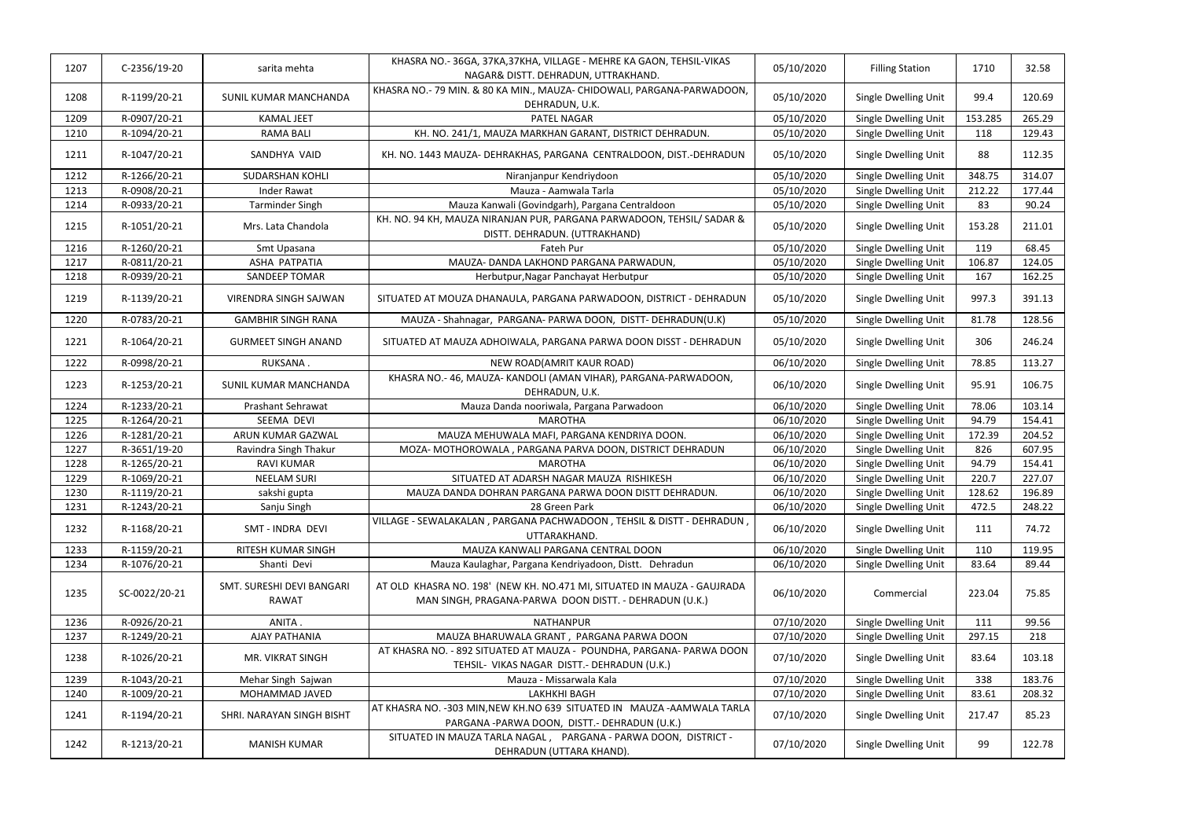| | | | | | | | |
|---|---|---|---|---|---|---|---|
| 1207 | C-2356/19-20 | sarita mehta | KHASRA NO.- 36GA, 37KA,37KHA, VILLAGE - MEHRE KA GAON, TEHSIL-VIKAS NAGAR& DISTT. DEHRADUN, UTTRAKHAND. | 05/10/2020 | Filling Station | 1710 | 32.58 |
| 1208 | R-1199/20-21 | SUNIL KUMAR MANCHANDA | KHASRA NO.- 79 MIN. & 80 KA MIN., MAUZA- CHIDOWALI, PARGANA-PARWADOON, DEHRADUN, U.K. | 05/10/2020 | Single Dwelling Unit | 99.4 | 120.69 |
| 1209 | R-0907/20-21 | KAMAL JEET | PATEL NAGAR | 05/10/2020 | Single Dwelling Unit | 153.285 | 265.29 |
| 1210 | R-1094/20-21 | RAMA BALI | KH. NO. 241/1, MAUZA MARKHAN GARANT, DISTRICT DEHRADUN. | 05/10/2020 | Single Dwelling Unit | 118 | 129.43 |
| 1211 | R-1047/20-21 | SANDHYA VAID | KH. NO. 1443 MAUZA- DEHRAKHAS, PARGANA CENTRALDOON, DIST.-DEHRADUN | 05/10/2020 | Single Dwelling Unit | 88 | 112.35 |
| 1212 | R-1266/20-21 | SUDARSHAN KOHLI | Niranjanpur Kendriydoon | 05/10/2020 | Single Dwelling Unit | 348.75 | 314.07 |
| 1213 | R-0908/20-21 | Inder Rawat | Mauza - Aamwala Tarla | 05/10/2020 | Single Dwelling Unit | 212.22 | 177.44 |
| 1214 | R-0933/20-21 | Tarminder Singh | Mauza Kanwali (Govindgarh), Pargana Centraldoon | 05/10/2020 | Single Dwelling Unit | 83 | 90.24 |
| 1215 | R-1051/20-21 | Mrs. Lata Chandola | KH. NO. 94 KH, MAUZA NIRANJAN PUR, PARGANA PARWADOON, TEHSIL/ SADAR & DISTT. DEHRADUN. (UTTRAKHAND) | 05/10/2020 | Single Dwelling Unit | 153.28 | 211.01 |
| 1216 | R-1260/20-21 | Smt Upasana | Fateh Pur | 05/10/2020 | Single Dwelling Unit | 119 | 68.45 |
| 1217 | R-0811/20-21 | ASHA PATPATIA | MAUZA- DANDA LAKHOND PARGANA PARWADUN, | 05/10/2020 | Single Dwelling Unit | 106.87 | 124.05 |
| 1218 | R-0939/20-21 | SANDEEP TOMAR | Herbutpur,Nagar Panchayat Herbutpur | 05/10/2020 | Single Dwelling Unit | 167 | 162.25 |
| 1219 | R-1139/20-21 | VIRENDRA SINGH SAJWAN | SITUATED AT MOUZA DHANAULA, PARGANA PARWADOON, DISTRICT - DEHRADUN | 05/10/2020 | Single Dwelling Unit | 997.3 | 391.13 |
| 1220 | R-0783/20-21 | GAMBHIR SINGH RANA | MAUZA - Shahnagar, PARGANA- PARWA DOON, DISTT- DEHRADUN(U.K) | 05/10/2020 | Single Dwelling Unit | 81.78 | 128.56 |
| 1221 | R-1064/20-21 | GURMEET SINGH ANAND | SITUATED AT MAUZA ADHOIWALA, PARGANA PARWA DOON DISST - DEHRADUN | 05/10/2020 | Single Dwelling Unit | 306 | 246.24 |
| 1222 | R-0998/20-21 | RUKSANA . | NEW ROAD(AMRIT KAUR ROAD) | 06/10/2020 | Single Dwelling Unit | 78.85 | 113.27 |
| 1223 | R-1253/20-21 | SUNIL KUMAR MANCHANDA | KHASRA NO.- 46, MAUZA- KANDOLI (AMAN VIHAR), PARGANA-PARWADOON, DEHRADUN, U.K. | 06/10/2020 | Single Dwelling Unit | 95.91 | 106.75 |
| 1224 | R-1233/20-21 | Prashant Sehrawat | Mauza Danda nooriwala, Pargana Parwadoon | 06/10/2020 | Single Dwelling Unit | 78.06 | 103.14 |
| 1225 | R-1264/20-21 | SEEMA DEVI | MAROTHA | 06/10/2020 | Single Dwelling Unit | 94.79 | 154.41 |
| 1226 | R-1281/20-21 | ARUN KUMAR GAZWAL | MAUZA MEHUWALA MAFI, PARGANA KENDRIYA DOON. | 06/10/2020 | Single Dwelling Unit | 172.39 | 204.52 |
| 1227 | R-3651/19-20 | Ravindra Singh Thakur | MOZA- MOTHOROWALA , PARGANA PARVA DOON, DISTRICT DEHRADUN | 06/10/2020 | Single Dwelling Unit | 826 | 607.95 |
| 1228 | R-1265/20-21 | RAVI KUMAR | MAROTHA | 06/10/2020 | Single Dwelling Unit | 94.79 | 154.41 |
| 1229 | R-1069/20-21 | NEELAM SURI | SITUATED AT ADARSH NAGAR MAUZA RISHIKESH | 06/10/2020 | Single Dwelling Unit | 220.7 | 227.07 |
| 1230 | R-1119/20-21 | sakshi gupta | MAUZA DANDA DOHRAN PARGANA PARWA DOON DISTT DEHRADUN. | 06/10/2020 | Single Dwelling Unit | 128.62 | 196.89 |
| 1231 | R-1243/20-21 | Sanju Singh | 28 Green Park | 06/10/2020 | Single Dwelling Unit | 472.5 | 248.22 |
| 1232 | R-1168/20-21 | SMT - INDRA DEVI | VILLAGE - SEWALAKALAN , PARGANA PACHWADOON , TEHSIL & DISTT - DEHRADUN , UTTARAKHAND. | 06/10/2020 | Single Dwelling Unit | 111 | 74.72 |
| 1233 | R-1159/20-21 | RITESH KUMAR SINGH | MAUZA KANWALI PARGANA CENTRAL DOON | 06/10/2020 | Single Dwelling Unit | 110 | 119.95 |
| 1234 | R-1076/20-21 | Shanti Devi | Mauza Kaulaghar, Pargana Kendriyadoon, Distt. Dehradun | 06/10/2020 | Single Dwelling Unit | 83.64 | 89.44 |
| 1235 | SC-0022/20-21 | SMT. SURESHI DEVI BANGARI RAWAT | AT OLD KHASRA NO. 198' (NEW KH. NO.471 MI, SITUATED IN MAUZA - GAUJRADA MAN SINGH, PRAGANA-PARWA DOON DISTT. - DEHRADUN (U.K.) | 06/10/2020 | Commercial | 223.04 | 75.85 |
| 1236 | R-0926/20-21 | ANITA . | NATHANPUR | 07/10/2020 | Single Dwelling Unit | 111 | 99.56 |
| 1237 | R-1249/20-21 | AJAY PATHANIA | MAUZA BHARUWALA GRANT , PARGANA PARWA DOON | 07/10/2020 | Single Dwelling Unit | 297.15 | 218 |
| 1238 | R-1026/20-21 | MR. VIKRAT SINGH | AT KHASRA NO. - 892 SITUATED AT MAUZA - POUNDHA, PARGANA- PARWA DOON TEHSIL- VIKAS NAGAR DISTT.- DEHRADUN (U.K.) | 07/10/2020 | Single Dwelling Unit | 83.64 | 103.18 |
| 1239 | R-1043/20-21 | Mehar Singh Sajwan | Mauza - Missarwala Kala | 07/10/2020 | Single Dwelling Unit | 338 | 183.76 |
| 1240 | R-1009/20-21 | MOHAMMAD JAVED | LAKHKHI BAGH | 07/10/2020 | Single Dwelling Unit | 83.61 | 208.32 |
| 1241 | R-1194/20-21 | SHRI. NARAYAN SINGH BISHT | AT KHASRA NO. -303 MIN,NEW KH.NO 639 SITUATED IN MAUZA -AAMWALA TARLA PARGANA -PARWA DOON, DISTT.- DEHRADUN (U.K.) | 07/10/2020 | Single Dwelling Unit | 217.47 | 85.23 |
| 1242 | R-1213/20-21 | MANISH KUMAR | SITUATED IN MAUZA TARLA NAGAL , PARGANA - PARWA DOON, DISTRICT - DEHRADUN (UTTARA KHAND). | 07/10/2020 | Single Dwelling Unit | 99 | 122.78 |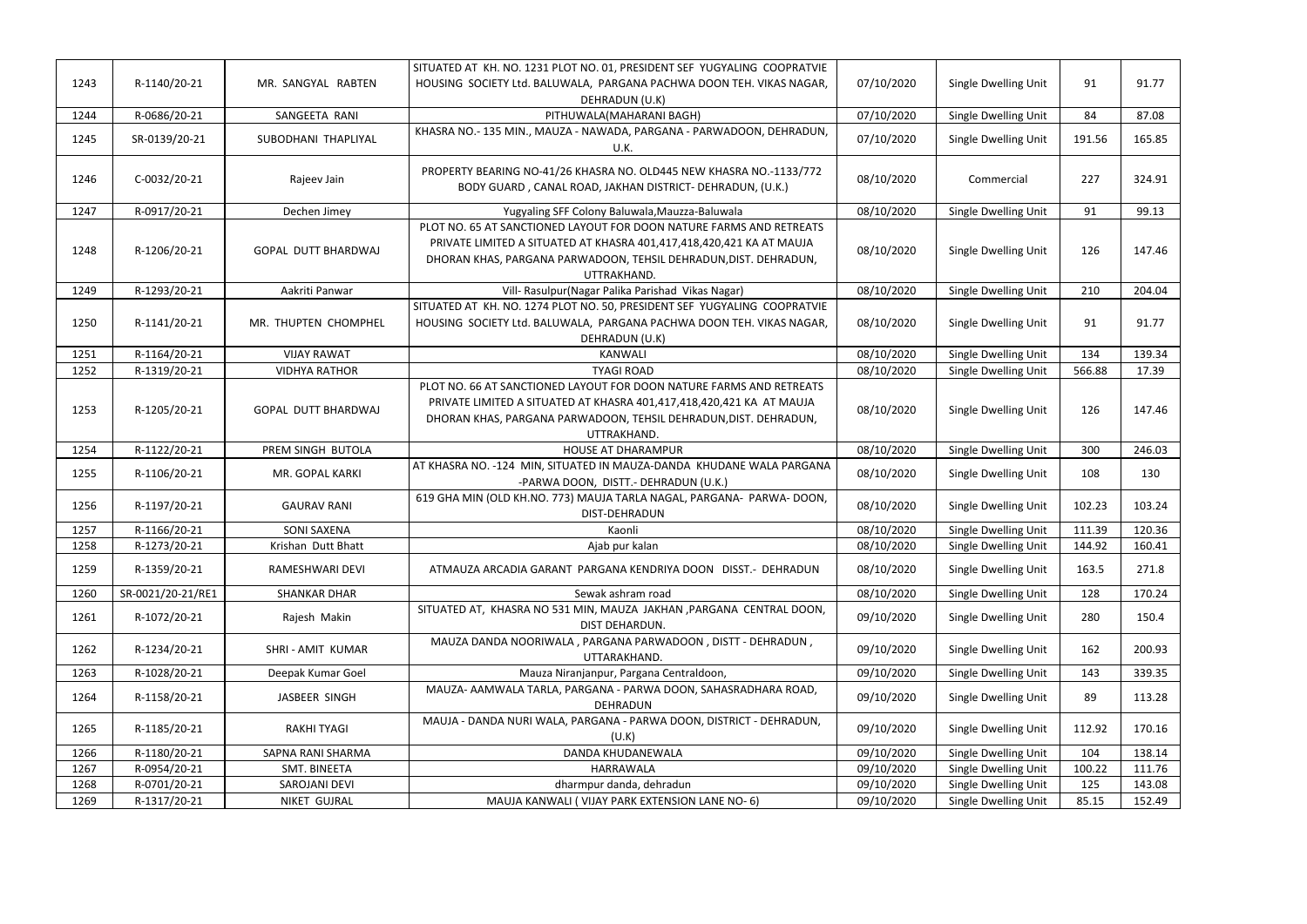| | | | | | | | |
|---|---|---|---|---|---|---|---|
| 1243 | R-1140/20-21 | MR. SANGYAL RABTEN | SITUATED AT KH. NO. 1231 PLOT NO. 01, PRESIDENT SEF YUGYALING COOPRATVIE HOUSING SOCIETY Ltd. BALUWALA, PARGANA PACHWA DOON TEH. VIKAS NAGAR, DEHRADUN (U.K) | 07/10/2020 | Single Dwelling Unit | 91 | 91.77 |
| 1244 | R-0686/20-21 | SANGEETA RANI | PITHUWALA(MAHARANI BAGH) | 07/10/2020 | Single Dwelling Unit | 84 | 87.08 |
| 1245 | SR-0139/20-21 | SUBODHANI THAPLIYAL | KHASRA NO.- 135 MIN., MAUZA - NAWADA, PARGANA - PARWADOON, DEHRADUN, U.K. | 07/10/2020 | Single Dwelling Unit | 191.56 | 165.85 |
| 1246 | C-0032/20-21 | Rajeev Jain | PROPERTY BEARING NO-41/26 KHASRA NO. OLD445 NEW KHASRA NO.-1133/772 BODY GUARD , CANAL ROAD, JAKHAN DISTRICT- DEHRADUN, (U.K.) | 08/10/2020 | Commercial | 227 | 324.91 |
| 1247 | R-0917/20-21 | Dechen Jimey | Yugyaling SFF Colony Baluwala,Mauzza-Baluwala | 08/10/2020 | Single Dwelling Unit | 91 | 99.13 |
| 1248 | R-1206/20-21 | GOPAL DUTT BHARDWAJ | PLOT NO. 65 AT SANCTIONED LAYOUT FOR DOON NATURE FARMS AND RETREATS PRIVATE LIMITED A SITUATED AT KHASRA 401,417,418,420,421 KA AT MAUJA DHORAN KHAS, PARGANA PARWADOON, TEHSIL DEHRADUN,DIST. DEHRADUN, UTTRAKHAND. | 08/10/2020 | Single Dwelling Unit | 126 | 147.46 |
| 1249 | R-1293/20-21 | Aakriti Panwar | Vill- Rasulpur(Nagar Palika Parishad Vikas Nagar) | 08/10/2020 | Single Dwelling Unit | 210 | 204.04 |
| 1250 | R-1141/20-21 | MR. THUPTEN CHOMPHEL | SITUATED AT KH. NO. 1274 PLOT NO. 50, PRESIDENT SEF YUGYALING COOPRATVIE HOUSING SOCIETY Ltd. BALUWALA, PARGANA PACHWA DOON TEH. VIKAS NAGAR, DEHRADUN (U.K) | 08/10/2020 | Single Dwelling Unit | 91 | 91.77 |
| 1251 | R-1164/20-21 | VIJAY RAWAT | KANWALI | 08/10/2020 | Single Dwelling Unit | 134 | 139.34 |
| 1252 | R-1319/20-21 | VIDHYA RATHOR | TYAGI ROAD | 08/10/2020 | Single Dwelling Unit | 566.88 | 17.39 |
| 1253 | R-1205/20-21 | GOPAL DUTT BHARDWAJ | PLOT NO. 66 AT SANCTIONED LAYOUT FOR DOON NATURE FARMS AND RETREATS PRIVATE LIMITED A SITUATED AT KHASRA 401,417,418,420,421 KA AT MAUJA DHORAN KHAS, PARGANA PARWADOON, TEHSIL DEHRADUN,DIST. DEHRADUN, UTTRAKHAND. | 08/10/2020 | Single Dwelling Unit | 126 | 147.46 |
| 1254 | R-1122/20-21 | PREM SINGH BUTOLA | HOUSE AT DHARAMPUR | 08/10/2020 | Single Dwelling Unit | 300 | 246.03 |
| 1255 | R-1106/20-21 | MR. GOPAL KARKI | AT KHASRA NO. -124 MIN, SITUATED IN MAUZA-DANDA KHUDANE WALA PARGANA -PARWA DOON, DISTT.- DEHRADUN (U.K.) | 08/10/2020 | Single Dwelling Unit | 108 | 130 |
| 1256 | R-1197/20-21 | GAURAV RANI | 619 GHA MIN (OLD KH.NO. 773) MAUJA TARLA NAGAL, PARGANA- PARWA- DOON, DIST-DEHRADUN | 08/10/2020 | Single Dwelling Unit | 102.23 | 103.24 |
| 1257 | R-1166/20-21 | SONI SAXENA | Kaonli | 08/10/2020 | Single Dwelling Unit | 111.39 | 120.36 |
| 1258 | R-1273/20-21 | Krishan Dutt Bhatt | Ajab pur kalan | 08/10/2020 | Single Dwelling Unit | 144.92 | 160.41 |
| 1259 | R-1359/20-21 | RAMESHWARI DEVI | ATMAUZA ARCADIA GARANT PARGANA KENDRIYA DOON DISST.- DEHRADUN | 08/10/2020 | Single Dwelling Unit | 163.5 | 271.8 |
| 1260 | SR-0021/20-21/RE1 | SHANKAR DHAR | Sewak ashram road | 08/10/2020 | Single Dwelling Unit | 128 | 170.24 |
| 1261 | R-1072/20-21 | Rajesh Makin | SITUATED AT, KHASRA NO 531 MIN, MAUZA JAKHAN ,PARGANA CENTRAL DOON, DIST DEHARDUN. | 09/10/2020 | Single Dwelling Unit | 280 | 150.4 |
| 1262 | R-1234/20-21 | SHRI - AMIT KUMAR | MAUZA DANDA NOORIWALA , PARGANA PARWADOON , DISTT - DEHRADUN , UTTARAKHAND. | 09/10/2020 | Single Dwelling Unit | 162 | 200.93 |
| 1263 | R-1028/20-21 | Deepak Kumar Goel | Mauza Niranjanpur, Pargana Centraldoon, | 09/10/2020 | Single Dwelling Unit | 143 | 339.35 |
| 1264 | R-1158/20-21 | JASBEER SINGH | MAUZA- AAMWALA TARLA, PARGANA - PARWA DOON, SAHASRADHARA ROAD, DEHRADUN | 09/10/2020 | Single Dwelling Unit | 89 | 113.28 |
| 1265 | R-1185/20-21 | RAKHI TYAGI | MAUJA - DANDA NURI WALA, PARGANA - PARWA DOON, DISTRICT - DEHRADUN, (U.K) | 09/10/2020 | Single Dwelling Unit | 112.92 | 170.16 |
| 1266 | R-1180/20-21 | SAPNA RANI SHARMA | DANDA KHUDANEWALA | 09/10/2020 | Single Dwelling Unit | 104 | 138.14 |
| 1267 | R-0954/20-21 | SMT. BINEETA | HARRAWALA | 09/10/2020 | Single Dwelling Unit | 100.22 | 111.76 |
| 1268 | R-0701/20-21 | SAROJANI DEVI | dharmpur danda, dehradun | 09/10/2020 | Single Dwelling Unit | 125 | 143.08 |
| 1269 | R-1317/20-21 | NIKET GUJRAL | MAUJA KANWALI ( VIJAY PARK EXTENSION LANE NO- 6) | 09/10/2020 | Single Dwelling Unit | 85.15 | 152.49 |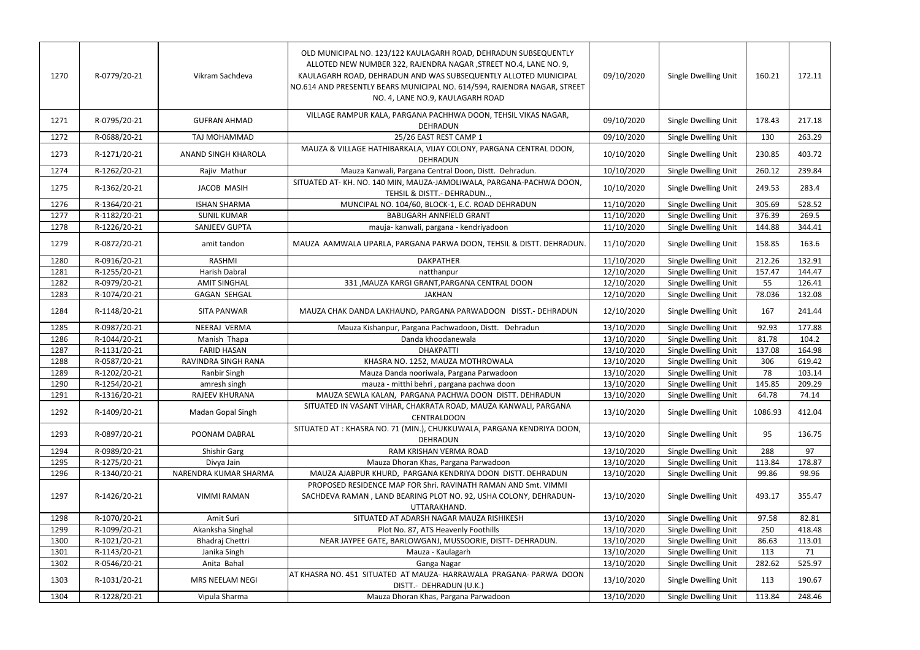| | | | | | | | |
|---|---|---|---|---|---|---|---|
| 1270 | R-0779/20-21 | Vikram Sachdeva | OLD MUNICIPAL NO. 123/122 KAULAGARH ROAD, DEHRADUN SUBSEQUENTLY ALLOTED NEW NUMBER 322, RAJENDRA NAGAR ,STREET NO.4, LANE NO. 9, KAULAGARH ROAD, DEHRADUN AND WAS SUBSEQUENTLY ALLOTED MUNICIPAL NO.614 AND PRESENTLY BEARS MUNICIPAL NO. 614/594, RAJENDRA NAGAR, STREET NO. 4, LANE NO.9, KAULAGARH ROAD | 09/10/2020 | Single Dwelling Unit | 160.21 | 172.11 |
| 1271 | R-0795/20-21 | GUFRAN AHMAD | VILLAGE RAMPUR KALA, PARGANA PACHHWA DOON, TEHSIL VIKAS NAGAR, DEHRADUN | 09/10/2020 | Single Dwelling Unit | 178.43 | 217.18 |
| 1272 | R-0688/20-21 | TAJ MOHAMMAD | 25/26 EAST REST CAMP 1 | 09/10/2020 | Single Dwelling Unit | 130 | 263.29 |
| 1273 | R-1271/20-21 | ANAND SINGH KHAROLA | MAUZA & VILLAGE HATHIBARKALA, VIJAY COLONY, PARGANA CENTRAL DOON, DEHRADUN | 10/10/2020 | Single Dwelling Unit | 230.85 | 403.72 |
| 1274 | R-1262/20-21 | Rajiv Mathur | Mauza Kanwali, Pargana Central Doon, Distt. Dehradun. | 10/10/2020 | Single Dwelling Unit | 260.12 | 239.84 |
| 1275 | R-1362/20-21 | JACOB MASIH | SITUATED AT- KH. NO. 140 MIN, MAUZA-JAMOLIWALA, PARGANA-PACHWA DOON, TEHSIL & DISTT.- DEHRADUN.., | 10/10/2020 | Single Dwelling Unit | 249.53 | 283.4 |
| 1276 | R-1364/20-21 | ISHAN SHARMA | MUNCIPAL NO. 104/60, BLOCK-1, E.C. ROAD DEHRADUN | 11/10/2020 | Single Dwelling Unit | 305.69 | 528.52 |
| 1277 | R-1182/20-21 | SUNIL KUMAR | BABUGARH ANNFIELD GRANT | 11/10/2020 | Single Dwelling Unit | 376.39 | 269.5 |
| 1278 | R-1226/20-21 | SANJEEV GUPTA | mauja- kanwali, pargana - kendriyadoon | 11/10/2020 | Single Dwelling Unit | 144.88 | 344.41 |
| 1279 | R-0872/20-21 | amit tandon | MAUZA AAMWALA UPARLA, PARGANA PARWA DOON, TEHSIL & DISTT. DEHRADUN. | 11/10/2020 | Single Dwelling Unit | 158.85 | 163.6 |
| 1280 | R-0916/20-21 | RASHMI | DAKPATHER | 11/10/2020 | Single Dwelling Unit | 212.26 | 132.91 |
| 1281 | R-1255/20-21 | Harish Dabral | natthanpur | 12/10/2020 | Single Dwelling Unit | 157.47 | 144.47 |
| 1282 | R-0979/20-21 | AMIT SINGHAL | 331 ,MAUZA KARGI GRANT,PARGANA CENTRAL DOON | 12/10/2020 | Single Dwelling Unit | 55 | 126.41 |
| 1283 | R-1074/20-21 | GAGAN SEHGAL | JAKHAN | 12/10/2020 | Single Dwelling Unit | 78.036 | 132.08 |
| 1284 | R-1148/20-21 | SITA PANWAR | MAUZA CHAK DANDA LAKHAUND, PARGANA PARWADOON DISST.- DEHRADUN | 12/10/2020 | Single Dwelling Unit | 167 | 241.44 |
| 1285 | R-0987/20-21 | NEERAJ VERMA | Mauza Kishanpur, Pargana Pachwadoon, Distt. Dehradun | 13/10/2020 | Single Dwelling Unit | 92.93 | 177.88 |
| 1286 | R-1044/20-21 | Manish Thapa | Danda khoodanewala | 13/10/2020 | Single Dwelling Unit | 81.78 | 104.2 |
| 1287 | R-1131/20-21 | FARID HASAN | DHAKPATTI | 13/10/2020 | Single Dwelling Unit | 137.08 | 164.98 |
| 1288 | R-0587/20-21 | RAVINDRA SINGH RANA | KHASRA NO. 1252, MAUZA MOTHROWALA | 13/10/2020 | Single Dwelling Unit | 306 | 619.42 |
| 1289 | R-1202/20-21 | Ranbir Singh | Mauza Danda nooriwala, Pargana Parwadoon | 13/10/2020 | Single Dwelling Unit | 78 | 103.14 |
| 1290 | R-1254/20-21 | amresh singh | mauza - mitthi behri , pargana pachwa doon | 13/10/2020 | Single Dwelling Unit | 145.85 | 209.29 |
| 1291 | R-1316/20-21 | RAJEEV KHURANA | MAUZA SEWLA KALAN, PARGANA PACHWA DOON DISTT. DEHRADUN | 13/10/2020 | Single Dwelling Unit | 64.78 | 74.14 |
| 1292 | R-1409/20-21 | Madan Gopal Singh | SITUATED IN VASANT VIHAR, CHAKRATA ROAD, MAUZA KANWALI, PARGANA CENTRALDOON | 13/10/2020 | Single Dwelling Unit | 1086.93 | 412.04 |
| 1293 | R-0897/20-21 | POONAM DABRAL | SITUATED AT : KHASRA NO. 71 (MIN.), CHUKKUWALA, PARGANA KENDRIYA DOON, DEHRADUN | 13/10/2020 | Single Dwelling Unit | 95 | 136.75 |
| 1294 | R-0989/20-21 | Shishir Garg | RAM KRISHAN VERMA ROAD | 13/10/2020 | Single Dwelling Unit | 288 | 97 |
| 1295 | R-1275/20-21 | Divya Jain | Mauza Dhoran Khas, Pargana Parwadoon | 13/10/2020 | Single Dwelling Unit | 113.84 | 178.87 |
| 1296 | R-1340/20-21 | NARENDRA KUMAR SHARMA | MAUZA AJABPUR KHURD, PARGANA KENDRIYA DOON DISTT. DEHRADUN | 13/10/2020 | Single Dwelling Unit | 99.86 | 98.96 |
| 1297 | R-1426/20-21 | VIMMI RAMAN | PROPOSED RESIDENCE MAP FOR Shri. RAVINATH RAMAN AND Smt. VIMMI SACHDEVA RAMAN , LAND BEARING PLOT NO. 92, USHA COLONY, DEHRADUN-UTTARAKHAND. | 13/10/2020 | Single Dwelling Unit | 493.17 | 355.47 |
| 1298 | R-1070/20-21 | Amit Suri | SITUATED AT ADARSH NAGAR MAUZA RISHIKESH | 13/10/2020 | Single Dwelling Unit | 97.58 | 82.81 |
| 1299 | R-1099/20-21 | Akanksha Singhal | Plot No. 87, ATS Heavenly Foothills | 13/10/2020 | Single Dwelling Unit | 250 | 418.48 |
| 1300 | R-1021/20-21 | Bhadraj Chettri | NEAR JAYPEE GATE, BARLOWGANJ, MUSSOORIE, DISTT- DEHRADUN. | 13/10/2020 | Single Dwelling Unit | 86.63 | 113.01 |
| 1301 | R-1143/20-21 | Janika Singh | Mauza - Kaulagarh | 13/10/2020 | Single Dwelling Unit | 113 | 71 |
| 1302 | R-0546/20-21 | Anita Bahal | Ganga Nagar | 13/10/2020 | Single Dwelling Unit | 282.62 | 525.97 |
| 1303 | R-1031/20-21 | MRS NEELAM NEGI | AT KHASRA NO. 451 SITUATED AT MAUZA- HARRAWALA PRAGANA- PARWA DOON DISTT.- DEHRADUN (U.K.) | 13/10/2020 | Single Dwelling Unit | 113 | 190.67 |
| 1304 | R-1228/20-21 | Vipula Sharma | Mauza Dhoran Khas, Pargana Parwadoon | 13/10/2020 | Single Dwelling Unit | 113.84 | 248.46 |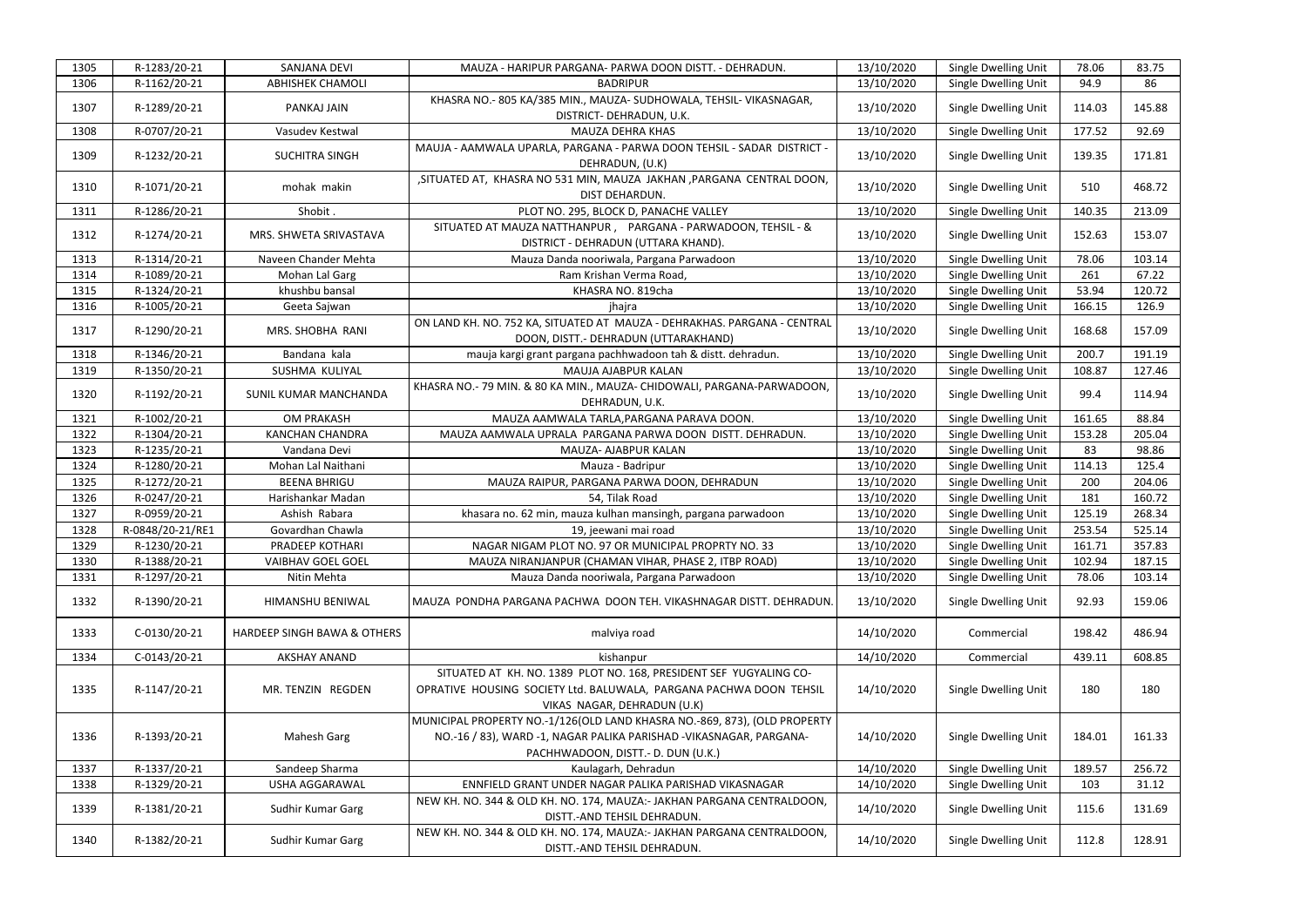| | | | | | | | |
|---|---|---|---|---|---|---|---|
| 1305 | R-1283/20-21 | SANJANA DEVI | MAUZA - HARIPUR PARGANA- PARWA DOON DISTT. - DEHRADUN. | 13/10/2020 | Single Dwelling Unit | 78.06 | 83.75 |
| 1306 | R-1162/20-21 | ABHISHEK CHAMOLI | BADRIPUR | 13/10/2020 | Single Dwelling Unit | 94.9 | 86 |
| 1307 | R-1289/20-21 | PANKAJ JAIN | KHASRA NO.- 805 KA/385 MIN., MAUZA- SUDHOWALA, TEHSIL- VIKASNAGAR, DISTRICT- DEHRADUN, U.K. | 13/10/2020 | Single Dwelling Unit | 114.03 | 145.88 |
| 1308 | R-0707/20-21 | Vasudev Kestwal | MAUZA DEHRA KHAS | 13/10/2020 | Single Dwelling Unit | 177.52 | 92.69 |
| 1309 | R-1232/20-21 | SUCHITRA SINGH | MAUJA - AAMWALA UPARLA, PARGANA - PARWA DOON TEHSIL - SADAR DISTRICT - DEHRADUN, (U.K) | 13/10/2020 | Single Dwelling Unit | 139.35 | 171.81 |
| 1310 | R-1071/20-21 | mohak makin | ,SITUATED AT, KHASRA NO 531 MIN, MAUZA JAKHAN ,PARGANA CENTRAL DOON, DIST DEHARDUN. | 13/10/2020 | Single Dwelling Unit | 510 | 468.72 |
| 1311 | R-1286/20-21 | Shobit . | PLOT NO. 295, BLOCK D, PANACHE VALLEY | 13/10/2020 | Single Dwelling Unit | 140.35 | 213.09 |
| 1312 | R-1274/20-21 | MRS. SHWETA SRIVASTAVA | SITUATED AT MAUZA NATTHANPUR , PARGANA - PARWADOON, TEHSIL - & DISTRICT - DEHRADUN (UTTARA KHAND). | 13/10/2020 | Single Dwelling Unit | 152.63 | 153.07 |
| 1313 | R-1314/20-21 | Naveen Chander Mehta | Mauza Danda nooriwala, Pargana Parwadoon | 13/10/2020 | Single Dwelling Unit | 78.06 | 103.14 |
| 1314 | R-1089/20-21 | Mohan Lal Garg | Ram Krishan Verma Road, | 13/10/2020 | Single Dwelling Unit | 261 | 67.22 |
| 1315 | R-1324/20-21 | khushbu bansal | KHASRA NO. 819cha | 13/10/2020 | Single Dwelling Unit | 53.94 | 120.72 |
| 1316 | R-1005/20-21 | Geeta Sajwan | jhajra | 13/10/2020 | Single Dwelling Unit | 166.15 | 126.9 |
| 1317 | R-1290/20-21 | MRS. SHOBHA RANI | ON LAND KH. NO. 752 KA, SITUATED AT MAUZA - DEHRAKHAS. PARGANA - CENTRAL DOON, DISTT.- DEHRADUN (UTTARAKHAND) | 13/10/2020 | Single Dwelling Unit | 168.68 | 157.09 |
| 1318 | R-1346/20-21 | Bandana kala | mauja kargi grant pargana pachhwadoon tah & distt. dehradun. | 13/10/2020 | Single Dwelling Unit | 200.7 | 191.19 |
| 1319 | R-1350/20-21 | SUSHMA KULIYAL | MAUJA AJABPUR KALAN | 13/10/2020 | Single Dwelling Unit | 108.87 | 127.46 |
| 1320 | R-1192/20-21 | SUNIL KUMAR MANCHANDA | KHASRA NO.- 79 MIN. & 80 KA MIN., MAUZA- CHIDOWALI, PARGANA-PARWADOON, DEHRADUN, U.K. | 13/10/2020 | Single Dwelling Unit | 99.4 | 114.94 |
| 1321 | R-1002/20-21 | OM PRAKASH | MAUZA AAMWALA TARLA,PARGANA PARAVA DOON. | 13/10/2020 | Single Dwelling Unit | 161.65 | 88.84 |
| 1322 | R-1304/20-21 | KANCHAN CHANDRA | MAUZA AAMWALA UPRALA PARGANA PARWA DOON DISTT. DEHRADUN. | 13/10/2020 | Single Dwelling Unit | 153.28 | 205.04 |
| 1323 | R-1235/20-21 | Vandana Devi | MAUZA- AJABPUR KALAN | 13/10/2020 | Single Dwelling Unit | 83 | 98.86 |
| 1324 | R-1280/20-21 | Mohan Lal Naithani | Mauza - Badripur | 13/10/2020 | Single Dwelling Unit | 114.13 | 125.4 |
| 1325 | R-1272/20-21 | BEENA BHRIGU | MAUZA RAIPUR, PARGANA PARWA DOON, DEHRADUN | 13/10/2020 | Single Dwelling Unit | 200 | 204.06 |
| 1326 | R-0247/20-21 | Harishankar Madan | 54, Tilak Road | 13/10/2020 | Single Dwelling Unit | 181 | 160.72 |
| 1327 | R-0959/20-21 | Ashish Rabara | khasara no. 62 min, mauza kulhan mansingh, pargana parwadoon | 13/10/2020 | Single Dwelling Unit | 125.19 | 268.34 |
| 1328 | R-0848/20-21/RE1 | Govardhan Chawla | 19, jeewani mai road | 13/10/2020 | Single Dwelling Unit | 253.54 | 525.14 |
| 1329 | R-1230/20-21 | PRADEEP KOTHARI | NAGAR NIGAM PLOT NO. 97 OR MUNICIPAL PROPRTY NO. 33 | 13/10/2020 | Single Dwelling Unit | 161.71 | 357.83 |
| 1330 | R-1388/20-21 | VAIBHAV GOEL GOEL | MAUZA NIRANJANPUR (CHAMAN VIHAR, PHASE 2, ITBP ROAD) | 13/10/2020 | Single Dwelling Unit | 102.94 | 187.15 |
| 1331 | R-1297/20-21 | Nitin Mehta | Mauza Danda nooriwala, Pargana Parwadoon | 13/10/2020 | Single Dwelling Unit | 78.06 | 103.14 |
| 1332 | R-1390/20-21 | HIMANSHU BENIWAL | MAUZA PONDHA PARGANA PACHWA DOON TEH. VIKASHNAGAR DISTT. DEHRADUN. | 13/10/2020 | Single Dwelling Unit | 92.93 | 159.06 |
| 1333 | C-0130/20-21 | HARDEEP SINGH BAWA & OTHERS | malviya road | 14/10/2020 | Commercial | 198.42 | 486.94 |
| 1334 | C-0143/20-21 | AKSHAY ANAND | kishanpur | 14/10/2020 | Commercial | 439.11 | 608.85 |
| 1335 | R-1147/20-21 | MR. TENZIN REGDEN | SITUATED AT KH. NO. 1389 PLOT NO. 168, PRESIDENT SEF YUGYALING CO-OPRATIVE HOUSING SOCIETY Ltd. BALUWALA, PARGANA PACHWA DOON TEHSIL VIKAS NAGAR, DEHRADUN (U.K) | 14/10/2020 | Single Dwelling Unit | 180 | 180 |
| 1336 | R-1393/20-21 | Mahesh Garg | MUNICIPAL PROPERTY NO.-1/126(OLD LAND KHASRA NO.-869, 873), (OLD PROPERTY NO.-16 / 83), WARD -1, NAGAR PALIKA PARISHAD -VIKASNAGAR, PARGANA-PACHHWADOON, DISTT.- D. DUN (U.K.) | 14/10/2020 | Single Dwelling Unit | 184.01 | 161.33 |
| 1337 | R-1337/20-21 | Sandeep Sharma | Kaulagarh, Dehradun | 14/10/2020 | Single Dwelling Unit | 189.57 | 256.72 |
| 1338 | R-1329/20-21 | USHA AGGARAWAL | ENNFIELD GRANT UNDER NAGAR PALIKA PARISHAD VIKASNAGAR | 14/10/2020 | Single Dwelling Unit | 103 | 31.12 |
| 1339 | R-1381/20-21 | Sudhir Kumar Garg | NEW KH. NO. 344 & OLD KH. NO. 174, MAUZA:- JAKHAN PARGANA CENTRALDOON, DISTT.-AND TEHSIL DEHRADUN. | 14/10/2020 | Single Dwelling Unit | 115.6 | 131.69 |
| 1340 | R-1382/20-21 | Sudhir Kumar Garg | NEW KH. NO. 344 & OLD KH. NO. 174, MAUZA:- JAKHAN PARGANA CENTRALDOON, DISTT.-AND TEHSIL DEHRADUN. | 14/10/2020 | Single Dwelling Unit | 112.8 | 128.91 |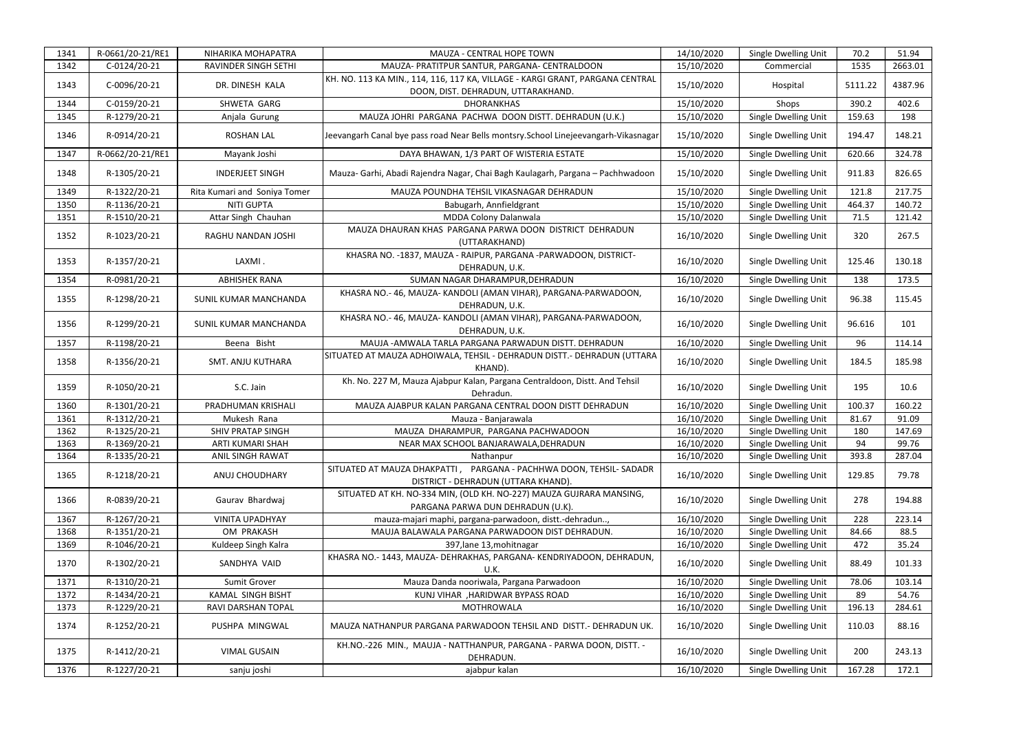| | | | | | | | |
|---|---|---|---|---|---|---|---|
| 1341 | R-0661/20-21/RE1 | NIHARIKA MOHAPATRA | MAUZA - CENTRAL HOPE TOWN | 14/10/2020 | Single Dwelling Unit | 70.2 | 51.94 |
| 1342 | C-0124/20-21 | RAVINDER SINGH SETHI | MAUZA- PRATITPUR SANTUR, PARGANA- CENTRALDOON | 15/10/2020 | Commercial | 1535 | 2663.01 |
| 1343 | C-0096/20-21 | DR. DINESH KALA | KH. NO. 113 KA MIN., 114, 116, 117 KA, VILLAGE - KARGI GRANT, PARGANA CENTRAL DOON, DIST. DEHRADUN, UTTARAKHAND. | 15/10/2020 | Hospital | 5111.22 | 4387.96 |
| 1344 | C-0159/20-21 | SHWETA GARG | DHORANKHAS | 15/10/2020 | Shops | 390.2 | 402.6 |
| 1345 | R-1279/20-21 | Anjala Gurung | MAUZA JOHRI PARGANA PACHWA DOON DISTT. DEHRADUN (U.K.) | 15/10/2020 | Single Dwelling Unit | 159.63 | 198 |
| 1346 | R-0914/20-21 | ROSHAN LAL | Jeevangarh Canal bye pass road Near Bells montsry.School Linejeevangarh-Vikasnagar | 15/10/2020 | Single Dwelling Unit | 194.47 | 148.21 |
| 1347 | R-0662/20-21/RE1 | Mayank Joshi | DAYA BHAWAN, 1/3 PART OF WISTERIA ESTATE | 15/10/2020 | Single Dwelling Unit | 620.66 | 324.78 |
| 1348 | R-1305/20-21 | INDERJEET SINGH | Mauza- Garhi, Abadi Rajendra Nagar, Chai Bagh Kaulagarh, Pargana – Pachhwadoon | 15/10/2020 | Single Dwelling Unit | 911.83 | 826.65 |
| 1349 | R-1322/20-21 | Rita Kumari and Soniya Tomer | MAUZA POUNDHA TEHSIL VIKASNAGAR DEHRADUN | 15/10/2020 | Single Dwelling Unit | 121.8 | 217.75 |
| 1350 | R-1136/20-21 | NITI GUPTA | Babugarh, Annfieldgrant | 15/10/2020 | Single Dwelling Unit | 464.37 | 140.72 |
| 1351 | R-1510/20-21 | Attar Singh Chauhan | MDDA Colony Dalanwala | 15/10/2020 | Single Dwelling Unit | 71.5 | 121.42 |
| 1352 | R-1023/20-21 | RAGHU NANDAN JOSHI | MAUZA DHAURAN KHAS PARGANA PARWA DOON DISTRICT DEHRADUN (UTTARAKHAND) | 16/10/2020 | Single Dwelling Unit | 320 | 267.5 |
| 1353 | R-1357/20-21 | LAXMI . | KHASRA NO. -1837, MAUZA - RAIPUR, PARGANA -PARWADOON, DISTRICT- DEHRADUN, U.K. | 16/10/2020 | Single Dwelling Unit | 125.46 | 130.18 |
| 1354 | R-0981/20-21 | ABHISHEK RANA | SUMAN NAGAR DHARAMPUR,DEHRADUN | 16/10/2020 | Single Dwelling Unit | 138 | 173.5 |
| 1355 | R-1298/20-21 | SUNIL KUMAR MANCHANDA | KHASRA NO.- 46, MAUZA- KANDOLI (AMAN VIHAR), PARGANA-PARWADOON, DEHRADUN, U.K. | 16/10/2020 | Single Dwelling Unit | 96.38 | 115.45 |
| 1356 | R-1299/20-21 | SUNIL KUMAR MANCHANDA | KHASRA NO.- 46, MAUZA- KANDOLI (AMAN VIHAR), PARGANA-PARWADOON, DEHRADUN, U.K. | 16/10/2020 | Single Dwelling Unit | 96.616 | 101 |
| 1357 | R-1198/20-21 | Beena Bisht | MAUJA -AMWALA TARLA PARGANA PARWADUN DISTT. DEHRADUN | 16/10/2020 | Single Dwelling Unit | 96 | 114.14 |
| 1358 | R-1356/20-21 | SMT. ANJU KUTHARA | SITUATED AT MAUZA ADHOIWALA, TEHSIL - DEHRADUN DISTT.- DEHRADUN (UTTARA KHAND). | 16/10/2020 | Single Dwelling Unit | 184.5 | 185.98 |
| 1359 | R-1050/20-21 | S.C. Jain | Kh. No. 227 M, Mauza Ajabpur Kalan, Pargana Centraldoon, Distt. And Tehsil Dehradun. | 16/10/2020 | Single Dwelling Unit | 195 | 10.6 |
| 1360 | R-1301/20-21 | PRADHUMAN KRISHALI | MAUZA AJABPUR KALAN PARGANA CENTRAL DOON DISTT DEHRADUN | 16/10/2020 | Single Dwelling Unit | 100.37 | 160.22 |
| 1361 | R-1312/20-21 | Mukesh Rana | Mauza - Banjarawala | 16/10/2020 | Single Dwelling Unit | 81.67 | 91.09 |
| 1362 | R-1325/20-21 | SHIV PRATAP SINGH | MAUZA DHARAMPUR, PARGANA PACHWADOON | 16/10/2020 | Single Dwelling Unit | 180 | 147.69 |
| 1363 | R-1369/20-21 | ARTI KUMARI SHAH | NEAR MAX SCHOOL BANJARAWALA,DEHRADUN | 16/10/2020 | Single Dwelling Unit | 94 | 99.76 |
| 1364 | R-1335/20-21 | ANIL SINGH RAWAT | Nathanpur | 16/10/2020 | Single Dwelling Unit | 393.8 | 287.04 |
| 1365 | R-1218/20-21 | ANUJ CHOUDHARY | SITUATED AT MAUZA DHAKPATTI , PARGANA - PACHHWA DOON, TEHSIL- SADADR DISTRICT - DEHRADUN (UTTARA KHAND). | 16/10/2020 | Single Dwelling Unit | 129.85 | 79.78 |
| 1366 | R-0839/20-21 | Gaurav Bhardwaj | SITUATED AT KH. NO-334 MIN, (OLD KH. NO-227) MAUZA GUJRARA MANSING, PARGANA PARWA DUN DEHRADUN (U.K). | 16/10/2020 | Single Dwelling Unit | 278 | 194.88 |
| 1367 | R-1267/20-21 | VINITA UPADHYAY | mauza-majari maphi, pargana-parwadoon, distt.-dehradun.., | 16/10/2020 | Single Dwelling Unit | 228 | 223.14 |
| 1368 | R-1351/20-21 | OM PRAKASH | MAUJA BALAWALA PARGANA PARWADOON DIST DEHRADUN. | 16/10/2020 | Single Dwelling Unit | 84.66 | 88.5 |
| 1369 | R-1046/20-21 | Kuldeep Singh Kalra | 397,lane 13,mohitnagar | 16/10/2020 | Single Dwelling Unit | 472 | 35.24 |
| 1370 | R-1302/20-21 | SANDHYA VAID | KHASRA NO.- 1443, MAUZA- DEHRAKHAS, PARGANA- KENDRIYADOON, DEHRADUN, U.K. | 16/10/2020 | Single Dwelling Unit | 88.49 | 101.33 |
| 1371 | R-1310/20-21 | Sumit Grover | Mauza Danda nooriwala, Pargana Parwadoon | 16/10/2020 | Single Dwelling Unit | 78.06 | 103.14 |
| 1372 | R-1434/20-21 | KAMAL SINGH BISHT | KUNJ VIHAR ,HARIDWAR BYPASS ROAD | 16/10/2020 | Single Dwelling Unit | 89 | 54.76 |
| 1373 | R-1229/20-21 | RAVI DARSHAN TOPAL | MOTHROWALA | 16/10/2020 | Single Dwelling Unit | 196.13 | 284.61 |
| 1374 | R-1252/20-21 | PUSHPA MINGWAL | MAUZA NATHANPUR PARGANA PARWADOON TEHSIL AND DISTT.- DEHRADUN UK. | 16/10/2020 | Single Dwelling Unit | 110.03 | 88.16 |
| 1375 | R-1412/20-21 | VIMAL GUSAIN | KH.NO.-226 MIN., MAUJA - NATTHANPUR, PARGANA - PARWA DOON, DISTT. - DEHRADUN. | 16/10/2020 | Single Dwelling Unit | 200 | 243.13 |
| 1376 | R-1227/20-21 | sanju joshi | ajabpur kalan | 16/10/2020 | Single Dwelling Unit | 167.28 | 172.1 |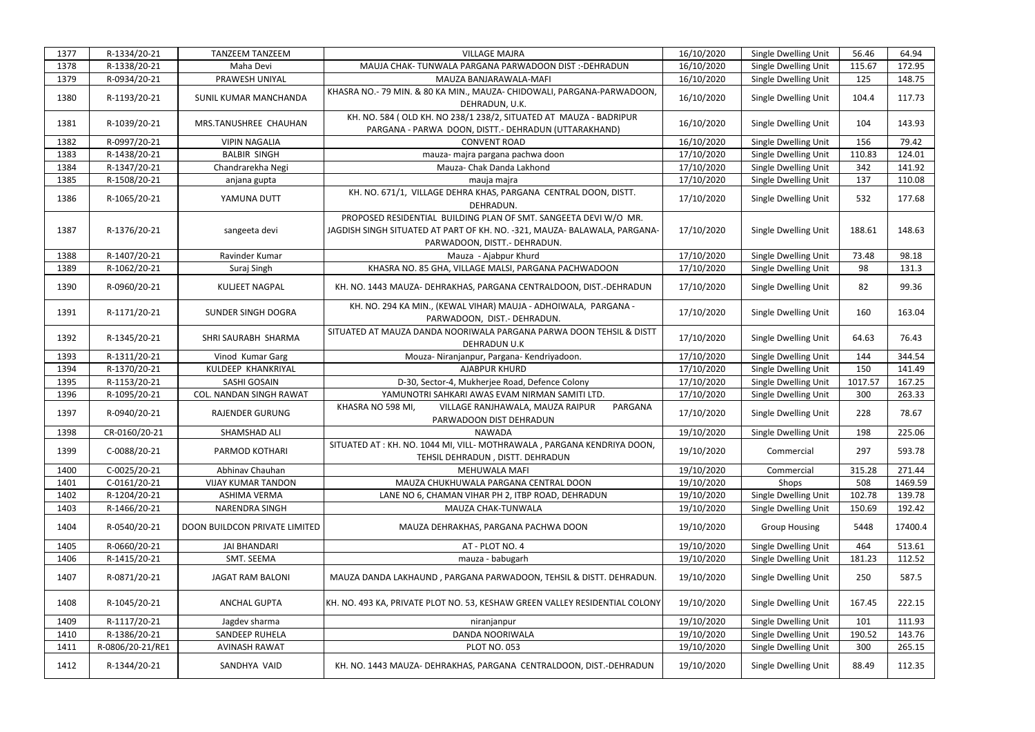| | | | | | | | |
|---|---|---|---|---|---|---|---|
| 1377 | R-1334/20-21 | TANZEEM TANZEEM | VILLAGE MAJRA | 16/10/2020 | Single Dwelling Unit | 56.46 | 64.94 |
| 1378 | R-1338/20-21 | Maha Devi | MAUJA CHAK- TUNWALA PARGANA PARWADOON DIST :-DEHRADUN | 16/10/2020 | Single Dwelling Unit | 115.67 | 172.95 |
| 1379 | R-0934/20-21 | PRAWESH UNIYAL | MAUZA BANJARAWALA-MAFI | 16/10/2020 | Single Dwelling Unit | 125 | 148.75 |
| 1380 | R-1193/20-21 | SUNIL KUMAR MANCHANDA | KHASRA NO.- 79 MIN. & 80 KA MIN., MAUZA- CHIDOWALI, PARGANA-PARWADOON, DEHRADUN, U.K. | 16/10/2020 | Single Dwelling Unit | 104.4 | 117.73 |
| 1381 | R-1039/20-21 | MRS.TANUSHREE CHAUHAN | KH. NO. 584 ( OLD KH. NO 238/1 238/2, SITUATED AT MAUZA - BADRIPUR PARGANA - PARWA DOON, DISTT.- DEHRADUN (UTTARAKHAND) | 16/10/2020 | Single Dwelling Unit | 104 | 143.93 |
| 1382 | R-0997/20-21 | VIPIN NAGALIA | CONVENT ROAD | 16/10/2020 | Single Dwelling Unit | 156 | 79.42 |
| 1383 | R-1438/20-21 | BALBIR SINGH | mauza- majra pargana pachwa doon | 17/10/2020 | Single Dwelling Unit | 110.83 | 124.01 |
| 1384 | R-1347/20-21 | Chandrarekha Negi | Mauza- Chak Danda Lakhond | 17/10/2020 | Single Dwelling Unit | 342 | 141.92 |
| 1385 | R-1508/20-21 | anjana gupta | mauja majra | 17/10/2020 | Single Dwelling Unit | 137 | 110.08 |
| 1386 | R-1065/20-21 | YAMUNA DUTT | KH. NO. 671/1, VILLAGE DEHRA KHAS, PARGANA CENTRAL DOON, DISTT. DEHRADUN. | 17/10/2020 | Single Dwelling Unit | 532 | 177.68 |
| 1387 | R-1376/20-21 | sangeeta devi | PROPOSED RESIDENTIAL BUILDING PLAN OF SMT. SANGEETA DEVI W/O MR. JAGDISH SINGH SITUATED AT PART OF KH. NO. -321, MAUZA- BALAWALA, PARGANA- PARWADOON, DISTT.- DEHRADUN. | 17/10/2020 | Single Dwelling Unit | 188.61 | 148.63 |
| 1388 | R-1407/20-21 | Ravinder Kumar | Mauza - Ajabpur Khurd | 17/10/2020 | Single Dwelling Unit | 73.48 | 98.18 |
| 1389 | R-1062/20-21 | Suraj Singh | KHASRA NO. 85 GHA, VILLAGE MALSI, PARGANA PACHWADOON | 17/10/2020 | Single Dwelling Unit | 98 | 131.3 |
| 1390 | R-0960/20-21 | KULJEET NAGPAL | KH. NO. 1443 MAUZA- DEHRAKHAS, PARGANA CENTRALDOON, DIST.-DEHRADUN | 17/10/2020 | Single Dwelling Unit | 82 | 99.36 |
| 1391 | R-1171/20-21 | SUNDER SINGH DOGRA | KH. NO. 294 KA MIN., (KEWAL VIHAR) MAUJA - ADHOIWALA, PARGANA - PARWADOON, DIST.- DEHRADUN. | 17/10/2020 | Single Dwelling Unit | 160 | 163.04 |
| 1392 | R-1345/20-21 | SHRI SAURABH SHARMA | SITUATED AT MAUZA DANDA NOORIWALA PARGANA PARWA DOON TEHSIL & DISTT DEHRADUN U.K | 17/10/2020 | Single Dwelling Unit | 64.63 | 76.43 |
| 1393 | R-1311/20-21 | Vinod Kumar Garg | Mouza- Niranjanpur, Pargana- Kendriyadoon. | 17/10/2020 | Single Dwelling Unit | 144 | 344.54 |
| 1394 | R-1370/20-21 | KULDEEP KHANKRIYAL | AJABPUR KHURD | 17/10/2020 | Single Dwelling Unit | 150 | 141.49 |
| 1395 | R-1153/20-21 | SASHI GOSAIN | D-30, Sector-4, Mukherjee Road, Defence Colony | 17/10/2020 | Single Dwelling Unit | 1017.57 | 167.25 |
| 1396 | R-1095/20-21 | COL. NANDAN SINGH RAWAT | YAMUNOTRI SAHKARI AWAS EVAM NIRMAN SAMITI LTD. | 17/10/2020 | Single Dwelling Unit | 300 | 263.33 |
| 1397 | R-0940/20-21 | RAJENDER GURUNG | KHASRA NO 598 MI, VILLAGE RANJHAWALA, MAUZA RAIPUR PARGANA PARWADOON DIST DEHRADUN | 17/10/2020 | Single Dwelling Unit | 228 | 78.67 |
| 1398 | CR-0160/20-21 | SHAMSHAD ALI | NAWADA | 19/10/2020 | Single Dwelling Unit | 198 | 225.06 |
| 1399 | C-0088/20-21 | PARMOD KOTHARI | SITUATED AT : KH. NO. 1044 MI, VILL- MOTHRAWALA , PARGANA KENDRIYA DOON, TEHSIL DEHRADUN , DISTT. DEHRADUN | 19/10/2020 | Commercial | 297 | 593.78 |
| 1400 | C-0025/20-21 | Abhinav Chauhan | MEHUWALA MAFI | 19/10/2020 | Commercial | 315.28 | 271.44 |
| 1401 | C-0161/20-21 | VIJAY KUMAR TANDON | MAUZA CHUKHUWALA PARGANA CENTRAL DOON | 19/10/2020 | Shops | 508 | 1469.59 |
| 1402 | R-1204/20-21 | ASHIMA VERMA | LANE NO 6, CHAMAN VIHAR PH 2, ITBP ROAD, DEHRADUN | 19/10/2020 | Single Dwelling Unit | 102.78 | 139.78 |
| 1403 | R-1466/20-21 | NARENDRA SINGH | MAUZA CHAK-TUNWALA | 19/10/2020 | Single Dwelling Unit | 150.69 | 192.42 |
| 1404 | R-0540/20-21 | DOON BUILDCON PRIVATE LIMITED | MAUZA DEHRAKHAS, PARGANA PACHWA DOON | 19/10/2020 | Group Housing | 5448 | 17400.4 |
| 1405 | R-0660/20-21 | JAI BHANDARI | AT - PLOT NO. 4 | 19/10/2020 | Single Dwelling Unit | 464 | 513.61 |
| 1406 | R-1415/20-21 | SMT. SEEMA | mauza - babugarh | 19/10/2020 | Single Dwelling Unit | 181.23 | 112.52 |
| 1407 | R-0871/20-21 | JAGAT RAM BALONI | MAUZA DANDA LAKHAUND , PARGANA PARWADOON, TEHSIL & DISTT. DEHRADUN. | 19/10/2020 | Single Dwelling Unit | 250 | 587.5 |
| 1408 | R-1045/20-21 | ANCHAL GUPTA | KH. NO. 493 KA, PRIVATE PLOT NO. 53, KESHAW GREEN VALLEY RESIDENTIAL COLONY | 19/10/2020 | Single Dwelling Unit | 167.45 | 222.15 |
| 1409 | R-1117/20-21 | Jagdev sharma | niranjanpur | 19/10/2020 | Single Dwelling Unit | 101 | 111.93 |
| 1410 | R-1386/20-21 | SANDEEP RUHELA | DANDA NOORIWALA | 19/10/2020 | Single Dwelling Unit | 190.52 | 143.76 |
| 1411 | R-0806/20-21/RE1 | AVINASH RAWAT | PLOT NO. 053 | 19/10/2020 | Single Dwelling Unit | 300 | 265.15 |
| 1412 | R-1344/20-21 | SANDHYA VAID | KH. NO. 1443 MAUZA- DEHRAKHAS, PARGANA CENTRALDOON, DIST.-DEHRADUN | 19/10/2020 | Single Dwelling Unit | 88.49 | 112.35 |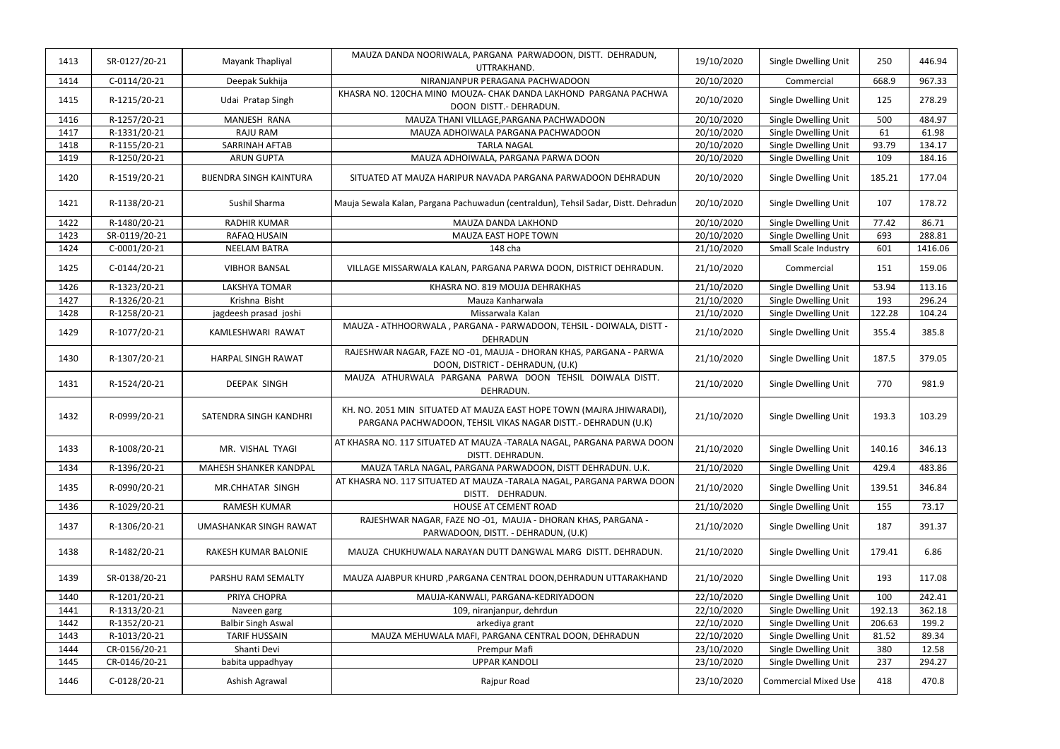| | | | | | | | |
|---|---|---|---|---|---|---|---|
| 1413 | SR-0127/20-21 | Mayank Thapliyal | MAUZA DANDA NOORIWALA, PARGANA PARWADOON, DISTT. DEHRADUN, UTTRAKHAND. | 19/10/2020 | Single Dwelling Unit | 250 | 446.94 |
| 1414 | C-0114/20-21 | Deepak Sukhija | NIRANJANPUR PERAGANA PACHWADOON | 20/10/2020 | Commercial | 668.9 | 967.33 |
| 1415 | R-1215/20-21 | Udai Pratap Singh | KHASRA NO. 120CHA MIN0 MOUZA- CHAK DANDA LAKHOND PARGANA PACHWA DOON DISTT.- DEHRADUN. | 20/10/2020 | Single Dwelling Unit | 125 | 278.29 |
| 1416 | R-1257/20-21 | MANJESH RANA | MAUZA THANI VILLAGE,PARGANA PACHWADOON | 20/10/2020 | Single Dwelling Unit | 500 | 484.97 |
| 1417 | R-1331/20-21 | RAJU RAM | MAUZA ADHOIWALA PARGANA PACHWADOON | 20/10/2020 | Single Dwelling Unit | 61 | 61.98 |
| 1418 | R-1155/20-21 | SARRINAH AFTAB | TARLA NAGAL | 20/10/2020 | Single Dwelling Unit | 93.79 | 134.17 |
| 1419 | R-1250/20-21 | ARUN GUPTA | MAUZA ADHOIWALA, PARGANA PARWA DOON | 20/10/2020 | Single Dwelling Unit | 109 | 184.16 |
| 1420 | R-1519/20-21 | BIJENDRA SINGH KAINTURA | SITUATED AT MAUZA HARIPUR NAVADA PARGANA PARWADOON DEHRADUN | 20/10/2020 | Single Dwelling Unit | 185.21 | 177.04 |
| 1421 | R-1138/20-21 | Sushil Sharma | Mauja Sewala Kalan, Pargana Pachuwadun (centraldun), Tehsil Sadar, Distt. Dehradun | 20/10/2020 | Single Dwelling Unit | 107 | 178.72 |
| 1422 | R-1480/20-21 | RADHIR KUMAR | MAUZA DANDA LAKHOND | 20/10/2020 | Single Dwelling Unit | 77.42 | 86.71 |
| 1423 | SR-0119/20-21 | RAFAQ HUSAIN | MAUZA EAST HOPE TOWN | 20/10/2020 | Single Dwelling Unit | 693 | 288.81 |
| 1424 | C-0001/20-21 | NEELAM BATRA | 148 cha | 21/10/2020 | Small Scale Industry | 601 | 1416.06 |
| 1425 | C-0144/20-21 | VIBHOR BANSAL | VILLAGE MISSARWALA KALAN, PARGANA PARWA DOON, DISTRICT DEHRADUN. | 21/10/2020 | Commercial | 151 | 159.06 |
| 1426 | R-1323/20-21 | LAKSHYA TOMAR | KHASRA NO. 819 MOUJA DEHRAKHAS | 21/10/2020 | Single Dwelling Unit | 53.94 | 113.16 |
| 1427 | R-1326/20-21 | Krishna Bisht | Mauza Kanharwala | 21/10/2020 | Single Dwelling Unit | 193 | 296.24 |
| 1428 | R-1258/20-21 | jagdeesh prasad joshi | Missarwala Kalan | 21/10/2020 | Single Dwelling Unit | 122.28 | 104.24 |
| 1429 | R-1077/20-21 | KAMLESHWARI RAWAT | MAUZA - ATHHOORWALA , PARGANA - PARWADOON, TEHSIL - DOIWALA, DISTT - DEHRADUN | 21/10/2020 | Single Dwelling Unit | 355.4 | 385.8 |
| 1430 | R-1307/20-21 | HARPAL SINGH RAWAT | RAJESHWAR NAGAR, FAZE NO -01, MAUJA - DHORAN KHAS, PARGANA - PARWA DOON, DISTRICT - DEHRADUN, (U.K) | 21/10/2020 | Single Dwelling Unit | 187.5 | 379.05 |
| 1431 | R-1524/20-21 | DEEPAK SINGH | MAUZA ATHURWALA PARGANA PARWA DOON TEHSIL DOIWALA DISTT. DEHRADUN. | 21/10/2020 | Single Dwelling Unit | 770 | 981.9 |
| 1432 | R-0999/20-21 | SATENDRA SINGH KANDHRI | KH. NO. 2051 MIN SITUATED AT MAUZA EAST HOPE TOWN (MAJRA JHIWARADI), PARGANA PACHWADOON, TEHSIL VIKAS NAGAR DISTT.- DEHRADUN (U.K) | 21/10/2020 | Single Dwelling Unit | 193.3 | 103.29 |
| 1433 | R-1008/20-21 | MR. VISHAL TYAGI | AT KHASRA NO. 117 SITUATED AT MAUZA -TARALA NAGAL, PARGANA PARWA DOON DISTT. DEHRADUN. | 21/10/2020 | Single Dwelling Unit | 140.16 | 346.13 |
| 1434 | R-1396/20-21 | MAHESH SHANKER KANDPAL | MAUZA TARLA NAGAL, PARGANA PARWADOON, DISTT DEHRADUN. U.K. | 21/10/2020 | Single Dwelling Unit | 429.4 | 483.86 |
| 1435 | R-0990/20-21 | MR.CHHATAR SINGH | AT KHASRA NO. 117 SITUATED AT MAUZA -TARALA NAGAL, PARGANA PARWA DOON DISTT. DEHRADUN. | 21/10/2020 | Single Dwelling Unit | 139.51 | 346.84 |
| 1436 | R-1029/20-21 | RAMESH KUMAR | HOUSE AT CEMENT ROAD | 21/10/2020 | Single Dwelling Unit | 155 | 73.17 |
| 1437 | R-1306/20-21 | UMASHANKAR SINGH RAWAT | RAJESHWAR NAGAR, FAZE NO -01, MAUJA - DHORAN KHAS, PARGANA - PARWADOON, DISTT. - DEHRADUN, (U.K) | 21/10/2020 | Single Dwelling Unit | 187 | 391.37 |
| 1438 | R-1482/20-21 | RAKESH KUMAR BALONIE | MAUZA CHUKHUWALA NARAYAN DUTT DANGWAL MARG DISTT. DEHRADUN. | 21/10/2020 | Single Dwelling Unit | 179.41 | 6.86 |
| 1439 | SR-0138/20-21 | PARSHU RAM SEMALTY | MAUZA AJABPUR KHURD ,PARGANA CENTRAL DOON,DEHRADUN UTTARAKHAND | 21/10/2020 | Single Dwelling Unit | 193 | 117.08 |
| 1440 | R-1201/20-21 | PRIYA CHOPRA | MAUJA-KANWALI, PARGANA-KEDRIYADOON | 22/10/2020 | Single Dwelling Unit | 100 | 242.41 |
| 1441 | R-1313/20-21 | Naveen garg | 109, niranjanpur, dehrdun | 22/10/2020 | Single Dwelling Unit | 192.13 | 362.18 |
| 1442 | R-1352/20-21 | Balbir Singh Aswal | arkediya grant | 22/10/2020 | Single Dwelling Unit | 206.63 | 199.2 |
| 1443 | R-1013/20-21 | TARIF HUSSAIN | MAUZA MEHUWALA MAFI, PARGANA CENTRAL DOON, DEHRADUN | 22/10/2020 | Single Dwelling Unit | 81.52 | 89.34 |
| 1444 | CR-0156/20-21 | Shanti Devi | Prempur Mafi | 23/10/2020 | Single Dwelling Unit | 380 | 12.58 |
| 1445 | CR-0146/20-21 | babita uppadhyay | UPPAR KANDOLI | 23/10/2020 | Single Dwelling Unit | 237 | 294.27 |
| 1446 | C-0128/20-21 | Ashish Agrawal | Rajpur Road | 23/10/2020 | Commercial Mixed Use | 418 | 470.8 |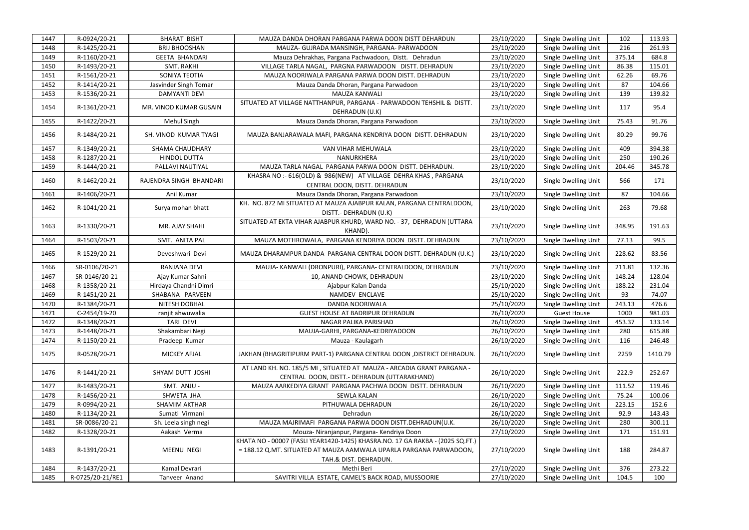| | | | | | | | |
|---|---|---|---|---|---|---|---|
| 1447 | R-0924/20-21 | BHARAT BISHT | MAUZA DANDA DHORAN PARGANA PARWA DOON DISTT DEHARDUN | 23/10/2020 | Single Dwelling Unit | 102 | 113.93 |
| 1448 | R-1425/20-21 | BRIJ BHOOSHAN | MAUZA- GUJRADA MANSINGH, PARGANA- PARWADOON | 23/10/2020 | Single Dwelling Unit | 216 | 261.93 |
| 1449 | R-1160/20-21 | GEETA BHANDARI | Mauza Dehrakhas, Pargana Pachwadoon, Distt. Dehradun | 23/10/2020 | Single Dwelling Unit | 375.14 | 684.8 |
| 1450 | R-1493/20-21 | SMT. RAKHI | VILLAGE TARLA NAGAL, PARGNA PARWADOON DISTT. DEHRADUN | 23/10/2020 | Single Dwelling Unit | 86.38 | 115.01 |
| 1451 | R-1561/20-21 | SONIYA TEOTIA | MAUZA NOORIWALA PARGANA PARWA DOON DISTT. DEHRADUN | 23/10/2020 | Single Dwelling Unit | 62.26 | 69.76 |
| 1452 | R-1414/20-21 | Jasvinder Singh Tomar | Mauza Danda Dhoran, Pargana Parwadoon | 23/10/2020 | Single Dwelling Unit | 87 | 104.66 |
| 1453 | R-1536/20-21 | DAMYANTI DEVI | MAUZA KANWALI | 23/10/2020 | Single Dwelling Unit | 139 | 139.82 |
| 1454 | R-1361/20-21 | MR. VINOD KUMAR GUSAIN | SITUATED AT VILLAGE NATTHANPUR, PARGANA - PARWADOON TEHSHIL & DISTT. DEHRADUN (U.K) | 23/10/2020 | Single Dwelling Unit | 117 | 95.4 |
| 1455 | R-1422/20-21 | Mehul Singh | Mauza Danda Dhoran, Pargana Parwadoon | 23/10/2020 | Single Dwelling Unit | 75.43 | 91.76 |
| 1456 | R-1484/20-21 | SH. VINOD KUMAR TYAGI | MAUZA BANJARAWALA MAFI, PARGANA KENDRIYA DOON DISTT. DEHRADUN | 23/10/2020 | Single Dwelling Unit | 80.29 | 99.76 |
| 1457 | R-1349/20-21 | SHAMA CHAUDHARY | VAN VIHAR MEHUWALA | 23/10/2020 | Single Dwelling Unit | 409 | 394.38 |
| 1458 | R-1287/20-21 | HINDOL DUTTA | NANURKHERA | 23/10/2020 | Single Dwelling Unit | 250 | 190.26 |
| 1459 | R-1444/20-21 | PALLAVI NAUTIYAL | MAUZA TARLA NAGAL PARGANA PARWA DOON DISTT. DEHRADUN. | 23/10/2020 | Single Dwelling Unit | 204.46 | 345.78 |
| 1460 | R-1462/20-21 | RAJENDRA SINGH BHANDARI | KHASRA NO :- 616(OLD) & 986(NEW) AT VILLAGE DEHRA KHAS , PARGANA CENTRAL DOON, DISTT. DEHRADUN | 23/10/2020 | Single Dwelling Unit | 566 | 171 |
| 1461 | R-1406/20-21 | Anil Kumar | Mauza Danda Dhoran, Pargana Parwadoon | 23/10/2020 | Single Dwelling Unit | 87 | 104.66 |
| 1462 | R-1041/20-21 | Surya mohan bhatt | KH. NO. 872 MI SITUATED AT MAUZA AJABPUR KALAN, PARGANA CENTRALDOON, DISTT.- DEHRADUN (U.K) | 23/10/2020 | Single Dwelling Unit | 263 | 79.68 |
| 1463 | R-1330/20-21 | MR. AJAY SHAHI | SITUATED AT EKTA VIHAR AJABPUR KHURD, WARD NO. - 37, DEHRADUN (UTTARA KHAND). | 23/10/2020 | Single Dwelling Unit | 348.95 | 191.63 |
| 1464 | R-1503/20-21 | SMT. ANITA PAL | MAUZA MOTHROWALA, PARGANA KENDRIYA DOON DISTT. DEHRADUN | 23/10/2020 | Single Dwelling Unit | 77.13 | 99.5 |
| 1465 | R-1529/20-21 | Deveshwari Devi | MAUZA DHARAMPUR DANDA PARGANA CENTRAL DOON DISTT. DEHRADUN (U.K.) | 23/10/2020 | Single Dwelling Unit | 228.62 | 83.56 |
| 1466 | SR-0106/20-21 | RANJANA DEVI | MAUJA- KANWALI (DRONPURI), PARGANA- CENTRALDOON, DEHRADUN | 23/10/2020 | Single Dwelling Unit | 211.81 | 132.36 |
| 1467 | SR-0146/20-21 | Ajay Kumar Sahni | 10, ANAND CHOWK, DEHRADUN | 23/10/2020 | Single Dwelling Unit | 148.24 | 128.04 |
| 1468 | R-1358/20-21 | Hirdaya Chandni Dimri | Ajabpur Kalan Danda | 25/10/2020 | Single Dwelling Unit | 188.22 | 231.04 |
| 1469 | R-1451/20-21 | SHABANA PARVEEN | NAMDEV ENCLAVE | 25/10/2020 | Single Dwelling Unit | 93 | 74.07 |
| 1470 | R-1384/20-21 | NITESH DOBHAL | DANDA NOORIWALA | 25/10/2020 | Single Dwelling Unit | 243.13 | 476.6 |
| 1471 | C-2454/19-20 | ranjit ahwuwalia | GUEST HOUSE AT BADRIPUR DEHRADUN | 26/10/2020 | Guest House | 1000 | 981.03 |
| 1472 | R-1348/20-21 | TARI DEVI | NAGAR PALIKA PARISHAD | 26/10/2020 | Single Dwelling Unit | 453.37 | 133.14 |
| 1473 | R-1448/20-21 | Shakambari Negi | MAUJA-GARHI, PARGANA-KEDRIYADOON | 26/10/2020 | Single Dwelling Unit | 280 | 615.88 |
| 1474 | R-1150/20-21 | Pradeep Kumar | Mauza - Kaulagarh | 26/10/2020 | Single Dwelling Unit | 116 | 246.48 |
| 1475 | R-0528/20-21 | MICKEY AFJAL | JAKHAN (BHAGRITIPURM PART-1) PARGANA CENTRAL DOON ,DISTRICT DEHRADUN. | 26/10/2020 | Single Dwelling Unit | 2259 | 1410.79 |
| 1476 | R-1441/20-21 | SHYAM DUTT JOSHI | AT LAND KH. NO. 185/5 MI , SITUATED AT MAUZA - ARCADIA GRANT PARGANA - CENTRAL DOON, DISTT.- DEHRADUN (UTTARAKHAND) | 26/10/2020 | Single Dwelling Unit | 222.9 | 252.67 |
| 1477 | R-1483/20-21 | SMT. ANJU - | MAUZA AARKEDIYA GRANT PARGANA PACHWA DOON DISTT. DEHRADUN | 26/10/2020 | Single Dwelling Unit | 111.52 | 119.46 |
| 1478 | R-1456/20-21 | SHWETA JHA | SEWLA KALAN | 26/10/2020 | Single Dwelling Unit | 75.24 | 100.06 |
| 1479 | R-0994/20-21 | SHAMIM AKTHAR | PITHUWALA DEHRADUN | 26/10/2020 | Single Dwelling Unit | 223.15 | 152.6 |
| 1480 | R-1134/20-21 | Sumati Virmani | Dehradun | 26/10/2020 | Single Dwelling Unit | 92.9 | 143.43 |
| 1481 | SR-0086/20-21 | Sh. Leela singh negi | MAUZA MAJRIMAFI PARGANA PARWA DOON DISTT.DEHRADUN(U.K. | 26/10/2020 | Single Dwelling Unit | 280 | 300.11 |
| 1482 | R-1328/20-21 | Aakash Verma | Mouza- Niranjanpur, Pargana- Kendriya Doon | 27/10/2020 | Single Dwelling Unit | 171 | 151.91 |
| 1483 | R-1391/20-21 | MEENU NEGI | KHATA NO - 00007 (FASLI YEAR1420-1425) KHASRA.NO. 17 GA RAKBA - (2025 SQ.FT.) = 188.12 Q.MT. SITUATED AT MAUZA AAMWALA UPARLA PARGANA PARWADOON, TAH.& DIST. DEHRADUN. | 27/10/2020 | Single Dwelling Unit | 188 | 284.87 |
| 1484 | R-1437/20-21 | Kamal Devrari | Methi Beri | 27/10/2020 | Single Dwelling Unit | 376 | 273.22 |
| 1485 | R-0725/20-21/RE1 | Tanveer Anand | SAVITRI VILLA ESTATE, CAMEL'S BACK ROAD, MUSSOORIE | 27/10/2020 | Single Dwelling Unit | 104.5 | 100 |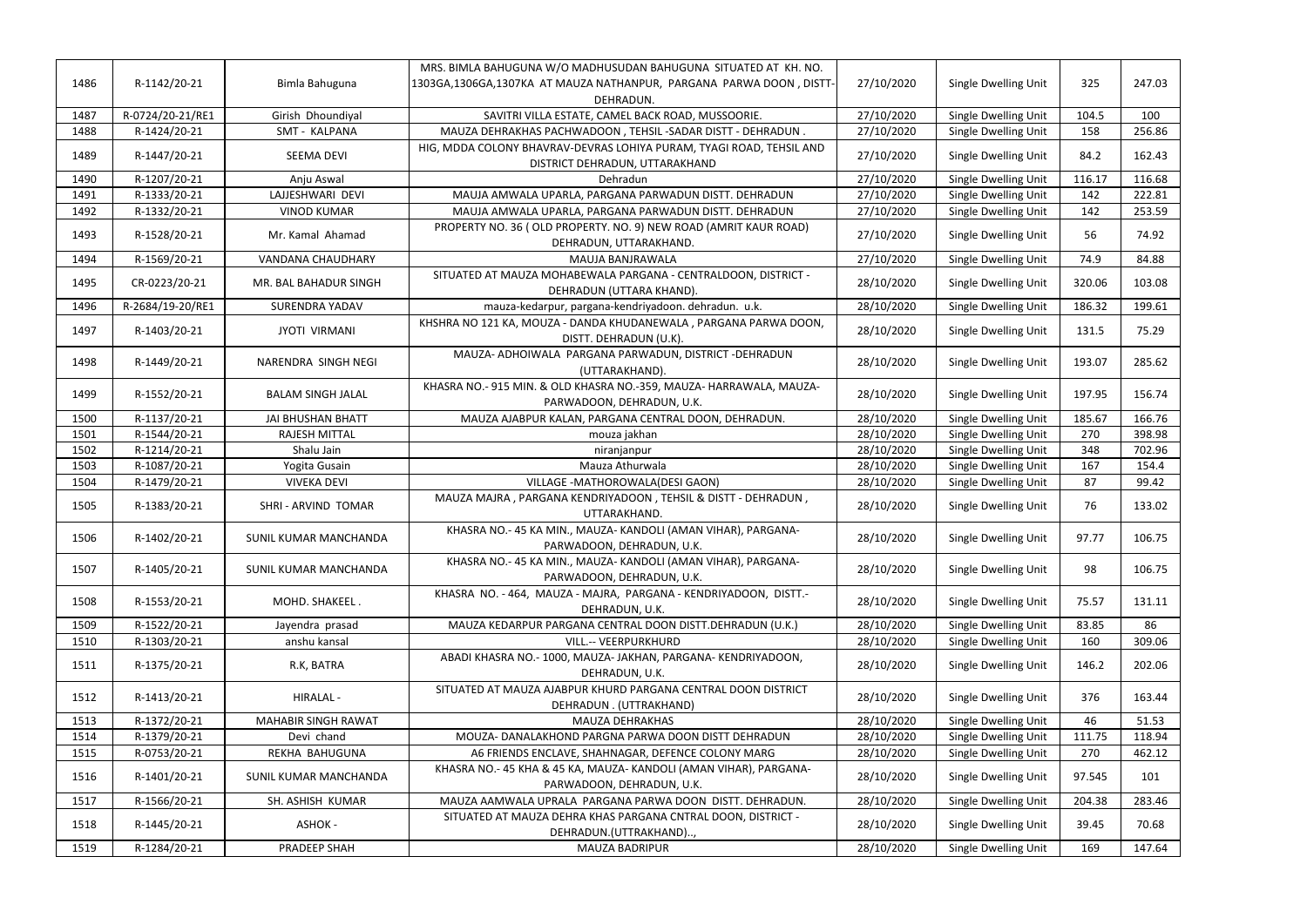| | | | | | | | |
|---|---|---|---|---|---|---|---|
| 1486 | R-1142/20-21 | Bimla Bahuguna | MRS. BIMLA BAHUGUNA W/O MADHUSUDAN BAHUGUNA SITUATED AT KH. NO. 1303GA,1306GA,1307KA AT MAUZA NATHANPUR, PARGANA PARWA DOON , DISTT-DEHRADUN. | 27/10/2020 | Single Dwelling Unit | 325 | 247.03 |
| 1487 | R-0724/20-21/RE1 | Girish Dhoundiyal | SAVITRI VILLA ESTATE, CAMEL BACK ROAD, MUSSOORIE. | 27/10/2020 | Single Dwelling Unit | 104.5 | 100 |
| 1488 | R-1424/20-21 | SMT - KALPANA | MAUZA DEHRAKHAS PACHWADOON , TEHSIL -SADAR DISTT - DEHRADUN . | 27/10/2020 | Single Dwelling Unit | 158 | 256.86 |
| 1489 | R-1447/20-21 | SEEMA DEVI | HIG, MDDA COLONY BHAVRAV-DEVRAS LOHIYA PURAM, TYAGI ROAD, TEHSIL AND DISTRICT DEHRADUN, UTTARAKHAND | 27/10/2020 | Single Dwelling Unit | 84.2 | 162.43 |
| 1490 | R-1207/20-21 | Anju Aswal | Dehradun | 27/10/2020 | Single Dwelling Unit | 116.17 | 116.68 |
| 1491 | R-1333/20-21 | LAJJESHWARI DEVI | MAUJA AMWALA UPARLA, PARGANA PARWADUN DISTT. DEHRADUN | 27/10/2020 | Single Dwelling Unit | 142 | 222.81 |
| 1492 | R-1332/20-21 | VINOD KUMAR | MAUJA AMWALA UPARLA, PARGANA PARWADUN DISTT. DEHRADUN | 27/10/2020 | Single Dwelling Unit | 142 | 253.59 |
| 1493 | R-1528/20-21 | Mr. Kamal Ahamad | PROPERTY NO. 36 ( OLD PROPERTY. NO. 9) NEW ROAD (AMRIT KAUR ROAD) DEHRADUN, UTTARAKHAND. | 27/10/2020 | Single Dwelling Unit | 56 | 74.92 |
| 1494 | R-1569/20-21 | VANDANA CHAUDHARY | MAUJA BANJRAWALA | 27/10/2020 | Single Dwelling Unit | 74.9 | 84.88 |
| 1495 | CR-0223/20-21 | MR. BAL BAHADUR SINGH | SITUATED AT MAUZA MOHABEWALA PARGANA - CENTRALDOON, DISTRICT - DEHRADUN (UTTARA KHAND). | 28/10/2020 | Single Dwelling Unit | 320.06 | 103.08 |
| 1496 | R-2684/19-20/RE1 | SURENDRA YADAV | mauza-kedarpur, pargana-kendriyadoon. dehradun. u.k. | 28/10/2020 | Single Dwelling Unit | 186.32 | 199.61 |
| 1497 | R-1403/20-21 | JYOTI VIRMANI | KHSHRA NO 121 KA, MOUZA - DANDA KHUDANEWALA , PARGANA PARWA DOON, DISTT. DEHRADUN (U.K). | 28/10/2020 | Single Dwelling Unit | 131.5 | 75.29 |
| 1498 | R-1449/20-21 | NARENDRA SINGH NEGI | MAUZA- ADHOIWALA PARGANA PARWADUN, DISTRICT -DEHRADUN (UTTARAKHAND). | 28/10/2020 | Single Dwelling Unit | 193.07 | 285.62 |
| 1499 | R-1552/20-21 | BALAM SINGH JALAL | KHASRA NO.- 915 MIN. & OLD KHASRA NO.-359, MAUZA- HARRAWALA, MAUZA- PARWADOON, DEHRADUN, U.K. | 28/10/2020 | Single Dwelling Unit | 197.95 | 156.74 |
| 1500 | R-1137/20-21 | JAI BHUSHAN BHATT | MAUZA AJABPUR KALAN, PARGANA CENTRAL DOON, DEHRADUN. | 28/10/2020 | Single Dwelling Unit | 185.67 | 166.76 |
| 1501 | R-1544/20-21 | RAJESH MITTAL | mouza jakhan | 28/10/2020 | Single Dwelling Unit | 270 | 398.98 |
| 1502 | R-1214/20-21 | Shalu Jain | niranjanpur | 28/10/2020 | Single Dwelling Unit | 348 | 702.96 |
| 1503 | R-1087/20-21 | Yogita Gusain | Mauza Athurwala | 28/10/2020 | Single Dwelling Unit | 167 | 154.4 |
| 1504 | R-1479/20-21 | VIVEKA DEVI | VILLAGE -MATHOROWALA(DESI GAON) | 28/10/2020 | Single Dwelling Unit | 87 | 99.42 |
| 1505 | R-1383/20-21 | SHRI - ARVIND TOMAR | MAUZA MAJRA , PARGANA KENDRIYADOON , TEHSIL & DISTT - DEHRADUN , UTTARAKHAND. | 28/10/2020 | Single Dwelling Unit | 76 | 133.02 |
| 1506 | R-1402/20-21 | SUNIL KUMAR MANCHANDA | KHASRA NO.- 45 KA MIN., MAUZA- KANDOLI (AMAN VIHAR), PARGANA- PARWADOON, DEHRADUN, U.K. | 28/10/2020 | Single Dwelling Unit | 97.77 | 106.75 |
| 1507 | R-1405/20-21 | SUNIL KUMAR MANCHANDA | KHASRA NO.- 45 KA MIN., MAUZA- KANDOLI (AMAN VIHAR), PARGANA- PARWADOON, DEHRADUN, U.K. | 28/10/2020 | Single Dwelling Unit | 98 | 106.75 |
| 1508 | R-1553/20-21 | MOHD. SHAKEEL . | KHASRA NO. - 464, MAUZA - MAJRA, PARGANA - KENDRIYADOON, DISTT.- DEHRADUN, U.K. | 28/10/2020 | Single Dwelling Unit | 75.57 | 131.11 |
| 1509 | R-1522/20-21 | Jayendra prasad | MAUZA KEDARPUR PARGANA CENTRAL DOON DISTT.DEHRADUN (U.K.) | 28/10/2020 | Single Dwelling Unit | 83.85 | 86 |
| 1510 | R-1303/20-21 | anshu kansal | VILL.-- VEERPURKHURD | 28/10/2020 | Single Dwelling Unit | 160 | 309.06 |
| 1511 | R-1375/20-21 | R.K, BATRA | ABADI KHASRA NO.- 1000, MAUZA- JAKHAN, PARGANA- KENDRIYADOON, DEHRADUN, U.K. | 28/10/2020 | Single Dwelling Unit | 146.2 | 202.06 |
| 1512 | R-1413/20-21 | HIRALAL - | SITUATED AT MAUZA AJABPUR KHURD PARGANA CENTRAL DOON DISTRICT DEHRADUN . (UTTRAKHAND) | 28/10/2020 | Single Dwelling Unit | 376 | 163.44 |
| 1513 | R-1372/20-21 | MAHABIR SINGH RAWAT | MAUZA DEHRAKHAS | 28/10/2020 | Single Dwelling Unit | 46 | 51.53 |
| 1514 | R-1379/20-21 | Devi chand | MOUZA- DANALAKHOND PARGNA PARWA DOON DISTT DEHRADUN | 28/10/2020 | Single Dwelling Unit | 111.75 | 118.94 |
| 1515 | R-0753/20-21 | REKHA BAHUGUNA | A6 FRIENDS ENCLAVE, SHAHNAGAR, DEFENCE COLONY MARG | 28/10/2020 | Single Dwelling Unit | 270 | 462.12 |
| 1516 | R-1401/20-21 | SUNIL KUMAR MANCHANDA | KHASRA NO.- 45 KHA & 45 KA, MAUZA- KANDOLI (AMAN VIHAR), PARGANA- PARWADOON, DEHRADUN, U.K. | 28/10/2020 | Single Dwelling Unit | 97.545 | 101 |
| 1517 | R-1566/20-21 | SH. ASHISH KUMAR | MAUZA AAMWALA UPRALA PARGANA PARWA DOON DISTT. DEHRADUN. | 28/10/2020 | Single Dwelling Unit | 204.38 | 283.46 |
| 1518 | R-1445/20-21 | ASHOK - | SITUATED AT MAUZA DEHRA KHAS PARGANA CNTRAL DOON, DISTRICT - DEHRADUN.(UTTRAKHAND).., | 28/10/2020 | Single Dwelling Unit | 39.45 | 70.68 |
| 1519 | R-1284/20-21 | PRADEEP SHAH | MAUZA BADRIPUR | 28/10/2020 | Single Dwelling Unit | 169 | 147.64 |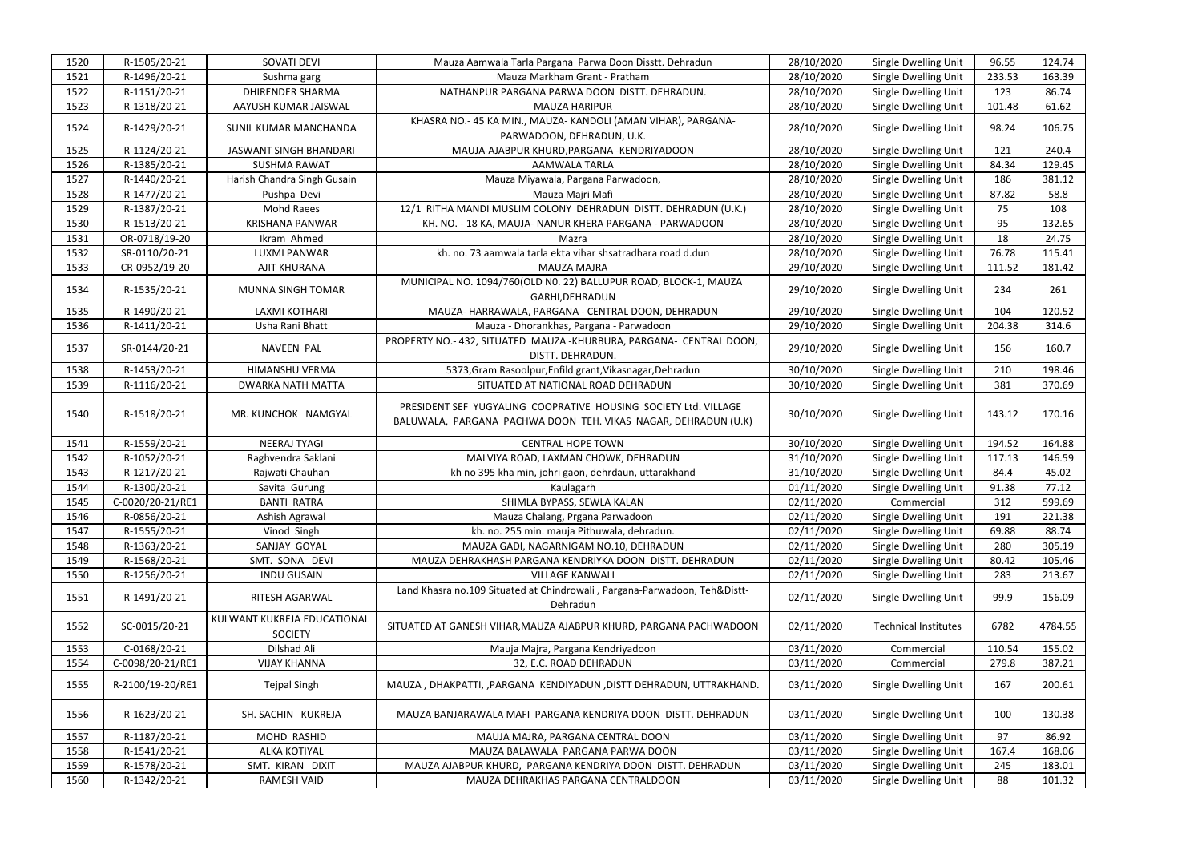| | | | | | | | |
|---|---|---|---|---|---|---|---|
| 1520 | R-1505/20-21 | SOVATI DEVI | Mauza Aamwala Tarla Pargana Parwa Doon Disstt. Dehradun | 28/10/2020 | Single Dwelling Unit | 96.55 | 124.74 |
| 1521 | R-1496/20-21 | Sushma garg | Mauza Markham Grant - Pratham | 28/10/2020 | Single Dwelling Unit | 233.53 | 163.39 |
| 1522 | R-1151/20-21 | DHIRENDER SHARMA | NATHANPUR PARGANA PARWA DOON DISTT. DEHRADUN. | 28/10/2020 | Single Dwelling Unit | 123 | 86.74 |
| 1523 | R-1318/20-21 | AAYUSH KUMAR JAISWAL | MAUZA HARIPUR | 28/10/2020 | Single Dwelling Unit | 101.48 | 61.62 |
| 1524 | R-1429/20-21 | SUNIL KUMAR MANCHANDA | KHASRA NO.- 45 KA MIN., MAUZA- KANDOLI (AMAN VIHAR), PARGANA-PARWADOON, DEHRADUN, U.K. | 28/10/2020 | Single Dwelling Unit | 98.24 | 106.75 |
| 1525 | R-1124/20-21 | JASWANT SINGH BHANDARI | MAUJA-AJABPUR KHURD,PARGANA -KENDRIYADOON | 28/10/2020 | Single Dwelling Unit | 121 | 240.4 |
| 1526 | R-1385/20-21 | SUSHMA RAWAT | AAMWALA TARLA | 28/10/2020 | Single Dwelling Unit | 84.34 | 129.45 |
| 1527 | R-1440/20-21 | Harish Chandra Singh Gusain | Mauza Miyawala, Pargana Parwadoon, | 28/10/2020 | Single Dwelling Unit | 186 | 381.12 |
| 1528 | R-1477/20-21 | Pushpa Devi | Mauza Majri Mafi | 28/10/2020 | Single Dwelling Unit | 87.82 | 58.8 |
| 1529 | R-1387/20-21 | Mohd Raees | 12/1 RITHA MANDI MUSLIM COLONY DEHRADUN DISTT. DEHRADUN (U.K.) | 28/10/2020 | Single Dwelling Unit | 75 | 108 |
| 1530 | R-1513/20-21 | KRISHANA PANWAR | KH. NO. - 18 KA, MAUJA- NANUR KHERA PARGANA - PARWADOON | 28/10/2020 | Single Dwelling Unit | 95 | 132.65 |
| 1531 | OR-0718/19-20 | Ikram Ahmed | Mazra | 28/10/2020 | Single Dwelling Unit | 18 | 24.75 |
| 1532 | SR-0110/20-21 | LUXMI PANWAR | kh. no. 73 aamwala tarla ekta vihar shsatradhara road d.dun | 28/10/2020 | Single Dwelling Unit | 76.78 | 115.41 |
| 1533 | CR-0952/19-20 | AJIT KHURANA | MAUZA MAJRA | 29/10/2020 | Single Dwelling Unit | 111.52 | 181.42 |
| 1534 | R-1535/20-21 | MUNNA SINGH TOMAR | MUNICIPAL NO. 1094/760(OLD N0. 22) BALLUPUR ROAD, BLOCK-1, MAUZA GARHI,DEHRADUN | 29/10/2020 | Single Dwelling Unit | 234 | 261 |
| 1535 | R-1490/20-21 | LAXMI KOTHARI | MAUZA- HARRAWALA, PARGANA - CENTRAL DOON, DEHRADUN | 29/10/2020 | Single Dwelling Unit | 104 | 120.52 |
| 1536 | R-1411/20-21 | Usha Rani Bhatt | Mauza - Dhorankhas, Pargana - Parwadoon | 29/10/2020 | Single Dwelling Unit | 204.38 | 314.6 |
| 1537 | SR-0144/20-21 | NAVEEN PAL | PROPERTY NO.- 432, SITUATED MAUZA -KHURBURA, PARGANA- CENTRAL DOON, DISTT. DEHRADUN. | 29/10/2020 | Single Dwelling Unit | 156 | 160.7 |
| 1538 | R-1453/20-21 | HIMANSHU VERMA | 5373,Gram Rasoolpur,Enfild grant,Vikasnagar,Dehradun | 30/10/2020 | Single Dwelling Unit | 210 | 198.46 |
| 1539 | R-1116/20-21 | DWARKA NATH MATTA | SITUATED AT NATIONAL ROAD DEHRADUN | 30/10/2020 | Single Dwelling Unit | 381 | 370.69 |
| 1540 | R-1518/20-21 | MR. KUNCHOK NAMGYAL | PRESIDENT SEF YUGYALING COOPRATIVE HOUSING SOCIETY Ltd. VILLAGE BALUWALA, PARGANA PACHWA DOON TEH. VIKAS NAGAR, DEHRADUN (U.K) | 30/10/2020 | Single Dwelling Unit | 143.12 | 170.16 |
| 1541 | R-1559/20-21 | NEERAJ TYAGI | CENTRAL HOPE TOWN | 30/10/2020 | Single Dwelling Unit | 194.52 | 164.88 |
| 1542 | R-1052/20-21 | Raghvendra Saklani | MALVIYA ROAD, LAXMAN CHOWK, DEHRADUN | 31/10/2020 | Single Dwelling Unit | 117.13 | 146.59 |
| 1543 | R-1217/20-21 | Rajwati Chauhan | kh no 395 kha min, johri gaon, dehrduan, uttarakhand | 31/10/2020 | Single Dwelling Unit | 84.4 | 45.02 |
| 1544 | R-1300/20-21 | Savita Gurung | Kaulagarh | 01/11/2020 | Single Dwelling Unit | 91.38 | 77.12 |
| 1545 | C-0020/20-21/RE1 | BANTI RATRA | SHIMLA BYPASS, SEWLA KALAN | 02/11/2020 | Commercial | 312 | 599.69 |
| 1546 | R-0856/20-21 | Ashish Agrawal | Mauza Chalang, Prgana Parwadoon | 02/11/2020 | Single Dwelling Unit | 191 | 221.38 |
| 1547 | R-1555/20-21 | Vinod Singh | kh. no. 255 min. mauja Pithuwala, dehradun. | 02/11/2020 | Single Dwelling Unit | 69.88 | 88.74 |
| 1548 | R-1363/20-21 | SANJAY GOYAL | MAUZA GADI, NAGARNIGAM NO.10, DEHRADUN | 02/11/2020 | Single Dwelling Unit | 280 | 305.19 |
| 1549 | R-1568/20-21 | SMT. SONA DEVI | MAUZA DEHRAKHASH PARGANA KENDRIYKA DOON DISTT. DEHRADUN | 02/11/2020 | Single Dwelling Unit | 80.42 | 105.46 |
| 1550 | R-1256/20-21 | INDU GUSAIN | VILLAGE KANWALI | 02/11/2020 | Single Dwelling Unit | 283 | 213.67 |
| 1551 | R-1491/20-21 | RITESH AGARWAL | Land Khasra no.109 Situated at Chindrowali , Pargana-Parwadoon, Teh&Distt-Dehradun | 02/11/2020 | Single Dwelling Unit | 99.9 | 156.09 |
| 1552 | SC-0015/20-21 | KULWANT KUKREJA EDUCATIONAL SOCIETY | SITUATED AT GANESH VIHAR,MAUZA AJABPUR KHURD, PARGANA PACHWADOON | 02/11/2020 | Technical Institutes | 6782 | 4784.55 |
| 1553 | C-0168/20-21 | Dilshad Ali | Mauja Majra, Pargana Kendriyadoon | 03/11/2020 | Commercial | 110.54 | 155.02 |
| 1554 | C-0098/20-21/RE1 | VIJAY KHANNA | 32, E.C. ROAD DEHRADUN | 03/11/2020 | Commercial | 279.8 | 387.21 |
| 1555 | R-2100/19-20/RE1 | Tejpal Singh | MAUZA , DHAKPATTI, ,PARGANA KENDIYADUN ,DISTT DEHRADUN, UTTRAKHAND. | 03/11/2020 | Single Dwelling Unit | 167 | 200.61 |
| 1556 | R-1623/20-21 | SH. SACHIN KUKREJA | MAUZA BANJARAWALA MAFI PARGANA KENDRIYA DOON DISTT. DEHRADUN | 03/11/2020 | Single Dwelling Unit | 100 | 130.38 |
| 1557 | R-1187/20-21 | MOHD RASHID | MAUJA MAJRA, PARGANA CENTRAL DOON | 03/11/2020 | Single Dwelling Unit | 97 | 86.92 |
| 1558 | R-1541/20-21 | ALKA KOTIYAL | MAUZA BALAWALA PARGANA PARWA DOON | 03/11/2020 | Single Dwelling Unit | 167.4 | 168.06 |
| 1559 | R-1578/20-21 | SMT. KIRAN DIXIT | MAUZA AJABPUR KHURD, PARGANA KENDRIYA DOON DISTT. DEHRADUN | 03/11/2020 | Single Dwelling Unit | 245 | 183.01 |
| 1560 | R-1342/20-21 | RAMESH VAID | MAUZA DEHRAKHAS PARGANA CENTRALDOON | 03/11/2020 | Single Dwelling Unit | 88 | 101.32 |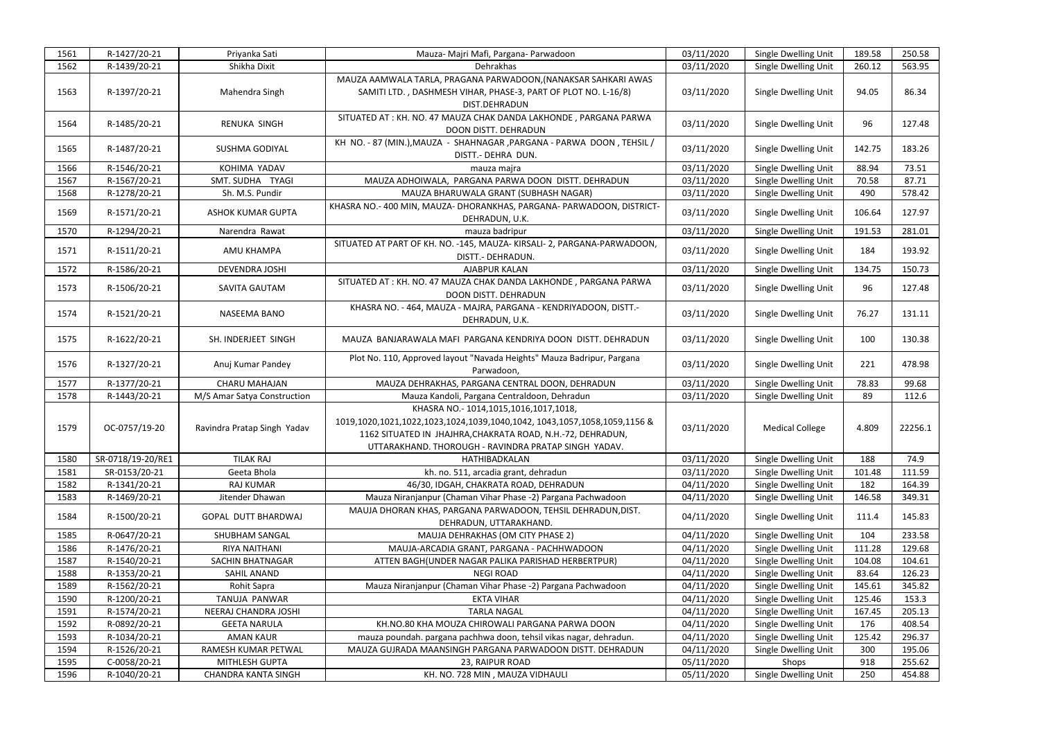| | | | | | | | |
|---|---|---|---|---|---|---|---|
| 1561 | R-1427/20-21 | Priyanka Sati | Mauza- Majri Mafi, Pargana- Parwadoon | 03/11/2020 | Single Dwelling Unit | 189.58 | 250.58 |
| 1562 | R-1439/20-21 | Shikha Dixit | Dehrakhas | 03/11/2020 | Single Dwelling Unit | 260.12 | 563.95 |
| 1563 | R-1397/20-21 | Mahendra Singh | MAUZA AAMWALA TARLA, PRAGANA PARWADOON,(NANAKSAR SAHKARI AWAS SAMITI LTD. , DASHMESH VIHAR, PHASE-3, PART OF PLOT NO. L-16/8) DIST.DEHRADUN | 03/11/2020 | Single Dwelling Unit | 94.05 | 86.34 |
| 1564 | R-1485/20-21 | RENUKA SINGH | SITUATED AT : KH. NO. 47 MAUZA CHAK DANDA LAKHONDE , PARGANA PARWA DOON DISTT. DEHRADUN | 03/11/2020 | Single Dwelling Unit | 96 | 127.48 |
| 1565 | R-1487/20-21 | SUSHMA GODIYAL | KH NO. - 87 (MIN.),MAUZA - SHAHNAGAR ,PARGANA - PARWA DOON , TEHSIL / DISTT.- DEHRA DUN. | 03/11/2020 | Single Dwelling Unit | 142.75 | 183.26 |
| 1566 | R-1546/20-21 | KOHIMA YADAV | mauza majra | 03/11/2020 | Single Dwelling Unit | 88.94 | 73.51 |
| 1567 | R-1567/20-21 | SMT. SUDHA TYAGI | MAUZA ADHOIWALA, PARGANA PARWA DOON DISTT. DEHRADUN | 03/11/2020 | Single Dwelling Unit | 70.58 | 87.71 |
| 1568 | R-1278/20-21 | Sh. M.S. Pundir | MAUZA BHARUWALA GRANT (SUBHASH NAGAR) | 03/11/2020 | Single Dwelling Unit | 490 | 578.42 |
| 1569 | R-1571/20-21 | ASHOK KUMAR GUPTA | KHASRA NO.- 400 MIN, MAUZA- DHORANKHAS, PARGANA- PARWADOON, DISTRICT- DEHRADUN, U.K. | 03/11/2020 | Single Dwelling Unit | 106.64 | 127.97 |
| 1570 | R-1294/20-21 | Narendra Rawat | mauza badripur | 03/11/2020 | Single Dwelling Unit | 191.53 | 281.01 |
| 1571 | R-1511/20-21 | AMU KHAMPA | SITUATED AT PART OF KH. NO. -145, MAUZA- KIRSALI- 2, PARGANA-PARWADOON, DISTT.- DEHRADUN. | 03/11/2020 | Single Dwelling Unit | 184 | 193.92 |
| 1572 | R-1586/20-21 | DEVENDRA JOSHI | AJABPUR KALAN | 03/11/2020 | Single Dwelling Unit | 134.75 | 150.73 |
| 1573 | R-1506/20-21 | SAVITA GAUTAM | SITUATED AT : KH. NO. 47 MAUZA CHAK DANDA LAKHONDE , PARGANA PARWA DOON DISTT. DEHRADUN | 03/11/2020 | Single Dwelling Unit | 96 | 127.48 |
| 1574 | R-1521/20-21 | NASEEMA BANO | KHASRA NO. - 464, MAUZA - MAJRA, PARGANA - KENDRIYADOON, DISTT.- DEHRADUN, U.K. | 03/11/2020 | Single Dwelling Unit | 76.27 | 131.11 |
| 1575 | R-1622/20-21 | SH. INDERJEET SINGH | MAUZA BANJARAWALA MAFI PARGANA KENDRIYA DOON DISTT. DEHRADUN | 03/11/2020 | Single Dwelling Unit | 100 | 130.38 |
| 1576 | R-1327/20-21 | Anuj Kumar Pandey | Plot No. 110, Approved layout "Navada Heights" Mauza Badripur, Pargana Parwadoon, | 03/11/2020 | Single Dwelling Unit | 221 | 478.98 |
| 1577 | R-1377/20-21 | CHARU MAHAJAN | MAUZA DEHRAKHAS, PARGANA CENTRAL DOON, DEHRADUN | 03/11/2020 | Single Dwelling Unit | 78.83 | 99.68 |
| 1578 | R-1443/20-21 | M/S Amar Satya Construction | Mauza Kandoli, Pargana Centraldoon, Dehradun | 03/11/2020 | Single Dwelling Unit | 89 | 112.6 |
| 1579 | OC-0757/19-20 | Ravindra Pratap Singh Yadav | KHASRA NO.- 1014,1015,1016,1017,1018, 1019,1020,1021,1022,1023,1024,1039,1040,1042, 1043,1057,1058,1059,1156 & 1162 SITUATED IN JHAJHRA,CHAKRATA ROAD, N.H.-72, DEHRADUN, UTTARAKHAND. THOROUGH - RAVINDRA PRATAP SINGH YADAV. | 03/11/2020 | Medical College | 4.809 | 22256.1 |
| 1580 | SR-0718/19-20/RE1 | TILAK RAJ | HATHIBADKALAN | 03/11/2020 | Single Dwelling Unit | 188 | 74.9 |
| 1581 | SR-0153/20-21 | Geeta Bhola | kh. no. 511, arcadia grant, dehradun | 03/11/2020 | Single Dwelling Unit | 101.48 | 111.59 |
| 1582 | R-1341/20-21 | RAJ KUMAR | 46/30, IDGAH, CHAKRATA ROAD, DEHRADUN | 04/11/2020 | Single Dwelling Unit | 182 | 164.39 |
| 1583 | R-1469/20-21 | Jitender Dhawan | Mauza Niranjanpur (Chaman Vihar Phase -2) Pargana Pachwadoon | 04/11/2020 | Single Dwelling Unit | 146.58 | 349.31 |
| 1584 | R-1500/20-21 | GOPAL DUTT BHARDWAJ | MAUJA DHORAN KHAS, PARGANA PARWADOON, TEHSIL DEHRADUN,DIST. DEHRADUN, UTTARAKHAND. | 04/11/2020 | Single Dwelling Unit | 111.4 | 145.83 |
| 1585 | R-0647/20-21 | SHUBHAM SANGAL | MAUJA DEHRAKHAS (OM CITY PHASE 2) | 04/11/2020 | Single Dwelling Unit | 104 | 233.58 |
| 1586 | R-1476/20-21 | RIYA NAITHANI | MAUJA-ARCADIA GRANT, PARGANA - PACHHWADOON | 04/11/2020 | Single Dwelling Unit | 111.28 | 129.68 |
| 1587 | R-1540/20-21 | SACHIN BHATNAGAR | ATTEN BAGH(UNDER NAGAR PALIKA PARISHAD HERBERTPUR) | 04/11/2020 | Single Dwelling Unit | 104.08 | 104.61 |
| 1588 | R-1353/20-21 | SAHIL ANAND | NEGI ROAD | 04/11/2020 | Single Dwelling Unit | 83.64 | 126.23 |
| 1589 | R-1562/20-21 | Rohit Sapra | Mauza Niranjanpur (Chaman Vihar Phase -2) Pargana Pachwadoon | 04/11/2020 | Single Dwelling Unit | 145.61 | 345.82 |
| 1590 | R-1200/20-21 | TANUJA PANWAR | EKTA VIHAR | 04/11/2020 | Single Dwelling Unit | 125.46 | 153.3 |
| 1591 | R-1574/20-21 | NEERAJ CHANDRA JOSHI | TARLA NAGAL | 04/11/2020 | Single Dwelling Unit | 167.45 | 205.13 |
| 1592 | R-0892/20-21 | GEETA NARULA | KH.NO.80 KHA MOUZA CHIROWALI PARGANA PARWA DOON | 04/11/2020 | Single Dwelling Unit | 176 | 408.54 |
| 1593 | R-1034/20-21 | AMAN KAUR | mauza poundah. pargana pachhwa doon, tehsil vikas nagar, dehradun. | 04/11/2020 | Single Dwelling Unit | 125.42 | 296.37 |
| 1594 | R-1526/20-21 | RAMESH KUMAR PETWAL | MAUZA GUJRADA MAANSINGH PARGANA PARWADOON DISTT. DEHRADUN | 04/11/2020 | Single Dwelling Unit | 300 | 195.06 |
| 1595 | C-0058/20-21 | MITHLESH GUPTA | 23, RAIPUR ROAD | 05/11/2020 | Shops | 918 | 255.62 |
| 1596 | R-1040/20-21 | CHANDRA KANTA SINGH | KH. NO. 728 MIN , MAUZA VIDHAULI | 05/11/2020 | Single Dwelling Unit | 250 | 454.88 |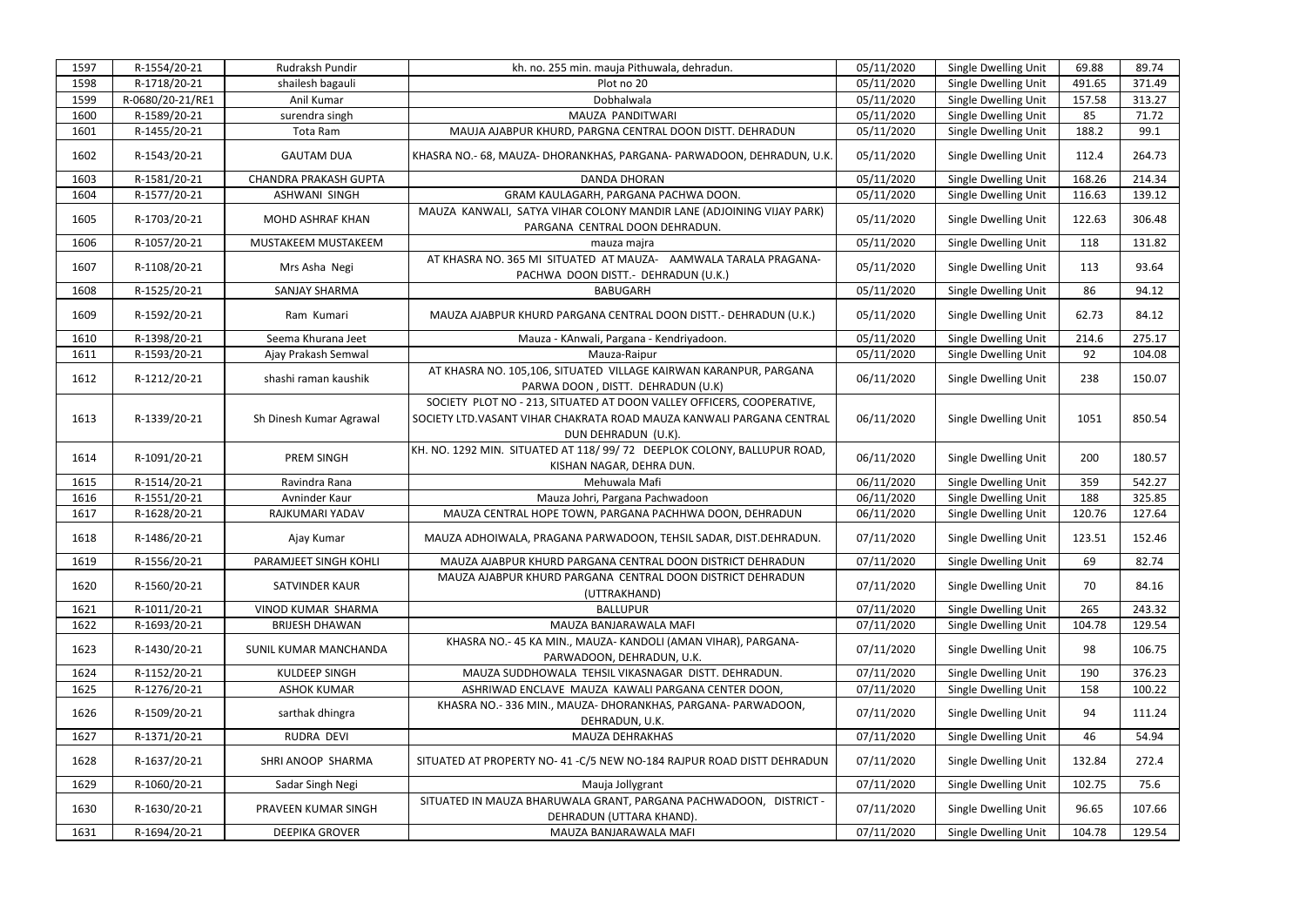| | | | | | | | |
|---|---|---|---|---|---|---|---|
| 1597 | R-1554/20-21 | Rudraksh Pundir | kh. no. 255 min. mauja Pithuwala, dehradun. | 05/11/2020 | Single Dwelling Unit | 69.88 | 89.74 |
| 1598 | R-1718/20-21 | shailesh bagauli | Plot no 20 | 05/11/2020 | Single Dwelling Unit | 491.65 | 371.49 |
| 1599 | R-0680/20-21/RE1 | Anil Kumar | Dobhalwala | 05/11/2020 | Single Dwelling Unit | 157.58 | 313.27 |
| 1600 | R-1589/20-21 | surendra singh | MAUZA PANDITWARI | 05/11/2020 | Single Dwelling Unit | 85 | 71.72 |
| 1601 | R-1455/20-21 | Tota Ram | MAUJA AJABPUR KHURD, PARGNA CENTRAL DOON DISTT. DEHRADUN | 05/11/2020 | Single Dwelling Unit | 188.2 | 99.1 |
| 1602 | R-1543/20-21 | GAUTAM DUA | KHASRA NO.- 68, MAUZA- DHORANKHAS, PARGANA- PARWADOON, DEHRADUN, U.K. | 05/11/2020 | Single Dwelling Unit | 112.4 | 264.73 |
| 1603 | R-1581/20-21 | CHANDRA PRAKASH GUPTA | DANDA DHORAN | 05/11/2020 | Single Dwelling Unit | 168.26 | 214.34 |
| 1604 | R-1577/20-21 | ASHWANI SINGH | GRAM KAULAGARH, PARGANA PACHWA DOON. | 05/11/2020 | Single Dwelling Unit | 116.63 | 139.12 |
| 1605 | R-1703/20-21 | MOHD ASHRAF KHAN | MAUZA KANWALI, SATYA VIHAR COLONY MANDIR LANE (ADJOINING VIJAY PARK) PARGANA CENTRAL DOON DEHRADUN. | 05/11/2020 | Single Dwelling Unit | 122.63 | 306.48 |
| 1606 | R-1057/20-21 | MUSTAKEEM MUSTAKEEM | mauza majra | 05/11/2020 | Single Dwelling Unit | 118 | 131.82 |
| 1607 | R-1108/20-21 | Mrs Asha Negi | AT KHASRA NO. 365 MI SITUATED AT MAUZA- AAMWALA TARALA PRAGANA- PACHWA DOON DISTT.- DEHRADUN (U.K.) | 05/11/2020 | Single Dwelling Unit | 113 | 93.64 |
| 1608 | R-1525/20-21 | SANJAY SHARMA | BABUGARH | 05/11/2020 | Single Dwelling Unit | 86 | 94.12 |
| 1609 | R-1592/20-21 | Ram Kumari | MAUZA AJABPUR KHURD PARGANA CENTRAL DOON DISTT.- DEHRADUN (U.K.) | 05/11/2020 | Single Dwelling Unit | 62.73 | 84.12 |
| 1610 | R-1398/20-21 | Seema Khurana Jeet | Mauza - KAnwali, Pargana - Kendriyadoon. | 05/11/2020 | Single Dwelling Unit | 214.6 | 275.17 |
| 1611 | R-1593/20-21 | Ajay Prakash Semwal | Mauza-Raipur | 05/11/2020 | Single Dwelling Unit | 92 | 104.08 |
| 1612 | R-1212/20-21 | shashi raman kaushik | AT KHASRA NO. 105,106, SITUATED VILLAGE KAIRWAN KARANPUR, PARGANA PARWA DOON , DISTT. DEHRADUN (U.K) | 06/11/2020 | Single Dwelling Unit | 238 | 150.07 |
| 1613 | R-1339/20-21 | Sh Dinesh Kumar Agrawal | SOCIETY PLOT NO - 213, SITUATED AT DOON VALLEY OFFICERS, COOPERATIVE, SOCIETY LTD.VASANT VIHAR CHAKRATA ROAD MAUZA KANWALI PARGANA CENTRAL DUN DEHRADUN (U.K). | 06/11/2020 | Single Dwelling Unit | 1051 | 850.54 |
| 1614 | R-1091/20-21 | PREM SINGH | KH. NO. 1292 MIN. SITUATED AT 118/ 99/ 72 DEEPLOK COLONY, BALLUPUR ROAD, KISHAN NAGAR, DEHRA DUN. | 06/11/2020 | Single Dwelling Unit | 200 | 180.57 |
| 1615 | R-1514/20-21 | Ravindra Rana | Mehuwala Mafi | 06/11/2020 | Single Dwelling Unit | 359 | 542.27 |
| 1616 | R-1551/20-21 | Avninder Kaur | Mauza Johri, Pargana Pachwadoon | 06/11/2020 | Single Dwelling Unit | 188 | 325.85 |
| 1617 | R-1628/20-21 | RAJKUMARI YADAV | MAUZA CENTRAL HOPE TOWN, PARGANA PACHHWA DOON, DEHRADUN | 06/11/2020 | Single Dwelling Unit | 120.76 | 127.64 |
| 1618 | R-1486/20-21 | Ajay Kumar | MAUZA ADHOIWALA, PRAGANA PARWADOON, TEHSIL SADAR, DIST.DEHRADUN. | 07/11/2020 | Single Dwelling Unit | 123.51 | 152.46 |
| 1619 | R-1556/20-21 | PARAMJEET SINGH KOHLI | MAUZA AJABPUR KHURD PARGANA CENTRAL DOON DISTRICT DEHRADUN | 07/11/2020 | Single Dwelling Unit | 69 | 82.74 |
| 1620 | R-1560/20-21 | SATVINDER KAUR | MAUZA AJABPUR KHURD PARGANA CENTRAL DOON DISTRICT DEHRADUN (UTTRAKHAND) | 07/11/2020 | Single Dwelling Unit | 70 | 84.16 |
| 1621 | R-1011/20-21 | VINOD KUMAR SHARMA | BALLUPUR | 07/11/2020 | Single Dwelling Unit | 265 | 243.32 |
| 1622 | R-1693/20-21 | BRIJESH DHAWAN | MAUZA BANJARAWALA MAFI | 07/11/2020 | Single Dwelling Unit | 104.78 | 129.54 |
| 1623 | R-1430/20-21 | SUNIL KUMAR MANCHANDA | KHASRA NO.- 45 KA MIN., MAUZA- KANDOLI (AMAN VIHAR), PARGANA- PARWADOON, DEHRADUN, U.K. | 07/11/2020 | Single Dwelling Unit | 98 | 106.75 |
| 1624 | R-1152/20-21 | KULDEEP SINGH | MAUZA SUDDHOWALA TEHSIL VIKASNAGAR DISTT. DEHRADUN. | 07/11/2020 | Single Dwelling Unit | 190 | 376.23 |
| 1625 | R-1276/20-21 | ASHOK KUMAR | ASHRIWAD ENCLAVE MAUZA KAWALI PARGANA CENTER DOON, | 07/11/2020 | Single Dwelling Unit | 158 | 100.22 |
| 1626 | R-1509/20-21 | sarthak dhingra | KHASRA NO.- 336 MIN., MAUZA- DHORANKHAS, PARGANA- PARWADOON, DEHRADUN, U.K. | 07/11/2020 | Single Dwelling Unit | 94 | 111.24 |
| 1627 | R-1371/20-21 | RUDRA DEVI | MAUZA DEHRAKHAS | 07/11/2020 | Single Dwelling Unit | 46 | 54.94 |
| 1628 | R-1637/20-21 | SHRI ANOOP SHARMA | SITUATED AT PROPERTY NO- 41 -C/5 NEW NO-184 RAJPUR ROAD DISTT DEHRADUN | 07/11/2020 | Single Dwelling Unit | 132.84 | 272.4 |
| 1629 | R-1060/20-21 | Sadar Singh Negi | Mauja Jollygrant | 07/11/2020 | Single Dwelling Unit | 102.75 | 75.6 |
| 1630 | R-1630/20-21 | PRAVEEN KUMAR SINGH | SITUATED IN MAUZA BHARUWALA GRANT, PARGANA PACHWADOON, DISTRICT - DEHRADUN (UTTARA KHAND). | 07/11/2020 | Single Dwelling Unit | 96.65 | 107.66 |
| 1631 | R-1694/20-21 | DEEPIKA GROVER | MAUZA BANJARAWALA MAFI | 07/11/2020 | Single Dwelling Unit | 104.78 | 129.54 |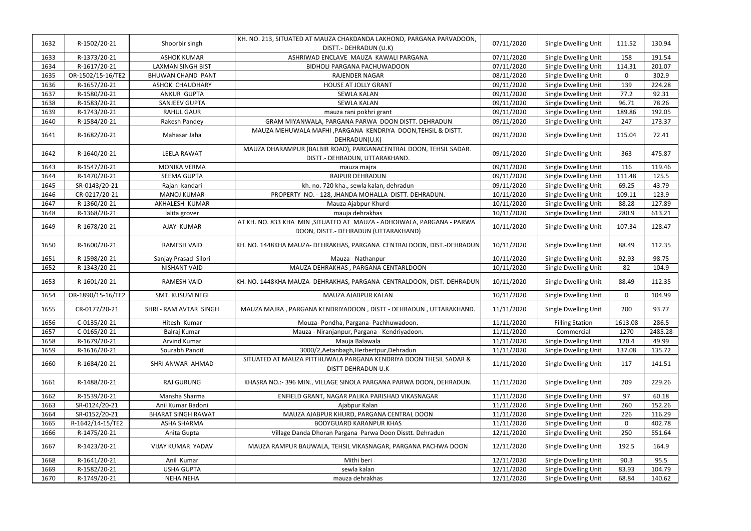| | | | | | | | |
|---|---|---|---|---|---|---|---|
| 1632 | R-1502/20-21 | Shoorbir singh | KH. NO. 213, SITUATED AT MAUZA CHAKDANDA LAKHOND, PARGANA PARVADOON, DISTT.- DEHRADUN (U.K) | 07/11/2020 | Single Dwelling Unit | 111.52 | 130.94 |
| 1633 | R-1373/20-21 | ASHOK KUMAR | ASHRIWAD ENCLAVE MAUZA KAWALI PARGANA | 07/11/2020 | Single Dwelling Unit | 158 | 191.54 |
| 1634 | R-1617/20-21 | LAXMAN SINGH BIST | BIDHOLI PARGANA PACHUWADOON | 07/11/2020 | Single Dwelling Unit | 114.31 | 201.07 |
| 1635 | OR-1502/15-16/TE2 | BHUWAN CHAND PANT | RAJENDER NAGAR | 08/11/2020 | Single Dwelling Unit | 0 | 302.9 |
| 1636 | R-1657/20-21 | ASHOK CHAUDHARY | HOUSE AT JOLLY GRANT | 09/11/2020 | Single Dwelling Unit | 139 | 224.28 |
| 1637 | R-1580/20-21 | ANKUR GUPTA | SEWLA KALAN | 09/11/2020 | Single Dwelling Unit | 77.2 | 92.31 |
| 1638 | R-1583/20-21 | SANJEEV GUPTA | SEWLA KALAN | 09/11/2020 | Single Dwelling Unit | 96.71 | 78.26 |
| 1639 | R-1743/20-21 | RAHUL GAUR | mauza rani pokhri grant | 09/11/2020 | Single Dwelling Unit | 189.86 | 192.05 |
| 1640 | R-1584/20-21 | Rakesh Pandey | GRAM MIYANWALA, PARGANA PARWA DOON DISTT. DEHRADUN | 09/11/2020 | Single Dwelling Unit | 247 | 173.37 |
| 1641 | R-1682/20-21 | Mahasar Jaha | MAUZA MEHUWALA MAFHI ,PARGANA KENDRIYA DOON,TEHSIL & DISTT. DEHRADUN(U.K) | 09/11/2020 | Single Dwelling Unit | 115.04 | 72.41 |
| 1642 | R-1640/20-21 | LEELA RAWAT | MAUZA DHARAMPUR (BALBIR ROAD), PARGANACENTRAL DOON, TEHSIL SADAR. DISTT.- DEHRADUN, UTTARAKHAND. | 09/11/2020 | Single Dwelling Unit | 363 | 475.87 |
| 1643 | R-1547/20-21 | MONIKA VERMA | mauza majra | 09/11/2020 | Single Dwelling Unit | 116 | 119.46 |
| 1644 | R-1470/20-21 | SEEMA GUPTA | RAIPUR DEHRADUN | 09/11/2020 | Single Dwelling Unit | 111.48 | 125.5 |
| 1645 | SR-0143/20-21 | Rajan kandari | kh. no. 720 kha., sewla kalan, dehradun | 09/11/2020 | Single Dwelling Unit | 69.25 | 43.79 |
| 1646 | CR-0217/20-21 | MANOJ KUMAR | PROPERTY NO. - 128, JHANDA MOHALLA DISTT. DEHRADUN. | 10/11/2020 | Single Dwelling Unit | 109.11 | 123.9 |
| 1647 | R-1360/20-21 | AKHALESH KUMAR | Mauza Ajabpur-Khurd | 10/11/2020 | Single Dwelling Unit | 88.28 | 127.89 |
| 1648 | R-1368/20-21 | lalita grover | mauja dehrakhas | 10/11/2020 | Single Dwelling Unit | 280.9 | 613.21 |
| 1649 | R-1678/20-21 | AJAY KUMAR | AT KH. NO. 833 KHA MIN ,SITUATED AT MAUZA - ADHOIWALA, PARGANA - PARWA DOON, DISTT.- DEHRADUN (UTTARAKHAND) | 10/11/2020 | Single Dwelling Unit | 107.34 | 128.47 |
| 1650 | R-1600/20-21 | RAMESH VAID | KH. NO. 1448KHA MAUZA- DEHRAKHAS, PARGANA CENTRALDOON, DIST.-DEHRADUN | 10/11/2020 | Single Dwelling Unit | 88.49 | 112.35 |
| 1651 | R-1598/20-21 | Sanjay Prasad Silori | Mauza - Nathanpur | 10/11/2020 | Single Dwelling Unit | 92.93 | 98.75 |
| 1652 | R-1343/20-21 | NISHANT VAID | MAUZA DEHRAKHAS , PARGANA CENTARLDOON | 10/11/2020 | Single Dwelling Unit | 82 | 104.9 |
| 1653 | R-1601/20-21 | RAMESH VAID | KH. NO. 1448KHA MAUZA- DEHRAKHAS, PARGANA CENTRALDOON, DIST.-DEHRADUN | 10/11/2020 | Single Dwelling Unit | 88.49 | 112.35 |
| 1654 | OR-1890/15-16/TE2 | SMT. KUSUM NEGI | MAUZA AJABPUR KALAN | 10/11/2020 | Single Dwelling Unit | 0 | 104.99 |
| 1655 | CR-0177/20-21 | SHRI - RAM AVTAR SINGH | MAUZA MAJRA , PARGANA KENDRIYADOON , DISTT - DEHRADUN , UTTARAKHAND. | 11/11/2020 | Single Dwelling Unit | 200 | 93.77 |
| 1656 | C-0135/20-21 | Hitesh Kumar | Mouza- Pondha, Pargana- Pachhuwadoon. | 11/11/2020 | Filling Station | 1613.08 | 286.5 |
| 1657 | C-0165/20-21 | Balraj Kumar | Mauza - Niranjanpur, Pargana - Kendriyadoon. | 11/11/2020 | Commercial | 1270 | 2485.28 |
| 1658 | R-1679/20-21 | Arvind Kumar | Mauja Balawala | 11/11/2020 | Single Dwelling Unit | 120.4 | 49.99 |
| 1659 | R-1616/20-21 | Sourabh Pandit | 3000/2,Aetanbagh,Herbertpur,Dehradun | 11/11/2020 | Single Dwelling Unit | 137.08 | 135.72 |
| 1660 | R-1684/20-21 | SHRI ANWAR AHMAD | SITUATED AT MAUZA PITTHUWALA PARGANA KENDRIYA DOON THESIL SADAR & DISTT DEHRADUN U.K | 11/11/2020 | Single Dwelling Unit | 117 | 141.51 |
| 1661 | R-1488/20-21 | RAJ GURUNG | KHASRA NO.:- 396 MIN., VILLAGE SINOLA PARGANA PARWA DOON, DEHRADUN. | 11/11/2020 | Single Dwelling Unit | 209 | 229.26 |
| 1662 | R-1539/20-21 | Mansha Sharma | ENFIELD GRANT, NAGAR PALIKA PARISHAD VIKASNAGAR | 11/11/2020 | Single Dwelling Unit | 97 | 60.18 |
| 1663 | SR-0124/20-21 | Anil Kumar Badoni | Ajabpur Kalan | 11/11/2020 | Single Dwelling Unit | 260 | 152.26 |
| 1664 | SR-0152/20-21 | BHARAT SINGH RAWAT | MAUZA AJABPUR KHURD, PARGANA CENTRAL DOON | 11/11/2020 | Single Dwelling Unit | 226 | 116.29 |
| 1665 | R-1642/14-15/TE2 | ASHA SHARMA | BODYGUARD KARANPUR KHAS | 11/11/2020 | Single Dwelling Unit | 0 | 402.78 |
| 1666 | R-1475/20-21 | Anita Gupta | Village Danda Dhoran Pargana Parwa Doon Disstt. Dehradun | 12/11/2020 | Single Dwelling Unit | 250 | 551.64 |
| 1667 | R-1423/20-21 | VIJAY KUMAR YADAV | MAUZA RAMPUR BAUWALA, TEHSIL VIKASNAGAR, PARGANA PACHWA DOON | 12/11/2020 | Single Dwelling Unit | 192.5 | 164.9 |
| 1668 | R-1641/20-21 | Anil Kumar | Mithi beri | 12/11/2020 | Single Dwelling Unit | 90.3 | 95.5 |
| 1669 | R-1582/20-21 | USHA GUPTA | sewla kalan | 12/11/2020 | Single Dwelling Unit | 83.93 | 104.79 |
| 1670 | R-1749/20-21 | NEHA NEHA | mauza dehrakhas | 12/11/2020 | Single Dwelling Unit | 68.84 | 140.62 |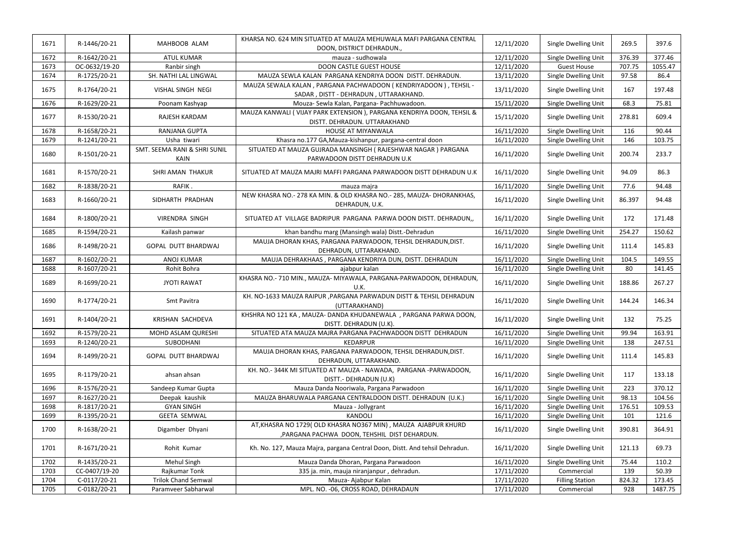| 1671 | R-1446/20-21 | MAHBOOB ALAM | KHARSA NO. 624 MIN SITUATED AT MAUZA MEHUWALA MAFI PARGANA CENTRAL DOON, DISTRICT DEHRADUN., | 12/11/2020 | Single Dwelling Unit | 269.5 | 397.6 |
|---|---|---|---|---|---|---|---|
| 1672 | R-1642/20-21 | ATUL KUMAR | mauza - sudhowala | 12/11/2020 | Single Dwelling Unit | 376.39 | 377.46 |
| 1673 | OC-0632/19-20 | Ranbir singh | DOON CASTLE GUEST HOUSE | 12/11/2020 | Guest House | 707.75 | 1055.47 |
| 1674 | R-1725/20-21 | SH. NATHI LAL LINGWAL | MAUZA SEWLA KALAN PARGANA KENDRIYA DOON DISTT. DEHRADUN. | 13/11/2020 | Single Dwelling Unit | 97.58 | 86.4 |
| 1675 | R-1764/20-21 | VISHAL SINGH NEGI | MAUZA SEWALA KALAN , PARGANA PACHWADOON ( KENDRIYADOON ) , TEHSIL - SADAR , DISTT - DEHRADUN , UTTARAKHAND. | 13/11/2020 | Single Dwelling Unit | 167 | 197.48 |
| 1676 | R-1629/20-21 | Poonam Kashyap | Mouza- Sewla Kalan, Pargana- Pachhuwadoon. | 15/11/2020 | Single Dwelling Unit | 68.3 | 75.81 |
| 1677 | R-1530/20-21 | RAJESH KARDAM | MAUZA KANWALI ( VIJAY PARK EXTENSION ), PARGANA KENDRIYA DOON, TEHSIL & DISTT. DEHRADUN. UTTARAKHAND | 15/11/2020 | Single Dwelling Unit | 278.81 | 609.4 |
| 1678 | R-1658/20-21 | RANJANA GUPTA | HOUSE AT MIYANWALA | 16/11/2020 | Single Dwelling Unit | 116 | 90.44 |
| 1679 | R-1241/20-21 | Usha tiwari | Khasra no.177 GA,Mauza-kishanpur, pargana-central doon | 16/11/2020 | Single Dwelling Unit | 146 | 103.75 |
| 1680 | R-1501/20-21 | SMT. SEEMA RANI & SHRI SUNIL KAIN | SITUATED AT MAUZA GUJRADA MANSINGH ( RAJESHWAR NAGAR ) PARGANA PARWADOON DISTT DEHRADUN U.K | 16/11/2020 | Single Dwelling Unit | 200.74 | 233.7 |
| 1681 | R-1570/20-21 | SHRI AMAN THAKUR | SITUATED AT MAUZA MAJRI MAFFI PARGANA PARWADOON DISTT DEHRADUN U.K | 16/11/2020 | Single Dwelling Unit | 94.09 | 86.3 |
| 1682 | R-1838/20-21 | RAFIK . | mauza majra | 16/11/2020 | Single Dwelling Unit | 77.6 | 94.48 |
| 1683 | R-1660/20-21 | SIDHARTH PRADHAN | NEW KHASRA NO.- 278 KA MIN. & OLD KHASRA NO.- 285, MAUZA- DHORANKHAS, DEHRADUN, U.K. | 16/11/2020 | Single Dwelling Unit | 86.397 | 94.48 |
| 1684 | R-1800/20-21 | VIRENDRA SINGH | SITUATED AT VILLAGE BADRIPUR PARGANA PARWA DOON DISTT. DEHRADUN,, | 16/11/2020 | Single Dwelling Unit | 172 | 171.48 |
| 1685 | R-1594/20-21 | Kailash panwar | khan bandhu marg (Mansingh wala) Distt.-Dehradun | 16/11/2020 | Single Dwelling Unit | 254.27 | 150.62 |
| 1686 | R-1498/20-21 | GOPAL DUTT BHARDWAJ | MAUJA DHORAN KHAS, PARGANA PARWADOON, TEHSIL DEHRADUN,DIST. DEHRADUN, UTTARAKHAND. | 16/11/2020 | Single Dwelling Unit | 111.4 | 145.83 |
| 1687 | R-1602/20-21 | ANOJ KUMAR | MAUJA DEHRAKHAAS , PARGANA KENDRIYA DUN, DISTT. DEHRADUN | 16/11/2020 | Single Dwelling Unit | 104.5 | 149.55 |
| 1688 | R-1607/20-21 | Rohit Bohra | ajabpur kalan | 16/11/2020 | Single Dwelling Unit | 80 | 141.45 |
| 1689 | R-1699/20-21 | JYOTI RAWAT | KHASRA NO.- 710 MIN., MAUZA- MIYAWALA, PARGANA-PARWADOON, DEHRADUN, U.K. | 16/11/2020 | Single Dwelling Unit | 188.86 | 267.27 |
| 1690 | R-1774/20-21 | Smt Pavitra | KH. NO-1633 MAUZA RAIPUR ,PARGANA PARWADUN DISTT & TEHSIL DEHRADUN (UTTARAKHAND) | 16/11/2020 | Single Dwelling Unit | 144.24 | 146.34 |
| 1691 | R-1404/20-21 | KRISHAN SACHDEVA | KHSHRA NO 121 KA , MAUZA- DANDA KHUDANEWALA , PARGANA PARWA DOON, DISTT. DEHRADUN (U.K). | 16/11/2020 | Single Dwelling Unit | 132 | 75.25 |
| 1692 | R-1579/20-21 | MOHD ASLAM QURESHI | SITUATED ATA MAUZA MAJRA PARGANA PACHWADOON DISTT DEHRADUN | 16/11/2020 | Single Dwelling Unit | 99.94 | 163.91 |
| 1693 | R-1240/20-21 | SUBODHANI | KEDARPUR | 16/11/2020 | Single Dwelling Unit | 138 | 247.51 |
| 1694 | R-1499/20-21 | GOPAL DUTT BHARDWAJ | MAUJA DHORAN KHAS, PARGANA PARWADOON, TEHSIL DEHRADUN,DIST. DEHRADUN, UTTARAKHAND. | 16/11/2020 | Single Dwelling Unit | 111.4 | 145.83 |
| 1695 | R-1179/20-21 | ahsan ahsan | KH. NO.- 344K MI SITUATED AT MAUZA - NAWADA, PARGANA -PARWADOON, DISTT.- DEHRADUN (U.K) | 16/11/2020 | Single Dwelling Unit | 117 | 133.18 |
| 1696 | R-1576/20-21 | Sandeep Kumar Gupta | Mauza Danda Nooriwala, Pargana Parwadoon | 16/11/2020 | Single Dwelling Unit | 223 | 370.12 |
| 1697 | R-1627/20-21 | Deepak kaushik | MAUZA BHARUWALA PARGANA CENTRALDOON DISTT. DEHRADUN (U.K.) | 16/11/2020 | Single Dwelling Unit | 98.13 | 104.56 |
| 1698 | R-1817/20-21 | GYAN SINGH | Mauza - Jollygrant | 16/11/2020 | Single Dwelling Unit | 176.51 | 109.53 |
| 1699 | R-1395/20-21 | GEETA SEMWAL | KANDOLI | 16/11/2020 | Single Dwelling Unit | 101 | 121.6 |
| 1700 | R-1638/20-21 | Digamber Dhyani | AT,KHASRA NO 1729( OLD KHASRA NO367 MIN) , MAUZA AJABPUR KHURD ,PARGANA PACHWA DOON, TEHSHIL DIST DEHARDUN. | 16/11/2020 | Single Dwelling Unit | 390.81 | 364.91 |
| 1701 | R-1671/20-21 | Rohit Kumar | Kh. No. 127, Mauza Majra, pargana Central Doon, Distt. And tehsil Dehradun. | 16/11/2020 | Single Dwelling Unit | 121.13 | 69.73 |
| 1702 | R-1435/20-21 | Mehul Singh | Mauza Danda Dhoran, Pargana Parwadoon | 16/11/2020 | Single Dwelling Unit | 75.44 | 110.2 |
| 1703 | CC-0407/19-20 | Rajkumar Tonk | 335 ja. min, mauja niranjanpur , dehradun. | 17/11/2020 | Commercial | 139 | 50.39 |
| 1704 | C-0117/20-21 | Trilok Chand Semwal | Mauza- Ajabpur Kalan | 17/11/2020 | Filling Station | 824.32 | 173.45 |
| 1705 | C-0182/20-21 | Paramveer Sabharwal | MPL. NO. -06, CROSS ROAD, DEHRADAUN | 17/11/2020 | Commercial | 928 | 1487.75 |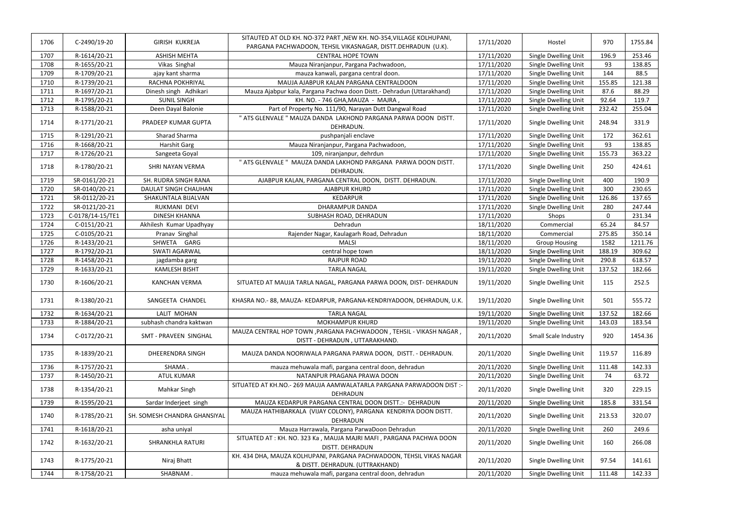| | | | | | | | |
|---|---|---|---|---|---|---|---|
| 1706 | C-2490/19-20 | GIRISH KUKREJA | SITAUTED AT OLD KH. NO-372 PART ,NEW KH. NO-354,VILLAGE KOLHUPANI, PARGANA PACHWADOON, TEHSIL VIKASNAGAR, DISTT.DEHRADUN (U.K). | 17/11/2020 | Hostel | 970 | 1755.84 |
| 1707 | R-1614/20-21 | ASHISH MEHTA | CENTRAL HOPE TOWN | 17/11/2020 | Single Dwelling Unit | 196.9 | 253.46 |
| 1708 | R-1655/20-21 | Vikas Singhal | Mauza Niranjanpur, Pargana Pachwadoon, | 17/11/2020 | Single Dwelling Unit | 93 | 138.85 |
| 1709 | R-1709/20-21 | ajay kant sharma | mauza kanwali, pargana central doon. | 17/11/2020 | Single Dwelling Unit | 144 | 88.5 |
| 1710 | R-1739/20-21 | RACHNA POKHRIYAL | MAUJA AJABPUR KALAN PARGANA CENTRALDOON | 17/11/2020 | Single Dwelling Unit | 155.85 | 121.38 |
| 1711 | R-1697/20-21 | Dinesh singh Adhikari | Mauza Ajabpur kala, Pargana Pachwa doon Distt.- Dehradun (Uttarakhand) | 17/11/2020 | Single Dwelling Unit | 87.6 | 88.29 |
| 1712 | R-1795/20-21 | SUNIL SINGH | KH. NO. - 746 GHA,MAUZA - MAJRA , | 17/11/2020 | Single Dwelling Unit | 92.64 | 119.7 |
| 1713 | R-1588/20-21 | Deen Dayal Balonie | Part of Property No. 111/90, Narayan Dutt Dangwal Road | 17/11/2020 | Single Dwelling Unit | 232.42 | 255.04 |
| 1714 | R-1771/20-21 | PRADEEP KUMAR GUPTA | " ATS GLENVALE " MAUZA DANDA LAKHOND PARGANA PARWA DOON DISTT. DEHRADUN. | 17/11/2020 | Single Dwelling Unit | 248.94 | 331.9 |
| 1715 | R-1291/20-21 | Sharad Sharma | pushpanjali enclave | 17/11/2020 | Single Dwelling Unit | 172 | 362.61 |
| 1716 | R-1668/20-21 | Harshit Garg | Mauza Niranjanpur, Pargana Pachwadoon, | 17/11/2020 | Single Dwelling Unit | 93 | 138.85 |
| 1717 | R-1726/20-21 | Sangeeta Goyal | 109, niranjanpur, dehrdun | 17/11/2020 | Single Dwelling Unit | 155.73 | 363.22 |
| 1718 | R-1780/20-21 | SHRI NAYAN VERMA | " ATS GLENVALE " MAUZA DANDA LAKHOND PARGANA PARWA DOON DISTT. DEHRADUN. | 17/11/2020 | Single Dwelling Unit | 250 | 424.61 |
| 1719 | SR-0161/20-21 | SH. RUDRA SINGH RANA | AJABPUR KALAN, PARGANA CENTRAL DOON, DISTT. DEHRADUN. | 17/11/2020 | Single Dwelling Unit | 400 | 190.9 |
| 1720 | SR-0140/20-21 | DAULAT SINGH CHAUHAN | AJABPUR KHURD | 17/11/2020 | Single Dwelling Unit | 300 | 230.65 |
| 1721 | SR-0112/20-21 | SHAKUNTALA BIJALVAN | KEDARPUR | 17/11/2020 | Single Dwelling Unit | 126.86 | 137.65 |
| 1722 | SR-0121/20-21 | RUKMANI DEVI | DHARAMPUR DANDA | 17/11/2020 | Single Dwelling Unit | 280 | 247.44 |
| 1723 | C-0178/14-15/TE1 | DINESH KHANNA | SUBHASH ROAD, DEHRADUN | 17/11/2020 | Shops | 0 | 231.34 |
| 1724 | C-0151/20-21 | Akhilesh Kumar Upadhyay | Dehradun | 18/11/2020 | Commercial | 65.24 | 84.57 |
| 1725 | C-0105/20-21 | Pranav Singhal | Rajender Nagar, Kaulagarh Road, Dehradun | 18/11/2020 | Commercial | 275.85 | 350.14 |
| 1726 | R-1433/20-21 | SHWETA GARG | MALSI | 18/11/2020 | Group Housing | 1582 | 1211.76 |
| 1727 | R-1792/20-21 | SWATI AGARWAL | central hope town | 18/11/2020 | Single Dwelling Unit | 188.19 | 309.62 |
| 1728 | R-1458/20-21 | jagdamba garg | RAJPUR ROAD | 19/11/2020 | Single Dwelling Unit | 290.8 | 618.57 |
| 1729 | R-1633/20-21 | KAMLESH BISHT | TARLA NAGAL | 19/11/2020 | Single Dwelling Unit | 137.52 | 182.66 |
| 1730 | R-1606/20-21 | KANCHAN VERMA | SITUATED AT MAUJA TARLA NAGAL, PARGANA PARWA DOON, DIST- DEHRADUN | 19/11/2020 | Single Dwelling Unit | 115 | 252.5 |
| 1731 | R-1380/20-21 | SANGEETA CHANDEL | KHASRA NO.- 88, MAUZA- KEDARPUR, PARGANA-KENDRIYADOON, DEHRADUN, U.K. | 19/11/2020 | Single Dwelling Unit | 501 | 555.72 |
| 1732 | R-1634/20-21 | LALIT MOHAN | TARLA NAGAL | 19/11/2020 | Single Dwelling Unit | 137.52 | 182.66 |
| 1733 | R-1884/20-21 | subhash chandra kaktwan | MOKHAMPUR KHURD | 19/11/2020 | Single Dwelling Unit | 143.03 | 183.54 |
| 1734 | C-0172/20-21 | SMT - PRAVEEN SINGHAL | MAUZA CENTRAL HOP TOWN ,PARGANA PACHWADOON , TEHSIL - VIKASH NAGAR , DISTT - DEHRADUN , UTTARAKHAND. | 20/11/2020 | Small Scale Industry | 920 | 1454.36 |
| 1735 | R-1839/20-21 | DHEERENDRA SINGH | MAUZA DANDA NOORIWALA PARGANA PARWA DOON, DISTT. - DEHRADUN. | 20/11/2020 | Single Dwelling Unit | 119.57 | 116.89 |
| 1736 | R-1757/20-21 | SHAMA . | mauza mehuwala mafi, pargana central doon, dehradun | 20/11/2020 | Single Dwelling Unit | 111.48 | 142.33 |
| 1737 | R-1450/20-21 | ATUL KUMAR | NATANPUR PRAGANA PRAWA DOON | 20/11/2020 | Single Dwelling Unit | 74 | 63.72 |
| 1738 | R-1354/20-21 | Mahkar Singh | SITUATED AT KH.NO.- 269 MAUJA AAMWALATARLA PARGANA PARWADOON DIST :- DEHRADUN | 20/11/2020 | Single Dwelling Unit | 320 | 229.15 |
| 1739 | R-1595/20-21 | Sardar Inderjeet singh | MAUZA KEDARPUR PARGANA CENTRAL DOON DISTT.:- DEHRADUN | 20/11/2020 | Single Dwelling Unit | 185.8 | 331.54 |
| 1740 | R-1785/20-21 | SH. SOMESH CHANDRA GHANSIYAL | MAUZA HATHIBARKALA (VIJAY COLONY), PARGANA KENDRIYA DOON DISTT. DEHRADUN | 20/11/2020 | Single Dwelling Unit | 213.53 | 320.07 |
| 1741 | R-1618/20-21 | asha uniyal | Mauza Harrawala, Pargana ParwaDoon Dehradun | 20/11/2020 | Single Dwelling Unit | 260 | 249.6 |
| 1742 | R-1632/20-21 | SHRANKHLA RATURI | SITUATED AT : KH. NO. 323 Ka , MAUJA MAJRI MAFI , PARGANA PACHWA DOON DISTT. DEHRADUN | 20/11/2020 | Single Dwelling Unit | 160 | 266.08 |
| 1743 | R-1775/20-21 | Niraj Bhatt | KH. 434 DHA, MAUZA KOLHUPANI, PARGANA PACHWADOON, TEHSIL VIKAS NAGAR & DISTT. DEHRADUN. (UTTRAKHAND) | 20/11/2020 | Single Dwelling Unit | 97.54 | 141.61 |
| 1744 | R-1758/20-21 | SHABNAM . | mauza mehuwala mafi, pargana central doon, dehradun | 20/11/2020 | Single Dwelling Unit | 111.48 | 142.33 |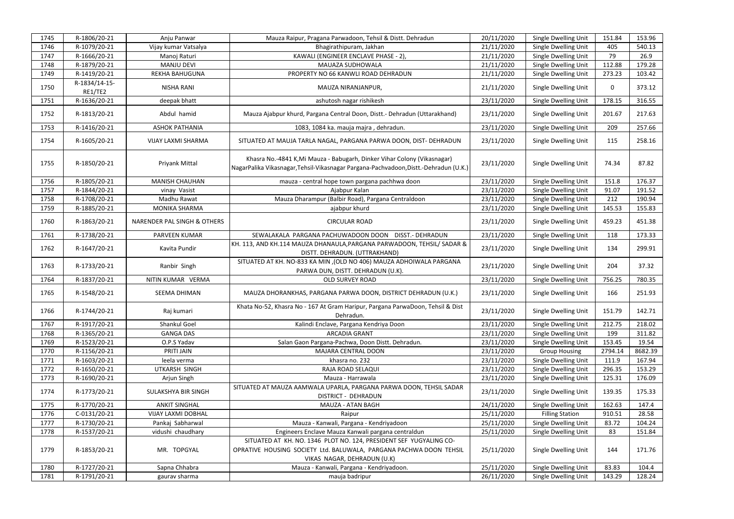| | | | | | | | |
|---|---|---|---|---|---|---|---|
| 1745 | R-1806/20-21 | Anju Panwar | Mauza Raipur, Pragana Parwadoon, Tehsil & Distt. Dehradun | 20/11/2020 | Single Dwelling Unit | 151.84 | 153.96 |
| 1746 | R-1079/20-21 | Vijay kumar Vatsalya | Bhagirathipuram, Jakhan | 21/11/2020 | Single Dwelling Unit | 405 | 540.13 |
| 1747 | R-1666/20-21 | Manoj Raturi | KAWALI (ENGINEER ENCLAVE PHASE - 2), | 21/11/2020 | Single Dwelling Unit | 79 | 26.9 |
| 1748 | R-1879/20-21 | MANJU DEVI | MAUAZA SUDHOWALA | 21/11/2020 | Single Dwelling Unit | 112.88 | 179.28 |
| 1749 | R-1419/20-21 | REKHA BAHUGUNA | PROPERTY NO 66 KANWLI ROAD DEHRADUN | 21/11/2020 | Single Dwelling Unit | 273.23 | 103.42 |
| 1750 | R-1834/14-15-RE1/TE2 | NISHA RANI | MAUZA NIRANJANPUR, | 21/11/2020 | Single Dwelling Unit | 0 | 373.12 |
| 1751 | R-1636/20-21 | deepak bhatt | ashutosh nagar rishikesh | 23/11/2020 | Single Dwelling Unit | 178.15 | 316.55 |
| 1752 | R-1813/20-21 | Abdul hamid | Mauza Ajabpur khurd, Pargana Central Doon, Distt.- Dehradun (Uttarakhand) | 23/11/2020 | Single Dwelling Unit | 201.67 | 217.63 |
| 1753 | R-1416/20-21 | ASHOK PATHANIA | 1083, 1084 ka. mauja majra , dehradun. | 23/11/2020 | Single Dwelling Unit | 209 | 257.66 |
| 1754 | R-1605/20-21 | VIJAY LAXMI SHARMA | SITUATED AT MAUJA TARLA NAGAL, PARGANA PARWA DOON, DIST- DEHRADUN | 23/11/2020 | Single Dwelling Unit | 115 | 258.16 |
| 1755 | R-1850/20-21 | Priyank Mittal | Khasra No.-4841 K,Mi Mauza - Babugarh, Dinker Vihar Colony (Vikasnagar) NagarPalika Vikasnagar,Tehsil-Vikasnagar Pargana-Pachvadoon,Distt.-Dehradun (U.K.) | 23/11/2020 | Single Dwelling Unit | 74.34 | 87.82 |
| 1756 | R-1805/20-21 | MANISH CHAUHAN | mauza - central hope town pargana pachhwa doon | 23/11/2020 | Single Dwelling Unit | 151.8 | 176.37 |
| 1757 | R-1844/20-21 | vinay Vasist | Ajabpur Kalan | 23/11/2020 | Single Dwelling Unit | 91.07 | 191.52 |
| 1758 | R-1708/20-21 | Madhu Rawat | Mauza Dharampur (Balbir Road), Pargana Centraldoon | 23/11/2020 | Single Dwelling Unit | 212 | 190.94 |
| 1759 | R-1885/20-21 | MONIKA SHARMA | ajabpur khurd | 23/11/2020 | Single Dwelling Unit | 145.53 | 155.83 |
| 1760 | R-1863/20-21 | NARENDER PAL SINGH & OTHERS | CIRCULAR ROAD | 23/11/2020 | Single Dwelling Unit | 459.23 | 451.38 |
| 1761 | R-1738/20-21 | PARVEEN KUMAR | SEWALAKALA PARGANA PACHUWADOON DOON DISST.- DEHRADUN | 23/11/2020 | Single Dwelling Unit | 118 | 173.33 |
| 1762 | R-1647/20-21 | Kavita Pundir | KH. 113, AND KH.114 MAUZA DHANAULA,PARGANA PARWADOON, TEHSIL/ SADAR & DISTT. DEHRADUN. (UTTRAKHAND) | 23/11/2020 | Single Dwelling Unit | 134 | 299.91 |
| 1763 | R-1733/20-21 | Ranbir Singh | SITUATED AT KH. NO-833 KA MIN ,(OLD NO 406) MAUZA ADHOIWALA PARGANA PARWA DUN, DISTT. DEHRADUN (U.K). | 23/11/2020 | Single Dwelling Unit | 204 | 37.32 |
| 1764 | R-1837/20-21 | NITIN KUMAR VERMA | OLD SURVEY ROAD | 23/11/2020 | Single Dwelling Unit | 756.25 | 780.35 |
| 1765 | R-1548/20-21 | SEEMA DHIMAN | MAUZA DHORANKHAS, PARGANA PARWA DOON, DISTRICT DEHRADUN (U.K.) | 23/11/2020 | Single Dwelling Unit | 166 | 251.93 |
| 1766 | R-1744/20-21 | Raj kumari | Khata No-52, Khasra No - 167 At Gram Haripur, Pargana ParwaDoon, Tehsil & Dist Dehradun. | 23/11/2020 | Single Dwelling Unit | 151.79 | 142.71 |
| 1767 | R-1917/20-21 | Shankul Goel | Kalindi Enclave, Pargana Kendriya Doon | 23/11/2020 | Single Dwelling Unit | 212.75 | 218.02 |
| 1768 | R-1365/20-21 | GANGA DAS | ARCADIA GRANT | 23/11/2020 | Single Dwelling Unit | 199 | 311.82 |
| 1769 | R-1523/20-21 | O.P.S Yadav | Salan Gaon Pargana-Pachwa, Doon Distt. Dehradun. | 23/11/2020 | Single Dwelling Unit | 153.45 | 19.54 |
| 1770 | R-1156/20-21 | PRITI JAIN | MAJARA CENTRAL DOON | 23/11/2020 | Group Housing | 2794.14 | 8682.39 |
| 1771 | R-1603/20-21 | leela verma | khasra no. 232 | 23/11/2020 | Single Dwelling Unit | 111.9 | 167.94 |
| 1772 | R-1650/20-21 | UTKARSH SINGH | RAJA ROAD SELAQUI | 23/11/2020 | Single Dwelling Unit | 296.35 | 153.29 |
| 1773 | R-1690/20-21 | Arjun Singh | Mauza - Harrawala | 23/11/2020 | Single Dwelling Unit | 125.31 | 176.09 |
| 1774 | R-1773/20-21 | SULAKSHYA BIR SINGH | SITUATED AT MAUZA AAMWALA UPARLA, PARGANA PARWA DOON, TEHSIL SADAR DISTRICT - DEHRADUN | 23/11/2020 | Single Dwelling Unit | 139.35 | 175.33 |
| 1775 | R-1770/20-21 | ANKIT SINGHAL | MAUZA - ATAN BAGH | 24/11/2020 | Single Dwelling Unit | 162.63 | 147.4 |
| 1776 | C-0131/20-21 | VIJAY LAXMI DOBHAL | Raipur | 25/11/2020 | Filling Station | 910.51 | 28.58 |
| 1777 | R-1730/20-21 | Pankaj Sabharwal | Mauza - Kanwali, Pargana - Kendriyadoon | 25/11/2020 | Single Dwelling Unit | 83.72 | 104.24 |
| 1778 | R-1537/20-21 | vidushi chaudhary | Engineers Enclave Mauza Kanwali pargana centraldun | 25/11/2020 | Single Dwelling Unit | 83 | 151.84 |
| 1779 | R-1853/20-21 | MR. TOPGYAL | SITUATED AT KH. NO. 1346 PLOT NO. 124, PRESIDENT SEF YUGYALING CO-OPRATIVE HOUSING SOCIETY Ltd. BALUWALA, PARGANA PACHWA DOON TEHSIL VIKAS NAGAR, DEHRADUN (U.K) | 25/11/2020 | Single Dwelling Unit | 144 | 171.76 |
| 1780 | R-1727/20-21 | Sapna Chhabra | Mauza - Kanwali, Pargana - Kendriyadoon. | 25/11/2020 | Single Dwelling Unit | 83.83 | 104.4 |
| 1781 | R-1791/20-21 | gaurav sharma | mauja badripur | 26/11/2020 | Single Dwelling Unit | 143.29 | 128.24 |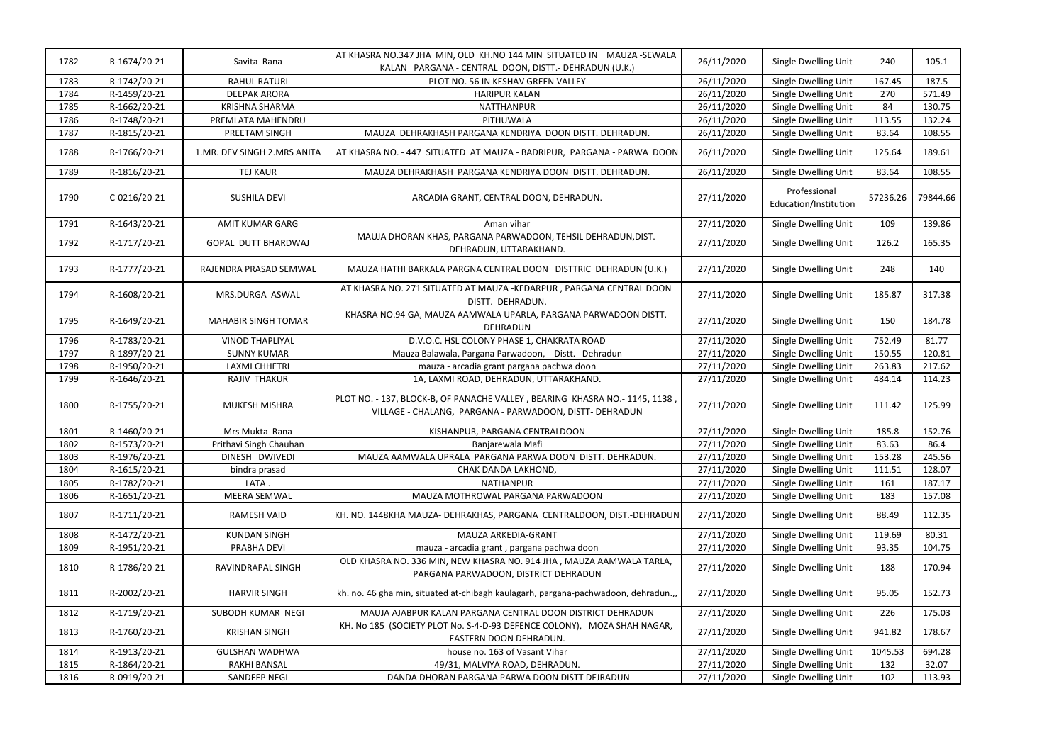| | | | | | | | |
|---|---|---|---|---|---|---|---|
| 1782 | R-1674/20-21 | Savita Rana | AT KHASRA NO.347 JHA MIN, OLD KH.NO 144 MIN SITUATED IN MAUZA -SEWALA KALAN PARGANA - CENTRAL DOON, DISTT.- DEHRADUN (U.K.) | 26/11/2020 | Single Dwelling Unit | 240 | 105.1 |
| 1783 | R-1742/20-21 | RAHUL RATURI | PLOT NO. 56 IN KESHAV GREEN VALLEY | 26/11/2020 | Single Dwelling Unit | 167.45 | 187.5 |
| 1784 | R-1459/20-21 | DEEPAK ARORA | HARIPUR KALAN | 26/11/2020 | Single Dwelling Unit | 270 | 571.49 |
| 1785 | R-1662/20-21 | KRISHNA SHARMA | NATTHANPUR | 26/11/2020 | Single Dwelling Unit | 84 | 130.75 |
| 1786 | R-1748/20-21 | PREMLATA MAHENDRU | PITHUWALA | 26/11/2020 | Single Dwelling Unit | 113.55 | 132.24 |
| 1787 | R-1815/20-21 | PREETAM SINGH | MAUZA DEHRAKHASH PARGANA KENDRIYA DOON DISTT. DEHRADUN. | 26/11/2020 | Single Dwelling Unit | 83.64 | 108.55 |
| 1788 | R-1766/20-21 | 1.MR. DEV SINGH 2.MRS ANITA | AT KHASRA NO. - 447 SITUATED AT MAUZA - BADRIPUR, PARGANA - PARWA DOON | 26/11/2020 | Single Dwelling Unit | 125.64 | 189.61 |
| 1789 | R-1816/20-21 | TEJ KAUR | MAUZA DEHRAKHASH PARGANA KENDRIYA DOON DISTT. DEHRADUN. | 26/11/2020 | Single Dwelling Unit | 83.64 | 108.55 |
| 1790 | C-0216/20-21 | SUSHILA DEVI | ARCADIA GRANT, CENTRAL DOON, DEHRADUN. | 27/11/2020 | Professional Education/Institution | 57236.26 | 79844.66 |
| 1791 | R-1643/20-21 | AMIT KUMAR GARG | Aman vihar | 27/11/2020 | Single Dwelling Unit | 109 | 139.86 |
| 1792 | R-1717/20-21 | GOPAL DUTT BHARDWAJ | MAUJA DHORAN KHAS, PARGANA PARWADOON, TEHSIL DEHRADUN,DIST. DEHRADUN, UTTARAKHAND. | 27/11/2020 | Single Dwelling Unit | 126.2 | 165.35 |
| 1793 | R-1777/20-21 | RAJENDRA PRASAD SEMWAL | MAUZA HATHI BARKALA PARGNA CENTRAL DOON DISTTRIC DEHRADUN (U.K.) | 27/11/2020 | Single Dwelling Unit | 248 | 140 |
| 1794 | R-1608/20-21 | MRS.DURGA ASWAL | AT KHASRA NO. 271 SITUATED AT MAUZA -KEDARPUR , PARGANA CENTRAL DOON DISTT. DEHRADUN. | 27/11/2020 | Single Dwelling Unit | 185.87 | 317.38 |
| 1795 | R-1649/20-21 | MAHABIR SINGH TOMAR | KHASRA NO.94 GA, MAUZA AAMWALA UPARLA, PARGANA PARWADOON DISTT. DEHRADUN | 27/11/2020 | Single Dwelling Unit | 150 | 184.78 |
| 1796 | R-1783/20-21 | VINOD THAPLIYAL | D.V.O.C. HSL COLONY PHASE 1, CHAKRATA ROAD | 27/11/2020 | Single Dwelling Unit | 752.49 | 81.77 |
| 1797 | R-1897/20-21 | SUNNY KUMAR | Mauza Balawala, Pargana Parwadoon, Distt. Dehradun | 27/11/2020 | Single Dwelling Unit | 150.55 | 120.81 |
| 1798 | R-1950/20-21 | LAXMI CHHETRI | mauza - arcadia grant pargana pachwa doon | 27/11/2020 | Single Dwelling Unit | 263.83 | 217.62 |
| 1799 | R-1646/20-21 | RAJIV THAKUR | 1A, LAXMI ROAD, DEHRADUN, UTTARAKHAND. | 27/11/2020 | Single Dwelling Unit | 484.14 | 114.23 |
| 1800 | R-1755/20-21 | MUKESH MISHRA | PLOT NO. - 137, BLOCK-B, OF PANACHE VALLEY , BEARING KHASRA NO.- 1145, 1138 , VILLAGE - CHALANG, PARGANA - PARWADOON, DISTT- DEHRADUN | 27/11/2020 | Single Dwelling Unit | 111.42 | 125.99 |
| 1801 | R-1460/20-21 | Mrs Mukta Rana | KISHANPUR, PARGANA CENTRALDOON | 27/11/2020 | Single Dwelling Unit | 185.8 | 152.76 |
| 1802 | R-1573/20-21 | Prithavi Singh Chauhan | Banjarewala Mafi | 27/11/2020 | Single Dwelling Unit | 83.63 | 86.4 |
| 1803 | R-1976/20-21 | DINESH DWIVEDI | MAUZA AAMWALA UPRALA PARGANA PARWA DOON DISTT. DEHRADUN. | 27/11/2020 | Single Dwelling Unit | 153.28 | 245.56 |
| 1804 | R-1615/20-21 | bindra prasad | CHAK DANDA LAKHOND, | 27/11/2020 | Single Dwelling Unit | 111.51 | 128.07 |
| 1805 | R-1782/20-21 | LATA . | NATHANPUR | 27/11/2020 | Single Dwelling Unit | 161 | 187.17 |
| 1806 | R-1651/20-21 | MEERA SEMWAL | MAUZA MOTHROWAL PARGANA PARWADOON | 27/11/2020 | Single Dwelling Unit | 183 | 157.08 |
| 1807 | R-1711/20-21 | RAMESH VAID | KH. NO. 1448KHA MAUZA- DEHRAKHAS, PARGANA CENTRALDOON, DIST.-DEHRADUN | 27/11/2020 | Single Dwelling Unit | 88.49 | 112.35 |
| 1808 | R-1472/20-21 | KUNDAN SINGH | MAUZA ARKEDIA-GRANT | 27/11/2020 | Single Dwelling Unit | 119.69 | 80.31 |
| 1809 | R-1951/20-21 | PRABHA DEVI | mauza - arcadia grant , pargana pachwa doon | 27/11/2020 | Single Dwelling Unit | 93.35 | 104.75 |
| 1810 | R-1786/20-21 | RAVINDRAPAL SINGH | OLD KHASRA NO. 336 MIN, NEW KHASRA NO. 914 JHA , MAUZA AAMWALA TARLA, PARGANA PARWADOON, DISTRICT DEHRADUN | 27/11/2020 | Single Dwelling Unit | 188 | 170.94 |
| 1811 | R-2002/20-21 | HARVIR SINGH | kh. no. 46 gha min, situated at-chibagh kaulagarh, pargana-pachwadoon, dehradun.,, | 27/11/2020 | Single Dwelling Unit | 95.05 | 152.73 |
| 1812 | R-1719/20-21 | SUBODH KUMAR NEGI | MAUJA AJABPUR KALAN PARGANA CENTRAL DOON DISTRICT DEHRADUN | 27/11/2020 | Single Dwelling Unit | 226 | 175.03 |
| 1813 | R-1760/20-21 | KRISHAN SINGH | KH. No 185 (SOCIETY PLOT No. S-4-D-93 DEFENCE COLONY), MOZA SHAH NAGAR, EASTERN DOON DEHRADUN. | 27/11/2020 | Single Dwelling Unit | 941.82 | 178.67 |
| 1814 | R-1913/20-21 | GULSHAN WADHWA | house no. 163 of Vasant Vihar | 27/11/2020 | Single Dwelling Unit | 1045.53 | 694.28 |
| 1815 | R-1864/20-21 | RAKHI BANSAL | 49/31, MALVIYA ROAD, DEHRADUN. | 27/11/2020 | Single Dwelling Unit | 132 | 32.07 |
| 1816 | R-0919/20-21 | SANDEEP NEGI | DANDA DHORAN PARGANA PARWA DOON DISTT DEJRADUN | 27/11/2020 | Single Dwelling Unit | 102 | 113.93 |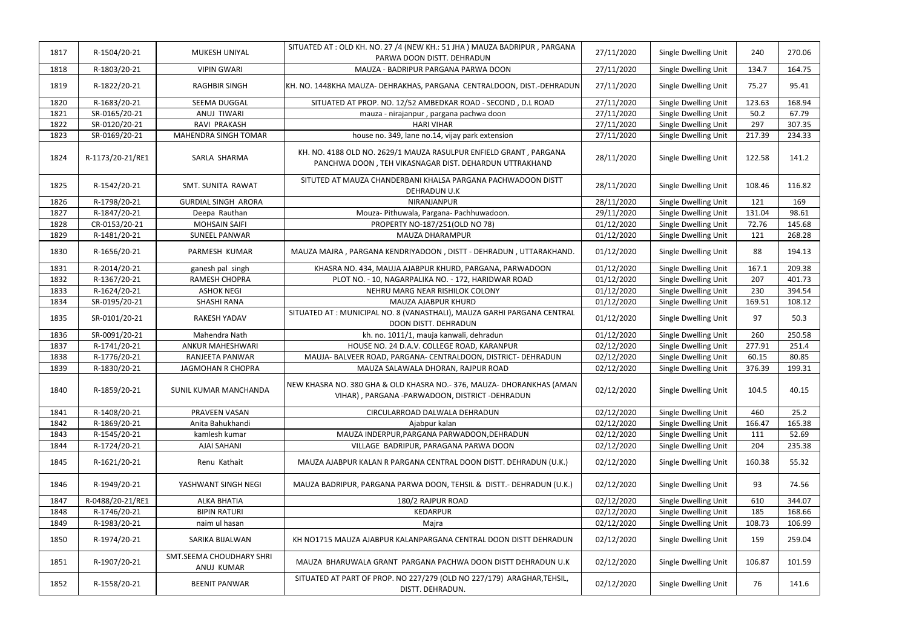| | | | | | | | |
|---|---|---|---|---|---|---|---|
| 1817 | R-1504/20-21 | MUKESH UNIYAL | SITUATED AT : OLD KH. NO. 27 /4 (NEW KH.: 51 JHA ) MAUZA BADRIPUR , PARGANA PARWA DOON DISTT. DEHRADUN | 27/11/2020 | Single Dwelling Unit | 240 | 270.06 |
| 1818 | R-1803/20-21 | VIPIN GWARI | MAUZA - BADRIPUR PARGANA PARWA DOON | 27/11/2020 | Single Dwelling Unit | 134.7 | 164.75 |
| 1819 | R-1822/20-21 | RAGHBIR SINGH | KH. NO. 1448KHA MAUZA- DEHRAKHAS, PARGANA CENTRALDOON, DIST.-DEHRADUN | 27/11/2020 | Single Dwelling Unit | 75.27 | 95.41 |
| 1820 | R-1683/20-21 | SEEMA DUGGAL | SITUATED AT PROP. NO. 12/52 AMBEDKAR ROAD - SECOND , D.L ROAD | 27/11/2020 | Single Dwelling Unit | 123.63 | 168.94 |
| 1821 | SR-0165/20-21 | ANUJ TIWARI | mauza - nirajanpur , pargana pachwa doon | 27/11/2020 | Single Dwelling Unit | 50.2 | 67.79 |
| 1822 | SR-0120/20-21 | RAVI PRAKASH | HARI VIHAR | 27/11/2020 | Single Dwelling Unit | 297 | 307.35 |
| 1823 | SR-0169/20-21 | MAHENDRA SINGH TOMAR | house no. 349, lane no.14, vijay park extension | 27/11/2020 | Single Dwelling Unit | 217.39 | 234.33 |
| 1824 | R-1173/20-21/RE1 | SARLA SHARMA | KH. NO. 4188 OLD NO. 2629/1 MAUZA RASULPUR ENFIELD GRANT , PARGANA PANCHWA DOON , TEH VIKASNAGAR DIST. DEHARDUN UTTRAKHAND | 28/11/2020 | Single Dwelling Unit | 122.58 | 141.2 |
| 1825 | R-1542/20-21 | SMT. SUNITA RAWAT | SITUTED AT MAUZA CHANDERBANI KHALSA PARGANA PACHWADOON DISTT DEHRADUN U.K | 28/11/2020 | Single Dwelling Unit | 108.46 | 116.82 |
| 1826 | R-1798/20-21 | GURDIAL SINGH ARORA | NIRANJANPUR | 28/11/2020 | Single Dwelling Unit | 121 | 169 |
| 1827 | R-1847/20-21 | Deepa Rauthan | Mouza- Pithuwala, Pargana- Pachhuwadoon. | 29/11/2020 | Single Dwelling Unit | 131.04 | 98.61 |
| 1828 | CR-0153/20-21 | MOHSAIN SAIFI | PROPERTY NO-187/251(OLD NO 78) | 01/12/2020 | Single Dwelling Unit | 72.76 | 145.68 |
| 1829 | R-1481/20-21 | SUNEEL PANWAR | MAUZA DHARAMPUR | 01/12/2020 | Single Dwelling Unit | 121 | 268.28 |
| 1830 | R-1656/20-21 | PARMESH KUMAR | MAUZA MAJRA , PARGANA KENDRIYADOON , DISTT - DEHRADUN , UTTARAKHAND. | 01/12/2020 | Single Dwelling Unit | 88 | 194.13 |
| 1831 | R-2014/20-21 | ganesh pal singh | KHASRA NO. 434, MAUJA AJABPUR KHURD, PARGANA, PARWADOON | 01/12/2020 | Single Dwelling Unit | 167.1 | 209.38 |
| 1832 | R-1367/20-21 | RAMESH CHOPRA | PLOT NO. - 10, NAGARPALIKA NO. - 172, HARIDWAR ROAD | 01/12/2020 | Single Dwelling Unit | 207 | 401.73 |
| 1833 | R-1624/20-21 | ASHOK NEGI | NEHRU MARG NEAR RISHILOK COLONY | 01/12/2020 | Single Dwelling Unit | 230 | 394.54 |
| 1834 | SR-0195/20-21 | SHASHI RANA | MAUZA AJABPUR KHURD | 01/12/2020 | Single Dwelling Unit | 169.51 | 108.12 |
| 1835 | SR-0101/20-21 | RAKESH YADAV | SITUATED AT : MUNICIPAL NO. 8 (VANASTHALI), MAUZA GARHI PARGANA CENTRAL DOON DISTT. DEHRADUN | 01/12/2020 | Single Dwelling Unit | 97 | 50.3 |
| 1836 | SR-0091/20-21 | Mahendra Nath | kh. no. 1011/1, mauja kanwali, dehradun | 01/12/2020 | Single Dwelling Unit | 260 | 250.58 |
| 1837 | R-1741/20-21 | ANKUR MAHESHWARI | HOUSE NO. 24 D.A.V. COLLEGE ROAD, KARANPUR | 02/12/2020 | Single Dwelling Unit | 277.91 | 251.4 |
| 1838 | R-1776/20-21 | RANJEETA PANWAR | MAUJA- BALVEER ROAD, PARGANA- CENTRALDOON, DISTRICT- DEHRADUN | 02/12/2020 | Single Dwelling Unit | 60.15 | 80.85 |
| 1839 | R-1830/20-21 | JAGMOHAN R CHOPRA | MAUZA SALAWALA DHORAN, RAJPUR ROAD | 02/12/2020 | Single Dwelling Unit | 376.39 | 199.31 |
| 1840 | R-1859/20-21 | SUNIL KUMAR MANCHANDA | NEW KHASRA NO. 380 GHA & OLD KHASRA NO.- 376, MAUZA- DHORANKHAS (AMAN VIHAR) , PARGANA -PARWADOON, DISTRICT -DEHRADUN | 02/12/2020 | Single Dwelling Unit | 104.5 | 40.15 |
| 1841 | R-1408/20-21 | PRAVEEN VASAN | CIRCULARROAD DALWALA DEHRADUN | 02/12/2020 | Single Dwelling Unit | 460 | 25.2 |
| 1842 | R-1869/20-21 | Anita Bahukhandi | Ajabpur kalan | 02/12/2020 | Single Dwelling Unit | 166.47 | 165.38 |
| 1843 | R-1545/20-21 | kamlesh kumar | MAUZA INDERPUR,PARGANA PARWADOON,DEHRADUN | 02/12/2020 | Single Dwelling Unit | 111 | 52.69 |
| 1844 | R-1724/20-21 | AJAI SAHANI | VILLAGE BADRIPUR, PARAGANA PARWA DOON | 02/12/2020 | Single Dwelling Unit | 204 | 235.38 |
| 1845 | R-1621/20-21 | Renu Kathait | MAUZA AJABPUR KALAN R PARGANA CENTRAL DOON DISTT. DEHRADUN (U.K.) | 02/12/2020 | Single Dwelling Unit | 160.38 | 55.32 |
| 1846 | R-1949/20-21 | YASHWANT SINGH NEGI | MAUZA BADRIPUR, PARGANA PARWA DOON, TEHSIL & DISTT.- DEHRADUN (U.K.) | 02/12/2020 | Single Dwelling Unit | 93 | 74.56 |
| 1847 | R-0488/20-21/RE1 | ALKA BHATIA | 180/2 RAJPUR ROAD | 02/12/2020 | Single Dwelling Unit | 610 | 344.07 |
| 1848 | R-1746/20-21 | BIPIN RATURI | KEDARPUR | 02/12/2020 | Single Dwelling Unit | 185 | 168.66 |
| 1849 | R-1983/20-21 | naim ul hasan | Majra | 02/12/2020 | Single Dwelling Unit | 108.73 | 106.99 |
| 1850 | R-1974/20-21 | SARIKA BIJALWAN | KH NO1715 MAUZA AJABPUR KALANPARGANA CENTRAL DOON DISTT DEHRADUN | 02/12/2020 | Single Dwelling Unit | 159 | 259.04 |
| 1851 | R-1907/20-21 | SMT.SEEMA CHOUDHARY SHRI ANUJ KUMAR | MAUZA BHARUWALA GRANT PARGANA PACHWA DOON DISTT DEHRADUN U.K | 02/12/2020 | Single Dwelling Unit | 106.87 | 101.59 |
| 1852 | R-1558/20-21 | BEENIT PANWAR | SITUATED AT PART OF PROP. NO 227/279 (OLD NO 227/179) ARAGHAR,TEHSIL, DISTT. DEHRADUN. | 02/12/2020 | Single Dwelling Unit | 76 | 141.6 |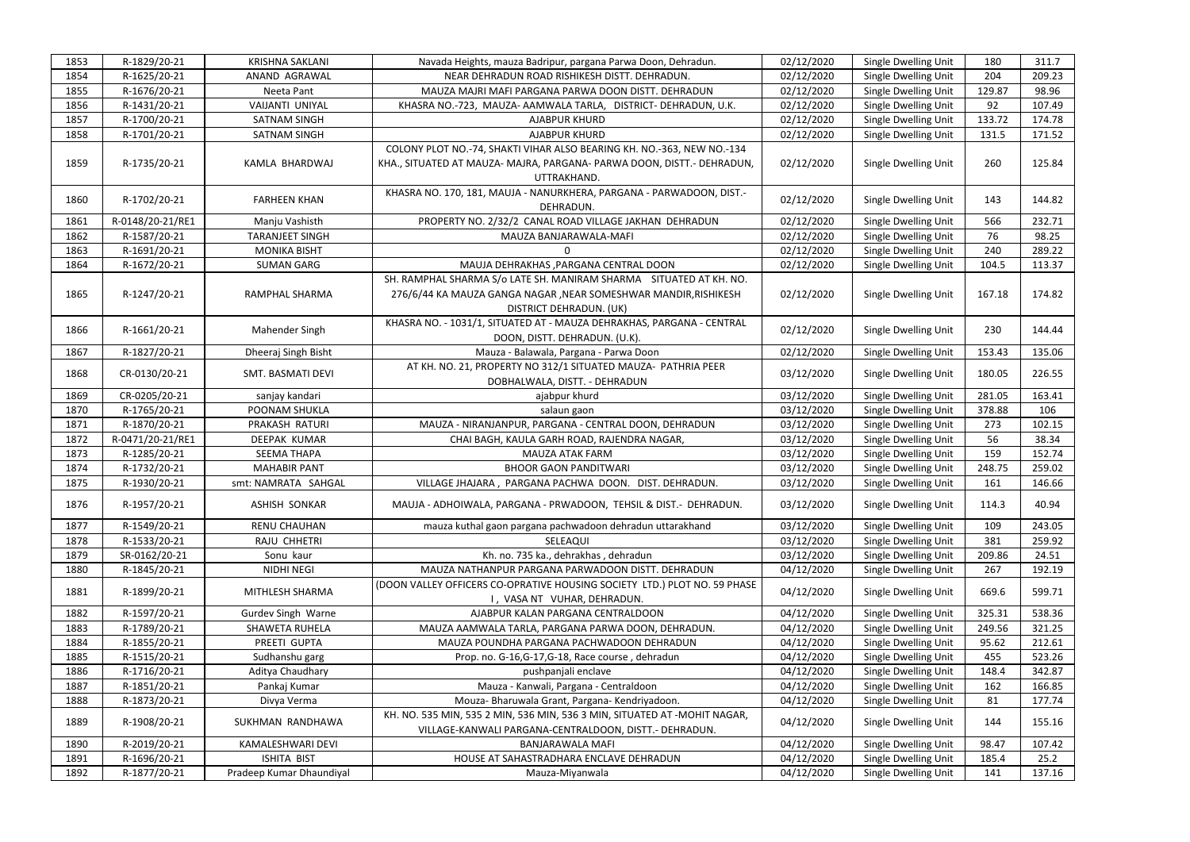| | | | | | | | |
|---|---|---|---|---|---|---|---|
| 1853 | R-1829/20-21 | KRISHNA SAKLANI | Navada Heights, mauza Badripur, pargana Parwa Doon, Dehradun. | 02/12/2020 | Single Dwelling Unit | 180 | 311.7 |
| 1854 | R-1625/20-21 | ANAND AGRAWAL | NEAR DEHRADUN ROAD RISHIKESH DISTT. DEHRADUN. | 02/12/2020 | Single Dwelling Unit | 204 | 209.23 |
| 1855 | R-1676/20-21 | Neeta Pant | MAUZA MAJRI MAFI PARGANA PARWA DOON DISTT. DEHRADUN | 02/12/2020 | Single Dwelling Unit | 129.87 | 98.96 |
| 1856 | R-1431/20-21 | VAIJANTI UNIYAL | KHASRA NO.-723, MAUZA- AAMWALA TARLA, DISTRICT- DEHRADUN, U.K. | 02/12/2020 | Single Dwelling Unit | 92 | 107.49 |
| 1857 | R-1700/20-21 | SATNAM SINGH | AJABPUR KHURD | 02/12/2020 | Single Dwelling Unit | 133.72 | 174.78 |
| 1858 | R-1701/20-21 | SATNAM SINGH | AJABPUR KHURD | 02/12/2020 | Single Dwelling Unit | 131.5 | 171.52 |
| 1859 | R-1735/20-21 | KAMLA BHARDWAJ | COLONY PLOT NO.-74, SHAKTI VIHAR ALSO BEARING KH. NO.-363, NEW NO.-134 KHA., SITUATED AT MAUZA- MAJRA, PARGANA- PARWA DOON, DISTT.- DEHRADUN, UTTRAKHAND. | 02/12/2020 | Single Dwelling Unit | 260 | 125.84 |
| 1860 | R-1702/20-21 | FARHEEN KHAN | KHASRA NO. 170, 181, MAUJA - NANURKHERA, PARGANA - PARWADOON, DIST.- DEHRADUN. | 02/12/2020 | Single Dwelling Unit | 143 | 144.82 |
| 1861 | R-0148/20-21/RE1 | Manju Vashisth | PROPERTY NO. 2/32/2 CANAL ROAD VILLAGE JAKHAN DEHRADUN | 02/12/2020 | Single Dwelling Unit | 566 | 232.71 |
| 1862 | R-1587/20-21 | TARANJEET SINGH | MAUZA BANJARAWALA-MAFI | 02/12/2020 | Single Dwelling Unit | 76 | 98.25 |
| 1863 | R-1691/20-21 | MONIKA BISHT | 0 | 02/12/2020 | Single Dwelling Unit | 240 | 289.22 |
| 1864 | R-1672/20-21 | SUMAN GARG | MAUJA DEHRAKHAS ,PARGANA CENTRAL DOON | 02/12/2020 | Single Dwelling Unit | 104.5 | 113.37 |
| 1865 | R-1247/20-21 | RAMPHAL SHARMA | SH. RAMPHAL SHARMA S/o LATE SH. MANIRAM SHARMA SITUATED AT KH. NO. 276/6/44 KA MAUZA GANGA NAGAR ,NEAR SOMESHWAR MANDIR,RISHIKESH DISTRICT DEHRADUN. (UK) | 02/12/2020 | Single Dwelling Unit | 167.18 | 174.82 |
| 1866 | R-1661/20-21 | Mahender Singh | KHASRA NO. - 1031/1, SITUATED AT - MAUZA DEHRAKHAS, PARGANA - CENTRAL DOON, DISTT. DEHRADUN. (U.K). | 02/12/2020 | Single Dwelling Unit | 230 | 144.44 |
| 1867 | R-1827/20-21 | Dheeraj Singh Bisht | Mauza - Balawala, Pargana - Parwa Doon | 02/12/2020 | Single Dwelling Unit | 153.43 | 135.06 |
| 1868 | CR-0130/20-21 | SMT. BASMATI DEVI | AT KH. NO. 21, PROPERTY NO 312/1 SITUATED MAUZA- PATHRIA PEER DOBHALWALA, DISTT. - DEHRADUN | 03/12/2020 | Single Dwelling Unit | 180.05 | 226.55 |
| 1869 | CR-0205/20-21 | sanjay kandari | ajabpur khurd | 03/12/2020 | Single Dwelling Unit | 281.05 | 163.41 |
| 1870 | R-1765/20-21 | POONAM SHUKLA | salaun gaon | 03/12/2020 | Single Dwelling Unit | 378.88 | 106 |
| 1871 | R-1870/20-21 | PRAKASH RATURI | MAUZA - NIRANJANPUR, PARGANA - CENTRAL DOON, DEHRADUN | 03/12/2020 | Single Dwelling Unit | 273 | 102.15 |
| 1872 | R-0471/20-21/RE1 | DEEPAK KUMAR | CHAI BAGH, KAULA GARH ROAD, RAJENDRA NAGAR, | 03/12/2020 | Single Dwelling Unit | 56 | 38.34 |
| 1873 | R-1285/20-21 | SEEMA THAPA | MAUZA ATAK FARM | 03/12/2020 | Single Dwelling Unit | 159 | 152.74 |
| 1874 | R-1732/20-21 | MAHABIR PANT | BHOOR GAON PANDITWARI | 03/12/2020 | Single Dwelling Unit | 248.75 | 259.02 |
| 1875 | R-1930/20-21 | smt: NAMRATA SAHGAL | VILLAGE JHAJARA , PARGANA PACHWA DOON. DIST. DEHRADUN. | 03/12/2020 | Single Dwelling Unit | 161 | 146.66 |
| 1876 | R-1957/20-21 | ASHISH SONKAR | MAUJA - ADHOIWALA, PARGANA - PRWADOON, TEHSIL & DIST.- DEHRADUN. | 03/12/2020 | Single Dwelling Unit | 114.3 | 40.94 |
| 1877 | R-1549/20-21 | RENU CHAUHAN | mauza kuthal gaon pargana pachwadoon dehradun uttarakhand | 03/12/2020 | Single Dwelling Unit | 109 | 243.05 |
| 1878 | R-1533/20-21 | RAJU CHHETRI | SELEAQUI | 03/12/2020 | Single Dwelling Unit | 381 | 259.92 |
| 1879 | SR-0162/20-21 | Sonu kaur | Kh. no. 735 ka., dehrakhas , dehradun | 03/12/2020 | Single Dwelling Unit | 209.86 | 24.51 |
| 1880 | R-1845/20-21 | NIDHI NEGI | MAUZA NATHANPUR PARGANA PARWADOON DISTT. DEHRADUN | 04/12/2020 | Single Dwelling Unit | 267 | 192.19 |
| 1881 | R-1899/20-21 | MITHLESH SHARMA | (DOON VALLEY OFFICERS CO-OPRATIVE HOUSING SOCIETY LTD.) PLOT NO. 59 PHASE I , VASA NT VUHAR, DEHRADUN. | 04/12/2020 | Single Dwelling Unit | 669.6 | 599.71 |
| 1882 | R-1597/20-21 | Gurdev Singh Warne | AJABPUR KALAN PARGANA CENTRALDOON | 04/12/2020 | Single Dwelling Unit | 325.31 | 538.36 |
| 1883 | R-1789/20-21 | SHAWETA RUHELA | MAUZA AAMWALA TARLA, PARGANA PARWA DOON, DEHRADUN. | 04/12/2020 | Single Dwelling Unit | 249.56 | 321.25 |
| 1884 | R-1855/20-21 | PREETI GUPTA | MAUZA POUNDHA PARGANA PACHWADOON DEHRADUN | 04/12/2020 | Single Dwelling Unit | 95.62 | 212.61 |
| 1885 | R-1515/20-21 | Sudhanshu garg | Prop. no. G-16,G-17,G-18, Race course , dehradun | 04/12/2020 | Single Dwelling Unit | 455 | 523.26 |
| 1886 | R-1716/20-21 | Aditya Chaudhary | pushpanjali enclave | 04/12/2020 | Single Dwelling Unit | 148.4 | 342.87 |
| 1887 | R-1851/20-21 | Pankaj Kumar | Mauza - Kanwali, Pargana - Centraldoon | 04/12/2020 | Single Dwelling Unit | 162 | 166.85 |
| 1888 | R-1873/20-21 | Divya Verma | Mouza- Bharuwala Grant, Pargana- Kendriyadoon. | 04/12/2020 | Single Dwelling Unit | 81 | 177.74 |
| 1889 | R-1908/20-21 | SUKHMAN RANDHAWA | KH. NO. 535 MIN, 535 2 MIN, 536 MIN, 536 3 MIN, SITUATED AT -MOHIT NAGAR, VILLAGE-KANWALI PARGANA-CENTRALDOON, DISTT.- DEHRADUN. | 04/12/2020 | Single Dwelling Unit | 144 | 155.16 |
| 1890 | R-2019/20-21 | KAMALESHWARI DEVI | BANJARAWALA MAFI | 04/12/2020 | Single Dwelling Unit | 98.47 | 107.42 |
| 1891 | R-1696/20-21 | ISHITA BIST | HOUSE AT SAHASTRADHARA ENCLAVE DEHRADUN | 04/12/2020 | Single Dwelling Unit | 185.4 | 25.2 |
| 1892 | R-1877/20-21 | Pradeep Kumar Dhaundiyal | Mauza-Miyanwala | 04/12/2020 | Single Dwelling Unit | 141 | 137.16 |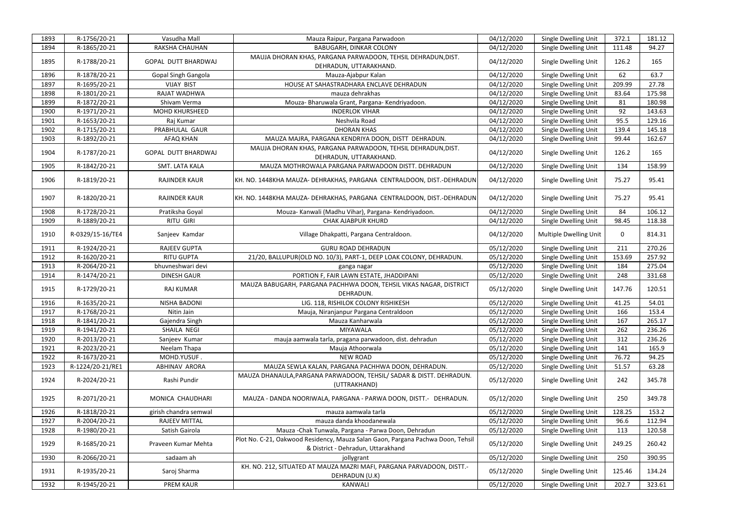| | | | | | | | |
|---|---|---|---|---|---|---|---|
| 1893 | R-1756/20-21 | Vasudha Mall | Mauza Raipur, Pargana Parwadoon | 04/12/2020 | Single Dwelling Unit | 372.1 | 181.12 |
| 1894 | R-1865/20-21 | RAKSHA CHAUHAN | BABUGARH, DINKAR COLONY | 04/12/2020 | Single Dwelling Unit | 111.48 | 94.27 |
| 1895 | R-1788/20-21 | GOPAL DUTT BHARDWAJ | MAUJA DHORAN KHAS, PARGANA PARWADOON, TEHSIL DEHRADUN,DIST. DEHRADUN, UTTARAKHAND. | 04/12/2020 | Single Dwelling Unit | 126.2 | 165 |
| 1896 | R-1878/20-21 | Gopal Singh Gangola | Mauza-Ajabpur Kalan | 04/12/2020 | Single Dwelling Unit | 62 | 63.7 |
| 1897 | R-1695/20-21 | VIJAY BIST | HOUSE AT SAHASTRADHARA ENCLAVE DEHRADUN | 04/12/2020 | Single Dwelling Unit | 209.99 | 27.78 |
| 1898 | R-1801/20-21 | RAJAT WADHWA | mauza dehrakhas | 04/12/2020 | Single Dwelling Unit | 83.64 | 175.98 |
| 1899 | R-1872/20-21 | Shivam Verma | Mouza- Bharuwala Grant, Pargana- Kendriyadoon. | 04/12/2020 | Single Dwelling Unit | 81 | 180.98 |
| 1900 | R-1971/20-21 | MOHD KHURSHEED | INDERLOK VIHAR | 04/12/2020 | Single Dwelling Unit | 92 | 143.63 |
| 1901 | R-1653/20-21 | Raj Kumar | Neshvila Road | 04/12/2020 | Single Dwelling Unit | 95.5 | 129.16 |
| 1902 | R-1715/20-21 | PRABHULAL GAUR | DHORAN KHAS | 04/12/2020 | Single Dwelling Unit | 139.4 | 145.18 |
| 1903 | R-1892/20-21 | AFAQ KHAN | MAUZA MAJRA, PARGANA KENDRIYA DOON, DISTT DEHRADUN. | 04/12/2020 | Single Dwelling Unit | 99.44 | 162.67 |
| 1904 | R-1787/20-21 | GOPAL DUTT BHARDWAJ | MAUJA DHORAN KHAS, PARGANA PARWADOON, TEHSIL DEHRADUN,DIST. DEHRADUN, UTTARAKHAND. | 04/12/2020 | Single Dwelling Unit | 126.2 | 165 |
| 1905 | R-1842/20-21 | SMT. LATA KALA | MAUZA MOTHROWALA PARGANA PARWADOON DISTT. DEHRADUN | 04/12/2020 | Single Dwelling Unit | 134 | 158.99 |
| 1906 | R-1819/20-21 | RAJINDER KAUR | KH. NO. 1448KHA MAUZA- DEHRAKHAS, PARGANA CENTRALDOON, DIST.-DEHRADUN | 04/12/2020 | Single Dwelling Unit | 75.27 | 95.41 |
| 1907 | R-1820/20-21 | RAJINDER KAUR | KH. NO. 1448KHA MAUZA- DEHRAKHAS, PARGANA CENTRALDOON, DIST.-DEHRADUN | 04/12/2020 | Single Dwelling Unit | 75.27 | 95.41 |
| 1908 | R-1728/20-21 | Pratiksha Goyal | Mouza- Kanwali (Madhu Vihar), Pargana- Kendriyadoon. | 04/12/2020 | Single Dwelling Unit | 84 | 106.12 |
| 1909 | R-1889/20-21 | RITU GIRI | CHAK AJABPUR KHURD | 04/12/2020 | Single Dwelling Unit | 98.45 | 118.38 |
| 1910 | R-0329/15-16/TE4 | Sanjeev Kamdar | Village Dhakpatti, Pargana Centraldoon. | 04/12/2020 | Multiple Dwelling Unit | 0 | 814.31 |
| 1911 | R-1924/20-21 | RAJEEV GUPTA | GURU ROAD DEHRADUN | 05/12/2020 | Single Dwelling Unit | 211 | 270.26 |
| 1912 | R-1620/20-21 | RITU GUPTA | 21/20, BALLUPUR(OLD NO. 10/3), PART-1, DEEP LOAK COLONY, DEHRADUN. | 05/12/2020 | Single Dwelling Unit | 153.69 | 257.92 |
| 1913 | R-2064/20-21 | bhuvneshwari devi | ganga nagar | 05/12/2020 | Single Dwelling Unit | 184 | 275.04 |
| 1914 | R-1474/20-21 | DINESH GAUR | PORTION F, FAIR LAWN ESTATE, JHADDIPANI | 05/12/2020 | Single Dwelling Unit | 248 | 331.68 |
| 1915 | R-1729/20-21 | RAJ KUMAR | MAUZA BABUGARH, PARGANA PACHHWA DOON, TEHSIL VIKAS NAGAR, DISTRICT DEHRADUN. | 05/12/2020 | Single Dwelling Unit | 147.76 | 120.51 |
| 1916 | R-1635/20-21 | NISHA BADONI | LIG. 118, RISHILOK COLONY RISHIKESH | 05/12/2020 | Single Dwelling Unit | 41.25 | 54.01 |
| 1917 | R-1768/20-21 | Nitin Jain | Mauja, Niranjanpur Pargana Centraldoon | 05/12/2020 | Single Dwelling Unit | 166 | 153.4 |
| 1918 | R-1841/20-21 | Gajendra Singh | Mauza Kanharwala | 05/12/2020 | Single Dwelling Unit | 167 | 265.17 |
| 1919 | R-1941/20-21 | SHAILA NEGI | MIYAWALA | 05/12/2020 | Single Dwelling Unit | 262 | 236.26 |
| 1920 | R-2013/20-21 | Sanjeev Kumar | mauja aamwala tarla, pragana parwadoon, dist. dehradun | 05/12/2020 | Single Dwelling Unit | 312 | 236.26 |
| 1921 | R-2023/20-21 | Neelam Thapa | Mauja Athoorwala | 05/12/2020 | Single Dwelling Unit | 141 | 165.9 |
| 1922 | R-1673/20-21 | MOHD.YUSUF . | NEW ROAD | 05/12/2020 | Single Dwelling Unit | 76.72 | 94.25 |
| 1923 | R-1224/20-21/RE1 | ABHINAV ARORA | MAUZA SEWLA KALAN, PARGANA PACHHWA DOON, DEHRADUN. | 05/12/2020 | Single Dwelling Unit | 51.57 | 63.28 |
| 1924 | R-2024/20-21 | Rashi Pundir | MAUZA DHANAULA,PARGANA PARWADOON, TEHSIL/ SADAR & DISTT. DEHRADUN. (UTTRAKHAND) | 05/12/2020 | Single Dwelling Unit | 242 | 345.78 |
| 1925 | R-2071/20-21 | MONICA CHAUDHARI | MAUZA - DANDA NOORIWALA, PARGANA - PARWA DOON, DISTT.- DEHRADUN. | 05/12/2020 | Single Dwelling Unit | 250 | 349.78 |
| 1926 | R-1818/20-21 | girish chandra semwal | mauza aamwala tarla | 05/12/2020 | Single Dwelling Unit | 128.25 | 153.2 |
| 1927 | R-2004/20-21 | RAJEEV MITTAL | mauza danda khoodanewala | 05/12/2020 | Single Dwelling Unit | 96.6 | 112.94 |
| 1928 | R-1980/20-21 | Satish Gairola | Mauza -Chak Tunwala, Pargana - Parwa Doon, Dehradun | 05/12/2020 | Single Dwelling Unit | 113 | 120.58 |
| 1929 | R-1685/20-21 | Praveen Kumar Mehta | Plot No. C-21, Oakwood Residency, Mauza Salan Gaon, Pargana Pachwa Doon, Tehsil & District - Dehradun, Uttarakhand | 05/12/2020 | Single Dwelling Unit | 249.25 | 260.42 |
| 1930 | R-2066/20-21 | sadaam ah | jollygrant | 05/12/2020 | Single Dwelling Unit | 250 | 390.95 |
| 1931 | R-1935/20-21 | Saroj Sharma | KH. NO. 212, SITUATED AT MAUZA MAZRI MAFI, PARGANA PARVADOON, DISTT.- DEHRADUN (U.K) | 05/12/2020 | Single Dwelling Unit | 125.46 | 134.24 |
| 1932 | R-1945/20-21 | PREM KAUR | KANWALI | 05/12/2020 | Single Dwelling Unit | 202.7 | 323.61 |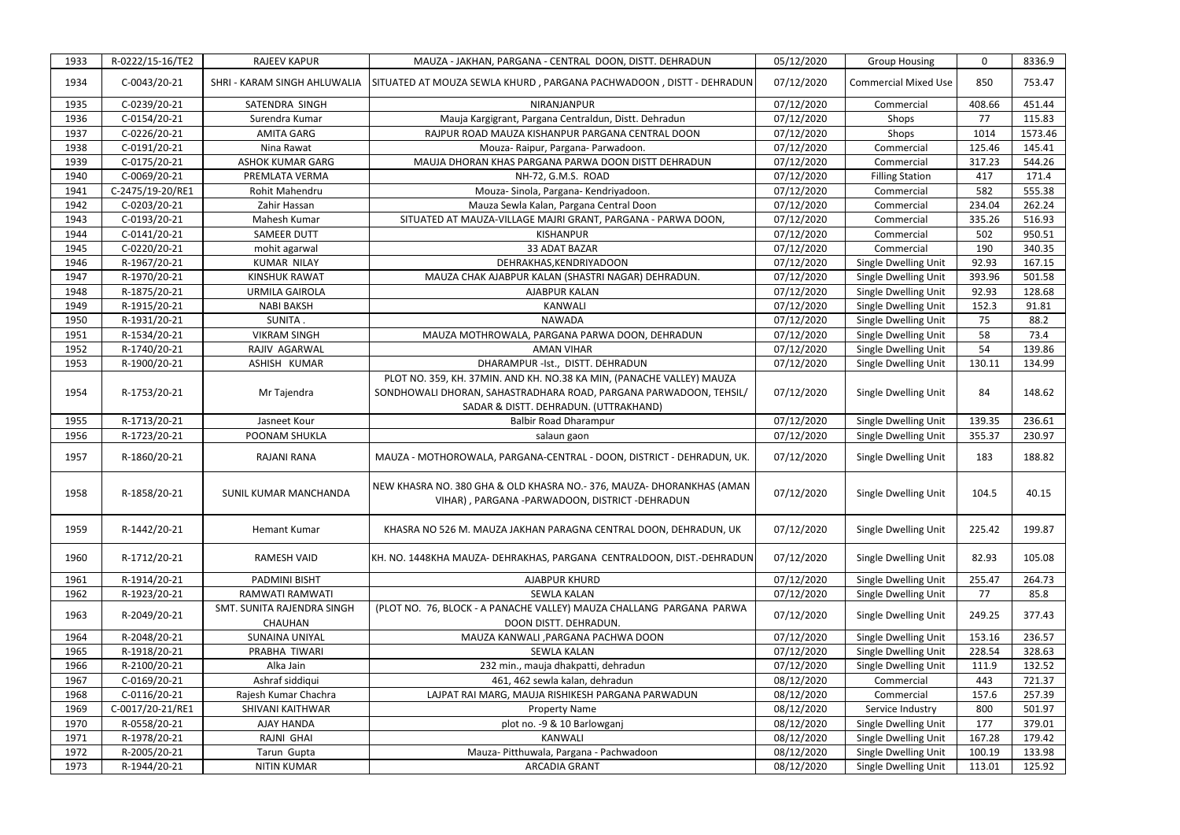| | | | | | | | |
|---|---|---|---|---|---|---|---|
| 1933 | R-0222/15-16/TE2 | RAJEEV KAPUR | MAUZA - JAKHAN, PARGANA - CENTRAL DOON, DISTT. DEHRADUN | 05/12/2020 | Group Housing | 0 | 8336.9 |
| 1934 | C-0043/20-21 | SHRI - KARAM SINGH AHLUWALIA | SITUATED AT MOUZA SEWLA KHURD , PARGANA PACHWADOON , DISTT - DEHRADUN | 07/12/2020 | Commercial Mixed Use | 850 | 753.47 |
| 1935 | C-0239/20-21 | SATENDRA SINGH | NIRANJANPUR | 07/12/2020 | Commercial | 408.66 | 451.44 |
| 1936 | C-0154/20-21 | Surendra Kumar | Mauja Kargigrant, Pargana Centraldun, Distt. Dehradun | 07/12/2020 | Shops | 77 | 115.83 |
| 1937 | C-0226/20-21 | AMITA GARG | RAJPUR ROAD MAUZA KISHANPUR PARGANA CENTRAL DOON | 07/12/2020 | Shops | 1014 | 1573.46 |
| 1938 | C-0191/20-21 | Nina Rawat | Mouza- Raipur, Pargana- Parwadoon. | 07/12/2020 | Commercial | 125.46 | 145.41 |
| 1939 | C-0175/20-21 | ASHOK KUMAR GARG | MAUJA DHORAN KHAS PARGANA PARWA DOON DISTT DEHRADUN | 07/12/2020 | Commercial | 317.23 | 544.26 |
| 1940 | C-0069/20-21 | PREMLATA VERMA | NH-72, G.M.S. ROAD | 07/12/2020 | Filling Station | 417 | 171.4 |
| 1941 | C-2475/19-20/RE1 | Rohit Mahendru | Mouza- Sinola, Pargana- Kendriyadoon. | 07/12/2020 | Commercial | 582 | 555.38 |
| 1942 | C-0203/20-21 | Zahir Hassan | Mauza Sewla Kalan, Pargana Central Doon | 07/12/2020 | Commercial | 234.04 | 262.24 |
| 1943 | C-0193/20-21 | Mahesh Kumar | SITUATED AT MAUZA-VILLAGE MAJRI GRANT, PARGANA - PARWA DOON, | 07/12/2020 | Commercial | 335.26 | 516.93 |
| 1944 | C-0141/20-21 | SAMEER DUTT | KISHANPUR | 07/12/2020 | Commercial | 502 | 950.51 |
| 1945 | C-0220/20-21 | mohit agarwal | 33 ADAT BAZAR | 07/12/2020 | Commercial | 190 | 340.35 |
| 1946 | R-1967/20-21 | KUMAR NILAY | DEHRAKHAS,KENDRIYADOON | 07/12/2020 | Single Dwelling Unit | 92.93 | 167.15 |
| 1947 | R-1970/20-21 | KINSHUK RAWAT | MAUZA CHAK AJABPUR KALAN (SHASTRI NAGAR) DEHRADUN. | 07/12/2020 | Single Dwelling Unit | 393.96 | 501.58 |
| 1948 | R-1875/20-21 | URMILA GAIROLA | AJABPUR KALAN | 07/12/2020 | Single Dwelling Unit | 92.93 | 128.68 |
| 1949 | R-1915/20-21 | NABI BAKSH | KANWALI | 07/12/2020 | Single Dwelling Unit | 152.3 | 91.81 |
| 1950 | R-1931/20-21 | SUNITA . | NAWADA | 07/12/2020 | Single Dwelling Unit | 75 | 88.2 |
| 1951 | R-1534/20-21 | VIKRAM SINGH | MAUZA MOTHROWALA, PARGANA PARWA DOON, DEHRADUN | 07/12/2020 | Single Dwelling Unit | 58 | 73.4 |
| 1952 | R-1740/20-21 | RAJIV AGARWAL | AMAN VIHAR | 07/12/2020 | Single Dwelling Unit | 54 | 139.86 |
| 1953 | R-1900/20-21 | ASHISH KUMAR | DHARAMPUR -Ist., DISTT. DEHRADUN | 07/12/2020 | Single Dwelling Unit | 130.11 | 134.99 |
| 1954 | R-1753/20-21 | Mr Tajendra | PLOT NO. 359, KH. 37MIN. AND KH. NO.38 KA MIN, (PANACHE VALLEY) MAUZA SONDHOWALI DHORAN, SAHASTRADHARA ROAD, PARGANA PARWADOON, TEHSIL/ SADAR & DISTT. DEHRADUN. (UTTRAKHAND) | 07/12/2020 | Single Dwelling Unit | 84 | 148.62 |
| 1955 | R-1713/20-21 | Jasneet Kour | Balbir Road Dharampur | 07/12/2020 | Single Dwelling Unit | 139.35 | 236.61 |
| 1956 | R-1723/20-21 | POONAM SHUKLA | salaun gaon | 07/12/2020 | Single Dwelling Unit | 355.37 | 230.97 |
| 1957 | R-1860/20-21 | RAJANI RANA | MAUZA - MOTHOROWALA, PARGANA-CENTRAL - DOON, DISTRICT - DEHRADUN, UK. | 07/12/2020 | Single Dwelling Unit | 183 | 188.82 |
| 1958 | R-1858/20-21 | SUNIL KUMAR MANCHANDA | NEW KHASRA NO. 380 GHA & OLD KHASRA NO.- 376, MAUZA- DHORANKHAS (AMAN VIHAR) , PARGANA -PARWADOON, DISTRICT -DEHRADUN | 07/12/2020 | Single Dwelling Unit | 104.5 | 40.15 |
| 1959 | R-1442/20-21 | Hemant Kumar | KHASRA NO 526 M. MAUZA JAKHAN PARAGNA CENTRAL DOON, DEHRADUN, UK | 07/12/2020 | Single Dwelling Unit | 225.42 | 199.87 |
| 1960 | R-1712/20-21 | RAMESH VAID | KH. NO. 1448KHA MAUZA- DEHRAKHAS, PARGANA CENTRALDOON, DIST.-DEHRADUN | 07/12/2020 | Single Dwelling Unit | 82.93 | 105.08 |
| 1961 | R-1914/20-21 | PADMINI BISHT | AJABPUR KHURD | 07/12/2020 | Single Dwelling Unit | 255.47 | 264.73 |
| 1962 | R-1923/20-21 | RAMWATI RAMWATI | SEWLA KALAN | 07/12/2020 | Single Dwelling Unit | 77 | 85.8 |
| 1963 | R-2049/20-21 | SMT. SUNITA RAJENDRA SINGH CHAUHAN | (PLOT NO. 76, BLOCK - A PANACHE VALLEY) MAUZA CHALLANG PARGANA PARWA DOON DISTT. DEHRADUN. | 07/12/2020 | Single Dwelling Unit | 249.25 | 377.43 |
| 1964 | R-2048/20-21 | SUNAINA UNIYAL | MAUZA KANWALI ,PARGANA PACHWA DOON | 07/12/2020 | Single Dwelling Unit | 153.16 | 236.57 |
| 1965 | R-1918/20-21 | PRABHA TIWARI | SEWLA KALAN | 07/12/2020 | Single Dwelling Unit | 228.54 | 328.63 |
| 1966 | R-2100/20-21 | Alka Jain | 232 min., mauja dhakpatti, dehradun | 07/12/2020 | Single Dwelling Unit | 111.9 | 132.52 |
| 1967 | C-0169/20-21 | Ashraf siddiqui | 461, 462 sewla kalan, dehradun | 08/12/2020 | Commercial | 443 | 721.37 |
| 1968 | C-0116/20-21 | Rajesh Kumar Chachra | LAJPAT RAI MARG, MAUJA RISHIKESH PARGANA PARWADUN | 08/12/2020 | Commercial | 157.6 | 257.39 |
| 1969 | C-0017/20-21/RE1 | SHIVANI KAITHWAR | Property Name | 08/12/2020 | Service Industry | 800 | 501.97 |
| 1970 | R-0558/20-21 | AJAY HANDA | plot no. -9 & 10 Barlowganj | 08/12/2020 | Single Dwelling Unit | 177 | 379.01 |
| 1971 | R-1978/20-21 | RAJNI GHAI | KANWALI | 08/12/2020 | Single Dwelling Unit | 167.28 | 179.42 |
| 1972 | R-2005/20-21 | Tarun Gupta | Mauza- Pitthuwala, Pargana - Pachwadoon | 08/12/2020 | Single Dwelling Unit | 100.19 | 133.98 |
| 1973 | R-1944/20-21 | NITIN KUMAR | ARCADIA GRANT | 08/12/2020 | Single Dwelling Unit | 113.01 | 125.92 |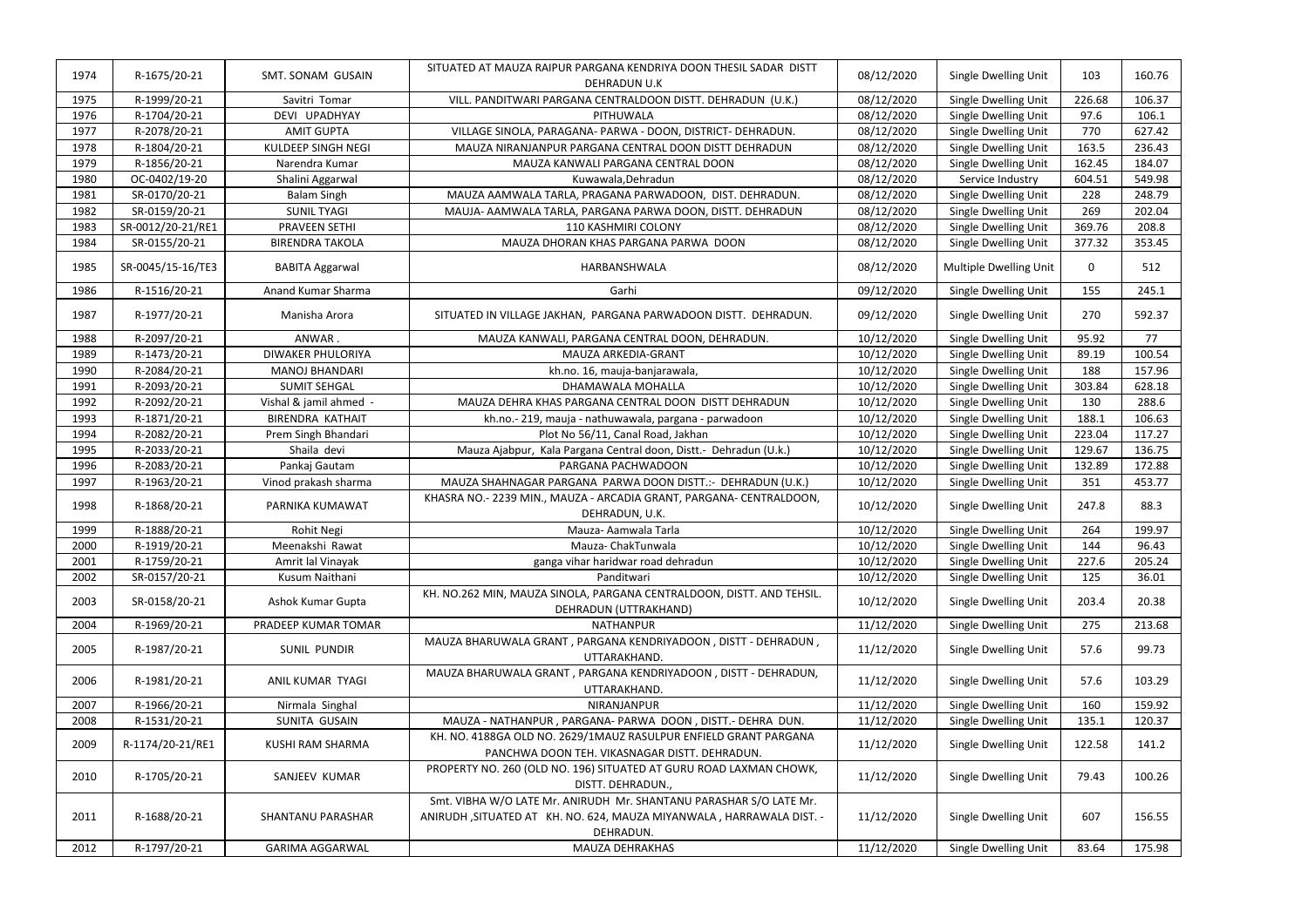| | | | | | | | |
|---|---|---|---|---|---|---|---|
| 1974 | R-1675/20-21 | SMT. SONAM GUSAIN | SITUATED AT MAUZA RAIPUR PARGANA KENDRIYA DOON THESIL SADAR DISTT DEHRADUN U.K | 08/12/2020 | Single Dwelling Unit | 103 | 160.76 |
| 1975 | R-1999/20-21 | Savitri Tomar | VILL. PANDITWARI PARGANA CENTRALDOON DISTT. DEHRADUN (U.K.) | 08/12/2020 | Single Dwelling Unit | 226.68 | 106.37 |
| 1976 | R-1704/20-21 | DEVI UPADHYAY | PITHUWALA | 08/12/2020 | Single Dwelling Unit | 97.6 | 106.1 |
| 1977 | R-2078/20-21 | AMIT GUPTA | VILLAGE SINOLA, PARAGANA- PARWA - DOON, DISTRICT- DEHRADUN. | 08/12/2020 | Single Dwelling Unit | 770 | 627.42 |
| 1978 | R-1804/20-21 | KULDEEP SINGH NEGI | MAUZA NIRANJANPUR PARGANA CENTRAL DOON DISTT DEHRADUN | 08/12/2020 | Single Dwelling Unit | 163.5 | 236.43 |
| 1979 | R-1856/20-21 | Narendra Kumar | MAUZA KANWALI PARGANA CENTRAL DOON | 08/12/2020 | Single Dwelling Unit | 162.45 | 184.07 |
| 1980 | OC-0402/19-20 | Shalini Aggarwal | Kuwawala,Dehradun | 08/12/2020 | Service Industry | 604.51 | 549.98 |
| 1981 | SR-0170/20-21 | Balam Singh | MAUZA AAMWALA TARLA, PRAGANA PARWADOON, DIST. DEHRADUN. | 08/12/2020 | Single Dwelling Unit | 228 | 248.79 |
| 1982 | SR-0159/20-21 | SUNIL TYAGI | MAUJA- AAMWALA TARLA, PARGANA PARWA DOON, DISTT. DEHRADUN | 08/12/2020 | Single Dwelling Unit | 269 | 202.04 |
| 1983 | SR-0012/20-21/RE1 | PRAVEEN SETHI | 110 KASHMIRI COLONY | 08/12/2020 | Single Dwelling Unit | 369.76 | 208.8 |
| 1984 | SR-0155/20-21 | BIRENDRA TAKOLA | MAUZA DHORAN KHAS PARGANA PARWA DOON | 08/12/2020 | Single Dwelling Unit | 377.32 | 353.45 |
| 1985 | SR-0045/15-16/TE3 | BABITA Aggarwal | HARBANSHWALA | 08/12/2020 | Multiple Dwelling Unit | 0 | 512 |
| 1986 | R-1516/20-21 | Anand Kumar Sharma | Garhi | 09/12/2020 | Single Dwelling Unit | 155 | 245.1 |
| 1987 | R-1977/20-21 | Manisha Arora | SITUATED IN VILLAGE JAKHAN, PARGANA PARWADOON DISTT. DEHRADUN. | 09/12/2020 | Single Dwelling Unit | 270 | 592.37 |
| 1988 | R-2097/20-21 | ANWAR . | MAUZA KANWALI, PARGANA CENTRAL DOON, DEHRADUN. | 10/12/2020 | Single Dwelling Unit | 95.92 | 77 |
| 1989 | R-1473/20-21 | DIWAKER PHULORIYA | MAUZA ARKEDIA-GRANT | 10/12/2020 | Single Dwelling Unit | 89.19 | 100.54 |
| 1990 | R-2084/20-21 | MANOJ BHANDARI | kh.no. 16, mauja-banjarawala, | 10/12/2020 | Single Dwelling Unit | 188 | 157.96 |
| 1991 | R-2093/20-21 | SUMIT SEHGAL | DHAMAWALA MOHALLA | 10/12/2020 | Single Dwelling Unit | 303.84 | 628.18 |
| 1992 | R-2092/20-21 | Vishal & jamil ahmed - | MAUZA DEHRA KHAS PARGANA CENTRAL DOON DISTT DEHRADUN | 10/12/2020 | Single Dwelling Unit | 130 | 288.6 |
| 1993 | R-1871/20-21 | BIRENDRA KATHAIT | kh.no.- 219, mauja - nathuwawala, pargana - parwadoon | 10/12/2020 | Single Dwelling Unit | 188.1 | 106.63 |
| 1994 | R-2082/20-21 | Prem Singh Bhandari | Plot No 56/11, Canal Road, Jakhan | 10/12/2020 | Single Dwelling Unit | 223.04 | 117.27 |
| 1995 | R-2033/20-21 | Shaila devi | Mauza Ajabpur, Kala Pargana Central doon, Distt.- Dehradun (U.k.) | 10/12/2020 | Single Dwelling Unit | 129.67 | 136.75 |
| 1996 | R-2083/20-21 | Pankaj Gautam | PARGANA PACHWADOON | 10/12/2020 | Single Dwelling Unit | 132.89 | 172.88 |
| 1997 | R-1963/20-21 | Vinod prakash sharma | MAUZA SHAHNAGAR PARGANA PARWA DOON DISTT.:- DEHRADUN (U.K.) | 10/12/2020 | Single Dwelling Unit | 351 | 453.77 |
| 1998 | R-1868/20-21 | PARNIKA KUMAWAT | KHASRA NO.- 2239 MIN., MAUZA - ARCADIA GRANT, PARGANA- CENTRALDOON, DEHRADUN, U.K. | 10/12/2020 | Single Dwelling Unit | 247.8 | 88.3 |
| 1999 | R-1888/20-21 | Rohit Negi | Mauza- Aamwala Tarla | 10/12/2020 | Single Dwelling Unit | 264 | 199.97 |
| 2000 | R-1919/20-21 | Meenakshi Rawat | Mauza- ChakTunwala | 10/12/2020 | Single Dwelling Unit | 144 | 96.43 |
| 2001 | R-1759/20-21 | Amrit lal Vinayak | ganga vihar haridwar road dehradun | 10/12/2020 | Single Dwelling Unit | 227.6 | 205.24 |
| 2002 | SR-0157/20-21 | Kusum Naithani | Panditwari | 10/12/2020 | Single Dwelling Unit | 125 | 36.01 |
| 2003 | SR-0158/20-21 | Ashok Kumar Gupta | KH. NO.262 MIN, MAUZA SINOLA, PARGANA CENTRALDOON, DISTT. AND TEHSIL. DEHRADUN (UTTRAKHAND) | 10/12/2020 | Single Dwelling Unit | 203.4 | 20.38 |
| 2004 | R-1969/20-21 | PRADEEP KUMAR TOMAR | NATHANPUR | 11/12/2020 | Single Dwelling Unit | 275 | 213.68 |
| 2005 | R-1987/20-21 | SUNIL PUNDIR | MAUZA BHARUWALA GRANT , PARGANA KENDRIYADOON , DISTT - DEHRADUN , UTTARAKHAND. | 11/12/2020 | Single Dwelling Unit | 57.6 | 99.73 |
| 2006 | R-1981/20-21 | ANIL KUMAR TYAGI | MAUZA BHARUWALA GRANT , PARGANA KENDRIYADOON , DISTT - DEHRADUN, UTTARAKHAND. | 11/12/2020 | Single Dwelling Unit | 57.6 | 103.29 |
| 2007 | R-1966/20-21 | Nirmala Singhal | NIRANJANPUR | 11/12/2020 | Single Dwelling Unit | 160 | 159.92 |
| 2008 | R-1531/20-21 | SUNITA GUSAIN | MAUZA - NATHANPUR , PARGANA- PARWA DOON , DISTT.- DEHRA DUN. | 11/12/2020 | Single Dwelling Unit | 135.1 | 120.37 |
| 2009 | R-1174/20-21/RE1 | KUSHI RAM SHARMA | KH. NO. 4188GA OLD NO. 2629/1MAUZ RASULPUR ENFIELD GRANT PARGANA PANCHWA DOON TEH. VIKASNAGAR DISTT. DEHRADUN. | 11/12/2020 | Single Dwelling Unit | 122.58 | 141.2 |
| 2010 | R-1705/20-21 | SANJEEV KUMAR | PROPERTY NO. 260 (OLD NO. 196) SITUATED AT GURU ROAD LAXMAN CHOWK, DISTT. DEHRADUN., | 11/12/2020 | Single Dwelling Unit | 79.43 | 100.26 |
| 2011 | R-1688/20-21 | SHANTANU PARASHAR | Smt. VIBHA W/O LATE Mr. ANIRUDH Mr. SHANTANU PARASHAR S/O LATE Mr. ANIRUDH ,SITUATED AT KH. NO. 624, MAUZA MIYANWALA , HARRAWALA DIST. - DEHRADUN. | 11/12/2020 | Single Dwelling Unit | 607 | 156.55 |
| 2012 | R-1797/20-21 | GARIMA AGGARWAL | MAUZA DEHRAKHAS | 11/12/2020 | Single Dwelling Unit | 83.64 | 175.98 |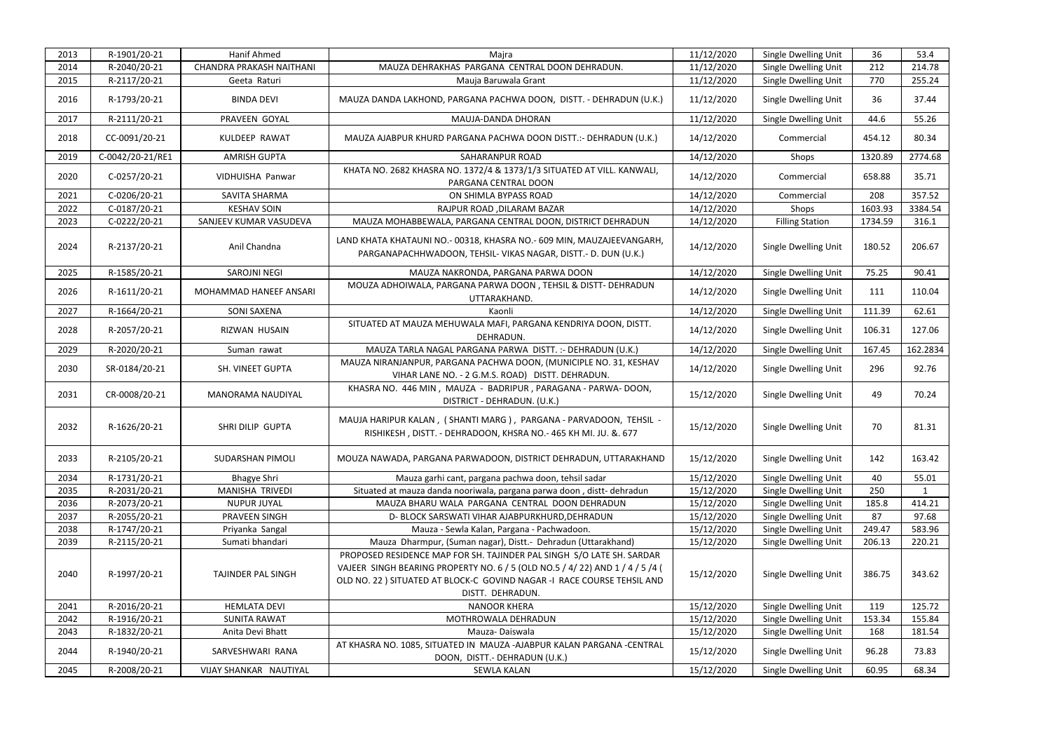| | | | | | | | |
|---|---|---|---|---|---|---|---|
| 2013 | R-1901/20-21 | Hanif Ahmed | Majra | 11/12/2020 | Single Dwelling Unit | 36 | 53.4 |
| 2014 | R-2040/20-21 | CHANDRA PRAKASH NAITHANI | MAUZA DEHRAKHAS PARGANA CENTRAL DOON DEHRADUN. | 11/12/2020 | Single Dwelling Unit | 212 | 214.78 |
| 2015 | R-2117/20-21 | Geeta Raturi | Mauja Baruwala Grant | 11/12/2020 | Single Dwelling Unit | 770 | 255.24 |
| 2016 | R-1793/20-21 | BINDA DEVI | MAUZA DANDA LAKHOND, PARGANA PACHWA DOON, DISTT. - DEHRADUN (U.K.) | 11/12/2020 | Single Dwelling Unit | 36 | 37.44 |
| 2017 | R-2111/20-21 | PRAVEEN GOYAL | MAUJA-DANDA DHORAN | 11/12/2020 | Single Dwelling Unit | 44.6 | 55.26 |
| 2018 | CC-0091/20-21 | KULDEEP RAWAT | MAUZA AJABPUR KHURD PARGANA PACHWA DOON DISTT.:- DEHRADUN (U.K.) | 14/12/2020 | Commercial | 454.12 | 80.34 |
| 2019 | C-0042/20-21/RE1 | AMRISH GUPTA | SAHARANPUR ROAD | 14/12/2020 | Shops | 1320.89 | 2774.68 |
| 2020 | C-0257/20-21 | VIDHUISHA Panwar | KHATA NO. 2682 KHASRA NO. 1372/4 & 1373/1/3 SITUATED AT VILL. KANWALI, PARGANA CENTRAL DOON | 14/12/2020 | Commercial | 658.88 | 35.71 |
| 2021 | C-0206/20-21 | SAVITA SHARMA | ON SHIMLA BYPASS ROAD | 14/12/2020 | Commercial | 208 | 357.52 |
| 2022 | C-0187/20-21 | KESHAV SOIN | RAJPUR ROAD ,DILARAM BAZAR | 14/12/2020 | Shops | 1603.93 | 3384.54 |
| 2023 | C-0222/20-21 | SANJEEV KUMAR VASUDEVA | MAUZA MOHABBEWALA, PARGANA CENTRAL DOON, DISTRICT DEHRADUN | 14/12/2020 | Filling Station | 1734.59 | 316.1 |
| 2024 | R-2137/20-21 | Anil Chandna | LAND KHATA KHATAUNI NO.- 00318, KHASRA NO.- 609 MIN, MAUZAJEEVANGARH, PARGANAPACHHWADOON, TEHSIL- VIKAS NAGAR, DISTT.- D. DUN (U.K.) | 14/12/2020 | Single Dwelling Unit | 180.52 | 206.67 |
| 2025 | R-1585/20-21 | SAROJNI NEGI | MAUZA NAKRONDA, PARGANA PARWA DOON | 14/12/2020 | Single Dwelling Unit | 75.25 | 90.41 |
| 2026 | R-1611/20-21 | MOHAMMAD HANEEF ANSARI | MOUZA ADHOIWALA, PARGANA PARWA DOON , TEHSIL & DISTT- DEHRADUN UTTARAKHAND. | 14/12/2020 | Single Dwelling Unit | 111 | 110.04 |
| 2027 | R-1664/20-21 | SONI SAXENA | Kaonli | 14/12/2020 | Single Dwelling Unit | 111.39 | 62.61 |
| 2028 | R-2057/20-21 | RIZWAN HUSAIN | SITUATED AT MAUZA MEHUWALA MAFI, PARGANA KENDRIYA DOON, DISTT. DEHRADUN. | 14/12/2020 | Single Dwelling Unit | 106.31 | 127.06 |
| 2029 | R-2020/20-21 | Suman rawat | MAUZA TARLA NAGAL PARGANA PARWA DISTT. :- DEHRADUN (U.K.) | 14/12/2020 | Single Dwelling Unit | 167.45 | 162.2834 |
| 2030 | SR-0184/20-21 | SH. VINEET GUPTA | MAUZA NIRANJANPUR, PARGANA PACHWA DOON, (MUNICIPLE NO. 31, KESHAV VIHAR LANE NO. - 2 G.M.S. ROAD) DISTT. DEHRADUN. | 14/12/2020 | Single Dwelling Unit | 296 | 92.76 |
| 2031 | CR-0008/20-21 | MANORAMA NAUDIYAL | KHASRA NO. 446 MIN , MAUZA - BADRIPUR , PARAGANA - PARWA- DOON, DISTRICT - DEHRADUN. (U.K.) | 15/12/2020 | Single Dwelling Unit | 49 | 70.24 |
| 2032 | R-1626/20-21 | SHRI DILIP GUPTA | MAUJA HARIPUR KALAN , ( SHANTI MARG ) , PARGANA - PARVADOON, TEHSIL - RISHIKESH , DISTT. - DEHRADOON, KHSRA NO.- 465 KH MI. JU. &. 677 | 15/12/2020 | Single Dwelling Unit | 70 | 81.31 |
| 2033 | R-2105/20-21 | SUDARSHAN PIMOLI | MOUZA NAWADA, PARGANA PARWADOON, DISTRICT DEHRADUN, UTTARAKHAND | 15/12/2020 | Single Dwelling Unit | 142 | 163.42 |
| 2034 | R-1731/20-21 | Bhagye Shri | Mauza garhi cant, pargana pachwa doon, tehsil sadar | 15/12/2020 | Single Dwelling Unit | 40 | 55.01 |
| 2035 | R-2031/20-21 | MANISHA TRIVEDI | Situated at mauza danda nooriwala, pargana parwa doon , distt- dehradun | 15/12/2020 | Single Dwelling Unit | 250 | 1 |
| 2036 | R-2073/20-21 | NUPUR JUYAL | MAUZA BHARU WALA PARGANA CENTRAL DOON DEHRADUN | 15/12/2020 | Single Dwelling Unit | 185.8 | 414.21 |
| 2037 | R-2055/20-21 | PRAVEEN SINGH | D- BLOCK SARSWATI VIHAR AJABPURKHURD,DEHRADUN | 15/12/2020 | Single Dwelling Unit | 87 | 97.68 |
| 2038 | R-1747/20-21 | Priyanka Sangal | Mauza - Sewla Kalan, Pargana - Pachwadoon. | 15/12/2020 | Single Dwelling Unit | 249.47 | 583.96 |
| 2039 | R-2115/20-21 | Sumati bhandari | Mauza Dharmpur, (Suman nagar), Distt.- Dehradun (Uttarakhand) | 15/12/2020 | Single Dwelling Unit | 206.13 | 220.21 |
| 2040 | R-1997/20-21 | TAJINDER PAL SINGH | PROPOSED RESIDENCE MAP FOR SH. TAJINDER PAL SINGH S/O LATE SH. SARDAR VAJEER SINGH BEARING PROPERTY NO. 6 / 5 (OLD NO.5 / 4/ 22) AND 1 / 4 / 5 /4 ( OLD NO. 22 ) SITUATED AT BLOCK-C GOVIND NAGAR -I RACE COURSE TEHSIL AND DISTT. DEHRADUN. | 15/12/2020 | Single Dwelling Unit | 386.75 | 343.62 |
| 2041 | R-2016/20-21 | HEMLATA DEVI | NANOOR KHERA | 15/12/2020 | Single Dwelling Unit | 119 | 125.72 |
| 2042 | R-1916/20-21 | SUNITA RAWAT | MOTHROWALA DEHRADUN | 15/12/2020 | Single Dwelling Unit | 153.34 | 155.84 |
| 2043 | R-1832/20-21 | Anita Devi Bhatt | Mauza- Daiswala | 15/12/2020 | Single Dwelling Unit | 168 | 181.54 |
| 2044 | R-1940/20-21 | SARVESHWARI RANA | AT KHASRA NO. 1085, SITUATED IN MAUZA -AJABPUR KALAN PARGANA -CENTRAL DOON, DISTT.- DEHRADUN (U.K.) | 15/12/2020 | Single Dwelling Unit | 96.28 | 73.83 |
| 2045 | R-2008/20-21 | VIJAY SHANKAR NAUTIYAL | SEWLA KALAN | 15/12/2020 | Single Dwelling Unit | 60.95 | 68.34 |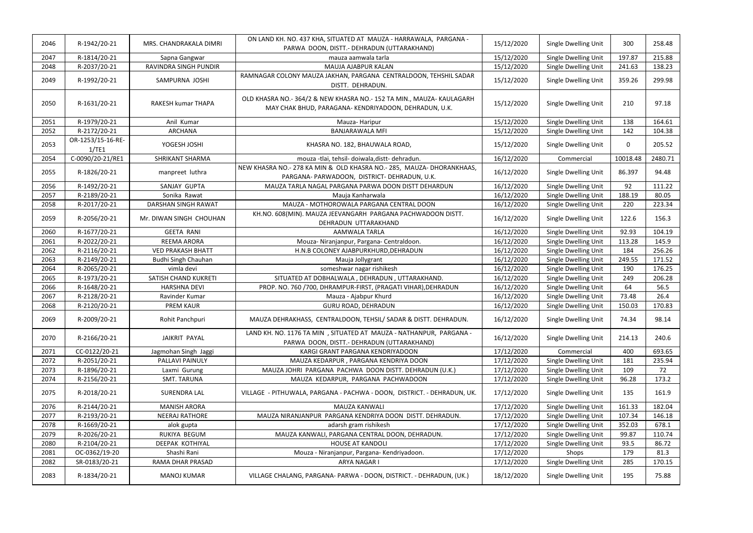| | | | | | | | |
|---|---|---|---|---|---|---|---|
| 2046 | R-1942/20-21 | MRS. CHANDRAKALA DIMRI | ON LAND KH. NO. 437 KHA, SITUATED AT MAUZA - HARRAWALA, PARGANA - PARWA DOON, DISTT.- DEHRADUN (UTTARAKHAND) | 15/12/2020 | Single Dwelling Unit | 300 | 258.48 |
| 2047 | R-1814/20-21 | Sapna Gangwar | mauza aamwala tarla | 15/12/2020 | Single Dwelling Unit | 197.87 | 215.88 |
| 2048 | R-2037/20-21 | RAVINDRA SINGH PUNDIR | MAUJA AJABPUR KALAN | 15/12/2020 | Single Dwelling Unit | 241.63 | 138.23 |
| 2049 | R-1992/20-21 | SAMPURNA JOSHI | RAMNAGAR COLONY MAUZA JAKHAN, PARGANA CENTRALDOON, TEHSHIL SADAR DISTT. DEHRADUN. | 15/12/2020 | Single Dwelling Unit | 359.26 | 299.98 |
| 2050 | R-1631/20-21 | RAKESH kumar THAPA | OLD KHASRA NO.- 364/2 & NEW KHASRA NO.- 152 TA MIN., MAUZA- KAULAGARH MAY CHAK BHUD, PARAGANA- KENDRIYADOON, DEHRADUN, U.K. | 15/12/2020 | Single Dwelling Unit | 210 | 97.18 |
| 2051 | R-1979/20-21 | Anil Kumar | Mauza- Haripur | 15/12/2020 | Single Dwelling Unit | 138 | 164.61 |
| 2052 | R-2172/20-21 | ARCHANA | BANJARAWALA MFI | 15/12/2020 | Single Dwelling Unit | 142 | 104.38 |
| 2053 | OR-1253/15-16-RE-1/TE1 | YOGESH JOSHI | KHASRA NO. 182, BHAUWALA ROAD, | 15/12/2020 | Single Dwelling Unit | 0 | 205.52 |
| 2054 | C-0090/20-21/RE1 | SHRIKANT SHARMA | mouza -tlai, tehsil- doiwala,distt- dehradun. | 16/12/2020 | Commercial | 10018.48 | 2480.71 |
| 2055 | R-1826/20-21 | manpreet luthra | NEW KHASRA NO.- 278 KA MIN & OLD KHASRA NO.- 285, MAUZA- DHORANKHAAS, PARGANA- PARWADOON, DISTRICT- DEHRADUN, U.K. | 16/12/2020 | Single Dwelling Unit | 86.397 | 94.48 |
| 2056 | R-1492/20-21 | SANJAY GUPTA | MAUZA TARLA NAGAL PARGANA PARWA DOON DISTT DEHARDUN | 16/12/2020 | Single Dwelling Unit | 92 | 111.22 |
| 2057 | R-2189/20-21 | Sonika Rawat | Mauja Kanharwala | 16/12/2020 | Single Dwelling Unit | 188.19 | 80.05 |
| 2058 | R-2017/20-21 | DARSHAN SINGH RAWAT | MAUZA - MOTHOROWALA PARGANA CENTRAL DOON | 16/12/2020 | Single Dwelling Unit | 220 | 223.34 |
| 2059 | R-2056/20-21 | Mr. DIWAN SINGH CHOUHAN | KH.NO. 608(MIN). MAUZA JEEVANGARH PARGANA PACHWADOON DISTT. DEHRADUN UTTARAKHAND | 16/12/2020 | Single Dwelling Unit | 122.6 | 156.3 |
| 2060 | R-1677/20-21 | GEETA RANI | AAMWALA TARLA | 16/12/2020 | Single Dwelling Unit | 92.93 | 104.19 |
| 2061 | R-2022/20-21 | REEMA ARORA | Mouza- Niranjanpur, Pargana- Centraldoon. | 16/12/2020 | Single Dwelling Unit | 113.28 | 145.9 |
| 2062 | R-2116/20-21 | VED PRAKASH BHATT | H.N.B COLONEY AJABPURKHURD,DEHRADUN | 16/12/2020 | Single Dwelling Unit | 184 | 256.26 |
| 2063 | R-2149/20-21 | Budhi Singh Chauhan | Mauja Jollygrant | 16/12/2020 | Single Dwelling Unit | 249.55 | 171.52 |
| 2064 | R-2065/20-21 | vimla devi | someshwar nagar rishikesh | 16/12/2020 | Single Dwelling Unit | 190 | 176.25 |
| 2065 | R-1973/20-21 | SATISH CHAND KUKRETI | SITUATED AT DOBHALWALA , DEHRADUN , UTTARAKHAND. | 16/12/2020 | Single Dwelling Unit | 249 | 206.28 |
| 2066 | R-1648/20-21 | HARSHNA DEVI | PROP. NO. 760 /700, DHRAMPUR-FIRST, (PRAGATI VIHAR),DEHRADUN | 16/12/2020 | Single Dwelling Unit | 64 | 56.5 |
| 2067 | R-2128/20-21 | Ravinder Kumar | Mauza - Ajabpur Khurd | 16/12/2020 | Single Dwelling Unit | 73.48 | 26.4 |
| 2068 | R-2120/20-21 | PREM KAUR | GURU ROAD, DEHRADUN | 16/12/2020 | Single Dwelling Unit | 150.03 | 170.83 |
| 2069 | R-2009/20-21 | Rohit Panchpuri | MAUZA DEHRAKHASS, CENTRALDOON, TEHSIL/ SADAR & DISTT. DEHRADUN. | 16/12/2020 | Single Dwelling Unit | 74.34 | 98.14 |
| 2070 | R-2166/20-21 | JAIKRIT PAYAL | LAND KH. NO. 1176 TA MIN , SITUATED AT MAUZA - NATHANPUR, PARGANA - PARWA DOON, DISTT.- DEHRADUN (UTTARAKHAND) | 16/12/2020 | Single Dwelling Unit | 214.13 | 240.6 |
| 2071 | CC-0122/20-21 | Jagmohan Singh Jaggi | KARGI GRANT PARGANA KENDRIYADOON | 17/12/2020 | Commercial | 400 | 693.65 |
| 2072 | R-2051/20-21 | PALLAVI PAINULY | MAUZA KEDARPUR , PARGANA KENDRIYA DOON | 17/12/2020 | Single Dwelling Unit | 181 | 235.94 |
| 2073 | R-1896/20-21 | Laxmi Gurung | MAUZA JOHRI PARGANA PACHWA DOON DISTT. DEHRADUN (U.K.) | 17/12/2020 | Single Dwelling Unit | 109 | 72 |
| 2074 | R-2156/20-21 | SMT. TARUNA | MAUZA KEDARPUR, PARGANA PACHWADOON | 17/12/2020 | Single Dwelling Unit | 96.28 | 173.2 |
| 2075 | R-2018/20-21 | SURENDRA LAL | VILLAGE - PITHUWALA, PARGANA - PACHWA - DOON, DISTRICT. - DEHRADUN, UK. | 17/12/2020 | Single Dwelling Unit | 135 | 161.9 |
| 2076 | R-2144/20-21 | MANISH ARORA | MAUZA KANWALI | 17/12/2020 | Single Dwelling Unit | 161.33 | 182.04 |
| 2077 | R-2193/20-21 | NEERAJ RATHORE | MAUZA NIRANJANPUR PARGANA KENDRIYA DOON DISTT. DEHRADUN. | 17/12/2020 | Single Dwelling Unit | 107.34 | 146.18 |
| 2078 | R-1669/20-21 | alok gupta | adarsh gram rishikesh | 17/12/2020 | Single Dwelling Unit | 352.03 | 678.1 |
| 2079 | R-2026/20-21 | RUKIYA BEGUM | MAUZA KANWALI, PARGANA CENTRAL DOON, DEHRADUN. | 17/12/2020 | Single Dwelling Unit | 99.87 | 110.74 |
| 2080 | R-2104/20-21 | DEEPAK KOTHIYAL | HOUSE AT KANDOLI | 17/12/2020 | Single Dwelling Unit | 93.5 | 86.72 |
| 2081 | OC-0362/19-20 | Shashi Rani | Mouza - Niranjanpur, Pargana- Kendriyadoon. | 17/12/2020 | Shops | 179 | 81.3 |
| 2082 | SR-0183/20-21 | RAMA DHAR PRASAD | ARYA NAGAR I | 17/12/2020 | Single Dwelling Unit | 285 | 170.15 |
| 2083 | R-1834/20-21 | MANOJ KUMAR | VILLAGE CHALANG, PARGANA- PARWA - DOON, DISTRICT. - DEHRADUN, (UK.) | 18/12/2020 | Single Dwelling Unit | 195 | 75.88 |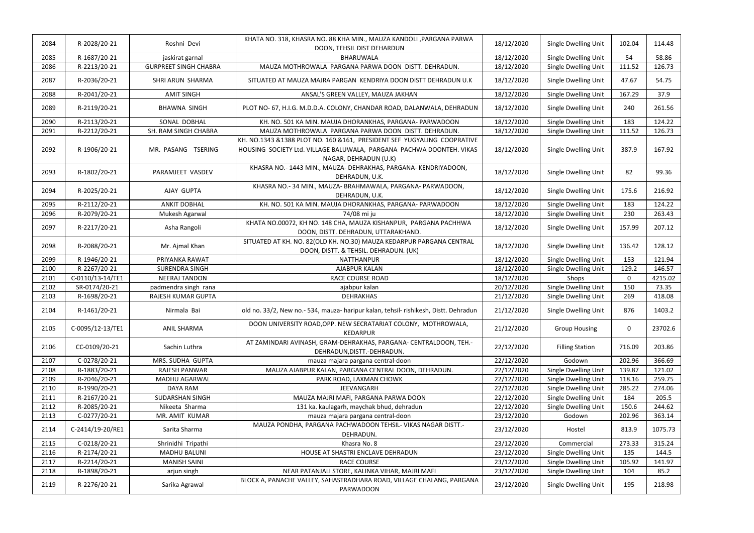| | | | | | | | |
|---|---|---|---|---|---|---|---|
| 2084 | R-2028/20-21 | Roshni Devi | KHATA NO. 318, KHASRA NO. 88 KHA MIN., MAUZA KANDOLI ,PARGANA PARWA DOON, TEHSIL DIST DEHARDUN | 18/12/2020 | Single Dwelling Unit | 102.04 | 114.48 |
| 2085 | R-1687/20-21 | jaskirat garnal | BHARUWALA | 18/12/2020 | Single Dwelling Unit | 54 | 58.86 |
| 2086 | R-2213/20-21 | GURPREET SINGH CHABRA | MAUZA MOTHROWALA PARGANA PARWA DOON DISTT. DEHRADUN. | 18/12/2020 | Single Dwelling Unit | 111.52 | 126.73 |
| 2087 | R-2036/20-21 | SHRI ARUN SHARMA | SITUATED AT MAUZA MAJRA PARGAN KENDRIYA DOON DISTT DEHRADUN U.K | 18/12/2020 | Single Dwelling Unit | 47.67 | 54.75 |
| 2088 | R-2041/20-21 | AMIT SINGH | ANSAL'S GREEN VALLEY, MAUZA JAKHAN | 18/12/2020 | Single Dwelling Unit | 167.29 | 37.9 |
| 2089 | R-2119/20-21 | BHAWNA SINGH | PLOT NO- 67, H.I.G. M.D.D.A. COLONY, CHANDAR ROAD, DALANWALA, DEHRADUN | 18/12/2020 | Single Dwelling Unit | 240 | 261.56 |
| 2090 | R-2113/20-21 | SONAL DOBHAL | KH. NO. 501 KA MIN. MAUJA DHORANKHAS, PARGANA- PARWADOON | 18/12/2020 | Single Dwelling Unit | 183 | 124.22 |
| 2091 | R-2212/20-21 | SH. RAM SINGH CHABRA | MAUZA MOTHROWALA PARGANA PARWA DOON DISTT. DEHRADUN. | 18/12/2020 | Single Dwelling Unit | 111.52 | 126.73 |
| 2092 | R-1906/20-21 | MR. PASANG TSERING | KH. NO.1343 &1388 PLOT NO. 160 &161, PRESIDENT SEF YUGYALING COOPRATIVE HOUSING SOCIETY Ltd. VILLAGE BALUWALA, PARGANA PACHWA DOONTEH. VIKAS NAGAR, DEHRADUN (U.K) | 18/12/2020 | Single Dwelling Unit | 387.9 | 167.92 |
| 2093 | R-1802/20-21 | PARAMJEET VASDEV | KHASRA NO.- 1443 MIN., MAUZA- DEHRAKHAS, PARGANA- KENDRIYADOON, DEHRADUN, U.K. | 18/12/2020 | Single Dwelling Unit | 82 | 99.36 |
| 2094 | R-2025/20-21 | AJAY GUPTA | KHASRA NO.- 34 MIN., MAUZA- BRAHMAWALA, PARGANA- PARWADOON, DEHRADUN, U.K. | 18/12/2020 | Single Dwelling Unit | 175.6 | 216.92 |
| 2095 | R-2112/20-21 | ANKIT DOBHAL | KH. NO. 501 KA MIN. MAUJA DHORANKHAS, PARGANA- PARWADOON | 18/12/2020 | Single Dwelling Unit | 183 | 124.22 |
| 2096 | R-2079/20-21 | Mukesh Agarwal | 74/08 mi ju | 18/12/2020 | Single Dwelling Unit | 230 | 263.43 |
| 2097 | R-2217/20-21 | Asha Rangoli | KHATA NO.00072, KH NO. 148 CHA, MAUZA KISHANPUR, PARGANA PACHHWA DOON, DISTT. DEHRADUN, UTTARAKHAND. | 18/12/2020 | Single Dwelling Unit | 157.99 | 207.12 |
| 2098 | R-2088/20-21 | Mr. Ajmal Khan | SITUATED AT KH. NO. 82(OLD KH. NO.30) MAUZA KEDARPUR PARGANA CENTRAL DOON, DISTT. & TEHSIL. DEHRADUN. (UK) | 18/12/2020 | Single Dwelling Unit | 136.42 | 128.12 |
| 2099 | R-1946/20-21 | PRIYANKA RAWAT | NATTHANPUR | 18/12/2020 | Single Dwelling Unit | 153 | 121.94 |
| 2100 | R-2267/20-21 | SURENDRA SINGH | AJABPUR KALAN | 18/12/2020 | Single Dwelling Unit | 129.2 | 146.57 |
| 2101 | C-0110/13-14/TE1 | NEERAJ TANDON | RACE COURSE ROAD | 18/12/2020 | Shops | 0 | 4215.02 |
| 2102 | SR-0174/20-21 | padmendra singh rana | ajabpur kalan | 20/12/2020 | Single Dwelling Unit | 150 | 73.35 |
| 2103 | R-1698/20-21 | RAJESH KUMAR GUPTA | DEHRAKHAS | 21/12/2020 | Single Dwelling Unit | 269 | 418.08 |
| 2104 | R-1461/20-21 | Nirmala Bai | old no. 33/2, New no.- 534, mauza- haripur kalan, tehsil- rishikesh, Distt. Dehradun | 21/12/2020 | Single Dwelling Unit | 876 | 1403.2 |
| 2105 | C-0095/12-13/TE1 | ANIL SHARMA | DOON UNIVERSITY ROAD,OPP. NEW SECRATARIAT COLONY, MOTHROWALA, KEDARPUR | 21/12/2020 | Group Housing | 0 | 23702.6 |
| 2106 | CC-0109/20-21 | Sachin Luthra | AT ZAMINDARI AVINASH, GRAM-DEHRAKHAS, PARGANA- CENTRALDOON, TEH.- DEHRADUN,DISTT.-DEHRADUN. | 22/12/2020 | Filling Station | 716.09 | 203.86 |
| 2107 | C-0278/20-21 | MRS. SUDHA GUPTA | mauza majara pargana central-doon | 22/12/2020 | Godown | 202.96 | 366.69 |
| 2108 | R-1883/20-21 | RAJESH PANWAR | MAUZA AJABPUR KALAN, PARGANA CENTRAL DOON, DEHRADUN. | 22/12/2020 | Single Dwelling Unit | 139.87 | 121.02 |
| 2109 | R-2046/20-21 | MADHU AGARWAL | PARK ROAD, LAXMAN CHOWK | 22/12/2020 | Single Dwelling Unit | 118.16 | 259.75 |
| 2110 | R-1990/20-21 | DAYA RAM | JEEVANGARH | 22/12/2020 | Single Dwelling Unit | 285.22 | 274.06 |
| 2111 | R-2167/20-21 | SUDARSHAN SINGH | MAUZA MAJRI MAFI, PARGANA PARWA DOON | 22/12/2020 | Single Dwelling Unit | 184 | 205.5 |
| 2112 | R-2085/20-21 | Nikeeta Sharma | 131 ka. kaulagarh, maychak bhud, dehradun | 22/12/2020 | Single Dwelling Unit | 150.6 | 244.62 |
| 2113 | C-0277/20-21 | MR. AMIT KUMAR | mauza majara pargana central-doon | 23/12/2020 | Godown | 202.96 | 363.14 |
| 2114 | C-2414/19-20/RE1 | Sarita Sharma | MAUZA PONDHA, PARGANA PACHWADOON TEHSIL- VIKAS NAGAR DISTT.- DEHRADUN. | 23/12/2020 | Hostel | 813.9 | 1075.73 |
| 2115 | C-0218/20-21 | Shrinidhi Tripathi | Khasra No. 8 | 23/12/2020 | Commercial | 273.33 | 315.24 |
| 2116 | R-2174/20-21 | MADHU BALUNI | HOUSE AT SHASTRI ENCLAVE DEHRADUN | 23/12/2020 | Single Dwelling Unit | 135 | 144.5 |
| 2117 | R-2214/20-21 | MANISH SAINI | RACE COURSE | 23/12/2020 | Single Dwelling Unit | 105.92 | 141.97 |
| 2118 | R-1898/20-21 | arjun singh | NEAR PATANJALI STORE, KALINKA VIHAR, MAJRI MAFI | 23/12/2020 | Single Dwelling Unit | 104 | 85.2 |
| 2119 | R-2276/20-21 | Sarika Agrawal | BLOCK A, PANACHE VALLEY, SAHASTRADHARA ROAD, VILLAGE CHALANG, PARGANA PARWADOON | 23/12/2020 | Single Dwelling Unit | 195 | 218.98 |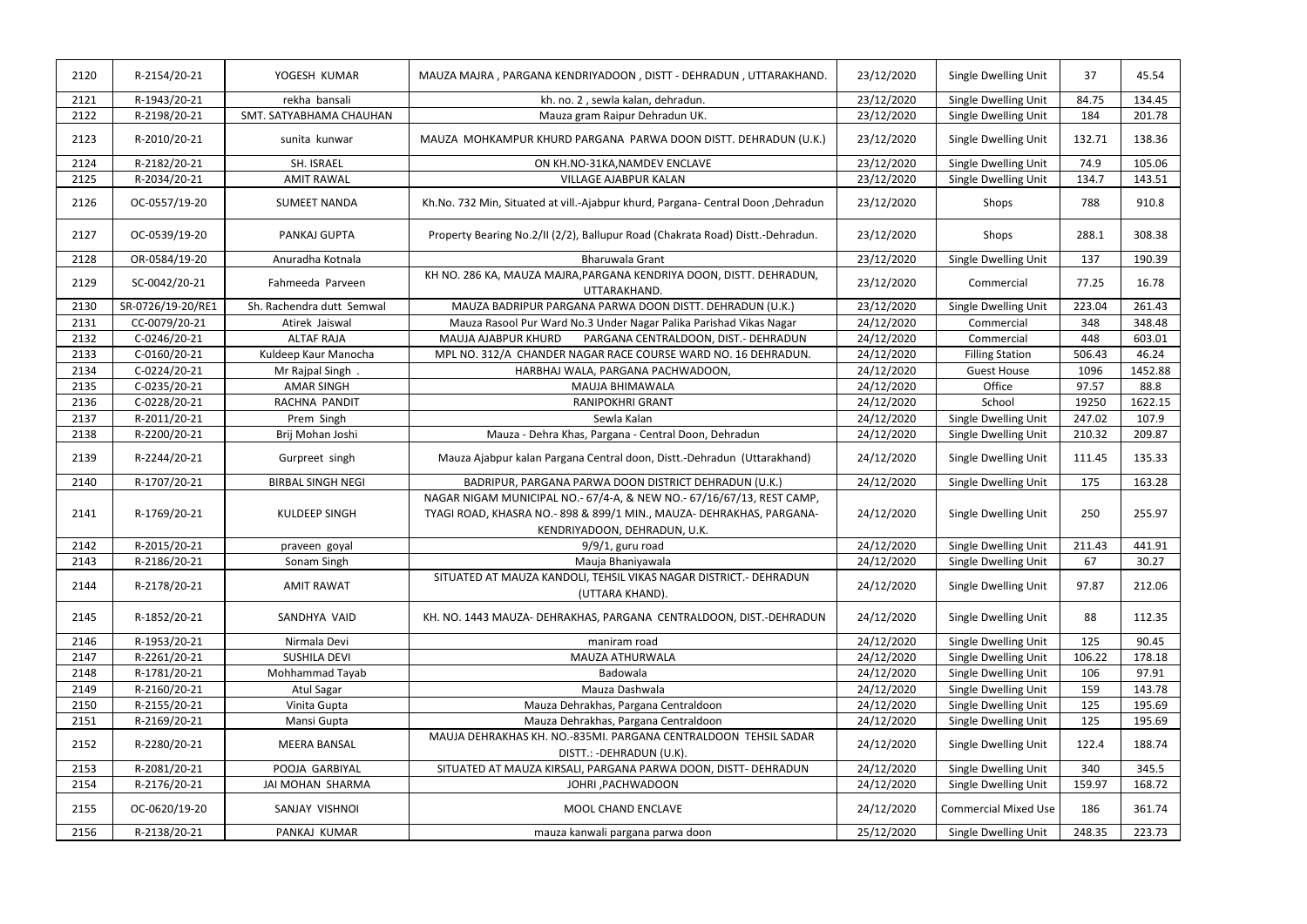| | | | | | | | |
|---|---|---|---|---|---|---|---|
| 2120 | R-2154/20-21 | YOGESH KUMAR | MAUZA MAJRA , PARGANA KENDRIYADOON , DISTT - DEHRADUN , UTTARAKHAND. | 23/12/2020 | Single Dwelling Unit | 37 | 45.54 |
| 2121 | R-1943/20-21 | rekha bansali | kh. no. 2 , sewla kalan, dehradun. | 23/12/2020 | Single Dwelling Unit | 84.75 | 134.45 |
| 2122 | R-2198/20-21 | SMT. SATYABHAMA CHAUHAN | Mauza gram Raipur Dehradun UK. | 23/12/2020 | Single Dwelling Unit | 184 | 201.78 |
| 2123 | R-2010/20-21 | sunita kunwar | MAUZA MOHKAMPUR KHURD PARGANA PARWA DOON DISTT. DEHRADUN (U.K.) | 23/12/2020 | Single Dwelling Unit | 132.71 | 138.36 |
| 2124 | R-2182/20-21 | SH. ISRAEL | ON KH.NO-31KA,NAMDEV ENCLAVE | 23/12/2020 | Single Dwelling Unit | 74.9 | 105.06 |
| 2125 | R-2034/20-21 | AMIT RAWAL | VILLAGE AJABPUR KALAN | 23/12/2020 | Single Dwelling Unit | 134.7 | 143.51 |
| 2126 | OC-0557/19-20 | SUMEET NANDA | Kh.No. 732 Min, Situated at vill.-Ajabpur khurd, Pargana- Central Doon ,Dehradun | 23/12/2020 | Shops | 788 | 910.8 |
| 2127 | OC-0539/19-20 | PANKAJ GUPTA | Property Bearing No.2/II (2/2), Ballupur Road (Chakrata Road) Distt.-Dehradun. | 23/12/2020 | Shops | 288.1 | 308.38 |
| 2128 | OR-0584/19-20 | Anuradha Kotnala | Bharuwala Grant | 23/12/2020 | Single Dwelling Unit | 137 | 190.39 |
| 2129 | SC-0042/20-21 | Fahmeeda Parveen | KH NO. 286 KA, MAUZA MAJRA,PARGANA KENDRIYA DOON, DISTT. DEHRADUN, UTTARAKHAND. | 23/12/2020 | Commercial | 77.25 | 16.78 |
| 2130 | SR-0726/19-20/RE1 | Sh. Rachendra dutt Semwal | MAUZA BADRIPUR PARGANA PARWA DOON DISTT. DEHRADUN (U.K.) | 23/12/2020 | Single Dwelling Unit | 223.04 | 261.43 |
| 2131 | CC-0079/20-21 | Atirek Jaiswal | Mauza Rasool Pur Ward No.3 Under Nagar Palika Parishad Vikas Nagar | 24/12/2020 | Commercial | 348 | 348.48 |
| 2132 | C-0246/20-21 | ALTAF RAJA | MAUJA AJABPUR KHURD PARGANA CENTRALDOON, DIST.- DEHRADUN | 24/12/2020 | Commercial | 448 | 603.01 |
| 2133 | C-0160/20-21 | Kuldeep Kaur Manocha | MPL NO. 312/A CHANDER NAGAR RACE COURSE WARD NO. 16 DEHRADUN. | 24/12/2020 | Filling Station | 506.43 | 46.24 |
| 2134 | C-0224/20-21 | Mr Rajpal Singh . | HARBHAJ WALA, PARGANA PACHWADOON, | 24/12/2020 | Guest House | 1096 | 1452.88 |
| 2135 | C-0235/20-21 | AMAR SINGH | MAUJA BHIMAWALA | 24/12/2020 | Office | 97.57 | 88.8 |
| 2136 | C-0228/20-21 | RACHNA PANDIT | RANIPOKHRI GRANT | 24/12/2020 | School | 19250 | 1622.15 |
| 2137 | R-2011/20-21 | Prem Singh | Sewla Kalan | 24/12/2020 | Single Dwelling Unit | 247.02 | 107.9 |
| 2138 | R-2200/20-21 | Brij Mohan Joshi | Mauza - Dehra Khas, Pargana - Central Doon, Dehradun | 24/12/2020 | Single Dwelling Unit | 210.32 | 209.87 |
| 2139 | R-2244/20-21 | Gurpreet singh | Mauza Ajabpur kalan Pargana Central doon, Distt.-Dehradun (Uttarakhand) | 24/12/2020 | Single Dwelling Unit | 111.45 | 135.33 |
| 2140 | R-1707/20-21 | BIRBAL SINGH NEGI | BADRIPUR, PARGANA PARWA DOON DISTRICT DEHRADUN (U.K.) | 24/12/2020 | Single Dwelling Unit | 175 | 163.28 |
| 2141 | R-1769/20-21 | KULDEEP SINGH | NAGAR NIGAM MUNICIPAL NO.- 67/4-A, & NEW NO.- 67/16/67/13, REST CAMP, TYAGI ROAD, KHASRA NO.- 898 & 899/1 MIN., MAUZA- DEHRAKHAS, PARGANA- KENDRIYADOON, DEHRADUN, U.K. | 24/12/2020 | Single Dwelling Unit | 250 | 255.97 |
| 2142 | R-2015/20-21 | praveen goyal | 9/9/1, guru road | 24/12/2020 | Single Dwelling Unit | 211.43 | 441.91 |
| 2143 | R-2186/20-21 | Sonam Singh | Mauja Bhaniyawala | 24/12/2020 | Single Dwelling Unit | 67 | 30.27 |
| 2144 | R-2178/20-21 | AMIT RAWAT | SITUATED AT MAUZA KANDOLI, TEHSIL VIKAS NAGAR DISTRICT.- DEHRADUN (UTTARA KHAND). | 24/12/2020 | Single Dwelling Unit | 97.87 | 212.06 |
| 2145 | R-1852/20-21 | SANDHYA VAID | KH. NO. 1443 MAUZA- DEHRAKHAS, PARGANA CENTRALDOON, DIST.-DEHRADUN | 24/12/2020 | Single Dwelling Unit | 88 | 112.35 |
| 2146 | R-1953/20-21 | Nirmala Devi | maniram road | 24/12/2020 | Single Dwelling Unit | 125 | 90.45 |
| 2147 | R-2261/20-21 | SUSHILA DEVI | MAUZA ATHURWALA | 24/12/2020 | Single Dwelling Unit | 106.22 | 178.18 |
| 2148 | R-1781/20-21 | Mohhammad Tayab | Badowala | 24/12/2020 | Single Dwelling Unit | 106 | 97.91 |
| 2149 | R-2160/20-21 | Atul Sagar | Mauza Dashwala | 24/12/2020 | Single Dwelling Unit | 159 | 143.78 |
| 2150 | R-2155/20-21 | Vinita Gupta | Mauza Dehrakhas, Pargana Centraldoon | 24/12/2020 | Single Dwelling Unit | 125 | 195.69 |
| 2151 | R-2169/20-21 | Mansi Gupta | Mauza Dehrakhas, Pargana Centraldoon | 24/12/2020 | Single Dwelling Unit | 125 | 195.69 |
| 2152 | R-2280/20-21 | MEERA BANSAL | MAUJA DEHRAKHAS KH. NO.-835MI. PARGANA CENTRALDOON TEHSIL SADAR DISTT.: -DEHRADUN (U.K). | 24/12/2020 | Single Dwelling Unit | 122.4 | 188.74 |
| 2153 | R-2081/20-21 | POOJA GARBIYAL | SITUATED AT MAUZA KIRSALI, PARGANA PARWA DOON, DISTT- DEHRADUN | 24/12/2020 | Single Dwelling Unit | 340 | 345.5 |
| 2154 | R-2176/20-21 | JAI MOHAN SHARMA | JOHRI ,PACHWADOON | 24/12/2020 | Single Dwelling Unit | 159.97 | 168.72 |
| 2155 | OC-0620/19-20 | SANJAY VISHNOI | MOOL CHAND ENCLAVE | 24/12/2020 | Commercial Mixed Use | 186 | 361.74 |
| 2156 | R-2138/20-21 | PANKAJ KUMAR | mauza kanwali pargana parwa doon | 25/12/2020 | Single Dwelling Unit | 248.35 | 223.73 |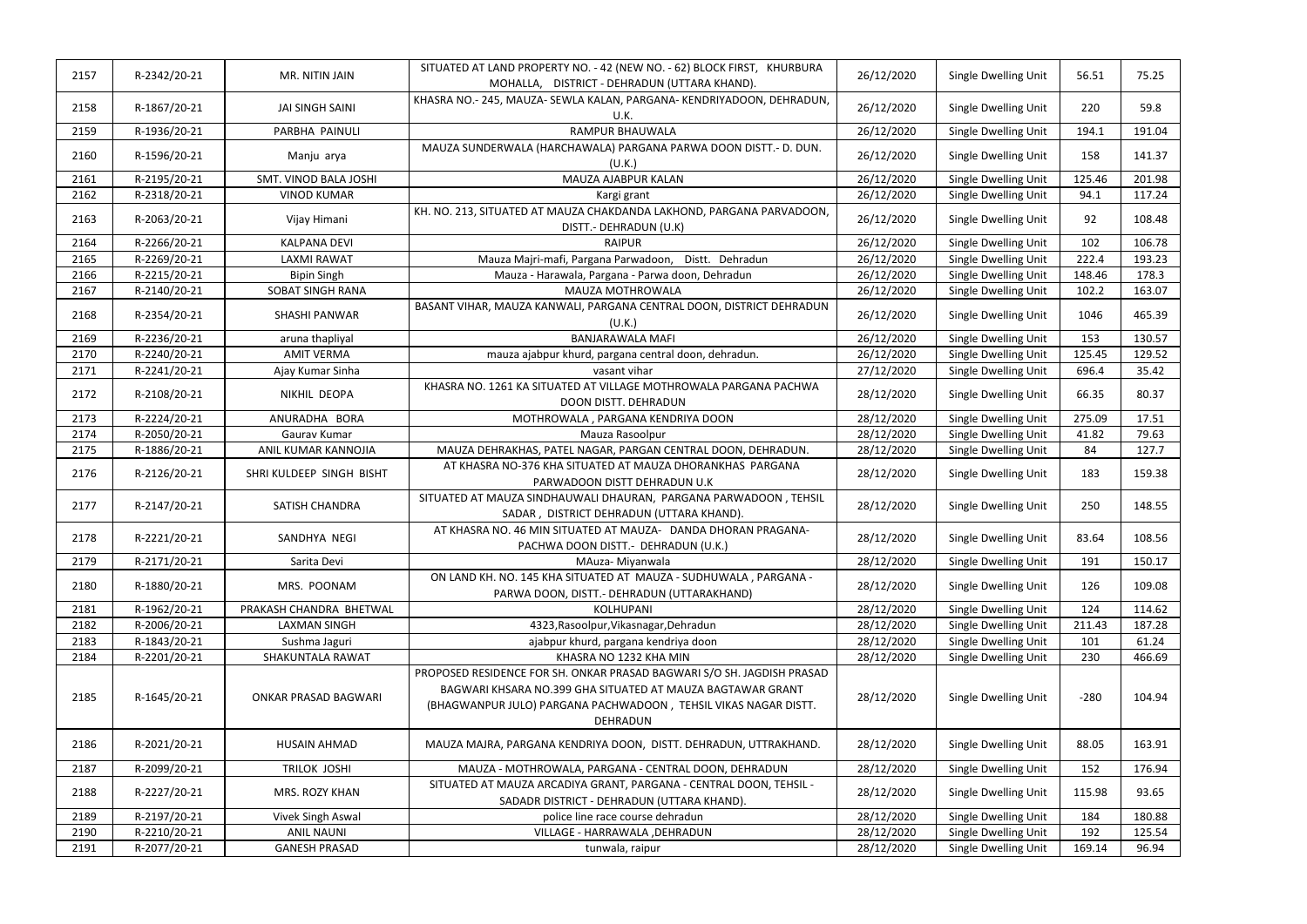| | | | | | | | |
|---|---|---|---|---|---|---|---|
| 2157 | R-2342/20-21 | MR. NITIN JAIN | SITUATED AT LAND PROPERTY NO. - 42 (NEW NO. - 62) BLOCK FIRST, KHURBURA MOHALLA, DISTRICT - DEHRADUN (UTTARA KHAND). | 26/12/2020 | Single Dwelling Unit | 56.51 | 75.25 |
| 2158 | R-1867/20-21 | JAI SINGH SAINI | KHASRA NO.- 245, MAUZA- SEWLA KALAN, PARGANA- KENDRIYADOON, DEHRADUN, U.K. | 26/12/2020 | Single Dwelling Unit | 220 | 59.8 |
| 2159 | R-1936/20-21 | PARBHA PAINULI | RAMPUR BHAUWALA | 26/12/2020 | Single Dwelling Unit | 194.1 | 191.04 |
| 2160 | R-1596/20-21 | Manju arya | MAUZA SUNDERWALA (HARCHAWALA) PARGANA PARWA DOON DISTT.- D. DUN. (U.K.) | 26/12/2020 | Single Dwelling Unit | 158 | 141.37 |
| 2161 | R-2195/20-21 | SMT. VINOD BALA JOSHI | MAUZA AJABPUR KALAN | 26/12/2020 | Single Dwelling Unit | 125.46 | 201.98 |
| 2162 | R-2318/20-21 | VINOD KUMAR | Kargi grant | 26/12/2020 | Single Dwelling Unit | 94.1 | 117.24 |
| 2163 | R-2063/20-21 | Vijay Himani | KH. NO. 213, SITUATED AT MAUZA CHAKDANDA LAKHOND, PARGANA PARVADOON, DISTT.- DEHRADUN (U.K) | 26/12/2020 | Single Dwelling Unit | 92 | 108.48 |
| 2164 | R-2266/20-21 | KALPANA DEVI | RAIPUR | 26/12/2020 | Single Dwelling Unit | 102 | 106.78 |
| 2165 | R-2269/20-21 | LAXMI RAWAT | Mauza Majri-mafi, Pargana Parwadoon, Distt. Dehradun | 26/12/2020 | Single Dwelling Unit | 222.4 | 193.23 |
| 2166 | R-2215/20-21 | Bipin Singh | Mauza - Harawala, Pargana - Parwa doon, Dehradun | 26/12/2020 | Single Dwelling Unit | 148.46 | 178.3 |
| 2167 | R-2140/20-21 | SOBAT SINGH RANA | MAUZA MOTHROWALA | 26/12/2020 | Single Dwelling Unit | 102.2 | 163.07 |
| 2168 | R-2354/20-21 | SHASHI PANWAR | BASANT VIHAR, MAUZA KANWALI, PARGANA CENTRAL DOON, DISTRICT DEHRADUN (U.K.) | 26/12/2020 | Single Dwelling Unit | 1046 | 465.39 |
| 2169 | R-2236/20-21 | aruna thapliyal | BANJARAWALA MAFI | 26/12/2020 | Single Dwelling Unit | 153 | 130.57 |
| 2170 | R-2240/20-21 | AMIT VERMA | mauza ajabpur khurd, pargana central doon, dehradun. | 26/12/2020 | Single Dwelling Unit | 125.45 | 129.52 |
| 2171 | R-2241/20-21 | Ajay Kumar Sinha | vasant vihar | 27/12/2020 | Single Dwelling Unit | 696.4 | 35.42 |
| 2172 | R-2108/20-21 | NIKHIL DEOPA | KHASRA NO. 1261 KA SITUATED AT VILLAGE MOTHROWALA PARGANA PACHWA DOON DISTT. DEHRADUN | 28/12/2020 | Single Dwelling Unit | 66.35 | 80.37 |
| 2173 | R-2224/20-21 | ANURADHA BORA | MOTHROWALA , PARGANA KENDRIYA DOON | 28/12/2020 | Single Dwelling Unit | 275.09 | 17.51 |
| 2174 | R-2050/20-21 | Gaurav Kumar | Mauza Rasoolpur | 28/12/2020 | Single Dwelling Unit | 41.82 | 79.63 |
| 2175 | R-1886/20-21 | ANIL KUMAR KANNOJIA | MAUZA DEHRAKHAS, PATEL NAGAR, PARGAN CENTRAL DOON, DEHRADUN. | 28/12/2020 | Single Dwelling Unit | 84 | 127.7 |
| 2176 | R-2126/20-21 | SHRI KULDEEP SINGH BISHT | AT KHASRA NO-376 KHA SITUATED AT MAUZA DHORANKHAS PARGANA PARWADOON DISTT DEHRADUN U.K | 28/12/2020 | Single Dwelling Unit | 183 | 159.38 |
| 2177 | R-2147/20-21 | SATISH CHANDRA | SITUATED AT MAUZA SINDHAUWALI DHAURAN, PARGANA PARWADOON , TEHSIL SADAR , DISTRICT DEHRADUN (UTTARA KHAND). | 28/12/2020 | Single Dwelling Unit | 250 | 148.55 |
| 2178 | R-2221/20-21 | SANDHYA NEGI | AT KHASRA NO. 46 MIN SITUATED AT MAUZA- DANDA DHORAN PRAGANA- PACHWA DOON DISTT.- DEHRADUN (U.K.) | 28/12/2020 | Single Dwelling Unit | 83.64 | 108.56 |
| 2179 | R-2171/20-21 | Sarita Devi | MAuza- Miyanwala | 28/12/2020 | Single Dwelling Unit | 191 | 150.17 |
| 2180 | R-1880/20-21 | MRS. POONAM | ON LAND KH. NO. 145 KHA SITUATED AT MAUZA - SUDHUWALA , PARGANA - PARWA DOON, DISTT.- DEHRADUN (UTTARAKHAND) | 28/12/2020 | Single Dwelling Unit | 126 | 109.08 |
| 2181 | R-1962/20-21 | PRAKASH CHANDRA BHETWAL | KOLHUPANI | 28/12/2020 | Single Dwelling Unit | 124 | 114.62 |
| 2182 | R-2006/20-21 | LAXMAN SINGH | 4323,Rasoolpur,Vikasnagar,Dehradun | 28/12/2020 | Single Dwelling Unit | 211.43 | 187.28 |
| 2183 | R-1843/20-21 | Sushma Jaguri | ajabpur khurd, pargana kendriya doon | 28/12/2020 | Single Dwelling Unit | 101 | 61.24 |
| 2184 | R-2201/20-21 | SHAKUNTALA RAWAT | KHASRA NO 1232 KHA MIN | 28/12/2020 | Single Dwelling Unit | 230 | 466.69 |
| 2185 | R-1645/20-21 | ONKAR PRASAD BAGWARI | PROPOSED RESIDENCE FOR SH. ONKAR PRASAD BAGWARI S/O SH. JAGDISH PRASAD BAGWARI KHSARA NO.399 GHA SITUATED AT MAUZA BAGTAWAR GRANT (BHAGWANPUR JULO) PARGANA PACHWADOON , TEHSIL VIKAS NAGAR DISTT. DEHRADUN | 28/12/2020 | Single Dwelling Unit | -280 | 104.94 |
| 2186 | R-2021/20-21 | HUSAIN AHMAD | MAUZA MAJRA, PARGANA KENDRIYA DOON, DISTT. DEHRADUN, UTTRAKHAND. | 28/12/2020 | Single Dwelling Unit | 88.05 | 163.91 |
| 2187 | R-2099/20-21 | TRILOK JOSHI | MAUZA - MOTHROWALA, PARGANA - CENTRAL DOON, DEHRADUN | 28/12/2020 | Single Dwelling Unit | 152 | 176.94 |
| 2188 | R-2227/20-21 | MRS. ROZY KHAN | SITUATED AT MAUZA ARCADIYA GRANT, PARGANA - CENTRAL DOON, TEHSIL - SADADR DISTRICT - DEHRADUN (UTTARA KHAND). | 28/12/2020 | Single Dwelling Unit | 115.98 | 93.65 |
| 2189 | R-2197/20-21 | Vivek Singh Aswal | police line race course dehradun | 28/12/2020 | Single Dwelling Unit | 184 | 180.88 |
| 2190 | R-2210/20-21 | ANIL NAUNI | VILLAGE - HARRAWALA ,DEHRADUN | 28/12/2020 | Single Dwelling Unit | 192 | 125.54 |
| 2191 | R-2077/20-21 | GANESH PRASAD | tunwala, raipur | 28/12/2020 | Single Dwelling Unit | 169.14 | 96.94 |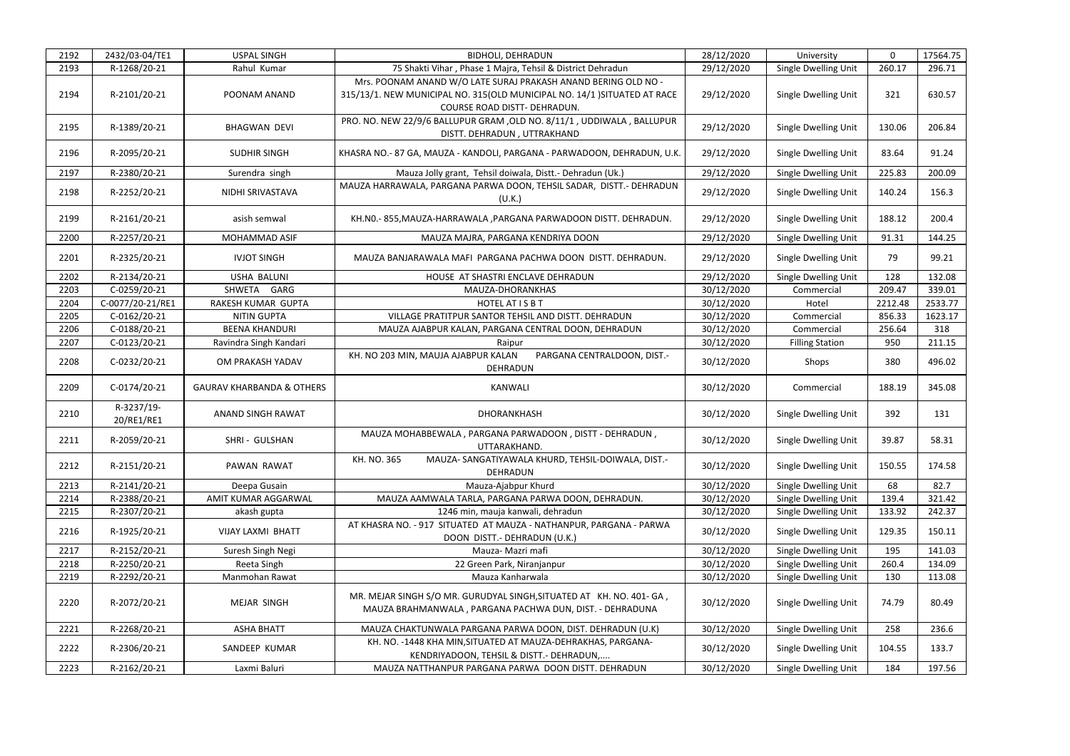| | | | | | | | |
|---|---|---|---|---|---|---|---|
| 2192 | 2432/03-04/TE1 | USPAL SINGH | BIDHOLI, DEHRADUN | 28/12/2020 | University | 0 | 17564.75 |
| 2193 | R-1268/20-21 | Rahul Kumar | 75 Shakti Vihar , Phase 1 Majra, Tehsil & District Dehradun | 29/12/2020 | Single Dwelling Unit | 260.17 | 296.71 |
| 2194 | R-2101/20-21 | POONAM ANAND | Mrs. POONAM ANAND W/O LATE SURAJ PRAKASH ANAND BERING OLD NO - 315/13/1. NEW MUNICIPAL NO. 315(OLD MUNICIPAL NO. 14/1 )SITUATED AT RACE COURSE ROAD DISTT- DEHRADUN. | 29/12/2020 | Single Dwelling Unit | 321 | 630.57 |
| 2195 | R-1389/20-21 | BHAGWAN DEVI | PRO. NO. NEW 22/9/6 BALLUPUR GRAM ,OLD NO. 8/11/1 , UDDIWALA , BALLUPUR DISTT. DEHRADUN , UTTRAKHAND | 29/12/2020 | Single Dwelling Unit | 130.06 | 206.84 |
| 2196 | R-2095/20-21 | SUDHIR SINGH | KHASRA NO.- 87 GA, MAUZA - KANDOLI, PARGANA - PARWADOON, DEHRADUN, U.K. | 29/12/2020 | Single Dwelling Unit | 83.64 | 91.24 |
| 2197 | R-2380/20-21 | Surendra singh | Mauza Jolly grant, Tehsil doiwala, Distt.- Dehradun (Uk.) | 29/12/2020 | Single Dwelling Unit | 225.83 | 200.09 |
| 2198 | R-2252/20-21 | NIDHI SRIVASTAVA | MAUZA HARRAWALA, PARGANA PARWA DOON, TEHSIL SADAR, DISTT.- DEHRADUN (U.K.) | 29/12/2020 | Single Dwelling Unit | 140.24 | 156.3 |
| 2199 | R-2161/20-21 | asish semwal | KH.N0.- 855,MAUZA-HARRAWALA ,PARGANA PARWADOON DISTT. DEHRADUN. | 29/12/2020 | Single Dwelling Unit | 188.12 | 200.4 |
| 2200 | R-2257/20-21 | MOHAMMAD ASIF | MAUZA MAJRA, PARGANA KENDRIYA DOON | 29/12/2020 | Single Dwelling Unit | 91.31 | 144.25 |
| 2201 | R-2325/20-21 | IVJOT SINGH | MAUZA BANJARAWALA MAFI PARGANA PACHWA DOON DISTT. DEHRADUN. | 29/12/2020 | Single Dwelling Unit | 79 | 99.21 |
| 2202 | R-2134/20-21 | USHA BALUNI | HOUSE AT SHASTRI ENCLAVE DEHRADUN | 29/12/2020 | Single Dwelling Unit | 128 | 132.08 |
| 2203 | C-0259/20-21 | SHWETA GARG | MAUZA-DHORANKHAS | 30/12/2020 | Commercial | 209.47 | 339.01 |
| 2204 | C-0077/20-21/RE1 | RAKESH KUMAR GUPTA | HOTEL AT I S B T | 30/12/2020 | Hotel | 2212.48 | 2533.77 |
| 2205 | C-0162/20-21 | NITIN GUPTA | VILLAGE PRATITPUR SANTOR TEHSIL AND DISTT. DEHRADUN | 30/12/2020 | Commercial | 856.33 | 1623.17 |
| 2206 | C-0188/20-21 | BEENA KHANDURI | MAUZA AJABPUR KALAN, PARGANA CENTRAL DOON, DEHRADUN | 30/12/2020 | Commercial | 256.64 | 318 |
| 2207 | C-0123/20-21 | Ravindra Singh Kandari | Raipur | 30/12/2020 | Filling Station | 950 | 211.15 |
| 2208 | C-0232/20-21 | OM PRAKASH YADAV | KH. NO 203 MIN, MAUJA AJABPUR KALAN PARGANA CENTRALDOON, DIST.- DEHRADUN | 30/12/2020 | Shops | 380 | 496.02 |
| 2209 | C-0174/20-21 | GAURAV KHARBANDA & OTHERS | KANWALI | 30/12/2020 | Commercial | 188.19 | 345.08 |
| 2210 | R-3237/19-20/RE1/RE1 | ANAND SINGH RAWAT | DHORANKHASH | 30/12/2020 | Single Dwelling Unit | 392 | 131 |
| 2211 | R-2059/20-21 | SHRI - GULSHAN | MAUZA MOHABBEWALA , PARGANA PARWADOON , DISTT - DEHRADUN , UTTARAKHAND. | 30/12/2020 | Single Dwelling Unit | 39.87 | 58.31 |
| 2212 | R-2151/20-21 | PAWAN RAWAT | KH. NO. 365 MAUZA- SANGATIYAWALA KHURD, TEHSIL-DOIWALA, DIST.- DEHRADUN | 30/12/2020 | Single Dwelling Unit | 150.55 | 174.58 |
| 2213 | R-2141/20-21 | Deepa Gusain | Mauza-Ajabpur Khurd | 30/12/2020 | Single Dwelling Unit | 68 | 82.7 |
| 2214 | R-2388/20-21 | AMIT KUMAR AGGARWAL | MAUZA AAMWALA TARLA, PARGANA PARWA DOON, DEHRADUN. | 30/12/2020 | Single Dwelling Unit | 139.4 | 321.42 |
| 2215 | R-2307/20-21 | akash gupta | 1246 min, mauja kanwali, dehradun | 30/12/2020 | Single Dwelling Unit | 133.92 | 242.37 |
| 2216 | R-1925/20-21 | VIJAY LAXMI BHATT | AT KHASRA NO. - 917 SITUATED AT MAUZA - NATHANPUR, PARGANA - PARWA DOON DISTT.- DEHRADUN (U.K.) | 30/12/2020 | Single Dwelling Unit | 129.35 | 150.11 |
| 2217 | R-2152/20-21 | Suresh Singh Negi | Mauza- Mazri mafi | 30/12/2020 | Single Dwelling Unit | 195 | 141.03 |
| 2218 | R-2250/20-21 | Reeta Singh | 22 Green Park, Niranjanpur | 30/12/2020 | Single Dwelling Unit | 260.4 | 134.09 |
| 2219 | R-2292/20-21 | Manmohan Rawat | Mauza Kanharwala | 30/12/2020 | Single Dwelling Unit | 130 | 113.08 |
| 2220 | R-2072/20-21 | MEJAR SINGH | MR. MEJAR SINGH S/O MR. GURUDYAL SINGH,SITUATED AT KH. NO. 401- GA , MAUZA BRAHMANWALA , PARGANA PACHWA DUN, DIST. - DEHRADUNA | 30/12/2020 | Single Dwelling Unit | 74.79 | 80.49 |
| 2221 | R-2268/20-21 | ASHA BHATT | MAUZA CHAKTUNWALA PARGANA PARWA DOON, DIST. DEHRADUN (U.K) | 30/12/2020 | Single Dwelling Unit | 258 | 236.6 |
| 2222 | R-2306/20-21 | SANDEEP KUMAR | KH. NO. -1448 KHA MIN,SITUATED AT MAUZA-DEHRAKHAS, PARGANA- KENDRIYADOON, TEHSIL & DISTT.- DEHRADUN,.... | 30/12/2020 | Single Dwelling Unit | 104.55 | 133.7 |
| 2223 | R-2162/20-21 | Laxmi Baluri | MAUZA NATTHANPUR PARGANA PARWA DOON DISTT. DEHRADUN | 30/12/2020 | Single Dwelling Unit | 184 | 197.56 |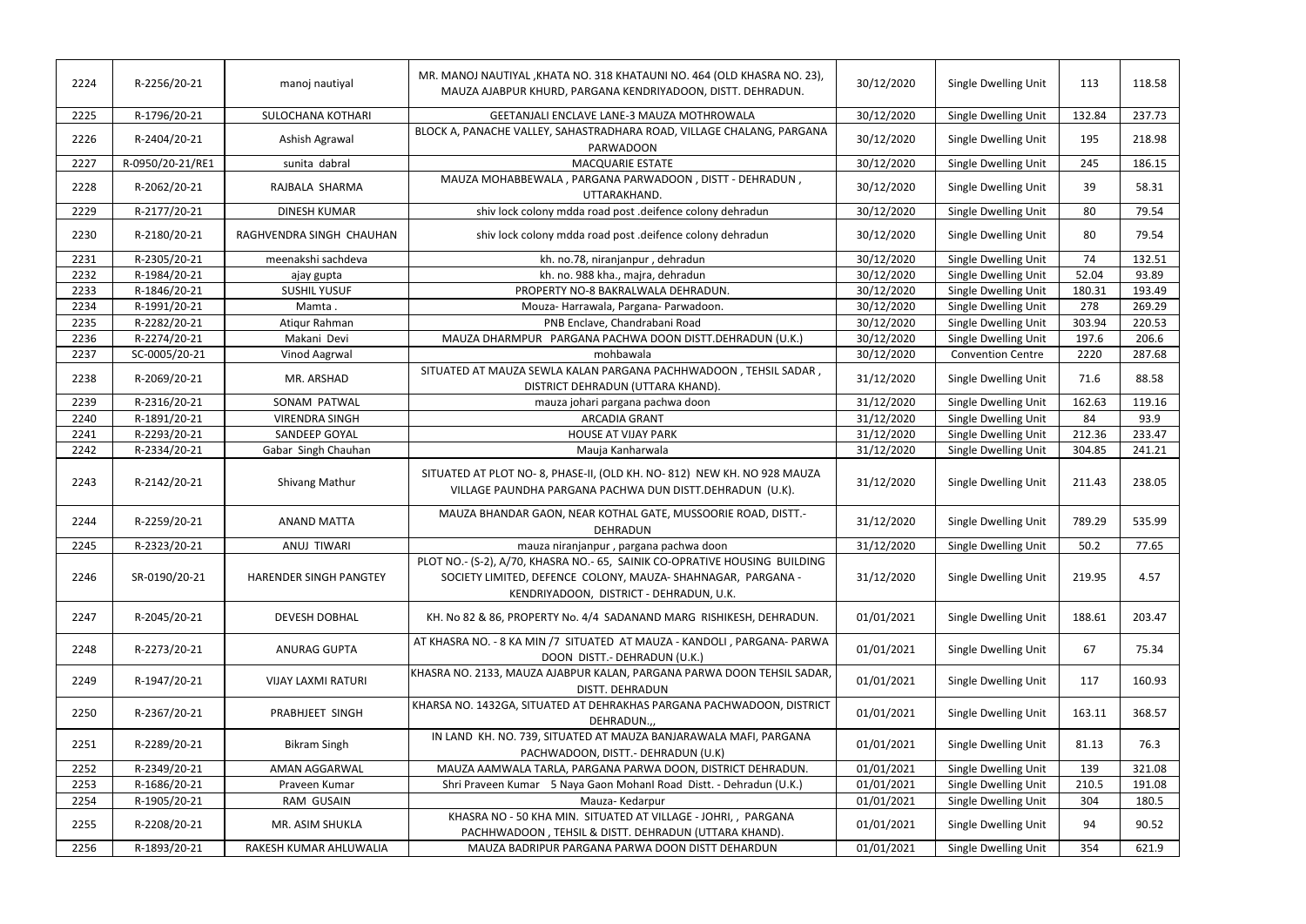| | | | | | | | |
|---|---|---|---|---|---|---|---|
| 2224 | R-2256/20-21 | manoj nautiyal | MR. MANOJ NAUTIYAL ,KHATA NO. 318 KHATAUNI NO. 464 (OLD KHASRA NO. 23), MAUZA AJABPUR KHURD, PARGANA KENDRIYADOON, DISTT. DEHRADUN. | 30/12/2020 | Single Dwelling Unit | 113 | 118.58 |
| 2225 | R-1796/20-21 | SULOCHANA KOTHARI | GEETANJALI ENCLAVE LANE-3 MAUZA MOTHROWALA | 30/12/2020 | Single Dwelling Unit | 132.84 | 237.73 |
| 2226 | R-2404/20-21 | Ashish Agrawal | BLOCK A, PANACHE VALLEY, SAHASTRADHARA ROAD, VILLAGE CHALANG, PARGANA PARWADOON | 30/12/2020 | Single Dwelling Unit | 195 | 218.98 |
| 2227 | R-0950/20-21/RE1 | sunita dabral | MACQUARIE ESTATE | 30/12/2020 | Single Dwelling Unit | 245 | 186.15 |
| 2228 | R-2062/20-21 | RAJBALA SHARMA | MAUZA MOHABBEWALA , PARGANA PARWADOON , DISTT - DEHRADUN , UTTARAKHAND. | 30/12/2020 | Single Dwelling Unit | 39 | 58.31 |
| 2229 | R-2177/20-21 | DINESH KUMAR | shiv lock colony mdda road post .deifence colony dehradun | 30/12/2020 | Single Dwelling Unit | 80 | 79.54 |
| 2230 | R-2180/20-21 | RAGHVENDRA SINGH CHAUHAN | shiv lock colony mdda road post .deifence colony dehradun | 30/12/2020 | Single Dwelling Unit | 80 | 79.54 |
| 2231 | R-2305/20-21 | meenakshi sachdeva | kh. no.78, niranjanpur , dehradun | 30/12/2020 | Single Dwelling Unit | 74 | 132.51 |
| 2232 | R-1984/20-21 | ajay gupta | kh. no. 988 kha., majra, dehradun | 30/12/2020 | Single Dwelling Unit | 52.04 | 93.89 |
| 2233 | R-1846/20-21 | SUSHIL YUSUF | PROPERTY NO-8 BAKRALWALA DEHRADUN. | 30/12/2020 | Single Dwelling Unit | 180.31 | 193.49 |
| 2234 | R-1991/20-21 | Mamta . | Mouza- Harrawala, Pargana- Parwadoon. | 30/12/2020 | Single Dwelling Unit | 278 | 269.29 |
| 2235 | R-2282/20-21 | Atiqur Rahman | PNB Enclave, Chandrabani Road | 30/12/2020 | Single Dwelling Unit | 303.94 | 220.53 |
| 2236 | R-2274/20-21 | Makani Devi | MAUZA DHARMPUR PARGANA PACHWA DOON DISTT.DEHRADUN (U.K.) | 30/12/2020 | Single Dwelling Unit | 197.6 | 206.6 |
| 2237 | SC-0005/20-21 | Vinod Aagrwal | mohbawala | 30/12/2020 | Convention Centre | 2220 | 287.68 |
| 2238 | R-2069/20-21 | MR. ARSHAD | SITUATED AT MAUZA SEWLA KALAN PARGANA PACHHWADOON , TEHSIL SADAR , DISTRICT DEHRADUN (UTTARA KHAND). | 31/12/2020 | Single Dwelling Unit | 71.6 | 88.58 |
| 2239 | R-2316/20-21 | SONAM PATWAL | mauza johari pargana pachwa doon | 31/12/2020 | Single Dwelling Unit | 162.63 | 119.16 |
| 2240 | R-1891/20-21 | VIRENDRA SINGH | ARCADIA GRANT | 31/12/2020 | Single Dwelling Unit | 84 | 93.9 |
| 2241 | R-2293/20-21 | SANDEEP GOYAL | HOUSE AT VIJAY PARK | 31/12/2020 | Single Dwelling Unit | 212.36 | 233.47 |
| 2242 | R-2334/20-21 | Gabar Singh Chauhan | Mauja Kanharwala | 31/12/2020 | Single Dwelling Unit | 304.85 | 241.21 |
| 2243 | R-2142/20-21 | Shivang Mathur | SITUATED AT PLOT NO- 8, PHASE-II, (OLD KH. NO- 812) NEW KH. NO 928 MAUZA VILLAGE PAUNDHA PARGANA PACHWA DUN DISTT.DEHRADUN (U.K). | 31/12/2020 | Single Dwelling Unit | 211.43 | 238.05 |
| 2244 | R-2259/20-21 | ANAND MATTA | MAUZA BHANDAR GAON, NEAR KOTHAL GATE, MUSSOORIE ROAD, DISTT.- DEHRADUN | 31/12/2020 | Single Dwelling Unit | 789.29 | 535.99 |
| 2245 | R-2323/20-21 | ANUJ TIWARI | mauza niranjanpur , pargana pachwa doon | 31/12/2020 | Single Dwelling Unit | 50.2 | 77.65 |
| 2246 | SR-0190/20-21 | HARENDER SINGH PANGTEY | PLOT NO.- (S-2), A/70, KHASRA NO.- 65, SAINIK CO-OPRATIVE HOUSING BUILDING SOCIETY LIMITED, DEFENCE COLONY, MAUZA- SHAHNAGAR, PARGANA - KENDRIYADOON, DISTRICT - DEHRADUN, U.K. | 31/12/2020 | Single Dwelling Unit | 219.95 | 4.57 |
| 2247 | R-2045/20-21 | DEVESH DOBHAL | KH. No 82 & 86, PROPERTY No. 4/4 SADANAND MARG RISHIKESH, DEHRADUN. | 01/01/2021 | Single Dwelling Unit | 188.61 | 203.47 |
| 2248 | R-2273/20-21 | ANURAG GUPTA | AT KHASRA NO. - 8 KA MIN /7 SITUATED AT MAUZA - KANDOLI , PARGANA- PARWA DOON DISTT.- DEHRADUN (U.K.) | 01/01/2021 | Single Dwelling Unit | 67 | 75.34 |
| 2249 | R-1947/20-21 | VIJAY LAXMI RATURI | KHASRA NO. 2133, MAUZA AJABPUR KALAN, PARGANA PARWA DOON TEHSIL SADAR, DISTT. DEHRADUN | 01/01/2021 | Single Dwelling Unit | 117 | 160.93 |
| 2250 | R-2367/20-21 | PRABHJEET SINGH | KHARSA NO. 1432GA, SITUATED AT DEHRAKHAS PARGANA PACHWADOON, DISTRICT DEHRADUN.,, | 01/01/2021 | Single Dwelling Unit | 163.11 | 368.57 |
| 2251 | R-2289/20-21 | Bikram Singh | IN LAND KH. NO. 739, SITUATED AT MAUZA BANJARAWALA MAFI, PARGANA PACHWADOON, DISTT.- DEHRADUN (U.K) | 01/01/2021 | Single Dwelling Unit | 81.13 | 76.3 |
| 2252 | R-2349/20-21 | AMAN AGGARWAL | MAUZA AAMWALA TARLA, PARGANA PARWA DOON, DISTRICT DEHRADUN. | 01/01/2021 | Single Dwelling Unit | 139 | 321.08 |
| 2253 | R-1686/20-21 | Praveen Kumar | Shri Praveen Kumar 5 Naya Gaon Mohanl Road Distt. - Dehradun (U.K.) | 01/01/2021 | Single Dwelling Unit | 210.5 | 191.08 |
| 2254 | R-1905/20-21 | RAM GUSAIN | Mauza- Kedarpur | 01/01/2021 | Single Dwelling Unit | 304 | 180.5 |
| 2255 | R-2208/20-21 | MR. ASIM SHUKLA | KHASRA NO - 50 KHA MIN. SITUATED AT VILLAGE - JOHRI, , PARGANA PACHHWADOON , TEHSIL & DISTT. DEHRADUN (UTTARA KHAND). | 01/01/2021 | Single Dwelling Unit | 94 | 90.52 |
| 2256 | R-1893/20-21 | RAKESH KUMAR AHLUWALIA | MAUZA BADRIPUR PARGANA PARWA DOON DISTT DEHARDUN | 01/01/2021 | Single Dwelling Unit | 354 | 621.9 |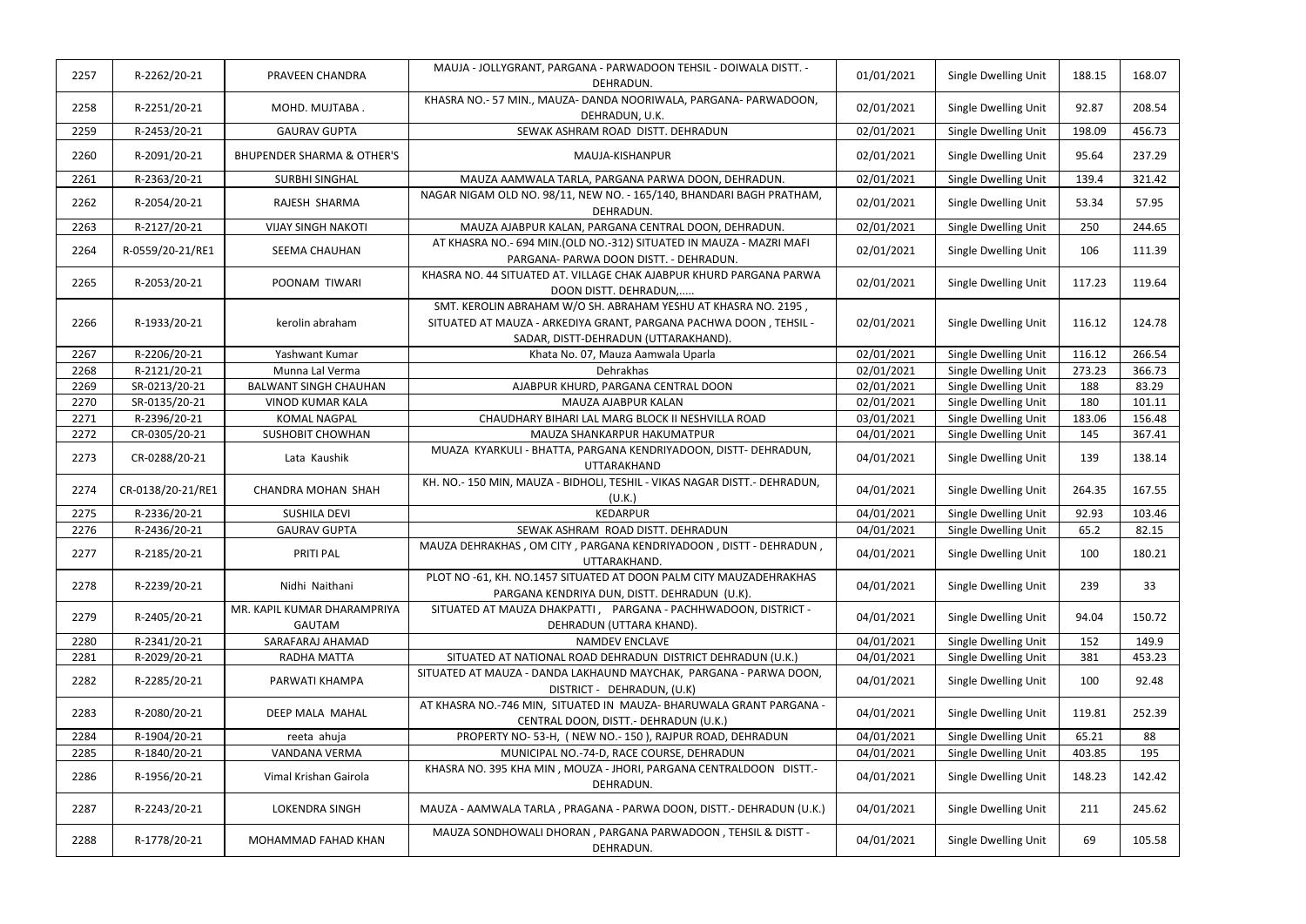| | | | | | | | |
|---|---|---|---|---|---|---|---|
| 2257 | R-2262/20-21 | PRAVEEN CHANDRA | MAUJA - JOLLYGRANT, PARGANA - PARWADOON TEHSIL - DOIWALA DISTT. - DEHRADUN. | 01/01/2021 | Single Dwelling Unit | 188.15 | 168.07 |
| 2258 | R-2251/20-21 | MOHD. MUJTABA . | KHASRA NO.- 57 MIN., MAUZA- DANDA NOORIWALA, PARGANA- PARWADOON, DEHRADUN, U.K. | 02/01/2021 | Single Dwelling Unit | 92.87 | 208.54 |
| 2259 | R-2453/20-21 | GAURAV GUPTA | SEWAK ASHRAM ROAD DISTT. DEHRADUN | 02/01/2021 | Single Dwelling Unit | 198.09 | 456.73 |
| 2260 | R-2091/20-21 | BHUPENDER SHARMA & OTHER'S | MAUJA-KISHANPUR | 02/01/2021 | Single Dwelling Unit | 95.64 | 237.29 |
| 2261 | R-2363/20-21 | SURBHI SINGHAL | MAUZA AAMWALA TARLA, PARGANA PARWA DOON, DEHRADUN. | 02/01/2021 | Single Dwelling Unit | 139.4 | 321.42 |
| 2262 | R-2054/20-21 | RAJESH SHARMA | NAGAR NIGAM OLD NO. 98/11, NEW NO. - 165/140, BHANDARI BAGH PRATHAM, DEHRADUN. | 02/01/2021 | Single Dwelling Unit | 53.34 | 57.95 |
| 2263 | R-2127/20-21 | VIJAY SINGH NAKOTI | MAUZA AJABPUR KALAN, PARGANA CENTRAL DOON, DEHRADUN. | 02/01/2021 | Single Dwelling Unit | 250 | 244.65 |
| 2264 | R-0559/20-21/RE1 | SEEMA CHAUHAN | AT KHASRA NO.- 694 MIN.(OLD NO.-312) SITUATED IN MAUZA - MAZRI MAFI PARGANA- PARWA DOON DISTT. - DEHRADUN. | 02/01/2021 | Single Dwelling Unit | 106 | 111.39 |
| 2265 | R-2053/20-21 | POONAM TIWARI | KHASRA NO. 44 SITUATED AT. VILLAGE CHAK AJABPUR KHURD PARGANA PARWA DOON DISTT. DEHRADUN,..... | 02/01/2021 | Single Dwelling Unit | 117.23 | 119.64 |
| 2266 | R-1933/20-21 | kerolin abraham | SMT. KEROLIN ABRAHAM W/O SH. ABRAHAM YESHU AT KHASRA NO. 2195 , SITUATED AT MAUZA - ARKEDIYA GRANT, PARGANA PACHWA DOON , TEHSIL - SADAR, DISTT-DEHRADUN (UTTARAKHAND). | 02/01/2021 | Single Dwelling Unit | 116.12 | 124.78 |
| 2267 | R-2206/20-21 | Yashwant Kumar | Khata No. 07, Mauza Aamwala Uparla | 02/01/2021 | Single Dwelling Unit | 116.12 | 266.54 |
| 2268 | R-2121/20-21 | Munna Lal Verma | Dehrakhas | 02/01/2021 | Single Dwelling Unit | 273.23 | 366.73 |
| 2269 | SR-0213/20-21 | BALWANT SINGH CHAUHAN | AJABPUR KHURD, PARGANA CENTRAL DOON | 02/01/2021 | Single Dwelling Unit | 188 | 83.29 |
| 2270 | SR-0135/20-21 | VINOD KUMAR KALA | MAUZA AJABPUR KALAN | 02/01/2021 | Single Dwelling Unit | 180 | 101.11 |
| 2271 | R-2396/20-21 | KOMAL NAGPAL | CHAUDHARY BIHARI LAL MARG BLOCK II NESHVILLA ROAD | 03/01/2021 | Single Dwelling Unit | 183.06 | 156.48 |
| 2272 | CR-0305/20-21 | SUSHOBIT CHOWHAN | MAUZA SHANKARPUR HAKUMATPUR | 04/01/2021 | Single Dwelling Unit | 145 | 367.41 |
| 2273 | CR-0288/20-21 | Lata Kaushik | MUAZA KYARKULI - BHATTA, PARGANA KENDRIYADOON, DISTT- DEHRADUN, UTTARAKHAND | 04/01/2021 | Single Dwelling Unit | 139 | 138.14 |
| 2274 | CR-0138/20-21/RE1 | CHANDRA MOHAN SHAH | KH. NO.- 150 MIN, MAUZA - BIDHOLI, TESHIL - VIKAS NAGAR DISTT.- DEHRADUN, (U.K.) | 04/01/2021 | Single Dwelling Unit | 264.35 | 167.55 |
| 2275 | R-2336/20-21 | SUSHILA DEVI | KEDARPUR | 04/01/2021 | Single Dwelling Unit | 92.93 | 103.46 |
| 2276 | R-2436/20-21 | GAURAV GUPTA | SEWAK ASHRAM ROAD DISTT. DEHRADUN | 04/01/2021 | Single Dwelling Unit | 65.2 | 82.15 |
| 2277 | R-2185/20-21 | PRITI PAL | MAUZA DEHRAKHAS , OM CITY , PARGANA KENDRIYADOON , DISTT - DEHRADUN , UTTARAKHAND. | 04/01/2021 | Single Dwelling Unit | 100 | 180.21 |
| 2278 | R-2239/20-21 | Nidhi Naithani | PLOT NO -61, KH. NO.1457 SITUATED AT DOON PALM CITY MAUZADEHRAKHAS PARGANA KENDRIYA DUN, DISTT. DEHRADUN (U.K). | 04/01/2021 | Single Dwelling Unit | 239 | 33 |
| 2279 | R-2405/20-21 | MR. KAPIL KUMAR DHARAMPRIYA GAUTAM | SITUATED AT MAUZA DHAKPATTI , PARGANA - PACHHWADOON, DISTRICT - DEHRADUN (UTTARA KHAND). | 04/01/2021 | Single Dwelling Unit | 94.04 | 150.72 |
| 2280 | R-2341/20-21 | SARAFARAJ AHAMAD | NAMDEV ENCLAVE | 04/01/2021 | Single Dwelling Unit | 152 | 149.9 |
| 2281 | R-2029/20-21 | RADHA MATTA | SITUATED AT NATIONAL ROAD DEHRADUN DISTRICT DEHRADUN (U.K.) | 04/01/2021 | Single Dwelling Unit | 381 | 453.23 |
| 2282 | R-2285/20-21 | PARWATI KHAMPA | SITUATED AT MAUZA - DANDA LAKHAUND MAYCHAK, PARGANA - PARWA DOON, DISTRICT - DEHRADUN, (U.K) | 04/01/2021 | Single Dwelling Unit | 100 | 92.48 |
| 2283 | R-2080/20-21 | DEEP MALA MAHAL | AT KHASRA NO.-746 MIN, SITUATED IN MAUZA- BHARUWALA GRANT PARGANA - CENTRAL DOON, DISTT.- DEHRADUN (U.K.) | 04/01/2021 | Single Dwelling Unit | 119.81 | 252.39 |
| 2284 | R-1904/20-21 | reeta ahuja | PROPERTY NO- 53-H, ( NEW NO.- 150 ), RAJPUR ROAD, DEHRADUN | 04/01/2021 | Single Dwelling Unit | 65.21 | 88 |
| 2285 | R-1840/20-21 | VANDANA VERMA | MUNICIPAL NO.-74-D, RACE COURSE, DEHRADUN | 04/01/2021 | Single Dwelling Unit | 403.85 | 195 |
| 2286 | R-1956/20-21 | Vimal Krishan Gairola | KHASRA NO. 395 KHA MIN , MOUZA - JHORI, PARGANA CENTRALDOON DISTT.- DEHRADUN. | 04/01/2021 | Single Dwelling Unit | 148.23 | 142.42 |
| 2287 | R-2243/20-21 | LOKENDRA SINGH | MAUZA - AAMWALA TARLA , PRAGANA - PARWA DOON, DISTT.- DEHRADUN (U.K.) | 04/01/2021 | Single Dwelling Unit | 211 | 245.62 |
| 2288 | R-1778/20-21 | MOHAMMAD FAHAD KHAN | MAUZA SONDHOWALI DHORAN , PARGANA PARWADOON , TEHSIL & DISTT - DEHRADUN. | 04/01/2021 | Single Dwelling Unit | 69 | 105.58 |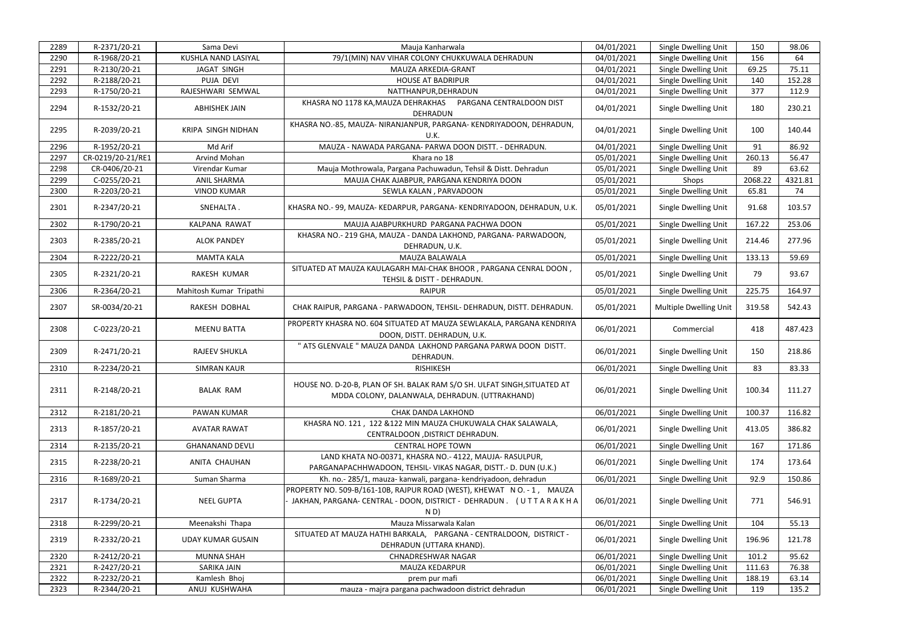| | | | | | | | |
|---|---|---|---|---|---|---|---|
| 2289 | R-2371/20-21 | Sama Devi | Mauja Kanharwala | 04/01/2021 | Single Dwelling Unit | 150 | 98.06 |
| 2290 | R-1968/20-21 | KUSHLA NAND LASIYAL | 79/1(MIN) NAV VIHAR COLONY CHUKKUWALA DEHRADUN | 04/01/2021 | Single Dwelling Unit | 156 | 64 |
| 2291 | R-2130/20-21 | JAGAT SINGH | MAUZA ARKEDIA-GRANT | 04/01/2021 | Single Dwelling Unit | 69.25 | 75.11 |
| 2292 | R-2188/20-21 | PUJA DEVI | HOUSE AT BADRIPUR | 04/01/2021 | Single Dwelling Unit | 140 | 152.28 |
| 2293 | R-1750/20-21 | RAJESHWARI SEMWAL | NATTHANPUR,DEHRADUN | 04/01/2021 | Single Dwelling Unit | 377 | 112.9 |
| 2294 | R-1532/20-21 | ABHISHEK JAIN | KHASRA NO 1178 KA,MAUZA DEHRAKHAS PARGANA CENTRALDOON DIST DEHRADUN | 04/01/2021 | Single Dwelling Unit | 180 | 230.21 |
| 2295 | R-2039/20-21 | KRIPA SINGH NIDHAN | KHASRA NO.-85, MAUZA- NIRANJANPUR, PARGANA- KENDRIYADOON, DEHRADUN, U.K. | 04/01/2021 | Single Dwelling Unit | 100 | 140.44 |
| 2296 | R-1952/20-21 | Md Arif | MAUZA - NAWADA PARGANA- PARWA DOON DISTT. - DEHRADUN. | 04/01/2021 | Single Dwelling Unit | 91 | 86.92 |
| 2297 | CR-0219/20-21/RE1 | Arvind Mohan | Khara no 18 | 05/01/2021 | Single Dwelling Unit | 260.13 | 56.47 |
| 2298 | CR-0406/20-21 | Virendar Kumar | Mauja Mothrowala, Pargana Pachuwadun, Tehsil & Distt. Dehradun | 05/01/2021 | Single Dwelling Unit | 89 | 63.62 |
| 2299 | C-0255/20-21 | ANIL SHARMA | MAUJA CHAK AJABPUR, PARGANA KENDRIYA DOON | 05/01/2021 | Shops | 2068.22 | 4321.81 |
| 2300 | R-2203/20-21 | VINOD KUMAR | SEWLA KALAN , PARVADOON | 05/01/2021 | Single Dwelling Unit | 65.81 | 74 |
| 2301 | R-2347/20-21 | SNEHALTA . | KHASRA NO.- 99, MAUZA- KEDARPUR, PARGANA- KENDRIYADOON, DEHRADUN, U.K. | 05/01/2021 | Single Dwelling Unit | 91.68 | 103.57 |
| 2302 | R-1790/20-21 | KALPANA RAWAT | MAUJA AJABPURKHURD PARGANA PACHWA DOON | 05/01/2021 | Single Dwelling Unit | 167.22 | 253.06 |
| 2303 | R-2385/20-21 | ALOK PANDEY | KHASRA NO.- 219 GHA, MAUZA - DANDA LAKHOND, PARGANA- PARWADOON, DEHRADUN, U.K. | 05/01/2021 | Single Dwelling Unit | 214.46 | 277.96 |
| 2304 | R-2222/20-21 | MAMTA KALA | MAUZA BALAWALA | 05/01/2021 | Single Dwelling Unit | 133.13 | 59.69 |
| 2305 | R-2321/20-21 | RAKESH KUMAR | SITUATED AT MAUZA KAULAGARH MAI-CHAK BHOOR , PARGANA CENRAL DOON , TEHSIL & DISTT - DEHRADUN. | 05/01/2021 | Single Dwelling Unit | 79 | 93.67 |
| 2306 | R-2364/20-21 | Mahitosh Kumar Tripathi | RAIPUR | 05/01/2021 | Single Dwelling Unit | 225.75 | 164.97 |
| 2307 | SR-0034/20-21 | RAKESH DOBHAL | CHAK RAIPUR, PARGANA - PARWADOON, TEHSIL- DEHRADUN, DISTT. DEHRADUN. | 05/01/2021 | Multiple Dwelling Unit | 319.58 | 542.43 |
| 2308 | C-0223/20-21 | MEENU BATTA | PROPERTY KHASRA NO. 604 SITUATED AT MAUZA SEWLAKALA, PARGANA KENDRIYA DOON, DISTT. DEHRADUN, U.K. | 06/01/2021 | Commercial | 418 | 487.423 |
| 2309 | R-2471/20-21 | RAJEEV SHUKLA | " ATS GLENVALE " MAUZA DANDA LAKHOND PARGANA PARWA DOON DISTT. DEHRADUN. | 06/01/2021 | Single Dwelling Unit | 150 | 218.86 |
| 2310 | R-2234/20-21 | SIMRAN KAUR | RISHIKESH | 06/01/2021 | Single Dwelling Unit | 83 | 83.33 |
| 2311 | R-2148/20-21 | BALAK RAM | HOUSE NO. D-20-B, PLAN OF SH. BALAK RAM S/O SH. ULFAT SINGH,SITUATED AT MDDA COLONY, DALANWALA, DEHRADUN. (UTTRAKHAND) | 06/01/2021 | Single Dwelling Unit | 100.34 | 111.27 |
| 2312 | R-2181/20-21 | PAWAN KUMAR | CHAK DANDA LAKHOND | 06/01/2021 | Single Dwelling Unit | 100.37 | 116.82 |
| 2313 | R-1857/20-21 | AVATAR RAWAT | KHASRA NO. 121 , 122 &122 MIN MAUZA CHUKUWALA CHAK SALAWALA, CENTRALDOON ,DISTRICT DEHRADUN. | 06/01/2021 | Single Dwelling Unit | 413.05 | 386.82 |
| 2314 | R-2135/20-21 | GHANANAND DEVLI | CENTRAL HOPE TOWN | 06/01/2021 | Single Dwelling Unit | 167 | 171.86 |
| 2315 | R-2238/20-21 | ANITA CHAUHAN | LAND KHATA NO-00371, KHASRA NO.- 4122, MAUJA- RASULPUR, PARGANAPACHHWADOON, TEHSIL- VIKAS NAGAR, DISTT.- D. DUN (U.K.) | 06/01/2021 | Single Dwelling Unit | 174 | 173.64 |
| 2316 | R-1689/20-21 | Suman Sharma | Kh. no.- 285/1, mauza- kanwali, pargana- kendriyadoon, dehradun | 06/01/2021 | Single Dwelling Unit | 92.9 | 150.86 |
| 2317 | R-1734/20-21 | NEEL GUPTA | PROPERTY NO. 509-B/161-10B, RAJPUR ROAD (WEST), KHEWAT N O. - 1 , MAUZA - JAKHAN, PARGANA- CENTRAL - DOON, DISTRICT - DEHRADUN . ( U T T A R A K H A N D) | 06/01/2021 | Single Dwelling Unit | 771 | 546.91 |
| 2318 | R-2299/20-21 | Meenakshi Thapa | Mauza Missarwala Kalan | 06/01/2021 | Single Dwelling Unit | 104 | 55.13 |
| 2319 | R-2332/20-21 | UDAY KUMAR GUSAIN | SITUATED AT MAUZA HATHI BARKALA, PARGANA - CENTRALDOON, DISTRICT - DEHRADUN (UTTARA KHAND). | 06/01/2021 | Single Dwelling Unit | 196.96 | 121.78 |
| 2320 | R-2412/20-21 | MUNNA SHAH | CHNADRESHWAR NAGAR | 06/01/2021 | Single Dwelling Unit | 101.2 | 95.62 |
| 2321 | R-2427/20-21 | SARIKA JAIN | MAUZA KEDARPUR | 06/01/2021 | Single Dwelling Unit | 111.63 | 76.38 |
| 2322 | R-2232/20-21 | Kamlesh Bhoj | prem pur mafi | 06/01/2021 | Single Dwelling Unit | 188.19 | 63.14 |
| 2323 | R-2344/20-21 | ANUJ KUSHWAHA | mauza - majra pargana pachwadoon district dehradun | 06/01/2021 | Single Dwelling Unit | 119 | 135.2 |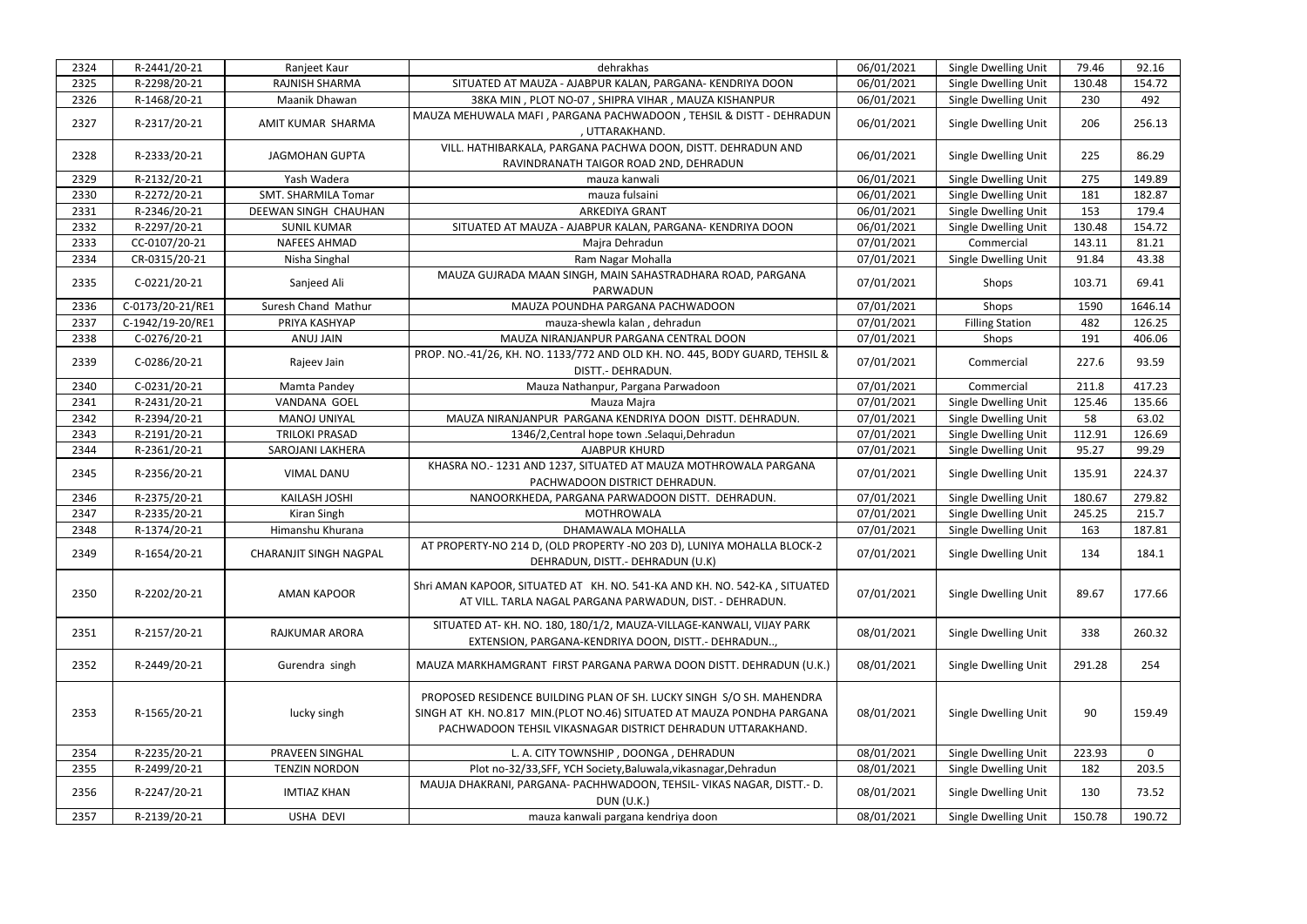| | | | | | | | |
|---|---|---|---|---|---|---|---|
| 2324 | R-2441/20-21 | Ranjeet Kaur | dehrakhas | 06/01/2021 | Single Dwelling Unit | 79.46 | 92.16 |
| 2325 | R-2298/20-21 | RAJNISH SHARMA | SITUATED AT MAUZA - AJABPUR KALAN, PARGANA- KENDRIYA DOON | 06/01/2021 | Single Dwelling Unit | 130.48 | 154.72 |
| 2326 | R-1468/20-21 | Maanik Dhawan | 38KA MIN , PLOT NO-07 , SHIPRA VIHAR , MAUZA KISHANPUR | 06/01/2021 | Single Dwelling Unit | 230 | 492 |
| 2327 | R-2317/20-21 | AMIT KUMAR SHARMA | MAUZA MEHUWALA MAFI , PARGANA PACHWADOON , TEHSIL & DISTT - DEHRADUN , UTTARAKHAND. | 06/01/2021 | Single Dwelling Unit | 206 | 256.13 |
| 2328 | R-2333/20-21 | JAGMOHAN GUPTA | VILL. HATHIBARKALA, PARGANA PACHWA DOON, DISTT. DEHRADUN AND RAVINDRANATH TAIGOR ROAD 2ND, DEHRADUN | 06/01/2021 | Single Dwelling Unit | 225 | 86.29 |
| 2329 | R-2132/20-21 | Yash Wadera | mauza kanwali | 06/01/2021 | Single Dwelling Unit | 275 | 149.89 |
| 2330 | R-2272/20-21 | SMT. SHARMILA Tomar | mauza fulsaini | 06/01/2021 | Single Dwelling Unit | 181 | 182.87 |
| 2331 | R-2346/20-21 | DEEWAN SINGH CHAUHAN | ARKEDIYA GRANT | 06/01/2021 | Single Dwelling Unit | 153 | 179.4 |
| 2332 | R-2297/20-21 | SUNIL KUMAR | SITUATED AT MAUZA - AJABPUR KALAN, PARGANA- KENDRIYA DOON | 06/01/2021 | Single Dwelling Unit | 130.48 | 154.72 |
| 2333 | CC-0107/20-21 | NAFEES AHMAD | Majra Dehradun | 07/01/2021 | Commercial | 143.11 | 81.21 |
| 2334 | CR-0315/20-21 | Nisha Singhal | Ram Nagar Mohalla | 07/01/2021 | Single Dwelling Unit | 91.84 | 43.38 |
| 2335 | C-0221/20-21 | Sanjeed Ali | MAUZA GUJRADA MAAN SINGH, MAIN SAHASTRADHARA ROAD, PARGANA PARWADUN | 07/01/2021 | Shops | 103.71 | 69.41 |
| 2336 | C-0173/20-21/RE1 | Suresh Chand Mathur | MAUZA POUNDHA PARGANA PACHWADOON | 07/01/2021 | Shops | 1590 | 1646.14 |
| 2337 | C-1942/19-20/RE1 | PRIYA KASHYAP | mauza-shewla kalan , dehradun | 07/01/2021 | Filling Station | 482 | 126.25 |
| 2338 | C-0276/20-21 | ANUJ JAIN | MAUZA NIRANJANPUR PARGANA CENTRAL DOON | 07/01/2021 | Shops | 191 | 406.06 |
| 2339 | C-0286/20-21 | Rajeev Jain | PROP. NO.-41/26, KH. NO. 1133/772 AND OLD KH. NO. 445, BODY GUARD, TEHSIL & DISTT.- DEHRADUN. | 07/01/2021 | Commercial | 227.6 | 93.59 |
| 2340 | C-0231/20-21 | Mamta Pandey | Mauza Nathanpur, Pargana Parwadoon | 07/01/2021 | Commercial | 211.8 | 417.23 |
| 2341 | R-2431/20-21 | VANDANA GOEL | Mauza Majra | 07/01/2021 | Single Dwelling Unit | 125.46 | 135.66 |
| 2342 | R-2394/20-21 | MANOJ UNIYAL | MAUZA NIRANJANPUR PARGANA KENDRIYA DOON DISTT. DEHRADUN. | 07/01/2021 | Single Dwelling Unit | 58 | 63.02 |
| 2343 | R-2191/20-21 | TRILOKI PRASAD | 1346/2,Central hope town .Selaqui,Dehradun | 07/01/2021 | Single Dwelling Unit | 112.91 | 126.69 |
| 2344 | R-2361/20-21 | SAROJANI LAKHERA | AJABPUR KHURD | 07/01/2021 | Single Dwelling Unit | 95.27 | 99.29 |
| 2345 | R-2356/20-21 | VIMAL DANU | KHASRA NO.- 1231 AND 1237, SITUATED AT MAUZA MOTHROWALA PARGANA PACHWADOON DISTRICT DEHRADUN. | 07/01/2021 | Single Dwelling Unit | 135.91 | 224.37 |
| 2346 | R-2375/20-21 | KAILASH JOSHI | NANOORKHEDA, PARGANA PARWADOON DISTT. DEHRADUN. | 07/01/2021 | Single Dwelling Unit | 180.67 | 279.82 |
| 2347 | R-2335/20-21 | Kiran Singh | MOTHROWALA | 07/01/2021 | Single Dwelling Unit | 245.25 | 215.7 |
| 2348 | R-1374/20-21 | Himanshu Khurana | DHAMAWALA MOHALLA | 07/01/2021 | Single Dwelling Unit | 163 | 187.81 |
| 2349 | R-1654/20-21 | CHARANJIT SINGH NAGPAL | AT PROPERTY-NO 214 D, (OLD PROPERTY -NO 203 D), LUNIYA MOHALLA BLOCK-2 DEHRADUN, DISTT.- DEHRADUN (U.K) | 07/01/2021 | Single Dwelling Unit | 134 | 184.1 |
| 2350 | R-2202/20-21 | AMAN KAPOOR | Shri AMAN KAPOOR, SITUATED AT KH. NO. 541-KA AND KH. NO. 542-KA , SITUATED AT VILL. TARLA NAGAL PARGANA PARWADUN, DIST. - DEHRADUN. | 07/01/2021 | Single Dwelling Unit | 89.67 | 177.66 |
| 2351 | R-2157/20-21 | RAJKUMAR ARORA | SITUATED AT- KH. NO. 180, 180/1/2, MAUZA-VILLAGE-KANWALI, VIJAY PARK EXTENSION, PARGANA-KENDRIYA DOON, DISTT.- DEHRADUN.., | 08/01/2021 | Single Dwelling Unit | 338 | 260.32 |
| 2352 | R-2449/20-21 | Gurendra singh | MAUZA MARKHAMGRANT FIRST PARGANA PARWA DOON DISTT. DEHRADUN (U.K.) | 08/01/2021 | Single Dwelling Unit | 291.28 | 254 |
| 2353 | R-1565/20-21 | lucky singh | PROPOSED RESIDENCE BUILDING PLAN OF SH. LUCKY SINGH S/O SH. MAHENDRA SINGH AT KH. NO.817 MIN.(PLOT NO.46) SITUATED AT MAUZA PONDHA PARGANA PACHWADOON TEHSIL VIKASNAGAR DISTRICT DEHRADUN UTTARAKHAND. | 08/01/2021 | Single Dwelling Unit | 90 | 159.49 |
| 2354 | R-2235/20-21 | PRAVEEN SINGHAL | L. A. CITY TOWNSHIP , DOONGA , DEHRADUN | 08/01/2021 | Single Dwelling Unit | 223.93 | 0 |
| 2355 | R-2499/20-21 | TENZIN NORDON | Plot no-32/33,SFF, YCH Society,Baluwala,vikasnagar,Dehradun | 08/01/2021 | Single Dwelling Unit | 182 | 203.5 |
| 2356 | R-2247/20-21 | IMTIAZ KHAN | MAUJA DHAKRANI, PARGANA- PACHHWADOON, TEHSIL- VIKAS NAGAR, DISTT.- D. DUN (U.K.) | 08/01/2021 | Single Dwelling Unit | 130 | 73.52 |
| 2357 | R-2139/20-21 | USHA DEVI | mauza kanwali pargana kendriya doon | 08/01/2021 | Single Dwelling Unit | 150.78 | 190.72 |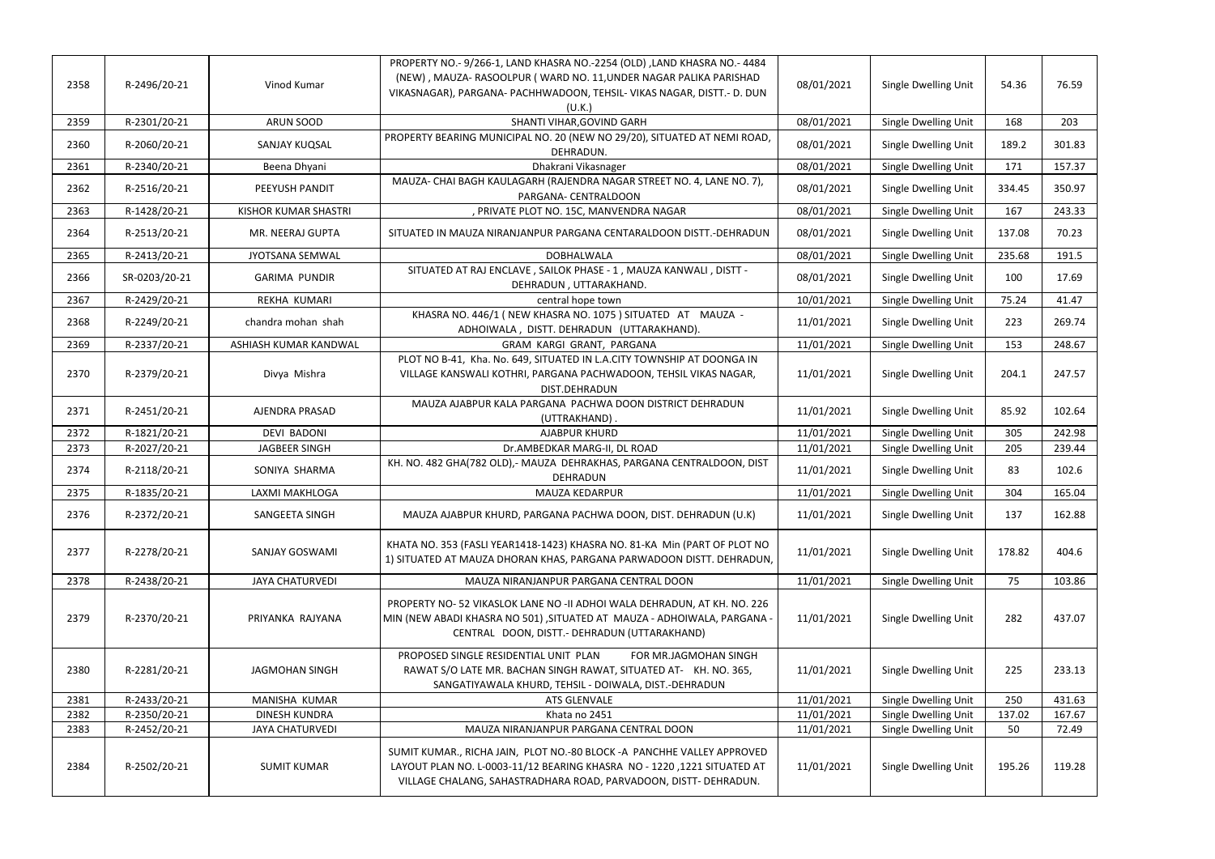| | | | | | | | |
|---|---|---|---|---|---|---|---|
| 2358 | R-2496/20-21 | Vinod Kumar | PROPERTY NO.- 9/266-1, LAND KHASRA NO.-2254 (OLD) ,LAND KHASRA NO.- 4484 (NEW) , MAUZA- RASOOLPUR ( WARD NO. 11,UNDER NAGAR PALIKA PARISHAD VIKASNAGAR), PARGANA- PACHHWADOON, TEHSIL- VIKAS NAGAR, DISTT.- D. DUN (U.K.) | 08/01/2021 | Single Dwelling Unit | 54.36 | 76.59 |
| 2359 | R-2301/20-21 | ARUN SOOD | SHANTI VIHAR,GOVIND GARH | 08/01/2021 | Single Dwelling Unit | 168 | 203 |
| 2360 | R-2060/20-21 | SANJAY KUQSAL | PROPERTY BEARING MUNICIPAL NO. 20 (NEW NO 29/20), SITUATED AT NEMI ROAD, DEHRADUN. | 08/01/2021 | Single Dwelling Unit | 189.2 | 301.83 |
| 2361 | R-2340/20-21 | Beena Dhyani | Dhakrani Vikasnager | 08/01/2021 | Single Dwelling Unit | 171 | 157.37 |
| 2362 | R-2516/20-21 | PEEYUSH PANDIT | MAUZA- CHAI BAGH KAULAGARH (RAJENDRA NAGAR STREET NO. 4, LANE NO. 7), PARGANA- CENTRALDOON | 08/01/2021 | Single Dwelling Unit | 334.45 | 350.97 |
| 2363 | R-1428/20-21 | KISHOR KUMAR SHASTRI | , PRIVATE PLOT NO. 15C, MANVENDRA NAGAR | 08/01/2021 | Single Dwelling Unit | 167 | 243.33 |
| 2364 | R-2513/20-21 | MR. NEERAJ GUPTA | SITUATED IN MAUZA NIRANJANPUR PARGANA CENTARALDOON DISTT.-DEHRADUN | 08/01/2021 | Single Dwelling Unit | 137.08 | 70.23 |
| 2365 | R-2413/20-21 | JYOTSANA SEMWAL | DOBHALWALA | 08/01/2021 | Single Dwelling Unit | 235.68 | 191.5 |
| 2366 | SR-0203/20-21 | GARIMA PUNDIR | SITUATED AT RAJ ENCLAVE , SAILOK PHASE - 1 , MAUZA KANWALI , DISTT - DEHRADUN , UTTARAKHAND. | 08/01/2021 | Single Dwelling Unit | 100 | 17.69 |
| 2367 | R-2429/20-21 | REKHA KUMARI | central hope town | 10/01/2021 | Single Dwelling Unit | 75.24 | 41.47 |
| 2368 | R-2249/20-21 | chandra mohan shah | KHASRA NO. 446/1 ( NEW KHASRA NO. 1075 ) SITUATED AT MAUZA - ADHOIWALA , DISTT. DEHRADUN (UTTARAKHAND). | 11/01/2021 | Single Dwelling Unit | 223 | 269.74 |
| 2369 | R-2337/20-21 | ASHIASH KUMAR KANDWAL | GRAM KARGI GRANT, PARGANA | 11/01/2021 | Single Dwelling Unit | 153 | 248.67 |
| 2370 | R-2379/20-21 | Divya Mishra | PLOT NO B-41, Kha. No. 649, SITUATED IN L.A.CITY TOWNSHIP AT DOONGA IN VILLAGE KANSWALI KOTHRI, PARGANA PACHWADOON, TEHSIL VIKAS NAGAR, DIST.DEHRADUN | 11/01/2021 | Single Dwelling Unit | 204.1 | 247.57 |
| 2371 | R-2451/20-21 | AJENDRA PRASAD | MAUZA AJABPUR KALA PARGANA PACHWA DOON DISTRICT DEHRADUN (UTTRAKHAND) . | 11/01/2021 | Single Dwelling Unit | 85.92 | 102.64 |
| 2372 | R-1821/20-21 | DEVI BADONI | AJABPUR KHURD | 11/01/2021 | Single Dwelling Unit | 305 | 242.98 |
| 2373 | R-2027/20-21 | JAGBEER SINGH | Dr.AMBEDKAR MARG-II, DL ROAD | 11/01/2021 | Single Dwelling Unit | 205 | 239.44 |
| 2374 | R-2118/20-21 | SONIYA SHARMA | KH. NO. 482 GHA(782 OLD),- MAUZA DEHRAKHAS, PARGANA CENTRALDOON, DIST DEHRADUN | 11/01/2021 | Single Dwelling Unit | 83 | 102.6 |
| 2375 | R-1835/20-21 | LAXMI MAKHLOGA | MAUZA KEDARPUR | 11/01/2021 | Single Dwelling Unit | 304 | 165.04 |
| 2376 | R-2372/20-21 | SANGEETA SINGH | MAUZA AJABPUR KHURD, PARGANA PACHWA DOON, DIST. DEHRADUN (U.K) | 11/01/2021 | Single Dwelling Unit | 137 | 162.88 |
| 2377 | R-2278/20-21 | SANJAY GOSWAMI | KHATA NO. 353 (FASLI YEAR1418-1423) KHASRA NO. 81-KA Min (PART OF PLOT NO 1) SITUATED AT MAUZA DHORAN KHAS, PARGANA PARWADOON DISTT. DEHRADUN, | 11/01/2021 | Single Dwelling Unit | 178.82 | 404.6 |
| 2378 | R-2438/20-21 | JAYA CHATURVEDI | MAUZA NIRANJANPUR PARGANA CENTRAL DOON | 11/01/2021 | Single Dwelling Unit | 75 | 103.86 |
| 2379 | R-2370/20-21 | PRIYANKA RAJYANA | PROPERTY NO- 52 VIKASLOK LANE NO -II ADHOI WALA DEHRADUN, AT KH. NO. 226 MIN (NEW ABADI KHASRA NO 501) ,SITUATED AT MAUZA - ADHOIWALA, PARGANA - CENTRAL DOON, DISTT.- DEHRADUN (UTTARAKHAND) | 11/01/2021 | Single Dwelling Unit | 282 | 437.07 |
| 2380 | R-2281/20-21 | JAGMOHAN SINGH | PROPOSED SINGLE RESIDENTIAL UNIT PLAN FOR MR.JAGMOHAN SINGH RAWAT S/O LATE MR. BACHAN SINGH RAWAT, SITUATED AT- KH. NO. 365, SANGATIYAWALA KHURD, TEHSIL - DOIWALA, DIST.-DEHRADUN | 11/01/2021 | Single Dwelling Unit | 225 | 233.13 |
| 2381 | R-2433/20-21 | MANISHA KUMAR | ATS GLENVALE | 11/01/2021 | Single Dwelling Unit | 250 | 431.63 |
| 2382 | R-2350/20-21 | DINESH KUNDRA | Khata no 2451 | 11/01/2021 | Single Dwelling Unit | 137.02 | 167.67 |
| 2383 | R-2452/20-21 | JAYA CHATURVEDI | MAUZA NIRANJANPUR PARGANA CENTRAL DOON | 11/01/2021 | Single Dwelling Unit | 50 | 72.49 |
| 2384 | R-2502/20-21 | SUMIT KUMAR | SUMIT KUMAR., RICHA JAIN, PLOT NO.-80 BLOCK -A PANCHHE VALLEY APPROVED LAYOUT PLAN NO. L-0003-11/12 BEARING KHASRA NO - 1220 ,1221 SITUATED AT VILLAGE CHALANG, SAHASTRADHARA ROAD, PARVADOON, DISTT- DEHRADUN. | 11/01/2021 | Single Dwelling Unit | 195.26 | 119.28 |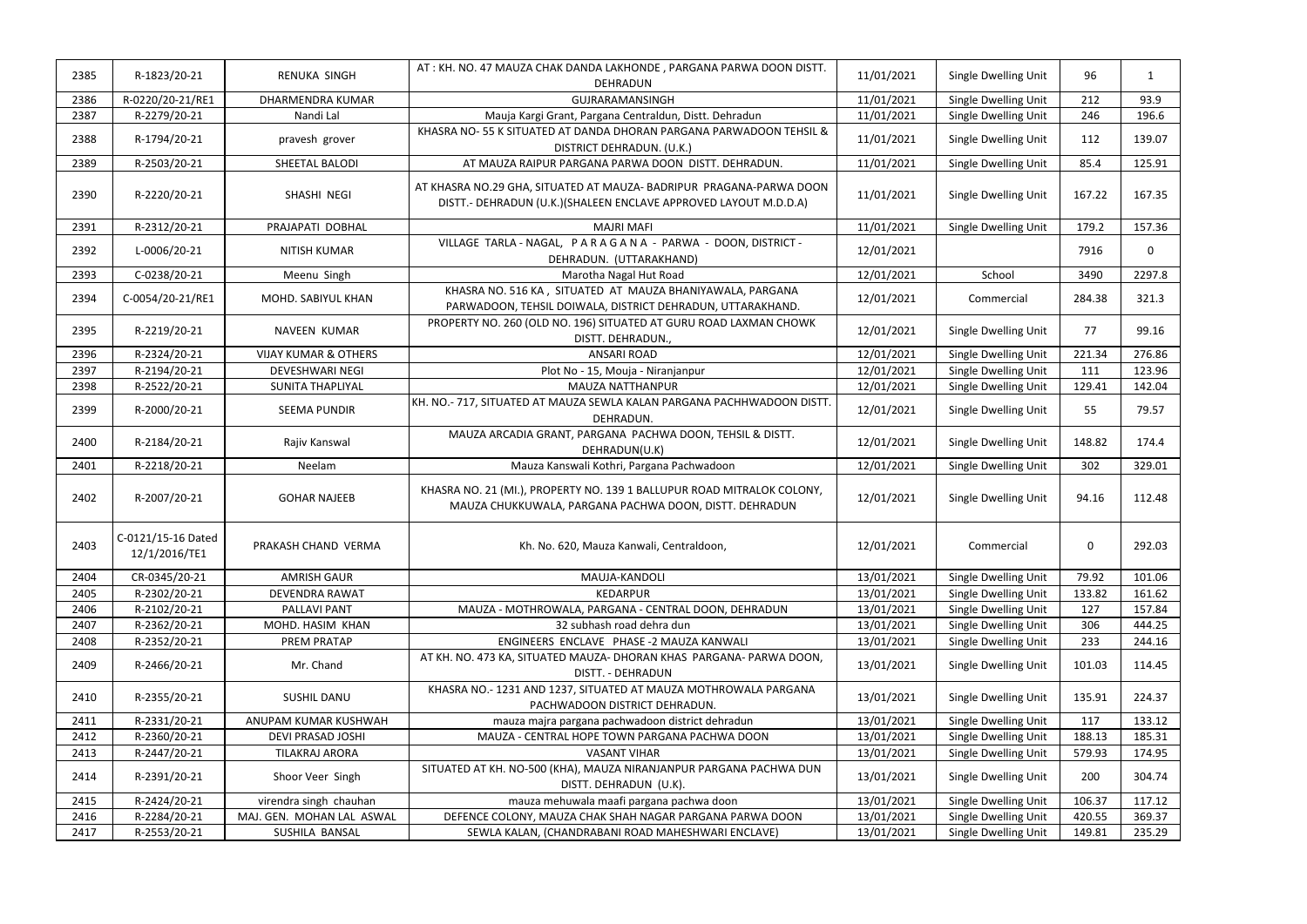| | | | | | | | |
|---|---|---|---|---|---|---|---|
| 2385 | R-1823/20-21 | RENUKA SINGH | AT : KH. NO. 47 MAUZA CHAK DANDA LAKHONDE , PARGANA PARWA DOON DISTT. DEHRADUN | 11/01/2021 | Single Dwelling Unit | 96 | 1 |
| 2386 | R-0220/20-21/RE1 | DHARMENDRA KUMAR | GUJRARAMANSINGH | 11/01/2021 | Single Dwelling Unit | 212 | 93.9 |
| 2387 | R-2279/20-21 | Nandi Lal | Mauja Kargi Grant, Pargana Centraldun, Distt. Dehradun | 11/01/2021 | Single Dwelling Unit | 246 | 196.6 |
| 2388 | R-1794/20-21 | pravesh grover | KHASRA NO- 55 K SITUATED AT DANDA DHORAN PARGANA PARWADOON TEHSIL & DISTRICT DEHRADUN. (U.K.) | 11/01/2021 | Single Dwelling Unit | 112 | 139.07 |
| 2389 | R-2503/20-21 | SHEETAL BALODI | AT MAUZA RAIPUR PARGANA PARWA DOON DISTT. DEHRADUN. | 11/01/2021 | Single Dwelling Unit | 85.4 | 125.91 |
| 2390 | R-2220/20-21 | SHASHI NEGI | AT KHASRA NO.29 GHA, SITUATED AT MAUZA- BADRIPUR PRAGANA-PARWA DOON DISTT.- DEHRADUN (U.K.)(SHALEEN ENCLAVE APPROVED LAYOUT M.D.D.A) | 11/01/2021 | Single Dwelling Unit | 167.22 | 167.35 |
| 2391 | R-2312/20-21 | PRAJAPATI DOBHAL | MAJRI MAFI | 11/01/2021 | Single Dwelling Unit | 179.2 | 157.36 |
| 2392 | L-0006/20-21 | NITISH KUMAR | VILLAGE TARLA - NAGAL, P A R A G A N A - PARWA - DOON, DISTRICT - DEHRADUN. (UTTARAKHAND) | 12/01/2021 | | 7916 | 0 |
| 2393 | C-0238/20-21 | Meenu Singh | Marotha Nagal Hut Road | 12/01/2021 | School | 3490 | 2297.8 |
| 2394 | C-0054/20-21/RE1 | MOHD. SABIYUL KHAN | KHASRA NO. 516 KA , SITUATED AT MAUZA BHANIYAWALA, PARGANA PARWADOON, TEHSIL DOIWALA, DISTRICT DEHRADUN, UTTARAKHAND. | 12/01/2021 | Commercial | 284.38 | 321.3 |
| 2395 | R-2219/20-21 | NAVEEN KUMAR | PROPERTY NO. 260 (OLD NO. 196) SITUATED AT GURU ROAD LAXMAN CHOWK DISTT. DEHRADUN., | 12/01/2021 | Single Dwelling Unit | 77 | 99.16 |
| 2396 | R-2324/20-21 | VIJAY KUMAR & OTHERS | ANSARI ROAD | 12/01/2021 | Single Dwelling Unit | 221.34 | 276.86 |
| 2397 | R-2194/20-21 | DEVESHWARI NEGI | Plot No - 15, Mouja - Niranjanpur | 12/01/2021 | Single Dwelling Unit | 111 | 123.96 |
| 2398 | R-2522/20-21 | SUNITA THAPLIYAL | MAUZA NATTHANPUR | 12/01/2021 | Single Dwelling Unit | 129.41 | 142.04 |
| 2399 | R-2000/20-21 | SEEMA PUNDIR | KH. NO.- 717, SITUATED AT MAUZA SEWLA KALAN PARGANA PACHHWADOON DISTT. DEHRADUN. | 12/01/2021 | Single Dwelling Unit | 55 | 79.57 |
| 2400 | R-2184/20-21 | Rajiv Kanswal | MAUZA ARCADIA GRANT, PARGANA PACHWA DOON, TEHSIL & DISTT. DEHRADUN(U.K) | 12/01/2021 | Single Dwelling Unit | 148.82 | 174.4 |
| 2401 | R-2218/20-21 | Neelam | Mauza Kanswali Kothri, Pargana Pachwadoon | 12/01/2021 | Single Dwelling Unit | 302 | 329.01 |
| 2402 | R-2007/20-21 | GOHAR NAJEEB | KHASRA NO. 21 (MI.), PROPERTY NO. 139 1 BALLUPUR ROAD MITRALOK COLONY, MAUZA CHUKKUWALA, PARGANA PACHWA DOON, DISTT. DEHRADUN | 12/01/2021 | Single Dwelling Unit | 94.16 | 112.48 |
| 2403 | C-0121/15-16 Dated 12/1/2016/TE1 | PRAKASH CHAND VERMA | Kh. No. 620, Mauza Kanwali, Centraldoon, | 12/01/2021 | Commercial | 0 | 292.03 |
| 2404 | CR-0345/20-21 | AMRISH GAUR | MAUJA-KANDOLI | 13/01/2021 | Single Dwelling Unit | 79.92 | 101.06 |
| 2405 | R-2302/20-21 | DEVENDRA RAWAT | KEDARPUR | 13/01/2021 | Single Dwelling Unit | 133.82 | 161.62 |
| 2406 | R-2102/20-21 | PALLAVI PANT | MAUZA - MOTHROWALA, PARGANA - CENTRAL DOON, DEHRADUN | 13/01/2021 | Single Dwelling Unit | 127 | 157.84 |
| 2407 | R-2362/20-21 | MOHD. HASIM KHAN | 32 subhash road dehra dun | 13/01/2021 | Single Dwelling Unit | 306 | 444.25 |
| 2408 | R-2352/20-21 | PREM PRATAP | ENGINEERS ENCLAVE PHASE -2 MAUZA KANWALI | 13/01/2021 | Single Dwelling Unit | 233 | 244.16 |
| 2409 | R-2466/20-21 | Mr. Chand | AT KH. NO. 473 KA, SITUATED MAUZA- DHORAN KHAS PARGANA- PARWA DOON, DISTT. - DEHRADUN | 13/01/2021 | Single Dwelling Unit | 101.03 | 114.45 |
| 2410 | R-2355/20-21 | SUSHIL DANU | KHASRA NO.- 1231 AND 1237, SITUATED AT MAUZA MOTHROWALA PARGANA PACHWADOON DISTRICT DEHRADUN. | 13/01/2021 | Single Dwelling Unit | 135.91 | 224.37 |
| 2411 | R-2331/20-21 | ANUPAM KUMAR KUSHWAH | mauza majra pargana pachwadoon district dehradun | 13/01/2021 | Single Dwelling Unit | 117 | 133.12 |
| 2412 | R-2360/20-21 | DEVI PRASAD JOSHI | MAUZA - CENTRAL HOPE TOWN PARGANA PACHWA DOON | 13/01/2021 | Single Dwelling Unit | 188.13 | 185.31 |
| 2413 | R-2447/20-21 | TILAKRAJ ARORA | VASANT VIHAR | 13/01/2021 | Single Dwelling Unit | 579.93 | 174.95 |
| 2414 | R-2391/20-21 | Shoor Veer Singh | SITUATED AT KH. NO-500 (KHA), MAUZA NIRANJANPUR PARGANA PACHWA DUN DISTT. DEHRADUN (U.K). | 13/01/2021 | Single Dwelling Unit | 200 | 304.74 |
| 2415 | R-2424/20-21 | virendra singh chauhan | mauza mehuwala maafi pargana pachwa doon | 13/01/2021 | Single Dwelling Unit | 106.37 | 117.12 |
| 2416 | R-2284/20-21 | MAJ. GEN. MOHAN LAL ASWAL | DEFENCE COLONY, MAUZA CHAK SHAH NAGAR PARGANA PARWA DOON | 13/01/2021 | Single Dwelling Unit | 420.55 | 369.37 |
| 2417 | R-2553/20-21 | SUSHILA BANSAL | SEWLA KALAN, (CHANDRABANI ROAD MAHESHWARI ENCLAVE) | 13/01/2021 | Single Dwelling Unit | 149.81 | 235.29 |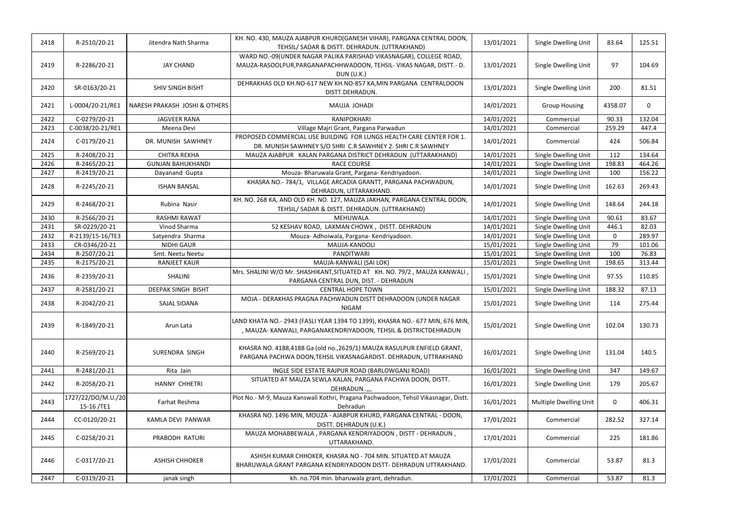| | | | | | | | |
|---|---|---|---|---|---|---|---|
| 2418 | R-2510/20-21 | Jitendra Nath Sharma | KH. NO. 430, MAUZA AJABPUR KHURD(GANESH VIHAR), PARGANA CENTRAL DOON, TEHSIL/ SADAR & DISTT. DEHRADUN. (UTTRAKHAND) | 13/01/2021 | Single Dwelling Unit | 83.64 | 125.51 |
| 2419 | R-2286/20-21 | JAY CHAND | WARD NO.-09(UNDER NAGAR PALIKA PARISHAD VIKASNAGAR), COLLEGE ROAD, MAUZA-RASOOLPUR,PARGANAPACHHWADOON, TEHSIL- VIKAS NAGAR, DISTT.- D. DUN (U.K.) | 13/01/2021 | Single Dwelling Unit | 97 | 104.69 |
| 2420 | SR-0163/20-21 | SHIV SINGH BISHT | DEHRAKHAS OLD KH.NO-617 NEW KH.NO-857 KA,MIN PARGANA CENTRALDOON DISTT.DEHRADUN. | 13/01/2021 | Single Dwelling Unit | 200 | 81.51 |
| 2421 | L-0004/20-21/RE1 | NARESH PRAKASH JOSHI & OTHERS | MAUJA JOHADI | 14/01/2021 | Group Housing | 4358.07 | 0 |
| 2422 | C-0279/20-21 | JAGVEER RANA | RANIPOKHARI | 14/01/2021 | Commercial | 90.33 | 132.04 |
| 2423 | C-0038/20-21/RE1 | Meena Devi | Village Majri Grant, Pargana Parwadun | 14/01/2021 | Commercial | 259.29 | 447.4 |
| 2424 | C-0179/20-21 | DR. MUNISH SAWHNEY | PROPOSED COMMERCIAL USE BUILDING FOR LUNGS HEALTH CARE CENTER FOR 1. DR. MUNISH SAWHNEY S/O SHRI C.R SAWHNEY 2. SHRI C.R SAWHNEY | 14/01/2021 | Commercial | 424 | 506.84 |
| 2425 | R-2408/20-21 | CHITRA REKHA | MAUZA AJABPUR KALAN PARGANA DISTRICT DEHRADUN (UTTARAKHAND) | 14/01/2021 | Single Dwelling Unit | 112 | 134.64 |
| 2426 | R-2465/20-21 | GUNJAN BAHUKHANDI | RACE COURSE | 14/01/2021 | Single Dwelling Unit | 198.83 | 464.26 |
| 2427 | R-2419/20-21 | Dayanand Gupta | Mouza- Bharuwala Grant, Pargana- Kendriyadoon. | 14/01/2021 | Single Dwelling Unit | 100 | 156.22 |
| 2428 | R-2245/20-21 | ISHAN BANSAL | KHASRA NO.- 784/1, VILLAGE ARCADIA GRANTT, PARGANA PACHWADUN, DEHRADUN, UTTARAKHAND. | 14/01/2021 | Single Dwelling Unit | 162.63 | 269.43 |
| 2429 | R-2468/20-21 | Rubina Nasir | KH. NO. 268 KA, AND OLD KH. NO. 127, MAUZA JAKHAN, PARGANA CENTRAL DOON, TEHSIL/ SADAR & DISTT. DEHRADUN. (UTTRAKHAND) | 14/01/2021 | Single Dwelling Unit | 148.64 | 244.18 |
| 2430 | R-2566/20-21 | RASHMI RAWAT | MEHUWALA | 14/01/2021 | Single Dwelling Unit | 90.61 | 83.67 |
| 2431 | SR-0229/20-21 | Vinod Sharma | 52 KESHAV ROAD, LAXMAN CHOWK , DISTT. DEHRADUN | 14/01/2021 | Single Dwelling Unit | 446.1 | 82.03 |
| 2432 | R-2139/15-16/TE3 | Satyendra Sharma | Mouza- Adhoiwala, Pargana- Kendriyadoon. | 14/01/2021 | Single Dwelling Unit | 0 | 289.97 |
| 2433 | CR-0346/20-21 | NIDHI GAUR | MAUJA-KANDOLI | 15/01/2021 | Single Dwelling Unit | 79 | 101.06 |
| 2434 | R-2507/20-21 | Smt. Neetu Neetu | PANDITWARI | 15/01/2021 | Single Dwelling Unit | 100 | 76.83 |
| 2435 | R-2175/20-21 | RANJEET KAUR | MAUJA-KANWALI (SAI LOK) | 15/01/2021 | Single Dwelling Unit | 198.65 | 313.44 |
| 2436 | R-2359/20-21 | SHALINI | Mrs. SHALINI W/O Mr. SHASHIKANT,SITUATED AT KH. NO. 79/2 , MAUZA KANWALI , PARGANA CENTRAL DUN, DIST. - DEHRADUN | 15/01/2021 | Single Dwelling Unit | 97.55 | 110.85 |
| 2437 | R-2581/20-21 | DEEPAK SINGH BISHT | CENTRAL HOPE TOWN | 15/01/2021 | Single Dwelling Unit | 188.32 | 87.13 |
| 2438 | R-2042/20-21 | SAJAL SIDANA | MOJA - DERAKHAS PRAGNA PACHWADUN DISTT DEHRADOON (UNDER NAGAR NIGAM | 15/01/2021 | Single Dwelling Unit | 114 | 275.44 |
| 2439 | R-1849/20-21 | Arun Lata | LAND KHATA NO.- 2943 (FASLI YEAR 1394 TO 1399), KHASRA NO.- 677 MIN, 676 MIN, , MAUZA- KANWALI, PARGANAKENDRIYADOON, TEHSIL & DISTRICTDEHRADUN | 15/01/2021 | Single Dwelling Unit | 102.04 | 130.73 |
| 2440 | R-2569/20-21 | SURENDRA SINGH | KHASRA NO. 4188,4188 Ga (old no.,2629/1) MAUZA RASULPUR ENFIELD GRANT, PARGANA PACHWA DOON,TEHSIL VIKASNAGARDIST. DEHRADUN, UTTRAKHAND | 16/01/2021 | Single Dwelling Unit | 131.04 | 140.5 |
| 2441 | R-2481/20-21 | Rita Jain | INGLE SIDE ESTATE RAJPUR ROAD (BARLOWGANJ ROAD) | 16/01/2021 | Single Dwelling Unit | 347 | 149.67 |
| 2442 | R-2058/20-21 | HANNY CHHETRI | SITUATED AT MAUZA SEWLA KALAN, PARGANA PACHWA DOON, DISTT. DEHRADUN..,,, | 16/01/2021 | Single Dwelling Unit | 179 | 205.67 |
| 2443 | 1727/22/DO/M.U./2015-16 /TE1 | Farhat Reshma | Plot No.- M-9, Mauza Kanswali Kothri, Pragana Pachwadoon, Tehsil Vikasnagar, Distt. Dehradun | 16/01/2021 | Multiple Dwelling Unit | 0 | 406.31 |
| 2444 | CC-0120/20-21 | KAMLA DEVI PANWAR | KHASRA NO. 1496 MIN, MOUZA - AJABPUR KHURD, PARGANA CENTRAL - DOON, DISTT. DEHRADUN (U.K.) | 17/01/2021 | Commercial | 282.52 | 327.14 |
| 2445 | C-0258/20-21 | PRABODH RATURI | MAUZA MOHABBEWALA , PARGANA KENDRIYADOON , DISTT - DEHRADUN , UTTARAKHAND. | 17/01/2021 | Commercial | 225 | 181.86 |
| 2446 | C-0317/20-21 | ASHISH CHHOKER | ASHISH KUMAR CHHOKER, KHASRA NO - 704 MIN. SITUATED AT MAUZA BHARUWALA GRANT PARGANA KENDRIYADOON DISTT- DEHRADUN UTTRAKHAND. | 17/01/2021 | Commercial | 53.87 | 81.3 |
| 2447 | C-0319/20-21 | janak singh | kh. no.704 min. bharuwala grant, dehradun. | 17/01/2021 | Commercial | 53.87 | 81.3 |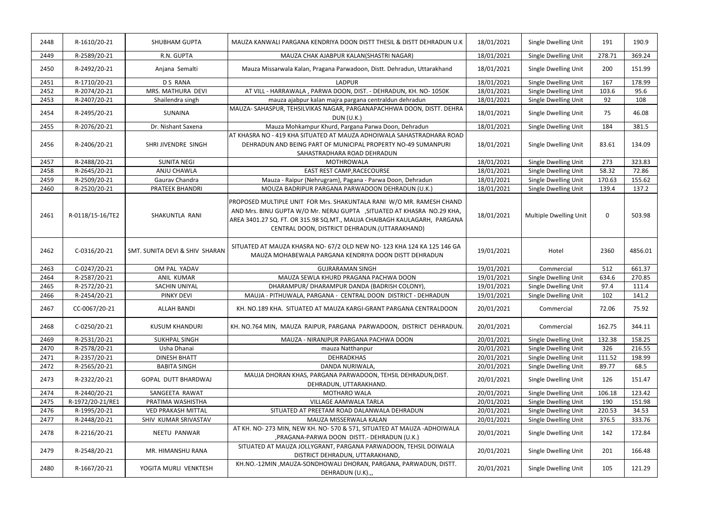| | | | | | | | |
|---|---|---|---|---|---|---|---|
| 2448 | R-1610/20-21 | SHUBHAM GUPTA | MAUZA KANWALI PARGANA KENDRIYA DOON DISTT THESIL & DISTT DEHRADUN U.K | 18/01/2021 | Single Dwelling Unit | 191 | 190.9 |
| 2449 | R-2589/20-21 | R.N. GUPTA | MAUZA CHAK AJABPUR KALAN(SHASTRI NAGAR) | 18/01/2021 | Single Dwelling Unit | 278.71 | 369.24 |
| 2450 | R-2492/20-21 | Anjana Semalti | Mauza Missarwala Kalan, Pragana Parwadoon, Distt. Dehradun, Uttarakhand | 18/01/2021 | Single Dwelling Unit | 200 | 151.99 |
| 2451 | R-1710/20-21 | D S RANA | LADPUR | 18/01/2021 | Single Dwelling Unit | 167 | 178.99 |
| 2452 | R-2074/20-21 | MRS. MATHURA DEVI | AT VILL - HARRAWALA , PARWA DOON, DIST. - DEHRADUN, KH. NO- 1050K | 18/01/2021 | Single Dwelling Unit | 103.6 | 95.6 |
| 2453 | R-2407/20-21 | Shailendra singh | mauza ajabpur kalan majra pargana centraldun dehradun | 18/01/2021 | Single Dwelling Unit | 92 | 108 |
| 2454 | R-2495/20-21 | SUNAINA | MAUZA- SAHASPUR, TEHSILVIKAS NAGAR, PARGANAPACHHWA DOON, DISTT. DEHRA DUN (U.K.) | 18/01/2021 | Single Dwelling Unit | 75 | 46.08 |
| 2455 | R-2076/20-21 | Dr. Nishant Saxena | Mauza Mohkampur Khurd, Pargana Parwa Doon, Dehradun | 18/01/2021 | Single Dwelling Unit | 184 | 381.5 |
| 2456 | R-2406/20-21 | SHRI JIVENDRE SINGH | AT KHASRA NO - 419 KHA SITUATED AT MAUZA ADHOIWALA SAHASTRADHARA ROAD DEHRADUN AND BEING PART OF MUNICIPAL PROPERTY NO-49 SUMANPURI SAHASTRADHARA ROAD DEHRADUN | 18/01/2021 | Single Dwelling Unit | 83.61 | 134.09 |
| 2457 | R-2488/20-21 | SUNITA NEGI | MOTHROWALA | 18/01/2021 | Single Dwelling Unit | 273 | 323.83 |
| 2458 | R-2645/20-21 | ANJU CHAWLA | EAST REST CAMP,RACECOURSE | 18/01/2021 | Single Dwelling Unit | 58.32 | 72.86 |
| 2459 | R-2509/20-21 | Gaurav Chandra | Mauza - Raipur (Nehrugram), Pagana - Parwa Doon, Dehradun | 18/01/2021 | Single Dwelling Unit | 170.63 | 155.62 |
| 2460 | R-2520/20-21 | PRATEEK BHANDRI | MOUZA BADRIPUR PARGANA PARWADOON DEHRADUN (U.K.) | 18/01/2021 | Single Dwelling Unit | 139.4 | 137.2 |
| 2461 | R-0118/15-16/TE2 | SHAKUNTLA RANI | PROPOSED MULTIPLE UNIT FOR Mrs. SHAKUNTALA RANI W/O MR. RAMESH CHAND AND Mrs. BINU GUPTA W/O Mr. NERAJ GUPTA ,SITUATED AT KHASRA NO.29 KHA, AREA 3401.27 SQ. FT. OR 315.98 SQ.MT., MAUJA CHAIBAGH KAULAGARH, PARGANA CENTRAL DOON, DISTRICT DEHRADUN.(UTTARAKHAND) | 18/01/2021 | Multiple Dwelling Unit | 0 | 503.98 |
| 2462 | C-0316/20-21 | SMT. SUNITA DEVI & SHIV SHARAN | SITUATED AT MAUZA KHASRA NO- 67/2 OLD NEW NO- 123 KHA 124 KA 125 146 GA MAUZA MOHABEWALA PARGANA KENDRIYA DOON DISTT DEHRADUN | 19/01/2021 | Hotel | 2360 | 4856.01 |
| 2463 | C-0247/20-21 | OM PAL YADAV | GUJRARAMAN SINGH | 19/01/2021 | Commercial | 512 | 661.37 |
| 2464 | R-2587/20-21 | ANIL KUMAR | MAUZA SEWLA KHURD PRAGANA PACHWA DOON | 19/01/2021 | Single Dwelling Unit | 634.6 | 270.85 |
| 2465 | R-2572/20-21 | SACHIN UNIYAL | DHARAMPUR/ DHARAMPUR DANDA (BADRISH COLONY), | 19/01/2021 | Single Dwelling Unit | 97.4 | 111.4 |
| 2466 | R-2454/20-21 | PINKY DEVI | MAUJA - PITHUWALA, PARGANA - CENTRAL DOON DISTRICT - DEHRADUN | 19/01/2021 | Single Dwelling Unit | 102 | 141.2 |
| 2467 | CC-0067/20-21 | ALLAH BANDI | KH. NO.189 KHA. SITUATED AT MAUZA KARGI-GRANT PARGANA CENTRALDOON | 20/01/2021 | Commercial | 72.06 | 75.92 |
| 2468 | C-0250/20-21 | KUSUM KHANDURI | KH. NO.764 MIN, MAUZA RAIPUR, PARGANA PARWADOON, DISTRICT DEHRADUN. | 20/01/2021 | Commercial | 162.75 | 344.11 |
| 2469 | R-2531/20-21 | SUKHPAL SINGH | MAUZA - NIRANJPUR PARGANA PACHWA DOON | 20/01/2021 | Single Dwelling Unit | 132.38 | 158.25 |
| 2470 | R-2578/20-21 | Usha Dhanai | mauza Natthanpur | 20/01/2021 | Single Dwelling Unit | 326 | 216.55 |
| 2471 | R-2357/20-21 | DINESH BHATT | DEHRADKHAS | 20/01/2021 | Single Dwelling Unit | 111.52 | 198.99 |
| 2472 | R-2565/20-21 | BABITA SINGH | DANDA NURIWALA, | 20/01/2021 | Single Dwelling Unit | 89.77 | 68.5 |
| 2473 | R-2322/20-21 | GOPAL DUTT BHARDWAJ | MAUJA DHORAN KHAS, PARGANA PARWADOON, TEHSIL DEHRADUN,DIST. DEHRADUN, UTTARAKHAND. | 20/01/2021 | Single Dwelling Unit | 126 | 151.47 |
| 2474 | R-2440/20-21 | SANGEETA RAWAT | MOTHARO WALA | 20/01/2021 | Single Dwelling Unit | 106.18 | 123.42 |
| 2475 | R-1972/20-21/RE1 | PRATIMA WASHISTHA | VILLAGE AAMWALA TARLA | 20/01/2021 | Single Dwelling Unit | 190 | 151.98 |
| 2476 | R-1995/20-21 | VED PRAKASH MITTAL | SITUATED AT PREETAM ROAD DALANWALA DEHRADUN | 20/01/2021 | Single Dwelling Unit | 220.53 | 34.53 |
| 2477 | R-2448/20-21 | SHIV KUMAR SRIVASTAV | MAUZA MISSERWALA KALAN | 20/01/2021 | Single Dwelling Unit | 376.5 | 333.76 |
| 2478 | R-2216/20-21 | NEETU PANWAR | AT KH. NO- 273 MIN, NEW KH. NO- 570 & 571, SITUATED AT MAUZA -ADHOIWALA ,PRAGANA-PARWA DOON DISTT.- DEHRADUN (U.K.) | 20/01/2021 | Single Dwelling Unit | 142 | 172.84 |
| 2479 | R-2548/20-21 | MR. HIMANSHU RANA | SITUATED AT MAUZA JOLLYGRANT, PARGANA PARWADOON, TEHSIL DOIWALA DISTRICT DEHRADUN, UTTARAKHAND, | 20/01/2021 | Single Dwelling Unit | 201 | 166.48 |
| 2480 | R-1667/20-21 | YOGITA MURLI VENKTESH | KH.NO.-12MIN ,MAUZA-SONDHOWALI DHORAN, PARGANA, PARWADUN, DISTT. DEHRADUN (U.K).,, | 20/01/2021 | Single Dwelling Unit | 105 | 121.29 |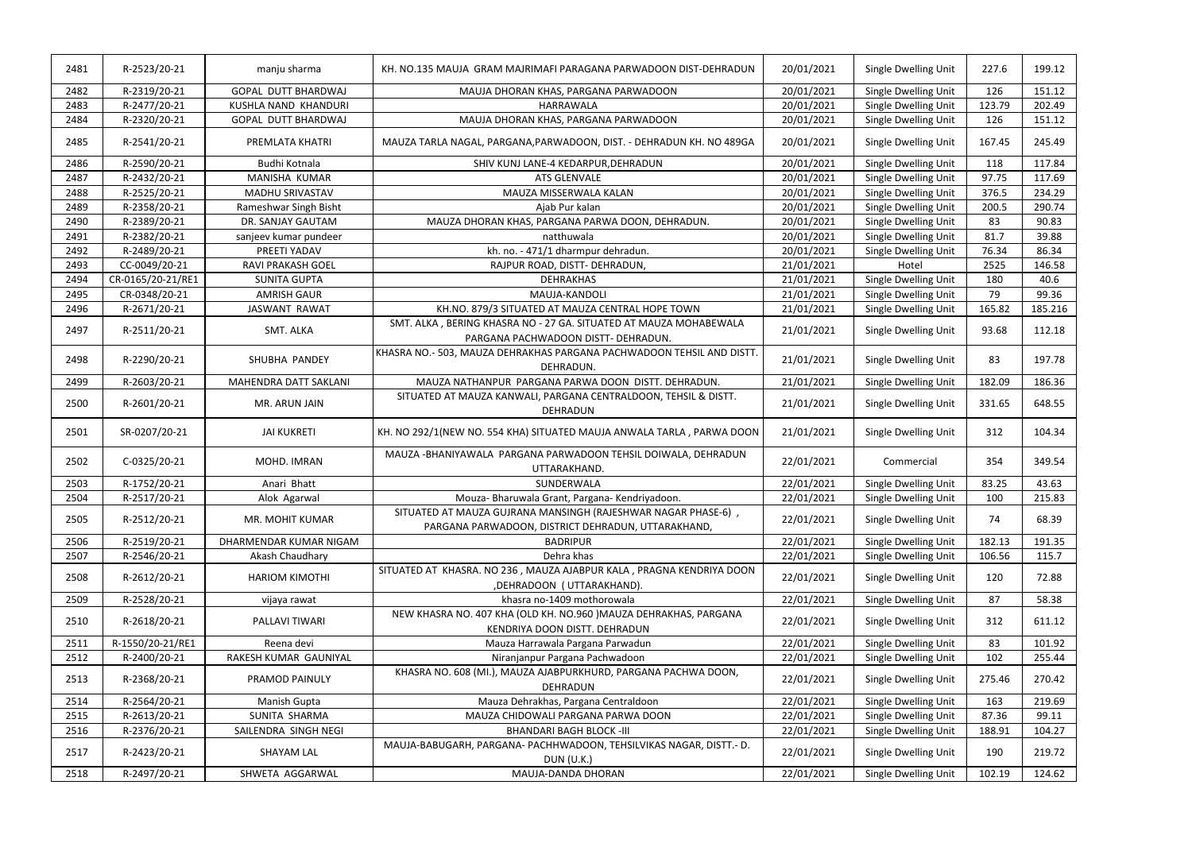| | | | | | | | |
|---|---|---|---|---|---|---|---|
| 2481 | R-2523/20-21 | manju sharma | KH. NO.135 MAUJA GRAM MAJRIMAFI PARAGANA PARWADOON DIST-DEHRADUN | 20/01/2021 | Single Dwelling Unit | 227.6 | 199.12 |
| 2482 | R-2319/20-21 | GOPAL DUTT BHARDWAJ | MAUJA DHORAN KHAS, PARGANA PARWADOON | 20/01/2021 | Single Dwelling Unit | 126 | 151.12 |
| 2483 | R-2477/20-21 | KUSHLA NAND KHANDURI | HARRAWALA | 20/01/2021 | Single Dwelling Unit | 123.79 | 202.49 |
| 2484 | R-2320/20-21 | GOPAL DUTT BHARDWAJ | MAUJA DHORAN KHAS, PARGANA PARWADOON | 20/01/2021 | Single Dwelling Unit | 126 | 151.12 |
| 2485 | R-2541/20-21 | PREMLATA KHATRI | MAUZA TARLA NAGAL, PARGANA,PARWADOON, DIST. - DEHRADUN KH. NO 489GA | 20/01/2021 | Single Dwelling Unit | 167.45 | 245.49 |
| 2486 | R-2590/20-21 | Budhi Kotnala | SHIV KUNJ LANE-4 KEDARPUR,DEHRADUN | 20/01/2021 | Single Dwelling Unit | 118 | 117.84 |
| 2487 | R-2432/20-21 | MANISHA KUMAR | ATS GLENVALE | 20/01/2021 | Single Dwelling Unit | 97.75 | 117.69 |
| 2488 | R-2525/20-21 | MADHU SRIVASTAV | MAUZA MISSERWALA KALAN | 20/01/2021 | Single Dwelling Unit | 376.5 | 234.29 |
| 2489 | R-2358/20-21 | Rameshwar Singh Bisht | Ajab Pur kalan | 20/01/2021 | Single Dwelling Unit | 200.5 | 290.74 |
| 2490 | R-2389/20-21 | DR. SANJAY GAUTAM | MAUZA DHORAN KHAS, PARGANA PARWA DOON, DEHRADUN. | 20/01/2021 | Single Dwelling Unit | 83 | 90.83 |
| 2491 | R-2382/20-21 | sanjeev kumar pundeer | natthuwala | 20/01/2021 | Single Dwelling Unit | 81.7 | 39.88 |
| 2492 | R-2489/20-21 | PREETI YADAV | kh. no. - 471/1 dharmpur dehradun. | 20/01/2021 | Single Dwelling Unit | 76.34 | 86.34 |
| 2493 | CC-0049/20-21 | RAVI PRAKASH GOEL | RAJPUR ROAD, DISTT- DEHRADUN, | 21/01/2021 | Hotel | 2525 | 146.58 |
| 2494 | CR-0165/20-21/RE1 | SUNITA GUPTA | DEHRAKHAS | 21/01/2021 | Single Dwelling Unit | 180 | 40.6 |
| 2495 | CR-0348/20-21 | AMRISH GAUR | MAUJA-KANDOLI | 21/01/2021 | Single Dwelling Unit | 79 | 99.36 |
| 2496 | R-2671/20-21 | JASWANT RAWAT | KH.NO. 879/3 SITUATED AT MAUZA CENTRAL HOPE TOWN | 21/01/2021 | Single Dwelling Unit | 165.82 | 185.216 |
| 2497 | R-2511/20-21 | SMT. ALKA | SMT. ALKA , BERING KHASRA NO - 27 GA. SITUATED AT MAUZA MOHABEWALA PARGANA PACHWADOON DISTT- DEHRADUN. | 21/01/2021 | Single Dwelling Unit | 93.68 | 112.18 |
| 2498 | R-2290/20-21 | SHUBHA PANDEY | KHASRA NO.- 503, MAUZA DEHRAKHAS PARGANA PACHWADOON TEHSIL AND DISTT. DEHRADUN. | 21/01/2021 | Single Dwelling Unit | 83 | 197.78 |
| 2499 | R-2603/20-21 | MAHENDRA DATT SAKLANI | MAUZA NATHANPUR PARGANA PARWA DOON DISTT. DEHRADUN. | 21/01/2021 | Single Dwelling Unit | 182.09 | 186.36 |
| 2500 | R-2601/20-21 | MR. ARUN JAIN | SITUATED AT MAUZA KANWALI, PARGANA CENTRALDOON, TEHSIL & DISTT. DEHRADUN | 21/01/2021 | Single Dwelling Unit | 331.65 | 648.55 |
| 2501 | SR-0207/20-21 | JAI KUKRETI | KH. NO 292/1(NEW NO. 554 KHA) SITUATED MAUJA ANWALA TARLA , PARWA DOON | 21/01/2021 | Single Dwelling Unit | 312 | 104.34 |
| 2502 | C-0325/20-21 | MOHD. IMRAN | MAUZA -BHANIYAWALA PARGANA PARWADOON TEHSIL DOIWALA, DEHRADUN UTTARAKHAND. | 22/01/2021 | Commercial | 354 | 349.54 |
| 2503 | R-1752/20-21 | Anari Bhatt | SUNDERWALA | 22/01/2021 | Single Dwelling Unit | 83.25 | 43.63 |
| 2504 | R-2517/20-21 | Alok Agarwal | Mouza- Bharuwala Grant, Pargana- Kendriyadoon. | 22/01/2021 | Single Dwelling Unit | 100 | 215.83 |
| 2505 | R-2512/20-21 | MR. MOHIT KUMAR | SITUATED AT MAUZA GUJRANA MANSINGH (RAJESHWAR NAGAR PHASE-6) , PARGANA PARWADOON, DISTRICT DEHRADUN, UTTARAKHAND, | 22/01/2021 | Single Dwelling Unit | 74 | 68.39 |
| 2506 | R-2519/20-21 | DHARMENDAR KUMAR NIGAM | BADRIPUR | 22/01/2021 | Single Dwelling Unit | 182.13 | 191.35 |
| 2507 | R-2546/20-21 | Akash Chaudhary | Dehra khas | 22/01/2021 | Single Dwelling Unit | 106.56 | 115.7 |
| 2508 | R-2612/20-21 | HARIOM KIMOTHI | SITUATED AT KHASRA. NO 236 , MAUZA AJABPUR KALA , PRAGNA KENDRIYA DOON ,DEHRADOON ( UTTARAKHAND). | 22/01/2021 | Single Dwelling Unit | 120 | 72.88 |
| 2509 | R-2528/20-21 | vijaya rawat | khasra no-1409 mothorowala | 22/01/2021 | Single Dwelling Unit | 87 | 58.38 |
| 2510 | R-2618/20-21 | PALLAVI TIWARI | NEW KHASRA NO. 407 KHA (OLD KH. NO.960 )MAUZA DEHRAKHAS, PARGANA KENDRIYA DOON DISTT. DEHRADUN | 22/01/2021 | Single Dwelling Unit | 312 | 611.12 |
| 2511 | R-1550/20-21/RE1 | Reena devi | Mauza Harrawala Pargana Parwadun | 22/01/2021 | Single Dwelling Unit | 83 | 101.92 |
| 2512 | R-2400/20-21 | RAKESH KUMAR GAUNIYAL | Niranjanpur Pargana Pachwadoon | 22/01/2021 | Single Dwelling Unit | 102 | 255.44 |
| 2513 | R-2368/20-21 | PRAMOD PAINULY | KHASRA NO. 608 (MI.), MAUZA AJABPURKHURD, PARGANA PACHWA DOON, DEHRADUN | 22/01/2021 | Single Dwelling Unit | 275.46 | 270.42 |
| 2514 | R-2564/20-21 | Manish Gupta | Mauza Dehrakhas, Pargana Centraldoon | 22/01/2021 | Single Dwelling Unit | 163 | 219.69 |
| 2515 | R-2613/20-21 | SUNITA SHARMA | MAUZA CHIDOWALI PARGANA PARWA DOON | 22/01/2021 | Single Dwelling Unit | 87.36 | 99.11 |
| 2516 | R-2376/20-21 | SAILENDRA SINGH NEGI | BHANDARI BAGH BLOCK -III | 22/01/2021 | Single Dwelling Unit | 188.91 | 104.27 |
| 2517 | R-2423/20-21 | SHAYAM LAL | MAUJA-BABUGARH, PARGANA- PACHHWADOON, TEHSILVIKAS NAGAR, DISTT.- D. DUN (U.K.) | 22/01/2021 | Single Dwelling Unit | 190 | 219.72 |
| 2518 | R-2497/20-21 | SHWETA AGGARWAL | MAUJA-DANDA DHORAN | 22/01/2021 | Single Dwelling Unit | 102.19 | 124.62 |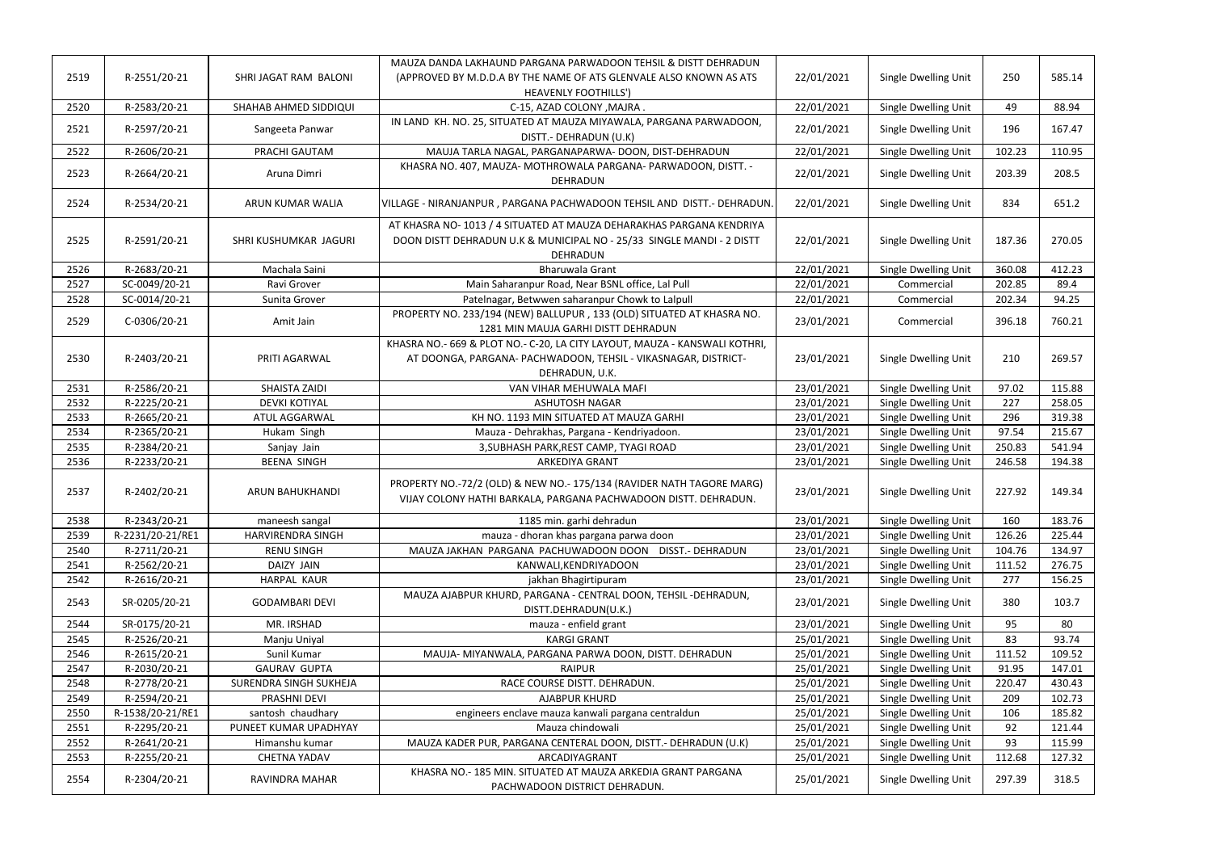| | | | | | | | |
|---|---|---|---|---|---|---|---|
| 2519 | R-2551/20-21 | SHRI JAGAT RAM BALONI | MAUZA DANDA LAKHAUND PARGANA PARWADOON TEHSIL & DISTT DEHRADUN (APPROVED BY M.D.D.A BY THE NAME OF ATS GLENVALE ALSO KNOWN AS ATS HEAVENLY FOOTHILLS') | 22/01/2021 | Single Dwelling Unit | 250 | 585.14 |
| 2520 | R-2583/20-21 | SHAHAB AHMED SIDDIQUI | C-15, AZAD COLONY ,MAJRA . | 22/01/2021 | Single Dwelling Unit | 49 | 88.94 |
| 2521 | R-2597/20-21 | Sangeeta Panwar | IN LAND KH. NO. 25, SITUATED AT MAUZA MIYAWALA, PARGANA PARWADOON, DISTT.- DEHRADUN (U.K) | 22/01/2021 | Single Dwelling Unit | 196 | 167.47 |
| 2522 | R-2606/20-21 | PRACHI GAUTAM | MAUJA TARLA NAGAL, PARGANAPARWA- DOON, DIST-DEHRADUN | 22/01/2021 | Single Dwelling Unit | 102.23 | 110.95 |
| 2523 | R-2664/20-21 | Aruna Dimri | KHASRA NO. 407, MAUZA- MOTHROWALA PARGANA- PARWADOON, DISTT. - DEHRADUN | 22/01/2021 | Single Dwelling Unit | 203.39 | 208.5 |
| 2524 | R-2534/20-21 | ARUN KUMAR WALIA | VILLAGE - NIRANJANPUR , PARGANA PACHWADOON TEHSIL AND DISTT.- DEHRADUN. | 22/01/2021 | Single Dwelling Unit | 834 | 651.2 |
| 2525 | R-2591/20-21 | SHRI KUSHUMKAR JAGURI | AT KHASRA NO- 1013 / 4 SITUATED AT MAUZA DEHARAKHAS PARGANA KENDRIYA DOON DISTT DEHRADUN U.K & MUNICIPAL NO - 25/33 SINGLE MANDI - 2 DISTT DEHRADUN | 22/01/2021 | Single Dwelling Unit | 187.36 | 270.05 |
| 2526 | R-2683/20-21 | Machala Saini | Bharuwala Grant | 22/01/2021 | Single Dwelling Unit | 360.08 | 412.23 |
| 2527 | SC-0049/20-21 | Ravi Grover | Main Saharanpur Road, Near BSNL office, Lal Pull | 22/01/2021 | Commercial | 202.85 | 89.4 |
| 2528 | SC-0014/20-21 | Sunita Grover | Patelnagar, Betwwen saharanpur Chowk to Lalpull | 22/01/2021 | Commercial | 202.34 | 94.25 |
| 2529 | C-0306/20-21 | Amit Jain | PROPERTY NO. 233/194 (NEW) BALLUPUR , 133 (OLD) SITUATED AT KHASRA NO. 1281 MIN MAUJA GARHI DISTT DEHRADUN | 23/01/2021 | Commercial | 396.18 | 760.21 |
| 2530 | R-2403/20-21 | PRITI AGARWAL | KHASRA NO.- 669 & PLOT NO.- C-20, LA CITY LAYOUT, MAUZA - KANSWALI KOTHRI, AT DOONGA, PARGANA- PACHWADOON, TEHSIL - VIKASNAGAR, DISTRICT- DEHRADUN, U.K. | 23/01/2021 | Single Dwelling Unit | 210 | 269.57 |
| 2531 | R-2586/20-21 | SHAISTA ZAIDI | VAN VIHAR MEHUWALA MAFI | 23/01/2021 | Single Dwelling Unit | 97.02 | 115.88 |
| 2532 | R-2225/20-21 | DEVKI KOTIYAL | ASHUTOSH NAGAR | 23/01/2021 | Single Dwelling Unit | 227 | 258.05 |
| 2533 | R-2665/20-21 | ATUL AGGARWAL | KH NO. 1193 MIN SITUATED AT MAUZA GARHI | 23/01/2021 | Single Dwelling Unit | 296 | 319.38 |
| 2534 | R-2365/20-21 | Hukam Singh | Mauza - Dehrakhas, Pargana - Kendriyadoon. | 23/01/2021 | Single Dwelling Unit | 97.54 | 215.67 |
| 2535 | R-2384/20-21 | Sanjay Jain | 3,SUBHASH PARK,REST CAMP, TYAGI ROAD | 23/01/2021 | Single Dwelling Unit | 250.83 | 541.94 |
| 2536 | R-2233/20-21 | BEENA SINGH | ARKEDIYA GRANT | 23/01/2021 | Single Dwelling Unit | 246.58 | 194.38 |
| 2537 | R-2402/20-21 | ARUN BAHUKHANDI | PROPERTY NO.-72/2 (OLD) & NEW NO.- 175/134 (RAVIDER NATH TAGORE MARG) VIJAY COLONY HATHI BARKALA, PARGANA PACHWADOON DISTT. DEHRADUN. | 23/01/2021 | Single Dwelling Unit | 227.92 | 149.34 |
| 2538 | R-2343/20-21 | maneesh sangal | 1185 min. garhi dehradun | 23/01/2021 | Single Dwelling Unit | 160 | 183.76 |
| 2539 | R-2231/20-21/RE1 | HARVIRENDRA SINGH | mauza - dhoran khas pargana parwa doon | 23/01/2021 | Single Dwelling Unit | 126.26 | 225.44 |
| 2540 | R-2711/20-21 | RENU SINGH | MAUZA JAKHAN PARGANA PACHUWADOON DOON DISST.- DEHRADUN | 23/01/2021 | Single Dwelling Unit | 104.76 | 134.97 |
| 2541 | R-2562/20-21 | DAIZY JAIN | KANWALI,KENDRIYADOON | 23/01/2021 | Single Dwelling Unit | 111.52 | 276.75 |
| 2542 | R-2616/20-21 | HARPAL KAUR | jakhan Bhagirtipuram | 23/01/2021 | Single Dwelling Unit | 277 | 156.25 |
| 2543 | SR-0205/20-21 | GODAMBARI DEVI | MAUZA AJABPUR KHURD, PARGANA - CENTRAL DOON, TEHSIL -DEHRADUN, DISTT.DEHRADUN(U.K.) | 23/01/2021 | Single Dwelling Unit | 380 | 103.7 |
| 2544 | SR-0175/20-21 | MR. IRSHAD | mauza - enfield grant | 23/01/2021 | Single Dwelling Unit | 95 | 80 |
| 2545 | R-2526/20-21 | Manju Uniyal | KARGI GRANT | 25/01/2021 | Single Dwelling Unit | 83 | 93.74 |
| 2546 | R-2615/20-21 | Sunil Kumar | MAUJA- MIYANWALA, PARGANA PARWA DOON, DISTT. DEHRADUN | 25/01/2021 | Single Dwelling Unit | 111.52 | 109.52 |
| 2547 | R-2030/20-21 | GAURAV GUPTA | RAIPUR | 25/01/2021 | Single Dwelling Unit | 91.95 | 147.01 |
| 2548 | R-2778/20-21 | SURENDRA SINGH SUKHEJA | RACE COURSE DISTT. DEHRADUN. | 25/01/2021 | Single Dwelling Unit | 220.47 | 430.43 |
| 2549 | R-2594/20-21 | PRASHNI DEVI | AJABPUR KHURD | 25/01/2021 | Single Dwelling Unit | 209 | 102.73 |
| 2550 | R-1538/20-21/RE1 | santosh chaudhary | engineers enclave mauza kanwali pargana centraldun | 25/01/2021 | Single Dwelling Unit | 106 | 185.82 |
| 2551 | R-2295/20-21 | PUNEET KUMAR UPADHYAY | Mauza chindowali | 25/01/2021 | Single Dwelling Unit | 92 | 121.44 |
| 2552 | R-2641/20-21 | Himanshu kumar | MAUZA KADER PUR, PARGANA CENTERAL DOON, DISTT.- DEHRADUN (U.K) | 25/01/2021 | Single Dwelling Unit | 93 | 115.99 |
| 2553 | R-2255/20-21 | CHETNA YADAV | ARCADIYAGRANT | 25/01/2021 | Single Dwelling Unit | 112.68 | 127.32 |
| 2554 | R-2304/20-21 | RAVINDRA MAHAR | KHASRA NO.- 185 MIN. SITUATED AT MAUZA ARKEDIA GRANT PARGANA PACHWADOON DISTRICT DEHRADUN. | 25/01/2021 | Single Dwelling Unit | 297.39 | 318.5 |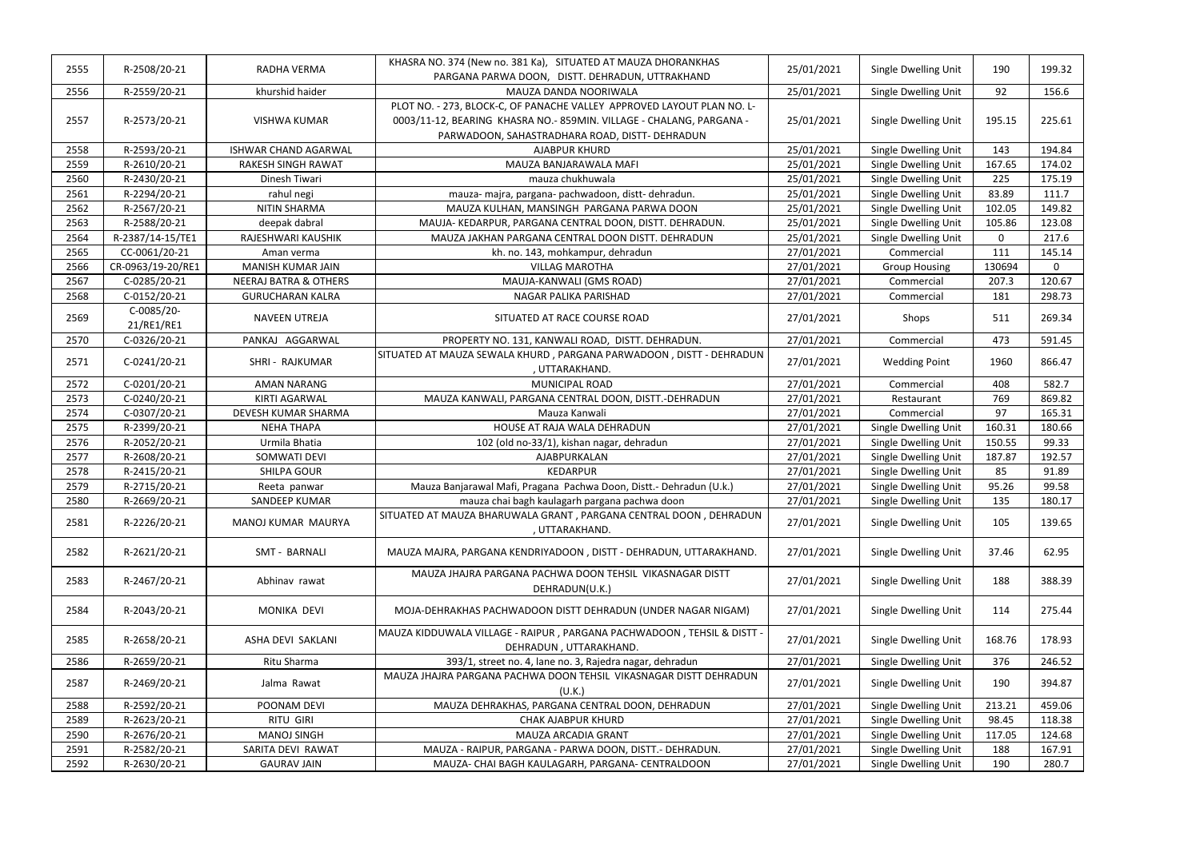| | | | | | | | |
|---|---|---|---|---|---|---|---|
| 2555 | R-2508/20-21 | RADHA VERMA | KHASRA NO. 374 (New no. 381 Ka), SITUATED AT MAUZA DHORANKHAS PARGANA PARWA DOON, DISTT. DEHRADUN, UTTRAKHAND | 25/01/2021 | Single Dwelling Unit | 190 | 199.32 |
| 2556 | R-2559/20-21 | khurshid haider | MAUZA DANDA NOORIWALA | 25/01/2021 | Single Dwelling Unit | 92 | 156.6 |
| 2557 | R-2573/20-21 | VISHWA KUMAR | PLOT NO. - 273, BLOCK-C, OF PANACHE VALLEY APPROVED LAYOUT PLAN NO. L-0003/11-12, BEARING KHASRA NO.- 859MIN. VILLAGE - CHALANG, PARGANA - PARWADOON, SAHASTRADHARA ROAD, DISTT- DEHRADUN | 25/01/2021 | Single Dwelling Unit | 195.15 | 225.61 |
| 2558 | R-2593/20-21 | ISHWAR CHAND AGARWAL | AJABPUR KHURD | 25/01/2021 | Single Dwelling Unit | 143 | 194.84 |
| 2559 | R-2610/20-21 | RAKESH SINGH RAWAT | MAUZA BANJARAWALA MAFI | 25/01/2021 | Single Dwelling Unit | 167.65 | 174.02 |
| 2560 | R-2430/20-21 | Dinesh Tiwari | mauza chukhuwala | 25/01/2021 | Single Dwelling Unit | 225 | 175.19 |
| 2561 | R-2294/20-21 | rahul negi | mauza- majra, pargana- pachwadoon, distt- dehradun. | 25/01/2021 | Single Dwelling Unit | 83.89 | 111.7 |
| 2562 | R-2567/20-21 | NITIN SHARMA | MAUZA KULHAN, MANSINGH PARGANA PARWA DOON | 25/01/2021 | Single Dwelling Unit | 102.05 | 149.82 |
| 2563 | R-2588/20-21 | deepak dabral | MAUJA- KEDARPUR, PARGANA CENTRAL DOON, DISTT. DEHRADUN. | 25/01/2021 | Single Dwelling Unit | 105.86 | 123.08 |
| 2564 | R-2387/14-15/TE1 | RAJESHWARI KAUSHIK | MAUZA JAKHAN PARGANA CENTRAL DOON DISTT. DEHRADUN | 25/01/2021 | Single Dwelling Unit | 0 | 217.6 |
| 2565 | CC-0061/20-21 | Aman verma | kh. no. 143, mohkampur, dehradun | 27/01/2021 | Commercial | 111 | 145.14 |
| 2566 | CR-0963/19-20/RE1 | MANISH KUMAR JAIN | VILLAG MAROTHA | 27/01/2021 | Group Housing | 130694 | 0 |
| 2567 | C-0285/20-21 | NEERAJ BATRA & OTHERS | MAUJA-KANWALI (GMS ROAD) | 27/01/2021 | Commercial | 207.3 | 120.67 |
| 2568 | C-0152/20-21 | GURUCHARAN KALRA | NAGAR PALIKA PARISHAD | 27/01/2021 | Commercial | 181 | 298.73 |
| 2569 | C-0085/20-21/RE1/RE1 | NAVEEN UTREJA | SITUATED AT RACE COURSE ROAD | 27/01/2021 | Shops | 511 | 269.34 |
| 2570 | C-0326/20-21 | PANKAJ AGGARWAL | PROPERTY NO. 131, KANWALI ROAD, DISTT. DEHRADUN. | 27/01/2021 | Commercial | 473 | 591.45 |
| 2571 | C-0241/20-21 | SHRI - RAJKUMAR | SITUATED AT MAUZA SEWALA KHURD , PARGANA PARWADOON , DISTT - DEHRADUN , UTTARAKHAND. | 27/01/2021 | Wedding Point | 1960 | 866.47 |
| 2572 | C-0201/20-21 | AMAN NARANG | MUNICIPAL ROAD | 27/01/2021 | Commercial | 408 | 582.7 |
| 2573 | C-0240/20-21 | KIRTI AGARWAL | MAUZA KANWALI, PARGANA CENTRAL DOON, DISTT.-DEHRADUN | 27/01/2021 | Restaurant | 769 | 869.82 |
| 2574 | C-0307/20-21 | DEVESH KUMAR SHARMA | Mauza Kanwali | 27/01/2021 | Commercial | 97 | 165.31 |
| 2575 | R-2399/20-21 | NEHA THAPA | HOUSE AT RAJA WALA DEHRADUN | 27/01/2021 | Single Dwelling Unit | 160.31 | 180.66 |
| 2576 | R-2052/20-21 | Urmila Bhatia | 102 (old no-33/1), kishan nagar, dehradun | 27/01/2021 | Single Dwelling Unit | 150.55 | 99.33 |
| 2577 | R-2608/20-21 | SOMWATI DEVI | AJABPURKALAN | 27/01/2021 | Single Dwelling Unit | 187.87 | 192.57 |
| 2578 | R-2415/20-21 | SHILPA GOUR | KEDARPUR | 27/01/2021 | Single Dwelling Unit | 85 | 91.89 |
| 2579 | R-2715/20-21 | Reeta panwar | Mauza Banjarawal Mafi, Pragana Pachwa Doon, Distt.- Dehradun (U.k.) | 27/01/2021 | Single Dwelling Unit | 95.26 | 99.58 |
| 2580 | R-2669/20-21 | SANDEEP KUMAR | mauza chai bagh kaulagarh pargana pachwa doon | 27/01/2021 | Single Dwelling Unit | 135 | 180.17 |
| 2581 | R-2226/20-21 | MANOJ KUMAR MAURYA | SITUATED AT MAUZA BHARUWALA GRANT , PARGANA CENTRAL DOON , DEHRADUN , UTTARAKHAND. | 27/01/2021 | Single Dwelling Unit | 105 | 139.65 |
| 2582 | R-2621/20-21 | SMT - BARNALI | MAUZA MAJRA, PARGANA KENDRIYADOON , DISTT - DEHRADUN, UTTARAKHAND. | 27/01/2021 | Single Dwelling Unit | 37.46 | 62.95 |
| 2583 | R-2467/20-21 | Abhinav rawat | MAUZA JHAJRA PARGANA PACHWA DOON TEHSIL VIKASNAGAR DISTT DEHRADUN(U.K.) | 27/01/2021 | Single Dwelling Unit | 188 | 388.39 |
| 2584 | R-2043/20-21 | MONIKA DEVI | MOJA-DEHRAKHAS PACHWADOON DISTT DEHRADUN (UNDER NAGAR NIGAM) | 27/01/2021 | Single Dwelling Unit | 114 | 275.44 |
| 2585 | R-2658/20-21 | ASHA DEVI SAKLANI | MAUZA KIDDUWALA VILLAGE - RAIPUR , PARGANA PACHWADOON , TEHSIL & DISTT - DEHRADUN , UTTARAKHAND. | 27/01/2021 | Single Dwelling Unit | 168.76 | 178.93 |
| 2586 | R-2659/20-21 | Ritu Sharma | 393/1, street no. 4, lane no. 3, Rajedra nagar, dehradun | 27/01/2021 | Single Dwelling Unit | 376 | 246.52 |
| 2587 | R-2469/20-21 | Jalma Rawat | MAUZA JHAJRA PARGANA PACHWA DOON TEHSIL VIKASNAGAR DISTT DEHRADUN (U.K.) | 27/01/2021 | Single Dwelling Unit | 190 | 394.87 |
| 2588 | R-2592/20-21 | POONAM DEVI | MAUZA DEHRAKHAS, PARGANA CENTRAL DOON, DEHRADUN | 27/01/2021 | Single Dwelling Unit | 213.21 | 459.06 |
| 2589 | R-2623/20-21 | RITU GIRI | CHAK AJABPUR KHURD | 27/01/2021 | Single Dwelling Unit | 98.45 | 118.38 |
| 2590 | R-2676/20-21 | MANOJ SINGH | MAUZA ARCADIA GRANT | 27/01/2021 | Single Dwelling Unit | 117.05 | 124.68 |
| 2591 | R-2582/20-21 | SARITA DEVI RAWAT | MAUZA - RAIPUR, PARGANA - PARWA DOON, DISTT.- DEHRADUN. | 27/01/2021 | Single Dwelling Unit | 188 | 167.91 |
| 2592 | R-2630/20-21 | GAURAV JAIN | MAUZA- CHAI BAGH KAULAGARH, PARGANA- CENTRALDOON | 27/01/2021 | Single Dwelling Unit | 190 | 280.7 |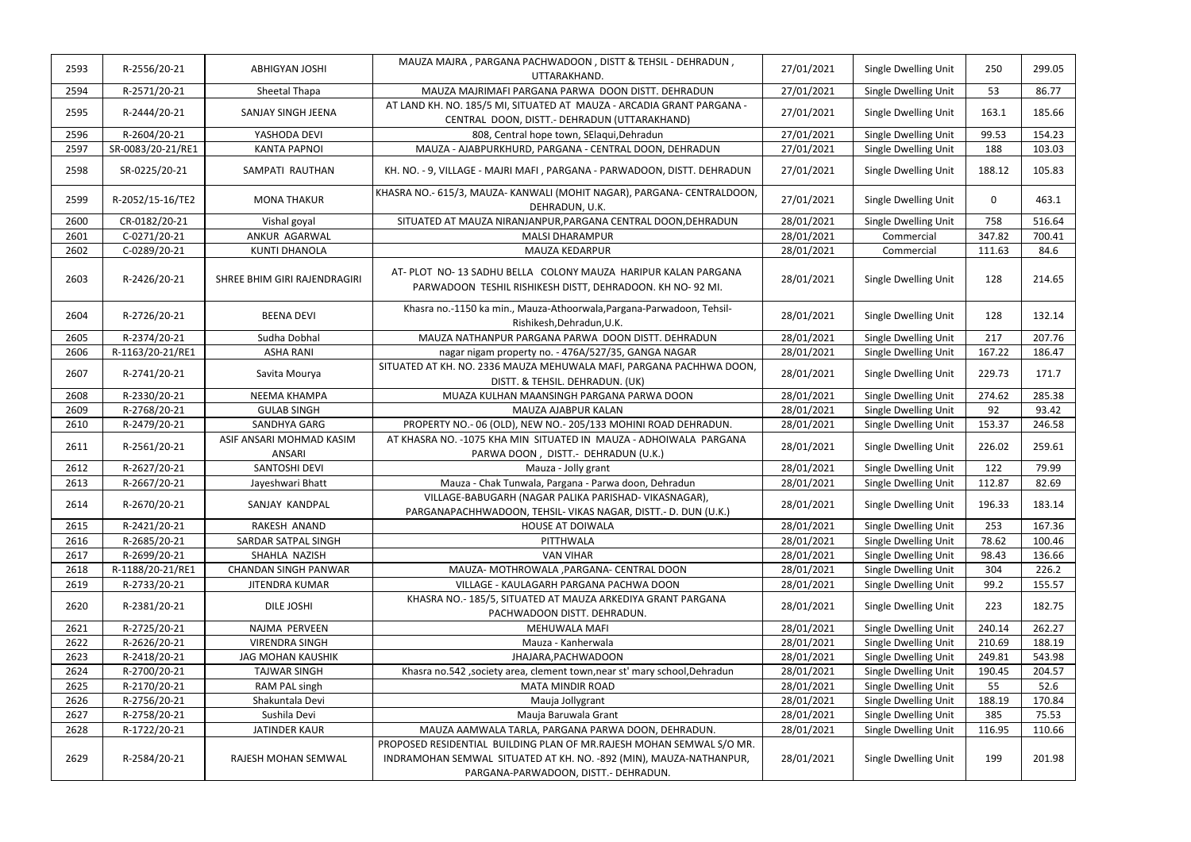| 2593 | R-2556/20-21 | ABHIGYAN JOSHI | MAUZA MAJRA , PARGANA PACHWADOON , DISTT & TEHSIL - DEHRADUN , UTTARAKHAND. | 27/01/2021 | Single Dwelling Unit | 250 | 299.05 |
|---|---|---|---|---|---|---|---|
| 2594 | R-2571/20-21 | Sheetal Thapa | MAUZA MAJRIMAFI PARGANA PARWA DOON DISTT. DEHRADUN | 27/01/2021 | Single Dwelling Unit | 53 | 86.77 |
| 2595 | R-2444/20-21 | SANJAY SINGH JEENA | AT LAND KH. NO. 185/5 MI, SITUATED AT MAUZA - ARCADIA GRANT PARGANA - CENTRAL DOON, DISTT.- DEHRADUN (UTTARAKHAND) | 27/01/2021 | Single Dwelling Unit | 163.1 | 185.66 |
| 2596 | R-2604/20-21 | YASHODA DEVI | 808, Central hope town, SElaqui,Dehradun | 27/01/2021 | Single Dwelling Unit | 99.53 | 154.23 |
| 2597 | SR-0083/20-21/RE1 | KANTA PAPNOI | MAUZA - AJABPURKHURD, PARGANA - CENTRAL DOON, DEHRADUN | 27/01/2021 | Single Dwelling Unit | 188 | 103.03 |
| 2598 | SR-0225/20-21 | SAMPATI RAUTHAN | KH. NO. - 9, VILLAGE - MAJRI MAFI , PARGANA - PARWADOON, DISTT. DEHRADUN | 27/01/2021 | Single Dwelling Unit | 188.12 | 105.83 |
| 2599 | R-2052/15-16/TE2 | MONA THAKUR | KHASRA NO.- 615/3, MAUZA- KANWALI (MOHIT NAGAR), PARGANA- CENTRALDOON, DEHRADUN, U.K. | 27/01/2021 | Single Dwelling Unit | 0 | 463.1 |
| 2600 | CR-0182/20-21 | Vishal goyal | SITUATED AT MAUZA NIRANJANPUR,PARGANA CENTRAL DOON,DEHRADUN | 28/01/2021 | Single Dwelling Unit | 758 | 516.64 |
| 2601 | C-0271/20-21 | ANKUR AGARWAL | MALSI DHARAMPUR | 28/01/2021 | Commercial | 347.82 | 700.41 |
| 2602 | C-0289/20-21 | KUNTI DHANOLA | MAUZA KEDARPUR | 28/01/2021 | Commercial | 111.63 | 84.6 |
| 2603 | R-2426/20-21 | SHREE BHIM GIRI RAJENDRAGIRI | AT- PLOT NO- 13 SADHU BELLA COLONY MAUZA HARIPUR KALAN PARGANA PARWADOON TESHIL RISHIKESH DISTT, DEHRADOON. KH NO- 92 MI. | 28/01/2021 | Single Dwelling Unit | 128 | 214.65 |
| 2604 | R-2726/20-21 | BEENA DEVI | Khasra no.-1150 ka min., Mauza-Athoorwala,Pargana-Parwadoon, Tehsil-Rishikesh,Dehradun,U.K. | 28/01/2021 | Single Dwelling Unit | 128 | 132.14 |
| 2605 | R-2374/20-21 | Sudha Dobhal | MAUZA NATHANPUR PARGANA PARWA DOON DISTT. DEHRADUN | 28/01/2021 | Single Dwelling Unit | 217 | 207.76 |
| 2606 | R-1163/20-21/RE1 | ASHA RANI | nagar nigam property no. - 476A/527/35, GANGA NAGAR | 28/01/2021 | Single Dwelling Unit | 167.22 | 186.47 |
| 2607 | R-2741/20-21 | Savita Mourya | SITUATED AT KH. NO. 2336 MAUZA MEHUWALA MAFI, PARGANA PACHHWA DOON, DISTT. & TEHSIL. DEHRADUN. (UK) | 28/01/2021 | Single Dwelling Unit | 229.73 | 171.7 |
| 2608 | R-2330/20-21 | NEEMA KHAMPA | MUAZA KULHAN MAANSINGH PARGANA PARWA DOON | 28/01/2021 | Single Dwelling Unit | 274.62 | 285.38 |
| 2609 | R-2768/20-21 | GULAB SINGH | MAUZA AJABPUR KALAN | 28/01/2021 | Single Dwelling Unit | 92 | 93.42 |
| 2610 | R-2479/20-21 | SANDHYA GARG | PROPERTY NO.- 06 (OLD), NEW NO.- 205/133 MOHINI ROAD DEHRADUN. | 28/01/2021 | Single Dwelling Unit | 153.37 | 246.58 |
| 2611 | R-2561/20-21 | ASIF ANSARI MOHMAD KASIM ANSARI | AT KHASRA NO. -1075 KHA MIN SITUATED IN MAUZA - ADHOIWALA PARGANA PARWA DOON , DISTT.- DEHRADUN (U.K.) | 28/01/2021 | Single Dwelling Unit | 226.02 | 259.61 |
| 2612 | R-2627/20-21 | SANTOSHI DEVI | Mauza - Jolly grant | 28/01/2021 | Single Dwelling Unit | 122 | 79.99 |
| 2613 | R-2667/20-21 | Jayeshwari Bhatt | Mauza - Chak Tunwala, Pargana - Parwa doon, Dehradun | 28/01/2021 | Single Dwelling Unit | 112.87 | 82.69 |
| 2614 | R-2670/20-21 | SANJAY KANDPAL | VILLAGE-BABUGARH (NAGAR PALIKA PARISHAD- VIKASNAGAR), PARGANAPACHHWADOON, TEHSIL- VIKAS NAGAR, DISTT.- D. DUN (U.K.) | 28/01/2021 | Single Dwelling Unit | 196.33 | 183.14 |
| 2615 | R-2421/20-21 | RAKESH ANAND | HOUSE AT DOIWALA | 28/01/2021 | Single Dwelling Unit | 253 | 167.36 |
| 2616 | R-2685/20-21 | SARDAR SATPAL SINGH | PITTHWALA | 28/01/2021 | Single Dwelling Unit | 78.62 | 100.46 |
| 2617 | R-2699/20-21 | SHAHLA NAZISH | VAN VIHAR | 28/01/2021 | Single Dwelling Unit | 98.43 | 136.66 |
| 2618 | R-1188/20-21/RE1 | CHANDAN SINGH PANWAR | MAUZA- MOTHROWALA ,PARGANA- CENTRAL DOON | 28/01/2021 | Single Dwelling Unit | 304 | 226.2 |
| 2619 | R-2733/20-21 | JITENDRA KUMAR | VILLAGE - KAULAGARH PARGANA PACHWA DOON | 28/01/2021 | Single Dwelling Unit | 99.2 | 155.57 |
| 2620 | R-2381/20-21 | DILE JOSHI | KHASRA NO.- 185/5, SITUATED AT MAUZA ARKEDIYA GRANT PARGANA PACHWADOON DISTT. DEHRADUN. | 28/01/2021 | Single Dwelling Unit | 223 | 182.75 |
| 2621 | R-2725/20-21 | NAJMA PERVEEN | MEHUWALA MAFI | 28/01/2021 | Single Dwelling Unit | 240.14 | 262.27 |
| 2622 | R-2626/20-21 | VIRENDRA SINGH | Mauza - Kanherwala | 28/01/2021 | Single Dwelling Unit | 210.69 | 188.19 |
| 2623 | R-2418/20-21 | JAG MOHAN KAUSHIK | JHAJARA,PACHWADOON | 28/01/2021 | Single Dwelling Unit | 249.81 | 543.98 |
| 2624 | R-2700/20-21 | TAJWAR SINGH | Khasra no.542 ,society area, clement town,near st' mary school,Dehradun | 28/01/2021 | Single Dwelling Unit | 190.45 | 204.57 |
| 2625 | R-2170/20-21 | RAM PAL singh | MATA MINDIR ROAD | 28/01/2021 | Single Dwelling Unit | 55 | 52.6 |
| 2626 | R-2756/20-21 | Shakuntala Devi | Mauja Jollygrant | 28/01/2021 | Single Dwelling Unit | 188.19 | 170.84 |
| 2627 | R-2758/20-21 | Sushila Devi | Mauja Baruwala Grant | 28/01/2021 | Single Dwelling Unit | 385 | 75.53 |
| 2628 | R-1722/20-21 | JATINDER KAUR | MAUZA AAMWALA TARLA, PARGANA PARWA DOON, DEHRADUN. | 28/01/2021 | Single Dwelling Unit | 116.95 | 110.66 |
| 2629 | R-2584/20-21 | RAJESH MOHAN SEMWAL | PROPOSED RESIDENTIAL BUILDING PLAN OF MR.RAJESH MOHAN SEMWAL S/O MR. INDRAMOHAN SEMWAL SITUATED AT KH. NO. -892 (MIN), MAUZA-NATHANPUR, PARGANA-PARWADOON, DISTT.- DEHRADUN. | 28/01/2021 | Single Dwelling Unit | 199 | 201.98 |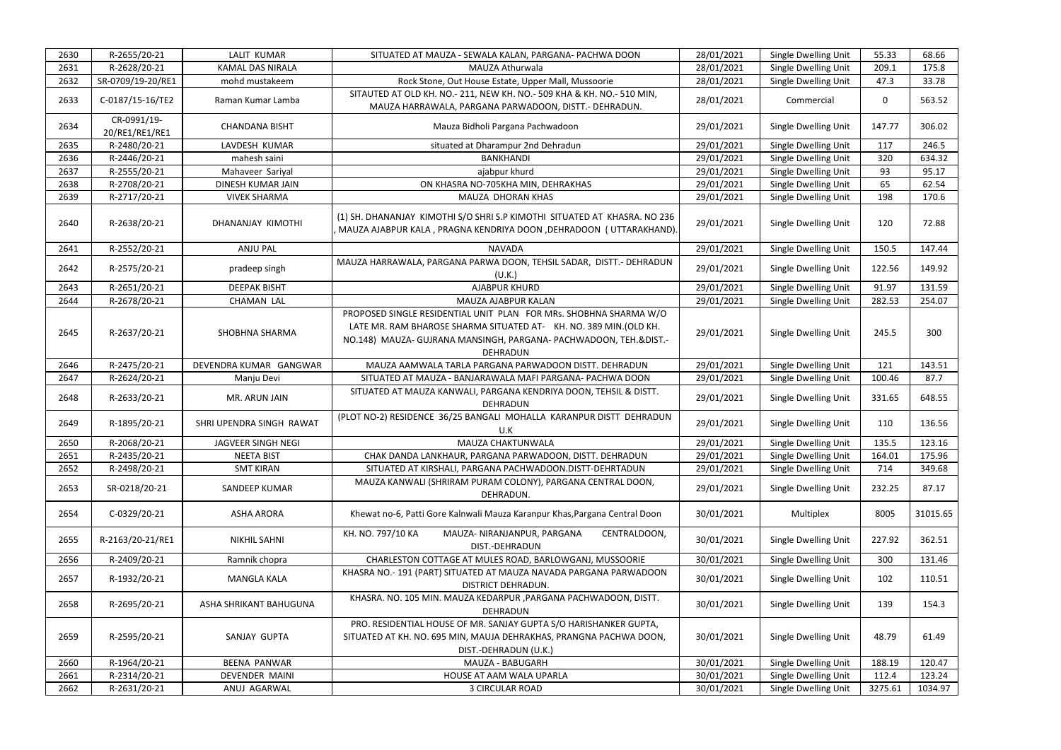| | | | | | | | |
|---|---|---|---|---|---|---|---|
| 2630 | R-2655/20-21 | LALIT KUMAR | SITUATED AT MAUZA - SEWALA KALAN, PARGANA- PACHWA DOON | 28/01/2021 | Single Dwelling Unit | 55.33 | 68.66 |
| 2631 | R-2628/20-21 | KAMAL DAS NIRALA | MAUZA Athurwala | 28/01/2021 | Single Dwelling Unit | 209.1 | 175.8 |
| 2632 | SR-0709/19-20/RE1 | mohd mustakeem | Rock Stone, Out House Estate, Upper Mall, Mussoorie | 28/01/2021 | Single Dwelling Unit | 47.3 | 33.78 |
| 2633 | C-0187/15-16/TE2 | Raman Kumar Lamba | SITAUTED AT OLD KH. NO.- 211, NEW KH. NO.- 509 KHA & KH. NO.- 510 MIN, MAUZA HARRAWALA, PARGANA PARWADOON, DISTT.- DEHRADUN. | 28/01/2021 | Commercial | 0 | 563.52 |
| 2634 | CR-0991/19-20/RE1/RE1/RE1 | CHANDANA BISHT | Mauza Bidholi Pargana Pachwadoon | 29/01/2021 | Single Dwelling Unit | 147.77 | 306.02 |
| 2635 | R-2480/20-21 | LAVDESH KUMAR | situated at Dharampur 2nd Dehradun | 29/01/2021 | Single Dwelling Unit | 117 | 246.5 |
| 2636 | R-2446/20-21 | mahesh saini | BANKHANDI | 29/01/2021 | Single Dwelling Unit | 320 | 634.32 |
| 2637 | R-2555/20-21 | Mahaveer Sariyal | ajabpur khurd | 29/01/2021 | Single Dwelling Unit | 93 | 95.17 |
| 2638 | R-2708/20-21 | DINESH KUMAR JAIN | ON KHASRA NO-705KHA MIN, DEHRAKHAS | 29/01/2021 | Single Dwelling Unit | 65 | 62.54 |
| 2639 | R-2717/20-21 | VIVEK SHARMA | MAUZA DHORAN KHAS | 29/01/2021 | Single Dwelling Unit | 198 | 170.6 |
| 2640 | R-2638/20-21 | DHANANJAY KIMOTHI | (1) SH. DHANANJAY KIMOTHI S/O SHRI S.P KIMOTHI SITUATED AT KHASRA. NO 236 , MAUZA AJABPUR KALA , PRAGNA KENDRIYA DOON ,DEHRADOON ( UTTARAKHAND). | 29/01/2021 | Single Dwelling Unit | 120 | 72.88 |
| 2641 | R-2552/20-21 | ANJU PAL | NAVADA | 29/01/2021 | Single Dwelling Unit | 150.5 | 147.44 |
| 2642 | R-2575/20-21 | pradeep singh | MAUZA HARRAWALA, PARGANA PARWA DOON, TEHSIL SADAR, DISTT.- DEHRADUN (U.K.) | 29/01/2021 | Single Dwelling Unit | 122.56 | 149.92 |
| 2643 | R-2651/20-21 | DEEPAK BISHT | AJABPUR KHURD | 29/01/2021 | Single Dwelling Unit | 91.97 | 131.59 |
| 2644 | R-2678/20-21 | CHAMAN LAL | MAUZA AJABPUR KALAN | 29/01/2021 | Single Dwelling Unit | 282.53 | 254.07 |
| 2645 | R-2637/20-21 | SHOBHNA SHARMA | PROPOSED SINGLE RESIDENTIAL UNIT PLAN FOR MRs. SHOBHNA SHARMA W/O LATE MR. RAM BHAROSE SHARMA SITUATED AT- KH. NO. 389 MIN.(OLD KH. NO.148) MAUZA- GUJRANA MANSINGH, PARGANA- PACHWADOON, TEH.&DIST.- DEHRADUN | 29/01/2021 | Single Dwelling Unit | 245.5 | 300 |
| 2646 | R-2475/20-21 | DEVENDRA KUMAR GANGWAR | MAUZA AAMWALA TARLA PARGANA PARWADOON DISTT. DEHRADUN | 29/01/2021 | Single Dwelling Unit | 121 | 143.51 |
| 2647 | R-2624/20-21 | Manju Devi | SITUATED AT MAUZA - BANJARAWALA MAFI PARGANA- PACHWA DOON | 29/01/2021 | Single Dwelling Unit | 100.46 | 87.7 |
| 2648 | R-2633/20-21 | MR. ARUN JAIN | SITUATED AT MAUZA KANWALI, PARGANA KENDRIYA DOON, TEHSIL & DISTT. DEHRADUN | 29/01/2021 | Single Dwelling Unit | 331.65 | 648.55 |
| 2649 | R-1895/20-21 | SHRI UPENDRA SINGH RAWAT | (PLOT NO-2) RESIDENCE 36/25 BANGALI MOHALLA KARANPUR DISTT DEHRADUN U.K | 29/01/2021 | Single Dwelling Unit | 110 | 136.56 |
| 2650 | R-2068/20-21 | JAGVEER SINGH NEGI | MAUZA CHAKTUNWALA | 29/01/2021 | Single Dwelling Unit | 135.5 | 123.16 |
| 2651 | R-2435/20-21 | NEETA BIST | CHAK DANDA LANKHAUR, PARGANA PARWADOON, DISTT. DEHRADUN | 29/01/2021 | Single Dwelling Unit | 164.01 | 175.96 |
| 2652 | R-2498/20-21 | SMT KIRAN | SITUATED AT KIRSHALI, PARGANA PACHWADOON.DISTT-DEHRTADUN | 29/01/2021 | Single Dwelling Unit | 714 | 349.68 |
| 2653 | SR-0218/20-21 | SANDEEP KUMAR | MAUZA KANWALI (SHRIRAM PURAM COLONY), PARGANA CENTRAL DOON, DEHRADUN. | 29/01/2021 | Single Dwelling Unit | 232.25 | 87.17 |
| 2654 | C-0329/20-21 | ASHA ARORA | Khewat no-6, Patti Gore Kalnwali Mauza Karanpur Khas,Pargana Central Doon | 30/01/2021 | Multiplex | 8005 | 31015.65 |
| 2655 | R-2163/20-21/RE1 | NIKHIL SAHNI | KH. NO. 797/10 KA MAUZA- NIRANJANPUR, PARGANA CENTRALDOON, DIST.-DEHRADUN | 30/01/2021 | Single Dwelling Unit | 227.92 | 362.51 |
| 2656 | R-2409/20-21 | Ramnik chopra | CHARLESTON COTTAGE AT MULES ROAD, BARLOWGANJ, MUSSOORIE | 30/01/2021 | Single Dwelling Unit | 300 | 131.46 |
| 2657 | R-1932/20-21 | MANGLA KALA | KHASRA NO.- 191 (PART) SITUATED AT MAUZA NAVADA PARGANA PARWADOON DISTRICT DEHRADUN. | 30/01/2021 | Single Dwelling Unit | 102 | 110.51 |
| 2658 | R-2695/20-21 | ASHA SHRIKANT BAHUGUNA | KHASRA. NO. 105 MIN. MAUZA KEDARPUR ,PARGANA PACHWADOON, DISTT. DEHRADUN | 30/01/2021 | Single Dwelling Unit | 139 | 154.3 |
| 2659 | R-2595/20-21 | SANJAY GUPTA | PRO. RESIDENTIAL HOUSE OF MR. SANJAY GUPTA S/O HARISHANKER GUPTA, SITUATED AT KH. NO. 695 MIN, MAUJA DEHRAKHAS, PRANGNA PACHWA DOON, DIST.-DEHRADUN (U.K.) | 30/01/2021 | Single Dwelling Unit | 48.79 | 61.49 |
| 2660 | R-1964/20-21 | BEENA PANWAR | MAUZA - BABUGARH | 30/01/2021 | Single Dwelling Unit | 188.19 | 120.47 |
| 2661 | R-2314/20-21 | DEVENDER MAINI | HOUSE AT AAM WALA UPARLA | 30/01/2021 | Single Dwelling Unit | 112.4 | 123.24 |
| 2662 | R-2631/20-21 | ANUJ AGARWAL | 3 CIRCULAR ROAD | 30/01/2021 | Single Dwelling Unit | 3275.61 | 1034.97 |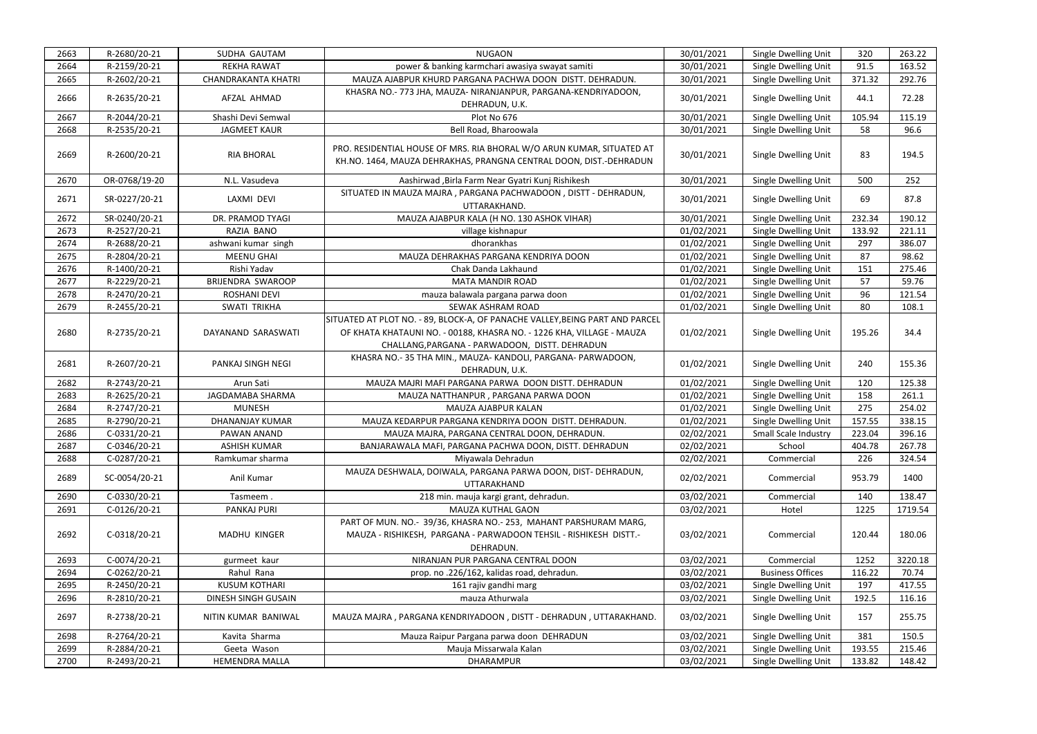| | | | | | | | |
|---|---|---|---|---|---|---|---|
| 2663 | R-2680/20-21 | SUDHA GAUTAM | NUGAON | 30/01/2021 | Single Dwelling Unit | 320 | 263.22 |
| 2664 | R-2159/20-21 | REKHA RAWAT | power & banking karmchari awasiya swayat samiti | 30/01/2021 | Single Dwelling Unit | 91.5 | 163.52 |
| 2665 | R-2602/20-21 | CHANDRAKANTA KHATRI | MAUZA AJABPUR KHURD PARGANA PACHWA DOON DISTT. DEHRADUN. | 30/01/2021 | Single Dwelling Unit | 371.32 | 292.76 |
| 2666 | R-2635/20-21 | AFZAL AHMAD | KHASRA NO.- 773 JHA, MAUZA- NIRANJANPUR, PARGANA-KENDRIYADOON, DEHRADUN, U.K. | 30/01/2021 | Single Dwelling Unit | 44.1 | 72.28 |
| 2667 | R-2044/20-21 | Shashi Devi Semwal | Plot No 676 | 30/01/2021 | Single Dwelling Unit | 105.94 | 115.19 |
| 2668 | R-2535/20-21 | JAGMEET KAUR | Bell Road, Bharoowala | 30/01/2021 | Single Dwelling Unit | 58 | 96.6 |
| 2669 | R-2600/20-21 | RIA BHORAL | PRO. RESIDENTIAL HOUSE OF MRS. RIA BHORAL W/O ARUN KUMAR, SITUATED AT KH.NO. 1464, MAUZA DEHRAKHAS, PRANGNA CENTRAL DOON, DIST.-DEHRADUN | 30/01/2021 | Single Dwelling Unit | 83 | 194.5 |
| 2670 | OR-0768/19-20 | N.L. Vasudeva | Aashirwad ,Birla Farm Near Gyatri Kunj Rishikesh | 30/01/2021 | Single Dwelling Unit | 500 | 252 |
| 2671 | SR-0227/20-21 | LAXMI DEVI | SITUATED IN MAUZA MAJRA , PARGANA PACHWADOON , DISTT - DEHRADUN, UTTARAKHAND. | 30/01/2021 | Single Dwelling Unit | 69 | 87.8 |
| 2672 | SR-0240/20-21 | DR. PRAMOD TYAGI | MAUZA AJABPUR KALA (H NO. 130 ASHOK VIHAR) | 30/01/2021 | Single Dwelling Unit | 232.34 | 190.12 |
| 2673 | R-2527/20-21 | RAZIA BANO | village kishnapur | 01/02/2021 | Single Dwelling Unit | 133.92 | 221.11 |
| 2674 | R-2688/20-21 | ashwani kumar singh | dhorankhas | 01/02/2021 | Single Dwelling Unit | 297 | 386.07 |
| 2675 | R-2804/20-21 | MEENU GHAI | MAUZA DEHRAKHAS PARGANA KENDRIYA DOON | 01/02/2021 | Single Dwelling Unit | 87 | 98.62 |
| 2676 | R-1400/20-21 | Rishi Yadav | Chak Danda Lakhaund | 01/02/2021 | Single Dwelling Unit | 151 | 275.46 |
| 2677 | R-2229/20-21 | BRIJENDRA SWAROOP | MATA MANDIR ROAD | 01/02/2021 | Single Dwelling Unit | 57 | 59.76 |
| 2678 | R-2470/20-21 | ROSHANI DEVI | mauza balawala pargana parwa doon | 01/02/2021 | Single Dwelling Unit | 96 | 121.54 |
| 2679 | R-2455/20-21 | SWATI TRIKHA | SEWAK ASHRAM ROAD | 01/02/2021 | Single Dwelling Unit | 80 | 108.1 |
| 2680 | R-2735/20-21 | DAYANAND SARASWATI | SITUATED AT PLOT NO. - 89, BLOCK-A, OF PANACHE VALLEY,BEING PART AND PARCEL OF KHATA KHATAUNI NO. - 00188, KHASRA NO. - 1226 KHA, VILLAGE - MAUZA CHALLANG,PARGANA - PARWADOON, DISTT. DEHRADUN | 01/02/2021 | Single Dwelling Unit | 195.26 | 34.4 |
| 2681 | R-2607/20-21 | PANKAJ SINGH NEGI | KHASRA NO.- 35 THA MIN., MAUZA- KANDOLI, PARGANA- PARWADOON, DEHRADUN, U.K. | 01/02/2021 | Single Dwelling Unit | 240 | 155.36 |
| 2682 | R-2743/20-21 | Arun Sati | MAUZA MAJRI MAFI PARGANA PARWA DOON DISTT. DEHRADUN | 01/02/2021 | Single Dwelling Unit | 120 | 125.38 |
| 2683 | R-2625/20-21 | JAGDAMABA SHARMA | MAUZA NATTHANPUR , PARGANA PARWA DOON | 01/02/2021 | Single Dwelling Unit | 158 | 261.1 |
| 2684 | R-2747/20-21 | MUNESH | MAUZA AJABPUR KALAN | 01/02/2021 | Single Dwelling Unit | 275 | 254.02 |
| 2685 | R-2790/20-21 | DHANANJAY KUMAR | MAUZA KEDARPUR PARGANA KENDRIYA DOON DISTT. DEHRADUN. | 01/02/2021 | Single Dwelling Unit | 157.55 | 338.15 |
| 2686 | C-0331/20-21 | PAWAN ANAND | MAUZA MAJRA, PARGANA CENTRAL DOON, DEHRADUN. | 02/02/2021 | Small Scale Industry | 223.04 | 396.16 |
| 2687 | C-0346/20-21 | ASHISH KUMAR | BANJARAWALA MAFI, PARGANA PACHWA DOON, DISTT. DEHRADUN | 02/02/2021 | School | 404.78 | 267.78 |
| 2688 | C-0287/20-21 | Ramkumar sharma | Miyawala Dehradun | 02/02/2021 | Commercial | 226 | 324.54 |
| 2689 | SC-0054/20-21 | Anil Kumar | MAUZA DESHWALA, DOIWALA, PARGANA PARWA DOON, DIST- DEHRADUN, UTTARAKHAND | 02/02/2021 | Commercial | 953.79 | 1400 |
| 2690 | C-0330/20-21 | Tasmeem . | 218 min. mauja kargi grant, dehradun. | 03/02/2021 | Commercial | 140 | 138.47 |
| 2691 | C-0126/20-21 | PANKAJ PURI | MAUZA KUTHAL GAON | 03/02/2021 | Hotel | 1225 | 1719.54 |
| 2692 | C-0318/20-21 | MADHU KINGER | PART OF MUN. NO.- 39/36, KHASRA NO.- 253, MAHANT PARSHURAM MARG, MAUZA - RISHIKESH, PARGANA - PARWADOON TEHSIL - RISHIKESH DISTT.- DEHRADUN. | 03/02/2021 | Commercial | 120.44 | 180.06 |
| 2693 | C-0074/20-21 | gurmeet kaur | NIRANJAN PUR PARGANA CENTRAL DOON | 03/02/2021 | Commercial | 1252 | 3220.18 |
| 2694 | C-0262/20-21 | Rahul Rana | prop. no .226/162, kalidas road, dehradun. | 03/02/2021 | Business Offices | 116.22 | 70.74 |
| 2695 | R-2450/20-21 | KUSUM KOTHARI | 161 rajiv gandhi marg | 03/02/2021 | Single Dwelling Unit | 197 | 417.55 |
| 2696 | R-2810/20-21 | DINESH SINGH GUSAIN | mauza Athurwala | 03/02/2021 | Single Dwelling Unit | 192.5 | 116.16 |
| 2697 | R-2738/20-21 | NITIN KUMAR BANIWAL | MAUZA MAJRA , PARGANA KENDRIYADOON , DISTT - DEHRADUN , UTTARAKHAND. | 03/02/2021 | Single Dwelling Unit | 157 | 255.75 |
| 2698 | R-2764/20-21 | Kavita Sharma | Mauza Raipur Pargana parwa doon DEHRADUN | 03/02/2021 | Single Dwelling Unit | 381 | 150.5 |
| 2699 | R-2884/20-21 | Geeta Wason | Mauja Missarwala Kalan | 03/02/2021 | Single Dwelling Unit | 193.55 | 215.46 |
| 2700 | R-2493/20-21 | HEMENDRA MALLA | DHARAMPUR | 03/02/2021 | Single Dwelling Unit | 133.82 | 148.42 |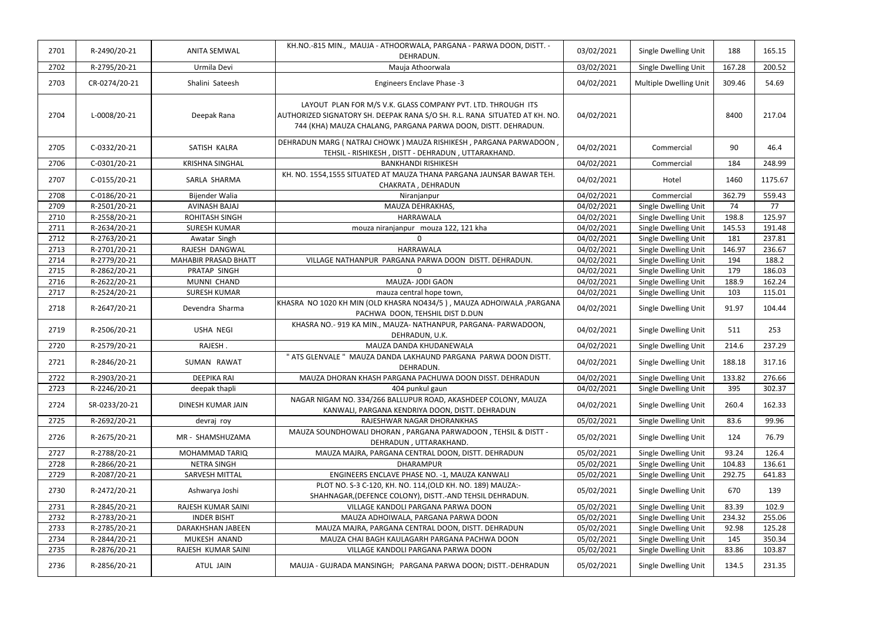| | | | | | | | |
|---|---|---|---|---|---|---|---|
| 2701 | R-2490/20-21 | ANITA SEMWAL | KH.NO.-815 MIN., MAUJA - ATHOORWALA, PARGANA - PARWA DOON, DISTT. - DEHRADUN. | 03/02/2021 | Single Dwelling Unit | 188 | 165.15 |
| 2702 | R-2795/20-21 | Urmila Devi | Mauja Athoorwala | 03/02/2021 | Single Dwelling Unit | 167.28 | 200.52 |
| 2703 | CR-0274/20-21 | Shalini Sateesh | Engineers Enclave Phase -3 | 04/02/2021 | Multiple Dwelling Unit | 309.46 | 54.69 |
| 2704 | L-0008/20-21 | Deepak Rana | LAYOUT PLAN FOR M/S V.K. GLASS COMPANY PVT. LTD. THROUGH ITS AUTHORIZED SIGNATORY SH. DEEPAK RANA S/O SH. R.L. RANA SITUATED AT KH. NO. 744 (KHA) MAUZA CHALANG, PARGANA PARWA DOON, DISTT. DEHRADUN. | 04/02/2021 | | 8400 | 217.04 |
| 2705 | C-0332/20-21 | SATISH KALRA | DEHRADUN MARG ( NATRAJ CHOWK ) MAUZA RISHIKESH , PARGANA PARWADOON , TEHSIL - RISHIKESH , DISTT - DEHRADUN , UTTARAKHAND. | 04/02/2021 | Commercial | 90 | 46.4 |
| 2706 | C-0301/20-21 | KRISHNA SINGHAL | BANKHANDI RISHIKESH | 04/02/2021 | Commercial | 184 | 248.99 |
| 2707 | C-0155/20-21 | SARLA SHARMA | KH. NO. 1554,1555 SITUATED AT MAUZA THANA PARGANA JAUNSAR BAWAR TEH. CHAKRATA , DEHRADUN | 04/02/2021 | Hotel | 1460 | 1175.67 |
| 2708 | C-0186/20-21 | Bijender Walia | Niranjanpur | 04/02/2021 | Commercial | 362.79 | 559.43 |
| 2709 | R-2501/20-21 | AVINASH BAJAJ | MAUZA DEHRAKHAS, | 04/02/2021 | Single Dwelling Unit | 74 | 77 |
| 2710 | R-2558/20-21 | ROHITASH SINGH | HARRAWALA | 04/02/2021 | Single Dwelling Unit | 198.8 | 125.97 |
| 2711 | R-2634/20-21 | SURESH KUMAR | mouza niranjanpur mouza 122, 121 kha | 04/02/2021 | Single Dwelling Unit | 145.53 | 191.48 |
| 2712 | R-2763/20-21 | Awatar Singh | 0 | 04/02/2021 | Single Dwelling Unit | 181 | 237.81 |
| 2713 | R-2701/20-21 | RAJESH DANGWAL | HARRAWALA | 04/02/2021 | Single Dwelling Unit | 146.97 | 236.67 |
| 2714 | R-2779/20-21 | MAHABIR PRASAD BHATT | VILLAGE NATHANPUR PARGANA PARWA DOON DISTT. DEHRADUN. | 04/02/2021 | Single Dwelling Unit | 194 | 188.2 |
| 2715 | R-2862/20-21 | PRATAP SINGH | 0 | 04/02/2021 | Single Dwelling Unit | 179 | 186.03 |
| 2716 | R-2622/20-21 | MUNNI CHAND | MAUZA- JODI GAON | 04/02/2021 | Single Dwelling Unit | 188.9 | 162.24 |
| 2717 | R-2524/20-21 | SURESH KUMAR | mauza central hope town, | 04/02/2021 | Single Dwelling Unit | 103 | 115.01 |
| 2718 | R-2647/20-21 | Devendra Sharma | KHASRA NO 1020 KH MIN (OLD KHASRA NO434/5 ) , MAUZA ADHOIWALA ,PARGANA PACHWA DOON, TEHSHIL DIST D.DUN | 04/02/2021 | Single Dwelling Unit | 91.97 | 104.44 |
| 2719 | R-2506/20-21 | USHA NEGI | KHASRA NO.- 919 KA MIN., MAUZA- NATHANPUR, PARGANA- PARWADOON, DEHRADUN, U.K. | 04/02/2021 | Single Dwelling Unit | 511 | 253 |
| 2720 | R-2579/20-21 | RAJESH . | MAUZA DANDA KHUDANEWALA | 04/02/2021 | Single Dwelling Unit | 214.6 | 237.29 |
| 2721 | R-2846/20-21 | SUMAN RAWAT | " ATS GLENVALE " MAUZA DANDA LAKHAUND PARGANA PARWA DOON DISTT. DEHRADUN. | 04/02/2021 | Single Dwelling Unit | 188.18 | 317.16 |
| 2722 | R-2903/20-21 | DEEPIKA RAI | MAUZA DHORAN KHASH PARGANA PACHUWA DOON DISST. DEHRADUN | 04/02/2021 | Single Dwelling Unit | 133.82 | 276.66 |
| 2723 | R-2246/20-21 | deepak thapli | 404 punkul gaun | 04/02/2021 | Single Dwelling Unit | 395 | 302.37 |
| 2724 | SR-0233/20-21 | DINESH KUMAR JAIN | NAGAR NIGAM NO. 334/266 BALLUPUR ROAD, AKASHDEEP COLONY, MAUZA KANWALI, PARGANA KENDRIYA DOON, DISTT. DEHRADUN | 04/02/2021 | Single Dwelling Unit | 260.4 | 162.33 |
| 2725 | R-2692/20-21 | devraj roy | RAJESHWAR NAGAR DHORANKHAS | 05/02/2021 | Single Dwelling Unit | 83.6 | 99.96 |
| 2726 | R-2675/20-21 | MR - SHAMSHUZAMA | MAUZA SOUNDHOWALI DHORAN , PARGANA PARWADOON , TEHSIL & DISTT - DEHRADUN , UTTARAKHAND. | 05/02/2021 | Single Dwelling Unit | 124 | 76.79 |
| 2727 | R-2788/20-21 | MOHAMMAD TARIQ | MAUZA MAJRA, PARGANA CENTRAL DOON, DISTT. DEHRADUN | 05/02/2021 | Single Dwelling Unit | 93.24 | 126.4 |
| 2728 | R-2866/20-21 | NETRA SINGH | DHARAMPUR | 05/02/2021 | Single Dwelling Unit | 104.83 | 136.61 |
| 2729 | R-2087/20-21 | SARVESH MITTAL | ENGINEERS ENCLAVE PHASE NO. -1, MAUZA KANWALI | 05/02/2021 | Single Dwelling Unit | 292.75 | 641.83 |
| 2730 | R-2472/20-21 | Ashwarya Joshi | PLOT NO. S-3 C-120, KH. NO. 114,(OLD KH. NO. 189) MAUZA:- SHAHNAGAR,(DEFENCE COLONY), DISTT.-AND TEHSIL DEHRADUN. | 05/02/2021 | Single Dwelling Unit | 670 | 139 |
| 2731 | R-2845/20-21 | RAJESH KUMAR SAINI | VILLAGE KANDOLI PARGANA PARWA DOON | 05/02/2021 | Single Dwelling Unit | 83.39 | 102.9 |
| 2732 | R-2783/20-21 | INDER BISHT | MAUZA ADHOIWALA, PARGANA PARWA DOON | 05/02/2021 | Single Dwelling Unit | 234.32 | 255.06 |
| 2733 | R-2785/20-21 | DARAKHSHAN JABEEN | MAUZA MAJRA, PARGANA CENTRAL DOON, DISTT. DEHRADUN | 05/02/2021 | Single Dwelling Unit | 92.98 | 125.28 |
| 2734 | R-2844/20-21 | MUKESH ANAND | MAUZA CHAI BAGH KAULAGARH PARGANA PACHWA DOON | 05/02/2021 | Single Dwelling Unit | 145 | 350.34 |
| 2735 | R-2876/20-21 | RAJESH KUMAR SAINI | VILLAGE KANDOLI PARGANA PARWA DOON | 05/02/2021 | Single Dwelling Unit | 83.86 | 103.87 |
| 2736 | R-2856/20-21 | ATUL JAIN | MAUJA - GUJRADA MANSINGH; PARGANA PARWA DOON; DISTT.-DEHRADUN | 05/02/2021 | Single Dwelling Unit | 134.5 | 231.35 |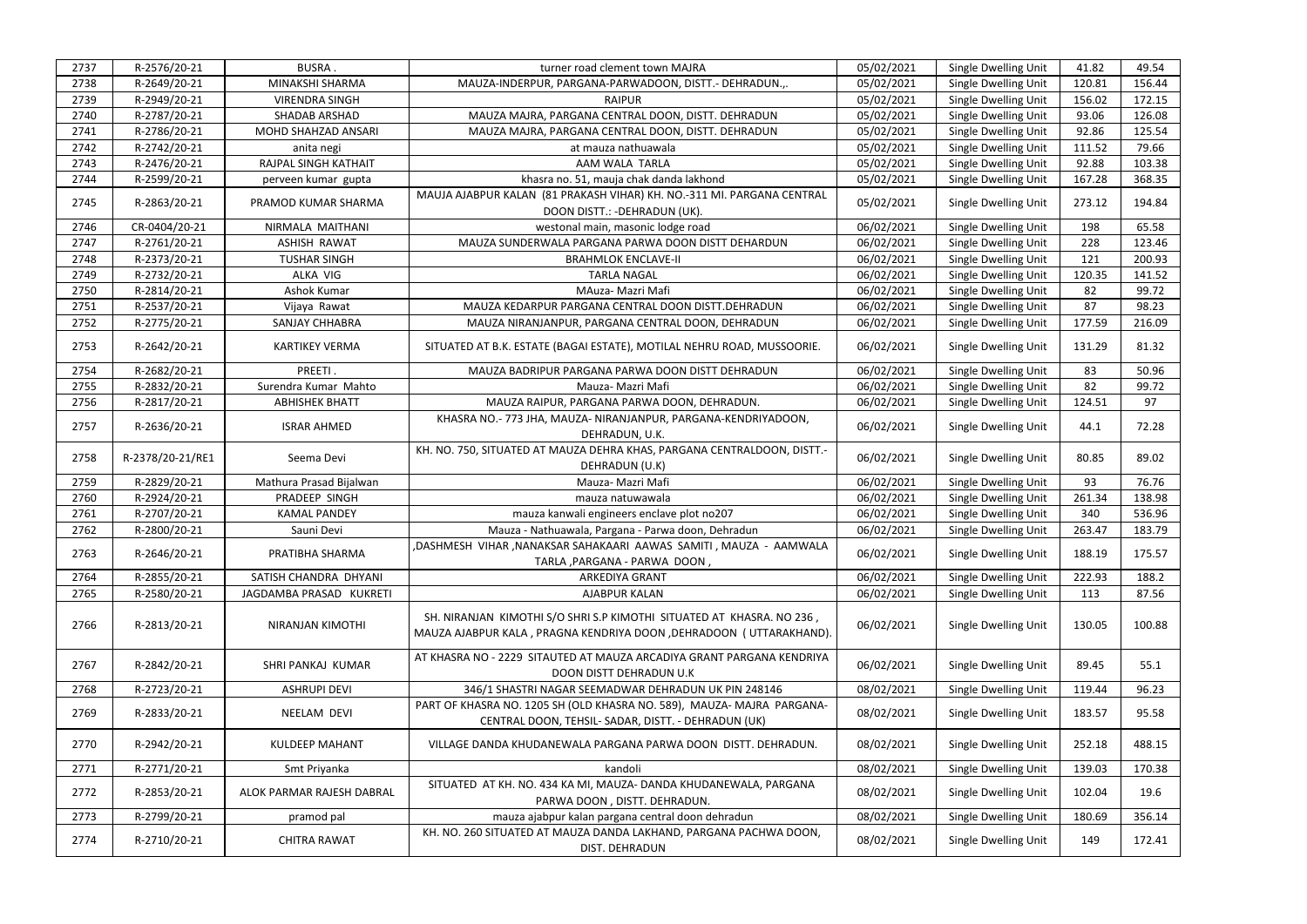| | | | | | | | |
|---|---|---|---|---|---|---|---|
| 2737 | R-2576/20-21 | BUSRA . | turner road clement town MAJRA | 05/02/2021 | Single Dwelling Unit | 41.82 | 49.54 |
| 2738 | R-2649/20-21 | MINAKSHI SHARMA | MAUZA-INDERPUR, PARGANA-PARWADOON, DISTT.- DEHRADUN.,. | 05/02/2021 | Single Dwelling Unit | 120.81 | 156.44 |
| 2739 | R-2949/20-21 | VIRENDRA SINGH | RAIPUR | 05/02/2021 | Single Dwelling Unit | 156.02 | 172.15 |
| 2740 | R-2787/20-21 | SHADAB ARSHAD | MAUZA MAJRA, PARGANA CENTRAL DOON, DISTT. DEHRADUN | 05/02/2021 | Single Dwelling Unit | 93.06 | 126.08 |
| 2741 | R-2786/20-21 | MOHD SHAHZAD ANSARI | MAUZA MAJRA, PARGANA CENTRAL DOON, DISTT. DEHRADUN | 05/02/2021 | Single Dwelling Unit | 92.86 | 125.54 |
| 2742 | R-2742/20-21 | anita negi | at mauza nathuawala | 05/02/2021 | Single Dwelling Unit | 111.52 | 79.66 |
| 2743 | R-2476/20-21 | RAJPAL SINGH KATHAIT | AAM WALA TARLA | 05/02/2021 | Single Dwelling Unit | 92.88 | 103.38 |
| 2744 | R-2599/20-21 | perveen kumar gupta | khasra no. 51, mauja chak danda lakhond | 05/02/2021 | Single Dwelling Unit | 167.28 | 368.35 |
| 2745 | R-2863/20-21 | PRAMOD KUMAR SHARMA | MAUJA AJABPUR KALAN (81 PRAKASH VIHAR) KH. NO.-311 MI. PARGANA CENTRAL DOON DISTT.: -DEHRADUN (UK). | 05/02/2021 | Single Dwelling Unit | 273.12 | 194.84 |
| 2746 | CR-0404/20-21 | NIRMALA MAITHANI | westonal main, masonic lodge road | 06/02/2021 | Single Dwelling Unit | 198 | 65.58 |
| 2747 | R-2761/20-21 | ASHISH RAWAT | MAUZA SUNDERWALA PARGANA PARWA DOON DISTT DEHARDUN | 06/02/2021 | Single Dwelling Unit | 228 | 123.46 |
| 2748 | R-2373/20-21 | TUSHAR SINGH | BRAHMLOK ENCLAVE-II | 06/02/2021 | Single Dwelling Unit | 121 | 200.93 |
| 2749 | R-2732/20-21 | ALKA VIG | TARLA NAGAL | 06/02/2021 | Single Dwelling Unit | 120.35 | 141.52 |
| 2750 | R-2814/20-21 | Ashok Kumar | MAuza- Mazri Mafi | 06/02/2021 | Single Dwelling Unit | 82 | 99.72 |
| 2751 | R-2537/20-21 | Vijaya Rawat | MAUZA KEDARPUR PARGANA CENTRAL DOON DISTT.DEHRADUN | 06/02/2021 | Single Dwelling Unit | 87 | 98.23 |
| 2752 | R-2775/20-21 | SANJAY CHHABRA | MAUZA NIRANJANPUR, PARGANA CENTRAL DOON, DEHRADUN | 06/02/2021 | Single Dwelling Unit | 177.59 | 216.09 |
| 2753 | R-2642/20-21 | KARTIKEY VERMA | SITUATED AT B.K. ESTATE (BAGAI ESTATE), MOTILAL NEHRU ROAD, MUSSOORIE. | 06/02/2021 | Single Dwelling Unit | 131.29 | 81.32 |
| 2754 | R-2682/20-21 | PREETI . | MAUZA BADRIPUR PARGANA PARWA DOON DISTT DEHRADUN | 06/02/2021 | Single Dwelling Unit | 83 | 50.96 |
| 2755 | R-2832/20-21 | Surendra Kumar Mahto | Mauza- Mazri Mafi | 06/02/2021 | Single Dwelling Unit | 82 | 99.72 |
| 2756 | R-2817/20-21 | ABHISHEK BHATT | MAUZA RAIPUR, PARGANA PARWA DOON, DEHRADUN. | 06/02/2021 | Single Dwelling Unit | 124.51 | 97 |
| 2757 | R-2636/20-21 | ISRAR AHMED | KHASRA NO.- 773 JHA, MAUZA- NIRANJANPUR, PARGANA-KENDRIYADOON, DEHRADUN, U.K. | 06/02/2021 | Single Dwelling Unit | 44.1 | 72.28 |
| 2758 | R-2378/20-21/RE1 | Seema Devi | KH. NO. 750, SITUATED AT MAUZA DEHRA KHAS, PARGANA CENTRALDOON, DISTT.- DEHRADUN (U.K) | 06/02/2021 | Single Dwelling Unit | 80.85 | 89.02 |
| 2759 | R-2829/20-21 | Mathura Prasad Bijalwan | Mauza- Mazri Mafi | 06/02/2021 | Single Dwelling Unit | 93 | 76.76 |
| 2760 | R-2924/20-21 | PRADEEP SINGH | mauza natuwawala | 06/02/2021 | Single Dwelling Unit | 261.34 | 138.98 |
| 2761 | R-2707/20-21 | KAMAL PANDEY | mauza kanwali engineers enclave plot no207 | 06/02/2021 | Single Dwelling Unit | 340 | 536.96 |
| 2762 | R-2800/20-21 | Sauni Devi | Mauza - Nathuawala, Pargana - Parwa doon, Dehradun | 06/02/2021 | Single Dwelling Unit | 263.47 | 183.79 |
| 2763 | R-2646/20-21 | PRATIBHA SHARMA | ,DASHMESH VIHAR ,NANAKSAR SAHAKAARI AAWAS SAMITI , MAUZA - AAMWALA TARLA ,PARGANA - PARWA DOON , | 06/02/2021 | Single Dwelling Unit | 188.19 | 175.57 |
| 2764 | R-2855/20-21 | SATISH CHANDRA DHYANI | ARKEDIYA GRANT | 06/02/2021 | Single Dwelling Unit | 222.93 | 188.2 |
| 2765 | R-2580/20-21 | JAGDAMBA PRASAD KUKRETI | AJABPUR KALAN | 06/02/2021 | Single Dwelling Unit | 113 | 87.56 |
| 2766 | R-2813/20-21 | NIRANJAN KIMOTHI | SH. NIRANJAN KIMOTHI S/O SHRI S.P KIMOTHI SITUATED AT KHASRA. NO 236 , MAUZA AJABPUR KALA , PRAGNA KENDRIYA DOON ,DEHRADOON ( UTTARAKHAND). | 06/02/2021 | Single Dwelling Unit | 130.05 | 100.88 |
| 2767 | R-2842/20-21 | SHRI PANKAJ KUMAR | AT KHASRA NO - 2229 SITAUTED AT MAUZA ARCADIYA GRANT PARGANA KENDRIYA DOON DISTT DEHRADUN U.K | 06/02/2021 | Single Dwelling Unit | 89.45 | 55.1 |
| 2768 | R-2723/20-21 | ASHRUPI DEVI | 346/1 SHASTRI NAGAR SEEMADWAR DEHRADUN UK PIN 248146 | 08/02/2021 | Single Dwelling Unit | 119.44 | 96.23 |
| 2769 | R-2833/20-21 | NEELAM DEVI | PART OF KHASRA NO. 1205 SH (OLD KHASRA NO. 589), MAUZA- MAJRA PARGANA- CENTRAL DOON, TEHSIL- SADAR, DISTT. - DEHRADUN (UK) | 08/02/2021 | Single Dwelling Unit | 183.57 | 95.58 |
| 2770 | R-2942/20-21 | KULDEEP MAHANT | VILLAGE DANDA KHUDANEWALA PARGANA PARWA DOON DISTT. DEHRADUN. | 08/02/2021 | Single Dwelling Unit | 252.18 | 488.15 |
| 2771 | R-2771/20-21 | Smt Priyanka | kandoli | 08/02/2021 | Single Dwelling Unit | 139.03 | 170.38 |
| 2772 | R-2853/20-21 | ALOK PARMAR RAJESH DABRAL | SITUATED AT KH. NO. 434 KA MI, MAUZA- DANDA KHUDANEWALA, PARGANA PARWA DOON , DISTT. DEHRADUN. | 08/02/2021 | Single Dwelling Unit | 102.04 | 19.6 |
| 2773 | R-2799/20-21 | pramod pal | mauza ajabpur kalan pargana central doon dehradun | 08/02/2021 | Single Dwelling Unit | 180.69 | 356.14 |
| 2774 | R-2710/20-21 | CHITRA RAWAT | KH. NO. 260 SITUATED AT MAUZA DANDA LAKHAND, PARGANA PACHWA DOON, DIST. DEHRADUN | 08/02/2021 | Single Dwelling Unit | 149 | 172.41 |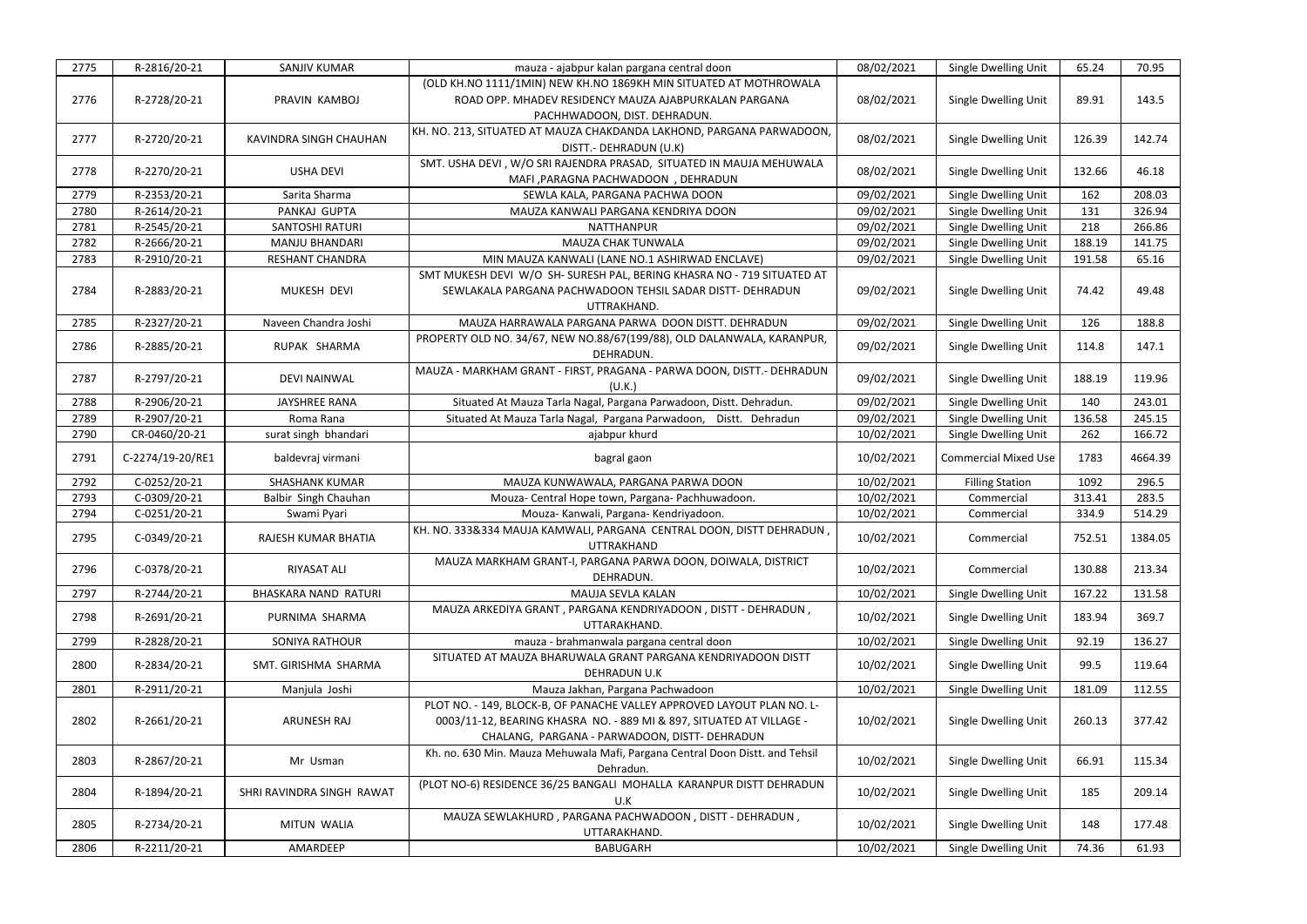| | | | | | | | |
|---|---|---|---|---|---|---|---|
| 2775 | R-2816/20-21 | SANJIV KUMAR | mauza - ajabpur kalan pargana central doon | 08/02/2021 | Single Dwelling Unit | 65.24 | 70.95 |
| 2776 | R-2728/20-21 | PRAVIN KAMBOJ | (OLD KH.NO 1111/1MIN) NEW KH.NO 1869KH MIN SITUATED AT MOTHROWALA ROAD OPP. MHADEV RESIDENCY MAUZA AJABPURKALAN PARGANA PACHHWADOON, DIST. DEHRADUN. | 08/02/2021 | Single Dwelling Unit | 89.91 | 143.5 |
| 2777 | R-2720/20-21 | KAVINDRA SINGH CHAUHAN | KH. NO. 213, SITUATED AT MAUZA CHAKDANDA LAKHOND, PARGANA PARWADOON, DISTT.- DEHRADUN (U.K) | 08/02/2021 | Single Dwelling Unit | 126.39 | 142.74 |
| 2778 | R-2270/20-21 | USHA DEVI | SMT. USHA DEVI , W/O SRI RAJENDRA PRASAD, SITUATED IN MAUJA MEHUWALA MAFI ,PARAGNA PACHWADOON , DEHRADUN | 08/02/2021 | Single Dwelling Unit | 132.66 | 46.18 |
| 2779 | R-2353/20-21 | Sarita Sharma | SEWLA KALA, PARGANA PACHWA DOON | 09/02/2021 | Single Dwelling Unit | 162 | 208.03 |
| 2780 | R-2614/20-21 | PANKAJ GUPTA | MAUZA KANWALI PARGANA KENDRIYA DOON | 09/02/2021 | Single Dwelling Unit | 131 | 326.94 |
| 2781 | R-2545/20-21 | SANTOSHI RATURI | NATTHANPUR | 09/02/2021 | Single Dwelling Unit | 218 | 266.86 |
| 2782 | R-2666/20-21 | MANJU BHANDARI | MAUZA CHAK TUNWALA | 09/02/2021 | Single Dwelling Unit | 188.19 | 141.75 |
| 2783 | R-2910/20-21 | RESHANT CHANDRA | MIN MAUZA KANWALI (LANE NO.1 ASHIRWAD ENCLAVE) | 09/02/2021 | Single Dwelling Unit | 191.58 | 65.16 |
| 2784 | R-2883/20-21 | MUKESH DEVI | SMT MUKESH DEVI W/O SH- SURESH PAL, BERING KHASRA NO - 719 SITUATED AT SEWLAKALA PARGANA PACHWADOON TEHSIL SADAR DISTT- DEHRADUN UTTRAKHAND. | 09/02/2021 | Single Dwelling Unit | 74.42 | 49.48 |
| 2785 | R-2327/20-21 | Naveen Chandra Joshi | MAUZA HARRAWALA PARGANA PARWA DOON DISTT. DEHRADUN | 09/02/2021 | Single Dwelling Unit | 126 | 188.8 |
| 2786 | R-2885/20-21 | RUPAK SHARMA | PROPERTY OLD NO. 34/67, NEW NO.88/67(199/88), OLD DALANWALA, KARANPUR, DEHRADUN. | 09/02/2021 | Single Dwelling Unit | 114.8 | 147.1 |
| 2787 | R-2797/20-21 | DEVI NAINWAL | MAUZA - MARKHAM GRANT - FIRST, PRAGANA - PARWA DOON, DISTT.- DEHRADUN (U.K.) | 09/02/2021 | Single Dwelling Unit | 188.19 | 119.96 |
| 2788 | R-2906/20-21 | JAYSHREE RANA | Situated At Mauza Tarla Nagal, Pargana Parwadoon, Distt. Dehradun. | 09/02/2021 | Single Dwelling Unit | 140 | 243.01 |
| 2789 | R-2907/20-21 | Roma Rana | Situated At Mauza Tarla Nagal, Pargana Parwadoon, Distt. Dehradun | 09/02/2021 | Single Dwelling Unit | 136.58 | 245.15 |
| 2790 | CR-0460/20-21 | surat singh bhandari | ajabpur khurd | 10/02/2021 | Single Dwelling Unit | 262 | 166.72 |
| 2791 | C-2274/19-20/RE1 | baldevraj virmani | bagral gaon | 10/02/2021 | Commercial Mixed Use | 1783 | 4664.39 |
| 2792 | C-0252/20-21 | SHASHANK KUMAR | MAUZA KUNWAWALA, PARGANA PARWA DOON | 10/02/2021 | Filling Station | 1092 | 296.5 |
| 2793 | C-0309/20-21 | Balbir Singh Chauhan | Mouza- Central Hope town, Pargana- Pachhuwadoon. | 10/02/2021 | Commercial | 313.41 | 283.5 |
| 2794 | C-0251/20-21 | Swami Pyari | Mouza- Kanwali, Pargana- Kendriyadoon. | 10/02/2021 | Commercial | 334.9 | 514.29 |
| 2795 | C-0349/20-21 | RAJESH KUMAR BHATIA | KH. NO. 333&334 MAUJA KAMWALI, PARGANA CENTRAL DOON, DISTT DEHRADUN , UTTRAKHAND | 10/02/2021 | Commercial | 752.51 | 1384.05 |
| 2796 | C-0378/20-21 | RIYASAT ALI | MAUZA MARKHAM GRANT-I, PARGANA PARWA DOON, DOIWALA, DISTRICT DEHRADUN. | 10/02/2021 | Commercial | 130.88 | 213.34 |
| 2797 | R-2744/20-21 | BHASKARA NAND RATURI | MAUJA SEVLA KALAN | 10/02/2021 | Single Dwelling Unit | 167.22 | 131.58 |
| 2798 | R-2691/20-21 | PURNIMA SHARMA | MAUZA ARKEDIYA GRANT , PARGANA KENDRIYADOON , DISTT - DEHRADUN , UTTARAKHAND. | 10/02/2021 | Single Dwelling Unit | 183.94 | 369.7 |
| 2799 | R-2828/20-21 | SONIYA RATHOUR | mauza - brahmanwala pargana central doon | 10/02/2021 | Single Dwelling Unit | 92.19 | 136.27 |
| 2800 | R-2834/20-21 | SMT. GIRISHMA SHARMA | SITUATED AT MAUZA BHARUWALA GRANT PARGANA KENDRIYADOON DISTT DEHRADUN U.K | 10/02/2021 | Single Dwelling Unit | 99.5 | 119.64 |
| 2801 | R-2911/20-21 | Manjula Joshi | Mauza Jakhan, Pargana Pachwadoon | 10/02/2021 | Single Dwelling Unit | 181.09 | 112.55 |
| 2802 | R-2661/20-21 | ARUNESH RAJ | PLOT NO. - 149, BLOCK-B, OF PANACHE VALLEY APPROVED LAYOUT PLAN NO. L-0003/11-12, BEARING KHASRA NO. - 889 MI & 897, SITUATED AT VILLAGE - CHALANG, PARGANA - PARWADOON, DISTT- DEHRADUN | 10/02/2021 | Single Dwelling Unit | 260.13 | 377.42 |
| 2803 | R-2867/20-21 | Mr Usman | Kh. no. 630 Min. Mauza Mehuwala Mafi, Pargana Central Doon Distt. and Tehsil Dehradun. | 10/02/2021 | Single Dwelling Unit | 66.91 | 115.34 |
| 2804 | R-1894/20-21 | SHRI RAVINDRA SINGH RAWAT | (PLOT NO-6) RESIDENCE 36/25 BANGALI MOHALLA KARANPUR DISTT DEHRADUN U.K | 10/02/2021 | Single Dwelling Unit | 185 | 209.14 |
| 2805 | R-2734/20-21 | MITUN WALIA | MAUZA SEWLAKHURD , PARGANA PACHWADOON , DISTT - DEHRADUN , UTTARAKHAND. | 10/02/2021 | Single Dwelling Unit | 148 | 177.48 |
| 2806 | R-2211/20-21 | AMARDEEP | BABUGARH | 10/02/2021 | Single Dwelling Unit | 74.36 | 61.93 |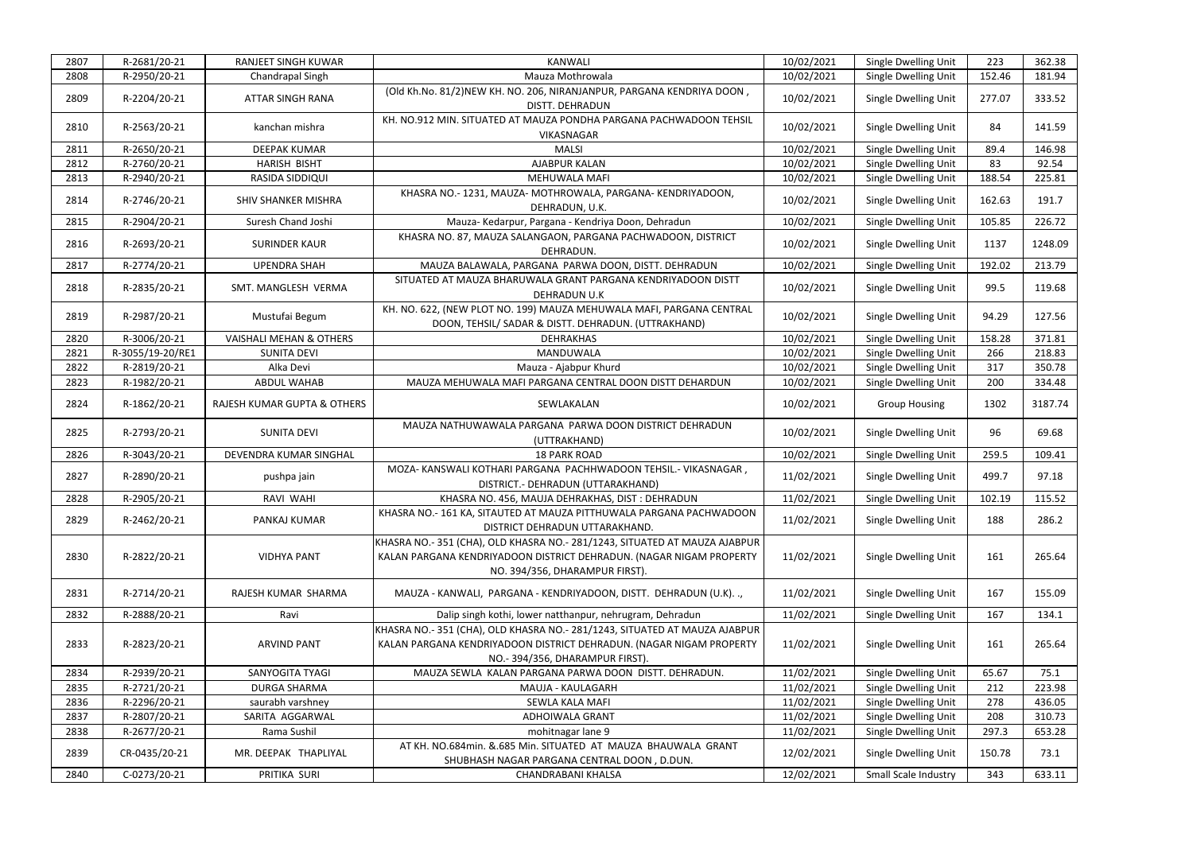| | | | | | | | |
|---|---|---|---|---|---|---|---|
| 2807 | R-2681/20-21 | RANJEET SINGH KUWAR | KANWALI | 10/02/2021 | Single Dwelling Unit | 223 | 362.38 |
| 2808 | R-2950/20-21 | Chandrapal Singh | Mauza Mothrowala | 10/02/2021 | Single Dwelling Unit | 152.46 | 181.94 |
| 2809 | R-2204/20-21 | ATTAR SINGH RANA | (Old Kh.No. 81/2)NEW KH. NO. 206, NIRANJANPUR, PARGANA KENDRIYA DOON , DISTT. DEHRADUN | 10/02/2021 | Single Dwelling Unit | 277.07 | 333.52 |
| 2810 | R-2563/20-21 | kanchan mishra | KH. NO.912 MIN. SITUATED AT MAUZA PONDHA PARGANA PACHWADOON TEHSIL VIKASNAGAR | 10/02/2021 | Single Dwelling Unit | 84 | 141.59 |
| 2811 | R-2650/20-21 | DEEPAK KUMAR | MALSI | 10/02/2021 | Single Dwelling Unit | 89.4 | 146.98 |
| 2812 | R-2760/20-21 | HARISH BISHT | AJABPUR KALAN | 10/02/2021 | Single Dwelling Unit | 83 | 92.54 |
| 2813 | R-2940/20-21 | RASIDA SIDDIQUI | MEHUWALA MAFI | 10/02/2021 | Single Dwelling Unit | 188.54 | 225.81 |
| 2814 | R-2746/20-21 | SHIV SHANKER MISHRA | KHASRA NO.- 1231, MAUZA- MOTHROWALA, PARGANA- KENDRIYADOON, DEHRADUN, U.K. | 10/02/2021 | Single Dwelling Unit | 162.63 | 191.7 |
| 2815 | R-2904/20-21 | Suresh Chand Joshi | Mauza- Kedarpur, Pargana - Kendriya Doon, Dehradun | 10/02/2021 | Single Dwelling Unit | 105.85 | 226.72 |
| 2816 | R-2693/20-21 | SURINDER KAUR | KHASRA NO. 87, MAUZA SALANGAON, PARGANA PACHWADOON, DISTRICT DEHRADUN. | 10/02/2021 | Single Dwelling Unit | 1137 | 1248.09 |
| 2817 | R-2774/20-21 | UPENDRA SHAH | MAUZA BALAWALA, PARGANA PARWA DOON, DISTT. DEHRADUN | 10/02/2021 | Single Dwelling Unit | 192.02 | 213.79 |
| 2818 | R-2835/20-21 | SMT. MANGLESH VERMA | SITUATED AT MAUZA BHARUWALA GRANT PARGANA KENDRIYADOON DISTT DEHRADUN U.K | 10/02/2021 | Single Dwelling Unit | 99.5 | 119.68 |
| 2819 | R-2987/20-21 | Mustufai Begum | KH. NO. 622, (NEW PLOT NO. 199) MAUZA MEHUWALA MAFI, PARGANA CENTRAL DOON, TEHSIL/ SADAR & DISTT. DEHRADUN. (UTTRAKHAND) | 10/02/2021 | Single Dwelling Unit | 94.29 | 127.56 |
| 2820 | R-3006/20-21 | VAISHALI MEHAN & OTHERS | DEHRAKHAS | 10/02/2021 | Single Dwelling Unit | 158.28 | 371.81 |
| 2821 | R-3055/19-20/RE1 | SUNITA DEVI | MANDUWALA | 10/02/2021 | Single Dwelling Unit | 266 | 218.83 |
| 2822 | R-2819/20-21 | Alka Devi | Mauza - Ajabpur Khurd | 10/02/2021 | Single Dwelling Unit | 317 | 350.78 |
| 2823 | R-1982/20-21 | ABDUL WAHAB | MAUZA MEHUWALA MAFI PARGANA CENTRAL DOON DISTT DEHARDUN | 10/02/2021 | Single Dwelling Unit | 200 | 334.48 |
| 2824 | R-1862/20-21 | RAJESH KUMAR GUPTA & OTHERS | SEWLAKALAN | 10/02/2021 | Group Housing | 1302 | 3187.74 |
| 2825 | R-2793/20-21 | SUNITA DEVI | MAUZA NATHUWAWALA PARGANA PARWA DOON DISTRICT DEHRADUN (UTTRAKHAND) | 10/02/2021 | Single Dwelling Unit | 96 | 69.68 |
| 2826 | R-3043/20-21 | DEVENDRA KUMAR SINGHAL | 18 PARK ROAD | 10/02/2021 | Single Dwelling Unit | 259.5 | 109.41 |
| 2827 | R-2890/20-21 | pushpa jain | MOZA- KANSWALI KOTHARI PARGANA PACHHWADOON TEHSIL.- VIKASNAGAR , DISTRICT.- DEHRADUN (UTTARAKHAND) | 11/02/2021 | Single Dwelling Unit | 499.7 | 97.18 |
| 2828 | R-2905/20-21 | RAVI WAHI | KHASRA NO. 456, MAUJA DEHRAKHAS, DIST : DEHRADUN | 11/02/2021 | Single Dwelling Unit | 102.19 | 115.52 |
| 2829 | R-2462/20-21 | PANKAJ KUMAR | KHASRA NO.- 161 KA, SITAUTED AT MAUZA PITTHUWALA PARGANA PACHWADOON DISTRICT DEHRADUN UTTARAKHAND. | 11/02/2021 | Single Dwelling Unit | 188 | 286.2 |
| 2830 | R-2822/20-21 | VIDHYA PANT | KHASRA NO.- 351 (CHA), OLD KHASRA NO.- 281/1243, SITUATED AT MAUZA AJABPUR KALAN PARGANA KENDRIYADOON DISTRICT DEHRADUN. (NAGAR NIGAM PROPERTY NO. 394/356, DHARAMPUR FIRST). | 11/02/2021 | Single Dwelling Unit | 161 | 265.64 |
| 2831 | R-2714/20-21 | RAJESH KUMAR SHARMA | MAUZA - KANWALI, PARGANA - KENDRIYADOON, DISTT. DEHRADUN (U.K). ., | 11/02/2021 | Single Dwelling Unit | 167 | 155.09 |
| 2832 | R-2888/20-21 | Ravi | Dalip singh kothi, lower natthanpur, nehrugram, Dehradun | 11/02/2021 | Single Dwelling Unit | 167 | 134.1 |
| 2833 | R-2823/20-21 | ARVIND PANT | KHASRA NO.- 351 (CHA), OLD KHASRA NO.- 281/1243, SITUATED AT MAUZA AJABPUR KALAN PARGANA KENDRIYADOON DISTRICT DEHRADUN. (NAGAR NIGAM PROPERTY NO.- 394/356, DHARAMPUR FIRST). | 11/02/2021 | Single Dwelling Unit | 161 | 265.64 |
| 2834 | R-2939/20-21 | SANYOGITA TYAGI | MAUZA SEWLA KALAN PARGANA PARWA DOON DISTT. DEHRADUN. | 11/02/2021 | Single Dwelling Unit | 65.67 | 75.1 |
| 2835 | R-2721/20-21 | DURGA SHARMA | MAUJA - KAULAGARH | 11/02/2021 | Single Dwelling Unit | 212 | 223.98 |
| 2836 | R-2296/20-21 | saurabh varshney | SEWLA KALA MAFI | 11/02/2021 | Single Dwelling Unit | 278 | 436.05 |
| 2837 | R-2807/20-21 | SARITA AGGARWAL | ADHOIWALA GRANT | 11/02/2021 | Single Dwelling Unit | 208 | 310.73 |
| 2838 | R-2677/20-21 | Rama Sushil | mohitnagar lane 9 | 11/02/2021 | Single Dwelling Unit | 297.3 | 653.28 |
| 2839 | CR-0435/20-21 | MR. DEEPAK THAPLIYAL | AT KH. NO.684min. &.685 Min. SITUATED AT MAUZA BHAUWALA GRANT SHUBHASH NAGAR PARGANA CENTRAL DOON , D.DUN. | 12/02/2021 | Single Dwelling Unit | 150.78 | 73.1 |
| 2840 | C-0273/20-21 | PRITIKA SURI | CHANDRABANI KHALSA | 12/02/2021 | Small Scale Industry | 343 | 633.11 |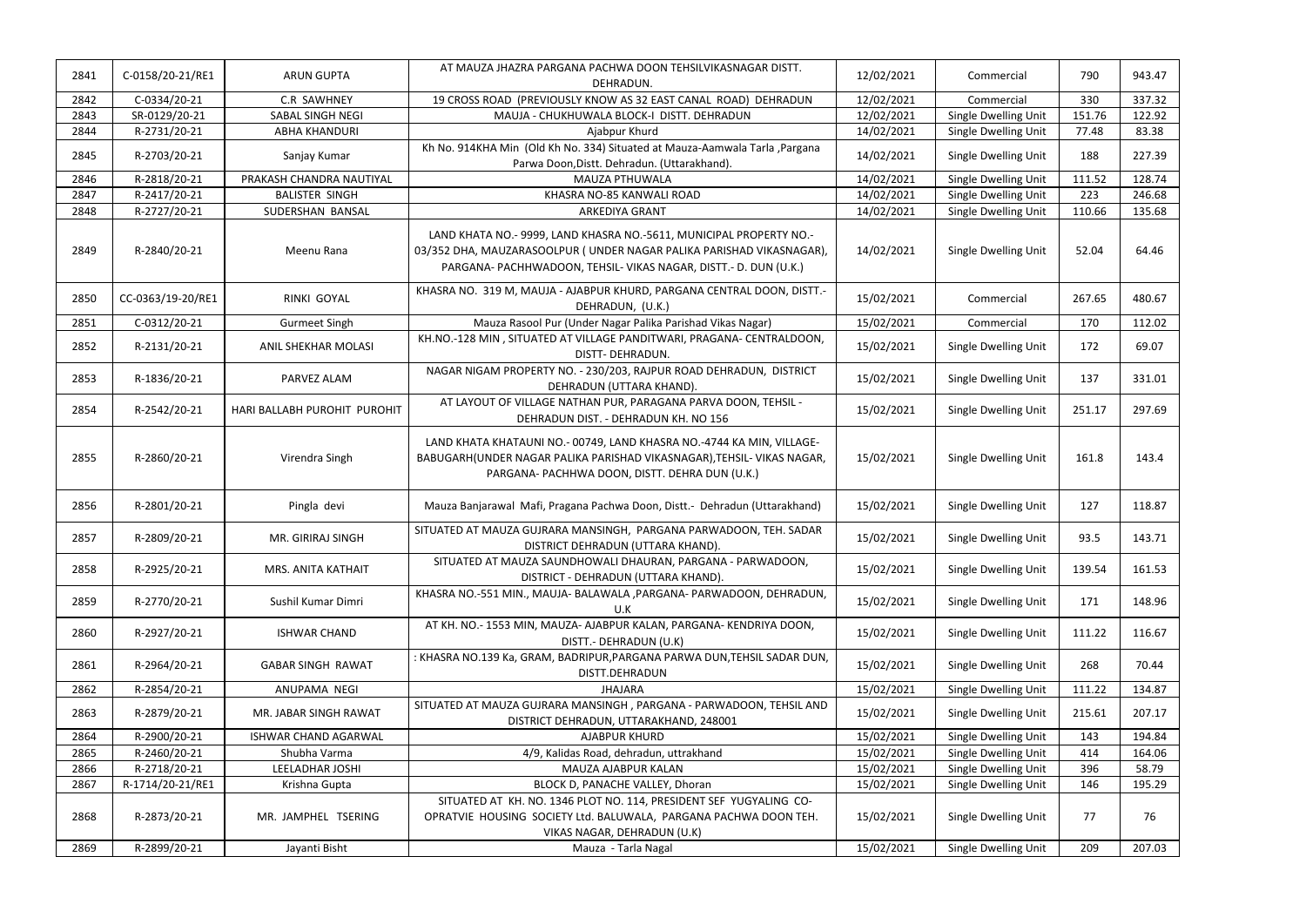| 2841 | C-0158/20-21/RE1 | ARUN GUPTA | AT MAUZA JHAZRA PARGANA PACHWA DOON TEHSILVIKASNAGAR DISTT. DEHRADUN. | 12/02/2021 | Commercial | 790 | 943.47 |
|---|---|---|---|---|---|---|---|
| 2842 | C-0334/20-21 | C.R SAWHNEY | 19 CROSS ROAD (PREVIOUSLY KNOW AS 32 EAST CANAL ROAD) DEHRADUN | 12/02/2021 | Commercial | 330 | 337.32 |
| 2843 | SR-0129/20-21 | SABAL SINGH NEGI | MAUJA - CHUKHUWALA BLOCK-I DISTT. DEHRADUN | 12/02/2021 | Single Dwelling Unit | 151.76 | 122.92 |
| 2844 | R-2731/20-21 | ABHA KHANDURI | Ajabpur Khurd | 14/02/2021 | Single Dwelling Unit | 77.48 | 83.38 |
| 2845 | R-2703/20-21 | Sanjay Kumar | Kh No. 914KHA Min (Old Kh No. 334) Situated at Mauza-Aamwala Tarla ,Pargana Parwa Doon,Distt. Dehradun. (Uttarakhand). | 14/02/2021 | Single Dwelling Unit | 188 | 227.39 |
| 2846 | R-2818/20-21 | PRAKASH CHANDRA NAUTIYAL | MAUZA PTHUWALA | 14/02/2021 | Single Dwelling Unit | 111.52 | 128.74 |
| 2847 | R-2417/20-21 | BALISTER SINGH | KHASRA NO-85 KANWALI ROAD | 14/02/2021 | Single Dwelling Unit | 223 | 246.68 |
| 2848 | R-2727/20-21 | SUDERSHAN BANSAL | ARKEDIYA GRANT | 14/02/2021 | Single Dwelling Unit | 110.66 | 135.68 |
| 2849 | R-2840/20-21 | Meenu Rana | LAND KHATA NO.- 9999, LAND KHASRA NO.-5611, MUNICIPAL PROPERTY NO.- 03/352 DHA, MAUZARASOOLPUR ( UNDER NAGAR PALIKA PARISHAD VIKASNAGAR), PARGANA- PACHHWADOON, TEHSIL- VIKAS NAGAR, DISTT.- D. DUN (U.K.) | 14/02/2021 | Single Dwelling Unit | 52.04 | 64.46 |
| 2850 | CC-0363/19-20/RE1 | RINKI GOYAL | KHASRA NO. 319 M, MAUJA - AJABPUR KHURD, PARGANA CENTRAL DOON, DISTT.- DEHRADUN, (U.K.) | 15/02/2021 | Commercial | 267.65 | 480.67 |
| 2851 | C-0312/20-21 | Gurmeet Singh | Mauza Rasool Pur (Under Nagar Palika Parishad Vikas Nagar) | 15/02/2021 | Commercial | 170 | 112.02 |
| 2852 | R-2131/20-21 | ANIL SHEKHAR MOLASI | KH.NO.-128 MIN , SITUATED AT VILLAGE PANDITWARI, PRAGANA- CENTRALDOON, DISTT- DEHRADUN. | 15/02/2021 | Single Dwelling Unit | 172 | 69.07 |
| 2853 | R-1836/20-21 | PARVEZ ALAM | NAGAR NIGAM PROPERTY NO. - 230/203, RAJPUR ROAD DEHRADUN, DISTRICT DEHRADUN (UTTARA KHAND). | 15/02/2021 | Single Dwelling Unit | 137 | 331.01 |
| 2854 | R-2542/20-21 | HARI BALLABH PUROHIT PUROHIT | AT LAYOUT OF VILLAGE NATHAN PUR, PARAGANA PARVA DOON, TEHSIL - DEHRADUN DIST. - DEHRADUN KH. NO 156 | 15/02/2021 | Single Dwelling Unit | 251.17 | 297.69 |
| 2855 | R-2860/20-21 | Virendra Singh | LAND KHATA KHATAUNI NO.- 00749, LAND KHASRA NO.-4744 KA MIN, VILLAGE- BABUGARH(UNDER NAGAR PALIKA PARISHAD VIKASNAGAR),TEHSIL- VIKAS NAGAR, PARGANA- PACHHWA DOON, DISTT. DEHRA DUN (U.K.) | 15/02/2021 | Single Dwelling Unit | 161.8 | 143.4 |
| 2856 | R-2801/20-21 | Pingla devi | Mauza Banjarawal Mafi, Pragana Pachwa Doon, Distt.- Dehradun (Uttarakhand) | 15/02/2021 | Single Dwelling Unit | 127 | 118.87 |
| 2857 | R-2809/20-21 | MR. GIRIRAJ SINGH | SITUATED AT MAUZA GUJRARA MANSINGH, PARGANA PARWADOON, TEH. SADAR DISTRICT DEHRADUN (UTTARA KHAND). | 15/02/2021 | Single Dwelling Unit | 93.5 | 143.71 |
| 2858 | R-2925/20-21 | MRS. ANITA KATHAIT | SITUATED AT MAUZA SAUNDHOWALI DHAURAN, PARGANA - PARWADOON, DISTRICT - DEHRADUN (UTTARA KHAND). | 15/02/2021 | Single Dwelling Unit | 139.54 | 161.53 |
| 2859 | R-2770/20-21 | Sushil Kumar Dimri | KHASRA NO.-551 MIN., MAUJA- BALAWALA ,PARGANA- PARWADOON, DEHRADUN, U.K | 15/02/2021 | Single Dwelling Unit | 171 | 148.96 |
| 2860 | R-2927/20-21 | ISHWAR CHAND | AT KH. NO.- 1553 MIN, MAUZA- AJABPUR KALAN, PARGANA- KENDRIYA DOON, DISTT.- DEHRADUN (U.K) | 15/02/2021 | Single Dwelling Unit | 111.22 | 116.67 |
| 2861 | R-2964/20-21 | GABAR SINGH RAWAT | : KHASRA NO.139 Ka, GRAM, BADRIPUR,PARGANA PARWA DUN,TEHSIL SADAR DUN, DISTT.DEHRADUN | 15/02/2021 | Single Dwelling Unit | 268 | 70.44 |
| 2862 | R-2854/20-21 | ANUPAMA NEGI | JHAJARA | 15/02/2021 | Single Dwelling Unit | 111.22 | 134.87 |
| 2863 | R-2879/20-21 | MR. JABAR SINGH RAWAT | SITUATED AT MAUZA GUJRARA MANSINGH , PARGANA - PARWADOON, TEHSIL AND DISTRICT DEHRADUN, UTTARAKHAND, 248001 | 15/02/2021 | Single Dwelling Unit | 215.61 | 207.17 |
| 2864 | R-2900/20-21 | ISHWAR CHAND AGARWAL | AJABPUR KHURD | 15/02/2021 | Single Dwelling Unit | 143 | 194.84 |
| 2865 | R-2460/20-21 | Shubha Varma | 4/9, Kalidas Road, dehradun, uttrakhand | 15/02/2021 | Single Dwelling Unit | 414 | 164.06 |
| 2866 | R-2718/20-21 | LEELADHAR JOSHI | MAUZA AJABPUR KALAN | 15/02/2021 | Single Dwelling Unit | 396 | 58.79 |
| 2867 | R-1714/20-21/RE1 | Krishna Gupta | BLOCK D, PANACHE VALLEY, Dhoran | 15/02/2021 | Single Dwelling Unit | 146 | 195.29 |
| 2868 | R-2873/20-21 | MR. JAMPHEL TSERING | SITUATED AT KH. NO. 1346 PLOT NO. 114, PRESIDENT SEF YUGYALING CO-OPRATVIE HOUSING SOCIETY Ltd. BALUWALA, PARGANA PACHWA DOON TEH. VIKAS NAGAR, DEHRADUN (U.K) | 15/02/2021 | Single Dwelling Unit | 77 | 76 |
| 2869 | R-2899/20-21 | Jayanti Bisht | Mauza - Tarla Nagal | 15/02/2021 | Single Dwelling Unit | 209 | 207.03 |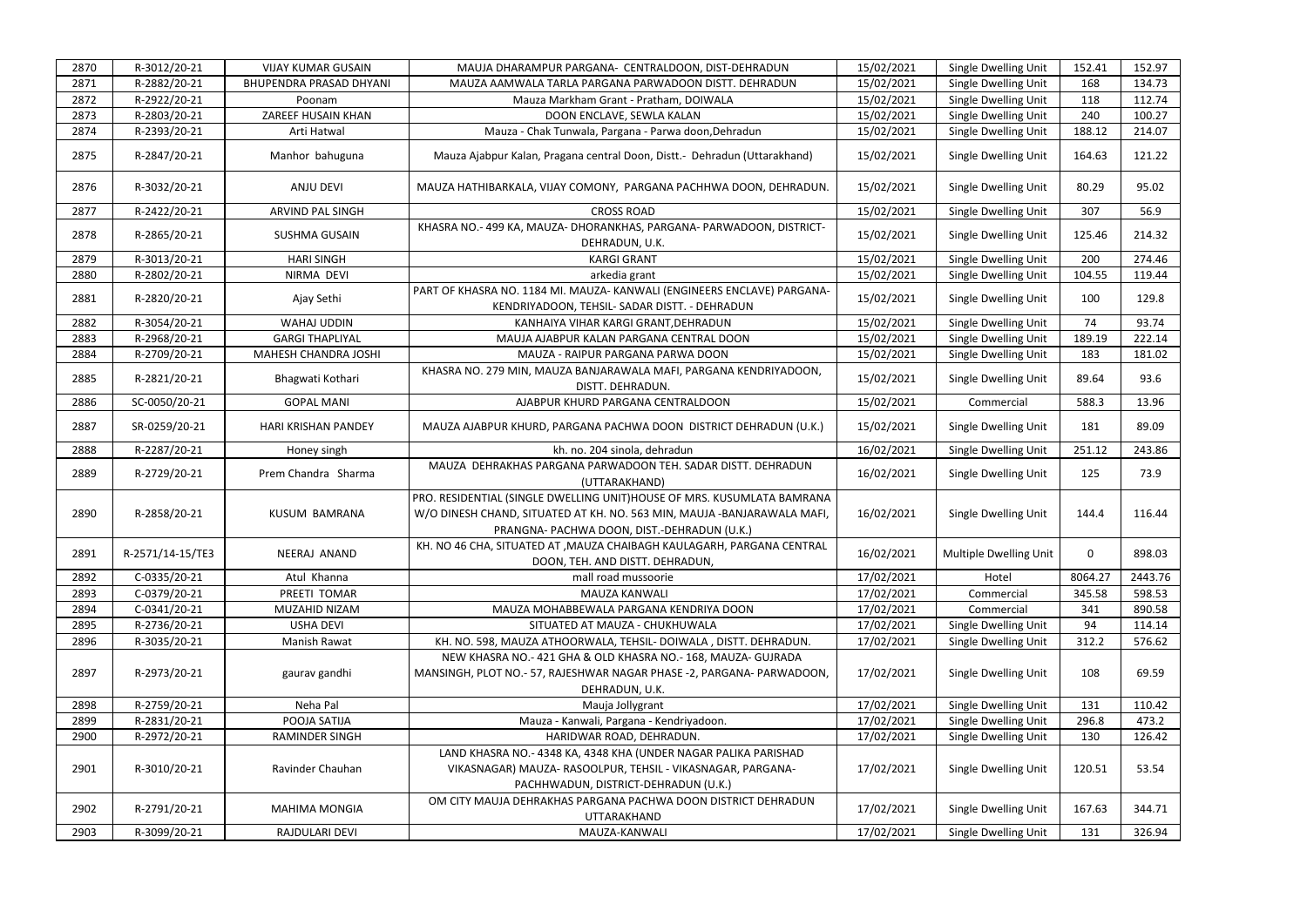| | | | | | | | |
|---|---|---|---|---|---|---|---|
| 2870 | R-3012/20-21 | VIJAY KUMAR GUSAIN | MAUJA DHARAMPUR PARGANA- CENTRALDOON, DIST-DEHRADUN | 15/02/2021 | Single Dwelling Unit | 152.41 | 152.97 |
| 2871 | R-2882/20-21 | BHUPENDRA PRASAD DHYANI | MAUZA AAMWALA TARLA PARGANA PARWADOON DISTT. DEHRADUN | 15/02/2021 | Single Dwelling Unit | 168 | 134.73 |
| 2872 | R-2922/20-21 | Poonam | Mauza Markham Grant - Pratham, DOIWALA | 15/02/2021 | Single Dwelling Unit | 118 | 112.74 |
| 2873 | R-2803/20-21 | ZAREEF HUSAIN KHAN | DOON ENCLAVE, SEWLA KALAN | 15/02/2021 | Single Dwelling Unit | 240 | 100.27 |
| 2874 | R-2393/20-21 | Arti Hatwal | Mauza - Chak Tunwala, Pargana - Parwa doon,Dehradun | 15/02/2021 | Single Dwelling Unit | 188.12 | 214.07 |
| 2875 | R-2847/20-21 | Manhor bahuguna | Mauza Ajabpur Kalan, Pragana central Doon, Distt.- Dehradun (Uttarakhand) | 15/02/2021 | Single Dwelling Unit | 164.63 | 121.22 |
| 2876 | R-3032/20-21 | ANJU DEVI | MAUZA HATHIBARKALA, VIJAY COMONY, PARGANA PACHHWA DOON, DEHRADUN. | 15/02/2021 | Single Dwelling Unit | 80.29 | 95.02 |
| 2877 | R-2422/20-21 | ARVIND PAL SINGH | CROSS ROAD | 15/02/2021 | Single Dwelling Unit | 307 | 56.9 |
| 2878 | R-2865/20-21 | SUSHMA GUSAIN | KHASRA NO.- 499 KA, MAUZA- DHORANKHAS, PARGANA- PARWADOON, DISTRICT-DEHRADUN, U.K. | 15/02/2021 | Single Dwelling Unit | 125.46 | 214.32 |
| 2879 | R-3013/20-21 | HARI SINGH | KARGI GRANT | 15/02/2021 | Single Dwelling Unit | 200 | 274.46 |
| 2880 | R-2802/20-21 | NIRMA DEVI | arkedia grant | 15/02/2021 | Single Dwelling Unit | 104.55 | 119.44 |
| 2881 | R-2820/20-21 | Ajay Sethi | PART OF KHASRA NO. 1184 MI. MAUZA- KANWALI (ENGINEERS ENCLAVE) PARGANA-KENDRIYADOON, TEHSIL- SADAR DISTT. - DEHRADUN | 15/02/2021 | Single Dwelling Unit | 100 | 129.8 |
| 2882 | R-3054/20-21 | WAHAJ UDDIN | KANHAIYA VIHAR KARGI GRANT,DEHRADUN | 15/02/2021 | Single Dwelling Unit | 74 | 93.74 |
| 2883 | R-2968/20-21 | GARGI THAPLIYAL | MAUJA AJABPUR KALAN PARGANA CENTRAL DOON | 15/02/2021 | Single Dwelling Unit | 189.19 | 222.14 |
| 2884 | R-2709/20-21 | MAHESH CHANDRA JOSHI | MAUZA - RAIPUR PARGANA PARWA DOON | 15/02/2021 | Single Dwelling Unit | 183 | 181.02 |
| 2885 | R-2821/20-21 | Bhagwati Kothari | KHASRA NO. 279 MIN, MAUZA BANJARAWALA MAFI, PARGANA KENDRIYADOON, DISTT. DEHRADUN. | 15/02/2021 | Single Dwelling Unit | 89.64 | 93.6 |
| 2886 | SC-0050/20-21 | GOPAL MANI | AJABPUR KHURD PARGANA CENTRALDOON | 15/02/2021 | Commercial | 588.3 | 13.96 |
| 2887 | SR-0259/20-21 | HARI KRISHAN PANDEY | MAUZA AJABPUR KHURD, PARGANA PACHWA DOON DISTRICT DEHRADUN (U.K.) | 15/02/2021 | Single Dwelling Unit | 181 | 89.09 |
| 2888 | R-2287/20-21 | Honey singh | kh. no. 204 sinola, dehradun | 16/02/2021 | Single Dwelling Unit | 251.12 | 243.86 |
| 2889 | R-2729/20-21 | Prem Chandra Sharma | MAUZA DEHRAKHAS PARGANA PARWADOON TEH. SADAR DISTT. DEHRADUN (UTTARAKHAND) | 16/02/2021 | Single Dwelling Unit | 125 | 73.9 |
| 2890 | R-2858/20-21 | KUSUM BAMRANA | PRO. RESIDENTIAL (SINGLE DWELLING UNIT)HOUSE OF MRS. KUSUMLATA BAMRANA W/O DINESH CHAND, SITUATED AT KH. NO. 563 MIN, MAUJA -BANJARAWALA MAFI, PRANGNA- PACHWA DOON, DIST.-DEHRADUN (U.K.) | 16/02/2021 | Single Dwelling Unit | 144.4 | 116.44 |
| 2891 | R-2571/14-15/TE3 | NEERAJ ANAND | KH. NO 46 CHA, SITUATED AT ,MAUZA CHAIBAGH KAULAGARH, PARGANA CENTRAL DOON, TEH. AND DISTT. DEHRADUN, | 16/02/2021 | Multiple Dwelling Unit | 0 | 898.03 |
| 2892 | C-0335/20-21 | Atul Khanna | mall road mussoorie | 17/02/2021 | Hotel | 8064.27 | 2443.76 |
| 2893 | C-0379/20-21 | PREETI TOMAR | MAUZA KANWALI | 17/02/2021 | Commercial | 345.58 | 598.53 |
| 2894 | C-0341/20-21 | MUZAHID NIZAM | MAUZA MOHABBEWALA PARGANA KENDRIYA DOON | 17/02/2021 | Commercial | 341 | 890.58 |
| 2895 | R-2736/20-21 | USHA DEVI | SITUATED AT MAUZA - CHUKHUWALA | 17/02/2021 | Single Dwelling Unit | 94 | 114.14 |
| 2896 | R-3035/20-21 | Manish Rawat | KH. NO. 598, MAUZA ATHOORWALA, TEHSIL- DOIWALA , DISTT. DEHRADUN. | 17/02/2021 | Single Dwelling Unit | 312.2 | 576.62 |
| 2897 | R-2973/20-21 | gaurav gandhi | NEW KHASRA NO.- 421 GHA & OLD KHASRA NO.- 168, MAUZA- GUJRADA MANSINGH, PLOT NO.- 57, RAJESHWAR NAGAR PHASE -2, PARGANA- PARWADOON, DEHRADUN, U.K. | 17/02/2021 | Single Dwelling Unit | 108 | 69.59 |
| 2898 | R-2759/20-21 | Neha Pal | Mauja Jollygrant | 17/02/2021 | Single Dwelling Unit | 131 | 110.42 |
| 2899 | R-2831/20-21 | POOJA SATIJA | Mauza - Kanwali, Pargana - Kendriyadoon. | 17/02/2021 | Single Dwelling Unit | 296.8 | 473.2 |
| 2900 | R-2972/20-21 | RAMINDER SINGH | HARIDWAR ROAD, DEHRADUN. | 17/02/2021 | Single Dwelling Unit | 130 | 126.42 |
| 2901 | R-3010/20-21 | Ravinder Chauhan | LAND KHASRA NO.- 4348 KA, 4348 KHA (UNDER NAGAR PALIKA PARISHAD VIKASNAGAR) MAUZA- RASOOLPUR, TEHSIL - VIKASNAGAR, PARGANA-PACHHWADUN, DISTRICT-DEHRADUN (U.K.) | 17/02/2021 | Single Dwelling Unit | 120.51 | 53.54 |
| 2902 | R-2791/20-21 | MAHIMA MONGIA | OM CITY MAUJA DEHRAKHAS PARGANA PACHWA DOON DISTRICT DEHRADUN UTTARAKHAND | 17/02/2021 | Single Dwelling Unit | 167.63 | 344.71 |
| 2903 | R-3099/20-21 | RAJDULARI DEVI | MAUZA-KANWALI | 17/02/2021 | Single Dwelling Unit | 131 | 326.94 |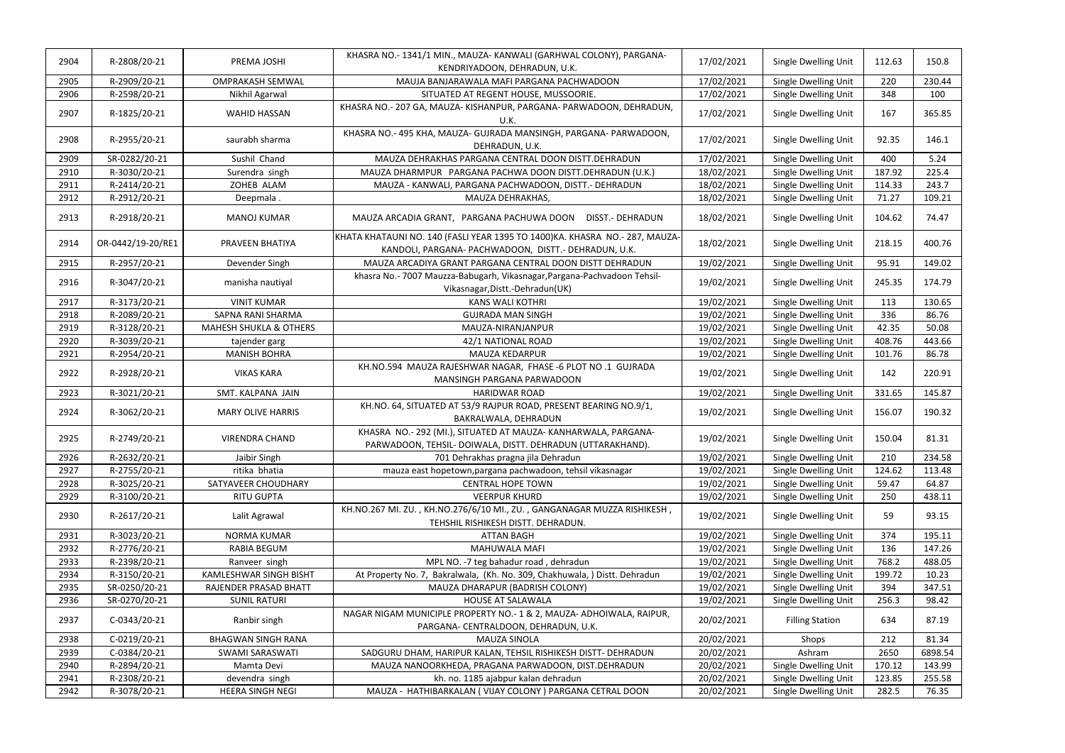| | | | | | | | |
|---|---|---|---|---|---|---|---|
| 2904 | R-2808/20-21 | PREMA JOSHI | KHASRA NO.- 1341/1 MIN., MAUZA- KANWALI (GARHWAL COLONY), PARGANA-KENDRIYADOON, DEHRADUN, U.K. | 17/02/2021 | Single Dwelling Unit | 112.63 | 150.8 |
| 2905 | R-2909/20-21 | OMPRAKASH SEMWAL | MAUJA BANJARAWALA MAFI PARGANA PACHWADOON | 17/02/2021 | Single Dwelling Unit | 220 | 230.44 |
| 2906 | R-2598/20-21 | Nikhil Agarwal | SITUATED AT REGENT HOUSE, MUSSOORIE. | 17/02/2021 | Single Dwelling Unit | 348 | 100 |
| 2907 | R-1825/20-21 | WAHID HASSAN | KHASRA NO.- 207 GA, MAUZA- KISHANPUR, PARGANA- PARWADOON, DEHRADUN, U.K. | 17/02/2021 | Single Dwelling Unit | 167 | 365.85 |
| 2908 | R-2955/20-21 | saurabh sharma | KHASRA NO.- 495 KHA, MAUZA- GUJRADA MANSINGH, PARGANA- PARWADOON, DEHRADUN, U.K. | 17/02/2021 | Single Dwelling Unit | 92.35 | 146.1 |
| 2909 | SR-0282/20-21 | Sushil Chand | MAUZA DEHRAKHAS PARGANA CENTRAL DOON DISTT.DEHRADUN | 17/02/2021 | Single Dwelling Unit | 400 | 5.24 |
| 2910 | R-3030/20-21 | Surendra singh | MAUZA DHARMPUR PARGANA PACHWA DOON DISTT.DEHRADUN (U.K.) | 18/02/2021 | Single Dwelling Unit | 187.92 | 225.4 |
| 2911 | R-2414/20-21 | ZOHEB ALAM | MAUZA - KANWALI, PARGANA PACHWADOON, DISTT.- DEHRADUN | 18/02/2021 | Single Dwelling Unit | 114.33 | 243.7 |
| 2912 | R-2912/20-21 | Deepmala . | MAUZA DEHRAKHAS, | 18/02/2021 | Single Dwelling Unit | 71.27 | 109.21 |
| 2913 | R-2918/20-21 | MANOJ KUMAR | MAUZA ARCADIA GRANT, PARGANA PACHUWA DOON DISST.- DEHRADUN | 18/02/2021 | Single Dwelling Unit | 104.62 | 74.47 |
| 2914 | OR-0442/19-20/RE1 | PRAVEEN BHATIYA | KHATA KHATAUNI NO. 140 (FASLI YEAR 1395 TO 1400)KA. KHASRA NO.- 287, MAUZA-KANDOLI, PARGANA- PACHWADOON, DISTT.- DEHRADUN, U.K. | 18/02/2021 | Single Dwelling Unit | 218.15 | 400.76 |
| 2915 | R-2957/20-21 | Devender Singh | MAUZA ARCADIYA GRANT PARGANA CENTRAL DOON DISTT DEHRADUN | 19/02/2021 | Single Dwelling Unit | 95.91 | 149.02 |
| 2916 | R-3047/20-21 | manisha nautiyal | khasra No.- 7007 Mauzza-Babugarh, Vikasnagar,Pargana-Pachvadoon Tehsil-Vikasnagar,Distt.-Dehradun(UK) | 19/02/2021 | Single Dwelling Unit | 245.35 | 174.79 |
| 2917 | R-3173/20-21 | VINIT KUMAR | KANS WALI KOTHRI | 19/02/2021 | Single Dwelling Unit | 113 | 130.65 |
| 2918 | R-2089/20-21 | SAPNA RANI SHARMA | GUJRADA MAN SINGH | 19/02/2021 | Single Dwelling Unit | 336 | 86.76 |
| 2919 | R-3128/20-21 | MAHESH SHUKLA & OTHERS | MAUZA-NIRANJANPUR | 19/02/2021 | Single Dwelling Unit | 42.35 | 50.08 |
| 2920 | R-3039/20-21 | tajender garg | 42/1 NATIONAL ROAD | 19/02/2021 | Single Dwelling Unit | 408.76 | 443.66 |
| 2921 | R-2954/20-21 | MANISH BOHRA | MAUZA KEDARPUR | 19/02/2021 | Single Dwelling Unit | 101.76 | 86.78 |
| 2922 | R-2928/20-21 | VIKAS KARA | KH.NO.594 MAUZA RAJESHWAR NAGAR, FHASE -6 PLOT NO .1 GUJRADA MANSINGH PARGANA PARWADOON | 19/02/2021 | Single Dwelling Unit | 142 | 220.91 |
| 2923 | R-3021/20-21 | SMT. KALPANA JAIN | HARIDWAR ROAD | 19/02/2021 | Single Dwelling Unit | 331.65 | 145.87 |
| 2924 | R-3062/20-21 | MARY OLIVE HARRIS | KH.NO. 64, SITUATED AT 53/9 RAJPUR ROAD, PRESENT BEARING NO.9/1, BAKRALWALA, DEHRADUN | 19/02/2021 | Single Dwelling Unit | 156.07 | 190.32 |
| 2925 | R-2749/20-21 | VIRENDRA CHAND | KHASRA NO.- 292 (MI.), SITUATED AT MAUZA- KANHARWALA, PARGANA-PARWADOON, TEHSIL- DOIWALA, DISTT. DEHRADUN (UTTARAKHAND). | 19/02/2021 | Single Dwelling Unit | 150.04 | 81.31 |
| 2926 | R-2632/20-21 | Jaibir Singh | 701 Dehrakhas pragna jila Dehradun | 19/02/2021 | Single Dwelling Unit | 210 | 234.58 |
| 2927 | R-2755/20-21 | ritika bhatia | mauza east hopetown,pargana pachwadoon, tehsil vikasnagar | 19/02/2021 | Single Dwelling Unit | 124.62 | 113.48 |
| 2928 | R-3025/20-21 | SATYAVEER CHOUDHARY | CENTRAL HOPE TOWN | 19/02/2021 | Single Dwelling Unit | 59.47 | 64.87 |
| 2929 | R-3100/20-21 | RITU GUPTA | VEERPUR KHURD | 19/02/2021 | Single Dwelling Unit | 250 | 438.11 |
| 2930 | R-2617/20-21 | Lalit Agrawal | KH.NO.267 MI. ZU. , KH.NO.276/6/10 MI., ZU. , GANGANAGAR MUZZA RISHIKESH , TEHSHIL RISHIKESH DISTT. DEHRADUN. | 19/02/2021 | Single Dwelling Unit | 59 | 93.15 |
| 2931 | R-3023/20-21 | NORMA KUMAR | ATTAN BAGH | 19/02/2021 | Single Dwelling Unit | 374 | 195.11 |
| 2932 | R-2776/20-21 | RABIA BEGUM | MAHUWALA MAFI | 19/02/2021 | Single Dwelling Unit | 136 | 147.26 |
| 2933 | R-2398/20-21 | Ranveer singh | MPL NO. -7 teg bahadur road , dehradun | 19/02/2021 | Single Dwelling Unit | 768.2 | 488.05 |
| 2934 | R-3150/20-21 | KAMLESHWAR SINGH BISHT | At Property No. 7, Bakralwala, (Kh. No. 309, Chakhuwala, ) Distt. Dehradun | 19/02/2021 | Single Dwelling Unit | 199.72 | 10.23 |
| 2935 | SR-0250/20-21 | RAJENDER PRASAD BHATT | MAUZA DHARAPUR (BADRISH COLONY) | 19/02/2021 | Single Dwelling Unit | 394 | 347.51 |
| 2936 | SR-0270/20-21 | SUNIL RATURI | HOUSE AT SALAWALA | 19/02/2021 | Single Dwelling Unit | 256.3 | 98.42 |
| 2937 | C-0343/20-21 | Ranbir singh | NAGAR NIGAM MUNICIPLE PROPERTY NO.- 1 & 2, MAUZA- ADHOIWALA, RAIPUR, PARGANA- CENTRALDOON, DEHRADUN, U.K. | 20/02/2021 | Filling Station | 634 | 87.19 |
| 2938 | C-0219/20-21 | BHAGWAN SINGH RANA | MAUZA SINOLA | 20/02/2021 | Shops | 212 | 81.34 |
| 2939 | C-0384/20-21 | SWAMI SARASWATI | SADGURU DHAM, HARIPUR KALAN, TEHSIL RISHIKESH DISTT- DEHRADUN | 20/02/2021 | Ashram | 2650 | 6898.54 |
| 2940 | R-2894/20-21 | Mamta Devi | MAUZA NANOORKHEDA, PRAGANA PARWADOON, DIST.DEHRADUN | 20/02/2021 | Single Dwelling Unit | 170.12 | 143.99 |
| 2941 | R-2308/20-21 | devendra singh | kh. no. 1185 ajabpur kalan dehradun | 20/02/2021 | Single Dwelling Unit | 123.85 | 255.58 |
| 2942 | R-3078/20-21 | HEERA SINGH NEGI | MAUZA - HATHIBARKALAN ( VIJAY COLONY ) PARGANA CETRAL DOON | 20/02/2021 | Single Dwelling Unit | 282.5 | 76.35 |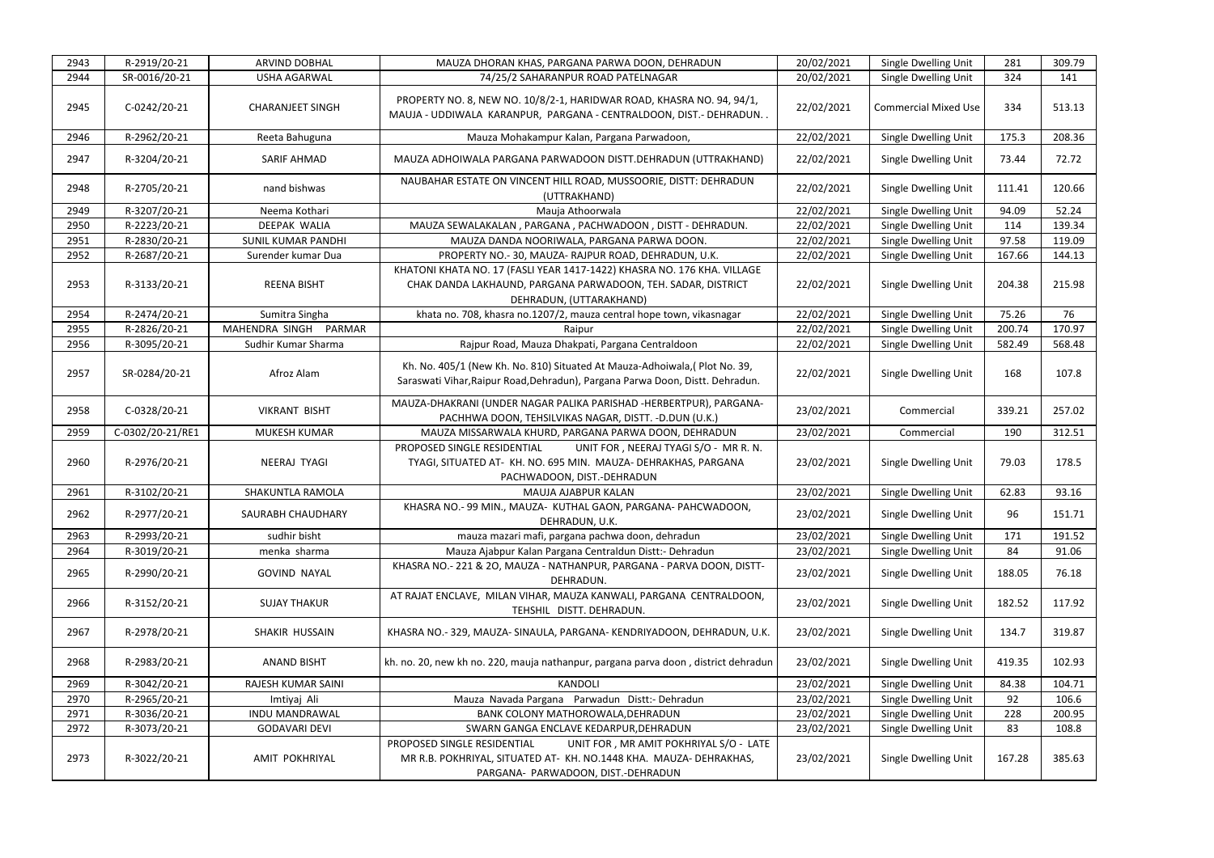| | | | | | | | |
|---|---|---|---|---|---|---|---|
| 2943 | R-2919/20-21 | ARVIND DOBHAL | MAUZA DHORAN KHAS, PARGANA PARWA DOON, DEHRADUN | 20/02/2021 | Single Dwelling Unit | 281 | 309.79 |
| 2944 | SR-0016/20-21 | USHA AGARWAL | 74/25/2 SAHARANPUR ROAD PATELNAGAR | 20/02/2021 | Single Dwelling Unit | 324 | 141 |
| 2945 | C-0242/20-21 | CHARANJEET SINGH | PROPERTY NO. 8, NEW NO. 10/8/2-1, HARIDWAR ROAD, KHASRA NO. 94, 94/1, MAUJA - UDDIWALA KARANPUR, PARGANA - CENTRALDOON, DIST.- DEHRADUN. . | 22/02/2021 | Commercial Mixed Use | 334 | 513.13 |
| 2946 | R-2962/20-21 | Reeta Bahuguna | Mauza Mohakampur Kalan, Pargana Parwadoon, | 22/02/2021 | Single Dwelling Unit | 175.3 | 208.36 |
| 2947 | R-3204/20-21 | SARIF AHMAD | MAUZA ADHOIWALA PARGANA PARWADOON DISTT.DEHRADUN (UTTRAKHAND) | 22/02/2021 | Single Dwelling Unit | 73.44 | 72.72 |
| 2948 | R-2705/20-21 | nand bishwas | NAUBAHAR ESTATE ON VINCENT HILL ROAD, MUSSOORIE, DISTT: DEHRADUN (UTTRAKHAND) | 22/02/2021 | Single Dwelling Unit | 111.41 | 120.66 |
| 2949 | R-3207/20-21 | Neema Kothari | Mauja Athoorwala | 22/02/2021 | Single Dwelling Unit | 94.09 | 52.24 |
| 2950 | R-2223/20-21 | DEEPAK WALIA | MAUZA SEWALAKALAN , PARGANA , PACHWADOON , DISTT - DEHRADUN. | 22/02/2021 | Single Dwelling Unit | 114 | 139.34 |
| 2951 | R-2830/20-21 | SUNIL KUMAR PANDHI | MAUZA DANDA NOORIWALA, PARGANA PARWA DOON. | 22/02/2021 | Single Dwelling Unit | 97.58 | 119.09 |
| 2952 | R-2687/20-21 | Surender kumar Dua | PROPERTY NO.- 30, MAUZA- RAJPUR ROAD, DEHRADUN, U.K. | 22/02/2021 | Single Dwelling Unit | 167.66 | 144.13 |
| 2953 | R-3133/20-21 | REENA BISHT | KHATONI KHATA NO. 17 (FASLI YEAR 1417-1422) KHASRA NO. 176 KHA. VILLAGE CHAK DANDA LAKHAUND, PARGANA PARWADOON, TEH. SADAR, DISTRICT DEHRADUN, (UTTARAKHAND) | 22/02/2021 | Single Dwelling Unit | 204.38 | 215.98 |
| 2954 | R-2474/20-21 | Sumitra Singha | khata no. 708, khasra no.1207/2, mauza central hope town, vikasnagar | 22/02/2021 | Single Dwelling Unit | 75.26 | 76 |
| 2955 | R-2826/20-21 | MAHENDRA SINGH PARMAR | Raipur | 22/02/2021 | Single Dwelling Unit | 200.74 | 170.97 |
| 2956 | R-3095/20-21 | Sudhir Kumar Sharma | Rajpur Road, Mauza Dhakpati, Pargana Centraldoon | 22/02/2021 | Single Dwelling Unit | 582.49 | 568.48 |
| 2957 | SR-0284/20-21 | Afroz Alam | Kh. No. 405/1 (New Kh. No. 810) Situated At Mauza-Adhoiwala,( Plot No. 39, Saraswati Vihar,Raipur Road,Dehradun), Pargana Parwa Doon, Distt. Dehradun. | 22/02/2021 | Single Dwelling Unit | 168 | 107.8 |
| 2958 | C-0328/20-21 | VIKRANT BISHT | MAUZA-DHAKRANI (UNDER NAGAR PALIKA PARISHAD -HERBERTPUR), PARGANA- PACHHWA DOON, TEHSILVIKAS NAGAR, DISTT. -D.DUN (U.K.) | 23/02/2021 | Commercial | 339.21 | 257.02 |
| 2959 | C-0302/20-21/RE1 | MUKESH KUMAR | MAUZA MISSARWALA KHURD, PARGANA PARWA DOON, DEHRADUN | 23/02/2021 | Commercial | 190 | 312.51 |
| 2960 | R-2976/20-21 | NEERAJ TYAGI | PROPOSED SINGLE RESIDENTIAL UNIT FOR , NEERAJ TYAGI S/O - MR R. N. TYAGI, SITUATED AT- KH. NO. 695 MIN. MAUZA- DEHRAKHAS, PARGANA PACHWADOON, DIST.-DEHRADUN | 23/02/2021 | Single Dwelling Unit | 79.03 | 178.5 |
| 2961 | R-3102/20-21 | SHAKUNTLA RAMOLA | MAUJA AJABPUR KALAN | 23/02/2021 | Single Dwelling Unit | 62.83 | 93.16 |
| 2962 | R-2977/20-21 | SAURABH CHAUDHARY | KHASRA NO.- 99 MIN., MAUZA- KUTHAL GAON, PARGANA- PAHCWADOON, DEHRADUN, U.K. | 23/02/2021 | Single Dwelling Unit | 96 | 151.71 |
| 2963 | R-2993/20-21 | sudhir bisht | mauza mazari mafi, pargana pachwa doon, dehradun | 23/02/2021 | Single Dwelling Unit | 171 | 191.52 |
| 2964 | R-3019/20-21 | menka sharma | Mauza Ajabpur Kalan Pargana Centraldun Distt:- Dehradun | 23/02/2021 | Single Dwelling Unit | 84 | 91.06 |
| 2965 | R-2990/20-21 | GOVIND NAYAL | KHASRA NO.- 221 & 2O, MAUZA - NATHANPUR, PARGANA - PARVA DOON, DISTT-DEHRADUN. | 23/02/2021 | Single Dwelling Unit | 188.05 | 76.18 |
| 2966 | R-3152/20-21 | SUJAY THAKUR | AT RAJAT ENCLAVE, MILAN VIHAR, MAUZA KANWALI, PARGANA CENTRALDOON, TEHSHIL DISTT. DEHRADUN. | 23/02/2021 | Single Dwelling Unit | 182.52 | 117.92 |
| 2967 | R-2978/20-21 | SHAKIR HUSSAIN | KHASRA NO.- 329, MAUZA- SINAULA, PARGANA- KENDRIYADOON, DEHRADUN, U.K. | 23/02/2021 | Single Dwelling Unit | 134.7 | 319.87 |
| 2968 | R-2983/20-21 | ANAND BISHT | kh. no. 20, new kh no. 220, mauja nathanpur, pargana parva doon , district dehradun | 23/02/2021 | Single Dwelling Unit | 419.35 | 102.93 |
| 2969 | R-3042/20-21 | RAJESH KUMAR SAINI | KANDOLI | 23/02/2021 | Single Dwelling Unit | 84.38 | 104.71 |
| 2970 | R-2965/20-21 | Imtiyaj Ali | Mauza Navada Pargana Parwadun Distt:- Dehradun | 23/02/2021 | Single Dwelling Unit | 92 | 106.6 |
| 2971 | R-3036/20-21 | INDU MANDRAWAL | BANK COLONY MATHOROWALA,DEHRADUN | 23/02/2021 | Single Dwelling Unit | 228 | 200.95 |
| 2972 | R-3073/20-21 | GODAVARI DEVI | SWARN GANGA ENCLAVE KEDARPUR,DEHRADUN | 23/02/2021 | Single Dwelling Unit | 83 | 108.8 |
| 2973 | R-3022/20-21 | AMIT POKHRIYAL | PROPOSED SINGLE RESIDENTIAL UNIT FOR , MR AMIT POKHRIYAL S/O - LATE MR R.B. POKHRIYAL, SITUATED AT- KH. NO.1448 KHA. MAUZA- DEHRAKHAS, PARGANA- PARWADOON, DIST.-DEHRADUN | 23/02/2021 | Single Dwelling Unit | 167.28 | 385.63 |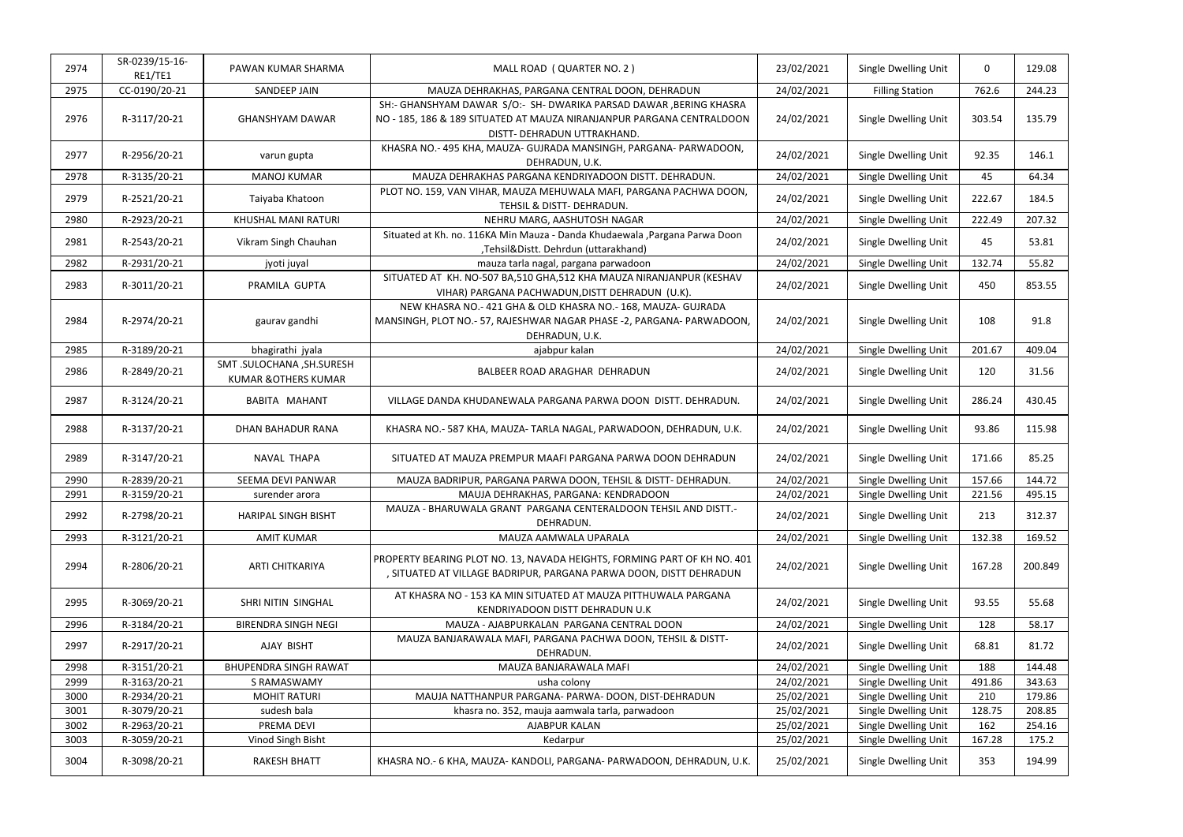| | | | | | | | |
|---|---|---|---|---|---|---|---|
| 2974 | SR-0239/15-16-RE1/TE1 | PAWAN KUMAR SHARMA | MALL ROAD ( QUARTER NO. 2 ) | 23/02/2021 | Single Dwelling Unit | 0 | 129.08 |
| 2975 | CC-0190/20-21 | SANDEEP JAIN | MAUZA DEHRAKHAS, PARGANA CENTRAL DOON, DEHRADUN | 24/02/2021 | Filling Station | 762.6 | 244.23 |
| 2976 | R-3117/20-21 | GHANSHYAM DAWAR | SH:- GHANSHYAM DAWAR S/O:- SH- DWARIKA PARSAD DAWAR ,BERING KHASRA NO - 185, 186 & 189 SITUATED AT MAUZA NIRANJANPUR PARGANA CENTRALDOON DISTT- DEHRADUN UTTRAKHAND. | 24/02/2021 | Single Dwelling Unit | 303.54 | 135.79 |
| 2977 | R-2956/20-21 | varun gupta | KHASRA NO.- 495 KHA, MAUZA- GUJRADA MANSINGH, PARGANA- PARWADOON, DEHRADUN, U.K. | 24/02/2021 | Single Dwelling Unit | 92.35 | 146.1 |
| 2978 | R-3135/20-21 | MANOJ KUMAR | MAUZA DEHRAKHAS PARGANA KENDRIYADOON DISTT. DEHRADUN. | 24/02/2021 | Single Dwelling Unit | 45 | 64.34 |
| 2979 | R-2521/20-21 | Taiyaba Khatoon | PLOT NO. 159, VAN VIHAR, MAUZA MEHUWALA MAFI, PARGANA PACHWA DOON, TEHSIL & DISTT- DEHRADUN. | 24/02/2021 | Single Dwelling Unit | 222.67 | 184.5 |
| 2980 | R-2923/20-21 | KHUSHAL MANI RATURI | NEHRU MARG, AASHUTOSH NAGAR | 24/02/2021 | Single Dwelling Unit | 222.49 | 207.32 |
| 2981 | R-2543/20-21 | Vikram Singh Chauhan | Situated at Kh. no. 116KA Min Mauza - Danda Khudaewala ,Pargana Parwa Doon ,Tehsil&Distt. Dehrdun (uttarakhand) | 24/02/2021 | Single Dwelling Unit | 45 | 53.81 |
| 2982 | R-2931/20-21 | jyoti juyal | mauza tarla nagal, pargana parwadoon | 24/02/2021 | Single Dwelling Unit | 132.74 | 55.82 |
| 2983 | R-3011/20-21 | PRAMILA GUPTA | SITUATED AT KH. NO-507 BA,510 GHA,512 KHA MAUZA NIRANJANPUR (KESHAV VIHAR) PARGANA PACHWADUN,DISTT DEHRADUN (U.K). | 24/02/2021 | Single Dwelling Unit | 450 | 853.55 |
| 2984 | R-2974/20-21 | gaurav gandhi | NEW KHASRA NO.- 421 GHA & OLD KHASRA NO.- 168, MAUZA- GUJRADA MANSINGH, PLOT NO.- 57, RAJESHWAR NAGAR PHASE -2, PARGANA- PARWADOON, DEHRADUN, U.K. | 24/02/2021 | Single Dwelling Unit | 108 | 91.8 |
| 2985 | R-3189/20-21 | bhagirathi jyala | ajabpur kalan | 24/02/2021 | Single Dwelling Unit | 201.67 | 409.04 |
| 2986 | R-2849/20-21 | SMT .SULOCHANA ,SH.SURESH KUMAR &OTHERS KUMAR | BALBEER ROAD ARAGHAR DEHRADUN | 24/02/2021 | Single Dwelling Unit | 120 | 31.56 |
| 2987 | R-3124/20-21 | BABITA MAHANT | VILLAGE DANDA KHUDANEWALA PARGANA PARWA DOON DISTT. DEHRADUN. | 24/02/2021 | Single Dwelling Unit | 286.24 | 430.45 |
| 2988 | R-3137/20-21 | DHAN BAHADUR RANA | KHASRA NO.- 587 KHA, MAUZA- TARLA NAGAL, PARWADOON, DEHRADUN, U.K. | 24/02/2021 | Single Dwelling Unit | 93.86 | 115.98 |
| 2989 | R-3147/20-21 | NAVAL THAPA | SITUATED AT MAUZA PREMPUR MAAFI PARGANA PARWA DOON DEHRADUN | 24/02/2021 | Single Dwelling Unit | 171.66 | 85.25 |
| 2990 | R-2839/20-21 | SEEMA DEVI PANWAR | MAUZA BADRIPUR, PARGANA PARWA DOON, TEHSIL & DISTT- DEHRADUN. | 24/02/2021 | Single Dwelling Unit | 157.66 | 144.72 |
| 2991 | R-3159/20-21 | surender arora | MAUJA DEHRAKHAS, PARGANA: KENDRADOON | 24/02/2021 | Single Dwelling Unit | 221.56 | 495.15 |
| 2992 | R-2798/20-21 | HARIPAL SINGH BISHT | MAUZA - BHARUWALA GRANT PARGANA CENTERALDOON TEHSIL AND DISTT.- DEHRADUN. | 24/02/2021 | Single Dwelling Unit | 213 | 312.37 |
| 2993 | R-3121/20-21 | AMIT KUMAR | MAUZA AAMWALA UPARALA | 24/02/2021 | Single Dwelling Unit | 132.38 | 169.52 |
| 2994 | R-2806/20-21 | ARTI CHITKARIYA | PROPERTY BEARING PLOT NO. 13, NAVADA HEIGHTS, FORMING PART OF KH NO. 401 , SITUATED AT VILLAGE BADRIPUR, PARGANA PARWA DOON, DISTT DEHRADUN | 24/02/2021 | Single Dwelling Unit | 167.28 | 200.849 |
| 2995 | R-3069/20-21 | SHRI NITIN SINGHAL | AT KHASRA NO - 153 KA MIN SITUATED AT MAUZA PITTHUWALA PARGANA KENDRIYADOON DISTT DEHRADUN U.K | 24/02/2021 | Single Dwelling Unit | 93.55 | 55.68 |
| 2996 | R-3184/20-21 | BIRENDRA SINGH NEGI | MAUZA - AJABPURKALAN PARGANA CENTRAL DOON | 24/02/2021 | Single Dwelling Unit | 128 | 58.17 |
| 2997 | R-2917/20-21 | AJAY BISHT | MAUZA BANJARAWALA MAFI, PARGANA PACHWA DOON, TEHSIL & DISTT- DEHRADUN. | 24/02/2021 | Single Dwelling Unit | 68.81 | 81.72 |
| 2998 | R-3151/20-21 | BHUPENDRA SINGH RAWAT | MAUZA BANJARAWALA MAFI | 24/02/2021 | Single Dwelling Unit | 188 | 144.48 |
| 2999 | R-3163/20-21 | S RAMASWAMY | usha colony | 24/02/2021 | Single Dwelling Unit | 491.86 | 343.63 |
| 3000 | R-2934/20-21 | MOHIT RATURI | MAUJA NATTHANPUR PARGANA- PARWA- DOON, DIST-DEHRADUN | 25/02/2021 | Single Dwelling Unit | 210 | 179.86 |
| 3001 | R-3079/20-21 | sudesh bala | khasra no. 352, mauja aamwala tarla, parwadoon | 25/02/2021 | Single Dwelling Unit | 128.75 | 208.85 |
| 3002 | R-2963/20-21 | PREMA DEVI | AJABPUR KALAN | 25/02/2021 | Single Dwelling Unit | 162 | 254.16 |
| 3003 | R-3059/20-21 | Vinod Singh Bisht | Kedarpur | 25/02/2021 | Single Dwelling Unit | 167.28 | 175.2 |
| 3004 | R-3098/20-21 | RAKESH BHATT | KHASRA NO.- 6 KHA, MAUZA- KANDOLI, PARGANA- PARWADOON, DEHRADUN, U.K. | 25/02/2021 | Single Dwelling Unit | 353 | 194.99 |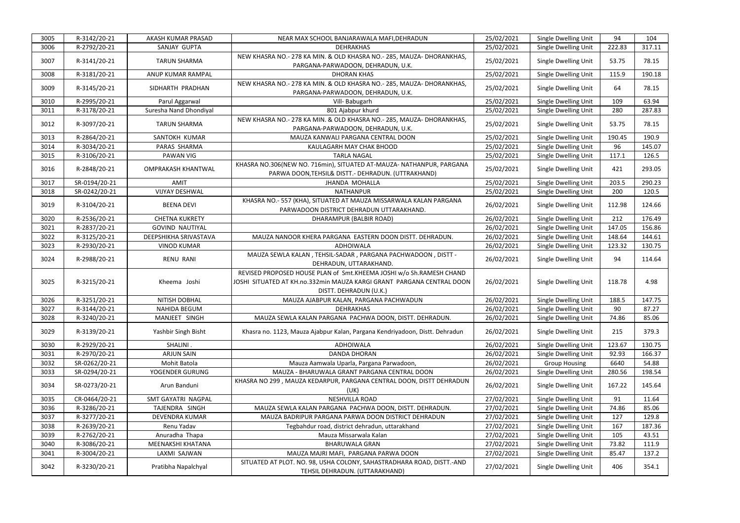| 3005 | R-3142/20-21 | AKASH KUMAR PRASAD | NEAR MAX SCHOOL BANJARAWALA MAFI,DEHRADUN | 25/02/2021 | Single Dwelling Unit | 94 | 104 |
|---|---|---|---|---|---|---|---|
| 3006 | R-2792/20-21 | SANJAY GUPTA | DEHRAKHAS | 25/02/2021 | Single Dwelling Unit | 222.83 | 317.11 |
| 3007 | R-3141/20-21 | TARUN SHARMA | NEW KHASRA NO.- 278 KA MIN. & OLD KHASRA NO.- 285, MAUZA- DHORANKHAS, PARGANA-PARWADOON, DEHRADUN, U.K. | 25/02/2021 | Single Dwelling Unit | 53.75 | 78.15 |
| 3008 | R-3181/20-21 | ANUP KUMAR RAMPAL | DHORAN KHAS | 25/02/2021 | Single Dwelling Unit | 115.9 | 190.18 |
| 3009 | R-3145/20-21 | SIDHARTH PRADHAN | NEW KHASRA NO.- 278 KA MIN. & OLD KHASRA NO.- 285, MAUZA- DHORANKHAS, PARGANA-PARWADOON, DEHRADUN, U.K. | 25/02/2021 | Single Dwelling Unit | 64 | 78.15 |
| 3010 | R-2995/20-21 | Parul Aggarwal | Vill- Babugarh | 25/02/2021 | Single Dwelling Unit | 109 | 63.94 |
| 3011 | R-3178/20-21 | Suresha Nand Dhondiyal | 801 Ajabpur khurd | 25/02/2021 | Single Dwelling Unit | 280 | 287.83 |
| 3012 | R-3097/20-21 | TARUN SHARMA | NEW KHASRA NO.- 278 KA MIN. & OLD KHASRA NO.- 285, MAUZA- DHORANKHAS, PARGANA-PARWADOON, DEHRADUN, U.K. | 25/02/2021 | Single Dwelling Unit | 53.75 | 78.15 |
| 3013 | R-2864/20-21 | SANTOKH KUMAR | MAUZA KANWALI PARGANA CENTRAL DOON | 25/02/2021 | Single Dwelling Unit | 190.45 | 190.9 |
| 3014 | R-3034/20-21 | PARAS SHARMA | KAULAGARH MAY CHAK BHOOD | 25/02/2021 | Single Dwelling Unit | 96 | 145.07 |
| 3015 | R-3106/20-21 | PAWAN VIG | TARLA NAGAL | 25/02/2021 | Single Dwelling Unit | 117.1 | 126.5 |
| 3016 | R-2848/20-21 | OMPRAKASH KHANTWAL | KHASRA NO.306(NEW NO. 716min), SITUATED AT-MAUZA- NATHANPUR, PARGANA PARWA DOON,TEHSIL& DISTT.- DEHRADUN. (UTTRAKHAND) | 25/02/2021 | Single Dwelling Unit | 421 | 293.05 |
| 3017 | SR-0194/20-21 | AMIT | JHANDA MOHALLA | 25/02/2021 | Single Dwelling Unit | 203.5 | 290.23 |
| 3018 | SR-0242/20-21 | VIJYAY DESHWAL | NATHANPUR | 25/02/2021 | Single Dwelling Unit | 200 | 120.5 |
| 3019 | R-3104/20-21 | BEENA DEVI | KHASRA NO.- 557 (KHA), SITUATED AT MAUZA MISSARWALA KALAN PARGANA PARWADOON DISTRICT DEHRADUN UTTARAKHAND. | 26/02/2021 | Single Dwelling Unit | 112.98 | 124.66 |
| 3020 | R-2536/20-21 | CHETNA KUKRETY | DHARAMPUR (BALBIR ROAD) | 26/02/2021 | Single Dwelling Unit | 212 | 176.49 |
| 3021 | R-2837/20-21 | GOVIND NAUTIYAL | | 26/02/2021 | Single Dwelling Unit | 147.05 | 156.86 |
| 3022 | R-3125/20-21 | DEEPSHIKHA SRIVASTAVA | MAUZA NANOOR KHERA PARGANA EASTERN DOON DISTT. DEHRADUN. | 26/02/2021 | Single Dwelling Unit | 148.64 | 144.61 |
| 3023 | R-2930/20-21 | VINOD KUMAR | ADHOIWALA | 26/02/2021 | Single Dwelling Unit | 123.32 | 130.75 |
| 3024 | R-2988/20-21 | RENU RANI | MAUZA SEWLA KALAN , TEHSIL-SADAR , PARGANA PACHWADOON , DISTT - DEHRADUN, UTTARAKHAND. | 26/02/2021 | Single Dwelling Unit | 94 | 114.64 |
| 3025 | R-3215/20-21 | Kheema Joshi | REVISED PROPOSED HOUSE PLAN of Smt.KHEEMA JOSHI w/o Sh.RAMESH CHAND JOSHI SITUATED AT KH.no.332min MAUZA KARGI GRANT PARGANA CENTRAL DOON DISTT. DEHRADUN (U.K.) | 26/02/2021 | Single Dwelling Unit | 118.78 | 4.98 |
| 3026 | R-3251/20-21 | NITISH DOBHAL | MAUZA AJABPUR KALAN, PARGANA PACHWADUN | 26/02/2021 | Single Dwelling Unit | 188.5 | 147.75 |
| 3027 | R-3144/20-21 | NAHIDA BEGUM | DEHRAKHAS | 26/02/2021 | Single Dwelling Unit | 90 | 87.27 |
| 3028 | R-3240/20-21 | MANJEET SINGH | MAUZA SEWLA KALAN PARGANA PACHWA DOON, DISTT. DEHRADUN. | 26/02/2021 | Single Dwelling Unit | 74.86 | 85.06 |
| 3029 | R-3139/20-21 | Yashbir Singh Bisht | Khasra no. 1123, Mauza Ajabpur Kalan, Pargana Kendriyadoon, Distt. Dehradun | 26/02/2021 | Single Dwelling Unit | 215 | 379.3 |
| 3030 | R-2929/20-21 | SHALINI . | ADHOIWALA | 26/02/2021 | Single Dwelling Unit | 123.67 | 130.75 |
| 3031 | R-2970/20-21 | ARJUN SAIN | DANDA DHORAN | 26/02/2021 | Single Dwelling Unit | 92.93 | 166.37 |
| 3032 | SR-0262/20-21 | Mohit Batola | Mauza Aamwala Uparla, Pargana Parwadoon, | 26/02/2021 | Group Housing | 6640 | 54.88 |
| 3033 | SR-0294/20-21 | YOGENDER GURUNG | MAUZA - BHARUWALA GRANT PARGANA CENTRAL DOON | 26/02/2021 | Single Dwelling Unit | 280.56 | 198.54 |
| 3034 | SR-0273/20-21 | Arun Banduni | KHASRA NO 299 , MAUZA KEDARPUR, PARGANA CENTRAL DOON, DISTT DEHRADUN (UK) | 26/02/2021 | Single Dwelling Unit | 167.22 | 145.64 |
| 3035 | CR-0464/20-21 | SMT GAYATRI NAGPAL | NESHVILLA ROAD | 27/02/2021 | Single Dwelling Unit | 91 | 11.64 |
| 3036 | R-3286/20-21 | TAJENDRA SINGH | MAUZA SEWLA KALAN PARGANA PACHWA DOON, DISTT. DEHRADUN. | 27/02/2021 | Single Dwelling Unit | 74.86 | 85.06 |
| 3037 | R-3277/20-21 | DEVENDRA KUMAR | MAUZA BADRIPUR PARGANA PARWA DOON DISTRICT DEHRADUN | 27/02/2021 | Single Dwelling Unit | 127 | 129.8 |
| 3038 | R-2639/20-21 | Renu Yadav | Tegbahdur road, district dehradun, uttarakhand | 27/02/2021 | Single Dwelling Unit | 167 | 187.36 |
| 3039 | R-2762/20-21 | Anuradha Thapa | Mauza Missarwala Kalan | 27/02/2021 | Single Dwelling Unit | 105 | 43.51 |
| 3040 | R-3086/20-21 | MEENAKSHI KHATANA | BHARUWALA GRAN | 27/02/2021 | Single Dwelling Unit | 73.82 | 111.9 |
| 3041 | R-3004/20-21 | LAXMI SAJWAN | MAUZA MAJRI MAFI, PARGANA PARWA DOON | 27/02/2021 | Single Dwelling Unit | 85.47 | 137.2 |
| 3042 | R-3230/20-21 | Pratibha Napalchyal | SITUATED AT PLOT. NO. 98, USHA COLONY, SAHASTRADHARA ROAD, DISTT.-AND TEHSIL DEHRADUN. (UTTARAKHAND) | 27/02/2021 | Single Dwelling Unit | 406 | 354.1 |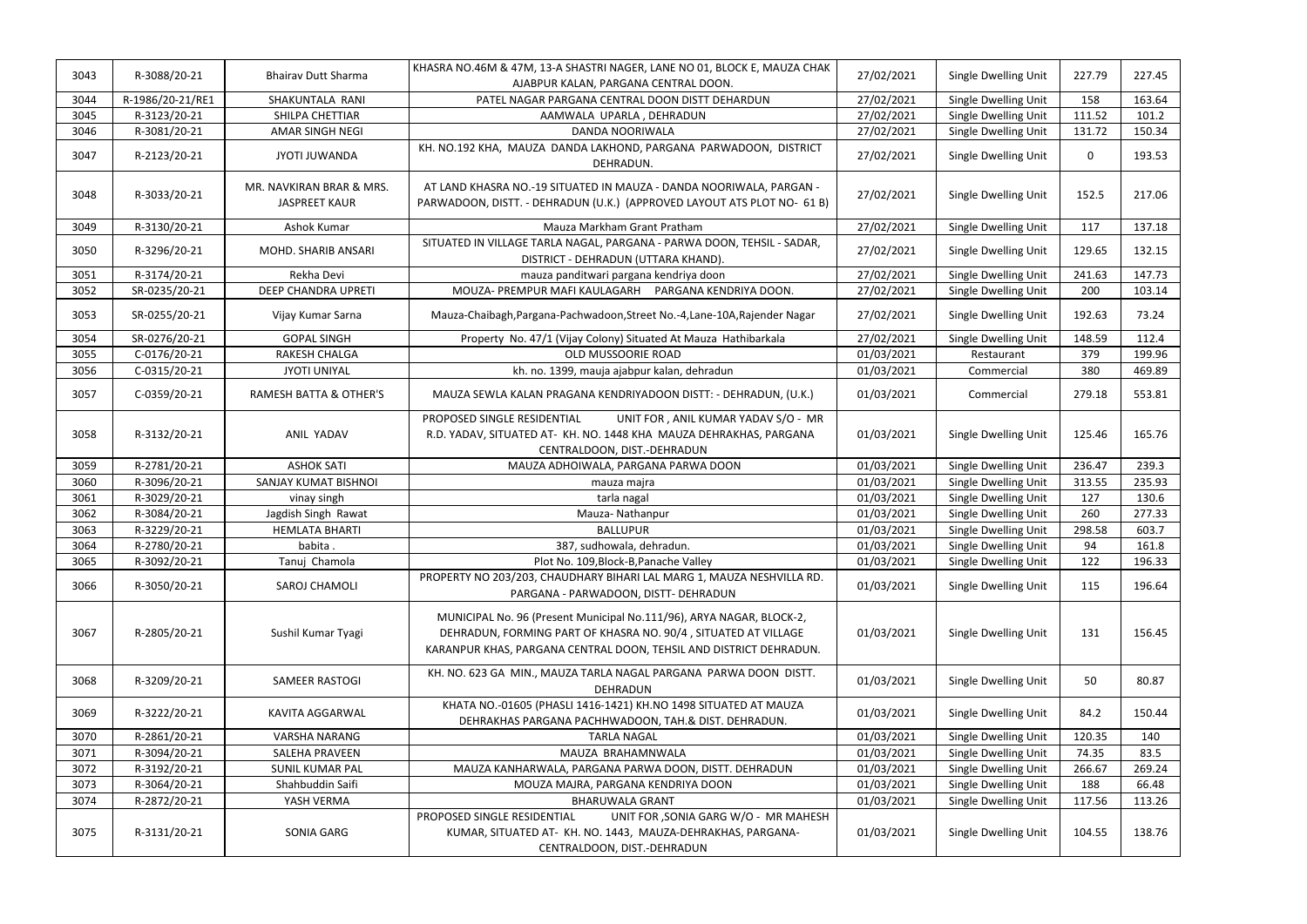| | | | | | | | |
|---|---|---|---|---|---|---|---|
| 3043 | R-3088/20-21 | Bhairav Dutt Sharma | KHASRA NO.46M & 47M, 13-A SHASTRI NAGER, LANE NO 01, BLOCK E, MAUZA CHAK AJABPUR KALAN, PARGANA CENTRAL DOON. | 27/02/2021 | Single Dwelling Unit | 227.79 | 227.45 |
| 3044 | R-1986/20-21/RE1 | SHAKUNTALA RANI | PATEL NAGAR PARGANA CENTRAL DOON DISTT DEHARDUN | 27/02/2021 | Single Dwelling Unit | 158 | 163.64 |
| 3045 | R-3123/20-21 | SHILPA CHETTIAR | AAMWALA UPARLA , DEHRADUN | 27/02/2021 | Single Dwelling Unit | 111.52 | 101.2 |
| 3046 | R-3081/20-21 | AMAR SINGH NEGI | DANDA NOORIWALA | 27/02/2021 | Single Dwelling Unit | 131.72 | 150.34 |
| 3047 | R-2123/20-21 | JYOTI JUWANDA | KH. NO.192 KHA, MAUZA DANDA LAKHOND, PARGANA PARWADOON, DISTRICT DEHRADUN. | 27/02/2021 | Single Dwelling Unit | 0 | 193.53 |
| 3048 | R-3033/20-21 | MR. NAVKIRAN BRAR & MRS. JASPREET KAUR | AT LAND KHASRA NO.-19 SITUATED IN MAUZA - DANDA NOORIWALA, PARGAN - PARWADOON, DISTT. - DEHRADUN (U.K.) (APPROVED LAYOUT ATS PLOT NO- 61 B) | 27/02/2021 | Single Dwelling Unit | 152.5 | 217.06 |
| 3049 | R-3130/20-21 | Ashok Kumar | Mauza Markham Grant Pratham | 27/02/2021 | Single Dwelling Unit | 117 | 137.18 |
| 3050 | R-3296/20-21 | MOHD. SHARIB ANSARI | SITUATED IN VILLAGE TARLA NAGAL, PARGANA - PARWA DOON, TEHSIL - SADAR, DISTRICT - DEHRADUN (UTTARA KHAND). | 27/02/2021 | Single Dwelling Unit | 129.65 | 132.15 |
| 3051 | R-3174/20-21 | Rekha Devi | mauza panditwari pargana kendriya doon | 27/02/2021 | Single Dwelling Unit | 241.63 | 147.73 |
| 3052 | SR-0235/20-21 | DEEP CHANDRA UPRETI | MOUZA- PREMPUR MAFI KAULAGARH PARGANA KENDRIYA DOON. | 27/02/2021 | Single Dwelling Unit | 200 | 103.14 |
| 3053 | SR-0255/20-21 | Vijay Kumar Sarna | Mauza-Chaibagh,Pargana-Pachwadoon,Street No.-4,Lane-10A,Rajender Nagar | 27/02/2021 | Single Dwelling Unit | 192.63 | 73.24 |
| 3054 | SR-0276/20-21 | GOPAL SINGH | Property No. 47/1 (Vijay Colony) Situated At Mauza Hathibarkala | 27/02/2021 | Single Dwelling Unit | 148.59 | 112.4 |
| 3055 | C-0176/20-21 | RAKESH CHALGA | OLD MUSSOORIE ROAD | 01/03/2021 | Restaurant | 379 | 199.96 |
| 3056 | C-0315/20-21 | JYOTI UNIYAL | kh. no. 1399, mauja ajabpur kalan, dehradun | 01/03/2021 | Commercial | 380 | 469.89 |
| 3057 | C-0359/20-21 | RAMESH BATTA & OTHER'S | MAUZA SEWLA KALAN PRAGANA KENDRIYADOON DISTT: - DEHRADUN, (U.K.) | 01/03/2021 | Commercial | 279.18 | 553.81 |
| 3058 | R-3132/20-21 | ANIL YADAV | PROPOSED SINGLE RESIDENTIAL UNIT FOR , ANIL KUMAR YADAV S/O - MR R.D. YADAV, SITUATED AT- KH. NO. 1448 KHA MAUZA DEHRAKHAS, PARGANA CENTRALDOON, DIST.-DEHRADUN | 01/03/2021 | Single Dwelling Unit | 125.46 | 165.76 |
| 3059 | R-2781/20-21 | ASHOK SATI | MAUZA ADHOIWALA, PARGANA PARWA DOON | 01/03/2021 | Single Dwelling Unit | 236.47 | 239.3 |
| 3060 | R-3096/20-21 | SANJAY KUMAT BISHNOI | mauza majra | 01/03/2021 | Single Dwelling Unit | 313.55 | 235.93 |
| 3061 | R-3029/20-21 | vinay singh | tarla nagal | 01/03/2021 | Single Dwelling Unit | 127 | 130.6 |
| 3062 | R-3084/20-21 | Jagdish Singh Rawat | Mauza- Nathanpur | 01/03/2021 | Single Dwelling Unit | 260 | 277.33 |
| 3063 | R-3229/20-21 | HEMLATA BHARTI | BALLUPUR | 01/03/2021 | Single Dwelling Unit | 298.58 | 603.7 |
| 3064 | R-2780/20-21 | babita . | 387, sudhowala, dehradun. | 01/03/2021 | Single Dwelling Unit | 94 | 161.8 |
| 3065 | R-3092/20-21 | Tanuj Chamola | Plot No. 109,Block-B,Panache Valley | 01/03/2021 | Single Dwelling Unit | 122 | 196.33 |
| 3066 | R-3050/20-21 | SAROJ CHAMOLI | PROPERTY NO 203/203, CHAUDHARY BIHARI LAL MARG 1, MAUZA NESHVILLA RD. PARGANA - PARWADOON, DISTT- DEHRADUN | 01/03/2021 | Single Dwelling Unit | 115 | 196.64 |
| 3067 | R-2805/20-21 | Sushil Kumar Tyagi | MUNICIPAL No. 96 (Present Municipal No.111/96), ARYA NAGAR, BLOCK-2, DEHRADUN, FORMING PART OF KHASRA NO. 90/4 , SITUATED AT VILLAGE KARANPUR KHAS, PARGANA CENTRAL DOON, TEHSIL AND DISTRICT DEHRADUN. | 01/03/2021 | Single Dwelling Unit | 131 | 156.45 |
| 3068 | R-3209/20-21 | SAMEER RASTOGI | KH. NO. 623 GA MIN., MAUZA TARLA NAGAL PARGANA PARWA DOON DISTT. DEHRADUN | 01/03/2021 | Single Dwelling Unit | 50 | 80.87 |
| 3069 | R-3222/20-21 | KAVITA AGGARWAL | KHATA NO.-01605 (PHASLI 1416-1421) KH.NO 1498 SITUATED AT MAUZA DEHRAKHAS PARGANA PACHHWADOON, TAH.& DIST. DEHRADUN. | 01/03/2021 | Single Dwelling Unit | 84.2 | 150.44 |
| 3070 | R-2861/20-21 | VARSHA NARANG | TARLA NAGAL | 01/03/2021 | Single Dwelling Unit | 120.35 | 140 |
| 3071 | R-3094/20-21 | SALEHA PRAVEEN | MAUZA BRAHAMNWALA | 01/03/2021 | Single Dwelling Unit | 74.35 | 83.5 |
| 3072 | R-3192/20-21 | SUNIL KUMAR PAL | MAUZA KANHARWALA, PARGANA PARWA DOON, DISTT. DEHRADUN | 01/03/2021 | Single Dwelling Unit | 266.67 | 269.24 |
| 3073 | R-3064/20-21 | Shahbuddin Saifi | MOUZA MAJRA, PARGANA KENDRIYA DOON | 01/03/2021 | Single Dwelling Unit | 188 | 66.48 |
| 3074 | R-2872/20-21 | YASH VERMA | BHARUWALA GRANT | 01/03/2021 | Single Dwelling Unit | 117.56 | 113.26 |
| 3075 | R-3131/20-21 | SONIA GARG | PROPOSED SINGLE RESIDENTIAL UNIT FOR ,SONIA GARG W/O - MR MAHESH KUMAR, SITUATED AT- KH. NO. 1443, MAUZA-DEHRAKHAS, PARGANA-CENTRALDOON, DIST.-DEHRADUN | 01/03/2021 | Single Dwelling Unit | 104.55 | 138.76 |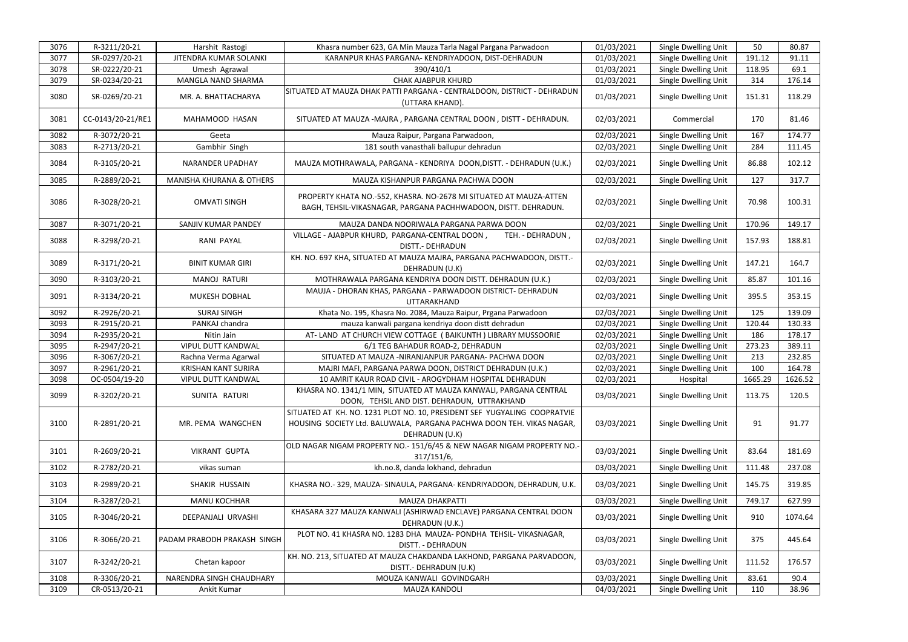| | | | | | | | |
|---|---|---|---|---|---|---|---|
| 3076 | R-3211/20-21 | Harshit Rastogi | Khasra number 623, GA Min Mauza Tarla Nagal Pargana Parwadoon | 01/03/2021 | Single Dwelling Unit | 50 | 80.87 |
| 3077 | SR-0297/20-21 | JITENDRA KUMAR SOLANKI | KARANPUR KHAS PARGANA- KENDRIYADOON, DIST-DEHRADUN | 01/03/2021 | Single Dwelling Unit | 191.12 | 91.11 |
| 3078 | SR-0222/20-21 | Umesh Agrawal | 390/410/1 | 01/03/2021 | Single Dwelling Unit | 118.95 | 69.1 |
| 3079 | SR-0234/20-21 | MANGLA NAND SHARMA | CHAK AJABPUR KHURD | 01/03/2021 | Single Dwelling Unit | 314 | 176.14 |
| 3080 | SR-0269/20-21 | MR. A. BHATTACHARYA | SITUATED AT MAUZA DHAK PATTI PARGANA - CENTRALDOON, DISTRICT - DEHRADUN (UTTARA KHAND). | 01/03/2021 | Single Dwelling Unit | 151.31 | 118.29 |
| 3081 | CC-0143/20-21/RE1 | MAHAMOOD HASAN | SITUATED AT MAUZA -MAJRA , PARGANA CENTRAL DOON , DISTT - DEHRADUN. | 02/03/2021 | Commercial | 170 | 81.46 |
| 3082 | R-3072/20-21 | Geeta | Mauza Raipur, Pargana Parwadoon, | 02/03/2021 | Single Dwelling Unit | 167 | 174.77 |
| 3083 | R-2713/20-21 | Gambhir Singh | 181 south vanasthali ballupur dehradun | 02/03/2021 | Single Dwelling Unit | 284 | 111.45 |
| 3084 | R-3105/20-21 | NARANDER UPADHAY | MAUZA MOTHRAWALA, PARGANA - KENDRIYA DOON,DISTT. - DEHRADUN (U.K.) | 02/03/2021 | Single Dwelling Unit | 86.88 | 102.12 |
| 3085 | R-2889/20-21 | MANISHA KHURANA & OTHERS | MAUZA KISHANPUR PARGANA PACHWA DOON | 02/03/2021 | Single Dwelling Unit | 127 | 317.7 |
| 3086 | R-3028/20-21 | OMVATI SINGH | PROPERTY KHATA NO.-552, KHASRA. NO-2678 MI SITUATED AT MAUZA-ATTEN BAGH, TEHSIL-VIKASNAGAR, PARGANA PACHHWADOON, DISTT. DEHRADUN. | 02/03/2021 | Single Dwelling Unit | 70.98 | 100.31 |
| 3087 | R-3071/20-21 | SANJIV KUMAR PANDEY | MAUZA DANDA NOORIWALA PARGANA PARWA DOON | 02/03/2021 | Single Dwelling Unit | 170.96 | 149.17 |
| 3088 | R-3298/20-21 | RANI PAYAL | VILLAGE - AJABPUR KHURD, PARGANA-CENTRAL DOON , TEH. - DEHRADUN , DISTT.- DEHRADUN | 02/03/2021 | Single Dwelling Unit | 157.93 | 188.81 |
| 3089 | R-3171/20-21 | BINIT KUMAR GIRI | KH. NO. 697 KHA, SITUATED AT MAUZA MAJRA, PARGANA PACHWADOON, DISTT.- DEHRADUN (U.K) | 02/03/2021 | Single Dwelling Unit | 147.21 | 164.7 |
| 3090 | R-3103/20-21 | MANOJ RATURI | MOTHRAWALA PARGANA KENDRIYA DOON DISTT. DEHRADUN (U.K.) | 02/03/2021 | Single Dwelling Unit | 85.87 | 101.16 |
| 3091 | R-3134/20-21 | MUKESH DOBHAL | MAUJA - DHORAN KHAS, PARGANA - PARWADOON DISTRICT- DEHRADUN UTTARAKHAND | 02/03/2021 | Single Dwelling Unit | 395.5 | 353.15 |
| 3092 | R-2926/20-21 | SURAJ SINGH | Khata No. 195, Khasra No. 2084, Mauza Raipur, Prgana Parwadoon | 02/03/2021 | Single Dwelling Unit | 125 | 139.09 |
| 3093 | R-2915/20-21 | PANKAJ chandra | mauza kanwali pargana kendriya doon distt dehradun | 02/03/2021 | Single Dwelling Unit | 120.44 | 130.33 |
| 3094 | R-2935/20-21 | Nitin Jain | AT- LAND AT CHURCH VIEW COTTAGE ( BAIKUNTH ) LIBRARY MUSSOORIE | 02/03/2021 | Single Dwelling Unit | 186 | 178.17 |
| 3095 | R-2947/20-21 | VIPUL DUTT KANDWAL | 6/1 TEG BAHADUR ROAD-2, DEHRADUN | 02/03/2021 | Single Dwelling Unit | 273.23 | 389.11 |
| 3096 | R-3067/20-21 | Rachna Verma Agarwal | SITUATED AT MAUZA -NIRANJANPUR PARGANA- PACHWA DOON | 02/03/2021 | Single Dwelling Unit | 213 | 232.85 |
| 3097 | R-2961/20-21 | KRISHAN KANT SURIRA | MAJRI MAFI, PARGANA PARWA DOON, DISTRICT DEHRADUN (U.K.) | 02/03/2021 | Single Dwelling Unit | 100 | 164.78 |
| 3098 | OC-0504/19-20 | VIPUL DUTT KANDWAL | 10 AMRIT KAUR ROAD CIVIL - AROGYDHAM HOSPITAL DEHRADUN | 02/03/2021 | Hospital | 1665.29 | 1626.52 |
| 3099 | R-3202/20-21 | SUNITA RATURI | KHASRA NO. 1341/1 MIN, SITUATED AT MAUZA KANWALI, PARGANA CENTRAL DOON, TEHSIL AND DIST. DEHRADUN, UTTRAKHAND | 03/03/2021 | Single Dwelling Unit | 113.75 | 120.5 |
| 3100 | R-2891/20-21 | MR. PEMA WANGCHEN | SITUATED AT KH. NO. 1231 PLOT NO. 10, PRESIDENT SEF YUGYALING COOPRATVIE HOUSING SOCIETY Ltd. BALUWALA, PARGANA PACHWA DOON TEH. VIKAS NAGAR, DEHRADUN (U.K) | 03/03/2021 | Single Dwelling Unit | 91 | 91.77 |
| 3101 | R-2609/20-21 | VIKRANT GUPTA | OLD NAGAR NIGAM PROPERTY NO.- 151/6/45 & NEW NAGAR NIGAM PROPERTY NO.- 317/151/6, | 03/03/2021 | Single Dwelling Unit | 83.64 | 181.69 |
| 3102 | R-2782/20-21 | vikas suman | kh.no.8, danda lokhand, dehradun | 03/03/2021 | Single Dwelling Unit | 111.48 | 237.08 |
| 3103 | R-2989/20-21 | SHAKIR HUSSAIN | KHASRA NO.- 329, MAUZA- SINAULA, PARGANA- KENDRIYADOON, DEHRADUN, U.K. | 03/03/2021 | Single Dwelling Unit | 145.75 | 319.85 |
| 3104 | R-3287/20-21 | MANU KOCHHAR | MAUZA DHAKPATTI | 03/03/2021 | Single Dwelling Unit | 749.17 | 627.99 |
| 3105 | R-3046/20-21 | DEEPANJALI URVASHI | KHASARA 327 MAUZA KANWALI (ASHIRWAD ENCLAVE) PARGANA CENTRAL DOON DEHRADUN (U.K.) | 03/03/2021 | Single Dwelling Unit | 910 | 1074.64 |
| 3106 | R-3066/20-21 | PADAM PRABODH PRAKASH SINGH | PLOT NO. 41 KHASRA NO. 1283 DHA MAUZA- PONDHA TEHSIL- VIKASNAGAR, DISTT. - DEHRADUN | 03/03/2021 | Single Dwelling Unit | 375 | 445.64 |
| 3107 | R-3242/20-21 | Chetan kapoor | KH. NO. 213, SITUATED AT MAUZA CHAKDANDA LAKHOND, PARGANA PARVADOON, DISTT.- DEHRADUN (U.K) | 03/03/2021 | Single Dwelling Unit | 111.52 | 176.57 |
| 3108 | R-3306/20-21 | NARENDRA SINGH CHAUDHARY | MOUZA KANWALI GOVINDGARH | 03/03/2021 | Single Dwelling Unit | 83.61 | 90.4 |
| 3109 | CR-0513/20-21 | Ankit Kumar | MAUZA KANDOLI | 04/03/2021 | Single Dwelling Unit | 110 | 38.96 |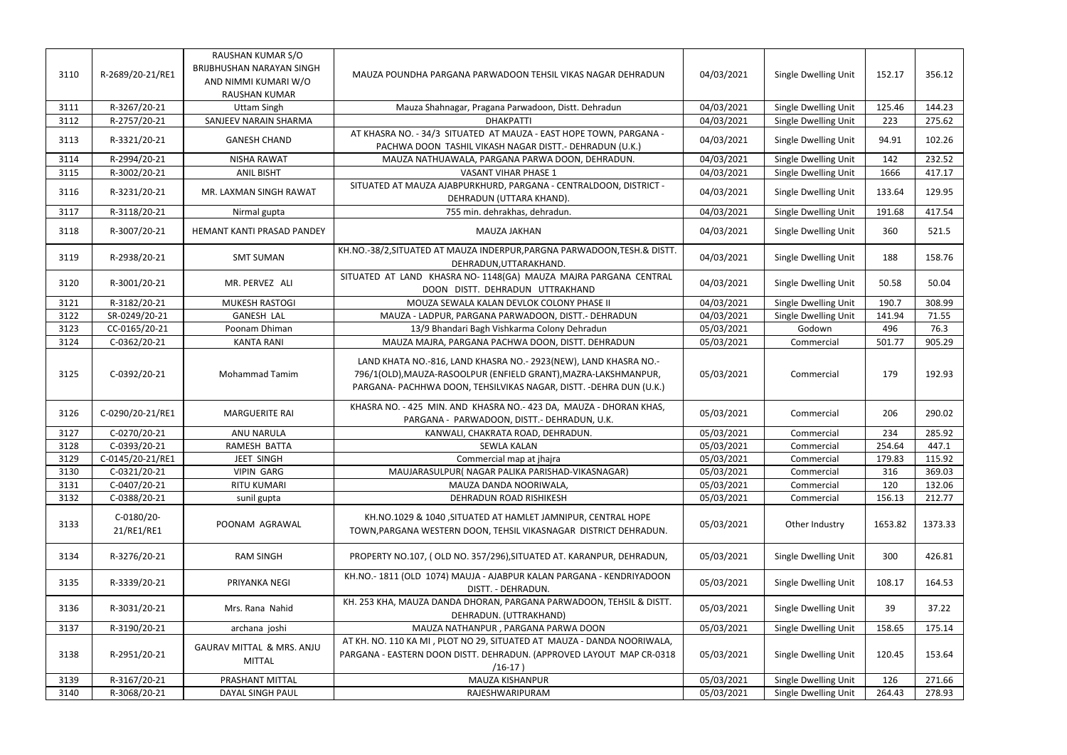| | | | | | | | |
|---|---|---|---|---|---|---|---|
| 3110 | R-2689/20-21/RE1 | RAUSHAN KUMAR S/O BRIJBHUSHAN NARAYAN SINGH AND NIMMI KUMARI W/O RAUSHAN KUMAR | MAUZA POUNDHA PARGANA PARWADOON TEHSIL VIKAS NAGAR DEHRADUN | 04/03/2021 | Single Dwelling Unit | 152.17 | 356.12 |
| 3111 | R-3267/20-21 | Uttam Singh | Mauza Shahnagar, Pragana Parwadoon, Distt. Dehradun | 04/03/2021 | Single Dwelling Unit | 125.46 | 144.23 |
| 3112 | R-2757/20-21 | SANJEEV NARAIN SHARMA | DHAKPATTI | 04/03/2021 | Single Dwelling Unit | 223 | 275.62 |
| 3113 | R-3321/20-21 | GANESH CHAND | AT KHASRA NO. - 34/3 SITUATED AT MAUZA - EAST HOPE TOWN, PARGANA - PACHWA DOON TASHIL VIKASH NAGAR DISTT.- DEHRADUN (U.K.) | 04/03/2021 | Single Dwelling Unit | 94.91 | 102.26 |
| 3114 | R-2994/20-21 | NISHA RAWAT | MAUZA NATHUAWALA, PARGANA PARWA DOON, DEHRADUN. | 04/03/2021 | Single Dwelling Unit | 142 | 232.52 |
| 3115 | R-3002/20-21 | ANIL BISHT | VASANT VIHAR PHASE 1 | 04/03/2021 | Single Dwelling Unit | 1666 | 417.17 |
| 3116 | R-3231/20-21 | MR. LAXMAN SINGH RAWAT | SITUATED AT MAUZA AJABPURKHURD, PARGANA - CENTRALDOON, DISTRICT - DEHRADUN (UTTARA KHAND). | 04/03/2021 | Single Dwelling Unit | 133.64 | 129.95 |
| 3117 | R-3118/20-21 | Nirmal gupta | 755 min. dehrakhas, dehradun. | 04/03/2021 | Single Dwelling Unit | 191.68 | 417.54 |
| 3118 | R-3007/20-21 | HEMANT KANTI PRASAD PANDEY | MAUZA JAKHAN | 04/03/2021 | Single Dwelling Unit | 360 | 521.5 |
| 3119 | R-2938/20-21 | SMT SUMAN | KH.NO.-38/2,SITUATED AT MAUZA INDERPUR,PARGNA PARWADOON,TESH.& DISTT. DEHRADUN,UTTARAKHAND. | 04/03/2021 | Single Dwelling Unit | 188 | 158.76 |
| 3120 | R-3001/20-21 | MR. PERVEZ ALI | SITUATED AT LAND KHASRA NO- 1148(GA) MAUZA MAJRA PARGANA CENTRAL DOON DISTT. DEHRADUN UTTRAKHAND | 04/03/2021 | Single Dwelling Unit | 50.58 | 50.04 |
| 3121 | R-3182/20-21 | MUKESH RASTOGI | MOUZA SEWALA KALAN DEVLOK COLONY PHASE II | 04/03/2021 | Single Dwelling Unit | 190.7 | 308.99 |
| 3122 | SR-0249/20-21 | GANESH LAL | MAUZA - LADPUR, PARGANA PARWADOON, DISTT.- DEHRADUN | 04/03/2021 | Single Dwelling Unit | 141.94 | 71.55 |
| 3123 | CC-0165/20-21 | Poonam Dhiman | 13/9 Bhandari Bagh Vishkarma Colony Dehradun | 05/03/2021 | Godown | 496 | 76.3 |
| 3124 | C-0362/20-21 | KANTA RANI | MAUZA MAJRA, PARGANA PACHWA DOON, DISTT. DEHRADUN | 05/03/2021 | Commercial | 501.77 | 905.29 |
| 3125 | C-0392/20-21 | Mohammad Tamim | LAND KHATA NO.-816, LAND KHASRA NO.- 2923(NEW), LAND KHASRA NO.- 796/1(OLD),MAUZA-RASOOLPUR (ENFIELD GRANT),MAZRA-LAKSHMANPUR, PARGANA- PACHHWA DOON, TEHSILVIKAS NAGAR, DISTT. -DEHRA DUN (U.K.) | 05/03/2021 | Commercial | 179 | 192.93 |
| 3126 | C-0290/20-21/RE1 | MARGUERITE RAI | KHASRA NO. - 425 MIN. AND KHASRA NO.- 423 DA, MAUZA - DHORAN KHAS, PARGANA - PARWADOON, DISTT.- DEHRADUN, U.K. | 05/03/2021 | Commercial | 206 | 290.02 |
| 3127 | C-0270/20-21 | ANU NARULA | KANWALI, CHAKRATA ROAD, DEHRADUN. | 05/03/2021 | Commercial | 234 | 285.92 |
| 3128 | C-0393/20-21 | RAMESH BATTA | SEWLA KALAN | 05/03/2021 | Commercial | 254.64 | 447.1 |
| 3129 | C-0145/20-21/RE1 | JEET SINGH | Commercial map at jhajra | 05/03/2021 | Commercial | 179.83 | 115.92 |
| 3130 | C-0321/20-21 | VIPIN GARG | MAUJARASULPUR( NAGAR PALIKA PARISHAD-VIKASNAGAR) | 05/03/2021 | Commercial | 316 | 369.03 |
| 3131 | C-0407/20-21 | RITU KUMARI | MAUZA DANDA NOORIWALA, | 05/03/2021 | Commercial | 120 | 132.06 |
| 3132 | C-0388/20-21 | sunil gupta | DEHRADUN ROAD RISHIKESH | 05/03/2021 | Commercial | 156.13 | 212.77 |
| 3133 | C-0180/20-21/RE1/RE1 | POONAM AGRAWAL | KH.NO.1029 & 1040 ,SITUATED AT HAMLET JAMNIPUR, CENTRAL HOPE TOWN,PARGANA WESTERN DOON, TEHSIL VIKASNAGAR DISTRICT DEHRADUN. | 05/03/2021 | Other Industry | 1653.82 | 1373.33 |
| 3134 | R-3276/20-21 | RAM SINGH | PROPERTY NO.107, ( OLD NO. 357/296),SITUATED AT. KARANPUR, DEHRADUN, | 05/03/2021 | Single Dwelling Unit | 300 | 426.81 |
| 3135 | R-3339/20-21 | PRIYANKA NEGI | KH.NO.- 1811 (OLD 1074) MAUJA - AJABPUR KALAN PARGANA - KENDRIYADOON DISTT. - DEHRADUN. | 05/03/2021 | Single Dwelling Unit | 108.17 | 164.53 |
| 3136 | R-3031/20-21 | Mrs. Rana Nahid | KH. 253 KHA, MAUZA DANDA DHORAN, PARGANA PARWADOON, TEHSIL & DISTT. DEHRADUN. (UTTRAKHAND) | 05/03/2021 | Single Dwelling Unit | 39 | 37.22 |
| 3137 | R-3190/20-21 | archana joshi | MAUZA NATHANPUR , PARGANA PARWA DOON | 05/03/2021 | Single Dwelling Unit | 158.65 | 175.14 |
| 3138 | R-2951/20-21 | GAURAV MITTAL & MRS. ANJU MITTAL | AT KH. NO. 110 KA MI , PLOT NO 29, SITUATED AT MAUZA - DANDA NOORIWALA, PARGANA - EASTERN DOON DISTT. DEHRADUN. (APPROVED LAYOUT MAP CR-0318 /16-17 ) | 05/03/2021 | Single Dwelling Unit | 120.45 | 153.64 |
| 3139 | R-3167/20-21 | PRASHANT MITTAL | MAUZA KISHANPUR | 05/03/2021 | Single Dwelling Unit | 126 | 271.66 |
| 3140 | R-3068/20-21 | DAYAL SINGH PAUL | RAJESHWARIPURAM | 05/03/2021 | Single Dwelling Unit | 264.43 | 278.93 |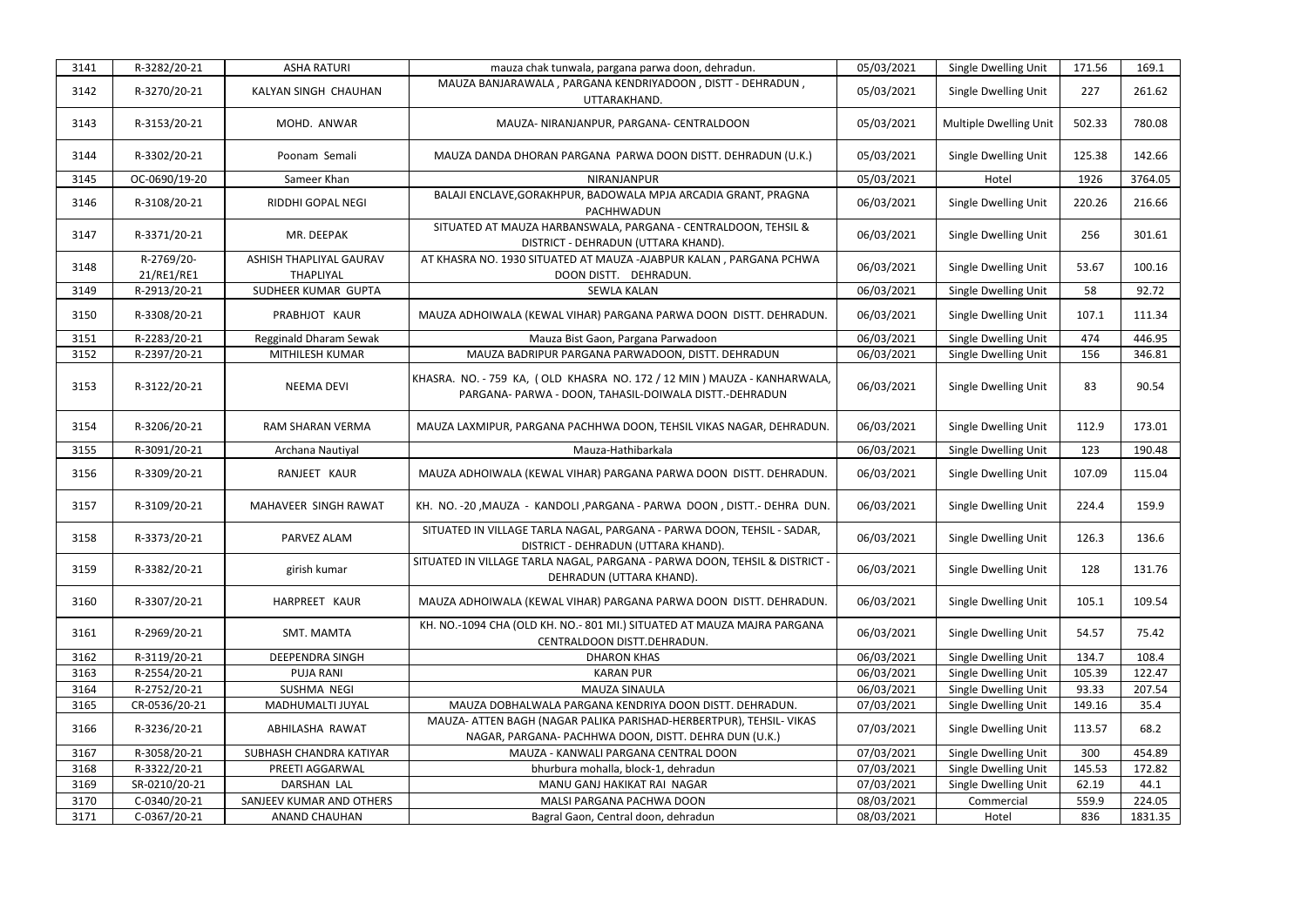| | | | | | | | |
|---|---|---|---|---|---|---|---|
| 3141 | R-3282/20-21 | ASHA RATURI | mauza chak tunwala, pargana parwa doon, dehradun. | 05/03/2021 | Single Dwelling Unit | 171.56 | 169.1 |
| 3142 | R-3270/20-21 | KALYAN SINGH CHAUHAN | MAUZA BANJARAWALA , PARGANA KENDRIYADOON , DISTT - DEHRADUN , UTTARAKHAND. | 05/03/2021 | Single Dwelling Unit | 227 | 261.62 |
| 3143 | R-3153/20-21 | MOHD. ANWAR | MAUZA- NIRANJANPUR, PARGANA- CENTRALDOON | 05/03/2021 | Multiple Dwelling Unit | 502.33 | 780.08 |
| 3144 | R-3302/20-21 | Poonam Semali | MAUZA DANDA DHORAN PARGANA PARWA DOON DISTT. DEHRADUN (U.K.) | 05/03/2021 | Single Dwelling Unit | 125.38 | 142.66 |
| 3145 | OC-0690/19-20 | Sameer Khan | NIRANJANPUR | 05/03/2021 | Hotel | 1926 | 3764.05 |
| 3146 | R-3108/20-21 | RIDDHI GOPAL NEGI | BALAJI ENCLAVE,GORAKHPUR, BADOWALA MPJA ARCADIA GRANT, PRAGNA PACHHWADUN | 06/03/2021 | Single Dwelling Unit | 220.26 | 216.66 |
| 3147 | R-3371/20-21 | MR. DEEPAK | SITUATED AT MAUZA HARBANSWALA, PARGANA - CENTRALDOON, TEHSIL & DISTRICT - DEHRADUN (UTTARA KHAND). | 06/03/2021 | Single Dwelling Unit | 256 | 301.61 |
| 3148 | R-2769/20-21/RE1/RE1 | ASHISH THAPLIYAL GAURAV THAPLIYAL | AT KHASRA NO. 1930 SITUATED AT MAUZA -AJABPUR KALAN , PARGANA PCHWA DOON DISTT. DEHRADUN. | 06/03/2021 | Single Dwelling Unit | 53.67 | 100.16 |
| 3149 | R-2913/20-21 | SUDHEER KUMAR GUPTA | SEWLA KALAN | 06/03/2021 | Single Dwelling Unit | 58 | 92.72 |
| 3150 | R-3308/20-21 | PRABHJOT KAUR | MAUZA ADHOIWALA (KEWAL VIHAR) PARGANA PARWA DOON DISTT. DEHRADUN. | 06/03/2021 | Single Dwelling Unit | 107.1 | 111.34 |
| 3151 | R-2283/20-21 | Regginald Dharam Sewak | Mauza Bist Gaon, Pargana Parwadoon | 06/03/2021 | Single Dwelling Unit | 474 | 446.95 |
| 3152 | R-2397/20-21 | MITHILESH KUMAR | MAUZA BADRIPUR PARGANA PARWADOON, DISTT. DEHRADUN | 06/03/2021 | Single Dwelling Unit | 156 | 346.81 |
| 3153 | R-3122/20-21 | NEEMA DEVI | KHASRA. NO. - 759 KA, ( OLD KHASRA NO. 172 / 12 MIN ) MAUZA - KANHARWALA, PARGANA- PARWA - DOON, TAHASIL-DOIWALA DISTT.-DEHRADUN | 06/03/2021 | Single Dwelling Unit | 83 | 90.54 |
| 3154 | R-3206/20-21 | RAM SHARAN VERMA | MAUZA LAXMIPUR, PARGANA PACHHWA DOON, TEHSIL VIKAS NAGAR, DEHRADUN. | 06/03/2021 | Single Dwelling Unit | 112.9 | 173.01 |
| 3155 | R-3091/20-21 | Archana Nautiyal | Mauza-Hathibarkala | 06/03/2021 | Single Dwelling Unit | 123 | 190.48 |
| 3156 | R-3309/20-21 | RANJEET KAUR | MAUZA ADHOIWALA (KEWAL VIHAR) PARGANA PARWA DOON DISTT. DEHRADUN. | 06/03/2021 | Single Dwelling Unit | 107.09 | 115.04 |
| 3157 | R-3109/20-21 | MAHAVEER SINGH RAWAT | KH. NO. -20 ,MAUZA - KANDOLI ,PARGANA - PARWA DOON , DISTT.- DEHRA DUN. | 06/03/2021 | Single Dwelling Unit | 224.4 | 159.9 |
| 3158 | R-3373/20-21 | PARVEZ ALAM | SITUATED IN VILLAGE TARLA NAGAL, PARGANA - PARWA DOON, TEHSIL - SADAR, DISTRICT - DEHRADUN (UTTARA KHAND). | 06/03/2021 | Single Dwelling Unit | 126.3 | 136.6 |
| 3159 | R-3382/20-21 | girish kumar | SITUATED IN VILLAGE TARLA NAGAL, PARGANA - PARWA DOON, TEHSIL & DISTRICT - DEHRADUN (UTTARA KHAND). | 06/03/2021 | Single Dwelling Unit | 128 | 131.76 |
| 3160 | R-3307/20-21 | HARPREET KAUR | MAUZA ADHOIWALA (KEWAL VIHAR) PARGANA PARWA DOON DISTT. DEHRADUN. | 06/03/2021 | Single Dwelling Unit | 105.1 | 109.54 |
| 3161 | R-2969/20-21 | SMT. MAMTA | KH. NO.-1094 CHA (OLD KH. NO.- 801 MI.) SITUATED AT MAUZA MAJRA PARGANA CENTRALDOON DISTT.DEHRADUN. | 06/03/2021 | Single Dwelling Unit | 54.57 | 75.42 |
| 3162 | R-3119/20-21 | DEEPENDRA SINGH | DHARON KHAS | 06/03/2021 | Single Dwelling Unit | 134.7 | 108.4 |
| 3163 | R-2554/20-21 | PUJA RANI | KARAN PUR | 06/03/2021 | Single Dwelling Unit | 105.39 | 122.47 |
| 3164 | R-2752/20-21 | SUSHMA NEGI | MAUZA SINAULA | 06/03/2021 | Single Dwelling Unit | 93.33 | 207.54 |
| 3165 | CR-0536/20-21 | MADHUMALTI JUYAL | MAUZA DOBHALWALA PARGANA KENDRIYA DOON DISTT. DEHRADUN. | 07/03/2021 | Single Dwelling Unit | 149.16 | 35.4 |
| 3166 | R-3236/20-21 | ABHILASHA RAWAT | MAUZA- ATTEN BAGH (NAGAR PALIKA PARISHAD-HERBERTPUR), TEHSIL- VIKAS NAGAR, PARGANA- PACHHWA DOON, DISTT. DEHRA DUN (U.K.) | 07/03/2021 | Single Dwelling Unit | 113.57 | 68.2 |
| 3167 | R-3058/20-21 | SUBHASH CHANDRA KATIYAR | MAUZA - KANWALI PARGANA CENTRAL DOON | 07/03/2021 | Single Dwelling Unit | 300 | 454.89 |
| 3168 | R-3322/20-21 | PREETI AGGARWAL | bhurbura mohalla, block-1, dehradun | 07/03/2021 | Single Dwelling Unit | 145.53 | 172.82 |
| 3169 | SR-0210/20-21 | DARSHAN LAL | MANU GANJ HAKIKAT RAI NAGAR | 07/03/2021 | Single Dwelling Unit | 62.19 | 44.1 |
| 3170 | C-0340/20-21 | SANJEEV KUMAR AND OTHERS | MALSI PARGANA PACHWA DOON | 08/03/2021 | Commercial | 559.9 | 224.05 |
| 3171 | C-0367/20-21 | ANAND CHAUHAN | Bagral Gaon, Central doon, dehradun | 08/03/2021 | Hotel | 836 | 1831.35 |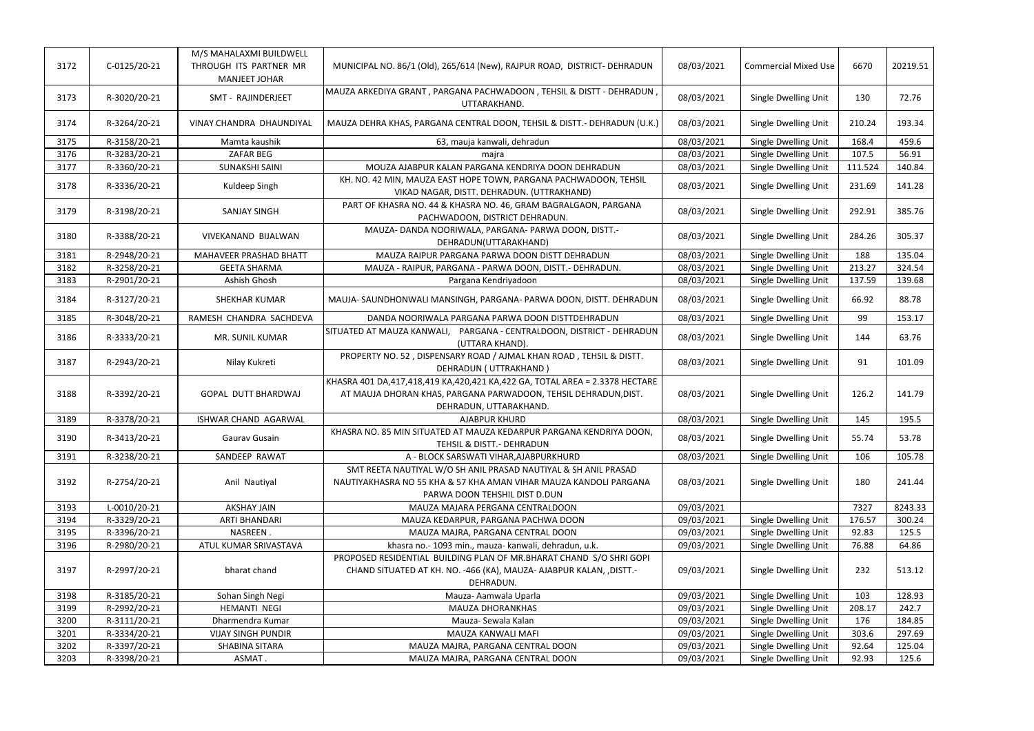| | | | | | | | |
|---|---|---|---|---|---|---|---|
| 3172 | C-0125/20-21 | M/S MAHALAXMI BUILDWELL THROUGH ITS PARTNER MR MANJEET JOHAR | MUNICIPAL NO. 86/1 (Old), 265/614 (New), RAJPUR ROAD, DISTRICT- DEHRADUN | 08/03/2021 | Commercial Mixed Use | 6670 | 20219.51 |
| 3173 | R-3020/20-21 | SMT - RAJINDERJEET | MAUZA ARKEDIYA GRANT , PARGANA PACHWADOON , TEHSIL & DISTT - DEHRADUN , UTTARAKHAND. | 08/03/2021 | Single Dwelling Unit | 130 | 72.76 |
| 3174 | R-3264/20-21 | VINAY CHANDRA DHAUNDIYAL | MAUZA DEHRA KHAS, PARGANA CENTRAL DOON, TEHSIL & DISTT.- DEHRADUN (U.K.) | 08/03/2021 | Single Dwelling Unit | 210.24 | 193.34 |
| 3175 | R-3158/20-21 | Mamta kaushik | 63, mauja kanwali, dehradun | 08/03/2021 | Single Dwelling Unit | 168.4 | 459.6 |
| 3176 | R-3283/20-21 | ZAFAR BEG | majra | 08/03/2021 | Single Dwelling Unit | 107.5 | 56.91 |
| 3177 | R-3360/20-21 | SUNAKSHI SAINI | MOUZA AJABPUR KALAN PARGANA KENDRIYA DOON DEHRADUN | 08/03/2021 | Single Dwelling Unit | 111.524 | 140.84 |
| 3178 | R-3336/20-21 | Kuldeep Singh | KH. NO. 42 MIN, MAUZA EAST HOPE TOWN, PARGANA PACHWADOON, TEHSIL VIKAD NAGAR, DISTT. DEHRADUN. (UTTRAKHAND) | 08/03/2021 | Single Dwelling Unit | 231.69 | 141.28 |
| 3179 | R-3198/20-21 | SANJAY SINGH | PART OF KHASRA NO. 44 & KHASRA NO. 46, GRAM BAGRALGAON, PARGANA PACHWADOON, DISTRICT DEHRADUN. | 08/03/2021 | Single Dwelling Unit | 292.91 | 385.76 |
| 3180 | R-3388/20-21 | VIVEKANAND BIJALWAN | MAUZA- DANDA NOORIWALA, PARGANA- PARWA DOON, DISTT.- DEHRADUN(UTTARAKHAND) | 08/03/2021 | Single Dwelling Unit | 284.26 | 305.37 |
| 3181 | R-2948/20-21 | MAHAVEER PRASHAD BHATT | MAUZA RAIPUR PARGANA PARWA DOON DISTT DEHRADUN | 08/03/2021 | Single Dwelling Unit | 188 | 135.04 |
| 3182 | R-3258/20-21 | GEETA SHARMA | MAUZA - RAIPUR, PARGANA - PARWA DOON, DISTT.- DEHRADUN. | 08/03/2021 | Single Dwelling Unit | 213.27 | 324.54 |
| 3183 | R-2901/20-21 | Ashish Ghosh | Pargana Kendriyadoon | 08/03/2021 | Single Dwelling Unit | 137.59 | 139.68 |
| 3184 | R-3127/20-21 | SHEKHAR KUMAR | MAUJA- SAUNDHONWALI MANSINGH, PARGANA- PARWA DOON, DISTT. DEHRADUN | 08/03/2021 | Single Dwelling Unit | 66.92 | 88.78 |
| 3185 | R-3048/20-21 | RAMESH CHANDRA SACHDEVA | DANDA NOORIWALA PARGANA PARWA DOON DISTTDEHRADUN | 08/03/2021 | Single Dwelling Unit | 99 | 153.17 |
| 3186 | R-3333/20-21 | MR. SUNIL KUMAR | SITUATED AT MAUZA KANWALI, PARGANA - CENTRALDOON, DISTRICT - DEHRADUN (UTTARA KHAND). | 08/03/2021 | Single Dwelling Unit | 144 | 63.76 |
| 3187 | R-2943/20-21 | Nilay Kukreti | PROPERTY NO. 52 , DISPENSARY ROAD / AJMAL KHAN ROAD , TEHSIL & DISTT. DEHRADUN ( UTTRAKHAND ) | 08/03/2021 | Single Dwelling Unit | 91 | 101.09 |
| 3188 | R-3392/20-21 | GOPAL DUTT BHARDWAJ | KHASRA 401 DA,417,418,419 KA,420,421 KA,422 GA, TOTAL AREA = 2.3378 HECTARE AT MAUJA DHORAN KHAS, PARGANA PARWADOON, TEHSIL DEHRADUN,DIST. DEHRADUN, UTTARAKHAND. | 08/03/2021 | Single Dwelling Unit | 126.2 | 141.79 |
| 3189 | R-3378/20-21 | ISHWAR CHAND AGARWAL | AJABPUR KHURD | 08/03/2021 | Single Dwelling Unit | 145 | 195.5 |
| 3190 | R-3413/20-21 | Gaurav Gusain | KHASRA NO. 85 MIN SITUATED AT MAUZA KEDARPUR PARGANA KENDRIYA DOON, TEHSIL & DISTT.- DEHRADUN | 08/03/2021 | Single Dwelling Unit | 55.74 | 53.78 |
| 3191 | R-3238/20-21 | SANDEEP RAWAT | A - BLOCK SARSWATI VIHAR,AJABPURKHURD | 08/03/2021 | Single Dwelling Unit | 106 | 105.78 |
| 3192 | R-2754/20-21 | Anil Nautiyal | SMT REETA NAUTIYAL W/O SH ANIL PRASAD NAUTIYAL & SH ANIL PRASAD NAUTIYAKHASRA NO 55 KHA & 57 KHA AMAN VIHAR MAUZA KANDOLI PARGANA PARWA DOON TEHSHIL DIST D.DUN | 08/03/2021 | Single Dwelling Unit | 180 | 241.44 |
| 3193 | L-0010/20-21 | AKSHAY JAIN | MAUZA MAJARA PERGANA CENTRALDOON | 09/03/2021 | | 7327 | 8243.33 |
| 3194 | R-3329/20-21 | ARTI BHANDARI | MAUZA KEDARPUR, PARGANA PACHWA DOON | 09/03/2021 | Single Dwelling Unit | 176.57 | 300.24 |
| 3195 | R-3396/20-21 | NASREEN . | MAUZA MAJRA, PARGANA CENTRAL DOON | 09/03/2021 | Single Dwelling Unit | 92.83 | 125.5 |
| 3196 | R-2980/20-21 | ATUL KUMAR SRIVASTAVA | khasra no.- 1093 min., mauza- kanwali, dehradun, u.k. | 09/03/2021 | Single Dwelling Unit | 76.88 | 64.86 |
| 3197 | R-2997/20-21 | bharat chand | PROPOSED RESIDENTIAL BUILDING PLAN OF MR.BHARAT CHAND S/O SHRI GOPI CHAND SITUATED AT KH. NO. -466 (KA), MAUZA- AJABPUR KALAN, ,DISTT.- DEHRADUN. | 09/03/2021 | Single Dwelling Unit | 232 | 513.12 |
| 3198 | R-3185/20-21 | Sohan Singh Negi | Mauza- Aamwala Uparla | 09/03/2021 | Single Dwelling Unit | 103 | 128.93 |
| 3199 | R-2992/20-21 | HEMANTI NEGI | MAUZA DHORANKHAS | 09/03/2021 | Single Dwelling Unit | 208.17 | 242.7 |
| 3200 | R-3111/20-21 | Dharmendra Kumar | Mauza- Sewala Kalan | 09/03/2021 | Single Dwelling Unit | 176 | 184.85 |
| 3201 | R-3334/20-21 | VIJAY SINGH PUNDIR | MAUZA KANWALI MAFI | 09/03/2021 | Single Dwelling Unit | 303.6 | 297.69 |
| 3202 | R-3397/20-21 | SHABINA SITARA | MAUZA MAJRA, PARGANA CENTRAL DOON | 09/03/2021 | Single Dwelling Unit | 92.64 | 125.04 |
| 3203 | R-3398/20-21 | ASMAT . | MAUZA MAJRA, PARGANA CENTRAL DOON | 09/03/2021 | Single Dwelling Unit | 92.93 | 125.6 |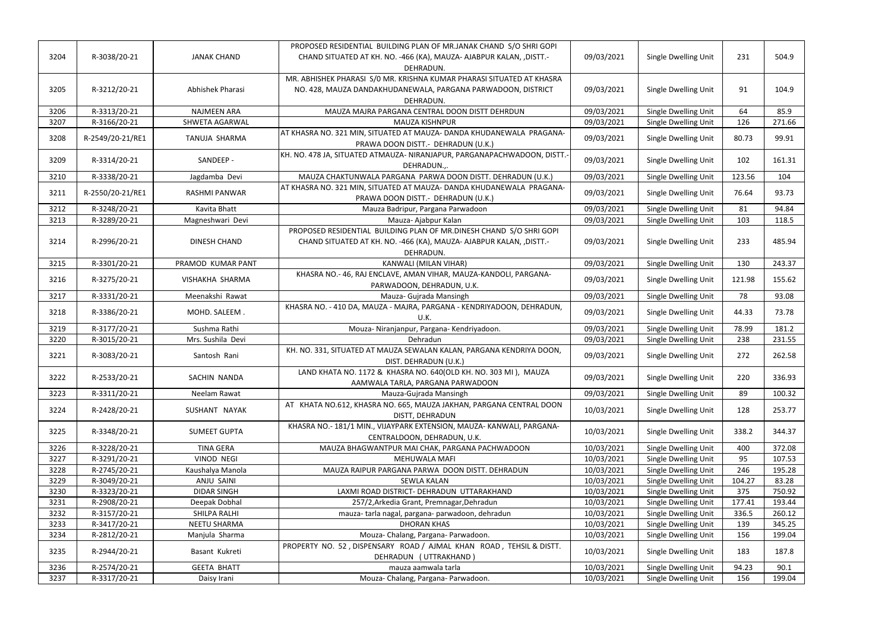| | | | | | | | |
|---|---|---|---|---|---|---|---|
| 3204 | R-3038/20-21 | JANAK CHAND | PROPOSED RESIDENTIAL BUILDING PLAN OF MR.JANAK CHAND S/O SHRI GOPI CHAND SITUATED AT KH. NO. -466 (KA), MAUZA- AJABPUR KALAN, ,DISTT.- DEHRADUN. | 09/03/2021 | Single Dwelling Unit | 231 | 504.9 |
| 3205 | R-3212/20-21 | Abhishek Pharasi | MR. ABHISHEK PHARASI S/0 MR. KRISHNA KUMAR PHARASI SITUATED AT KHASRA NO. 428, MAUZA DANDAKHUDANEWALA, PARGANA PARWADOON, DISTRICT DEHRADUN. | 09/03/2021 | Single Dwelling Unit | 91 | 104.9 |
| 3206 | R-3313/20-21 | NAJMEEN ARA | MAUZA MAJRA PARGANA CENTRAL DOON DISTT DEHRDUN | 09/03/2021 | Single Dwelling Unit | 64 | 85.9 |
| 3207 | R-3166/20-21 | SHWETA AGARWAL | MAUZA KISHNPUR | 09/03/2021 | Single Dwelling Unit | 126 | 271.66 |
| 3208 | R-2549/20-21/RE1 | TANUJA SHARMA | AT KHASRA NO. 321 MIN, SITUATED AT MAUZA- DANDA KHUDANEWALA PRAGANA- PRAWA DOON DISTT.- DEHRADUN (U.K.) | 09/03/2021 | Single Dwelling Unit | 80.73 | 99.91 |
| 3209 | R-3314/20-21 | SANDEEP - | KH. NO. 478 JA, SITUATED ATMAUZA- NIRANJAPUR, PARGANAPACHWADOON, DISTT.- DEHRADUN.,. | 09/03/2021 | Single Dwelling Unit | 102 | 161.31 |
| 3210 | R-3338/20-21 | Jagdamba Devi | MAUZA CHAKTUNWALA PARGANA PARWA DOON DISTT. DEHRADUN (U.K.) | 09/03/2021 | Single Dwelling Unit | 123.56 | 104 |
| 3211 | R-2550/20-21/RE1 | RASHMI PANWAR | AT KHASRA NO. 321 MIN, SITUATED AT MAUZA- DANDA KHUDANEWALA PRAGANA- PRAWA DOON DISTT.- DEHRADUN (U.K.) | 09/03/2021 | Single Dwelling Unit | 76.64 | 93.73 |
| 3212 | R-3248/20-21 | Kavita Bhatt | Mauza Badripur, Pargana Parwadoon | 09/03/2021 | Single Dwelling Unit | 81 | 94.84 |
| 3213 | R-3289/20-21 | Magneshwari Devi | Mauza- Ajabpur Kalan | 09/03/2021 | Single Dwelling Unit | 103 | 118.5 |
| 3214 | R-2996/20-21 | DINESH CHAND | PROPOSED RESIDENTIAL BUILDING PLAN OF MR.DINESH CHAND S/O SHRI GOPI CHAND SITUATED AT KH. NO. -466 (KA), MAUZA- AJABPUR KALAN, ,DISTT.- DEHRADUN. | 09/03/2021 | Single Dwelling Unit | 233 | 485.94 |
| 3215 | R-3301/20-21 | PRAMOD KUMAR PANT | KANWALI (MILAN VIHAR) | 09/03/2021 | Single Dwelling Unit | 130 | 243.37 |
| 3216 | R-3275/20-21 | VISHAKHA SHARMA | KHASRA NO.- 46, RAJ ENCLAVE, AMAN VIHAR, MAUZA-KANDOLI, PARGANA- PARWADOON, DEHRADUN, U.K. | 09/03/2021 | Single Dwelling Unit | 121.98 | 155.62 |
| 3217 | R-3331/20-21 | Meenakshi Rawat | Mauza- Gujrada Mansingh | 09/03/2021 | Single Dwelling Unit | 78 | 93.08 |
| 3218 | R-3386/20-21 | MOHD. SALEEM . | KHASRA NO. - 410 DA, MAUZA - MAJRA, PARGANA - KENDRIYADOON, DEHRADUN, U.K. | 09/03/2021 | Single Dwelling Unit | 44.33 | 73.78 |
| 3219 | R-3177/20-21 | Sushma Rathi | Mouza- Niranjanpur, Pargana- Kendriyadoon. | 09/03/2021 | Single Dwelling Unit | 78.99 | 181.2 |
| 3220 | R-3015/20-21 | Mrs. Sushila Devi | Dehradun | 09/03/2021 | Single Dwelling Unit | 238 | 231.55 |
| 3221 | R-3083/20-21 | Santosh Rani | KH. NO. 331, SITUATED AT MAUZA SEWALAN KALAN, PARGANA KENDRIYA DOON, DIST. DEHRADUN (U.K.) | 09/03/2021 | Single Dwelling Unit | 272 | 262.58 |
| 3222 | R-2533/20-21 | SACHIN NANDA | LAND KHATA NO. 1172 & KHASRA NO. 640(OLD KH. NO. 303 MI ), MAUZA AAMWALA TARLA, PARGANA PARWADOON | 09/03/2021 | Single Dwelling Unit | 220 | 336.93 |
| 3223 | R-3311/20-21 | Neelam Rawat | Mauza-Gujrada Mansingh | 09/03/2021 | Single Dwelling Unit | 89 | 100.32 |
| 3224 | R-2428/20-21 | SUSHANT NAYAK | AT KHATA NO.612, KHASRA NO. 665, MAUZA JAKHAN, PARGANA CENTRAL DOON DISTT, DEHRADUN | 10/03/2021 | Single Dwelling Unit | 128 | 253.77 |
| 3225 | R-3348/20-21 | SUMEET GUPTA | KHASRA NO.- 181/1 MIN., VIJAYPARK EXTENSION, MAUZA- KANWALI, PARGANA- CENTRALDOON, DEHRADUN, U.K. | 10/03/2021 | Single Dwelling Unit | 338.2 | 344.37 |
| 3226 | R-3228/20-21 | TINA GERA | MAUZA BHAGWANTPUR MAI CHAK, PARGANA PACHWADOON | 10/03/2021 | Single Dwelling Unit | 400 | 372.08 |
| 3227 | R-3291/20-21 | VINOD NEGI | MEHUWALA MAFI | 10/03/2021 | Single Dwelling Unit | 95 | 107.53 |
| 3228 | R-2745/20-21 | Kaushalya Manola | MAUZA RAIPUR PARGANA PARWA DOON DISTT. DEHRADUN | 10/03/2021 | Single Dwelling Unit | 246 | 195.28 |
| 3229 | R-3049/20-21 | ANJU SAINI | SEWLA KALAN | 10/03/2021 | Single Dwelling Unit | 104.27 | 83.28 |
| 3230 | R-3323/20-21 | DIDAR SINGH | LAXMI ROAD DISTRICT- DEHRADUN UTTARAKHAND | 10/03/2021 | Single Dwelling Unit | 375 | 750.92 |
| 3231 | R-2908/20-21 | Deepak Dobhal | 257/2,Arkedia Grant, Premnagar,Dehradun | 10/03/2021 | Single Dwelling Unit | 177.41 | 193.44 |
| 3232 | R-3157/20-21 | SHILPA RALHI | mauza- tarla nagal, pargana- parwadoon, dehradun | 10/03/2021 | Single Dwelling Unit | 336.5 | 260.12 |
| 3233 | R-3417/20-21 | NEETU SHARMA | DHORAN KHAS | 10/03/2021 | Single Dwelling Unit | 139 | 345.25 |
| 3234 | R-2812/20-21 | Manjula Sharma | Mouza- Chalang, Pargana- Parwadoon. | 10/03/2021 | Single Dwelling Unit | 156 | 199.04 |
| 3235 | R-2944/20-21 | Basant Kukreti | PROPERTY NO. 52 , DISPENSARY ROAD / AJMAL KHAN ROAD , TEHSIL & DISTT. DEHRADUN ( UTTRAKHAND ) | 10/03/2021 | Single Dwelling Unit | 183 | 187.8 |
| 3236 | R-2574/20-21 | GEETA BHATT | mauza aamwala tarla | 10/03/2021 | Single Dwelling Unit | 94.23 | 90.1 |
| 3237 | R-3317/20-21 | Daisy Irani | Mouza- Chalang, Pargana- Parwadoon. | 10/03/2021 | Single Dwelling Unit | 156 | 199.04 |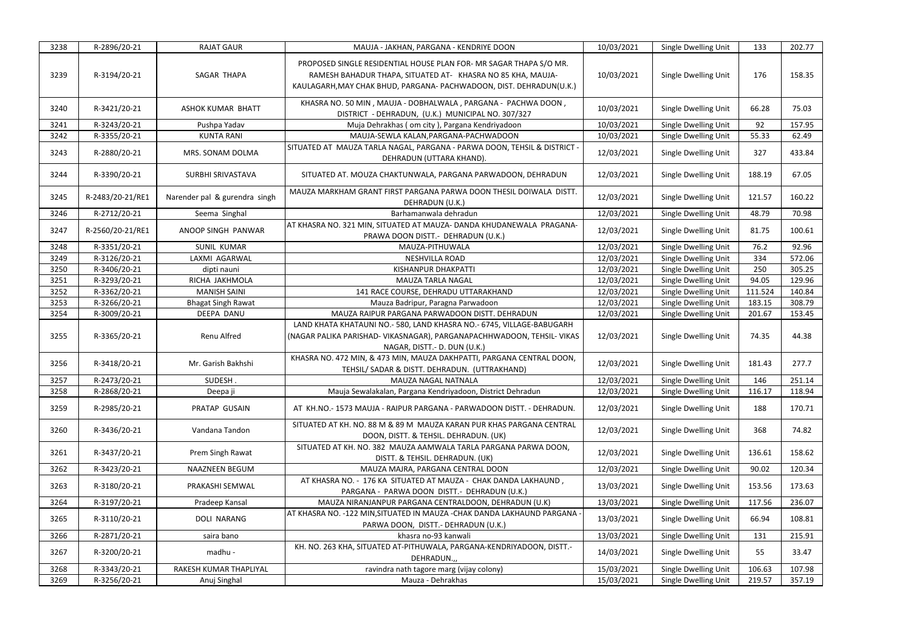| | | | | | | | |
|---|---|---|---|---|---|---|---|
| 3238 | R-2896/20-21 | RAJAT GAUR | MAUJA - JAKHAN, PARGANA - KENDRIYE DOON | 10/03/2021 | Single Dwelling Unit | 133 | 202.77 |
| 3239 | R-3194/20-21 | SAGAR THAPA | PROPOSED SINGLE RESIDENTIAL HOUSE PLAN FOR- MR SAGAR THAPA S/O MR. RAMESH BAHADUR THAPA, SITUATED AT- KHASRA NO 85 KHA, MAUJA- KAULAGARH,MAY CHAK BHUD, PARGANA- PACHWADOON, DIST. DEHRADUN(U.K.) | 10/03/2021 | Single Dwelling Unit | 176 | 158.35 |
| 3240 | R-3421/20-21 | ASHOK KUMAR BHATT | KHASRA NO. 50 MIN , MAUJA - DOBHALWALA , PARGANA - PACHWA DOON , DISTRICT - DEHRADUN, (U.K.) MUNICIPAL NO. 307/327 | 10/03/2021 | Single Dwelling Unit | 66.28 | 75.03 |
| 3241 | R-3243/20-21 | Pushpa Yadav | Muja Dehrakhas ( om city ), Pargana Kendriyadoon | 10/03/2021 | Single Dwelling Unit | 92 | 157.95 |
| 3242 | R-3355/20-21 | KUNTA RANI | MAUJA-SEWLA KALAN,PARGANA-PACHWADOON | 10/03/2021 | Single Dwelling Unit | 55.33 | 62.49 |
| 3243 | R-2880/20-21 | MRS. SONAM DOLMA | SITUATED AT MAUZA TARLA NAGAL, PARGANA - PARWA DOON, TEHSIL & DISTRICT - DEHRADUN (UTTARA KHAND). | 12/03/2021 | Single Dwelling Unit | 327 | 433.84 |
| 3244 | R-3390/20-21 | SURBHI SRIVASTAVA | SITUATED AT. MOUZA CHAKTUNWALA, PARGANA PARWADOON, DEHRADUN | 12/03/2021 | Single Dwelling Unit | 188.19 | 67.05 |
| 3245 | R-2483/20-21/RE1 | Narender pal & gurendra singh | MAUZA MARKHAM GRANT FIRST PARGANA PARWA DOON THESIL DOIWALA DISTT. DEHRADUN (U.K.) | 12/03/2021 | Single Dwelling Unit | 121.57 | 160.22 |
| 3246 | R-2712/20-21 | Seema Singhal | Barhamanwala dehradun | 12/03/2021 | Single Dwelling Unit | 48.79 | 70.98 |
| 3247 | R-2560/20-21/RE1 | ANOOP SINGH PANWAR | AT KHASRA NO. 321 MIN, SITUATED AT MAUZA- DANDA KHUDANEWALA PRAGANA- PRAWA DOON DISTT.- DEHRADUN (U.K.) | 12/03/2021 | Single Dwelling Unit | 81.75 | 100.61 |
| 3248 | R-3351/20-21 | SUNIL KUMAR | MAUZA-PITHUWALA | 12/03/2021 | Single Dwelling Unit | 76.2 | 92.96 |
| 3249 | R-3126/20-21 | LAXMI AGARWAL | NESHVILLA ROAD | 12/03/2021 | Single Dwelling Unit | 334 | 572.06 |
| 3250 | R-3406/20-21 | dipti nauni | KISHANPUR DHAKPATTI | 12/03/2021 | Single Dwelling Unit | 250 | 305.25 |
| 3251 | R-3293/20-21 | RICHA JAKHMOLA | MAUZA TARLA NAGAL | 12/03/2021 | Single Dwelling Unit | 94.05 | 129.96 |
| 3252 | R-3362/20-21 | MANISH SAINI | 141 RACE COURSE, DEHRADU UTTARAKHAND | 12/03/2021 | Single Dwelling Unit | 111.524 | 140.84 |
| 3253 | R-3266/20-21 | Bhagat Singh Rawat | Mauza Badripur, Paragna Parwadoon | 12/03/2021 | Single Dwelling Unit | 183.15 | 308.79 |
| 3254 | R-3009/20-21 | DEEPA DANU | MAUZA RAIPUR PARGANA PARWADOON DISTT. DEHRADUN | 12/03/2021 | Single Dwelling Unit | 201.67 | 153.45 |
| 3255 | R-3365/20-21 | Renu Alfred | LAND KHATA KHATAUNI NO.- 580, LAND KHASRA NO.- 6745, VILLAGE-BABUGARH (NAGAR PALIKA PARISHAD- VIKASNAGAR), PARGANAPACHHWADOON, TEHSIL- VIKAS NAGAR, DISTT.- D. DUN (U.K.) | 12/03/2021 | Single Dwelling Unit | 74.35 | 44.38 |
| 3256 | R-3418/20-21 | Mr. Garish Bakhshi | KHASRA NO. 472 MIN, & 473 MIN, MAUZA DAKHPATTI, PARGANA CENTRAL DOON, TEHSIL/ SADAR & DISTT. DEHRADUN. (UTTRAKHAND) | 12/03/2021 | Single Dwelling Unit | 181.43 | 277.7 |
| 3257 | R-2473/20-21 | SUDESH . | MAUZA NAGAL NATNALA | 12/03/2021 | Single Dwelling Unit | 146 | 251.14 |
| 3258 | R-2868/20-21 | Deepa ji | Mauja Sewalakalan, Pargana Kendriyadoon, District Dehradun | 12/03/2021 | Single Dwelling Unit | 116.17 | 118.94 |
| 3259 | R-2985/20-21 | PRATAP GUSAIN | AT KH.NO.- 1573 MAUJA - RAIPUR PARGANA - PARWADOON DISTT. - DEHRADUN. | 12/03/2021 | Single Dwelling Unit | 188 | 170.71 |
| 3260 | R-3436/20-21 | Vandana Tandon | SITUATED AT KH. NO. 88 M & 89 M MAUZA KARAN PUR KHAS PARGANA CENTRAL DOON, DISTT. & TEHSIL. DEHRADUN. (UK) | 12/03/2021 | Single Dwelling Unit | 368 | 74.82 |
| 3261 | R-3437/20-21 | Prem Singh Rawat | SITUATED AT KH. NO. 382 MAUZA AAMWALA TARLA PARGANA PARWA DOON, DISTT. & TEHSIL. DEHRADUN. (UK) | 12/03/2021 | Single Dwelling Unit | 136.61 | 158.62 |
| 3262 | R-3423/20-21 | NAAZNEEN BEGUM | MAUZA MAJRA, PARGANA CENTRAL DOON | 12/03/2021 | Single Dwelling Unit | 90.02 | 120.34 |
| 3263 | R-3180/20-21 | PRAKASHI SEMWAL | AT KHASRA NO. - 176 KA SITUATED AT MAUZA - CHAK DANDA LAKHAUND , PARGANA - PARWA DOON DISTT.- DEHRADUN (U.K.) | 13/03/2021 | Single Dwelling Unit | 153.56 | 173.63 |
| 3264 | R-3197/20-21 | Pradeep Kansal | MAUZA NIRANJANPUR PARGANA CENTRALDOON, DEHRADUN (U.K) | 13/03/2021 | Single Dwelling Unit | 117.56 | 236.07 |
| 3265 | R-3110/20-21 | DOLI NARANG | AT KHASRA NO. -122 MIN,SITUATED IN MAUZA -CHAK DANDA LAKHAUND PARGANA - PARWA DOON, DISTT.- DEHRADUN (U.K.) | 13/03/2021 | Single Dwelling Unit | 66.94 | 108.81 |
| 3266 | R-2871/20-21 | saira bano | khasra no-93 kanwali | 13/03/2021 | Single Dwelling Unit | 131 | 215.91 |
| 3267 | R-3200/20-21 | madhu - | KH. NO. 263 KHA, SITUATED AT-PITHUWALA, PARGANA-KENDRIYADOON, DISTT.- DEHRADUN.,, | 14/03/2021 | Single Dwelling Unit | 55 | 33.47 |
| 3268 | R-3343/20-21 | RAKESH KUMAR THAPLIYAL | ravindra nath tagore marg (vijay colony) | 15/03/2021 | Single Dwelling Unit | 106.63 | 107.98 |
| 3269 | R-3256/20-21 | Anuj Singhal | Mauza - Dehrakhas | 15/03/2021 | Single Dwelling Unit | 219.57 | 357.19 |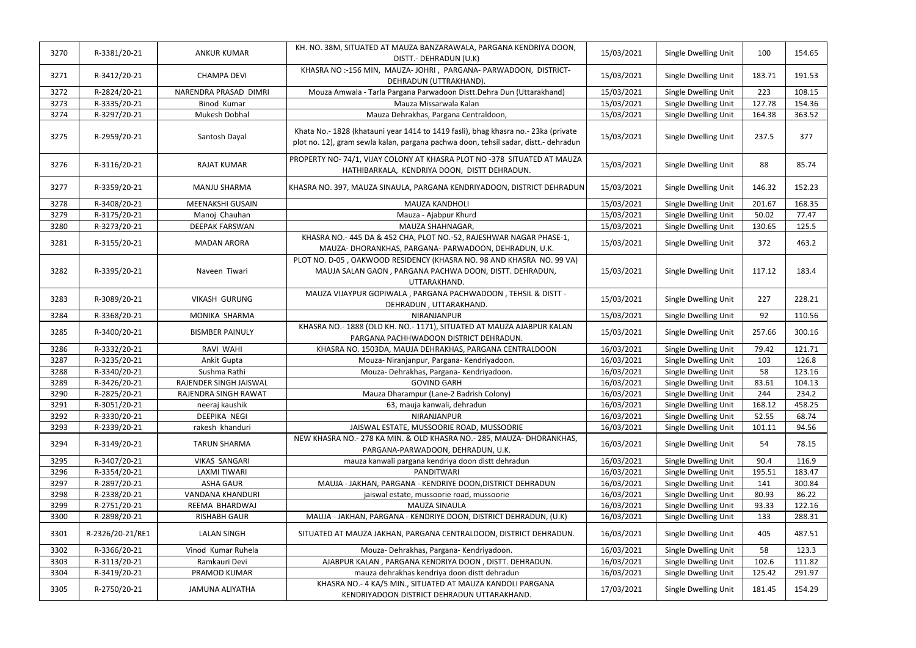| | | | | | | | |
|---|---|---|---|---|---|---|---|
| 3270 | R-3381/20-21 | ANKUR KUMAR | KH. NO. 38M, SITUATED AT MAUZA BANZARAWALA, PARGANA KENDRIYA DOON, DISTT.- DEHRADUN (U.K) | 15/03/2021 | Single Dwelling Unit | 100 | 154.65 |
| 3271 | R-3412/20-21 | CHAMPA DEVI | KHASRA NO :-156 MIN, MAUZA- JOHRI , PARGANA- PARWADOON, DISTRICT- DEHRADUN (UTTRAKHAND). | 15/03/2021 | Single Dwelling Unit | 183.71 | 191.53 |
| 3272 | R-2824/20-21 | NARENDRA PRASAD DIMRI | Mouza Amwala - Tarla Pargana Parwadoon Distt.Dehra Dun (Uttarakhand) | 15/03/2021 | Single Dwelling Unit | 223 | 108.15 |
| 3273 | R-3335/20-21 | Binod Kumar | Mauza Missarwala Kalan | 15/03/2021 | Single Dwelling Unit | 127.78 | 154.36 |
| 3274 | R-3297/20-21 | Mukesh Dobhal | Mauza Dehrakhas, Pargana Centraldoon, | 15/03/2021 | Single Dwelling Unit | 164.38 | 363.52 |
| 3275 | R-2959/20-21 | Santosh Dayal | Khata No.- 1828 (khatauni year 1414 to 1419 fasli), bhag khasra no.- 23ka (private plot no. 12), gram sewla kalan, pargana pachwa doon, tehsil sadar, distt.- dehradun | 15/03/2021 | Single Dwelling Unit | 237.5 | 377 |
| 3276 | R-3116/20-21 | RAJAT KUMAR | PROPERTY NO- 74/1, VIJAY COLONY AT KHASRA PLOT NO -378 SITUATED AT MAUZA HATHIBARKALA, KENDRIYA DOON, DISTT DEHRADUN. | 15/03/2021 | Single Dwelling Unit | 88 | 85.74 |
| 3277 | R-3359/20-21 | MANJU SHARMA | KHASRA NO. 397, MAUZA SINAULA, PARGANA KENDRIYADOON, DISTRICT DEHRADUN | 15/03/2021 | Single Dwelling Unit | 146.32 | 152.23 |
| 3278 | R-3408/20-21 | MEENAKSHI GUSAIN | MAUZA KANDHOLI | 15/03/2021 | Single Dwelling Unit | 201.67 | 168.35 |
| 3279 | R-3175/20-21 | Manoj Chauhan | Mauza - Ajabpur Khurd | 15/03/2021 | Single Dwelling Unit | 50.02 | 77.47 |
| 3280 | R-3273/20-21 | DEEPAK FARSWAN | MAUZA SHAHNAGAR, | 15/03/2021 | Single Dwelling Unit | 130.65 | 125.5 |
| 3281 | R-3155/20-21 | MADAN ARORA | KHASRA NO.- 445 DA & 452 CHA, PLOT NO.-52, RAJESHWAR NAGAR PHASE-1, MAUZA- DHORANKHAS, PARGANA- PARWADOON, DEHRADUN, U.K. | 15/03/2021 | Single Dwelling Unit | 372 | 463.2 |
| 3282 | R-3395/20-21 | Naveen Tiwari | PLOT NO. D-05 , OAKWOOD RESIDENCY (KHASRA NO. 98 AND KHASRA NO. 99 VA) MAUJA SALAN GAON , PARGANA PACHWA DOON, DISTT. DEHRADUN, UTTARAKHAND. | 15/03/2021 | Single Dwelling Unit | 117.12 | 183.4 |
| 3283 | R-3089/20-21 | VIKASH GURUNG | MAUZA VIJAYPUR GOPIWALA , PARGANA PACHWADOON , TEHSIL & DISTT - DEHRADUN , UTTARAKHAND. | 15/03/2021 | Single Dwelling Unit | 227 | 228.21 |
| 3284 | R-3368/20-21 | MONIKA SHARMA | NIRANJANPUR | 15/03/2021 | Single Dwelling Unit | 92 | 110.56 |
| 3285 | R-3400/20-21 | BISMBER PAINULY | KHASRA NO.- 1888 (OLD KH. NO.- 1171), SITUATED AT MAUZA AJABPUR KALAN PARGANA PACHHWADOON DISTRICT DEHRADUN. | 15/03/2021 | Single Dwelling Unit | 257.66 | 300.16 |
| 3286 | R-3332/20-21 | RAVI WAHI | KHASRA NO. 1503DA, MAUJA DEHRAKHAS, PARGANA CENTRALDOON | 16/03/2021 | Single Dwelling Unit | 79.42 | 121.71 |
| 3287 | R-3235/20-21 | Ankit Gupta | Mouza- Niranjanpur, Pargana- Kendriyadoon. | 16/03/2021 | Single Dwelling Unit | 103 | 126.8 |
| 3288 | R-3340/20-21 | Sushma Rathi | Mouza- Dehrakhas, Pargana- Kendriyadoon. | 16/03/2021 | Single Dwelling Unit | 58 | 123.16 |
| 3289 | R-3426/20-21 | RAJENDER SINGH JAISWAL | GOVIND GARH | 16/03/2021 | Single Dwelling Unit | 83.61 | 104.13 |
| 3290 | R-2825/20-21 | RAJENDRA SINGH RAWAT | Mauza Dharampur (Lane-2 Badrish Colony) | 16/03/2021 | Single Dwelling Unit | 244 | 234.2 |
| 3291 | R-3051/20-21 | neeraj kaushik | 63, mauja kanwali, dehradun | 16/03/2021 | Single Dwelling Unit | 168.12 | 458.25 |
| 3292 | R-3330/20-21 | DEEPIKA NEGI | NIRANJANPUR | 16/03/2021 | Single Dwelling Unit | 52.55 | 68.74 |
| 3293 | R-2339/20-21 | rakesh khanduri | JAISWAL ESTATE, MUSSOORIE ROAD, MUSSOORIE | 16/03/2021 | Single Dwelling Unit | 101.11 | 94.56 |
| 3294 | R-3149/20-21 | TARUN SHARMA | NEW KHASRA NO.- 278 KA MIN. & OLD KHASRA NO.- 285, MAUZA- DHORANKHAS, PARGANA-PARWADOON, DEHRADUN, U.K. | 16/03/2021 | Single Dwelling Unit | 54 | 78.15 |
| 3295 | R-3407/20-21 | VIKAS SANGARI | mauza kanwali pargana kendriya doon distt dehradun | 16/03/2021 | Single Dwelling Unit | 90.4 | 116.9 |
| 3296 | R-3354/20-21 | LAXMI TIWARI | PANDITWARI | 16/03/2021 | Single Dwelling Unit | 195.51 | 183.47 |
| 3297 | R-2897/20-21 | ASHA GAUR | MAUJA - JAKHAN, PARGANA - KENDRIYE DOON,DISTRICT DEHRADUN | 16/03/2021 | Single Dwelling Unit | 141 | 300.84 |
| 3298 | R-2338/20-21 | VANDANA KHANDURI | jaiswal estate, mussoorie road, mussoorie | 16/03/2021 | Single Dwelling Unit | 80.93 | 86.22 |
| 3299 | R-2751/20-21 | REEMA BHARDWAJ | MAUZA SINAULA | 16/03/2021 | Single Dwelling Unit | 93.33 | 122.16 |
| 3300 | R-2898/20-21 | RISHABH GAUR | MAUJA - JAKHAN, PARGANA - KENDRIYE DOON, DISTRICT DEHRADUN, (U.K) | 16/03/2021 | Single Dwelling Unit | 133 | 288.31 |
| 3301 | R-2326/20-21/RE1 | LALAN SINGH | SITUATED AT MAUZA JAKHAN, PARGANA CENTRALDOON, DISTRICT DEHRADUN. | 16/03/2021 | Single Dwelling Unit | 405 | 487.51 |
| 3302 | R-3366/20-21 | Vinod Kumar Ruhela | Mouza- Dehrakhas, Pargana- Kendriyadoon. | 16/03/2021 | Single Dwelling Unit | 58 | 123.3 |
| 3303 | R-3113/20-21 | Ramkauri Devi | AJABPUR KALAN , PARGANA KENDRIYA DOON , DISTT. DEHRADUN. | 16/03/2021 | Single Dwelling Unit | 102.6 | 111.82 |
| 3304 | R-3419/20-21 | PRAMOD KUMAR | mauza dehrakhas kendriya doon distt dehradun | 16/03/2021 | Single Dwelling Unit | 125.42 | 291.97 |
| 3305 | R-2750/20-21 | JAMUNA ALIYATHA | KHASRA NO.- 4 KA/5 MIN., SITUATED AT MAUZA KANDOLI PARGANA KENDRIYADOON DISTRICT DEHRADUN UTTARAKHAND. | 17/03/2021 | Single Dwelling Unit | 181.45 | 154.29 |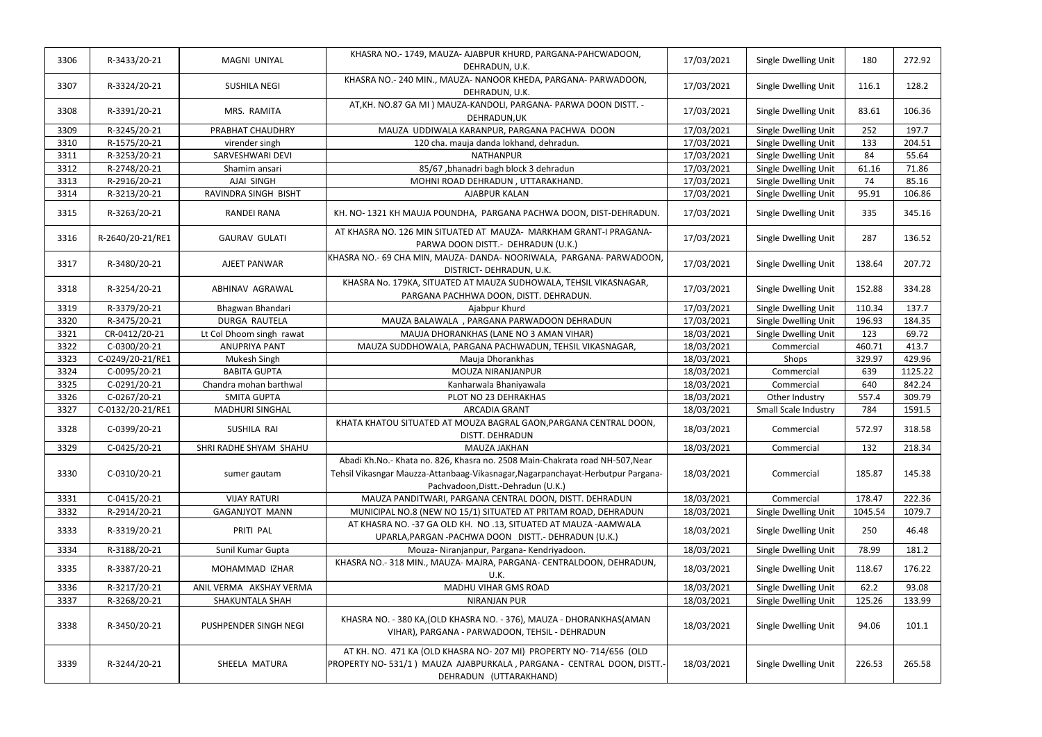| | | | | | | | |
|---|---|---|---|---|---|---|---|
| 3306 | R-3433/20-21 | MAGNI UNIYAL | KHASRA NO.- 1749, MAUZA- AJABPUR KHURD, PARGANA-PAHCWADOON, DEHRADUN, U.K. | 17/03/2021 | Single Dwelling Unit | 180 | 272.92 |
| 3307 | R-3324/20-21 | SUSHILA NEGI | KHASRA NO.- 240 MIN., MAUZA- NANOOR KHEDA, PARGANA- PARWADOON, DEHRADUN, U.K. | 17/03/2021 | Single Dwelling Unit | 116.1 | 128.2 |
| 3308 | R-3391/20-21 | MRS. RAMITA | AT,KH. NO.87 GA MI ) MAUZA-KANDOLI, PARGANA- PARWA DOON DISTT. - DEHRADUN,UK | 17/03/2021 | Single Dwelling Unit | 83.61 | 106.36 |
| 3309 | R-3245/20-21 | PRABHAT CHAUDHRY | MAUZA UDDIWALA KARANPUR, PARGANA PACHWA DOON | 17/03/2021 | Single Dwelling Unit | 252 | 197.7 |
| 3310 | R-1575/20-21 | virender singh | 120 cha. mauja danda lokhand, dehradun. | 17/03/2021 | Single Dwelling Unit | 133 | 204.51 |
| 3311 | R-3253/20-21 | SARVESHWARI DEVI | NATHANPUR | 17/03/2021 | Single Dwelling Unit | 84 | 55.64 |
| 3312 | R-2748/20-21 | Shamim ansari | 85/67 ,bhanadri bagh block 3 dehradun | 17/03/2021 | Single Dwelling Unit | 61.16 | 71.86 |
| 3313 | R-2916/20-21 | AJAI SINGH | MOHNI ROAD DEHRADUN , UTTARAKHAND. | 17/03/2021 | Single Dwelling Unit | 74 | 85.16 |
| 3314 | R-3213/20-21 | RAVINDRA SINGH BISHT | AJABPUR KALAN | 17/03/2021 | Single Dwelling Unit | 95.91 | 106.86 |
| 3315 | R-3263/20-21 | RANDEI RANA | KH. NO- 1321 KH MAUJA POUNDHA, PARGANA PACHWA DOON, DIST-DEHRADUN. | 17/03/2021 | Single Dwelling Unit | 335 | 345.16 |
| 3316 | R-2640/20-21/RE1 | GAURAV GULATI | AT KHASRA NO. 126 MIN SITUATED AT MAUZA- MARKHAM GRANT-I PRAGANA-PARWA DOON DISTT.- DEHRADUN (U.K.) | 17/03/2021 | Single Dwelling Unit | 287 | 136.52 |
| 3317 | R-3480/20-21 | AJEET PANWAR | KHASRA NO.- 69 CHA MIN, MAUZA- DANDA- NOORIWALA, PARGANA- PARWADOON, DISTRICT- DEHRADUN, U.K. | 17/03/2021 | Single Dwelling Unit | 138.64 | 207.72 |
| 3318 | R-3254/20-21 | ABHINAV AGRAWAL | KHASRA No. 179KA, SITUATED AT MAUZA SUDHOWALA, TEHSIL VIKASNAGAR, PARGANA PACHHWA DOON, DISTT. DEHRADUN. | 17/03/2021 | Single Dwelling Unit | 152.88 | 334.28 |
| 3319 | R-3379/20-21 | Bhagwan Bhandari | Ajabpur Khurd | 17/03/2021 | Single Dwelling Unit | 110.34 | 137.7 |
| 3320 | R-3475/20-21 | DURGA RAUTELA | MAUZA BALAWALA , PARGANA PARWADOON DEHRADUN | 17/03/2021 | Single Dwelling Unit | 196.93 | 184.35 |
| 3321 | CR-0412/20-21 | Lt Col Dhoom singh rawat | MAUJA DHORANKHAS (LANE NO 3 AMAN VIHAR) | 18/03/2021 | Single Dwelling Unit | 123 | 69.72 |
| 3322 | C-0300/20-21 | ANUPRIYA PANT | MAUZA SUDDHOWALA, PARGANA PACHWADUN, TEHSIL VIKASNAGAR, | 18/03/2021 | Commercial | 460.71 | 413.7 |
| 3323 | C-0249/20-21/RE1 | Mukesh Singh | Mauja Dhorankhas | 18/03/2021 | Shops | 329.97 | 429.96 |
| 3324 | C-0095/20-21 | BABITA GUPTA | MOUZA NIRANJANPUR | 18/03/2021 | Commercial | 639 | 1125.22 |
| 3325 | C-0291/20-21 | Chandra mohan barthwal | Kanharwala Bhaniyawala | 18/03/2021 | Commercial | 640 | 842.24 |
| 3326 | C-0267/20-21 | SMITA GUPTA | PLOT NO 23 DEHRAKHAS | 18/03/2021 | Other Industry | 557.4 | 309.79 |
| 3327 | C-0132/20-21/RE1 | MADHURI SINGHAL | ARCADIA GRANT | 18/03/2021 | Small Scale Industry | 784 | 1591.5 |
| 3328 | C-0399/20-21 | SUSHILA RAI | KHATA KHATOU SITUATED AT MOUZA BAGRAL GAON,PARGANA CENTRAL DOON, DISTT. DEHRADUN | 18/03/2021 | Commercial | 572.97 | 318.58 |
| 3329 | C-0425/20-21 | SHRI RADHE SHYAM SHAHU | MAUZA JAKHAN | 18/03/2021 | Commercial | 132 | 218.34 |
| 3330 | C-0310/20-21 | sumer gautam | Abadi Kh.No.- Khata no. 826, Khasra no. 2508 Main-Chakrata road NH-507,Near Tehsil Vikasngar Mauzza-Attanbaag-Vikasnagar,Nagarpanchayat-Herbutpur Pargana-Pachvadoon,Distt.-Dehradun (U.K.) | 18/03/2021 | Commercial | 185.87 | 145.38 |
| 3331 | C-0415/20-21 | VIJAY RATURI | MAUZA PANDITWARI, PARGANA CENTRAL DOON, DISTT. DEHRADUN | 18/03/2021 | Commercial | 178.47 | 222.36 |
| 3332 | R-2914/20-21 | GAGANJYOT MANN | MUNICIPAL NO.8 (NEW NO 15/1) SITUATED AT PRITAM ROAD, DEHRADUN | 18/03/2021 | Single Dwelling Unit | 1045.54 | 1079.7 |
| 3333 | R-3319/20-21 | PRITI PAL | AT KHASRA NO. -37 GA OLD KH. NO .13, SITUATED AT MAUZA -AAMWALA UPARLA,PARGAN -PACHWA DOON DISTT.- DEHRADUN (U.K.) | 18/03/2021 | Single Dwelling Unit | 250 | 46.48 |
| 3334 | R-3188/20-21 | Sunil Kumar Gupta | Mouza- Niranjanpur, Pargana- Kendriyadoon. | 18/03/2021 | Single Dwelling Unit | 78.99 | 181.2 |
| 3335 | R-3387/20-21 | MOHAMMAD IZHAR | KHASRA NO.- 318 MIN., MAUZA- MAJRA, PARGANA- CENTRALDOON, DEHRADUN, U.K. | 18/03/2021 | Single Dwelling Unit | 118.67 | 176.22 |
| 3336 | R-3217/20-21 | ANIL VERMA AKSHAY VERMA | MADHU VIHAR GMS ROAD | 18/03/2021 | Single Dwelling Unit | 62.2 | 93.08 |
| 3337 | R-3268/20-21 | SHAKUNTALA SHAH | NIRANJAN PUR | 18/03/2021 | Single Dwelling Unit | 125.26 | 133.99 |
| 3338 | R-3450/20-21 | PUSHPENDER SINGH NEGI | KHASRA NO. - 380 KA,(OLD KHASRA NO. - 376), MAUZA - DHORANKHAS(AMAN VIHAR), PARGANA - PARWADOON, TEHSIL - DEHRADUN | 18/03/2021 | Single Dwelling Unit | 94.06 | 101.1 |
| 3339 | R-3244/20-21 | SHEELA MATURA | AT KH. NO. 471 KA (OLD KHASRA NO- 207 MI) PROPERTY NO- 714/656 (OLD PROPERTY NO- 531/1 ) MAUZA AJABPURKALA , PARGANA - CENTRAL DOON, DISTT.- DEHRADUN (UTTARAKHAND) | 18/03/2021 | Single Dwelling Unit | 226.53 | 265.58 |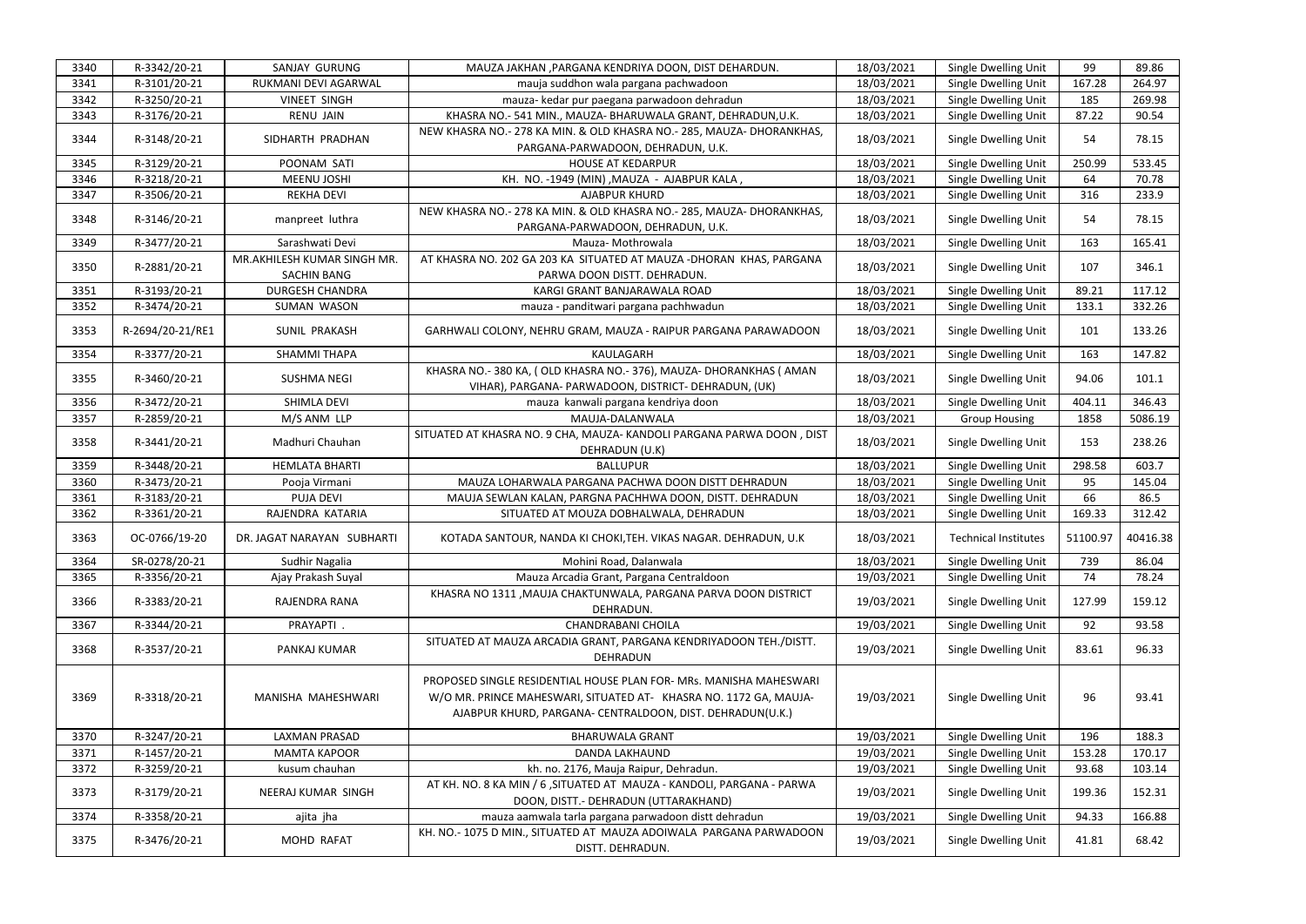| 3340 | R-3342/20-21 | SANJAY GURUNG | MAUZA JAKHAN ,PARGANA KENDRIYA DOON, DIST DEHARDUN. | 18/03/2021 | Single Dwelling Unit | 99 | 89.86 |
|---|---|---|---|---|---|---|---|
| 3341 | R-3101/20-21 | RUKMANI DEVI AGARWAL | mauja suddhon wala pargana pachwadoon | 18/03/2021 | Single Dwelling Unit | 167.28 | 264.97 |
| 3342 | R-3250/20-21 | VINEET SINGH | mauza- kedar pur paegana parwadoon dehradun | 18/03/2021 | Single Dwelling Unit | 185 | 269.98 |
| 3343 | R-3176/20-21 | RENU JAIN | KHASRA NO.- 541 MIN., MAUZA- BHARUWALA GRANT, DEHRADUN,U.K. | 18/03/2021 | Single Dwelling Unit | 87.22 | 90.54 |
| 3344 | R-3148/20-21 | SIDHARTH PRADHAN | NEW KHASRA NO.- 278 KA MIN. & OLD KHASRA NO.- 285, MAUZA- DHORANKHAS, PARGANA-PARWADOON, DEHRADUN, U.K. | 18/03/2021 | Single Dwelling Unit | 54 | 78.15 |
| 3345 | R-3129/20-21 | POONAM SATI | HOUSE AT KEDARPUR | 18/03/2021 | Single Dwelling Unit | 250.99 | 533.45 |
| 3346 | R-3218/20-21 | MEENU JOSHI | KH. NO. -1949 (MIN) ,MAUZA - AJABPUR KALA , | 18/03/2021 | Single Dwelling Unit | 64 | 70.78 |
| 3347 | R-3506/20-21 | REKHA DEVI | AJABPUR KHURD | 18/03/2021 | Single Dwelling Unit | 316 | 233.9 |
| 3348 | R-3146/20-21 | manpreet luthra | NEW KHASRA NO.- 278 KA MIN. & OLD KHASRA NO.- 285, MAUZA- DHORANKHAS, PARGANA-PARWADOON, DEHRADUN, U.K. | 18/03/2021 | Single Dwelling Unit | 54 | 78.15 |
| 3349 | R-3477/20-21 | Sarashwati Devi | Mauza- Mothrowala | 18/03/2021 | Single Dwelling Unit | 163 | 165.41 |
| 3350 | R-2881/20-21 | MR.AKHILESH KUMAR SINGH MR. SACHIN BANG | AT KHASRA NO. 202 GA 203 KA SITUATED AT MAUZA -DHORAN KHAS, PARGANA PARWA DOON DISTT. DEHRADUN. | 18/03/2021 | Single Dwelling Unit | 107 | 346.1 |
| 3351 | R-3193/20-21 | DURGESH CHANDRA | KARGI GRANT BANJARAWALA ROAD | 18/03/2021 | Single Dwelling Unit | 89.21 | 117.12 |
| 3352 | R-3474/20-21 | SUMAN WASON | mauza - panditwari pargana pachhwadun | 18/03/2021 | Single Dwelling Unit | 133.1 | 332.26 |
| 3353 | R-2694/20-21/RE1 | SUNIL PRAKASH | GARHWALI COLONY, NEHRU GRAM, MAUZA - RAIPUR PARGANA PARAWADOON | 18/03/2021 | Single Dwelling Unit | 101 | 133.26 |
| 3354 | R-3377/20-21 | SHAMMI THAPA | KAULAGARH | 18/03/2021 | Single Dwelling Unit | 163 | 147.82 |
| 3355 | R-3460/20-21 | SUSHMA NEGI | KHASRA NO.- 380 KA, ( OLD KHASRA NO.- 376), MAUZA- DHORANKHAS ( AMAN VIHAR), PARGANA- PARWADOON, DISTRICT- DEHRADUN, (UK) | 18/03/2021 | Single Dwelling Unit | 94.06 | 101.1 |
| 3356 | R-3472/20-21 | SHIMLA DEVI | mauza kanwali pargana kendriya doon | 18/03/2021 | Single Dwelling Unit | 404.11 | 346.43 |
| 3357 | R-2859/20-21 | M/S ANM LLP | MAUJA-DALANWALA | 18/03/2021 | Group Housing | 1858 | 5086.19 |
| 3358 | R-3441/20-21 | Madhuri Chauhan | SITUATED AT KHASRA NO. 9 CHA, MAUZA- KANDOLI PARGANA PARWA DOON , DIST DEHRADUN (U.K) | 18/03/2021 | Single Dwelling Unit | 153 | 238.26 |
| 3359 | R-3448/20-21 | HEMLATA BHARTI | BALLUPUR | 18/03/2021 | Single Dwelling Unit | 298.58 | 603.7 |
| 3360 | R-3473/20-21 | Pooja Virmani | MAUZA LOHARWALA PARGANA PACHWA DOON DISTT DEHRADUN | 18/03/2021 | Single Dwelling Unit | 95 | 145.04 |
| 3361 | R-3183/20-21 | PUJA DEVI | MAUJA SEWLAN KALAN, PARGNA PACHHWA DOON, DISTT. DEHRADUN | 18/03/2021 | Single Dwelling Unit | 66 | 86.5 |
| 3362 | R-3361/20-21 | RAJENDRA KATARIA | SITUATED AT MOUZA DOBHALWALA, DEHRADUN | 18/03/2021 | Single Dwelling Unit | 169.33 | 312.42 |
| 3363 | OC-0766/19-20 | DR. JAGAT NARAYAN SUBHARTI | KOTADA SANTOUR, NANDA KI CHOKI,TEH. VIKAS NAGAR. DEHRADUN, U.K | 18/03/2021 | Technical Institutes | 51100.97 | 40416.38 |
| 3364 | SR-0278/20-21 | Sudhir Nagalia | Mohini Road, Dalanwala | 18/03/2021 | Single Dwelling Unit | 739 | 86.04 |
| 3365 | R-3356/20-21 | Ajay Prakash Suyal | Mauza Arcadia Grant, Pargana Centraldoon | 19/03/2021 | Single Dwelling Unit | 74 | 78.24 |
| 3366 | R-3383/20-21 | RAJENDRA RANA | KHASRA NO 1311 ,MAUJA CHAKTUNWALA, PARGANA PARVA DOON DISTRICT DEHRADUN. | 19/03/2021 | Single Dwelling Unit | 127.99 | 159.12 |
| 3367 | R-3344/20-21 | PRAYAPTI . | CHANDRABANI CHOILA | 19/03/2021 | Single Dwelling Unit | 92 | 93.58 |
| 3368 | R-3537/20-21 | PANKAJ KUMAR | SITUATED AT MAUZA ARCADIA GRANT, PARGANA KENDRIYADOON TEH./DISTT. DEHRADUN | 19/03/2021 | Single Dwelling Unit | 83.61 | 96.33 |
| 3369 | R-3318/20-21 | MANISHA MAHESHWARI | PROPOSED SINGLE RESIDENTIAL HOUSE PLAN FOR- MRs. MANISHA MAHESWARI W/O MR. PRINCE MAHESWARI, SITUATED AT- KHASRA NO. 1172 GA, MAUJA- AJABPUR KHURD, PARGANA- CENTRALDOON, DIST. DEHRADUN(U.K.) | 19/03/2021 | Single Dwelling Unit | 96 | 93.41 |
| 3370 | R-3247/20-21 | LAXMAN PRASAD | BHARUWALA GRANT | 19/03/2021 | Single Dwelling Unit | 196 | 188.3 |
| 3371 | R-1457/20-21 | MAMTA KAPOOR | DANDA LAKHAUND | 19/03/2021 | Single Dwelling Unit | 153.28 | 170.17 |
| 3372 | R-3259/20-21 | kusum chauhan | kh. no. 2176, Mauja Raipur, Dehradun. | 19/03/2021 | Single Dwelling Unit | 93.68 | 103.14 |
| 3373 | R-3179/20-21 | NEERAJ KUMAR SINGH | AT KH. NO. 8 KA MIN / 6 ,SITUATED AT MAUZA - KANDOLI, PARGANA - PARWA DOON, DISTT.- DEHRADUN (UTTARAKHAND) | 19/03/2021 | Single Dwelling Unit | 199.36 | 152.31 |
| 3374 | R-3358/20-21 | ajita jha | mauza aamwala tarla pargana parwadoon distt dehradun | 19/03/2021 | Single Dwelling Unit | 94.33 | 166.88 |
| 3375 | R-3476/20-21 | MOHD RAFAT | KH. NO.- 1075 D MIN., SITUATED AT MAUZA ADOIWALA PARGANA PARWADOON DISTT. DEHRADUN. | 19/03/2021 | Single Dwelling Unit | 41.81 | 68.42 |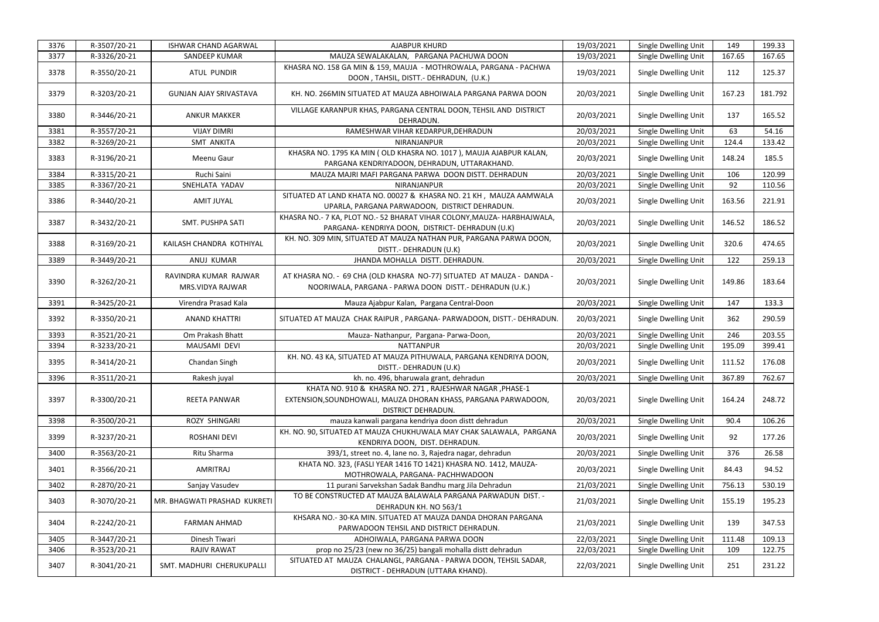| 3376 | R-3507/20-21 | ISHWAR CHAND AGARWAL | AJABPUR KHURD | 19/03/2021 | Single Dwelling Unit | 149 | 199.33 |
|---|---|---|---|---|---|---|---|
| 3377 | R-3326/20-21 | SANDEEP KUMAR | MAUZA SEWALAKALAN, PARGANA PACHUWA DOON | 19/03/2021 | Single Dwelling Unit | 167.65 | 167.65 |
| 3378 | R-3550/20-21 | ATUL PUNDIR | KHASRA NO. 158 GA MIN & 159, MAUJA - MOTHROWALA, PARGANA - PACHWA DOON , TAHSIL, DISTT.- DEHRADUN, (U.K.) | 19/03/2021 | Single Dwelling Unit | 112 | 125.37 |
| 3379 | R-3203/20-21 | GUNJAN AJAY SRIVASTAVA | KH. NO. 266MIN SITUATED AT MAUZA ABHOIWALA PARGANA PARWA DOON | 20/03/2021 | Single Dwelling Unit | 167.23 | 181.792 |
| 3380 | R-3446/20-21 | ANKUR MAKKER | VILLAGE KARANPUR KHAS, PARGANA CENTRAL DOON, TEHSIL AND DISTRICT DEHRADUN. | 20/03/2021 | Single Dwelling Unit | 137 | 165.52 |
| 3381 | R-3557/20-21 | VIJAY DIMRI | RAMESHWAR VIHAR KEDARPUR,DEHRADUN | 20/03/2021 | Single Dwelling Unit | 63 | 54.16 |
| 3382 | R-3269/20-21 | SMT ANKITA | NIRANJANPUR | 20/03/2021 | Single Dwelling Unit | 124.4 | 133.42 |
| 3383 | R-3196/20-21 | Meenu Gaur | KHASRA NO. 1795 KA MIN ( OLD KHASRA NO. 1017 ), MAUJA AJABPUR KALAN, PARGANA KENDRIYADOON, DEHRADUN, UTTARAKHAND. | 20/03/2021 | Single Dwelling Unit | 148.24 | 185.5 |
| 3384 | R-3315/20-21 | Ruchi Saini | MAUZA MAJRI MAFI PARGANA PARWA DOON DISTT. DEHRADUN | 20/03/2021 | Single Dwelling Unit | 106 | 120.99 |
| 3385 | R-3367/20-21 | SNEHLATA YADAV | NIRANJANPUR | 20/03/2021 | Single Dwelling Unit | 92 | 110.56 |
| 3386 | R-3440/20-21 | AMIT JUYAL | SITUATED AT LAND KHATA NO. 00027 & KHASRA NO. 21 KH , MAUZA AAMWALA UPARLA, PARGANA PARWADOON, DISTRICT DEHRADUN. | 20/03/2021 | Single Dwelling Unit | 163.56 | 221.91 |
| 3387 | R-3432/20-21 | SMT. PUSHPA SATI | KHASRA NO.- 7 KA, PLOT NO.- 52 BHARAT VIHAR COLONY,MAUZA- HARBHAJWALA, PARGANA- KENDRIYA DOON, DISTRICT- DEHRADUN (U.K) | 20/03/2021 | Single Dwelling Unit | 146.52 | 186.52 |
| 3388 | R-3169/20-21 | KAILASH CHANDRA KOTHIYAL | KH. NO. 309 MIN, SITUATED AT MAUZA NATHAN PUR, PARGANA PARWA DOON, DISTT.- DEHRADUN (U.K) | 20/03/2021 | Single Dwelling Unit | 320.6 | 474.65 |
| 3389 | R-3449/20-21 | ANUJ KUMAR | JHANDA MOHALLA DISTT. DEHRADUN. | 20/03/2021 | Single Dwelling Unit | 122 | 259.13 |
| 3390 | R-3262/20-21 | RAVINDRA KUMAR RAJWAR MRS.VIDYA RAJWAR | AT KHASRA NO. - 69 CHA (OLD KHASRA NO-77) SITUATED AT MAUZA - DANDA - NOORIWALA, PARGANA - PARWA DOON DISTT.- DEHRADUN (U.K.) | 20/03/2021 | Single Dwelling Unit | 149.86 | 183.64 |
| 3391 | R-3425/20-21 | Virendra Prasad Kala | Mauza Ajabpur Kalan, Pargana Central-Doon | 20/03/2021 | Single Dwelling Unit | 147 | 133.3 |
| 3392 | R-3350/20-21 | ANAND KHATTRI | SITUATED AT MAUZA CHAK RAIPUR , PARGANA- PARWADOON, DISTT.- DEHRADUN. | 20/03/2021 | Single Dwelling Unit | 362 | 290.59 |
| 3393 | R-3521/20-21 | Om Prakash Bhatt | Mauza- Nathanpur, Pargana- Parwa-Doon, | 20/03/2021 | Single Dwelling Unit | 246 | 203.55 |
| 3394 | R-3233/20-21 | MAUSAMI DEVI | NATTANPUR | 20/03/2021 | Single Dwelling Unit | 195.09 | 399.41 |
| 3395 | R-3414/20-21 | Chandan Singh | KH. NO. 43 KA, SITUATED AT MAUZA PITHUWALA, PARGANA KENDRIYA DOON, DISTT.- DEHRADUN (U.K) | 20/03/2021 | Single Dwelling Unit | 111.52 | 176.08 |
| 3396 | R-3511/20-21 | Rakesh juyal | kh. no. 496, bharuwala grant, dehradun | 20/03/2021 | Single Dwelling Unit | 367.89 | 762.67 |
| 3397 | R-3300/20-21 | REETA PANWAR | KHATA NO. 910 & KHASRA NO. 271 , RAJESHWAR NAGAR ,PHASE-1 EXTENSION,SOUNDHOWALI, MAUZA DHORAN KHASS, PARGANA PARWADOON, DISTRICT DEHRADUN. | 20/03/2021 | Single Dwelling Unit | 164.24 | 248.72 |
| 3398 | R-3500/20-21 | ROZY SHINGARI | mauza kanwali pargana kendriya doon distt dehradun | 20/03/2021 | Single Dwelling Unit | 90.4 | 106.26 |
| 3399 | R-3237/20-21 | ROSHANI DEVI | KH. NO. 90, SITUATED AT MAUZA CHUKHUWALA MAY CHAK SALAWALA, PARGANA KENDRIYA DOON, DIST. DEHRADUN. | 20/03/2021 | Single Dwelling Unit | 92 | 177.26 |
| 3400 | R-3563/20-21 | Ritu Sharma | 393/1, street no. 4, lane no. 3, Rajedra nagar, dehradun | 20/03/2021 | Single Dwelling Unit | 376 | 26.58 |
| 3401 | R-3566/20-21 | AMRITRAJ | KHATA NO. 323, (FASLI YEAR 1416 TO 1421) KHASRA NO. 1412, MAUZA- MOTHROWALA, PARGANA- PACHHWADOON | 20/03/2021 | Single Dwelling Unit | 84.43 | 94.52 |
| 3402 | R-2870/20-21 | Sanjay Vasudev | 11 purani Sarvekshan Sadak Bandhu marg Jila Dehradun | 21/03/2021 | Single Dwelling Unit | 756.13 | 530.19 |
| 3403 | R-3070/20-21 | MR. BHAGWATI PRASHAD KUKRETI | TO BE CONSTRUCTED AT MAUZA BALAWALA PARGANA PARWADUN DIST. - DEHRADUN KH. NO 563/1 | 21/03/2021 | Single Dwelling Unit | 155.19 | 195.23 |
| 3404 | R-2242/20-21 | FARMAN AHMAD | KHSARA NO.- 30-KA MIN. SITUATED AT MAUZA DANDA DHORAN PARGANA PARWADOON TEHSIL AND DISTRICT DEHRADUN. | 21/03/2021 | Single Dwelling Unit | 139 | 347.53 |
| 3405 | R-3447/20-21 | Dinesh Tiwari | ADHOIWALA, PARGANA PARWA DOON | 22/03/2021 | Single Dwelling Unit | 111.48 | 109.13 |
| 3406 | R-3523/20-21 | RAJIV RAWAT | prop no 25/23 (new no 36/25) bangali mohalla distt dehradun | 22/03/2021 | Single Dwelling Unit | 109 | 122.75 |
| 3407 | R-3041/20-21 | SMT. MADHURI CHERUKUPALLI | SITUATED AT MAUZA CHALANGL, PARGANA - PARWA DOON, TEHSIL SADAR, DISTRICT - DEHRADUN (UTTARA KHAND). | 22/03/2021 | Single Dwelling Unit | 251 | 231.22 |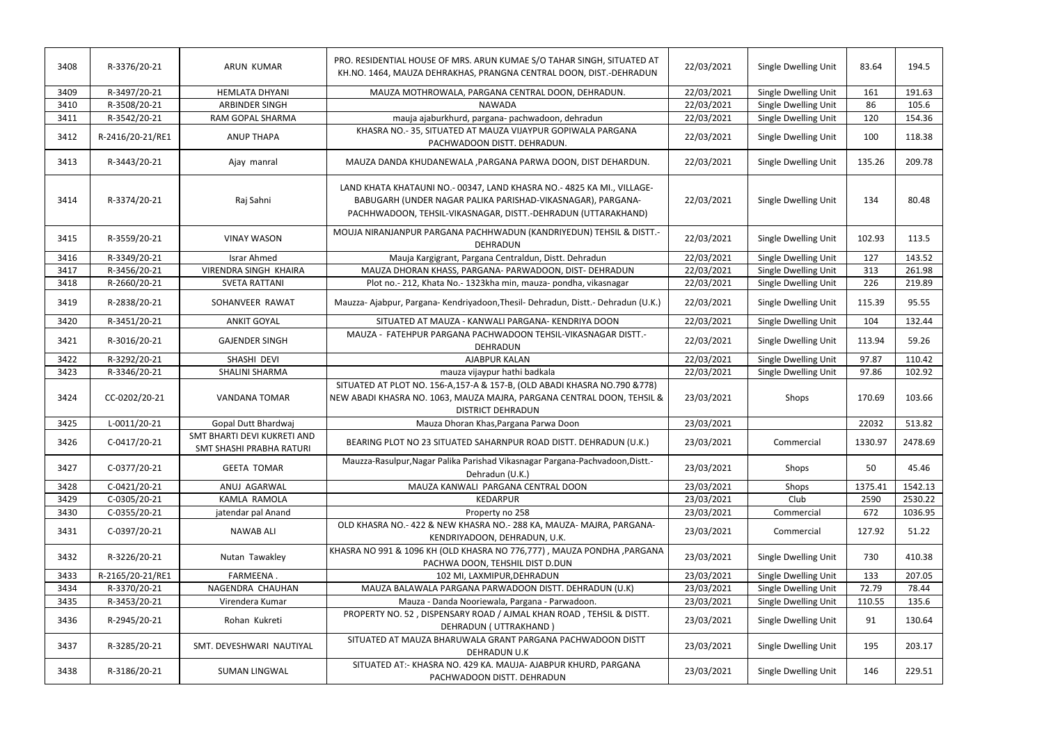| | | | | | | | |
|---|---|---|---|---|---|---|---|
| 3408 | R-3376/20-21 | ARUN KUMAR | PRO. RESIDENTIAL HOUSE OF MRS. ARUN KUMAE S/O TAHAR SINGH, SITUATED AT KH.NO. 1464, MAUZA DEHRAKHAS, PRANGNA CENTRAL DOON, DIST.-DEHRADUN | 22/03/2021 | Single Dwelling Unit | 83.64 | 194.5 |
| 3409 | R-3497/20-21 | HEMLATA DHYANI | MAUZA MOTHROWALA, PARGANA CENTRAL DOON, DEHRADUN. | 22/03/2021 | Single Dwelling Unit | 161 | 191.63 |
| 3410 | R-3508/20-21 | ARBINDER SINGH | NAWADA | 22/03/2021 | Single Dwelling Unit | 86 | 105.6 |
| 3411 | R-3542/20-21 | RAM GOPAL SHARMA | mauja ajaburkhurd, pargana- pachwadoon, dehradun | 22/03/2021 | Single Dwelling Unit | 120 | 154.36 |
| 3412 | R-2416/20-21/RE1 | ANUP THAPA | KHASRA NO.- 35, SITUATED AT MAUZA VIJAYPUR GOPIWALA PARGANA PACHWADOON DISTT. DEHRADUN. | 22/03/2021 | Single Dwelling Unit | 100 | 118.38 |
| 3413 | R-3443/20-21 | Ajay manral | MAUZA DANDA KHUDANEWALA ,PARGANA PARWA DOON, DIST DEHARDUN. | 22/03/2021 | Single Dwelling Unit | 135.26 | 209.78 |
| 3414 | R-3374/20-21 | Raj Sahni | LAND KHATA KHATAUNI NO.- 00347, LAND KHASRA NO.- 4825 KA MI., VILLAGE- BABUGARH (UNDER NAGAR PALIKA PARISHAD-VIKASNAGAR), PARGANA- PACHHWADOON, TEHSIL-VIKASNAGAR, DISTT.-DEHRADUN (UTTARAKHAND) | 22/03/2021 | Single Dwelling Unit | 134 | 80.48 |
| 3415 | R-3559/20-21 | VINAY WASON | MOUJA NIRANJANPUR PARGANA PACHHWADUN (KANDRIYEDUN) TEHSIL & DISTT.- DEHRADUN | 22/03/2021 | Single Dwelling Unit | 102.93 | 113.5 |
| 3416 | R-3349/20-21 | Israr Ahmed | Mauja Kargigrant, Pargana Centraldun, Distt. Dehradun | 22/03/2021 | Single Dwelling Unit | 127 | 143.52 |
| 3417 | R-3456/20-21 | VIRENDRA SINGH KHAIRA | MAUZA DHORAN KHASS, PARGANA- PARWADOON, DIST- DEHRADUN | 22/03/2021 | Single Dwelling Unit | 313 | 261.98 |
| 3418 | R-2660/20-21 | SVETA RATTANI | Plot no.- 212, Khata No.- 1323kha min, mauza- pondha, vikasnagar | 22/03/2021 | Single Dwelling Unit | 226 | 219.89 |
| 3419 | R-2838/20-21 | SOHANVEER RAWAT | Mauzza- Ajabpur, Pargana- Kendriyadoon,Thesil- Dehradun, Distt.- Dehradun (U.K.) | 22/03/2021 | Single Dwelling Unit | 115.39 | 95.55 |
| 3420 | R-3451/20-21 | ANKIT GOYAL | SITUATED AT MAUZA - KANWALI PARGANA- KENDRIYA DOON | 22/03/2021 | Single Dwelling Unit | 104 | 132.44 |
| 3421 | R-3016/20-21 | GAJENDER SINGH | MAUZA - FATEHPUR PARGANA PACHWADOON TEHSIL-VIKASNAGAR DISTT.- DEHRADUN | 22/03/2021 | Single Dwelling Unit | 113.94 | 59.26 |
| 3422 | R-3292/20-21 | SHASHI DEVI | AJABPUR KALAN | 22/03/2021 | Single Dwelling Unit | 97.87 | 110.42 |
| 3423 | R-3346/20-21 | SHALINI SHARMA | mauza vijaypur hathi badkala | 22/03/2021 | Single Dwelling Unit | 97.86 | 102.92 |
| 3424 | CC-0202/20-21 | VANDANA TOMAR | SITUATED AT PLOT NO. 156-A,157-A & 157-B, (OLD ABADI KHASRA NO.790 &778) NEW ABADI KHASRA NO. 1063, MAUZA MAJRA, PARGANA CENTRAL DOON, TEHSIL & DISTRICT DEHRADUN | 23/03/2021 | Shops | 170.69 | 103.66 |
| 3425 | L-0011/20-21 | Gopal Dutt Bhardwaj | Mauza Dhoran Khas,Pargana Parwa Doon | 23/03/2021 | | 22032 | 513.82 |
| 3426 | C-0417/20-21 | SMT BHARTI DEVI KUKRETI AND SMT SHASHI PRABHA RATURI | BEARING PLOT NO 23 SITUATED SAHARNPUR ROAD DISTT. DEHRADUN (U.K.) | 23/03/2021 | Commercial | 1330.97 | 2478.69 |
| 3427 | C-0377/20-21 | GEETA TOMAR | Mauzza-Rasulpur,Nagar Palika Parishad Vikasnagar Pargana-Pachvadoon,Distt.- Dehradun (U.K.) | 23/03/2021 | Shops | 50 | 45.46 |
| 3428 | C-0421/20-21 | ANUJ AGARWAL | MAUZA KANWALI PARGANA CENTRAL DOON | 23/03/2021 | Shops | 1375.41 | 1542.13 |
| 3429 | C-0305/20-21 | KAMLA RAMOLA | KEDARPUR | 23/03/2021 | Club | 2590 | 2530.22 |
| 3430 | C-0355/20-21 | jatendar pal Anand | Property no 258 | 23/03/2021 | Commercial | 672 | 1036.95 |
| 3431 | C-0397/20-21 | NAWAB ALI | OLD KHASRA NO.- 422 & NEW KHASRA NO.- 288 KA, MAUZA- MAJRA, PARGANA- KENDRIYADOON, DEHRADUN, U.K. | 23/03/2021 | Commercial | 127.92 | 51.22 |
| 3432 | R-3226/20-21 | Nutan Tawakley | KHASRA NO 991 & 1096 KH (OLD KHASRA NO 776,777) , MAUZA PONDHA ,PARGANA PACHWA DOON, TEHSHIL DIST D.DUN | 23/03/2021 | Single Dwelling Unit | 730 | 410.38 |
| 3433 | R-2165/20-21/RE1 | FARMEENA . | 102 MI, LAXMIPUR,DEHRADUN | 23/03/2021 | Single Dwelling Unit | 133 | 207.05 |
| 3434 | R-3370/20-21 | NAGENDRA CHAUHAN | MAUZA BALAWALA PARGANA PARWADOON DISTT. DEHRADUN (U.K) | 23/03/2021 | Single Dwelling Unit | 72.79 | 78.44 |
| 3435 | R-3453/20-21 | Virendera Kumar | Mauza - Danda Nooriewala, Pargana - Parwadoon. | 23/03/2021 | Single Dwelling Unit | 110.55 | 135.6 |
| 3436 | R-2945/20-21 | Rohan Kukreti | PROPERTY NO. 52 , DISPENSARY ROAD / AJMAL KHAN ROAD , TEHSIL & DISTT. DEHRADUN ( UTTRAKHAND ) | 23/03/2021 | Single Dwelling Unit | 91 | 130.64 |
| 3437 | R-3285/20-21 | SMT. DEVESHWARI NAUTIYAL | SITUATED AT MAUZA BHARUWALA GRANT PARGANA PACHWADOON DISTT DEHRADUN U.K | 23/03/2021 | Single Dwelling Unit | 195 | 203.17 |
| 3438 | R-3186/20-21 | SUMAN LINGWAL | SITUATED AT:- KHASRA NO. 429 KA. MAUJA- AJABPUR KHURD, PARGANA PACHWADOON DISTT. DEHRADUN | 23/03/2021 | Single Dwelling Unit | 146 | 229.51 |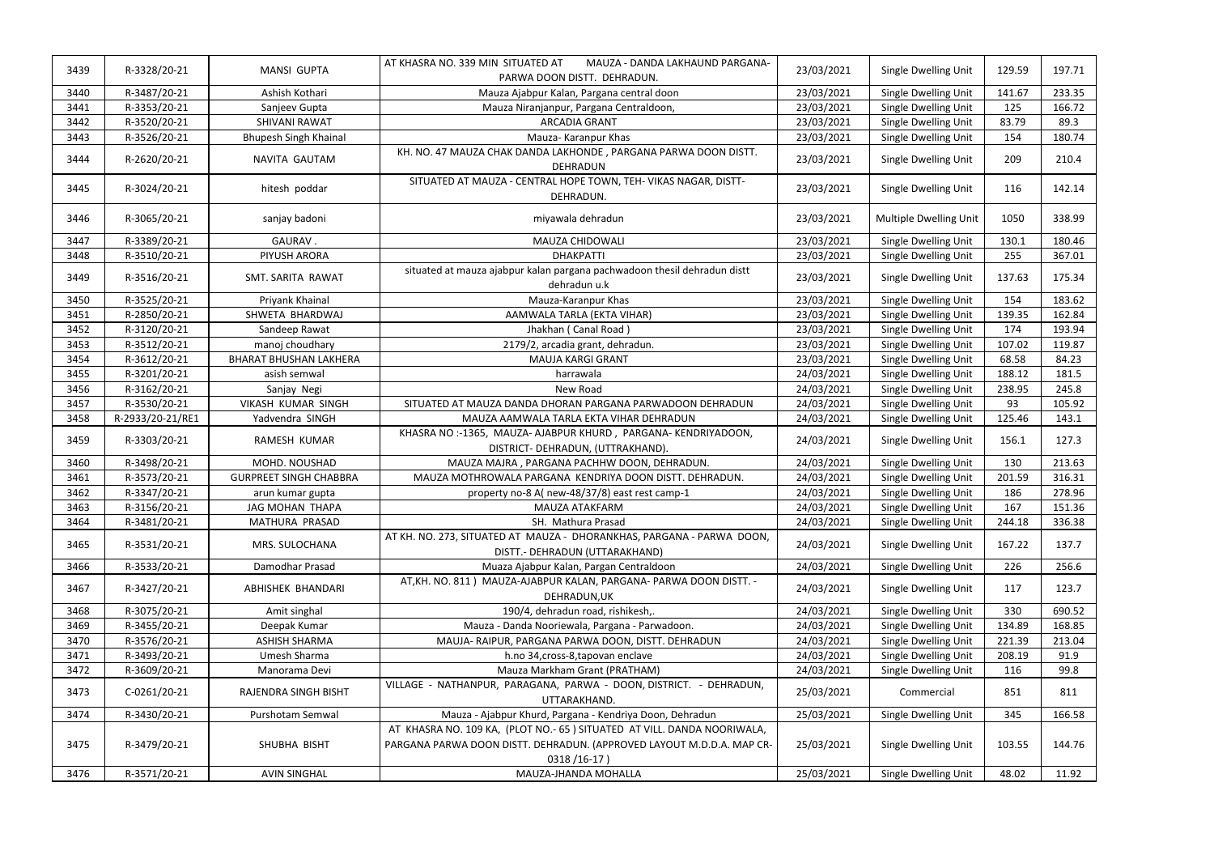| | | | | | | | |
|---|---|---|---|---|---|---|---|
| 3439 | R-3328/20-21 | MANSI GUPTA | AT KHASRA NO. 339 MIN SITUATED AT MAUZA - DANDA LAKHAUND PARGANA-PARWA DOON DISTT. DEHRADUN. | 23/03/2021 | Single Dwelling Unit | 129.59 | 197.71 |
| 3440 | R-3487/20-21 | Ashish Kothari | Mauza Ajabpur Kalan, Pargana central doon | 23/03/2021 | Single Dwelling Unit | 141.67 | 233.35 |
| 3441 | R-3353/20-21 | Sanjeev Gupta | Mauza Niranjanpur, Pargana Centraldoon, | 23/03/2021 | Single Dwelling Unit | 125 | 166.72 |
| 3442 | R-3520/20-21 | SHIVANI RAWAT | ARCADIA GRANT | 23/03/2021 | Single Dwelling Unit | 83.79 | 89.3 |
| 3443 | R-3526/20-21 | Bhupesh Singh Khainal | Mauza- Karanpur Khas | 23/03/2021 | Single Dwelling Unit | 154 | 180.74 |
| 3444 | R-2620/20-21 | NAVITA GAUTAM | KH. NO. 47 MAUZA CHAK DANDA LAKHONDE , PARGANA PARWA DOON DISTT. DEHRADUN | 23/03/2021 | Single Dwelling Unit | 209 | 210.4 |
| 3445 | R-3024/20-21 | hitesh poddar | SITUATED AT MAUZA - CENTRAL HOPE TOWN, TEH- VIKAS NAGAR, DISTT- DEHRADUN. | 23/03/2021 | Single Dwelling Unit | 116 | 142.14 |
| 3446 | R-3065/20-21 | sanjay badoni | miyawala dehradun | 23/03/2021 | Multiple Dwelling Unit | 1050 | 338.99 |
| 3447 | R-3389/20-21 | GAURAV . | MAUZA CHIDOWALI | 23/03/2021 | Single Dwelling Unit | 130.1 | 180.46 |
| 3448 | R-3510/20-21 | PIYUSH ARORA | DHAKPATTI | 23/03/2021 | Single Dwelling Unit | 255 | 367.01 |
| 3449 | R-3516/20-21 | SMT. SARITA RAWAT | situated at mauza ajabpur kalan pargana pachwadoon thesil dehradun distt dehradun u.k | 23/03/2021 | Single Dwelling Unit | 137.63 | 175.34 |
| 3450 | R-3525/20-21 | Priyank Khainal | Mauza-Karanpur Khas | 23/03/2021 | Single Dwelling Unit | 154 | 183.62 |
| 3451 | R-2850/20-21 | SHWETA BHARDWAJ | AAMWALA TARLA (EKTA VIHAR) | 23/03/2021 | Single Dwelling Unit | 139.35 | 162.84 |
| 3452 | R-3120/20-21 | Sandeep Rawat | Jhakhan ( Canal Road ) | 23/03/2021 | Single Dwelling Unit | 174 | 193.94 |
| 3453 | R-3512/20-21 | manoj choudhary | 2179/2, arcadia grant, dehradun. | 23/03/2021 | Single Dwelling Unit | 107.02 | 119.87 |
| 3454 | R-3612/20-21 | BHARAT BHUSHAN LAKHERA | MAUJA KARGI GRANT | 23/03/2021 | Single Dwelling Unit | 68.58 | 84.23 |
| 3455 | R-3201/20-21 | asish semwal | harrawala | 24/03/2021 | Single Dwelling Unit | 188.12 | 181.5 |
| 3456 | R-3162/20-21 | Sanjay Negi | New Road | 24/03/2021 | Single Dwelling Unit | 238.95 | 245.8 |
| 3457 | R-3530/20-21 | VIKASH KUMAR SINGH | SITUATED AT MAUZA DANDA DHORAN PARGANA PARWADOON DEHRADUN | 24/03/2021 | Single Dwelling Unit | 93 | 105.92 |
| 3458 | R-2933/20-21/RE1 | Yadvendra SINGH | MAUZA AAMWALA TARLA EKTA VIHAR DEHRADUN | 24/03/2021 | Single Dwelling Unit | 125.46 | 143.1 |
| 3459 | R-3303/20-21 | RAMESH KUMAR | KHASRA NO :-1365, MAUZA- AJABPUR KHURD , PARGANA- KENDRIYADOON, DISTRICT- DEHRADUN, (UTTRAKHAND). | 24/03/2021 | Single Dwelling Unit | 156.1 | 127.3 |
| 3460 | R-3498/20-21 | MOHD. NOUSHAD | MAUZA MAJRA , PARGANA PACHHW DOON, DEHRADUN. | 24/03/2021 | Single Dwelling Unit | 130 | 213.63 |
| 3461 | R-3573/20-21 | GURPREET SINGH CHABBRA | MAUZA MOTHROWALA PARGANA KENDRIYA DOON DISTT. DEHRADUN. | 24/03/2021 | Single Dwelling Unit | 201.59 | 316.31 |
| 3462 | R-3347/20-21 | arun kumar gupta | property no-8 A( new-48/37/8) east rest camp-1 | 24/03/2021 | Single Dwelling Unit | 186 | 278.96 |
| 3463 | R-3156/20-21 | JAG MOHAN THAPA | MAUZA ATAKFARM | 24/03/2021 | Single Dwelling Unit | 167 | 151.36 |
| 3464 | R-3481/20-21 | MATHURA PRASAD | SH. Mathura Prasad | 24/03/2021 | Single Dwelling Unit | 244.18 | 336.38 |
| 3465 | R-3531/20-21 | MRS. SULOCHANA | AT KH. NO. 273, SITUATED AT MAUZA - DHORANKHAS, PARGANA - PARWA DOON, DISTT.- DEHRADUN (UTTARAKHAND) | 24/03/2021 | Single Dwelling Unit | 167.22 | 137.7 |
| 3466 | R-3533/20-21 | Damodhar Prasad | Muaza Ajabpur Kalan, Pargan Centraldoon | 24/03/2021 | Single Dwelling Unit | 226 | 256.6 |
| 3467 | R-3427/20-21 | ABHISHEK BHANDARI | AT,KH. NO. 811 ) MAUZA-AJABPUR KALAN, PARGANA- PARWA DOON DISTT. - DEHRADUN,UK | 24/03/2021 | Single Dwelling Unit | 117 | 123.7 |
| 3468 | R-3075/20-21 | Amit singhal | 190/4, dehradun road, rishikesh,. | 24/03/2021 | Single Dwelling Unit | 330 | 690.52 |
| 3469 | R-3455/20-21 | Deepak Kumar | Mauza - Danda Nooriewala, Pargana - Parwadoon. | 24/03/2021 | Single Dwelling Unit | 134.89 | 168.85 |
| 3470 | R-3576/20-21 | ASHISH SHARMA | MAUJA- RAIPUR, PARGANA PARWA DOON, DISTT. DEHRADUN | 24/03/2021 | Single Dwelling Unit | 221.39 | 213.04 |
| 3471 | R-3493/20-21 | Umesh Sharma | h.no 34,cross-8,tapovan enclave | 24/03/2021 | Single Dwelling Unit | 208.19 | 91.9 |
| 3472 | R-3609/20-21 | Manorama Devi | Mauza Markham Grant (PRATHAM) | 24/03/2021 | Single Dwelling Unit | 116 | 99.8 |
| 3473 | C-0261/20-21 | RAJENDRA SINGH BISHT | VILLAGE - NATHANPUR, PARAGANA, PARWA - DOON, DISTRICT. - DEHRADUN, UTTARAKHAND. | 25/03/2021 | Commercial | 851 | 811 |
| 3474 | R-3430/20-21 | Purshotam Semwal | Mauza - Ajabpur Khurd, Pargana - Kendriya Doon, Dehradun | 25/03/2021 | Single Dwelling Unit | 345 | 166.58 |
| 3475 | R-3479/20-21 | SHUBHA BISHT | AT KHASRA NO. 109 KA, (PLOT NO.- 65 ) SITUATED AT VILL. DANDA NOORIWALA, PARGANA PARWA DOON DISTT. DEHRADUN. (APPROVED LAYOUT M.D.D.A. MAP CR-0318 /16-17 ) | 25/03/2021 | Single Dwelling Unit | 103.55 | 144.76 |
| 3476 | R-3571/20-21 | AVIN SINGHAL | MAUZA-JHANDA MOHALLA | 25/03/2021 | Single Dwelling Unit | 48.02 | 11.92 |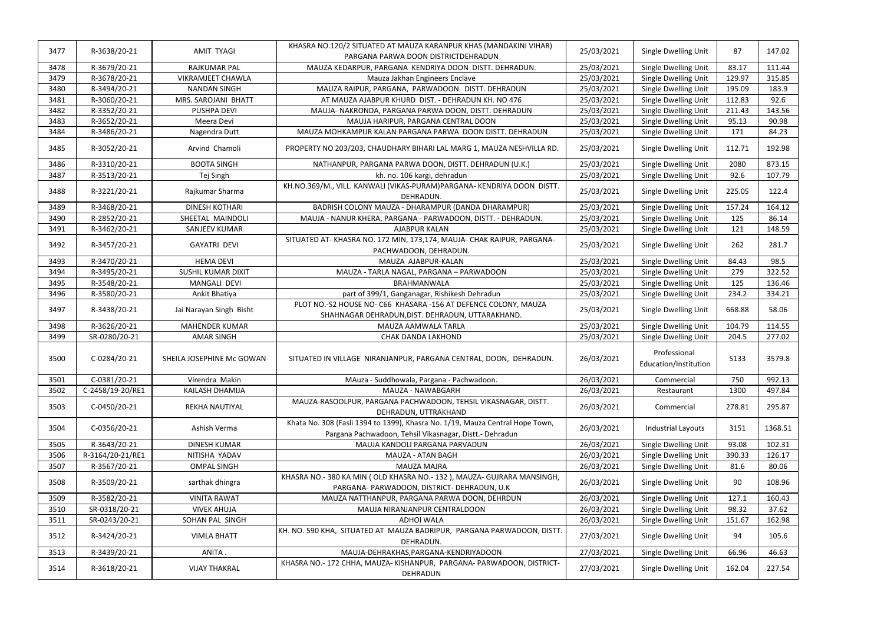| | | | | | | | |
|---|---|---|---|---|---|---|---|
| 3477 | R-3638/20-21 | AMIT TYAGI | KHASRA NO.120/2 SITUATED AT MAUZA KARANPUR KHAS (MANDAKINI VIHAR) PARGANA PARWA DOON DISTRICTDEHRADUN | 25/03/2021 | Single Dwelling Unit | 87 | 147.02 |
| 3478 | R-3679/20-21 | RAJKUMAR PAL | MAUZA KEDARPUR, PARGANA KENDRIYA DOON DISTT. DEHRADUN. | 25/03/2021 | Single Dwelling Unit | 83.17 | 111.44 |
| 3479 | R-3678/20-21 | VIKRAMJEET CHAWLA | Mauza Jakhan Engineers Enclave | 25/03/2021 | Single Dwelling Unit | 129.97 | 315.85 |
| 3480 | R-3494/20-21 | NANDAN SINGH | MAUZA RAIPUR, PARGANA, PARWADOON DISTT. DEHRADUN | 25/03/2021 | Single Dwelling Unit | 195.09 | 183.9 |
| 3481 | R-3060/20-21 | MRS. SAROJANI BHATT | AT MAUZA AJABPUR KHURD DIST. - DEHRADUN KH. NO 476 | 25/03/2021 | Single Dwelling Unit | 112.83 | 92.6 |
| 3482 | R-3352/20-21 | PUSHPA DEVI | MAUJA- NAKRONDA, PARGANA PARWA DOON, DISTT. DEHRADUN | 25/03/2021 | Single Dwelling Unit | 211.43 | 143.56 |
| 3483 | R-3652/20-21 | Meera Devi | MAUJA HARIPUR, PARGANA CENTRAL DOON | 25/03/2021 | Single Dwelling Unit | 95.13 | 90.98 |
| 3484 | R-3486/20-21 | Nagendra Dutt | MAUZA MOHKAMPUR KALAN PARGANA PARWA DOON DISTT. DEHRADUN | 25/03/2021 | Single Dwelling Unit | 171 | 84.23 |
| 3485 | R-3052/20-21 | Arvind Chamoli | PROPERTY NO 203/203, CHAUDHARY BIHARI LAL MARG 1, MAUZA NESHVILLA RD. | 25/03/2021 | Single Dwelling Unit | 112.71 | 192.98 |
| 3486 | R-3310/20-21 | BOOTA SINGH | NATHANPUR, PARGANA PARWA DOON, DISTT. DEHRADUN (U.K.) | 25/03/2021 | Single Dwelling Unit | 2080 | 873.15 |
| 3487 | R-3513/20-21 | Tej Singh | kh. no. 106 kargi, dehradun | 25/03/2021 | Single Dwelling Unit | 92.6 | 107.79 |
| 3488 | R-3221/20-21 | Rajkumar Sharma | KH.NO.369/M., VILL. KANWALI (VIKAS-PURAM)PARGANA- KENDRIYA DOON DISTT. DEHRADUN. | 25/03/2021 | Single Dwelling Unit | 225.05 | 122.4 |
| 3489 | R-3468/20-21 | DINESH KOTHARI | BADRISH COLONY MAUZA - DHARAMPUR (DANDA DHARAMPUR) | 25/03/2021 | Single Dwelling Unit | 157.24 | 164.12 |
| 3490 | R-2852/20-21 | SHEETAL MAINDOLI | MAUJA - NANUR KHERA, PARGANA - PARWADOON, DISTT. - DEHRADUN. | 25/03/2021 | Single Dwelling Unit | 125 | 86.14 |
| 3491 | R-3462/20-21 | SANJEEV KUMAR | AJABPUR KALAN | 25/03/2021 | Single Dwelling Unit | 121 | 148.59 |
| 3492 | R-3457/20-21 | GAYATRI DEVI | SITUATED AT- KHASRA NO. 172 MIN, 173,174, MAUJA- CHAK RAIPUR, PARGANA- PACHWADOON, DEHRADUN. | 25/03/2021 | Single Dwelling Unit | 262 | 281.7 |
| 3493 | R-3470/20-21 | HEMA DEVI | MAUZA AJABPUR-KALAN | 25/03/2021 | Single Dwelling Unit | 84.43 | 98.5 |
| 3494 | R-3495/20-21 | SUSHIL KUMAR DIXIT | MAUZA - TARLA NAGAL, PARGANA – PARWADOON | 25/03/2021 | Single Dwelling Unit | 279 | 322.52 |
| 3495 | R-3548/20-21 | MANGALI DEVI | BRAHMANWALA | 25/03/2021 | Single Dwelling Unit | 125 | 136.46 |
| 3496 | R-3580/20-21 | Ankit Bhatiya | part of 399/1, Ganganagar, Rishikesh Dehradun | 25/03/2021 | Single Dwelling Unit | 234.2 | 334.21 |
| 3497 | R-3438/20-21 | Jai Narayan Singh Bisht | PLOT NO.-S2 HOUSE NO- C66 KHASARA -156 AT DEFENCE COLONY, MAUZA SHAHNAGAR DEHRADUN,DIST. DEHRADUN, UTTARAKHAND. | 25/03/2021 | Single Dwelling Unit | 668.88 | 58.06 |
| 3498 | R-3626/20-21 | MAHENDER KUMAR | MAUZA AAMWALA TARLA | 25/03/2021 | Single Dwelling Unit | 104.79 | 114.55 |
| 3499 | SR-0280/20-21 | AMAR SINGH | CHAK DANDA LAKHOND | 25/03/2021 | Single Dwelling Unit | 204.5 | 277.02 |
| 3500 | C-0284/20-21 | SHEILA JOSEPHINE Mc GOWAN | SITUATED IN VILLAGE NIRANJANPUR, PARGANA CENTRAL, DOON, DEHRADUN. | 26/03/2021 | Professional Education/Institution | 5133 | 3579.8 |
| 3501 | C-0381/20-21 | Virendra Makin | MAuza - Suddhowala, Pargana - Pachwadoon. | 26/03/2021 | Commercial | 750 | 992.13 |
| 3502 | C-2458/19-20/RE1 | KAILASH DHAMIJA | MAUZA - NAWABGARH | 26/03/2021 | Restaurant | 1300 | 497.84 |
| 3503 | C-0450/20-21 | REKHA NAUTIYAL | MAUZA-RASOOLPUR, PARGANA PACHWADOON, TEHSIL VIKASNAGAR, DISTT. DEHRADUN, UTTRAKHAND | 26/03/2021 | Commercial | 278.81 | 295.87 |
| 3504 | C-0356/20-21 | Ashish Verma | Khata No. 308 (Fasli 1394 to 1399), Khasra No. 1/19, Mauza Central Hope Town, Pargana Pachwadoon, Tehsil Vikasnagar, Distt.- Dehradun | 26/03/2021 | Industrial Layouts | 3151 | 1368.51 |
| 3505 | R-3643/20-21 | DINESH KUMAR | MAUJA KANDOLI PARGANA PARVADUN | 26/03/2021 | Single Dwelling Unit | 93.08 | 102.31 |
| 3506 | R-3164/20-21/RE1 | NITISHA YADAV | MAUZA - ATAN BAGH | 26/03/2021 | Single Dwelling Unit | 390.33 | 126.17 |
| 3507 | R-3567/20-21 | OMPAL SINGH | MAUZA MAJRA | 26/03/2021 | Single Dwelling Unit | 81.6 | 80.06 |
| 3508 | R-3509/20-21 | sarthak dhingra | KHASRA NO.- 380 KA MIN ( OLD KHASRA NO.- 132 ), MAUZA- GUJRARA MANSINGH, PARGANA- PARWADOON, DISTRICT- DEHRADUN, U.K | 26/03/2021 | Single Dwelling Unit | 90 | 108.96 |
| 3509 | R-3582/20-21 | VINITA RAWAT | MAUZA NATTHANPUR, PARGANA PARWA DOON, DEHRDUN | 26/03/2021 | Single Dwelling Unit | 127.1 | 160.43 |
| 3510 | SR-0318/20-21 | VIVEK AHUJA | MAUJA NIRANJANPUR CENTRALDOON | 26/03/2021 | Single Dwelling Unit | 98.32 | 37.62 |
| 3511 | SR-0243/20-21 | SOHAN PAL SINGH | ADHOI WALA | 26/03/2021 | Single Dwelling Unit | 151.67 | 162.98 |
| 3512 | R-3424/20-21 | VIMLA BHATT | KH. NO. 590 KHA, SITUATED AT MAUZA BADRIPUR, PARGANA PARWADOON, DISTT. DEHRADUN. | 27/03/2021 | Single Dwelling Unit | 94 | 105.6 |
| 3513 | R-3439/20-21 | ANITA . | MAUJA-DEHRAKHAS,PARGANA-KENDRIYADOON | 27/03/2021 | Single Dwelling Unit | 66.96 | 46.63 |
| 3514 | R-3618/20-21 | VIJAY THAKRAL | KHASRA NO.- 172 CHHA, MAUZA- KISHANPUR, PARGANA- PARWADOON, DISTRICT- DEHRADUN | 27/03/2021 | Single Dwelling Unit | 162.04 | 227.54 |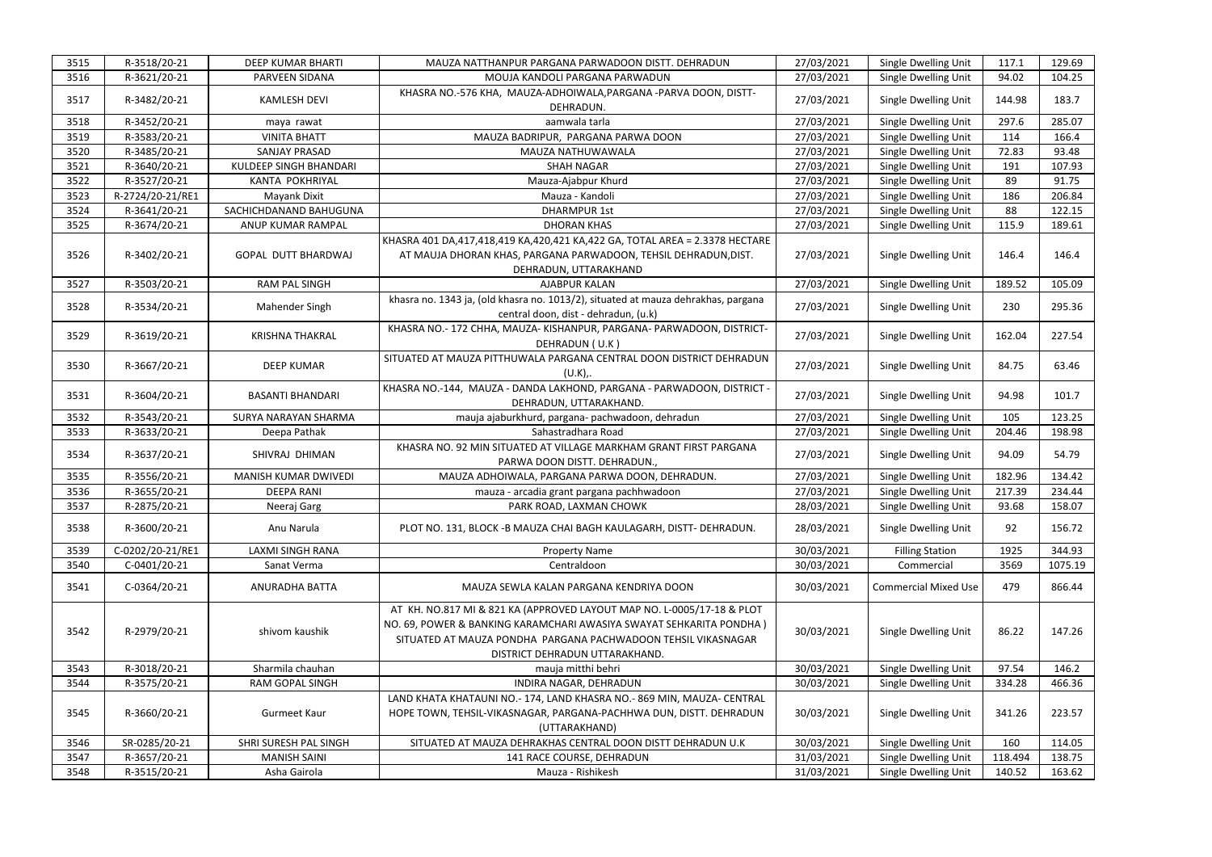| | | | | | | | |
|---|---|---|---|---|---|---|---|
| 3515 | R-3518/20-21 | DEEP KUMAR BHARTI | MAUZA NATTHANPUR PARGANA PARWADOON DISTT. DEHRADUN | 27/03/2021 | Single Dwelling Unit | 117.1 | 129.69 |
| 3516 | R-3621/20-21 | PARVEEN SIDANA | MOUJA KANDOLI PARGANA PARWADUN | 27/03/2021 | Single Dwelling Unit | 94.02 | 104.25 |
| 3517 | R-3482/20-21 | KAMLESH DEVI | KHASRA NO.-576 KHA, MAUZA-ADHOIWALA,PARGANA -PARVA DOON, DISTT-DEHRADUN. | 27/03/2021 | Single Dwelling Unit | 144.98 | 183.7 |
| 3518 | R-3452/20-21 | maya rawat | aamwala tarla | 27/03/2021 | Single Dwelling Unit | 297.6 | 285.07 |
| 3519 | R-3583/20-21 | VINITA BHATT | MAUZA BADRIPUR, PARGANA PARWA DOON | 27/03/2021 | Single Dwelling Unit | 114 | 166.4 |
| 3520 | R-3485/20-21 | SANJAY PRASAD | MAUZA NATHUWAWALA | 27/03/2021 | Single Dwelling Unit | 72.83 | 93.48 |
| 3521 | R-3640/20-21 | KULDEEP SINGH BHANDARI | SHAH NAGAR | 27/03/2021 | Single Dwelling Unit | 191 | 107.93 |
| 3522 | R-3527/20-21 | KANTA POKHRIYAL | Mauza-Ajabpur Khurd | 27/03/2021 | Single Dwelling Unit | 89 | 91.75 |
| 3523 | R-2724/20-21/RE1 | Mayank Dixit | Mauza - Kandoli | 27/03/2021 | Single Dwelling Unit | 186 | 206.84 |
| 3524 | R-3641/20-21 | SACHICHDANAND BAHUGUNA | DHARMPUR 1st | 27/03/2021 | Single Dwelling Unit | 88 | 122.15 |
| 3525 | R-3674/20-21 | ANUP KUMAR RAMPAL | DHORAN KHAS | 27/03/2021 | Single Dwelling Unit | 115.9 | 189.61 |
| 3526 | R-3402/20-21 | GOPAL DUTT BHARDWAJ | KHASRA 401 DA,417,418,419 KA,420,421 KA,422 GA, TOTAL AREA = 2.3378 HECTARE AT MAUJA DHORAN KHAS, PARGANA PARWADOON, TEHSIL DEHRADUN,DIST. DEHRADUN, UTTARAKHAND | 27/03/2021 | Single Dwelling Unit | 146.4 | 146.4 |
| 3527 | R-3503/20-21 | RAM PAL SINGH | AJABPUR KALAN | 27/03/2021 | Single Dwelling Unit | 189.52 | 105.09 |
| 3528 | R-3534/20-21 | Mahender Singh | khasra no. 1343 ja, (old khasra no. 1013/2), situated at mauza dehrakhas, pargana central doon, dist - dehradun, (u.k) | 27/03/2021 | Single Dwelling Unit | 230 | 295.36 |
| 3529 | R-3619/20-21 | KRISHNA THAKRAL | KHASRA NO.- 172 CHHA, MAUZA- KISHANPUR, PARGANA- PARWADOON, DISTRICT-DEHRADUN ( U.K ) | 27/03/2021 | Single Dwelling Unit | 162.04 | 227.54 |
| 3530 | R-3667/20-21 | DEEP KUMAR | SITUATED AT MAUZA PITTHUWALA PARGANA CENTRAL DOON DISTRICT DEHRADUN (U.K),. | 27/03/2021 | Single Dwelling Unit | 84.75 | 63.46 |
| 3531 | R-3604/20-21 | BASANTI BHANDARI | KHASRA NO.-144, MAUZA - DANDA LAKHOND, PARGANA - PARWADOON, DISTRICT - DEHRADUN, UTTARAKHAND. | 27/03/2021 | Single Dwelling Unit | 94.98 | 101.7 |
| 3532 | R-3543/20-21 | SURYA NARAYAN SHARMA | mauja ajaburkhurd, pargana- pachwadoon, dehradun | 27/03/2021 | Single Dwelling Unit | 105 | 123.25 |
| 3533 | R-3633/20-21 | Deepa Pathak | Sahastradhara Road | 27/03/2021 | Single Dwelling Unit | 204.46 | 198.98 |
| 3534 | R-3637/20-21 | SHIVRAJ DHIMAN | KHASRA NO. 92 MIN SITUATED AT VILLAGE MARKHAM GRANT FIRST PARGANA PARWA DOON DISTT. DEHRADUN., | 27/03/2021 | Single Dwelling Unit | 94.09 | 54.79 |
| 3535 | R-3556/20-21 | MANISH KUMAR DWIVEDI | MAUZA ADHOIWALA, PARGANA PARWA DOON, DEHRADUN. | 27/03/2021 | Single Dwelling Unit | 182.96 | 134.42 |
| 3536 | R-3655/20-21 | DEEPA RANI | mauza - arcadia grant pargana pachhwadoon | 27/03/2021 | Single Dwelling Unit | 217.39 | 234.44 |
| 3537 | R-2875/20-21 | Neeraj Garg | PARK ROAD, LAXMAN CHOWK | 28/03/2021 | Single Dwelling Unit | 93.68 | 158.07 |
| 3538 | R-3600/20-21 | Anu Narula | PLOT NO. 131, BLOCK -B MAUZA CHAI BAGH KAULAGARH, DISTT- DEHRADUN. | 28/03/2021 | Single Dwelling Unit | 92 | 156.72 |
| 3539 | C-0202/20-21/RE1 | LAXMI SINGH RANA | Property Name | 30/03/2021 | Filling Station | 1925 | 344.93 |
| 3540 | C-0401/20-21 | Sanat Verma | Centraldoon | 30/03/2021 | Commercial | 3569 | 1075.19 |
| 3541 | C-0364/20-21 | ANURADHA BATTA | MAUZA SEWLA KALAN PARGANA KENDRIYA DOON | 30/03/2021 | Commercial Mixed Use | 479 | 866.44 |
| 3542 | R-2979/20-21 | shivom kaushik | AT KH. NO.817 MI & 821 KA (APPROVED LAYOUT MAP NO. L-0005/17-18 & PLOT NO. 69, POWER & BANKING KARAMCHARI AWASIYA SWAYAT SEHKARITA PONDHA ) SITUATED AT MAUZA PONDHA PARGANA PACHWADOON TEHSIL VIKASNAGAR DISTRICT DEHRADUN UTTARAKHAND. | 30/03/2021 | Single Dwelling Unit | 86.22 | 147.26 |
| 3543 | R-3018/20-21 | Sharmila chauhan | mauja mitthi behri | 30/03/2021 | Single Dwelling Unit | 97.54 | 146.2 |
| 3544 | R-3575/20-21 | RAM GOPAL SINGH | INDIRA NAGAR, DEHRADUN | 30/03/2021 | Single Dwelling Unit | 334.28 | 466.36 |
| 3545 | R-3660/20-21 | Gurmeet Kaur | LAND KHATA KHATAUNI NO.- 174, LAND KHASRA NO.- 869 MIN, MAUZA- CENTRAL HOPE TOWN, TEHSIL-VIKASNAGAR, PARGANA-PACHHWA DUN, DISTT. DEHRADUN (UTTARAKHAND) | 30/03/2021 | Single Dwelling Unit | 341.26 | 223.57 |
| 3546 | SR-0285/20-21 | SHRI SURESH PAL SINGH | SITUATED AT MAUZA DEHRAKHAS CENTRAL DOON DISTT DEHRADUN U.K | 30/03/2021 | Single Dwelling Unit | 160 | 114.05 |
| 3547 | R-3657/20-21 | MANISH SAINI | 141 RACE COURSE, DEHRADUN | 31/03/2021 | Single Dwelling Unit | 118.494 | 138.75 |
| 3548 | R-3515/20-21 | Asha Gairola | Mauza - Rishikesh | 31/03/2021 | Single Dwelling Unit | 140.52 | 163.62 |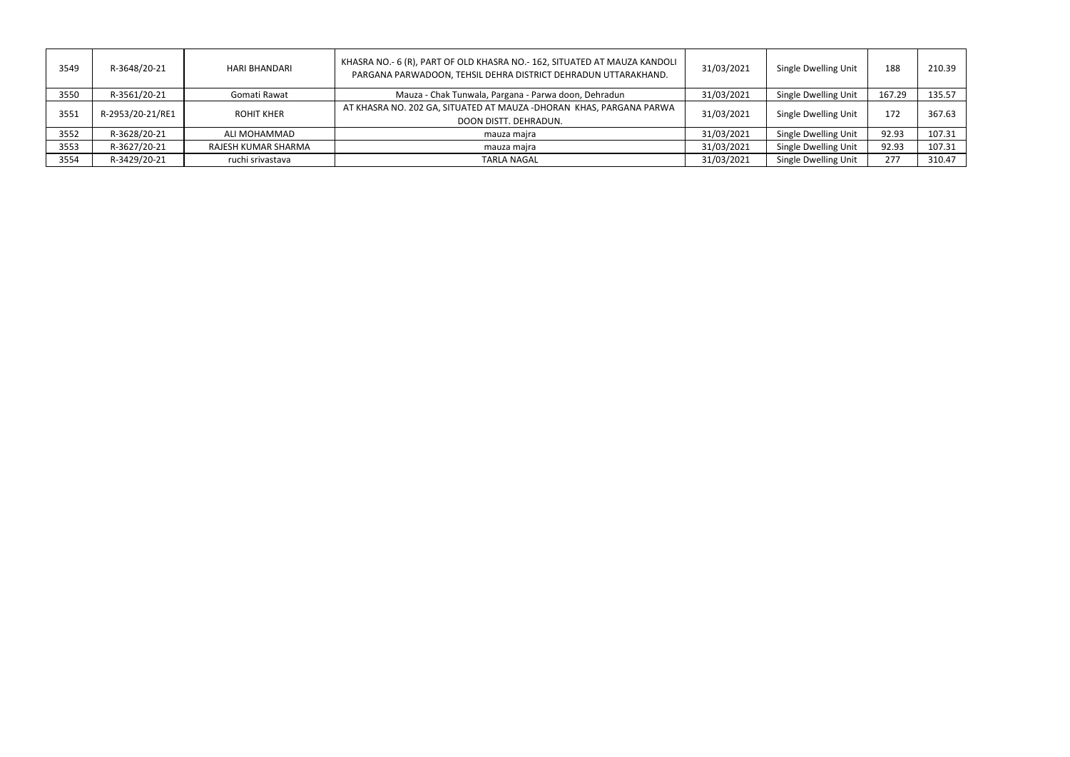| | | | | | | | |
|---|---|---|---|---|---|---|---|
| 3549 | R-3648/20-21 | HARI BHANDARI | KHASRA NO.- 6 (R), PART OF OLD KHASRA NO.- 162, SITUATED AT MAUZA KANDOLI PARGANA PARWADOON, TEHSIL DEHRA DISTRICT DEHRADUN UTTARAKHAND. | 31/03/2021 | Single Dwelling Unit | 188 | 210.39 |
| 3550 | R-3561/20-21 | Gomati Rawat | Mauza - Chak Tunwala, Pargana - Parwa doon, Dehradun | 31/03/2021 | Single Dwelling Unit | 167.29 | 135.57 |
| 3551 | R-2953/20-21/RE1 | ROHIT KHER | AT KHASRA NO. 202 GA, SITUATED AT MAUZA -DHORAN KHAS, PARGANA PARWA DOON DISTT. DEHRADUN. | 31/03/2021 | Single Dwelling Unit | 172 | 367.63 |
| 3552 | R-3628/20-21 | ALI MOHAMMAD | mauza majra | 31/03/2021 | Single Dwelling Unit | 92.93 | 107.31 |
| 3553 | R-3627/20-21 | RAJESH KUMAR SHARMA | mauza majra | 31/03/2021 | Single Dwelling Unit | 92.93 | 107.31 |
| 3554 | R-3429/20-21 | ruchi srivastava | TARLA NAGAL | 31/03/2021 | Single Dwelling Unit | 277 | 310.47 |